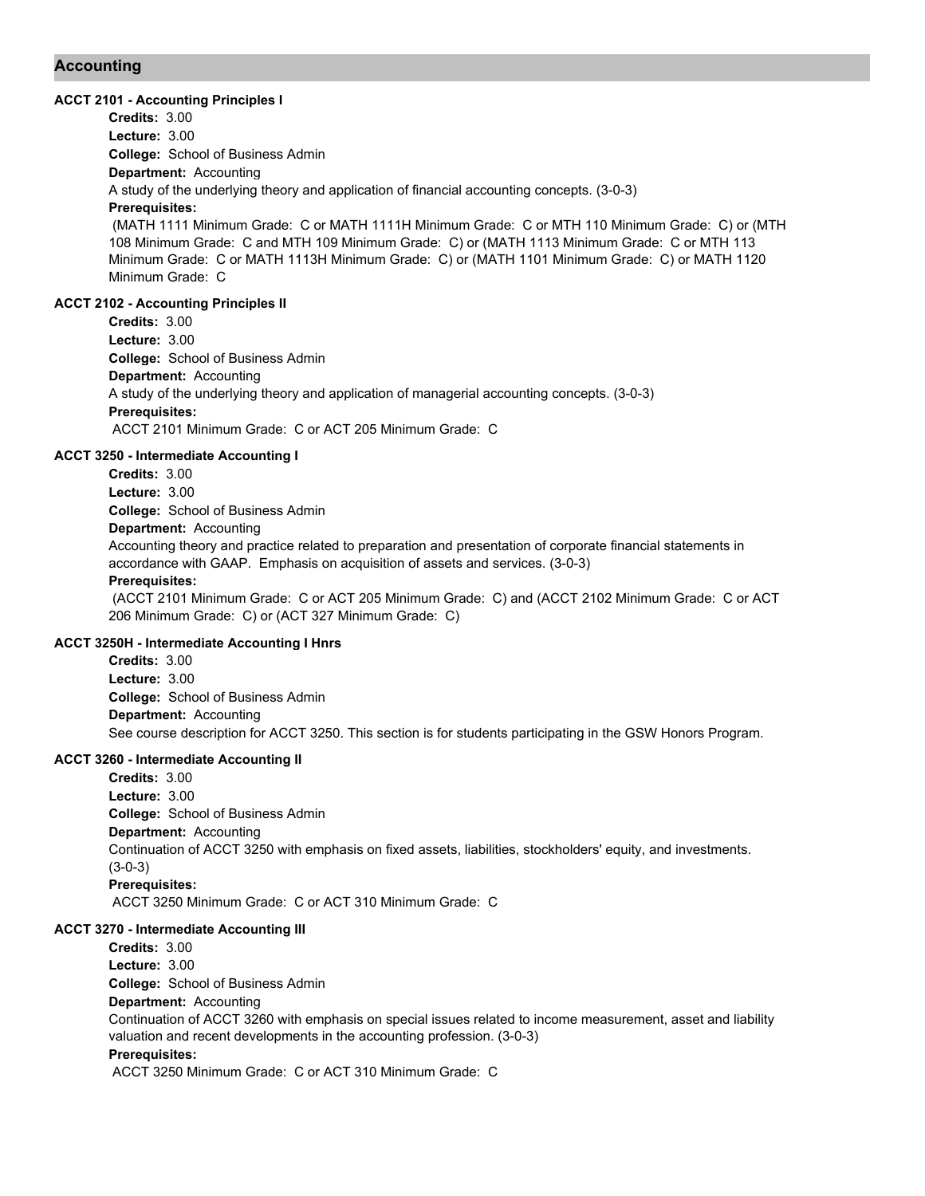## Accounting

### ACCT 2101 - Accounting Principles I

**Credits:** 3.00
**Lecture:** 3.00
**College:** School of Business Admin
**Department:** Accounting

A study of the underlying theory and application of financial accounting concepts. (3-0-3)

**Prerequisites:**
(MATH 1111 Minimum Grade: C or MATH 1111H Minimum Grade: C or MTH 110 Minimum Grade: C) or (MTH 108 Minimum Grade: C and MTH 109 Minimum Grade: C) or (MATH 1113 Minimum Grade: C or MTH 113 Minimum Grade: C or MATH 1113H Minimum Grade: C) or (MATH 1101 Minimum Grade: C) or MATH 1120 Minimum Grade: C

### ACCT 2102 - Accounting Principles II

**Credits:** 3.00
**Lecture:** 3.00
**College:** School of Business Admin
**Department:** Accounting

A study of the underlying theory and application of managerial accounting concepts. (3-0-3)

**Prerequisites:**
ACCT 2101 Minimum Grade: C or ACT 205 Minimum Grade: C

### ACCT 3250 - Intermediate Accounting I

**Credits:** 3.00
**Lecture:** 3.00
**College:** School of Business Admin
**Department:** Accounting

Accounting theory and practice related to preparation and presentation of corporate financial statements in accordance with GAAP. Emphasis on acquisition of assets and services. (3-0-3)

**Prerequisites:**
(ACCT 2101 Minimum Grade: C or ACT 205 Minimum Grade: C) and (ACCT 2102 Minimum Grade: C or ACT 206 Minimum Grade: C) or (ACT 327 Minimum Grade: C)

### ACCT 3250H - Intermediate Accounting I Hnrs

**Credits:** 3.00
**Lecture:** 3.00
**College:** School of Business Admin
**Department:** Accounting

See course description for ACCT 3250. This section is for students participating in the GSW Honors Program.

### ACCT 3260 - Intermediate Accounting II

**Credits:** 3.00
**Lecture:** 3.00
**College:** School of Business Admin
**Department:** Accounting

Continuation of ACCT 3250 with emphasis on fixed assets, liabilities, stockholders' equity, and investments. (3-0-3)

**Prerequisites:**
ACCT 3250 Minimum Grade: C or ACT 310 Minimum Grade: C

### ACCT 3270 - Intermediate Accounting III

**Credits:** 3.00
**Lecture:** 3.00
**College:** School of Business Admin
**Department:** Accounting

Continuation of ACCT 3260 with emphasis on special issues related to income measurement, asset and liability valuation and recent developments in the accounting profession. (3-0-3)

**Prerequisites:**
ACCT 3250 Minimum Grade: C or ACT 310 Minimum Grade: C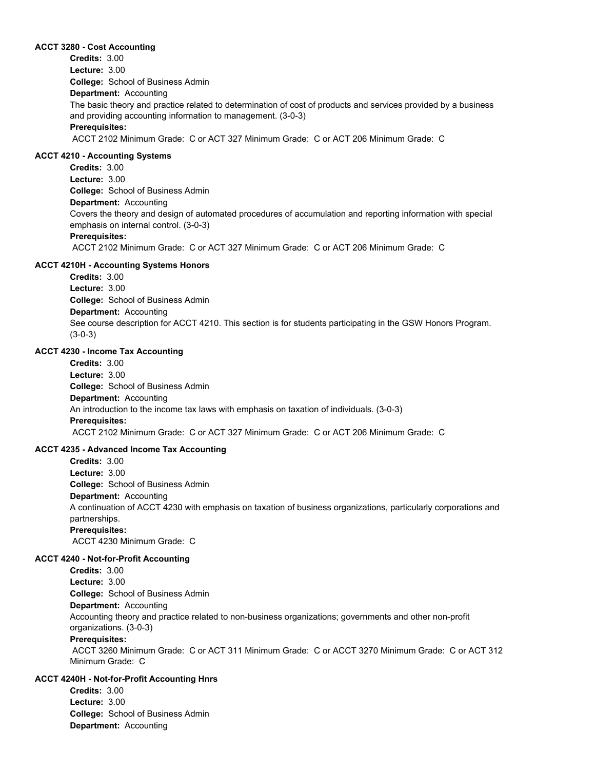**ACCT 3280 - Cost Accounting**

**Credits:** 3.00
**Lecture:** 3.00
**College:** School of Business Admin
**Department:** Accounting

The basic theory and practice related to determination of cost of products and services provided by a business and providing accounting information to management. (3-0-3)

**Prerequisites:**
ACCT 2102 Minimum Grade: C or ACT 327 Minimum Grade: C or ACT 206 Minimum Grade: C

**ACCT 4210 - Accounting Systems**

**Credits:** 3.00
**Lecture:** 3.00
**College:** School of Business Admin
**Department:** Accounting

Covers the theory and design of automated procedures of accumulation and reporting information with special emphasis on internal control. (3-0-3)

**Prerequisites:**
ACCT 2102 Minimum Grade: C or ACT 327 Minimum Grade: C or ACT 206 Minimum Grade: C

**ACCT 4210H - Accounting Systems Honors**

**Credits:** 3.00
**Lecture:** 3.00
**College:** School of Business Admin
**Department:** Accounting

See course description for ACCT 4210. This section is for students participating in the GSW Honors Program. (3-0-3)

**ACCT 4230 - Income Tax Accounting**

**Credits:** 3.00
**Lecture:** 3.00
**College:** School of Business Admin
**Department:** Accounting

An introduction to the income tax laws with emphasis on taxation of individuals. (3-0-3)

**Prerequisites:**
ACCT 2102 Minimum Grade: C or ACT 327 Minimum Grade: C or ACT 206 Minimum Grade: C

**ACCT 4235 - Advanced Income Tax Accounting**

**Credits:** 3.00
**Lecture:** 3.00
**College:** School of Business Admin
**Department:** Accounting

A continuation of ACCT 4230 with emphasis on taxation of business organizations, particularly corporations and partnerships.

**Prerequisites:**
ACCT 4230 Minimum Grade: C

**ACCT 4240 - Not-for-Profit Accounting**

**Credits:** 3.00
**Lecture:** 3.00
**College:** School of Business Admin
**Department:** Accounting

Accounting theory and practice related to non-business organizations; governments and other non-profit organizations. (3-0-3)

**Prerequisites:**
ACCT 3260 Minimum Grade: C or ACT 311 Minimum Grade: C or ACCT 3270 Minimum Grade: C or ACT 312 Minimum Grade: C

**ACCT 4240H - Not-for-Profit Accounting Hnrs**

**Credits:** 3.00
**Lecture:** 3.00
**College:** School of Business Admin
**Department:** Accounting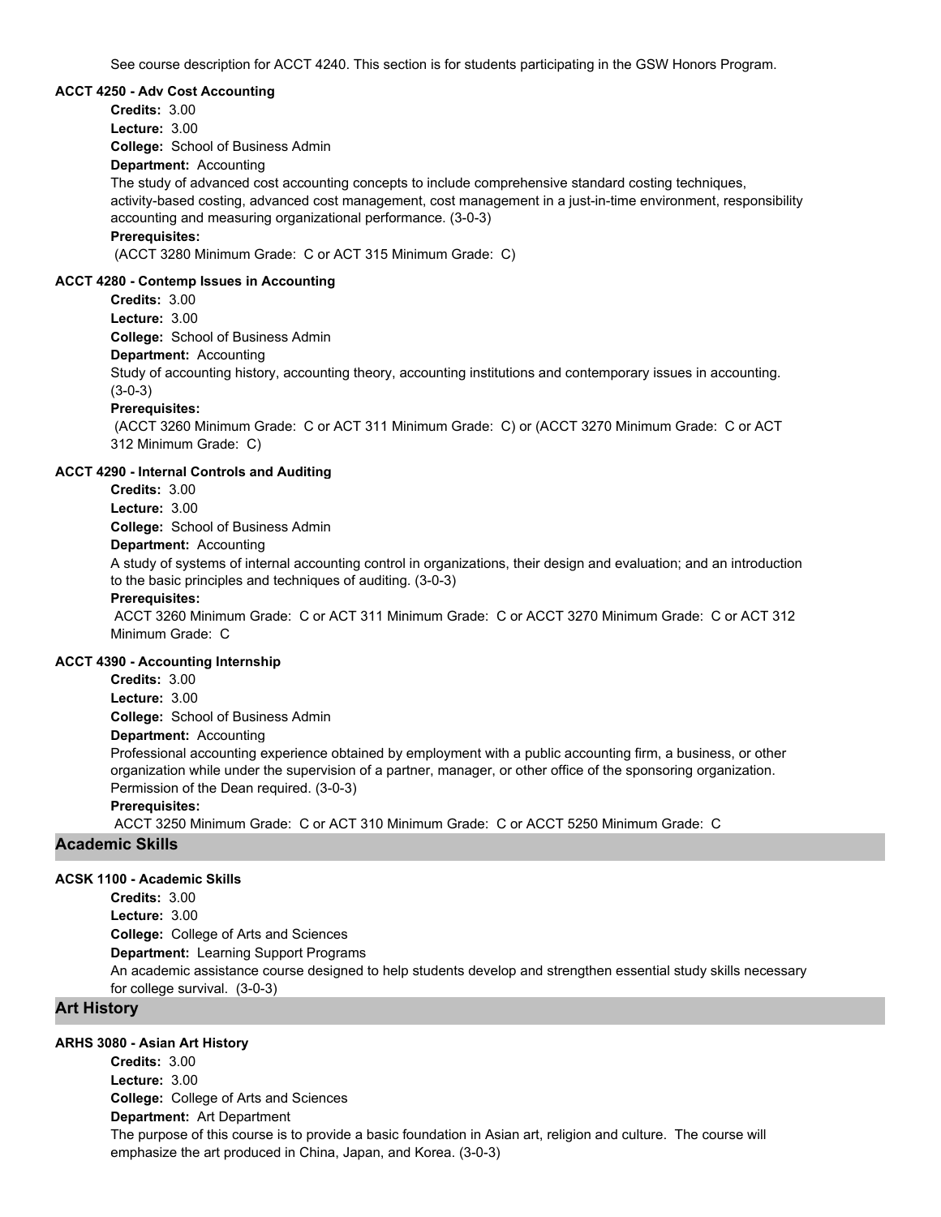See course description for ACCT 4240. This section is for students participating in the GSW Honors Program.

#### ACCT 4250 - Adv Cost Accounting

**Credits:** 3.00
**Lecture:** 3.00
**College:** School of Business Admin
**Department:** Accounting
The study of advanced cost accounting concepts to include comprehensive standard costing techniques, activity-based costing, advanced cost management, cost management in a just-in-time environment, responsibility accounting and measuring organizational performance. (3-0-3)
**Prerequisites:**
(ACCT 3280 Minimum Grade: C or ACT 315 Minimum Grade: C)

#### ACCT 4280 - Contemp Issues in Accounting

**Credits:** 3.00
**Lecture:** 3.00
**College:** School of Business Admin
**Department:** Accounting
Study of accounting history, accounting theory, accounting institutions and contemporary issues in accounting. (3-0-3)
**Prerequisites:**
(ACCT 3260 Minimum Grade: C or ACT 311 Minimum Grade: C) or (ACCT 3270 Minimum Grade: C or ACT 312 Minimum Grade: C)

#### ACCT 4290 - Internal Controls and Auditing

**Credits:** 3.00
**Lecture:** 3.00
**College:** School of Business Admin
**Department:** Accounting
A study of systems of internal accounting control in organizations, their design and evaluation; and an introduction to the basic principles and techniques of auditing. (3-0-3)
**Prerequisites:**
ACCT 3260 Minimum Grade: C or ACT 311 Minimum Grade: C or ACCT 3270 Minimum Grade: C or ACT 312 Minimum Grade: C

#### ACCT 4390 - Accounting Internship

**Credits:** 3.00
**Lecture:** 3.00
**College:** School of Business Admin
**Department:** Accounting
Professional accounting experience obtained by employment with a public accounting firm, a business, or other organization while under the supervision of a partner, manager, or other office of the sponsoring organization. Permission of the Dean required. (3-0-3)
**Prerequisites:**
ACCT 3250 Minimum Grade: C or ACT 310 Minimum Grade: C or ACCT 5250 Minimum Grade: C

## Academic Skills

#### ACSK 1100 - Academic Skills

**Credits:** 3.00
**Lecture:** 3.00
**College:** College of Arts and Sciences
**Department:** Learning Support Programs
An academic assistance course designed to help students develop and strengthen essential study skills necessary for college survival. (3-0-3)

## Art History

#### ARHS 3080 - Asian Art History

**Credits:** 3.00
**Lecture:** 3.00
**College:** College of Arts and Sciences
**Department:** Art Department
The purpose of this course is to provide a basic foundation in Asian art, religion and culture. The course will emphasize the art produced in China, Japan, and Korea. (3-0-3)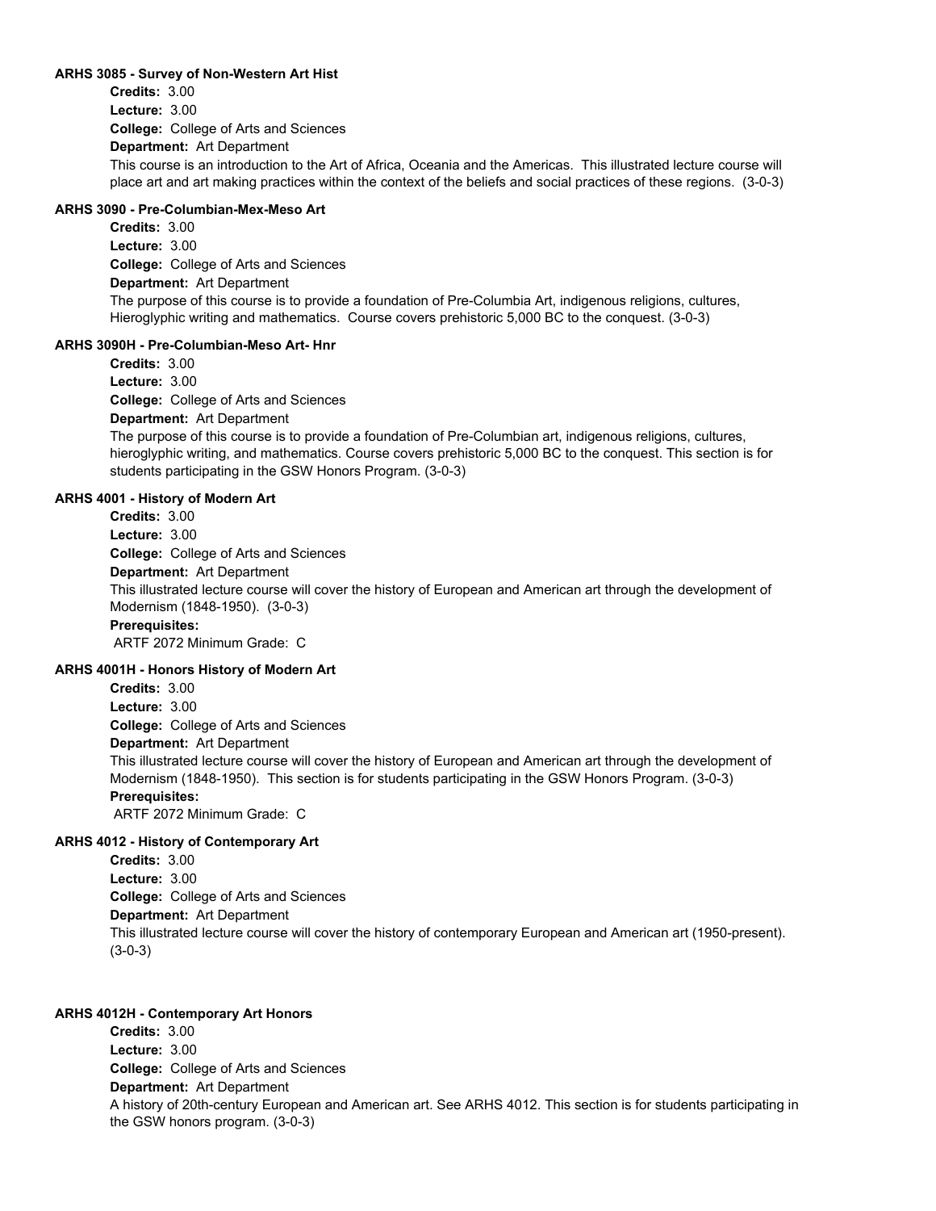**ARHS 3085 - Survey of Non-Western Art Hist**

**Credits:** 3.00
**Lecture:** 3.00
**College:** College of Arts and Sciences
**Department:** Art Department

This course is an introduction to the Art of Africa, Oceania and the Americas. This illustrated lecture course will place art and art making practices within the context of the beliefs and social practices of these regions. (3-0-3)

**ARHS 3090 - Pre-Columbian-Mex-Meso Art**

**Credits:** 3.00
**Lecture:** 3.00
**College:** College of Arts and Sciences
**Department:** Art Department

The purpose of this course is to provide a foundation of Pre-Columbia Art, indigenous religions, cultures, Hieroglyphic writing and mathematics. Course covers prehistoric 5,000 BC to the conquest. (3-0-3)

**ARHS 3090H - Pre-Columbian-Meso Art- Hnr**

**Credits:** 3.00
**Lecture:** 3.00
**College:** College of Arts and Sciences
**Department:** Art Department

The purpose of this course is to provide a foundation of Pre-Columbian art, indigenous religions, cultures, hieroglyphic writing, and mathematics. Course covers prehistoric 5,000 BC to the conquest. This section is for students participating in the GSW Honors Program. (3-0-3)

**ARHS 4001 - History of Modern Art**

**Credits:** 3.00
**Lecture:** 3.00
**College:** College of Arts and Sciences
**Department:** Art Department

This illustrated lecture course will cover the history of European and American art through the development of Modernism (1848-1950). (3-0-3)

**Prerequisites:**
ARTF 2072 Minimum Grade: C

**ARHS 4001H - Honors History of Modern Art**

**Credits:** 3.00
**Lecture:** 3.00
**College:** College of Arts and Sciences
**Department:** Art Department

This illustrated lecture course will cover the history of European and American art through the development of Modernism (1848-1950). This section is for students participating in the GSW Honors Program. (3-0-3)

**Prerequisites:**
ARTF 2072 Minimum Grade: C

**ARHS 4012 - History of Contemporary Art**

**Credits:** 3.00
**Lecture:** 3.00
**College:** College of Arts and Sciences
**Department:** Art Department

This illustrated lecture course will cover the history of contemporary European and American art (1950-present). (3-0-3)

**ARHS 4012H - Contemporary Art Honors**

**Credits:** 3.00
**Lecture:** 3.00
**College:** College of Arts and Sciences
**Department:** Art Department

A history of 20th-century European and American art. See ARHS 4012. This section is for students participating in the GSW honors program. (3-0-3)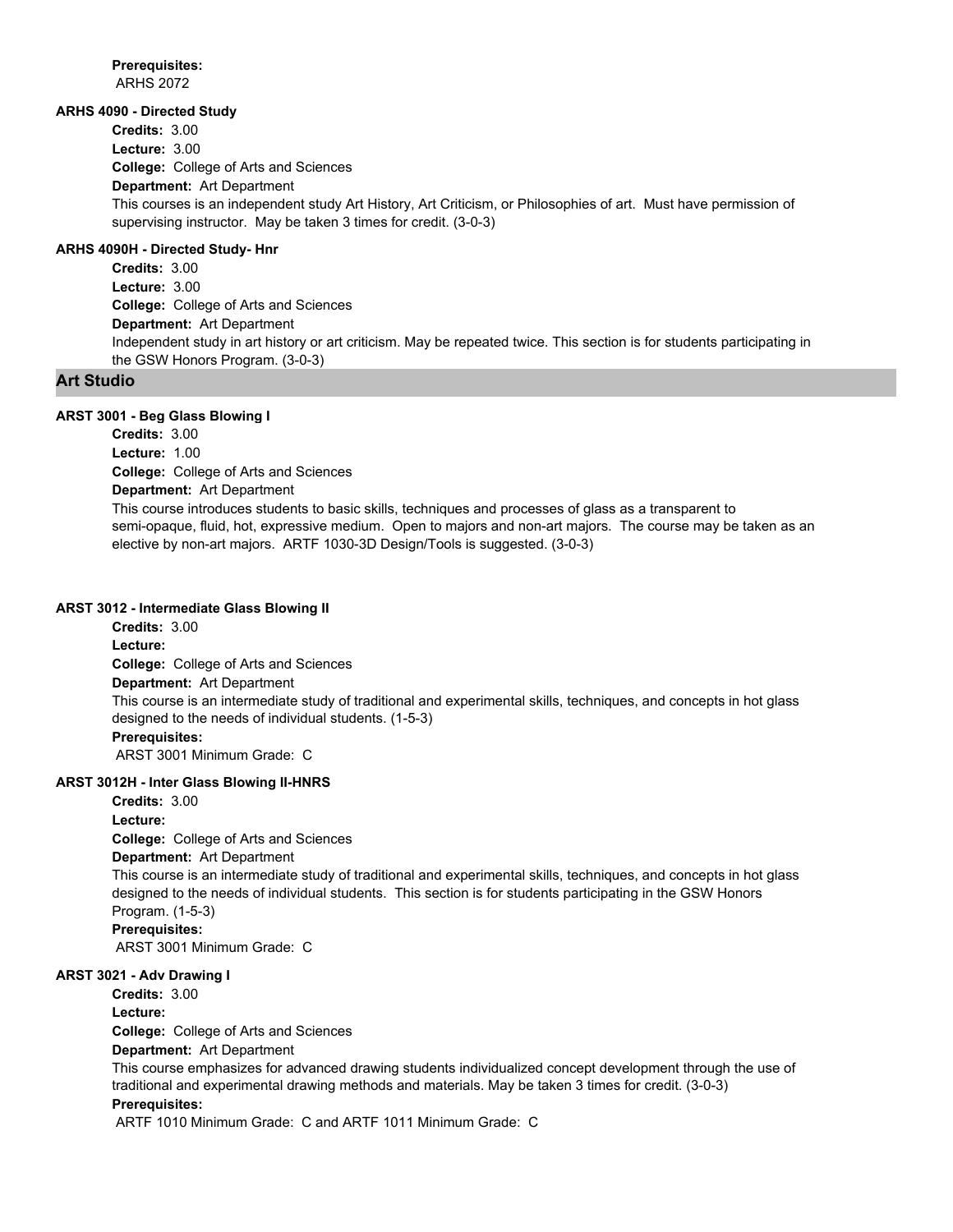**Prerequisites:**
ARHS 2072

**ARHS 4090 - Directed Study**

**Credits:** 3.00
**Lecture:** 3.00
**College:** College of Arts and Sciences
**Department:** Art Department
This courses is an independent study Art History, Art Criticism, or Philosophies of art. Must have permission of supervising instructor. May be taken 3 times for credit. (3-0-3)

**ARHS 4090H - Directed Study- Hnr**

**Credits:** 3.00
**Lecture:** 3.00
**College:** College of Arts and Sciences
**Department:** Art Department
Independent study in art history or art criticism. May be repeated twice. This section is for students participating in the GSW Honors Program. (3-0-3)

## Art Studio

**ARST 3001 - Beg Glass Blowing I**

**Credits:** 3.00
**Lecture:** 1.00
**College:** College of Arts and Sciences
**Department:** Art Department
This course introduces students to basic skills, techniques and processes of glass as a transparent to semi-opaque, fluid, hot, expressive medium. Open to majors and non-art majors. The course may be taken as an elective by non-art majors. ARTF 1030-3D Design/Tools is suggested. (3-0-3)

**ARST 3012 - Intermediate Glass Blowing II**

**Credits:** 3.00
**Lecture:**
**College:** College of Arts and Sciences
**Department:** Art Department
This course is an intermediate study of traditional and experimental skills, techniques, and concepts in hot glass designed to the needs of individual students. (1-5-3)
**Prerequisites:**
ARST 3001 Minimum Grade: C

**ARST 3012H - Inter Glass Blowing II-HNRS**

**Credits:** 3.00
**Lecture:**
**College:** College of Arts and Sciences
**Department:** Art Department
This course is an intermediate study of traditional and experimental skills, techniques, and concepts in hot glass designed to the needs of individual students. This section is for students participating in the GSW Honors Program. (1-5-3)
**Prerequisites:**
ARST 3001 Minimum Grade: C

**ARST 3021 - Adv Drawing I**

**Credits:** 3.00
**Lecture:**
**College:** College of Arts and Sciences
**Department:** Art Department
This course emphasizes for advanced drawing students individualized concept development through the use of traditional and experimental drawing methods and materials. May be taken 3 times for credit. (3-0-3)
**Prerequisites:**
ARTF 1010 Minimum Grade: C and ARTF 1011 Minimum Grade: C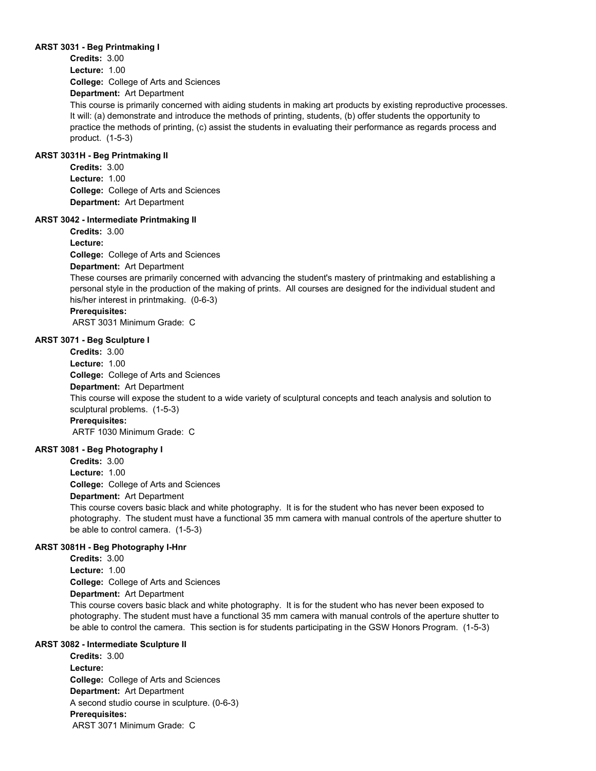**ARST 3031 - Beg Printmaking I**

**Credits:** 3.00
**Lecture:** 1.00
**College:** College of Arts and Sciences
**Department:** Art Department

This course is primarily concerned with aiding students in making art products by existing reproductive processes. It will: (a) demonstrate and introduce the methods of printing, students, (b) offer students the opportunity to practice the methods of printing, (c) assist the students in evaluating their performance as regards process and product. (1-5-3)

**ARST 3031H - Beg Printmaking II**

**Credits:** 3.00
**Lecture:** 1.00
**College:** College of Arts and Sciences
**Department:** Art Department

**ARST 3042 - Intermediate Printmaking II**

**Credits:** 3.00
**Lecture:**
**College:** College of Arts and Sciences
**Department:** Art Department

These courses are primarily concerned with advancing the student's mastery of printmaking and establishing a personal style in the production of the making of prints. All courses are designed for the individual student and his/her interest in printmaking. (0-6-3)

**Prerequisites:**
ARST 3031 Minimum Grade: C

**ARST 3071 - Beg Sculpture I**

**Credits:** 3.00
**Lecture:** 1.00
**College:** College of Arts and Sciences
**Department:** Art Department

This course will expose the student to a wide variety of sculptural concepts and teach analysis and solution to sculptural problems. (1-5-3)

**Prerequisites:**
ARTF 1030 Minimum Grade: C

**ARST 3081 - Beg Photography I**

**Credits:** 3.00
**Lecture:** 1.00
**College:** College of Arts and Sciences
**Department:** Art Department

This course covers basic black and white photography. It is for the student who has never been exposed to photography. The student must have a functional 35 mm camera with manual controls of the aperture shutter to be able to control camera. (1-5-3)

**ARST 3081H - Beg Photography I-Hnr**

**Credits:** 3.00
**Lecture:** 1.00
**College:** College of Arts and Sciences
**Department:** Art Department

This course covers basic black and white photography. It is for the student who has never been exposed to photography. The student must have a functional 35 mm camera with manual controls of the aperture shutter to be able to control the camera. This section is for students participating in the GSW Honors Program. (1-5-3)

**ARST 3082 - Intermediate Sculpture II**

**Credits:** 3.00
**Lecture:**
**College:** College of Arts and Sciences
**Department:** Art Department

A second studio course in sculpture. (0-6-3)

**Prerequisites:**
ARST 3071 Minimum Grade: C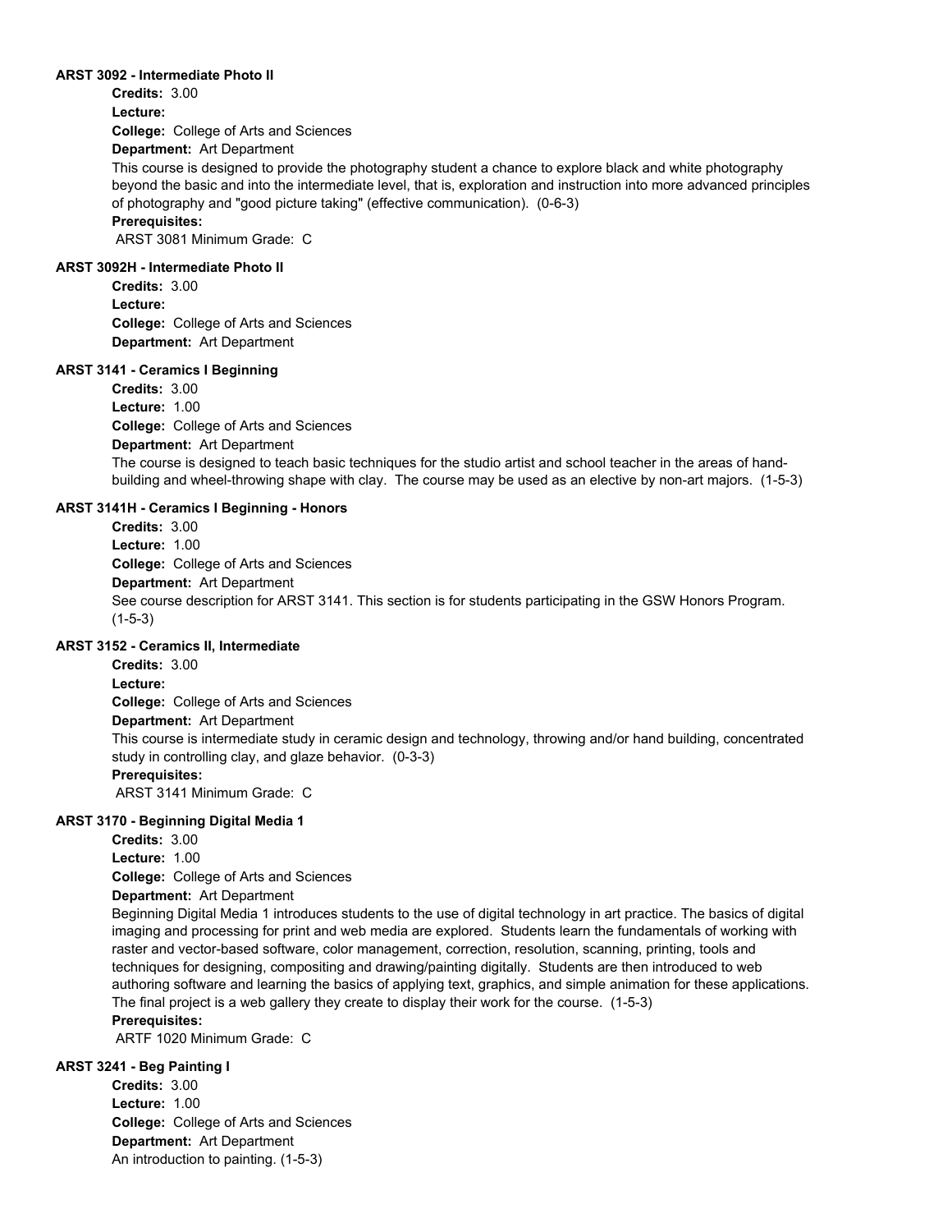**ARST 3092 - Intermediate Photo II**

**Credits:** 3.00
**Lecture:**
**College:** College of Arts and Sciences
**Department:** Art Department

This course is designed to provide the photography student a chance to explore black and white photography beyond the basic and into the intermediate level, that is, exploration and instruction into more advanced principles of photography and "good picture taking" (effective communication). (0-6-3)

**Prerequisites:**
ARST 3081 Minimum Grade: C

**ARST 3092H - Intermediate Photo II**

**Credits:** 3.00
**Lecture:**
**College:** College of Arts and Sciences
**Department:** Art Department

**ARST 3141 - Ceramics I Beginning**

**Credits:** 3.00
**Lecture:** 1.00
**College:** College of Arts and Sciences
**Department:** Art Department

The course is designed to teach basic techniques for the studio artist and school teacher in the areas of hand-building and wheel-throwing shape with clay. The course may be used as an elective by non-art majors. (1-5-3)

**ARST 3141H - Ceramics I Beginning - Honors**

**Credits:** 3.00
**Lecture:** 1.00
**College:** College of Arts and Sciences
**Department:** Art Department

See course description for ARST 3141. This section is for students participating in the GSW Honors Program. (1-5-3)

**ARST 3152 - Ceramics II, Intermediate**

**Credits:** 3.00
**Lecture:**
**College:** College of Arts and Sciences
**Department:** Art Department

This course is intermediate study in ceramic design and technology, throwing and/or hand building, concentrated study in controlling clay, and glaze behavior. (0-3-3)

**Prerequisites:**
ARST 3141 Minimum Grade: C

**ARST 3170 - Beginning Digital Media 1**

**Credits:** 3.00
**Lecture:** 1.00
**College:** College of Arts and Sciences
**Department:** Art Department

Beginning Digital Media 1 introduces students to the use of digital technology in art practice. The basics of digital imaging and processing for print and web media are explored. Students learn the fundamentals of working with raster and vector-based software, color management, correction, resolution, scanning, printing, tools and techniques for designing, compositing and drawing/painting digitally. Students are then introduced to web authoring software and learning the basics of applying text, graphics, and simple animation for these applications. The final project is a web gallery they create to display their work for the course. (1-5-3)

**Prerequisites:**
ARTF 1020 Minimum Grade: C

**ARST 3241 - Beg Painting I**

**Credits:** 3.00
**Lecture:** 1.00
**College:** College of Arts and Sciences
**Department:** Art Department

An introduction to painting. (1-5-3)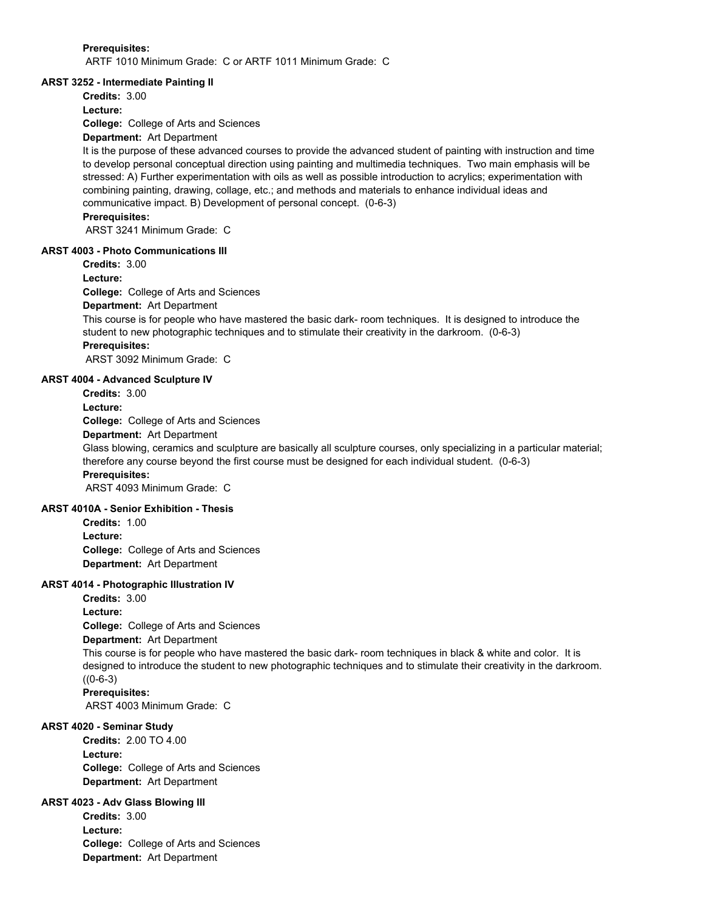**Prerequisites:**
ARTF 1010 Minimum Grade: C or ARTF 1011 Minimum Grade: C

**ARST 3252 - Intermediate Painting II**

**Credits:** 3.00
**Lecture:**
**College:** College of Arts and Sciences
**Department:** Art Department
It is the purpose of these advanced courses to provide the advanced student of painting with instruction and time to develop personal conceptual direction using painting and multimedia techniques. Two main emphasis will be stressed: A) Further experimentation with oils as well as possible introduction to acrylics; experimentation with combining painting, drawing, collage, etc.; and methods and materials to enhance individual ideas and communicative impact. B) Development of personal concept. (0-6-3)
**Prerequisites:**
ARST 3241 Minimum Grade: C

**ARST 4003 - Photo Communications III**

**Credits:** 3.00
**Lecture:**
**College:** College of Arts and Sciences
**Department:** Art Department
This course is for people who have mastered the basic dark- room techniques. It is designed to introduce the student to new photographic techniques and to stimulate their creativity in the darkroom. (0-6-3)
**Prerequisites:**
ARST 3092 Minimum Grade: C

**ARST 4004 - Advanced Sculpture IV**

**Credits:** 3.00
**Lecture:**
**College:** College of Arts and Sciences
**Department:** Art Department
Glass blowing, ceramics and sculpture are basically all sculpture courses, only specializing in a particular material; therefore any course beyond the first course must be designed for each individual student. (0-6-3)
**Prerequisites:**
ARST 4093 Minimum Grade: C

**ARST 4010A - Senior Exhibition - Thesis**

**Credits:** 1.00
**Lecture:**
**College:** College of Arts and Sciences
**Department:** Art Department

**ARST 4014 - Photographic Illustration IV**

**Credits:** 3.00
**Lecture:**
**College:** College of Arts and Sciences
**Department:** Art Department
This course is for people who have mastered the basic dark- room techniques in black & white and color. It is designed to introduce the student to new photographic techniques and to stimulate their creativity in the darkroom. ((0-6-3)
**Prerequisites:**
ARST 4003 Minimum Grade: C

**ARST 4020 - Seminar Study**

**Credits:** 2.00 TO 4.00
**Lecture:**
**College:** College of Arts and Sciences
**Department:** Art Department

**ARST 4023 - Adv Glass Blowing III**

**Credits:** 3.00
**Lecture:**
**College:** College of Arts and Sciences
**Department:** Art Department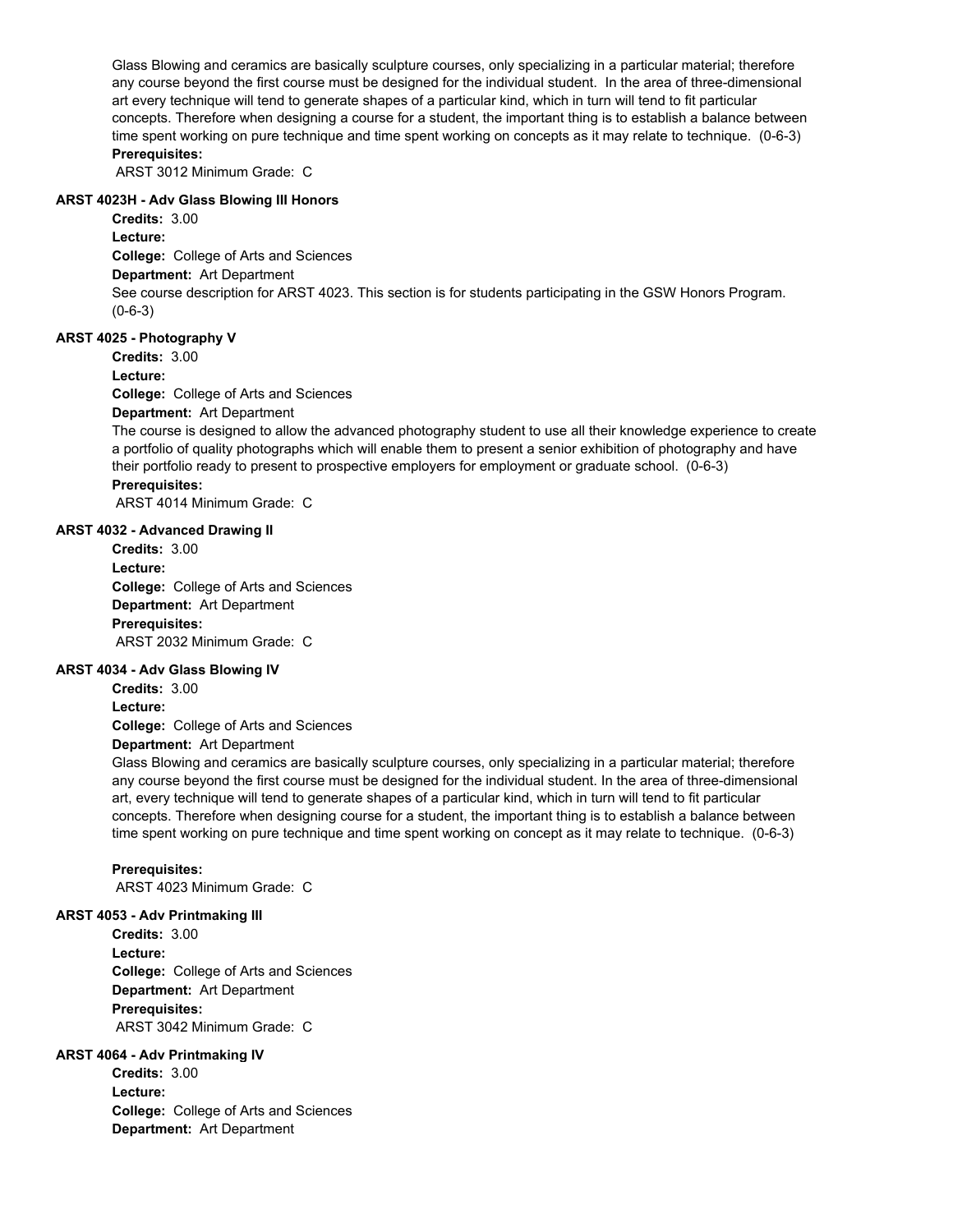Glass Blowing and ceramics are basically sculpture courses, only specializing in a particular material; therefore any course beyond the first course must be designed for the individual student. In the area of three-dimensional art every technique will tend to generate shapes of a particular kind, which in turn will tend to fit particular concepts. Therefore when designing a course for a student, the important thing is to establish a balance between time spent working on pure technique and time spent working on concepts as it may relate to technique. (0-6-3)

**Prerequisites:**

ARST 3012 Minimum Grade: C

**ARST 4023H - Adv Glass Blowing III Honors**

**Credits:** 3.00

**Lecture:**

**College:** College of Arts and Sciences

**Department:** Art Department

See course description for ARST 4023. This section is for students participating in the GSW Honors Program. (0-6-3)

**ARST 4025 - Photography V**

**Credits:** 3.00

**Lecture:**

**College:** College of Arts and Sciences

**Department:** Art Department

The course is designed to allow the advanced photography student to use all their knowledge experience to create a portfolio of quality photographs which will enable them to present a senior exhibition of photography and have their portfolio ready to present to prospective employers for employment or graduate school. (0-6-3)

**Prerequisites:**

ARST 4014 Minimum Grade: C

**ARST 4032 - Advanced Drawing II**

**Credits:** 3.00

**Lecture:**

**College:** College of Arts and Sciences

**Department:** Art Department

**Prerequisites:**

ARST 2032 Minimum Grade: C

**ARST 4034 - Adv Glass Blowing IV**

**Credits:** 3.00

**Lecture:**

**College:** College of Arts and Sciences

**Department:** Art Department

Glass Blowing and ceramics are basically sculpture courses, only specializing in a particular material; therefore any course beyond the first course must be designed for the individual student. In the area of three-dimensional art, every technique will tend to generate shapes of a particular kind, which in turn will tend to fit particular concepts. Therefore when designing course for a student, the important thing is to establish a balance between time spent working on pure technique and time spent working on concept as it may relate to technique. (0-6-3)

**Prerequisites:**

ARST 4023 Minimum Grade: C

**ARST 4053 - Adv Printmaking III**

**Credits:** 3.00

**Lecture:**

**College:** College of Arts and Sciences

**Department:** Art Department

**Prerequisites:**

ARST 3042 Minimum Grade: C

**ARST 4064 - Adv Printmaking IV**

**Credits:** 3.00

**Lecture:**

**College:** College of Arts and Sciences

**Department:** Art Department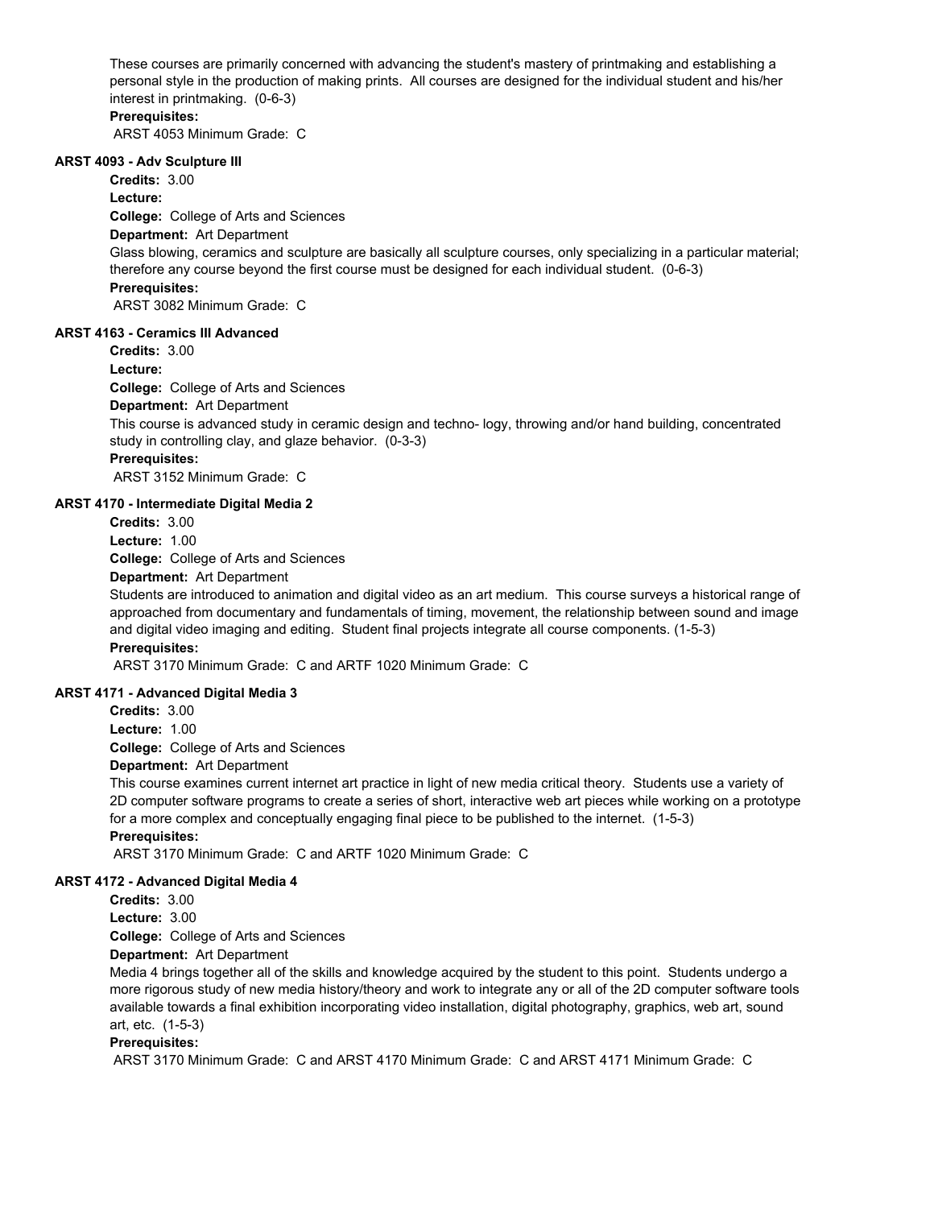These courses are primarily concerned with advancing the student's mastery of printmaking and establishing a personal style in the production of making prints. All courses are designed for the individual student and his/her interest in printmaking. (0-6-3)

**Prerequisites:**

ARST 4053 Minimum Grade: C

**ARST 4093 - Adv Sculpture III**

**Credits:** 3.00

**Lecture:**

**College:** College of Arts and Sciences

**Department:** Art Department

Glass blowing, ceramics and sculpture are basically all sculpture courses, only specializing in a particular material; therefore any course beyond the first course must be designed for each individual student. (0-6-3)

**Prerequisites:**

ARST 3082 Minimum Grade: C

**ARST 4163 - Ceramics III Advanced**

**Credits:** 3.00

**Lecture:**

**College:** College of Arts and Sciences

**Department:** Art Department

This course is advanced study in ceramic design and techno- logy, throwing and/or hand building, concentrated study in controlling clay, and glaze behavior. (0-3-3)

**Prerequisites:**

ARST 3152 Minimum Grade: C

**ARST 4170 - Intermediate Digital Media 2**

**Credits:** 3.00

**Lecture:** 1.00

**College:** College of Arts and Sciences

**Department:** Art Department

Students are introduced to animation and digital video as an art medium. This course surveys a historical range of approached from documentary and fundamentals of timing, movement, the relationship between sound and image and digital video imaging and editing. Student final projects integrate all course components. (1-5-3)

**Prerequisites:**

ARST 3170 Minimum Grade: C and ARTF 1020 Minimum Grade: C

**ARST 4171 - Advanced Digital Media 3**

**Credits:** 3.00

**Lecture:** 1.00

**College:** College of Arts and Sciences

**Department:** Art Department

This course examines current internet art practice in light of new media critical theory. Students use a variety of 2D computer software programs to create a series of short, interactive web art pieces while working on a prototype for a more complex and conceptually engaging final piece to be published to the internet. (1-5-3)

**Prerequisites:**

ARST 3170 Minimum Grade: C and ARTF 1020 Minimum Grade: C

**ARST 4172 - Advanced Digital Media 4**

**Credits:** 3.00

**Lecture:** 3.00

**College:** College of Arts and Sciences

**Department:** Art Department

Media 4 brings together all of the skills and knowledge acquired by the student to this point. Students undergo a more rigorous study of new media history/theory and work to integrate any or all of the 2D computer software tools available towards a final exhibition incorporating video installation, digital photography, graphics, web art, sound art, etc. (1-5-3)

**Prerequisites:**

ARST 3170 Minimum Grade: C and ARST 4170 Minimum Grade: C and ARST 4171 Minimum Grade: C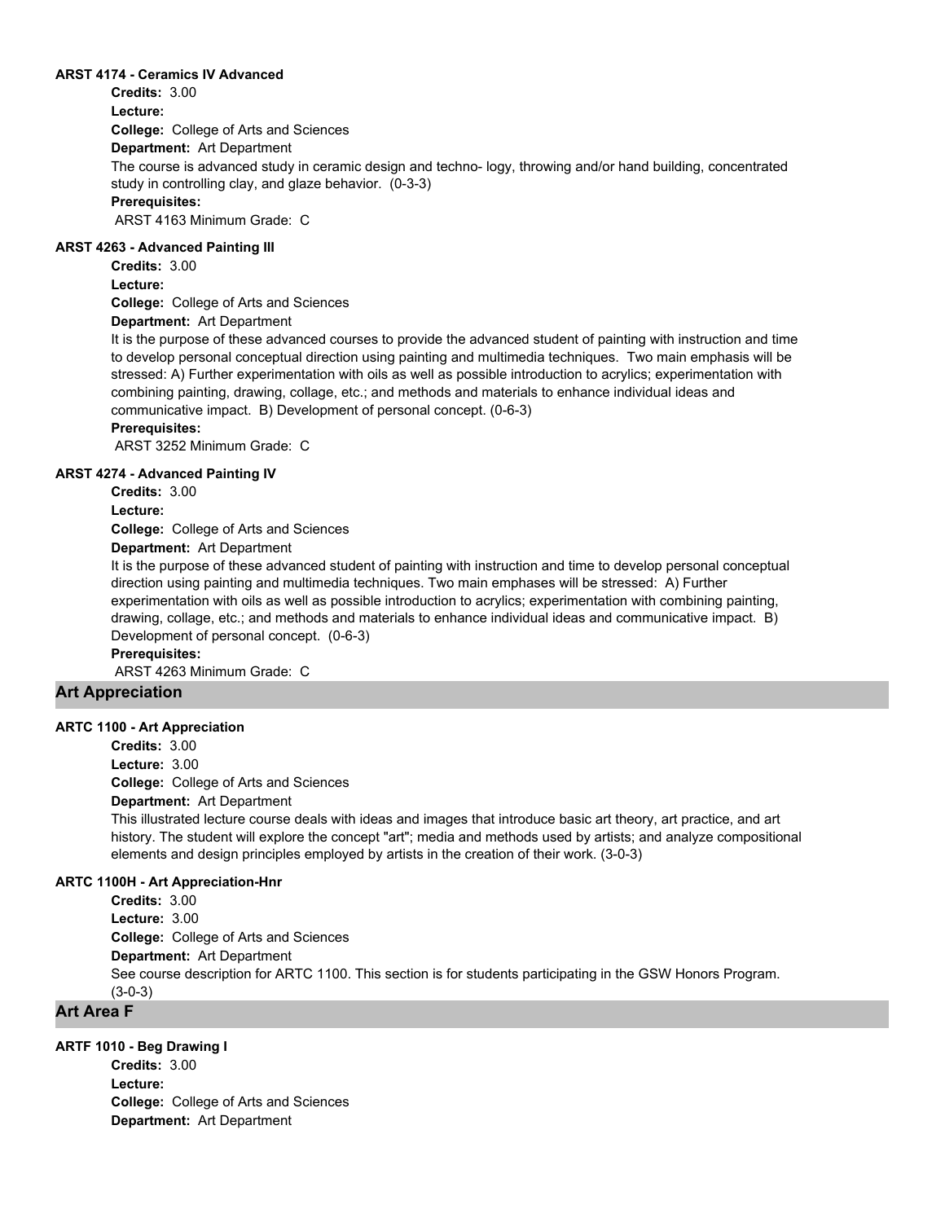#### ARST 4174 - Ceramics IV Advanced

**Credits:** 3.00
**Lecture:**
**College:** College of Arts and Sciences
**Department:** Art Department

The course is advanced study in ceramic design and techno- logy, throwing and/or hand building, concentrated study in controlling clay, and glaze behavior. (0-3-3)

**Prerequisites:**
ARST 4163 Minimum Grade: C

#### ARST 4263 - Advanced Painting III

**Credits:** 3.00
**Lecture:**
**College:** College of Arts and Sciences
**Department:** Art Department

It is the purpose of these advanced courses to provide the advanced student of painting with instruction and time to develop personal conceptual direction using painting and multimedia techniques. Two main emphasis will be stressed: A) Further experimentation with oils as well as possible introduction to acrylics; experimentation with combining painting, drawing, collage, etc.; and methods and materials to enhance individual ideas and communicative impact. B) Development of personal concept. (0-6-3)

**Prerequisites:**
ARST 3252 Minimum Grade: C

#### ARST 4274 - Advanced Painting IV

**Credits:** 3.00
**Lecture:**
**College:** College of Arts and Sciences
**Department:** Art Department

It is the purpose of these advanced student of painting with instruction and time to develop personal conceptual direction using painting and multimedia techniques. Two main emphases will be stressed: A) Further experimentation with oils as well as possible introduction to acrylics; experimentation with combining painting, drawing, collage, etc.; and methods and materials to enhance individual ideas and communicative impact. B) Development of personal concept. (0-6-3)

**Prerequisites:**
ARST 4263 Minimum Grade: C

## Art Appreciation

#### ARTC 1100 - Art Appreciation

**Credits:** 3.00
**Lecture:** 3.00
**College:** College of Arts and Sciences
**Department:** Art Department

This illustrated lecture course deals with ideas and images that introduce basic art theory, art practice, and art history. The student will explore the concept "art"; media and methods used by artists; and analyze compositional elements and design principles employed by artists in the creation of their work. (3-0-3)

#### ARTC 1100H - Art Appreciation-Hnr

**Credits:** 3.00
**Lecture:** 3.00
**College:** College of Arts and Sciences
**Department:** Art Department

See course description for ARTC 1100. This section is for students participating in the GSW Honors Program. (3-0-3)

## Art Area F

#### ARTF 1010 - Beg Drawing I

**Credits:** 3.00
**Lecture:**
**College:** College of Arts and Sciences
**Department:** Art Department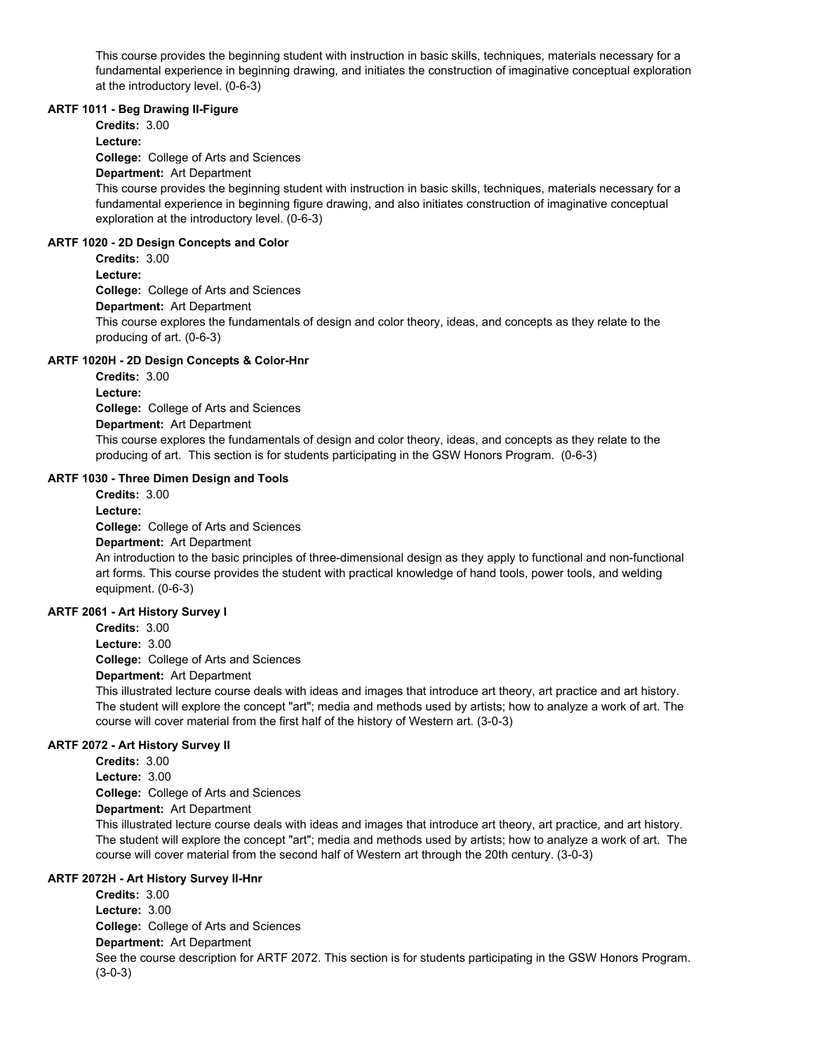This course provides the beginning student with instruction in basic skills, techniques, materials necessary for a fundamental experience in beginning drawing, and initiates the construction of imaginative conceptual exploration at the introductory level. (0-6-3)

### ARTF 1011 - Beg Drawing II-Figure

**Credits:** 3.00
**Lecture:**
**College:** College of Arts and Sciences
**Department:** Art Department

This course provides the beginning student with instruction in basic skills, techniques, materials necessary for a fundamental experience in beginning figure drawing, and also initiates construction of imaginative conceptual exploration at the introductory level. (0-6-3)

### ARTF 1020 - 2D Design Concepts and Color

**Credits:** 3.00
**Lecture:**
**College:** College of Arts and Sciences
**Department:** Art Department

This course explores the fundamentals of design and color theory, ideas, and concepts as they relate to the producing of art. (0-6-3)

### ARTF 1020H - 2D Design Concepts & Color-Hnr

**Credits:** 3.00
**Lecture:**
**College:** College of Arts and Sciences
**Department:** Art Department

This course explores the fundamentals of design and color theory, ideas, and concepts as they relate to the producing of art. This section is for students participating in the GSW Honors Program. (0-6-3)

### ARTF 1030 - Three Dimen Design and Tools

**Credits:** 3.00
**Lecture:**
**College:** College of Arts and Sciences
**Department:** Art Department

An introduction to the basic principles of three-dimensional design as they apply to functional and non-functional art forms. This course provides the student with practical knowledge of hand tools, power tools, and welding equipment. (0-6-3)

### ARTF 2061 - Art History Survey I

**Credits:** 3.00
**Lecture:** 3.00
**College:** College of Arts and Sciences
**Department:** Art Department

This illustrated lecture course deals with ideas and images that introduce art theory, art practice and art history. The student will explore the concept "art"; media and methods used by artists; how to analyze a work of art. The course will cover material from the first half of the history of Western art. (3-0-3)

### ARTF 2072 - Art History Survey II

**Credits:** 3.00
**Lecture:** 3.00
**College:** College of Arts and Sciences
**Department:** Art Department

This illustrated lecture course deals with ideas and images that introduce art theory, art practice, and art history. The student will explore the concept "art"; media and methods used by artists; how to analyze a work of art. The course will cover material from the second half of Western art through the 20th century. (3-0-3)

### ARTF 2072H - Art History Survey II-Hnr

**Credits:** 3.00
**Lecture:** 3.00
**College:** College of Arts and Sciences
**Department:** Art Department

See the course description for ARTF 2072. This section is for students participating in the GSW Honors Program. (3-0-3)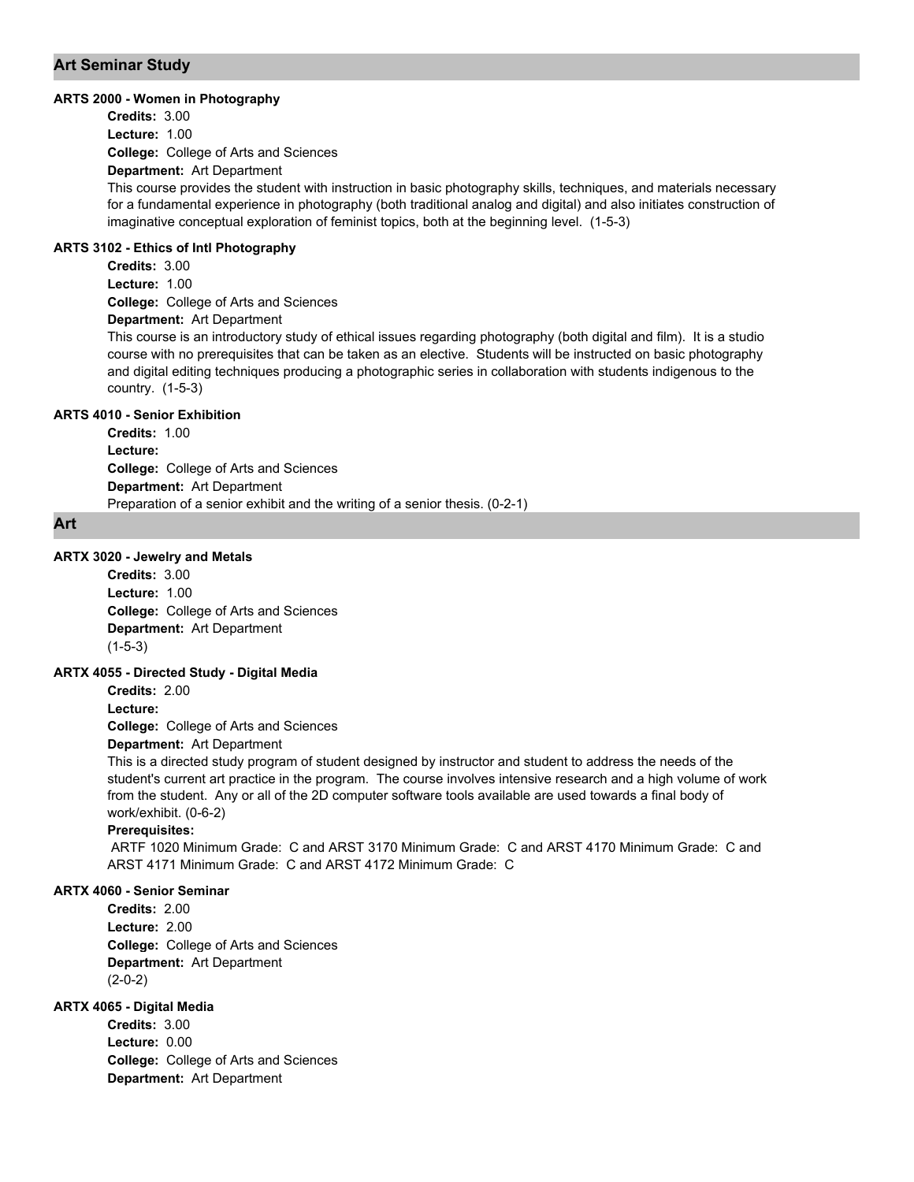## Art Seminar Study

### ARTS 2000 - Women in Photography

**Credits:** 3.00

**Lecture:** 1.00

**College:** College of Arts and Sciences

**Department:** Art Department

This course provides the student with instruction in basic photography skills, techniques, and materials necessary for a fundamental experience in photography (both traditional analog and digital) and also initiates construction of imaginative conceptual exploration of feminist topics, both at the beginning level. (1-5-3)

### ARTS 3102 - Ethics of Intl Photography

**Credits:** 3.00

**Lecture:** 1.00

**College:** College of Arts and Sciences

**Department:** Art Department

This course is an introductory study of ethical issues regarding photography (both digital and film). It is a studio course with no prerequisites that can be taken as an elective. Students will be instructed on basic photography and digital editing techniques producing a photographic series in collaboration with students indigenous to the country. (1-5-3)

### ARTS 4010 - Senior Exhibition

**Credits:** 1.00

**Lecture:**

**College:** College of Arts and Sciences

**Department:** Art Department

Preparation of a senior exhibit and the writing of a senior thesis. (0-2-1)

## Art

### ARTX 3020 - Jewelry and Metals

**Credits:** 3.00

**Lecture:** 1.00

**College:** College of Arts and Sciences

**Department:** Art Department

(1-5-3)

### ARTX 4055 - Directed Study - Digital Media

**Credits:** 2.00

**Lecture:**

**College:** College of Arts and Sciences

**Department:** Art Department

This is a directed study program of student designed by instructor and student to address the needs of the student's current art practice in the program. The course involves intensive research and a high volume of work from the student. Any or all of the 2D computer software tools available are used towards a final body of work/exhibit. (0-6-2)

**Prerequisites:**

ARTF 1020 Minimum Grade: C and ARST 3170 Minimum Grade: C and ARST 4170 Minimum Grade: C and ARST 4171 Minimum Grade: C and ARST 4172 Minimum Grade: C

### ARTX 4060 - Senior Seminar

**Credits:** 2.00

**Lecture:** 2.00

**College:** College of Arts and Sciences

**Department:** Art Department

(2-0-2)

### ARTX 4065 - Digital Media

**Credits:** 3.00

**Lecture:** 0.00

**College:** College of Arts and Sciences

**Department:** Art Department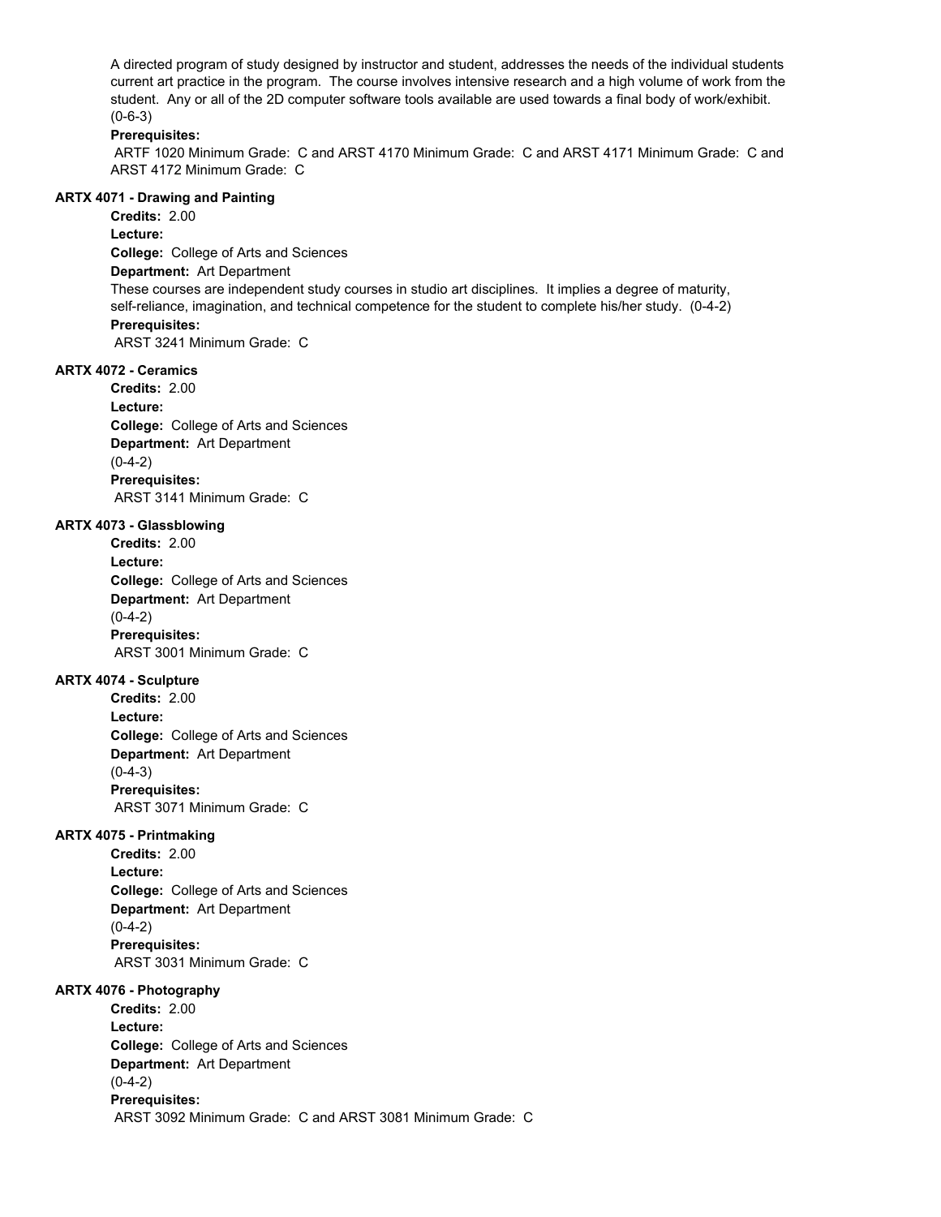A directed program of study designed by instructor and student, addresses the needs of the individual students current art practice in the program. The course involves intensive research and a high volume of work from the student. Any or all of the 2D computer software tools available are used towards a final body of work/exhibit. (0-6-3)

**Prerequisites:**

ARTF 1020 Minimum Grade: C and ARST 4170 Minimum Grade: C and ARST 4171 Minimum Grade: C and ARST 4172 Minimum Grade: C

**ARTX 4071 - Drawing and Painting**

**Credits:** 2.00

**Lecture:**

**College:** College of Arts and Sciences

**Department:** Art Department

These courses are independent study courses in studio art disciplines. It implies a degree of maturity, self-reliance, imagination, and technical competence for the student to complete his/her study. (0-4-2)

**Prerequisites:**

ARST 3241 Minimum Grade: C

**ARTX 4072 - Ceramics**

**Credits:** 2.00

**Lecture:**

**College:** College of Arts and Sciences

**Department:** Art Department

(0-4-2)

**Prerequisites:**

ARST 3141 Minimum Grade: C

**ARTX 4073 - Glassblowing**

**Credits:** 2.00

**Lecture:**

**College:** College of Arts and Sciences

**Department:** Art Department

(0-4-2)

**Prerequisites:**

ARST 3001 Minimum Grade: C

**ARTX 4074 - Sculpture**

**Credits:** 2.00

**Lecture:**

**College:** College of Arts and Sciences

**Department:** Art Department

(0-4-3)

**Prerequisites:**

ARST 3071 Minimum Grade: C

**ARTX 4075 - Printmaking**

**Credits:** 2.00

**Lecture:**

**College:** College of Arts and Sciences

**Department:** Art Department

(0-4-2)

**Prerequisites:**

ARST 3031 Minimum Grade: C

**ARTX 4076 - Photography**

**Credits:** 2.00

**Lecture:**

**College:** College of Arts and Sciences

**Department:** Art Department

(0-4-2)

**Prerequisites:**

ARST 3092 Minimum Grade: C and ARST 3081 Minimum Grade: C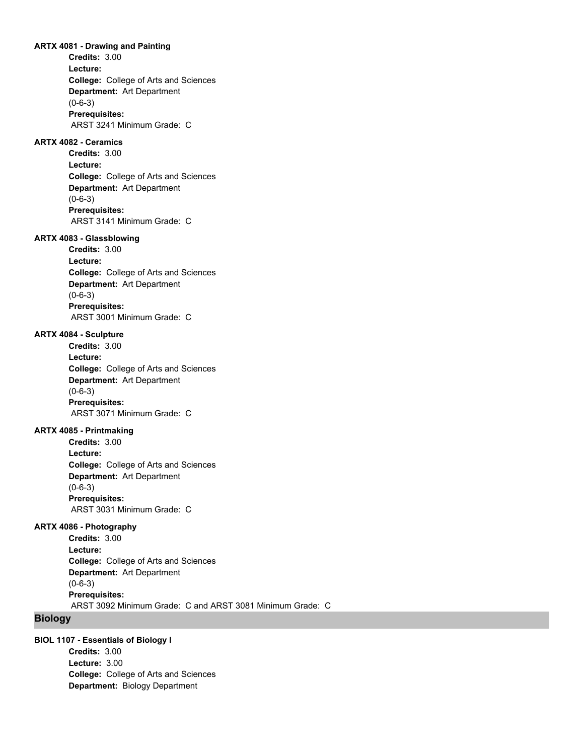**ARTX 4081 - Drawing and Painting**

**Credits:** 3.00
**Lecture:**
**College:** College of Arts and Sciences
**Department:** Art Department
(0-6-3)
**Prerequisites:**
ARST 3241 Minimum Grade: C

**ARTX 4082 - Ceramics**

**Credits:** 3.00
**Lecture:**
**College:** College of Arts and Sciences
**Department:** Art Department
(0-6-3)
**Prerequisites:**
ARST 3141 Minimum Grade: C

**ARTX 4083 - Glassblowing**

**Credits:** 3.00
**Lecture:**
**College:** College of Arts and Sciences
**Department:** Art Department
(0-6-3)
**Prerequisites:**
ARST 3001 Minimum Grade: C

**ARTX 4084 - Sculpture**

**Credits:** 3.00
**Lecture:**
**College:** College of Arts and Sciences
**Department:** Art Department
(0-6-3)
**Prerequisites:**
ARST 3071 Minimum Grade: C

**ARTX 4085 - Printmaking**

**Credits:** 3.00
**Lecture:**
**College:** College of Arts and Sciences
**Department:** Art Department
(0-6-3)
**Prerequisites:**
ARST 3031 Minimum Grade: C

**ARTX 4086 - Photography**

**Credits:** 3.00
**Lecture:**
**College:** College of Arts and Sciences
**Department:** Art Department
(0-6-3)
**Prerequisites:**
ARST 3092 Minimum Grade: C and ARST 3081 Minimum Grade: C

## Biology

**BIOL 1107 - Essentials of Biology I**

**Credits:** 3.00
**Lecture:** 3.00
**College:** College of Arts and Sciences
**Department:** Biology Department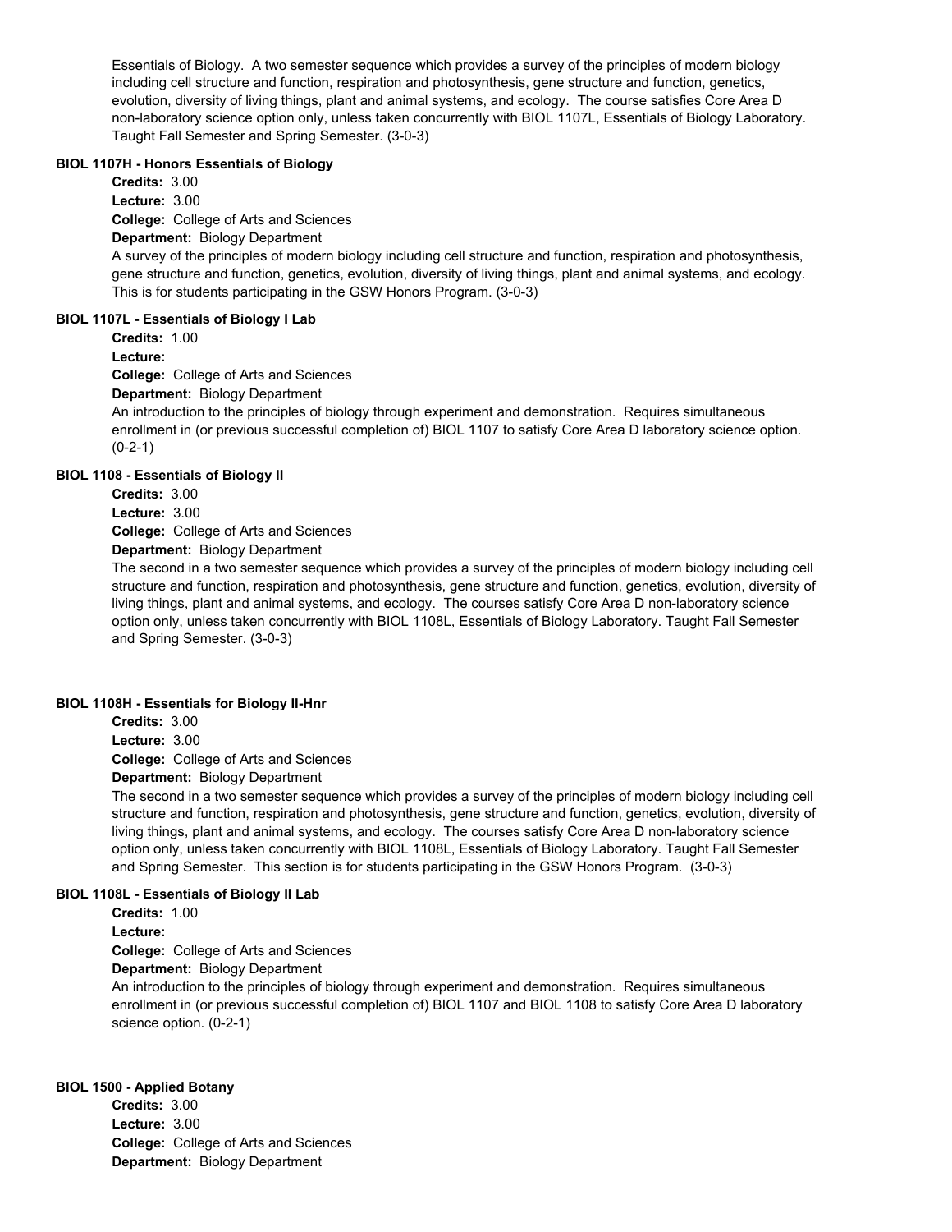Essentials of Biology. A two semester sequence which provides a survey of the principles of modern biology including cell structure and function, respiration and photosynthesis, gene structure and function, genetics, evolution, diversity of living things, plant and animal systems, and ecology. The course satisfies Core Area D non-laboratory science option only, unless taken concurrently with BIOL 1107L, Essentials of Biology Laboratory. Taught Fall Semester and Spring Semester. (3-0-3)

**BIOL 1107H - Honors Essentials of Biology**

**Credits:** 3.00
**Lecture:** 3.00
**College:** College of Arts and Sciences
**Department:** Biology Department

A survey of the principles of modern biology including cell structure and function, respiration and photosynthesis, gene structure and function, genetics, evolution, diversity of living things, plant and animal systems, and ecology. This is for students participating in the GSW Honors Program. (3-0-3)

**BIOL 1107L - Essentials of Biology I Lab**

**Credits:** 1.00
**Lecture:**
**College:** College of Arts and Sciences
**Department:** Biology Department

An introduction to the principles of biology through experiment and demonstration. Requires simultaneous enrollment in (or previous successful completion of) BIOL 1107 to satisfy Core Area D laboratory science option. (0-2-1)

**BIOL 1108 - Essentials of Biology II**

**Credits:** 3.00
**Lecture:** 3.00
**College:** College of Arts and Sciences
**Department:** Biology Department

The second in a two semester sequence which provides a survey of the principles of modern biology including cell structure and function, respiration and photosynthesis, gene structure and function, genetics, evolution, diversity of living things, plant and animal systems, and ecology. The courses satisfy Core Area D non-laboratory science option only, unless taken concurrently with BIOL 1108L, Essentials of Biology Laboratory. Taught Fall Semester and Spring Semester. (3-0-3)

**BIOL 1108H - Essentials for Biology II-Hnr**

**Credits:** 3.00
**Lecture:** 3.00
**College:** College of Arts and Sciences
**Department:** Biology Department

The second in a two semester sequence which provides a survey of the principles of modern biology including cell structure and function, respiration and photosynthesis, gene structure and function, genetics, evolution, diversity of living things, plant and animal systems, and ecology. The courses satisfy Core Area D non-laboratory science option only, unless taken concurrently with BIOL 1108L, Essentials of Biology Laboratory. Taught Fall Semester and Spring Semester. This section is for students participating in the GSW Honors Program. (3-0-3)

**BIOL 1108L - Essentials of Biology II Lab**

**Credits:** 1.00
**Lecture:**
**College:** College of Arts and Sciences
**Department:** Biology Department

An introduction to the principles of biology through experiment and demonstration. Requires simultaneous enrollment in (or previous successful completion of) BIOL 1107 and BIOL 1108 to satisfy Core Area D laboratory science option. (0-2-1)

**BIOL 1500 - Applied Botany**

**Credits:** 3.00
**Lecture:** 3.00
**College:** College of Arts and Sciences
**Department:** Biology Department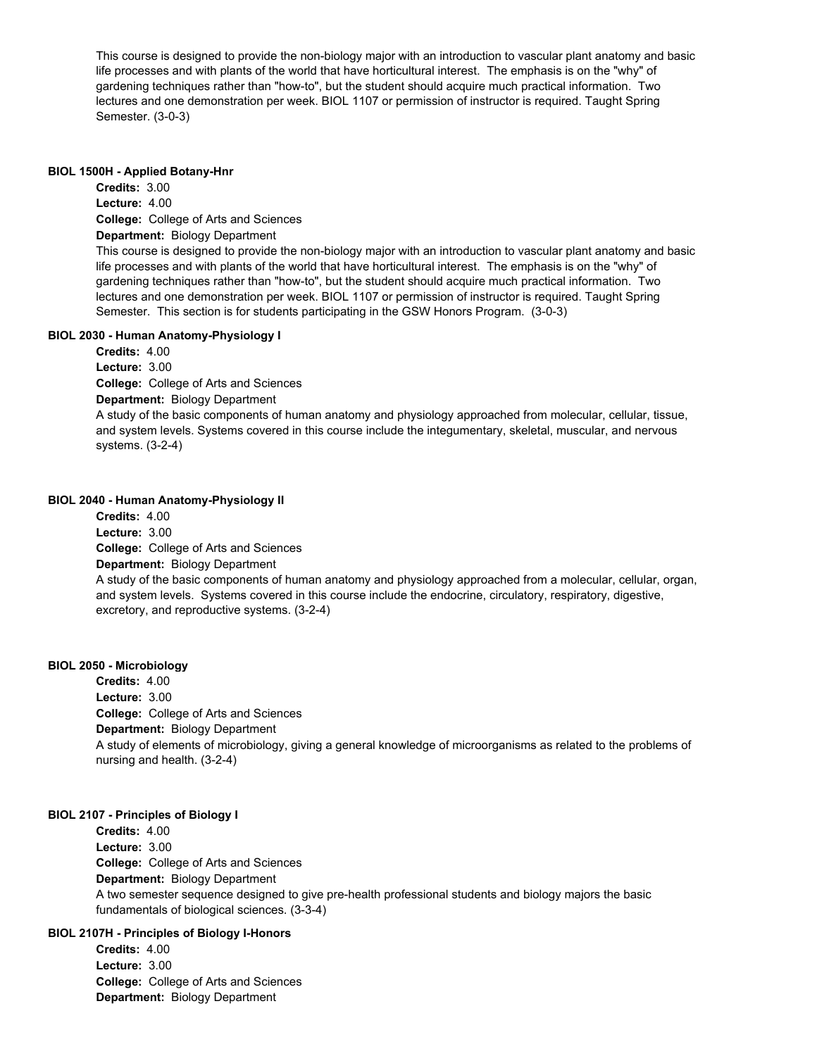This course is designed to provide the non-biology major with an introduction to vascular plant anatomy and basic life processes and with plants of the world that have horticultural interest. The emphasis is on the "why" of gardening techniques rather than "how-to", but the student should acquire much practical information. Two lectures and one demonstration per week. BIOL 1107 or permission of instructor is required. Taught Spring Semester. (3-0-3)

**BIOL 1500H - Applied Botany-Hnr**

**Credits:** 3.00
**Lecture:** 4.00
**College:** College of Arts and Sciences
**Department:** Biology Department

This course is designed to provide the non-biology major with an introduction to vascular plant anatomy and basic life processes and with plants of the world that have horticultural interest. The emphasis is on the "why" of gardening techniques rather than "how-to", but the student should acquire much practical information. Two lectures and one demonstration per week. BIOL 1107 or permission of instructor is required. Taught Spring Semester. This section is for students participating in the GSW Honors Program. (3-0-3)

**BIOL 2030 - Human Anatomy-Physiology I**

**Credits:** 4.00
**Lecture:** 3.00
**College:** College of Arts and Sciences
**Department:** Biology Department

A study of the basic components of human anatomy and physiology approached from molecular, cellular, tissue, and system levels. Systems covered in this course include the integumentary, skeletal, muscular, and nervous systems. (3-2-4)

**BIOL 2040 - Human Anatomy-Physiology II**

**Credits:** 4.00
**Lecture:** 3.00
**College:** College of Arts and Sciences
**Department:** Biology Department

A study of the basic components of human anatomy and physiology approached from a molecular, cellular, organ, and system levels. Systems covered in this course include the endocrine, circulatory, respiratory, digestive, excretory, and reproductive systems. (3-2-4)

**BIOL 2050 - Microbiology**

**Credits:** 4.00
**Lecture:** 3.00
**College:** College of Arts and Sciences
**Department:** Biology Department

A study of elements of microbiology, giving a general knowledge of microorganisms as related to the problems of nursing and health. (3-2-4)

**BIOL 2107 - Principles of Biology I**

**Credits:** 4.00
**Lecture:** 3.00
**College:** College of Arts and Sciences
**Department:** Biology Department

A two semester sequence designed to give pre-health professional students and biology majors the basic fundamentals of biological sciences. (3-3-4)

**BIOL 2107H - Principles of Biology I-Honors**

**Credits:** 4.00
**Lecture:** 3.00
**College:** College of Arts and Sciences
**Department:** Biology Department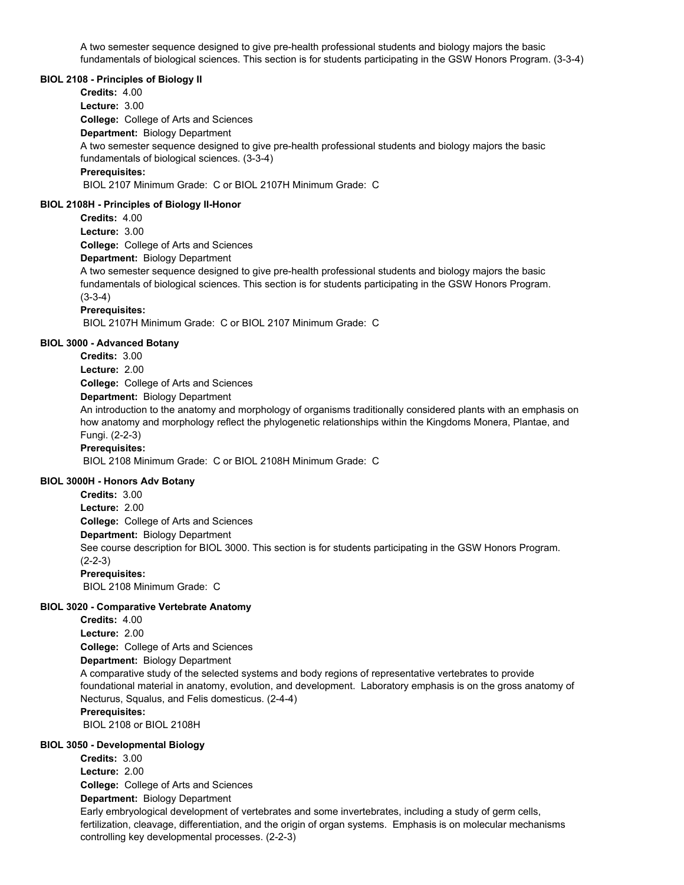A two semester sequence designed to give pre-health professional students and biology majors the basic fundamentals of biological sciences. This section is for students participating in the GSW Honors Program. (3-3-4)

**BIOL 2108 - Principles of Biology II**

**Credits:** 4.00
**Lecture:** 3.00
**College:** College of Arts and Sciences
**Department:** Biology Department
A two semester sequence designed to give pre-health professional students and biology majors the basic fundamentals of biological sciences. (3-3-4)
**Prerequisites:**
BIOL 2107 Minimum Grade: C or BIOL 2107H Minimum Grade: C

**BIOL 2108H - Principles of Biology II-Honor**

**Credits:** 4.00
**Lecture:** 3.00
**College:** College of Arts and Sciences
**Department:** Biology Department
A two semester sequence designed to give pre-health professional students and biology majors the basic fundamentals of biological sciences. This section is for students participating in the GSW Honors Program. (3-3-4)
**Prerequisites:**
BIOL 2107H Minimum Grade: C or BIOL 2107 Minimum Grade: C

**BIOL 3000 - Advanced Botany**

**Credits:** 3.00
**Lecture:** 2.00
**College:** College of Arts and Sciences
**Department:** Biology Department
An introduction to the anatomy and morphology of organisms traditionally considered plants with an emphasis on how anatomy and morphology reflect the phylogenetic relationships within the Kingdoms Monera, Plantae, and Fungi. (2-2-3)
**Prerequisites:**
BIOL 2108 Minimum Grade: C or BIOL 2108H Minimum Grade: C

**BIOL 3000H - Honors Adv Botany**

**Credits:** 3.00
**Lecture:** 2.00
**College:** College of Arts and Sciences
**Department:** Biology Department
See course description for BIOL 3000. This section is for students participating in the GSW Honors Program. (2-2-3)
**Prerequisites:**
BIOL 2108 Minimum Grade: C

**BIOL 3020 - Comparative Vertebrate Anatomy**

**Credits:** 4.00
**Lecture:** 2.00
**College:** College of Arts and Sciences
**Department:** Biology Department
A comparative study of the selected systems and body regions of representative vertebrates to provide foundational material in anatomy, evolution, and development. Laboratory emphasis is on the gross anatomy of Necturus, Squalus, and Felis domesticus. (2-4-4)
**Prerequisites:**
BIOL 2108 or BIOL 2108H

**BIOL 3050 - Developmental Biology**

**Credits:** 3.00
**Lecture:** 2.00
**College:** College of Arts and Sciences
**Department:** Biology Department
Early embryological development of vertebrates and some invertebrates, including a study of germ cells, fertilization, cleavage, differentiation, and the origin of organ systems. Emphasis is on molecular mechanisms controlling key developmental processes. (2-2-3)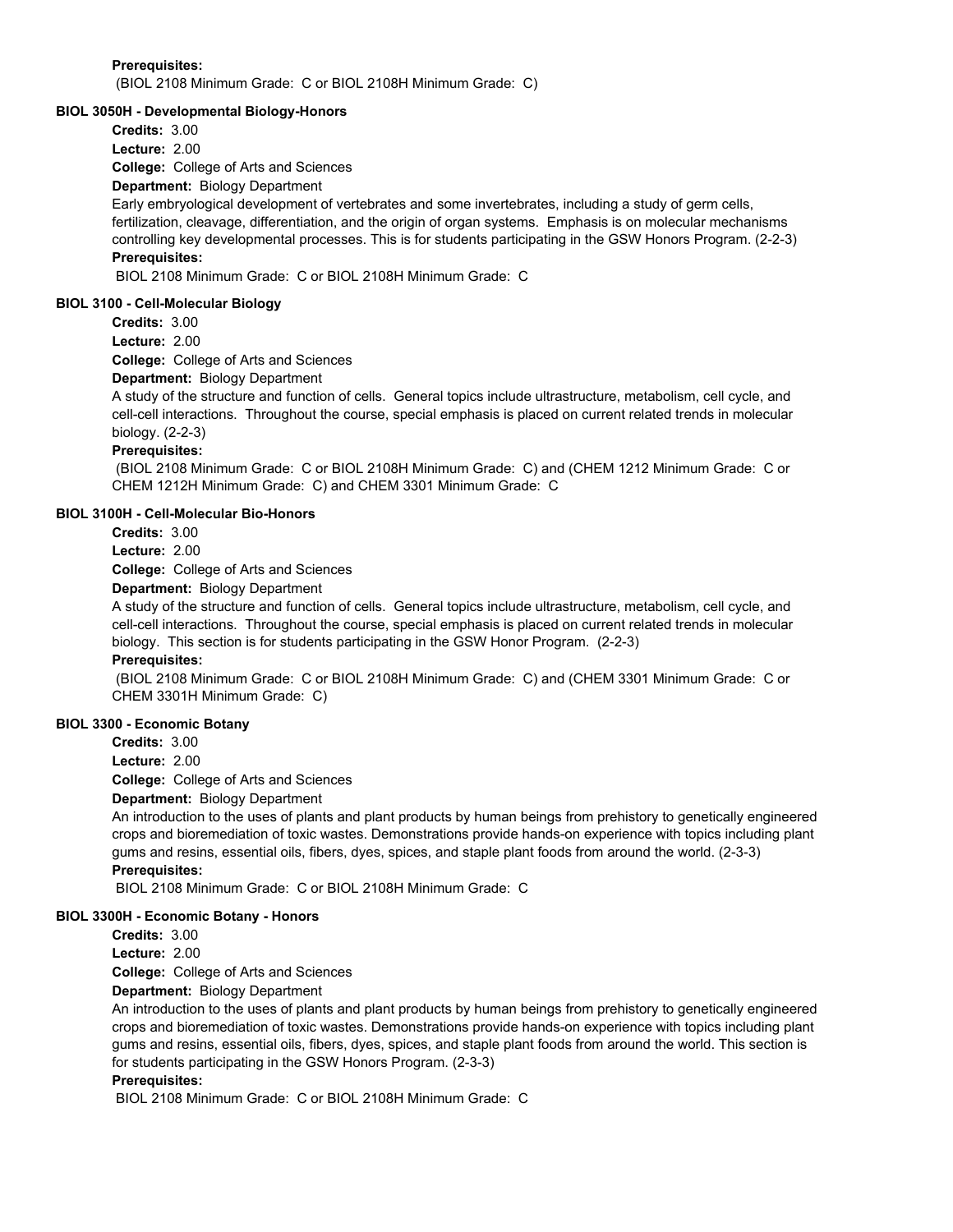**Prerequisites:**

(BIOL 2108 Minimum Grade: C or BIOL 2108H Minimum Grade: C)

### BIOL 3050H - Developmental Biology-Honors

**Credits:** 3.00

**Lecture:** 2.00

**College:** College of Arts and Sciences

**Department:** Biology Department

Early embryological development of vertebrates and some invertebrates, including a study of germ cells, fertilization, cleavage, differentiation, and the origin of organ systems. Emphasis is on molecular mechanisms controlling key developmental processes. This is for students participating in the GSW Honors Program. (2-2-3)

**Prerequisites:**

BIOL 2108 Minimum Grade: C or BIOL 2108H Minimum Grade: C

### BIOL 3100 - Cell-Molecular Biology

**Credits:** 3.00

**Lecture:** 2.00

**College:** College of Arts and Sciences

**Department:** Biology Department

A study of the structure and function of cells. General topics include ultrastructure, metabolism, cell cycle, and cell-cell interactions. Throughout the course, special emphasis is placed on current related trends in molecular biology. (2-2-3)

**Prerequisites:**

(BIOL 2108 Minimum Grade: C or BIOL 2108H Minimum Grade: C) and (CHEM 1212 Minimum Grade: C or CHEM 1212H Minimum Grade: C) and CHEM 3301 Minimum Grade: C

### BIOL 3100H - Cell-Molecular Bio-Honors

**Credits:** 3.00

**Lecture:** 2.00

**College:** College of Arts and Sciences

**Department:** Biology Department

A study of the structure and function of cells. General topics include ultrastructure, metabolism, cell cycle, and cell-cell interactions. Throughout the course, special emphasis is placed on current related trends in molecular biology. This section is for students participating in the GSW Honor Program. (2-2-3)

**Prerequisites:**

(BIOL 2108 Minimum Grade: C or BIOL 2108H Minimum Grade: C) and (CHEM 3301 Minimum Grade: C or CHEM 3301H Minimum Grade: C)

### BIOL 3300 - Economic Botany

**Credits:** 3.00

**Lecture:** 2.00

**College:** College of Arts and Sciences

**Department:** Biology Department

An introduction to the uses of plants and plant products by human beings from prehistory to genetically engineered crops and bioremediation of toxic wastes. Demonstrations provide hands-on experience with topics including plant gums and resins, essential oils, fibers, dyes, spices, and staple plant foods from around the world. (2-3-3)

**Prerequisites:**

BIOL 2108 Minimum Grade: C or BIOL 2108H Minimum Grade: C

### BIOL 3300H - Economic Botany - Honors

**Credits:** 3.00

**Lecture:** 2.00

**College:** College of Arts and Sciences

**Department:** Biology Department

An introduction to the uses of plants and plant products by human beings from prehistory to genetically engineered crops and bioremediation of toxic wastes. Demonstrations provide hands-on experience with topics including plant gums and resins, essential oils, fibers, dyes, spices, and staple plant foods from around the world. This section is for students participating in the GSW Honors Program. (2-3-3)

**Prerequisites:**

BIOL 2108 Minimum Grade: C or BIOL 2108H Minimum Grade: C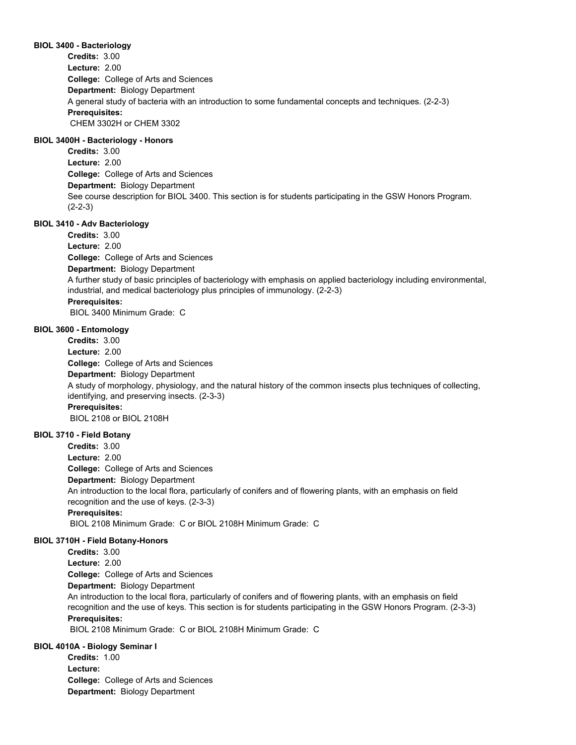#### BIOL 3400 - Bacteriology

**Credits:** 3.00
**Lecture:** 2.00
**College:** College of Arts and Sciences
**Department:** Biology Department
A general study of bacteria with an introduction to some fundamental concepts and techniques. (2-2-3)
**Prerequisites:**
CHEM 3302H or CHEM 3302

#### BIOL 3400H - Bacteriology - Honors

**Credits:** 3.00
**Lecture:** 2.00
**College:** College of Arts and Sciences
**Department:** Biology Department
See course description for BIOL 3400. This section is for students participating in the GSW Honors Program. (2-2-3)

#### BIOL 3410 - Adv Bacteriology

**Credits:** 3.00
**Lecture:** 2.00
**College:** College of Arts and Sciences
**Department:** Biology Department
A further study of basic principles of bacteriology with emphasis on applied bacteriology including environmental, industrial, and medical bacteriology plus principles of immunology. (2-2-3)
**Prerequisites:**
BIOL 3400 Minimum Grade: C

#### BIOL 3600 - Entomology

**Credits:** 3.00
**Lecture:** 2.00
**College:** College of Arts and Sciences
**Department:** Biology Department
A study of morphology, physiology, and the natural history of the common insects plus techniques of collecting, identifying, and preserving insects. (2-3-3)
**Prerequisites:**
BIOL 2108 or BIOL 2108H

#### BIOL 3710 - Field Botany

**Credits:** 3.00
**Lecture:** 2.00
**College:** College of Arts and Sciences
**Department:** Biology Department
An introduction to the local flora, particularly of conifers and of flowering plants, with an emphasis on field recognition and the use of keys. (2-3-3)
**Prerequisites:**
BIOL 2108 Minimum Grade: C or BIOL 2108H Minimum Grade: C

#### BIOL 3710H - Field Botany-Honors

**Credits:** 3.00
**Lecture:** 2.00
**College:** College of Arts and Sciences
**Department:** Biology Department
An introduction to the local flora, particularly of conifers and of flowering plants, with an emphasis on field recognition and the use of keys. This section is for students participating in the GSW Honors Program. (2-3-3)
**Prerequisites:**
BIOL 2108 Minimum Grade: C or BIOL 2108H Minimum Grade: C

#### BIOL 4010A - Biology Seminar I

**Credits:** 1.00
**Lecture:**
**College:** College of Arts and Sciences
**Department:** Biology Department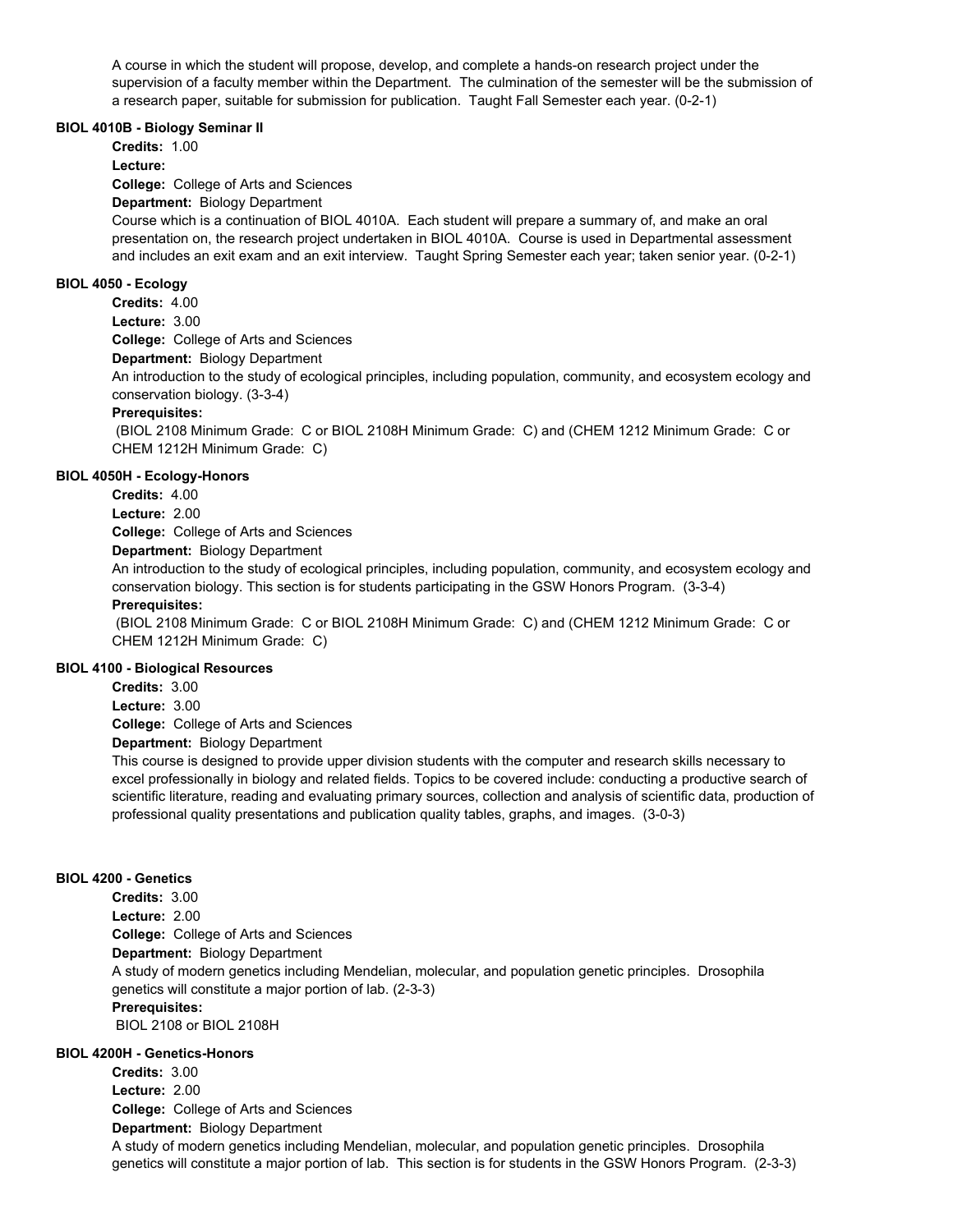A course in which the student will propose, develop, and complete a hands-on research project under the supervision of a faculty member within the Department. The culmination of the semester will be the submission of a research paper, suitable for submission for publication. Taught Fall Semester each year. (0-2-1)

### BIOL 4010B - Biology Seminar II

**Credits:** 1.00
**Lecture:**
**College:** College of Arts and Sciences
**Department:** Biology Department

Course which is a continuation of BIOL 4010A. Each student will prepare a summary of, and make an oral presentation on, the research project undertaken in BIOL 4010A. Course is used in Departmental assessment and includes an exit exam and an exit interview. Taught Spring Semester each year; taken senior year. (0-2-1)

### BIOL 4050 - Ecology

**Credits:** 4.00
**Lecture:** 3.00
**College:** College of Arts and Sciences
**Department:** Biology Department

An introduction to the study of ecological principles, including population, community, and ecosystem ecology and conservation biology. (3-3-4)

**Prerequisites:**
(BIOL 2108 Minimum Grade: C or BIOL 2108H Minimum Grade: C) and (CHEM 1212 Minimum Grade: C or CHEM 1212H Minimum Grade: C)

### BIOL 4050H - Ecology-Honors

**Credits:** 4.00
**Lecture:** 2.00
**College:** College of Arts and Sciences
**Department:** Biology Department

An introduction to the study of ecological principles, including population, community, and ecosystem ecology and conservation biology. This section is for students participating in the GSW Honors Program. (3-3-4)

**Prerequisites:**
(BIOL 2108 Minimum Grade: C or BIOL 2108H Minimum Grade: C) and (CHEM 1212 Minimum Grade: C or CHEM 1212H Minimum Grade: C)

### BIOL 4100 - Biological Resources

**Credits:** 3.00
**Lecture:** 3.00
**College:** College of Arts and Sciences
**Department:** Biology Department

This course is designed to provide upper division students with the computer and research skills necessary to excel professionally in biology and related fields. Topics to be covered include: conducting a productive search of scientific literature, reading and evaluating primary sources, collection and analysis of scientific data, production of professional quality presentations and publication quality tables, graphs, and images. (3-0-3)

### BIOL 4200 - Genetics

**Credits:** 3.00
**Lecture:** 2.00
**College:** College of Arts and Sciences
**Department:** Biology Department

A study of modern genetics including Mendelian, molecular, and population genetic principles. Drosophila genetics will constitute a major portion of lab. (2-3-3)

**Prerequisites:**
BIOL 2108 or BIOL 2108H

### BIOL 4200H - Genetics-Honors

**Credits:** 3.00
**Lecture:** 2.00
**College:** College of Arts and Sciences
**Department:** Biology Department

A study of modern genetics including Mendelian, molecular, and population genetic principles. Drosophila genetics will constitute a major portion of lab. This section is for students in the GSW Honors Program. (2-3-3)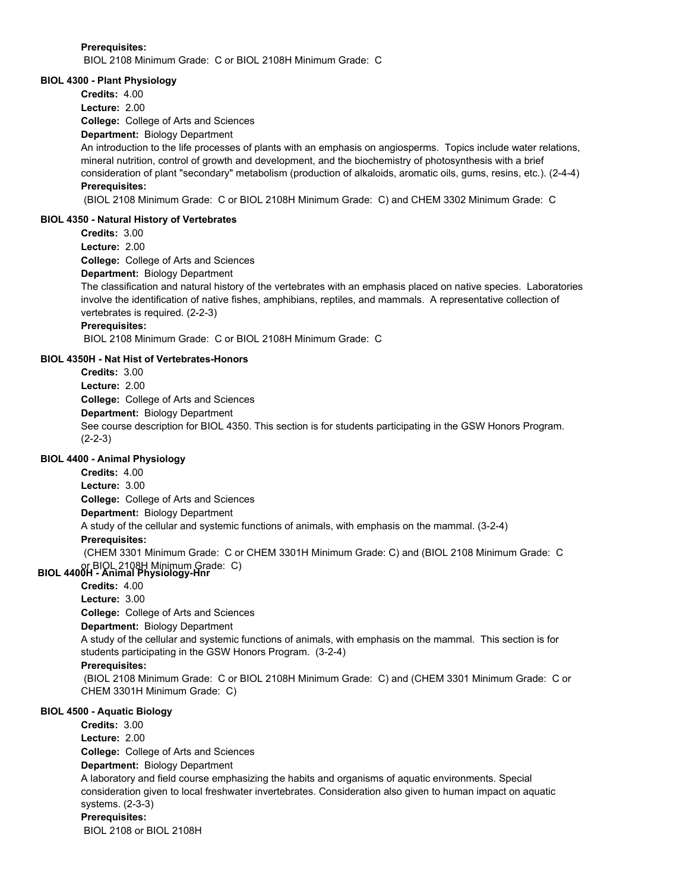**Prerequisites:**

BIOL 2108 Minimum Grade: C or BIOL 2108H Minimum Grade: C

### BIOL 4300 - Plant Physiology

**Credits:** 4.00

**Lecture:** 2.00

**College:** College of Arts and Sciences

**Department:** Biology Department

An introduction to the life processes of plants with an emphasis on angiosperms. Topics include water relations, mineral nutrition, control of growth and development, and the biochemistry of photosynthesis with a brief consideration of plant "secondary" metabolism (production of alkaloids, aromatic oils, gums, resins, etc.). (2-4-4)

**Prerequisites:**

(BIOL 2108 Minimum Grade: C or BIOL 2108H Minimum Grade: C) and CHEM 3302 Minimum Grade: C

### BIOL 4350 - Natural History of Vertebrates

**Credits:** 3.00

**Lecture:** 2.00

**College:** College of Arts and Sciences

**Department:** Biology Department

The classification and natural history of the vertebrates with an emphasis placed on native species. Laboratories involve the identification of native fishes, amphibians, reptiles, and mammals. A representative collection of vertebrates is required. (2-2-3)

**Prerequisites:**

BIOL 2108 Minimum Grade: C or BIOL 2108H Minimum Grade: C

### BIOL 4350H - Nat Hist of Vertebrates-Honors

**Credits:** 3.00

**Lecture:** 2.00

**College:** College of Arts and Sciences

**Department:** Biology Department

See course description for BIOL 4350. This section is for students participating in the GSW Honors Program. (2-2-3)

### BIOL 4400 - Animal Physiology

**Credits:** 4.00

**Lecture:** 3.00

**College:** College of Arts and Sciences

**Department:** Biology Department

A study of the cellular and systemic functions of animals, with emphasis on the mammal. (3-2-4)

**Prerequisites:**

(CHEM 3301 Minimum Grade: C or CHEM 3301H Minimum Grade: C) and (BIOL 2108 Minimum Grade: C or BIOL 2108H Minimum Grade: C)

### BIOL 4400H - Animal Physiology-Hnr

**Credits:** 4.00

**Lecture:** 3.00

**College:** College of Arts and Sciences

**Department:** Biology Department

A study of the cellular and systemic functions of animals, with emphasis on the mammal. This section is for students participating in the GSW Honors Program. (3-2-4)

**Prerequisites:**

(BIOL 2108 Minimum Grade: C or BIOL 2108H Minimum Grade: C) and (CHEM 3301 Minimum Grade: C or CHEM 3301H Minimum Grade: C)

### BIOL 4500 - Aquatic Biology

**Credits:** 3.00

**Lecture:** 2.00

**College:** College of Arts and Sciences

**Department:** Biology Department

A laboratory and field course emphasizing the habits and organisms of aquatic environments. Special consideration given to local freshwater invertebrates. Consideration also given to human impact on aquatic systems. (2-3-3)

**Prerequisites:**

BIOL 2108 or BIOL 2108H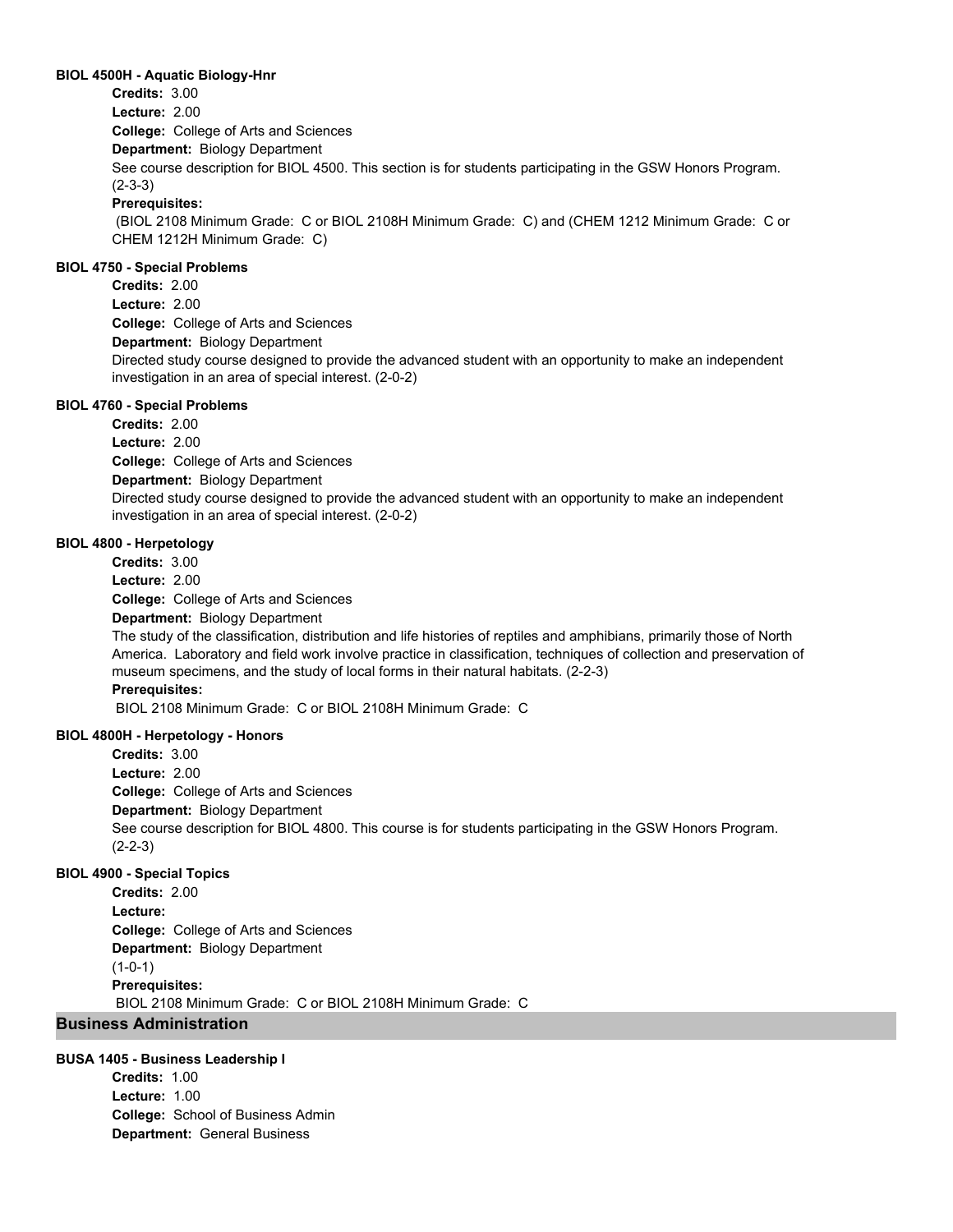#### BIOL 4500H - Aquatic Biology-Hnr

**Credits:** 3.00
**Lecture:** 2.00
**College:** College of Arts and Sciences
**Department:** Biology Department
See course description for BIOL 4500. This section is for students participating in the GSW Honors Program. (2-3-3)
**Prerequisites:**
(BIOL 2108 Minimum Grade: C or BIOL 2108H Minimum Grade: C) and (CHEM 1212 Minimum Grade: C or CHEM 1212H Minimum Grade: C)

#### BIOL 4750 - Special Problems

**Credits:** 2.00
**Lecture:** 2.00
**College:** College of Arts and Sciences
**Department:** Biology Department
Directed study course designed to provide the advanced student with an opportunity to make an independent investigation in an area of special interest. (2-0-2)

#### BIOL 4760 - Special Problems

**Credits:** 2.00
**Lecture:** 2.00
**College:** College of Arts and Sciences
**Department:** Biology Department
Directed study course designed to provide the advanced student with an opportunity to make an independent investigation in an area of special interest. (2-0-2)

#### BIOL 4800 - Herpetology

**Credits:** 3.00
**Lecture:** 2.00
**College:** College of Arts and Sciences
**Department:** Biology Department
The study of the classification, distribution and life histories of reptiles and amphibians, primarily those of North America. Laboratory and field work involve practice in classification, techniques of collection and preservation of museum specimens, and the study of local forms in their natural habitats. (2-2-3)
**Prerequisites:**
BIOL 2108 Minimum Grade: C or BIOL 2108H Minimum Grade: C

#### BIOL 4800H - Herpetology - Honors

**Credits:** 3.00
**Lecture:** 2.00
**College:** College of Arts and Sciences
**Department:** Biology Department
See course description for BIOL 4800. This course is for students participating in the GSW Honors Program. (2-2-3)

#### BIOL 4900 - Special Topics

**Credits:** 2.00
**Lecture:**
**College:** College of Arts and Sciences
**Department:** Biology Department
(1-0-1)
**Prerequisites:**
BIOL 2108 Minimum Grade: C or BIOL 2108H Minimum Grade: C

## Business Administration

#### BUSA 1405 - Business Leadership I

**Credits:** 1.00
**Lecture:** 1.00
**College:** School of Business Admin
**Department:** General Business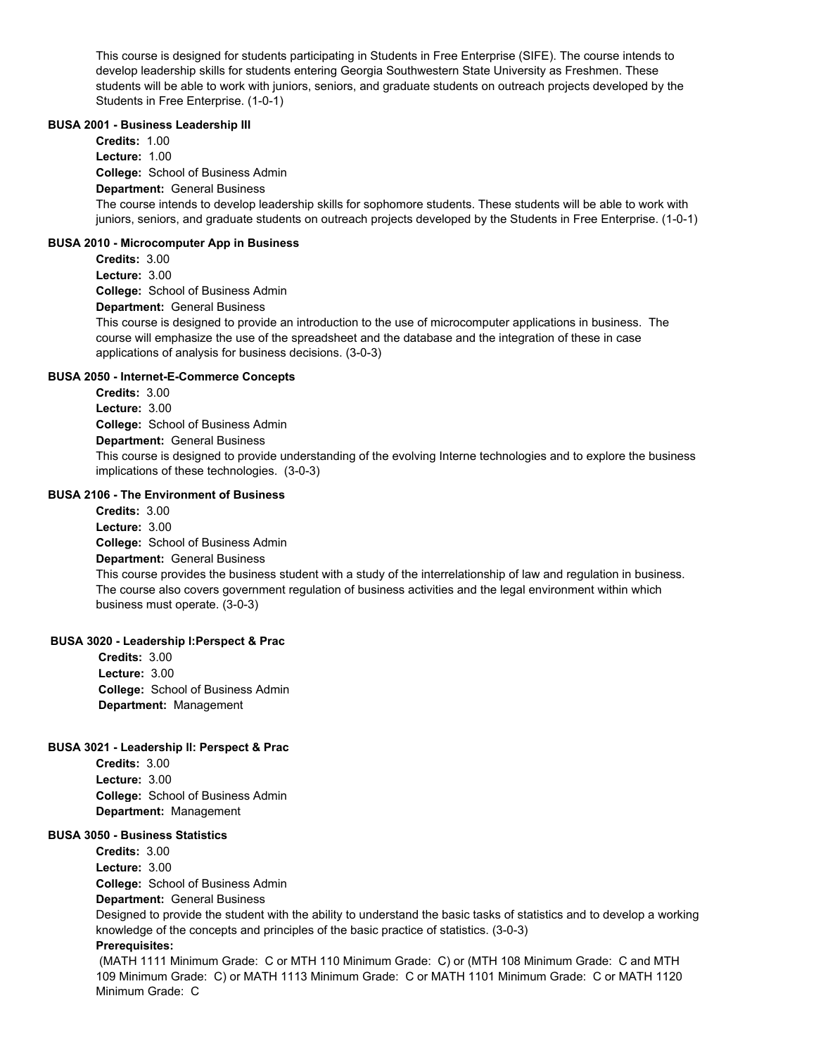This course is designed for students participating in Students in Free Enterprise (SIFE). The course intends to develop leadership skills for students entering Georgia Southwestern State University as Freshmen. These students will be able to work with juniors, seniors, and graduate students on outreach projects developed by the Students in Free Enterprise. (1-0-1)

**BUSA 2001 - Business Leadership III**

**Credits:** 1.00
**Lecture:** 1.00
**College:** School of Business Admin
**Department:** General Business

The course intends to develop leadership skills for sophomore students. These students will be able to work with juniors, seniors, and graduate students on outreach projects developed by the Students in Free Enterprise. (1-0-1)

**BUSA 2010 - Microcomputer App in Business**

**Credits:** 3.00
**Lecture:** 3.00
**College:** School of Business Admin
**Department:** General Business

This course is designed to provide an introduction to the use of microcomputer applications in business. The course will emphasize the use of the spreadsheet and the database and the integration of these in case applications of analysis for business decisions. (3-0-3)

**BUSA 2050 - Internet-E-Commerce Concepts**

**Credits:** 3.00
**Lecture:** 3.00
**College:** School of Business Admin
**Department:** General Business

This course is designed to provide understanding of the evolving Interne technologies and to explore the business implications of these technologies. (3-0-3)

**BUSA 2106 - The Environment of Business**

**Credits:** 3.00
**Lecture:** 3.00
**College:** School of Business Admin
**Department:** General Business

This course provides the business student with a study of the interrelationship of law and regulation in business. The course also covers government regulation of business activities and the legal environment within which business must operate. (3-0-3)

**BUSA 3020 - Leadership I:Perspect & Prac**

**Credits:** 3.00
**Lecture:** 3.00
**College:** School of Business Admin
**Department:** Management

**BUSA 3021 - Leadership II: Perspect & Prac**

**Credits:** 3.00
**Lecture:** 3.00
**College:** School of Business Admin
**Department:** Management

**BUSA 3050 - Business Statistics**

**Credits:** 3.00
**Lecture:** 3.00
**College:** School of Business Admin
**Department:** General Business

Designed to provide the student with the ability to understand the basic tasks of statistics and to develop a working knowledge of the concepts and principles of the basic practice of statistics. (3-0-3)

**Prerequisites:**

(MATH 1111 Minimum Grade: C or MTH 110 Minimum Grade: C) or (MTH 108 Minimum Grade: C and MTH 109 Minimum Grade: C) or MATH 1113 Minimum Grade: C or MATH 1101 Minimum Grade: C or MATH 1120 Minimum Grade: C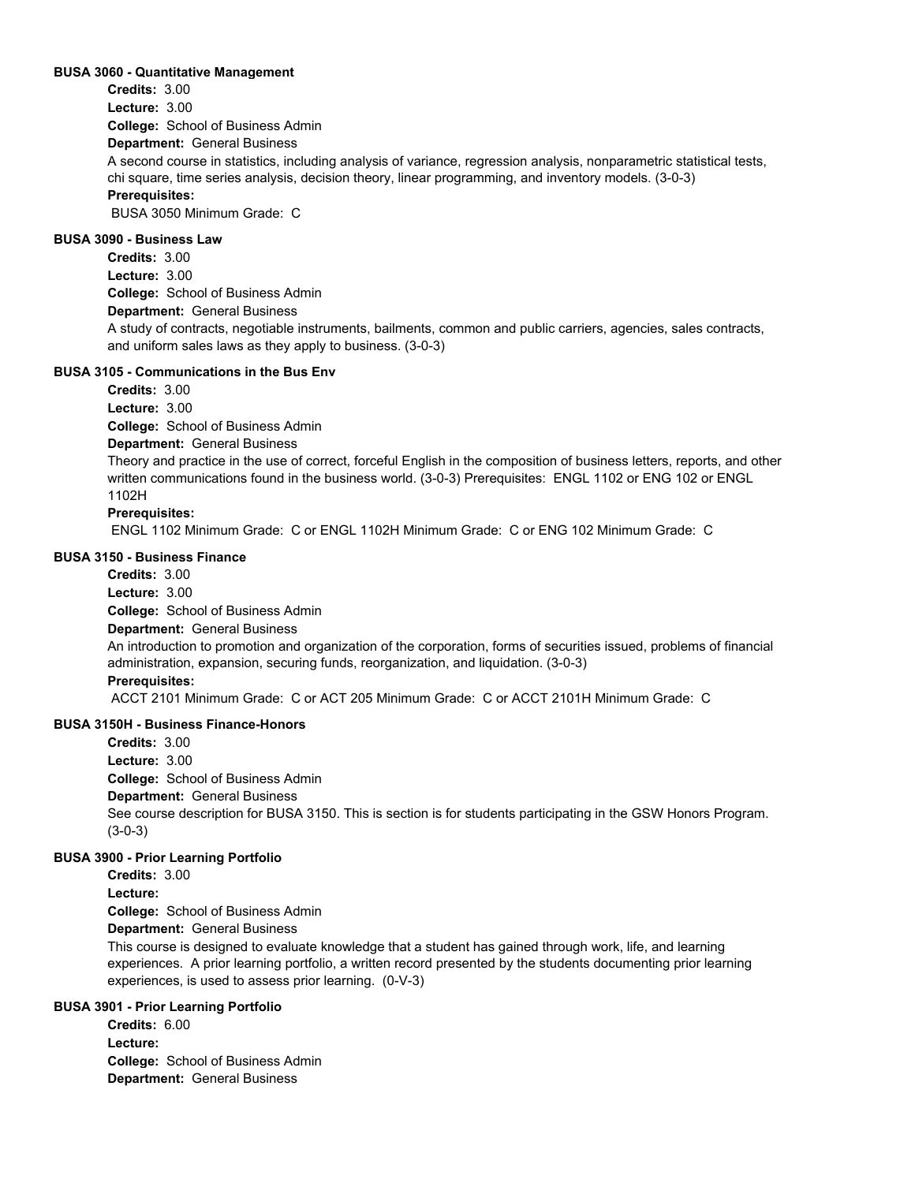**BUSA 3060 - Quantitative Management**

**Credits:** 3.00
**Lecture:** 3.00
**College:** School of Business Admin
**Department:** General Business
A second course in statistics, including analysis of variance, regression analysis, nonparametric statistical tests, chi square, time series analysis, decision theory, linear programming, and inventory models. (3-0-3)
**Prerequisites:**
BUSA 3050 Minimum Grade: C

**BUSA 3090 - Business Law**

**Credits:** 3.00
**Lecture:** 3.00
**College:** School of Business Admin
**Department:** General Business
A study of contracts, negotiable instruments, bailments, common and public carriers, agencies, sales contracts, and uniform sales laws as they apply to business. (3-0-3)

**BUSA 3105 - Communications in the Bus Env**

**Credits:** 3.00
**Lecture:** 3.00
**College:** School of Business Admin
**Department:** General Business
Theory and practice in the use of correct, forceful English in the composition of business letters, reports, and other written communications found in the business world. (3-0-3) Prerequisites: ENGL 1102 or ENG 102 or ENGL 1102H
**Prerequisites:**
ENGL 1102 Minimum Grade: C or ENGL 1102H Minimum Grade: C or ENG 102 Minimum Grade: C

**BUSA 3150 - Business Finance**

**Credits:** 3.00
**Lecture:** 3.00
**College:** School of Business Admin
**Department:** General Business
An introduction to promotion and organization of the corporation, forms of securities issued, problems of financial administration, expansion, securing funds, reorganization, and liquidation. (3-0-3)
**Prerequisites:**
ACCT 2101 Minimum Grade: C or ACT 205 Minimum Grade: C or ACCT 2101H Minimum Grade: C

**BUSA 3150H - Business Finance-Honors**

**Credits:** 3.00
**Lecture:** 3.00
**College:** School of Business Admin
**Department:** General Business
See course description for BUSA 3150. This is section is for students participating in the GSW Honors Program. (3-0-3)

**BUSA 3900 - Prior Learning Portfolio**

**Credits:** 3.00
**Lecture:**
**College:** School of Business Admin
**Department:** General Business
This course is designed to evaluate knowledge that a student has gained through work, life, and learning experiences. A prior learning portfolio, a written record presented by the students documenting prior learning experiences, is used to assess prior learning. (0-V-3)

**BUSA 3901 - Prior Learning Portfolio**

**Credits:** 6.00
**Lecture:**
**College:** School of Business Admin
**Department:** General Business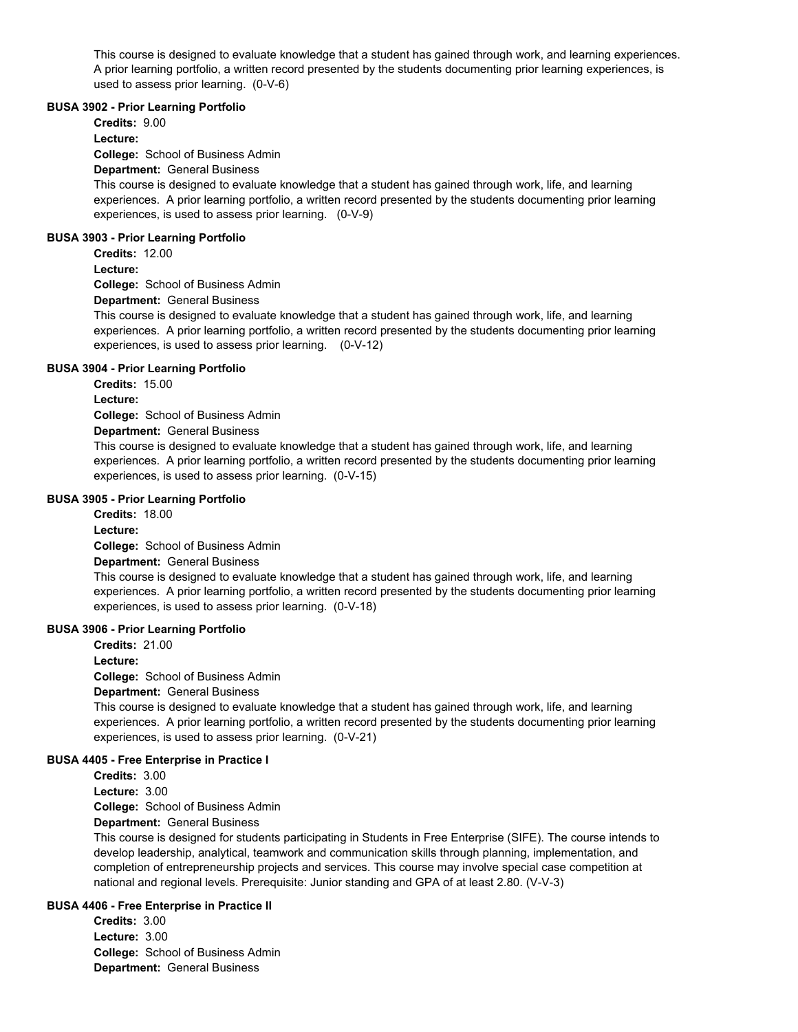This course is designed to evaluate knowledge that a student has gained through work, and learning experiences. A prior learning portfolio, a written record presented by the students documenting prior learning experiences, is used to assess prior learning. (0-V-6)

#### BUSA 3902 - Prior Learning Portfolio

**Credits:** 9.00

**Lecture:**

**College:** School of Business Admin

**Department:** General Business

This course is designed to evaluate knowledge that a student has gained through work, life, and learning experiences. A prior learning portfolio, a written record presented by the students documenting prior learning experiences, is used to assess prior learning. (0-V-9)

#### BUSA 3903 - Prior Learning Portfolio

**Credits:** 12.00

**Lecture:**

**College:** School of Business Admin

**Department:** General Business

This course is designed to evaluate knowledge that a student has gained through work, life, and learning experiences. A prior learning portfolio, a written record presented by the students documenting prior learning experiences, is used to assess prior learning. (0-V-12)

#### BUSA 3904 - Prior Learning Portfolio

**Credits:** 15.00

**Lecture:**

**College:** School of Business Admin

**Department:** General Business

This course is designed to evaluate knowledge that a student has gained through work, life, and learning experiences. A prior learning portfolio, a written record presented by the students documenting prior learning experiences, is used to assess prior learning. (0-V-15)

#### BUSA 3905 - Prior Learning Portfolio

**Credits:** 18.00

**Lecture:**

**College:** School of Business Admin

**Department:** General Business

This course is designed to evaluate knowledge that a student has gained through work, life, and learning experiences. A prior learning portfolio, a written record presented by the students documenting prior learning experiences, is used to assess prior learning. (0-V-18)

#### BUSA 3906 - Prior Learning Portfolio

**Credits:** 21.00

**Lecture:**

**College:** School of Business Admin

**Department:** General Business

This course is designed to evaluate knowledge that a student has gained through work, life, and learning experiences. A prior learning portfolio, a written record presented by the students documenting prior learning experiences, is used to assess prior learning. (0-V-21)

#### BUSA 4405 - Free Enterprise in Practice I

**Credits:** 3.00

**Lecture:** 3.00

**College:** School of Business Admin

**Department:** General Business

This course is designed for students participating in Students in Free Enterprise (SIFE). The course intends to develop leadership, analytical, teamwork and communication skills through planning, implementation, and completion of entrepreneurship projects and services. This course may involve special case competition at national and regional levels. Prerequisite: Junior standing and GPA of at least 2.80. (V-V-3)

#### BUSA 4406 - Free Enterprise in Practice II

**Credits:** 3.00

**Lecture:** 3.00

**College:** School of Business Admin

**Department:** General Business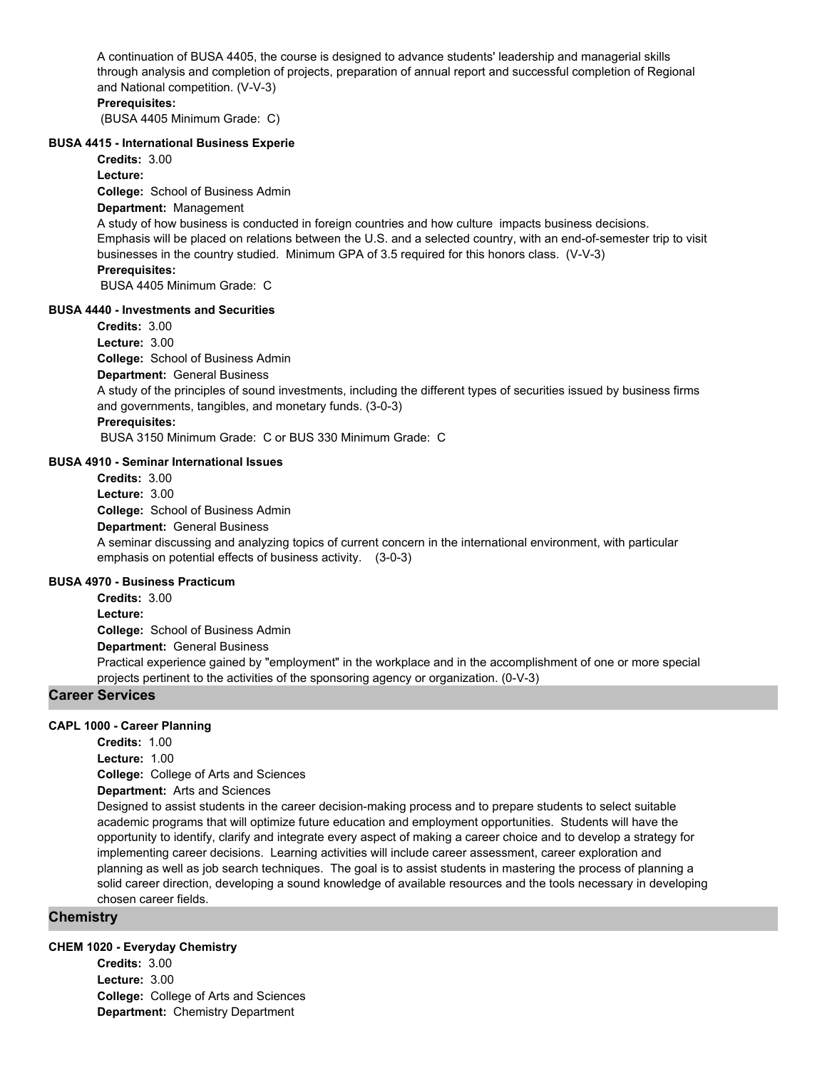A continuation of BUSA 4405, the course is designed to advance students' leadership and managerial skills through analysis and completion of projects, preparation of annual report and successful completion of Regional and National competition. (V-V-3)

**Prerequisites:**

(BUSA 4405 Minimum Grade: C)

**BUSA 4415 - International Business Experie**

**Credits:** 3.00
**Lecture:**
**College:** School of Business Admin
**Department:** Management

A study of how business is conducted in foreign countries and how culture impacts business decisions. Emphasis will be placed on relations between the U.S. and a selected country, with an end-of-semester trip to visit businesses in the country studied. Minimum GPA of 3.5 required for this honors class. (V-V-3)

**Prerequisites:**

BUSA 4405 Minimum Grade: C

**BUSA 4440 - Investments and Securities**

**Credits:** 3.00
**Lecture:** 3.00
**College:** School of Business Admin
**Department:** General Business

A study of the principles of sound investments, including the different types of securities issued by business firms and governments, tangibles, and monetary funds. (3-0-3)

**Prerequisites:**

BUSA 3150 Minimum Grade: C or BUS 330 Minimum Grade: C

**BUSA 4910 - Seminar International Issues**

**Credits:** 3.00
**Lecture:** 3.00
**College:** School of Business Admin
**Department:** General Business

A seminar discussing and analyzing topics of current concern in the international environment, with particular emphasis on potential effects of business activity. (3-0-3)

**BUSA 4970 - Business Practicum**

**Credits:** 3.00
**Lecture:**
**College:** School of Business Admin
**Department:** General Business

Practical experience gained by "employment" in the workplace and in the accomplishment of one or more special projects pertinent to the activities of the sponsoring agency or organization. (0-V-3)

## Career Services

**CAPL 1000 - Career Planning**

**Credits:** 1.00
**Lecture:** 1.00
**College:** College of Arts and Sciences
**Department:** Arts and Sciences

Designed to assist students in the career decision-making process and to prepare students to select suitable academic programs that will optimize future education and employment opportunities. Students will have the opportunity to identify, clarify and integrate every aspect of making a career choice and to develop a strategy for implementing career decisions. Learning activities will include career assessment, career exploration and planning as well as job search techniques. The goal is to assist students in mastering the process of planning a solid career direction, developing a sound knowledge of available resources and the tools necessary in developing chosen career fields.

## Chemistry

**CHEM 1020 - Everyday Chemistry**

**Credits:** 3.00
**Lecture:** 3.00
**College:** College of Arts and Sciences
**Department:** Chemistry Department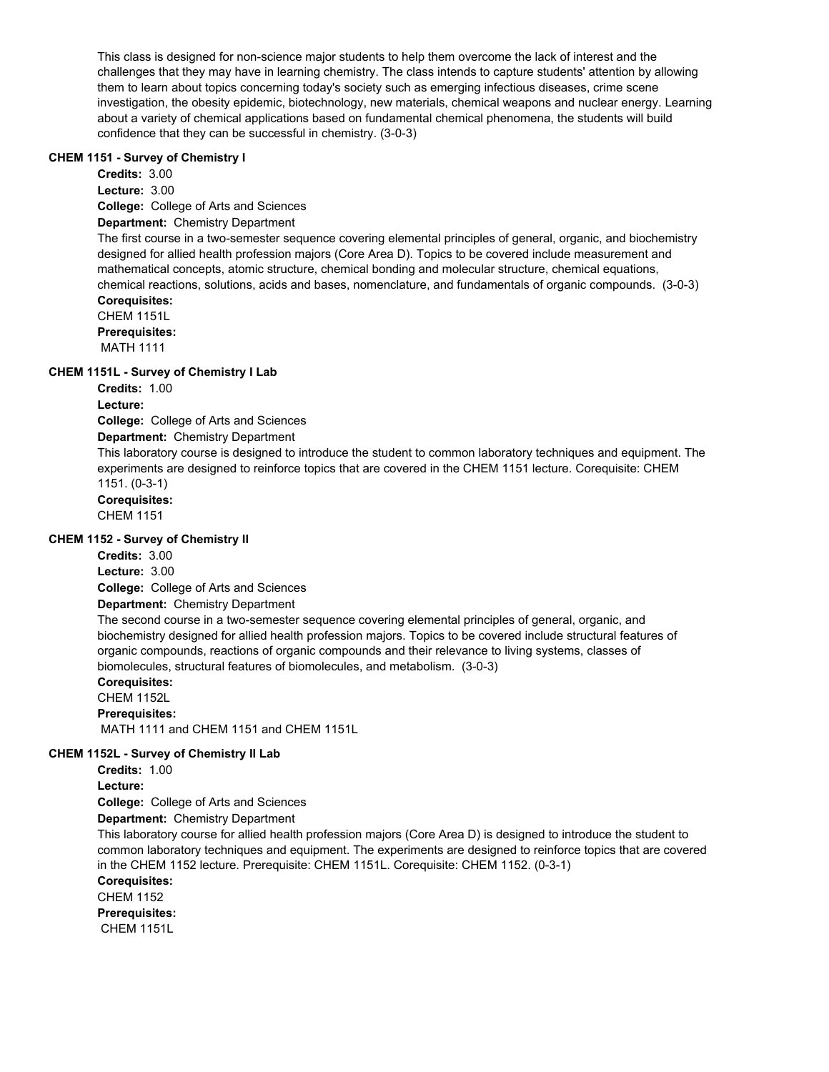This class is designed for non-science major students to help them overcome the lack of interest and the challenges that they may have in learning chemistry. The class intends to capture students' attention by allowing them to learn about topics concerning today's society such as emerging infectious diseases, crime scene investigation, the obesity epidemic, biotechnology, new materials, chemical weapons and nuclear energy. Learning about a variety of chemical applications based on fundamental chemical phenomena, the students will build confidence that they can be successful in chemistry. (3-0-3)

### CHEM 1151 - Survey of Chemistry I

**Credits:** 3.00
**Lecture:** 3.00
**College:** College of Arts and Sciences
**Department:** Chemistry Department

The first course in a two-semester sequence covering elemental principles of general, organic, and biochemistry designed for allied health profession majors (Core Area D). Topics to be covered include measurement and mathematical concepts, atomic structure, chemical bonding and molecular structure, chemical equations, chemical reactions, solutions, acids and bases, nomenclature, and fundamentals of organic compounds. (3-0-3)

**Corequisites:**
CHEM 1151L
**Prerequisites:**
MATH 1111

### CHEM 1151L - Survey of Chemistry I Lab

**Credits:** 1.00
**Lecture:**
**College:** College of Arts and Sciences
**Department:** Chemistry Department

This laboratory course is designed to introduce the student to common laboratory techniques and equipment. The experiments are designed to reinforce topics that are covered in the CHEM 1151 lecture. Corequisite: CHEM 1151. (0-3-1)

**Corequisites:**
CHEM 1151

### CHEM 1152 - Survey of Chemistry II

**Credits:** 3.00
**Lecture:** 3.00
**College:** College of Arts and Sciences
**Department:** Chemistry Department

The second course in a two-semester sequence covering elemental principles of general, organic, and biochemistry designed for allied health profession majors. Topics to be covered include structural features of organic compounds, reactions of organic compounds and their relevance to living systems, classes of biomolecules, structural features of biomolecules, and metabolism. (3-0-3)

**Corequisites:**
CHEM 1152L
**Prerequisites:**
MATH 1111 and CHEM 1151 and CHEM 1151L

### CHEM 1152L - Survey of Chemistry II Lab

**Credits:** 1.00
**Lecture:**
**College:** College of Arts and Sciences
**Department:** Chemistry Department

This laboratory course for allied health profession majors (Core Area D) is designed to introduce the student to common laboratory techniques and equipment. The experiments are designed to reinforce topics that are covered in the CHEM 1152 lecture. Prerequisite: CHEM 1151L. Corequisite: CHEM 1152. (0-3-1)

**Corequisites:**
CHEM 1152
**Prerequisites:**
CHEM 1151L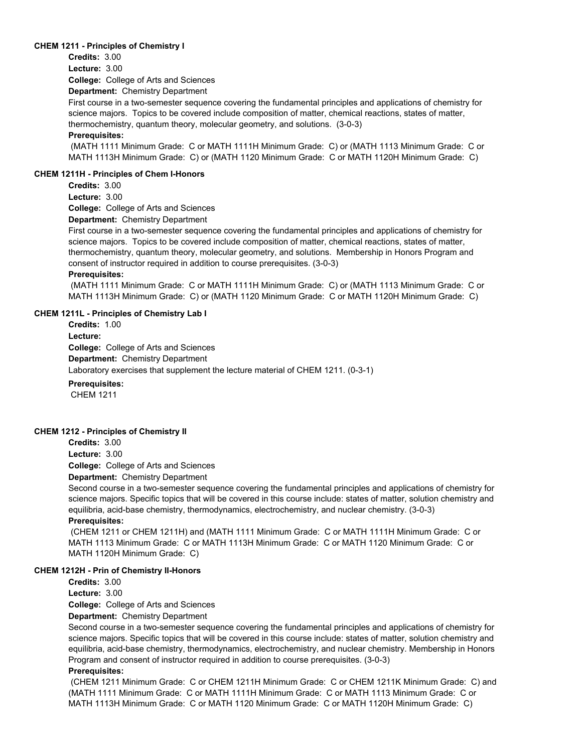**CHEM 1211 - Principles of Chemistry I**

**Credits:** 3.00

**Lecture:** 3.00

**College:** College of Arts and Sciences

**Department:** Chemistry Department

First course in a two-semester sequence covering the fundamental principles and applications of chemistry for science majors. Topics to be covered include composition of matter, chemical reactions, states of matter, thermochemistry, quantum theory, molecular geometry, and solutions. (3-0-3)

**Prerequisites:**

(MATH 1111 Minimum Grade: C or MATH 1111H Minimum Grade: C) or (MATH 1113 Minimum Grade: C or MATH 1113H Minimum Grade: C) or (MATH 1120 Minimum Grade: C or MATH 1120H Minimum Grade: C)

**CHEM 1211H - Principles of Chem I-Honors**

**Credits:** 3.00

**Lecture:** 3.00

**College:** College of Arts and Sciences

**Department:** Chemistry Department

First course in a two-semester sequence covering the fundamental principles and applications of chemistry for science majors. Topics to be covered include composition of matter, chemical reactions, states of matter, thermochemistry, quantum theory, molecular geometry, and solutions. Membership in Honors Program and consent of instructor required in addition to course prerequisites. (3-0-3)

**Prerequisites:**

(MATH 1111 Minimum Grade: C or MATH 1111H Minimum Grade: C) or (MATH 1113 Minimum Grade: C or MATH 1113H Minimum Grade: C) or (MATH 1120 Minimum Grade: C or MATH 1120H Minimum Grade: C)

**CHEM 1211L - Principles of Chemistry Lab I**

**Credits:** 1.00

**Lecture:**

**College:** College of Arts and Sciences

**Department:** Chemistry Department

Laboratory exercises that supplement the lecture material of CHEM 1211. (0-3-1)

**Prerequisites:**

CHEM 1211

**CHEM 1212 - Principles of Chemistry II**

**Credits:** 3.00

**Lecture:** 3.00

**College:** College of Arts and Sciences

**Department:** Chemistry Department

Second course in a two-semester sequence covering the fundamental principles and applications of chemistry for science majors. Specific topics that will be covered in this course include: states of matter, solution chemistry and equilibria, acid-base chemistry, thermodynamics, electrochemistry, and nuclear chemistry. (3-0-3)

**Prerequisites:**

(CHEM 1211 or CHEM 1211H) and (MATH 1111 Minimum Grade: C or MATH 1111H Minimum Grade: C or MATH 1113 Minimum Grade: C or MATH 1113H Minimum Grade: C or MATH 1120 Minimum Grade: C or MATH 1120H Minimum Grade: C)

**CHEM 1212H - Prin of Chemistry II-Honors**

**Credits:** 3.00

**Lecture:** 3.00

**College:** College of Arts and Sciences

**Department:** Chemistry Department

Second course in a two-semester sequence covering the fundamental principles and applications of chemistry for science majors. Specific topics that will be covered in this course include: states of matter, solution chemistry and equilibria, acid-base chemistry, thermodynamics, electrochemistry, and nuclear chemistry. Membership in Honors Program and consent of instructor required in addition to course prerequisites. (3-0-3)

**Prerequisites:**

(CHEM 1211 Minimum Grade: C or CHEM 1211H Minimum Grade: C or CHEM 1211K Minimum Grade: C) and (MATH 1111 Minimum Grade: C or MATH 1111H Minimum Grade: C or MATH 1113 Minimum Grade: C or MATH 1113H Minimum Grade: C or MATH 1120 Minimum Grade: C or MATH 1120H Minimum Grade: C)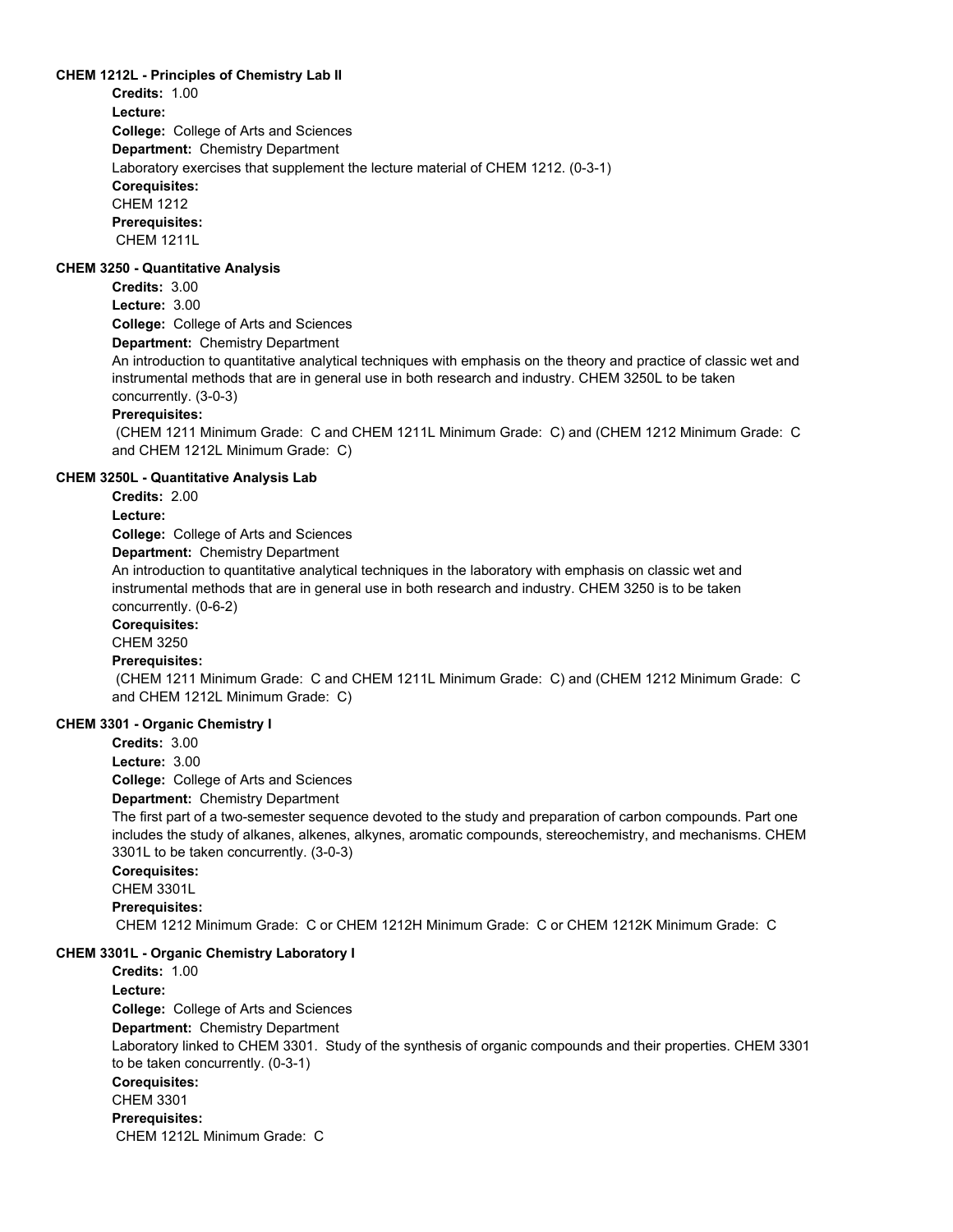**CHEM 1212L - Principles of Chemistry Lab II**

**Credits:** 1.00
**Lecture:**
**College:** College of Arts and Sciences
**Department:** Chemistry Department
Laboratory exercises that supplement the lecture material of CHEM 1212. (0-3-1)
**Corequisites:**
CHEM 1212
**Prerequisites:**
CHEM 1211L

**CHEM 3250 - Quantitative Analysis**

**Credits:** 3.00
**Lecture:** 3.00
**College:** College of Arts and Sciences
**Department:** Chemistry Department
An introduction to quantitative analytical techniques with emphasis on the theory and practice of classic wet and instrumental methods that are in general use in both research and industry. CHEM 3250L to be taken concurrently. (3-0-3)
**Prerequisites:**
(CHEM 1211 Minimum Grade: C and CHEM 1211L Minimum Grade: C) and (CHEM 1212 Minimum Grade: C and CHEM 1212L Minimum Grade: C)

**CHEM 3250L - Quantitative Analysis Lab**

**Credits:** 2.00
**Lecture:**
**College:** College of Arts and Sciences
**Department:** Chemistry Department
An introduction to quantitative analytical techniques in the laboratory with emphasis on classic wet and instrumental methods that are in general use in both research and industry. CHEM 3250 is to be taken concurrently. (0-6-2)
**Corequisites:**
CHEM 3250
**Prerequisites:**
(CHEM 1211 Minimum Grade: C and CHEM 1211L Minimum Grade: C) and (CHEM 1212 Minimum Grade: C and CHEM 1212L Minimum Grade: C)

**CHEM 3301 - Organic Chemistry I**

**Credits:** 3.00
**Lecture:** 3.00
**College:** College of Arts and Sciences
**Department:** Chemistry Department
The first part of a two-semester sequence devoted to the study and preparation of carbon compounds. Part one includes the study of alkanes, alkenes, alkynes, aromatic compounds, stereochemistry, and mechanisms. CHEM 3301L to be taken concurrently. (3-0-3)
**Corequisites:**
CHEM 3301L
**Prerequisites:**
CHEM 1212 Minimum Grade: C or CHEM 1212H Minimum Grade: C or CHEM 1212K Minimum Grade: C

**CHEM 3301L - Organic Chemistry Laboratory I**

**Credits:** 1.00
**Lecture:**
**College:** College of Arts and Sciences
**Department:** Chemistry Department
Laboratory linked to CHEM 3301. Study of the synthesis of organic compounds and their properties. CHEM 3301 to be taken concurrently. (0-3-1)
**Corequisites:**
CHEM 3301
**Prerequisites:**
CHEM 1212L Minimum Grade: C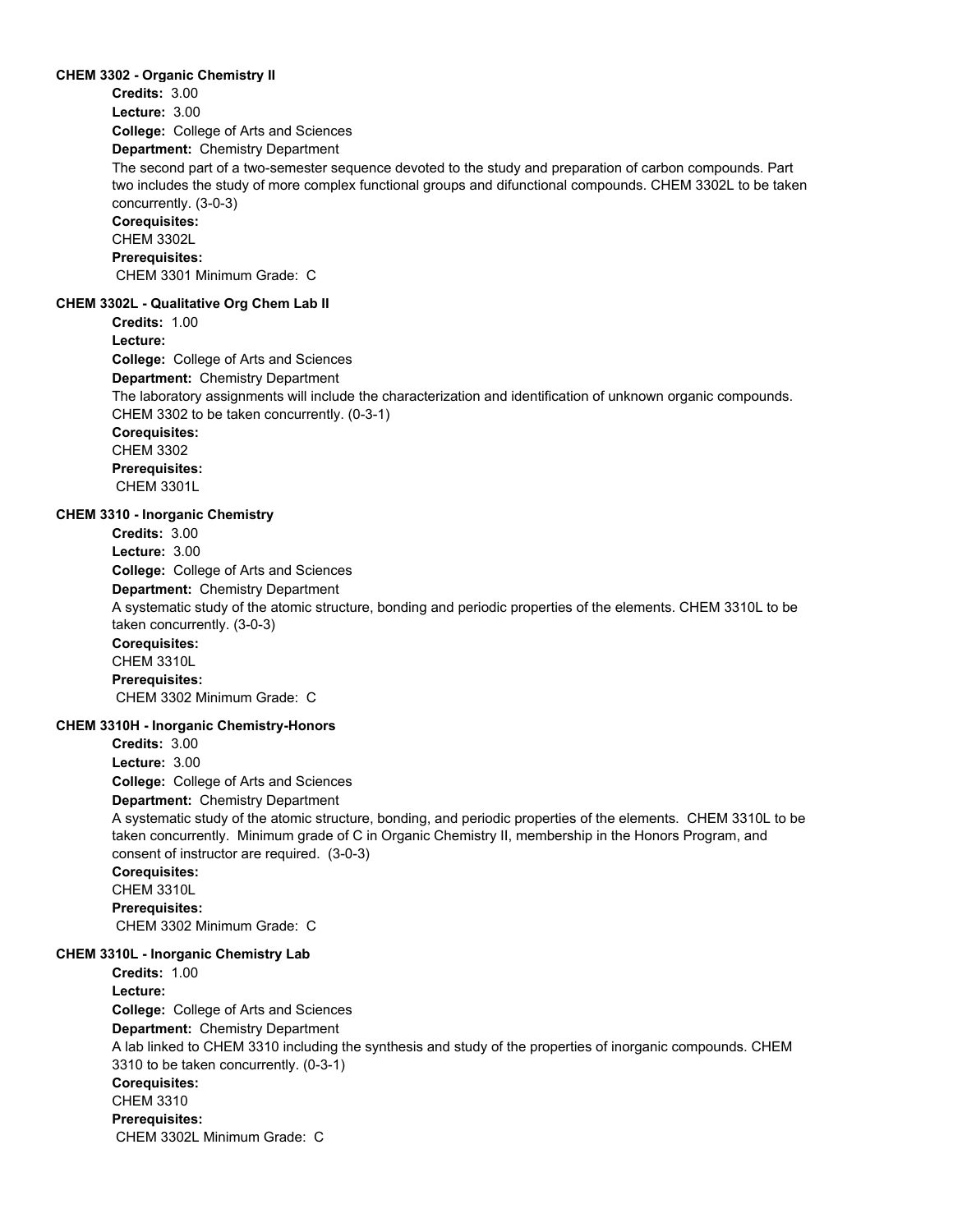**CHEM 3302 - Organic Chemistry II**

**Credits:** 3.00
**Lecture:** 3.00
**College:** College of Arts and Sciences
**Department:** Chemistry Department

The second part of a two-semester sequence devoted to the study and preparation of carbon compounds. Part two includes the study of more complex functional groups and difunctional compounds. CHEM 3302L to be taken concurrently. (3-0-3)

**Corequisites:**
CHEM 3302L
**Prerequisites:**
CHEM 3301 Minimum Grade: C

**CHEM 3302L - Qualitative Org Chem Lab II**

**Credits:** 1.00
**Lecture:**
**College:** College of Arts and Sciences
**Department:** Chemistry Department

The laboratory assignments will include the characterization and identification of unknown organic compounds. CHEM 3302 to be taken concurrently. (0-3-1)

**Corequisites:**
CHEM 3302
**Prerequisites:**
CHEM 3301L

**CHEM 3310 - Inorganic Chemistry**

**Credits:** 3.00
**Lecture:** 3.00
**College:** College of Arts and Sciences
**Department:** Chemistry Department

A systematic study of the atomic structure, bonding and periodic properties of the elements. CHEM 3310L to be taken concurrently. (3-0-3)

**Corequisites:**
CHEM 3310L
**Prerequisites:**
CHEM 3302 Minimum Grade: C

**CHEM 3310H - Inorganic Chemistry-Honors**

**Credits:** 3.00
**Lecture:** 3.00
**College:** College of Arts and Sciences
**Department:** Chemistry Department

A systematic study of the atomic structure, bonding, and periodic properties of the elements. CHEM 3310L to be taken concurrently. Minimum grade of C in Organic Chemistry II, membership in the Honors Program, and consent of instructor are required. (3-0-3)

**Corequisites:**
CHEM 3310L
**Prerequisites:**
CHEM 3302 Minimum Grade: C

**CHEM 3310L - Inorganic Chemistry Lab**

**Credits:** 1.00
**Lecture:**
**College:** College of Arts and Sciences
**Department:** Chemistry Department

A lab linked to CHEM 3310 including the synthesis and study of the properties of inorganic compounds. CHEM 3310 to be taken concurrently. (0-3-1)

**Corequisites:**
CHEM 3310
**Prerequisites:**
CHEM 3302L Minimum Grade: C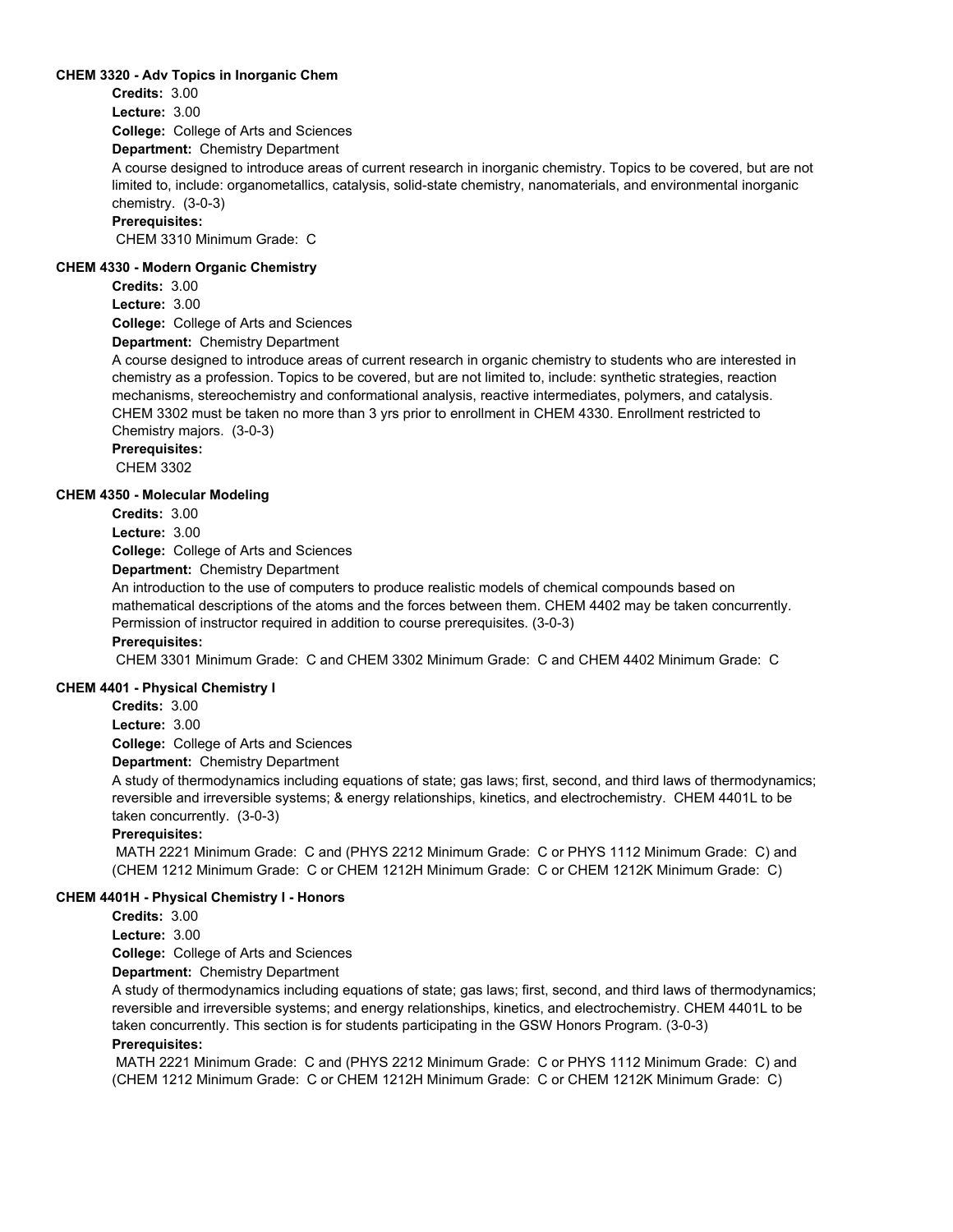**CHEM 3320 - Adv Topics in Inorganic Chem**

**Credits:** 3.00

**Lecture:** 3.00

**College:** College of Arts and Sciences

**Department:** Chemistry Department

A course designed to introduce areas of current research in inorganic chemistry. Topics to be covered, but are not limited to, include: organometallics, catalysis, solid-state chemistry, nanomaterials, and environmental inorganic chemistry. (3-0-3)

**Prerequisites:**

CHEM 3310 Minimum Grade: C

**CHEM 4330 - Modern Organic Chemistry**

**Credits:** 3.00

**Lecture:** 3.00

**College:** College of Arts and Sciences

**Department:** Chemistry Department

A course designed to introduce areas of current research in organic chemistry to students who are interested in chemistry as a profession. Topics to be covered, but are not limited to, include: synthetic strategies, reaction mechanisms, stereochemistry and conformational analysis, reactive intermediates, polymers, and catalysis. CHEM 3302 must be taken no more than 3 yrs prior to enrollment in CHEM 4330. Enrollment restricted to Chemistry majors. (3-0-3)

**Prerequisites:**

CHEM 3302

**CHEM 4350 - Molecular Modeling**

**Credits:** 3.00

**Lecture:** 3.00

**College:** College of Arts and Sciences

**Department:** Chemistry Department

An introduction to the use of computers to produce realistic models of chemical compounds based on mathematical descriptions of the atoms and the forces between them. CHEM 4402 may be taken concurrently. Permission of instructor required in addition to course prerequisites. (3-0-3)

**Prerequisites:**

CHEM 3301 Minimum Grade: C and CHEM 3302 Minimum Grade: C and CHEM 4402 Minimum Grade: C

**CHEM 4401 - Physical Chemistry I**

**Credits:** 3.00

**Lecture:** 3.00

**College:** College of Arts and Sciences

**Department:** Chemistry Department

A study of thermodynamics including equations of state; gas laws; first, second, and third laws of thermodynamics; reversible and irreversible systems; & energy relationships, kinetics, and electrochemistry. CHEM 4401L to be taken concurrently. (3-0-3)

**Prerequisites:**

MATH 2221 Minimum Grade: C and (PHYS 2212 Minimum Grade: C or PHYS 1112 Minimum Grade: C) and (CHEM 1212 Minimum Grade: C or CHEM 1212H Minimum Grade: C or CHEM 1212K Minimum Grade: C)

**CHEM 4401H - Physical Chemistry I - Honors**

**Credits:** 3.00

**Lecture:** 3.00

**College:** College of Arts and Sciences

**Department:** Chemistry Department

A study of thermodynamics including equations of state; gas laws; first, second, and third laws of thermodynamics; reversible and irreversible systems; and energy relationships, kinetics, and electrochemistry. CHEM 4401L to be taken concurrently. This section is for students participating in the GSW Honors Program. (3-0-3)

**Prerequisites:**

MATH 2221 Minimum Grade: C and (PHYS 2212 Minimum Grade: C or PHYS 1112 Minimum Grade: C) and (CHEM 1212 Minimum Grade: C or CHEM 1212H Minimum Grade: C or CHEM 1212K Minimum Grade: C)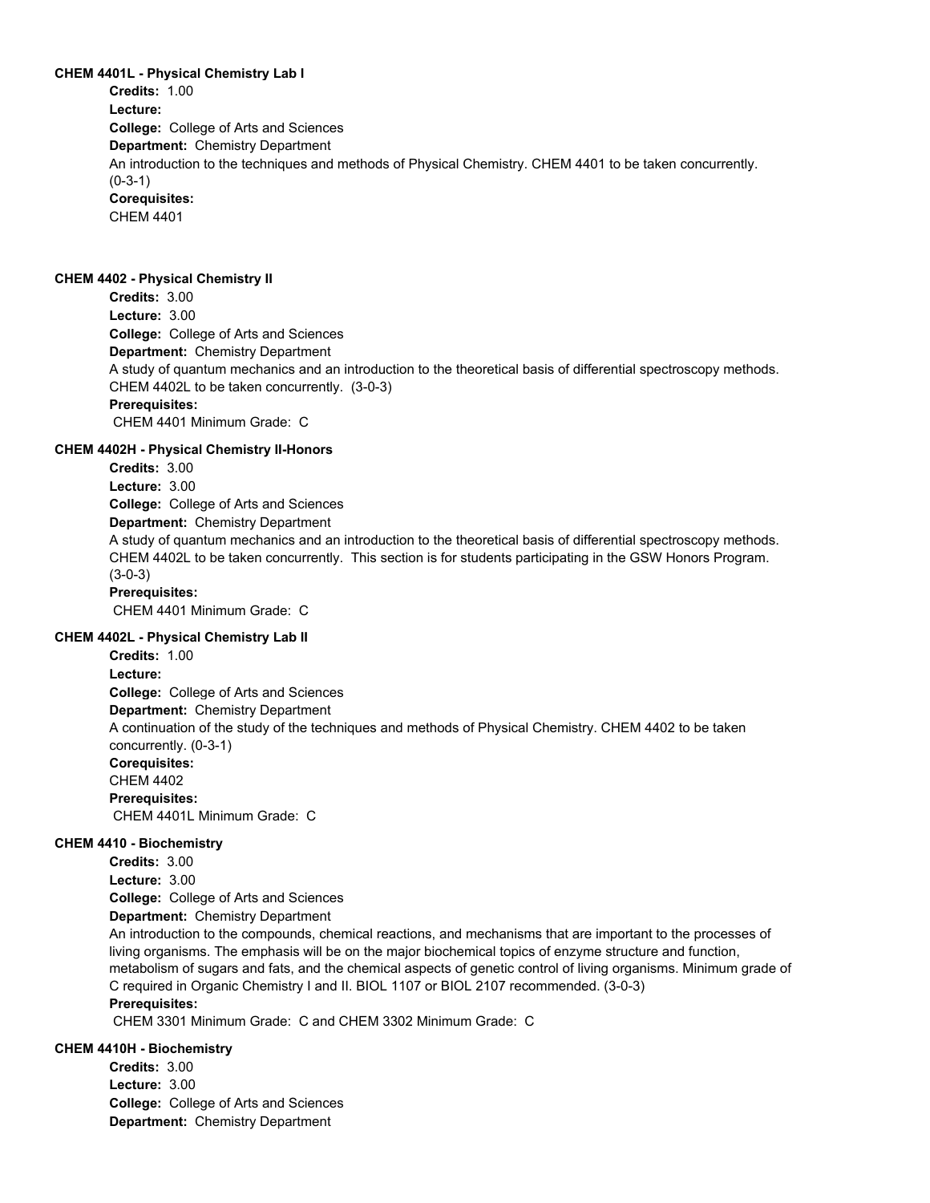**CHEM 4401L - Physical Chemistry Lab I**

**Credits:** 1.00
**Lecture:**
**College:** College of Arts and Sciences
**Department:** Chemistry Department
An introduction to the techniques and methods of Physical Chemistry. CHEM 4401 to be taken concurrently. (0-3-1)
**Corequisites:**
CHEM 4401

**CHEM 4402 - Physical Chemistry II**

**Credits:** 3.00
**Lecture:** 3.00
**College:** College of Arts and Sciences
**Department:** Chemistry Department
A study of quantum mechanics and an introduction to the theoretical basis of differential spectroscopy methods. CHEM 4402L to be taken concurrently. (3-0-3)
**Prerequisites:**
CHEM 4401 Minimum Grade: C

**CHEM 4402H - Physical Chemistry II-Honors**

**Credits:** 3.00
**Lecture:** 3.00
**College:** College of Arts and Sciences
**Department:** Chemistry Department
A study of quantum mechanics and an introduction to the theoretical basis of differential spectroscopy methods. CHEM 4402L to be taken concurrently. This section is for students participating in the GSW Honors Program. (3-0-3)
**Prerequisites:**
CHEM 4401 Minimum Grade: C

**CHEM 4402L - Physical Chemistry Lab II**

**Credits:** 1.00
**Lecture:**
**College:** College of Arts and Sciences
**Department:** Chemistry Department
A continuation of the study of the techniques and methods of Physical Chemistry. CHEM 4402 to be taken concurrently. (0-3-1)
**Corequisites:**
CHEM 4402
**Prerequisites:**
CHEM 4401L Minimum Grade: C

**CHEM 4410 - Biochemistry**

**Credits:** 3.00
**Lecture:** 3.00
**College:** College of Arts and Sciences
**Department:** Chemistry Department
An introduction to the compounds, chemical reactions, and mechanisms that are important to the processes of living organisms. The emphasis will be on the major biochemical topics of enzyme structure and function, metabolism of sugars and fats, and the chemical aspects of genetic control of living organisms. Minimum grade of C required in Organic Chemistry I and II. BIOL 1107 or BIOL 2107 recommended. (3-0-3)
**Prerequisites:**
CHEM 3301 Minimum Grade: C and CHEM 3302 Minimum Grade: C

**CHEM 4410H - Biochemistry**

**Credits:** 3.00
**Lecture:** 3.00
**College:** College of Arts and Sciences
**Department:** Chemistry Department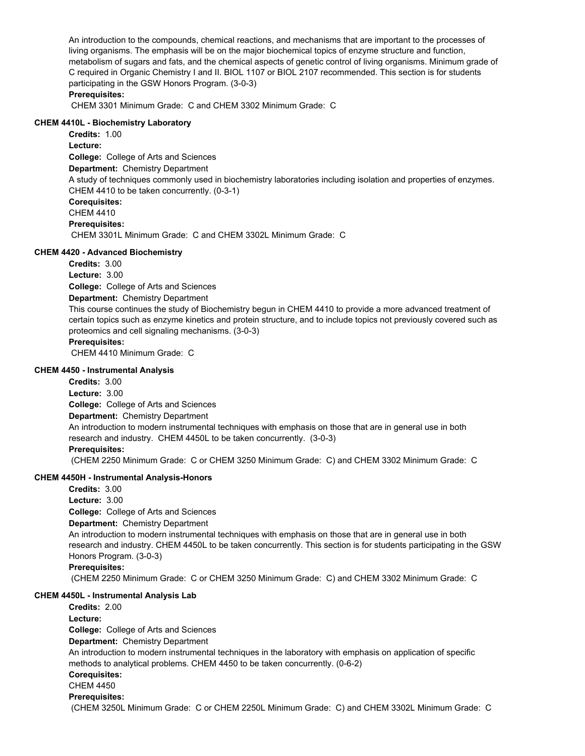An introduction to the compounds, chemical reactions, and mechanisms that are important to the processes of living organisms. The emphasis will be on the major biochemical topics of enzyme structure and function, metabolism of sugars and fats, and the chemical aspects of genetic control of living organisms. Minimum grade of C required in Organic Chemistry I and II. BIOL 1107 or BIOL 2107 recommended. This section is for students participating in the GSW Honors Program. (3-0-3)

**Prerequisites:**

CHEM 3301 Minimum Grade: C and CHEM 3302 Minimum Grade: C

### CHEM 4410L - Biochemistry Laboratory

**Credits:** 1.00

**Lecture:**

**College:** College of Arts and Sciences

**Department:** Chemistry Department

A study of techniques commonly used in biochemistry laboratories including isolation and properties of enzymes. CHEM 4410 to be taken concurrently. (0-3-1)

**Corequisites:**

CHEM 4410

**Prerequisites:**

CHEM 3301L Minimum Grade: C and CHEM 3302L Minimum Grade: C

### CHEM 4420 - Advanced Biochemistry

**Credits:** 3.00

**Lecture:** 3.00

**College:** College of Arts and Sciences

**Department:** Chemistry Department

This course continues the study of Biochemistry begun in CHEM 4410 to provide a more advanced treatment of certain topics such as enzyme kinetics and protein structure, and to include topics not previously covered such as proteomics and cell signaling mechanisms. (3-0-3)

**Prerequisites:**

CHEM 4410 Minimum Grade: C

### CHEM 4450 - Instrumental Analysis

**Credits:** 3.00

**Lecture:** 3.00

**College:** College of Arts and Sciences

**Department:** Chemistry Department

An introduction to modern instrumental techniques with emphasis on those that are in general use in both research and industry. CHEM 4450L to be taken concurrently. (3-0-3)

**Prerequisites:**

(CHEM 2250 Minimum Grade: C or CHEM 3250 Minimum Grade: C) and CHEM 3302 Minimum Grade: C

### CHEM 4450H - Instrumental Analysis-Honors

**Credits:** 3.00

**Lecture:** 3.00

**College:** College of Arts and Sciences

**Department:** Chemistry Department

An introduction to modern instrumental techniques with emphasis on those that are in general use in both research and industry. CHEM 4450L to be taken concurrently. This section is for students participating in the GSW Honors Program. (3-0-3)

**Prerequisites:**

(CHEM 2250 Minimum Grade: C or CHEM 3250 Minimum Grade: C) and CHEM 3302 Minimum Grade: C

### CHEM 4450L - Instrumental Analysis Lab

**Credits:** 2.00

**Lecture:**

**College:** College of Arts and Sciences

**Department:** Chemistry Department

An introduction to modern instrumental techniques in the laboratory with emphasis on application of specific methods to analytical problems. CHEM 4450 to be taken concurrently. (0-6-2)

**Corequisites:**

CHEM 4450

**Prerequisites:**

(CHEM 3250L Minimum Grade: C or CHEM 2250L Minimum Grade: C) and CHEM 3302L Minimum Grade: C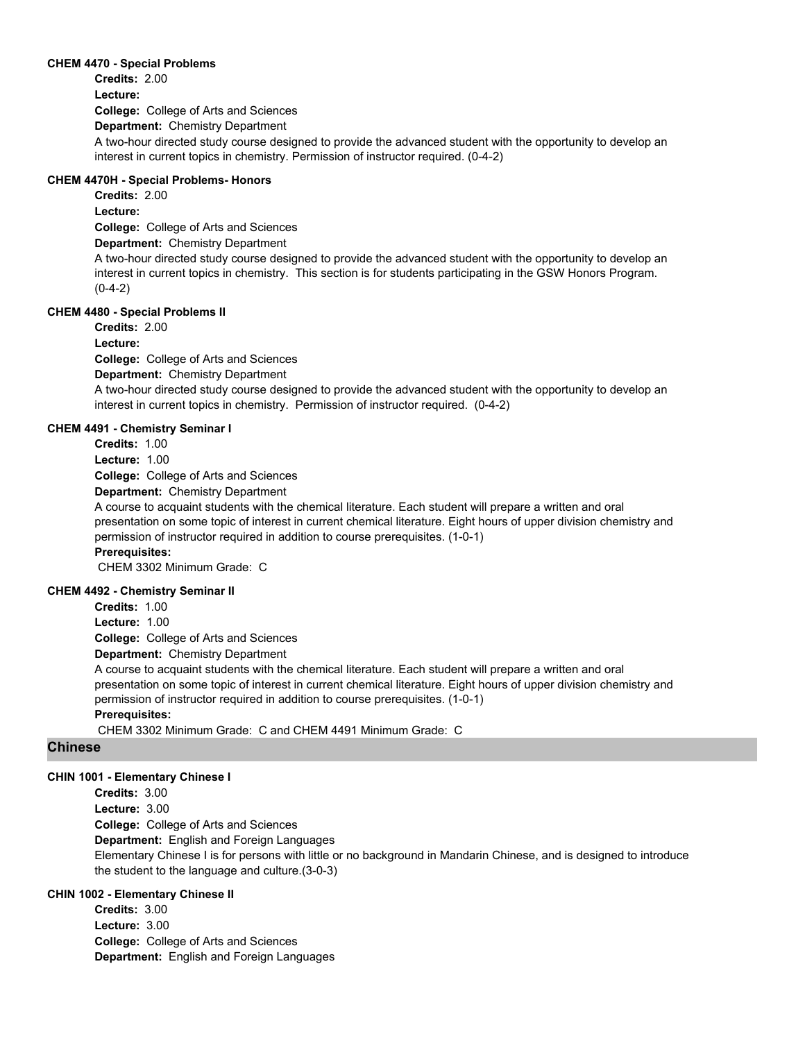#### CHEM 4470 - Special Problems

**Credits:** 2.00
**Lecture:**
**College:** College of Arts and Sciences
**Department:** Chemistry Department

A two-hour directed study course designed to provide the advanced student with the opportunity to develop an interest in current topics in chemistry. Permission of instructor required. (0-4-2)

#### CHEM 4470H - Special Problems- Honors

**Credits:** 2.00
**Lecture:**
**College:** College of Arts and Sciences
**Department:** Chemistry Department

A two-hour directed study course designed to provide the advanced student with the opportunity to develop an interest in current topics in chemistry. This section is for students participating in the GSW Honors Program. (0-4-2)

#### CHEM 4480 - Special Problems II

**Credits:** 2.00
**Lecture:**
**College:** College of Arts and Sciences
**Department:** Chemistry Department

A two-hour directed study course designed to provide the advanced student with the opportunity to develop an interest in current topics in chemistry. Permission of instructor required. (0-4-2)

#### CHEM 4491 - Chemistry Seminar I

**Credits:** 1.00
**Lecture:** 1.00
**College:** College of Arts and Sciences
**Department:** Chemistry Department

A course to acquaint students with the chemical literature. Each student will prepare a written and oral presentation on some topic of interest in current chemical literature. Eight hours of upper division chemistry and permission of instructor required in addition to course prerequisites. (1-0-1)

**Prerequisites:**
CHEM 3302 Minimum Grade: C

#### CHEM 4492 - Chemistry Seminar II

**Credits:** 1.00
**Lecture:** 1.00
**College:** College of Arts and Sciences
**Department:** Chemistry Department

A course to acquaint students with the chemical literature. Each student will prepare a written and oral presentation on some topic of interest in current chemical literature. Eight hours of upper division chemistry and permission of instructor required in addition to course prerequisites. (1-0-1)

**Prerequisites:**
CHEM 3302 Minimum Grade: C and CHEM 4491 Minimum Grade: C

## Chinese

#### CHIN 1001 - Elementary Chinese I

**Credits:** 3.00
**Lecture:** 3.00
**College:** College of Arts and Sciences
**Department:** English and Foreign Languages

Elementary Chinese I is for persons with little or no background in Mandarin Chinese, and is designed to introduce the student to the language and culture.(3-0-3)

#### CHIN 1002 - Elementary Chinese II

**Credits:** 3.00
**Lecture:** 3.00
**College:** College of Arts and Sciences
**Department:** English and Foreign Languages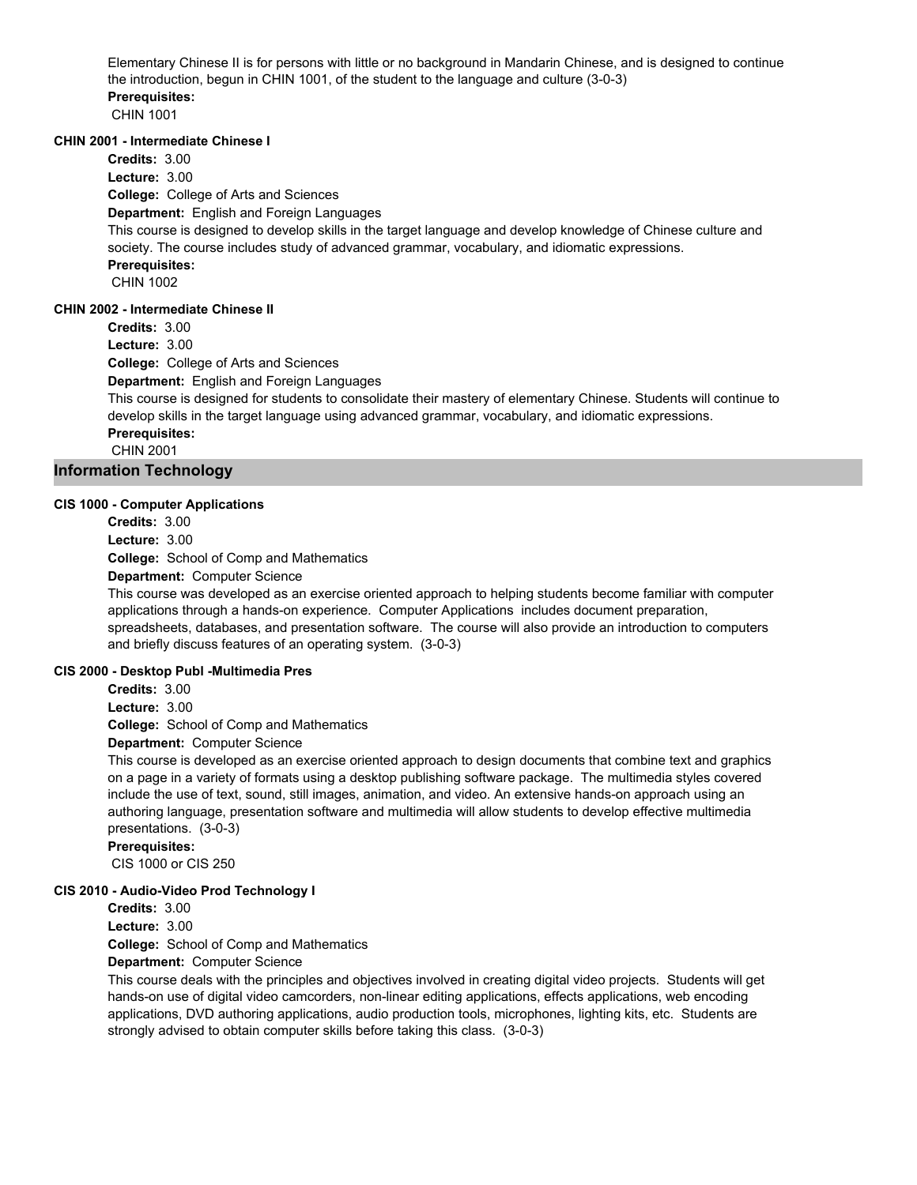Elementary Chinese II is for persons with little or no background in Mandarin Chinese, and is designed to continue the introduction, begun in CHIN 1001, of the student to the language and culture (3-0-3)

**Prerequisites:**

CHIN 1001

#### CHIN 2001 - Intermediate Chinese I

**Credits:** 3.00

**Lecture:** 3.00

**College:** College of Arts and Sciences

**Department:** English and Foreign Languages

This course is designed to develop skills in the target language and develop knowledge of Chinese culture and society. The course includes study of advanced grammar, vocabulary, and idiomatic expressions.

**Prerequisites:**

CHIN 1002

#### CHIN 2002 - Intermediate Chinese II

**Credits:** 3.00

**Lecture:** 3.00

**College:** College of Arts and Sciences

**Department:** English and Foreign Languages

This course is designed for students to consolidate their mastery of elementary Chinese. Students will continue to develop skills in the target language using advanced grammar, vocabulary, and idiomatic expressions.

**Prerequisites:**

CHIN 2001

## Information Technology

#### CIS 1000 - Computer Applications

**Credits:** 3.00

**Lecture:** 3.00

**College:** School of Comp and Mathematics

**Department:** Computer Science

This course was developed as an exercise oriented approach to helping students become familiar with computer applications through a hands-on experience. Computer Applications includes document preparation, spreadsheets, databases, and presentation software. The course will also provide an introduction to computers and briefly discuss features of an operating system. (3-0-3)

#### CIS 2000 - Desktop Publ -Multimedia Pres

**Credits:** 3.00

**Lecture:** 3.00

**College:** School of Comp and Mathematics

**Department:** Computer Science

This course is developed as an exercise oriented approach to design documents that combine text and graphics on a page in a variety of formats using a desktop publishing software package. The multimedia styles covered include the use of text, sound, still images, animation, and video. An extensive hands-on approach using an authoring language, presentation software and multimedia will allow students to develop effective multimedia presentations. (3-0-3)

**Prerequisites:**

CIS 1000 or CIS 250

#### CIS 2010 - Audio-Video Prod Technology I

**Credits:** 3.00

**Lecture:** 3.00

**College:** School of Comp and Mathematics

**Department:** Computer Science

This course deals with the principles and objectives involved in creating digital video projects. Students will get hands-on use of digital video camcorders, non-linear editing applications, effects applications, web encoding applications, DVD authoring applications, audio production tools, microphones, lighting kits, etc. Students are strongly advised to obtain computer skills before taking this class. (3-0-3)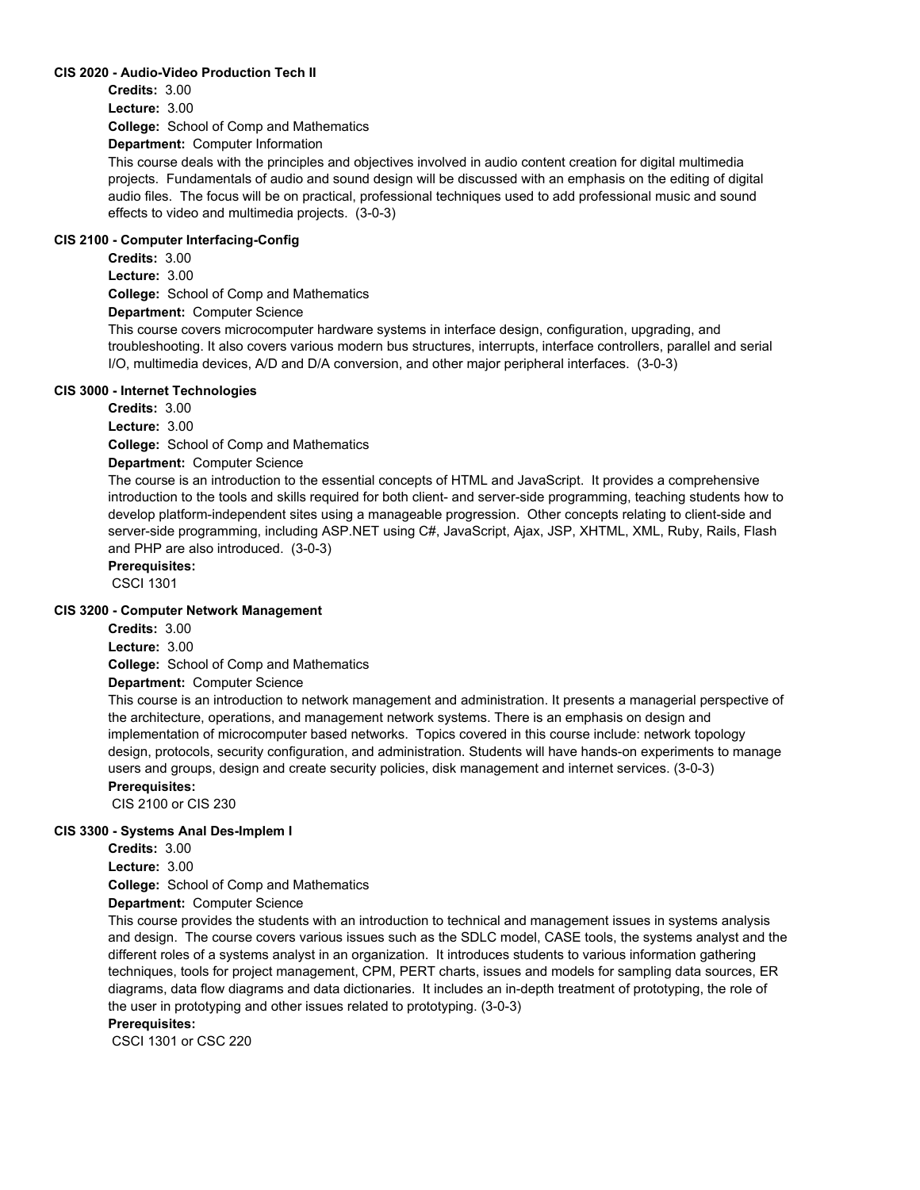#### CIS 2020 - Audio-Video Production Tech II

**Credits:** 3.00

**Lecture:** 3.00

**College:** School of Comp and Mathematics

**Department:** Computer Information

This course deals with the principles and objectives involved in audio content creation for digital multimedia projects. Fundamentals of audio and sound design will be discussed with an emphasis on the editing of digital audio files. The focus will be on practical, professional techniques used to add professional music and sound effects to video and multimedia projects. (3-0-3)

#### CIS 2100 - Computer Interfacing-Config

**Credits:** 3.00

**Lecture:** 3.00

**College:** School of Comp and Mathematics

**Department:** Computer Science

This course covers microcomputer hardware systems in interface design, configuration, upgrading, and troubleshooting. It also covers various modern bus structures, interrupts, interface controllers, parallel and serial I/O, multimedia devices, A/D and D/A conversion, and other major peripheral interfaces. (3-0-3)

#### CIS 3000 - Internet Technologies

**Credits:** 3.00

**Lecture:** 3.00

**College:** School of Comp and Mathematics

**Department:** Computer Science

The course is an introduction to the essential concepts of HTML and JavaScript. It provides a comprehensive introduction to the tools and skills required for both client- and server-side programming, teaching students how to develop platform-independent sites using a manageable progression. Other concepts relating to client-side and server-side programming, including ASP.NET using C#, JavaScript, Ajax, JSP, XHTML, XML, Ruby, Rails, Flash and PHP are also introduced. (3-0-3)

**Prerequisites:**

CSCI 1301

#### CIS 3200 - Computer Network Management

**Credits:** 3.00

**Lecture:** 3.00

**College:** School of Comp and Mathematics

**Department:** Computer Science

This course is an introduction to network management and administration. It presents a managerial perspective of the architecture, operations, and management network systems. There is an emphasis on design and implementation of microcomputer based networks. Topics covered in this course include: network topology design, protocols, security configuration, and administration. Students will have hands-on experiments to manage users and groups, design and create security policies, disk management and internet services. (3-0-3)

**Prerequisites:**

CIS 2100 or CIS 230

#### CIS 3300 - Systems Anal Des-Implem I

**Credits:** 3.00

**Lecture:** 3.00

**College:** School of Comp and Mathematics

**Department:** Computer Science

This course provides the students with an introduction to technical and management issues in systems analysis and design. The course covers various issues such as the SDLC model, CASE tools, the systems analyst and the different roles of a systems analyst in an organization. It introduces students to various information gathering techniques, tools for project management, CPM, PERT charts, issues and models for sampling data sources, ER diagrams, data flow diagrams and data dictionaries. It includes an in-depth treatment of prototyping, the role of the user in prototyping and other issues related to prototyping. (3-0-3)

**Prerequisites:**

CSCI 1301 or CSC 220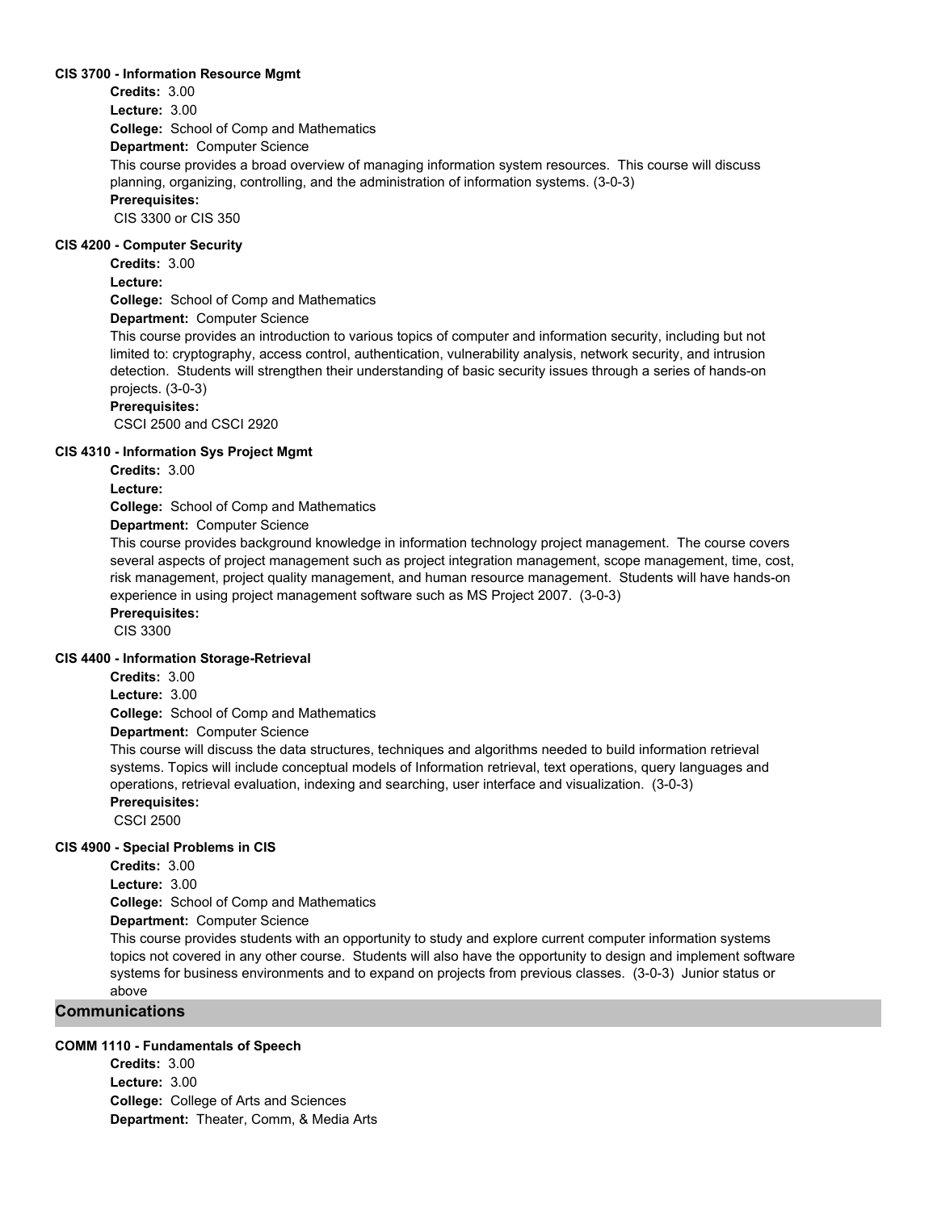#### CIS 3700 - Information Resource Mgmt

**Credits:** 3.00

**Lecture:** 3.00

**College:** School of Comp and Mathematics

**Department:** Computer Science

This course provides a broad overview of managing information system resources. This course will discuss planning, organizing, controlling, and the administration of information systems. (3-0-3)

**Prerequisites:**

CIS 3300 or CIS 350

#### CIS 4200 - Computer Security

**Credits:** 3.00

**Lecture:**

**College:** School of Comp and Mathematics

**Department:** Computer Science

This course provides an introduction to various topics of computer and information security, including but not limited to: cryptography, access control, authentication, vulnerability analysis, network security, and intrusion detection. Students will strengthen their understanding of basic security issues through a series of hands-on projects. (3-0-3)

**Prerequisites:**

CSCI 2500 and CSCI 2920

#### CIS 4310 - Information Sys Project Mgmt

**Credits:** 3.00

**Lecture:**

**College:** School of Comp and Mathematics

**Department:** Computer Science

This course provides background knowledge in information technology project management. The course covers several aspects of project management such as project integration management, scope management, time, cost, risk management, project quality management, and human resource management. Students will have hands-on experience in using project management software such as MS Project 2007. (3-0-3)

**Prerequisites:**

CIS 3300

#### CIS 4400 - Information Storage-Retrieval

**Credits:** 3.00

**Lecture:** 3.00

**College:** School of Comp and Mathematics

**Department:** Computer Science

This course will discuss the data structures, techniques and algorithms needed to build information retrieval systems. Topics will include conceptual models of Information retrieval, text operations, query languages and operations, retrieval evaluation, indexing and searching, user interface and visualization. (3-0-3)

**Prerequisites:**

CSCI 2500

#### CIS 4900 - Special Problems in CIS

**Credits:** 3.00

**Lecture:** 3.00

**College:** School of Comp and Mathematics

**Department:** Computer Science

This course provides students with an opportunity to study and explore current computer information systems topics not covered in any other course. Students will also have the opportunity to design and implement software systems for business environments and to expand on projects from previous classes. (3-0-3) Junior status or above

## Communications

#### COMM 1110 - Fundamentals of Speech

**Credits:** 3.00

**Lecture:** 3.00

**College:** College of Arts and Sciences

**Department:** Theater, Comm, & Media Arts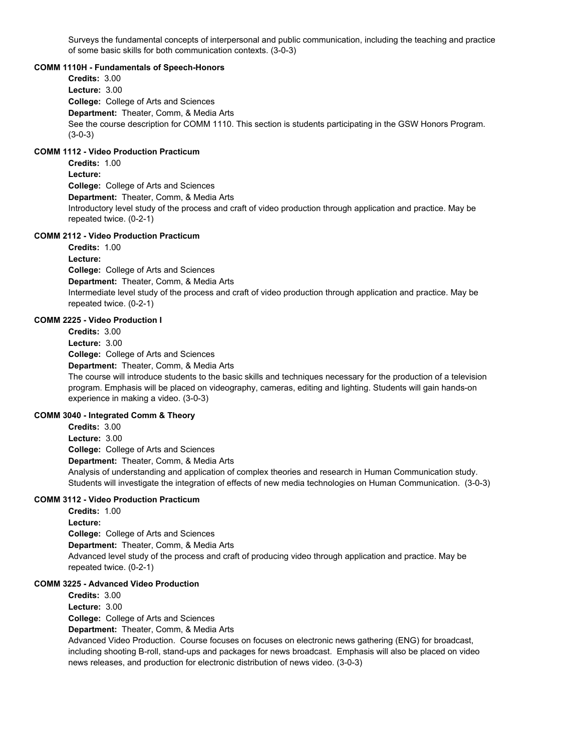Surveys the fundamental concepts of interpersonal and public communication, including the teaching and practice of some basic skills for both communication contexts. (3-0-3)

**COMM 1110H - Fundamentals of Speech-Honors**

**Credits:** 3.00
**Lecture:** 3.00
**College:** College of Arts and Sciences
**Department:** Theater, Comm, & Media Arts
See the course description for COMM 1110. This section is students participating in the GSW Honors Program. (3-0-3)

**COMM 1112 - Video Production Practicum**

**Credits:** 1.00
**Lecture:**
**College:** College of Arts and Sciences
**Department:** Theater, Comm, & Media Arts
Introductory level study of the process and craft of video production through application and practice. May be repeated twice. (0-2-1)

**COMM 2112 - Video Production Practicum**

**Credits:** 1.00
**Lecture:**
**College:** College of Arts and Sciences
**Department:** Theater, Comm, & Media Arts
Intermediate level study of the process and craft of video production through application and practice. May be repeated twice. (0-2-1)

**COMM 2225 - Video Production I**

**Credits:** 3.00
**Lecture:** 3.00
**College:** College of Arts and Sciences
**Department:** Theater, Comm, & Media Arts
The course will introduce students to the basic skills and techniques necessary for the production of a television program. Emphasis will be placed on videography, cameras, editing and lighting. Students will gain hands-on experience in making a video. (3-0-3)

**COMM 3040 - Integrated Comm & Theory**

**Credits:** 3.00
**Lecture:** 3.00
**College:** College of Arts and Sciences
**Department:** Theater, Comm, & Media Arts
Analysis of understanding and application of complex theories and research in Human Communication study. Students will investigate the integration of effects of new media technologies on Human Communication. (3-0-3)

**COMM 3112 - Video Production Practicum**

**Credits:** 1.00
**Lecture:**
**College:** College of Arts and Sciences
**Department:** Theater, Comm, & Media Arts
Advanced level study of the process and craft of producing video through application and practice. May be repeated twice. (0-2-1)

**COMM 3225 - Advanced Video Production**

**Credits:** 3.00
**Lecture:** 3.00
**College:** College of Arts and Sciences
**Department:** Theater, Comm, & Media Arts
Advanced Video Production. Course focuses on focuses on electronic news gathering (ENG) for broadcast, including shooting B-roll, stand-ups and packages for news broadcast. Emphasis will also be placed on video news releases, and production for electronic distribution of news video. (3-0-3)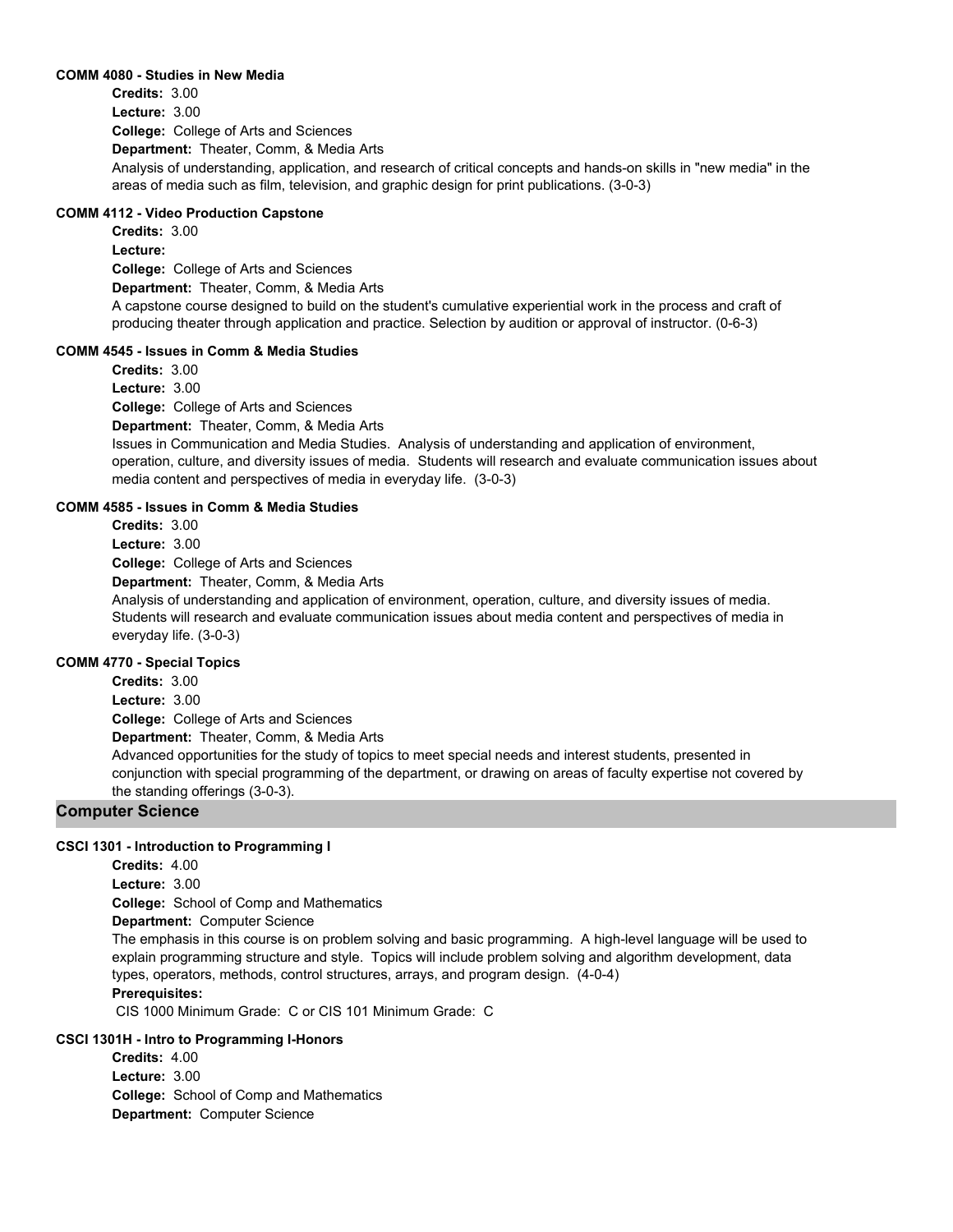#### COMM 4080 - Studies in New Media

**Credits:** 3.00
**Lecture:** 3.00
**College:** College of Arts and Sciences
**Department:** Theater, Comm, & Media Arts

Analysis of understanding, application, and research of critical concepts and hands-on skills in "new media" in the areas of media such as film, television, and graphic design for print publications. (3-0-3)

#### COMM 4112 - Video Production Capstone

**Credits:** 3.00
**Lecture:**
**College:** College of Arts and Sciences
**Department:** Theater, Comm, & Media Arts

A capstone course designed to build on the student's cumulative experiential work in the process and craft of producing theater through application and practice. Selection by audition or approval of instructor. (0-6-3)

#### COMM 4545 - Issues in Comm & Media Studies

**Credits:** 3.00
**Lecture:** 3.00
**College:** College of Arts and Sciences
**Department:** Theater, Comm, & Media Arts

Issues in Communication and Media Studies. Analysis of understanding and application of environment, operation, culture, and diversity issues of media. Students will research and evaluate communication issues about media content and perspectives of media in everyday life. (3-0-3)

#### COMM 4585 - Issues in Comm & Media Studies

**Credits:** 3.00
**Lecture:** 3.00
**College:** College of Arts and Sciences
**Department:** Theater, Comm, & Media Arts

Analysis of understanding and application of environment, operation, culture, and diversity issues of media. Students will research and evaluate communication issues about media content and perspectives of media in everyday life. (3-0-3)

#### COMM 4770 - Special Topics

**Credits:** 3.00
**Lecture:** 3.00
**College:** College of Arts and Sciences
**Department:** Theater, Comm, & Media Arts

Advanced opportunities for the study of topics to meet special needs and interest students, presented in conjunction with special programming of the department, or drawing on areas of faculty expertise not covered by the standing offerings (3-0-3).

## Computer Science

#### CSCI 1301 - Introduction to Programming I

**Credits:** 4.00
**Lecture:** 3.00
**College:** School of Comp and Mathematics
**Department:** Computer Science

The emphasis in this course is on problem solving and basic programming. A high-level language will be used to explain programming structure and style. Topics will include problem solving and algorithm development, data types, operators, methods, control structures, arrays, and program design. (4-0-4)

**Prerequisites:**

CIS 1000 Minimum Grade: C or CIS 101 Minimum Grade: C

#### CSCI 1301H - Intro to Programming I-Honors

**Credits:** 4.00
**Lecture:** 3.00
**College:** School of Comp and Mathematics
**Department:** Computer Science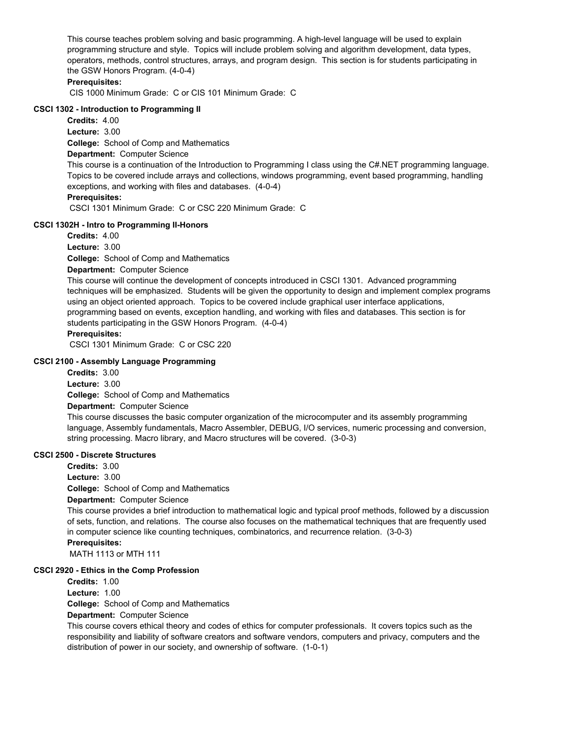This course teaches problem solving and basic programming. A high-level language will be used to explain programming structure and style. Topics will include problem solving and algorithm development, data types, operators, methods, control structures, arrays, and program design. This section is for students participating in the GSW Honors Program. (4-0-4)

**Prerequisites:**

CIS 1000 Minimum Grade: C or CIS 101 Minimum Grade: C

### CSCI 1302 - Introduction to Programming II

**Credits:** 4.00

**Lecture:** 3.00

**College:** School of Comp and Mathematics

**Department:** Computer Science

This course is a continuation of the Introduction to Programming I class using the C#.NET programming language. Topics to be covered include arrays and collections, windows programming, event based programming, handling exceptions, and working with files and databases. (4-0-4)

**Prerequisites:**

CSCI 1301 Minimum Grade: C or CSC 220 Minimum Grade: C

### CSCI 1302H - Intro to Programming II-Honors

**Credits:** 4.00

**Lecture:** 3.00

**College:** School of Comp and Mathematics

**Department:** Computer Science

This course will continue the development of concepts introduced in CSCI 1301. Advanced programming techniques will be emphasized. Students will be given the opportunity to design and implement complex programs using an object oriented approach. Topics to be covered include graphical user interface applications, programming based on events, exception handling, and working with files and databases. This section is for students participating in the GSW Honors Program. (4-0-4)

**Prerequisites:**

CSCI 1301 Minimum Grade: C or CSC 220

### CSCI 2100 - Assembly Language Programming

**Credits:** 3.00

**Lecture:** 3.00

**College:** School of Comp and Mathematics

**Department:** Computer Science

This course discusses the basic computer organization of the microcomputer and its assembly programming language, Assembly fundamentals, Macro Assembler, DEBUG, I/O services, numeric processing and conversion, string processing. Macro library, and Macro structures will be covered. (3-0-3)

### CSCI 2500 - Discrete Structures

**Credits:** 3.00

**Lecture:** 3.00

**College:** School of Comp and Mathematics

**Department:** Computer Science

This course provides a brief introduction to mathematical logic and typical proof methods, followed by a discussion of sets, function, and relations. The course also focuses on the mathematical techniques that are frequently used in computer science like counting techniques, combinatorics, and recurrence relation. (3-0-3)

**Prerequisites:**

MATH 1113 or MTH 111

### CSCI 2920 - Ethics in the Comp Profession

**Credits:** 1.00

**Lecture:** 1.00

**College:** School of Comp and Mathematics

**Department:** Computer Science

This course covers ethical theory and codes of ethics for computer professionals. It covers topics such as the responsibility and liability of software creators and software vendors, computers and privacy, computers and the distribution of power in our society, and ownership of software. (1-0-1)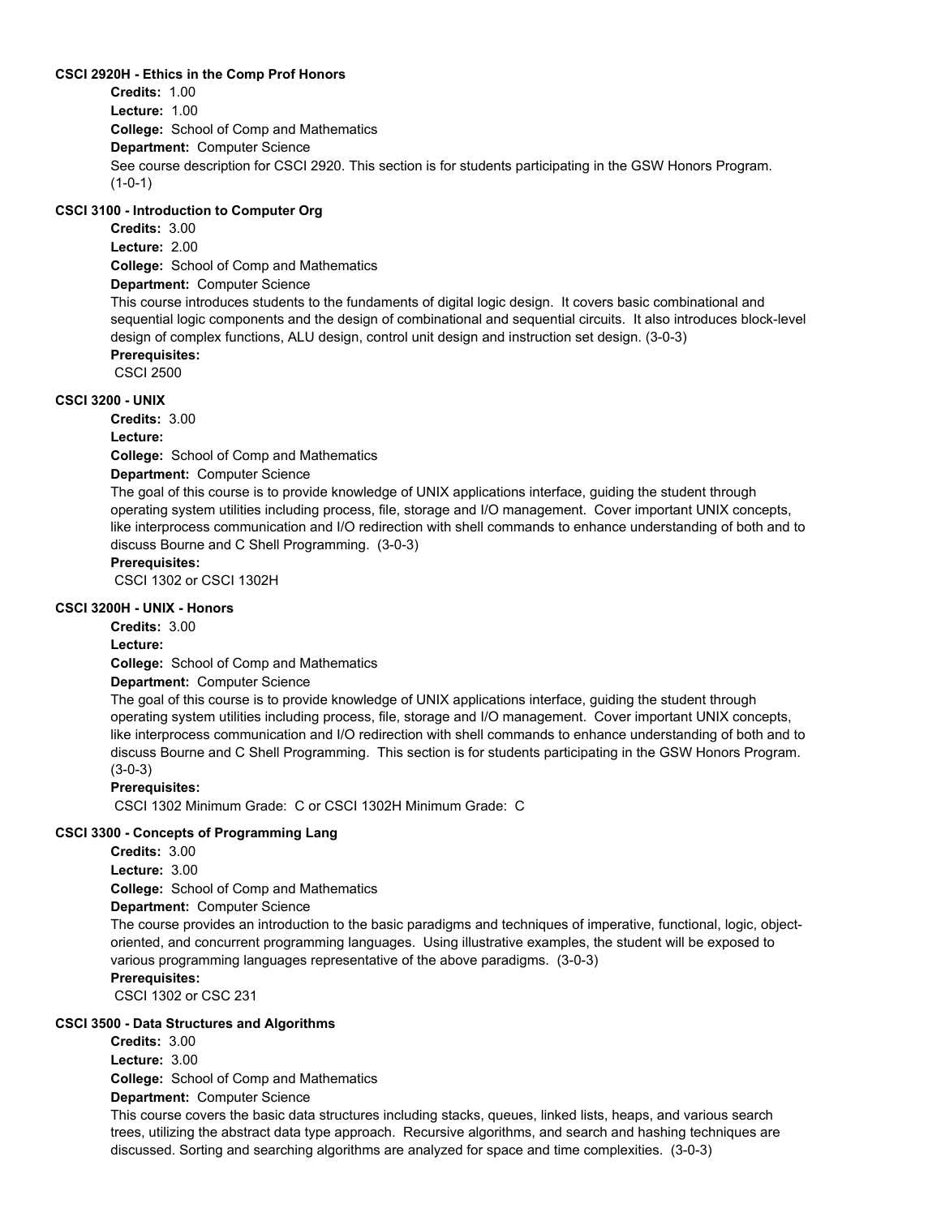**CSCI 2920H - Ethics in the Comp Prof Honors**

**Credits:** 1.00
**Lecture:** 1.00
**College:** School of Comp and Mathematics
**Department:** Computer Science
See course description for CSCI 2920. This section is for students participating in the GSW Honors Program. (1-0-1)

**CSCI 3100 - Introduction to Computer Org**

**Credits:** 3.00
**Lecture:** 2.00
**College:** School of Comp and Mathematics
**Department:** Computer Science
This course introduces students to the fundaments of digital logic design. It covers basic combinational and sequential logic components and the design of combinational and sequential circuits. It also introduces block-level design of complex functions, ALU design, control unit design and instruction set design. (3-0-3)
**Prerequisites:**
CSCI 2500

**CSCI 3200 - UNIX**

**Credits:** 3.00
**Lecture:**
**College:** School of Comp and Mathematics
**Department:** Computer Science
The goal of this course is to provide knowledge of UNIX applications interface, guiding the student through operating system utilities including process, file, storage and I/O management. Cover important UNIX concepts, like interprocess communication and I/O redirection with shell commands to enhance understanding of both and to discuss Bourne and C Shell Programming. (3-0-3)
**Prerequisites:**
CSCI 1302 or CSCI 1302H

**CSCI 3200H - UNIX - Honors**

**Credits:** 3.00
**Lecture:**
**College:** School of Comp and Mathematics
**Department:** Computer Science
The goal of this course is to provide knowledge of UNIX applications interface, guiding the student through operating system utilities including process, file, storage and I/O management. Cover important UNIX concepts, like interprocess communication and I/O redirection with shell commands to enhance understanding of both and to discuss Bourne and C Shell Programming. This section is for students participating in the GSW Honors Program. (3-0-3)
**Prerequisites:**
CSCI 1302 Minimum Grade: C or CSCI 1302H Minimum Grade: C

**CSCI 3300 - Concepts of Programming Lang**

**Credits:** 3.00
**Lecture:** 3.00
**College:** School of Comp and Mathematics
**Department:** Computer Science
The course provides an introduction to the basic paradigms and techniques of imperative, functional, logic, object-oriented, and concurrent programming languages. Using illustrative examples, the student will be exposed to various programming languages representative of the above paradigms. (3-0-3)
**Prerequisites:**
CSCI 1302 or CSC 231

**CSCI 3500 - Data Structures and Algorithms**

**Credits:** 3.00
**Lecture:** 3.00
**College:** School of Comp and Mathematics
**Department:** Computer Science
This course covers the basic data structures including stacks, queues, linked lists, heaps, and various search trees, utilizing the abstract data type approach. Recursive algorithms, and search and hashing techniques are discussed. Sorting and searching algorithms are analyzed for space and time complexities. (3-0-3)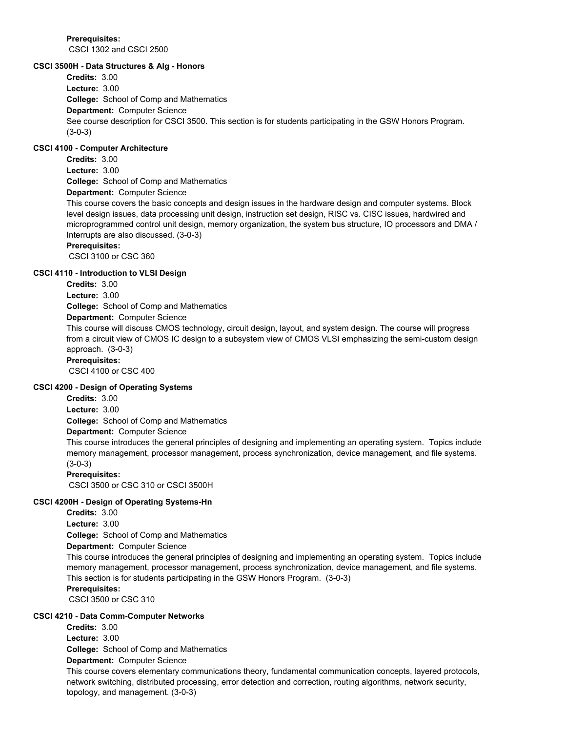**Prerequisites:**
CSCI 1302 and CSCI 2500

### CSCI 3500H - Data Structures & Alg - Honors

**Credits:** 3.00
**Lecture:** 3.00
**College:** School of Comp and Mathematics
**Department:** Computer Science
See course description for CSCI 3500. This section is for students participating in the GSW Honors Program. (3-0-3)

### CSCI 4100 - Computer Architecture

**Credits:** 3.00
**Lecture:** 3.00
**College:** School of Comp and Mathematics
**Department:** Computer Science
This course covers the basic concepts and design issues in the hardware design and computer systems. Block level design issues, data processing unit design, instruction set design, RISC vs. CISC issues, hardwired and microprogrammed control unit design, memory organization, the system bus structure, IO processors and DMA / Interrupts are also discussed. (3-0-3)
**Prerequisites:**
CSCI 3100 or CSC 360

### CSCI 4110 - Introduction to VLSI Design

**Credits:** 3.00
**Lecture:** 3.00
**College:** School of Comp and Mathematics
**Department:** Computer Science
This course will discuss CMOS technology, circuit design, layout, and system design. The course will progress from a circuit view of CMOS IC design to a subsystem view of CMOS VLSI emphasizing the semi-custom design approach. (3-0-3)
**Prerequisites:**
CSCI 4100 or CSC 400

### CSCI 4200 - Design of Operating Systems

**Credits:** 3.00
**Lecture:** 3.00
**College:** School of Comp and Mathematics
**Department:** Computer Science
This course introduces the general principles of designing and implementing an operating system. Topics include memory management, processor management, process synchronization, device management, and file systems. (3-0-3)
**Prerequisites:**
CSCI 3500 or CSC 310 or CSCI 3500H

### CSCI 4200H - Design of Operating Systems-Hn

**Credits:** 3.00
**Lecture:** 3.00
**College:** School of Comp and Mathematics
**Department:** Computer Science
This course introduces the general principles of designing and implementing an operating system. Topics include memory management, processor management, process synchronization, device management, and file systems. This section is for students participating in the GSW Honors Program. (3-0-3)
**Prerequisites:**
CSCI 3500 or CSC 310

### CSCI 4210 - Data Comm-Computer Networks

**Credits:** 3.00
**Lecture:** 3.00
**College:** School of Comp and Mathematics
**Department:** Computer Science
This course covers elementary communications theory, fundamental communication concepts, layered protocols, network switching, distributed processing, error detection and correction, routing algorithms, network security, topology, and management. (3-0-3)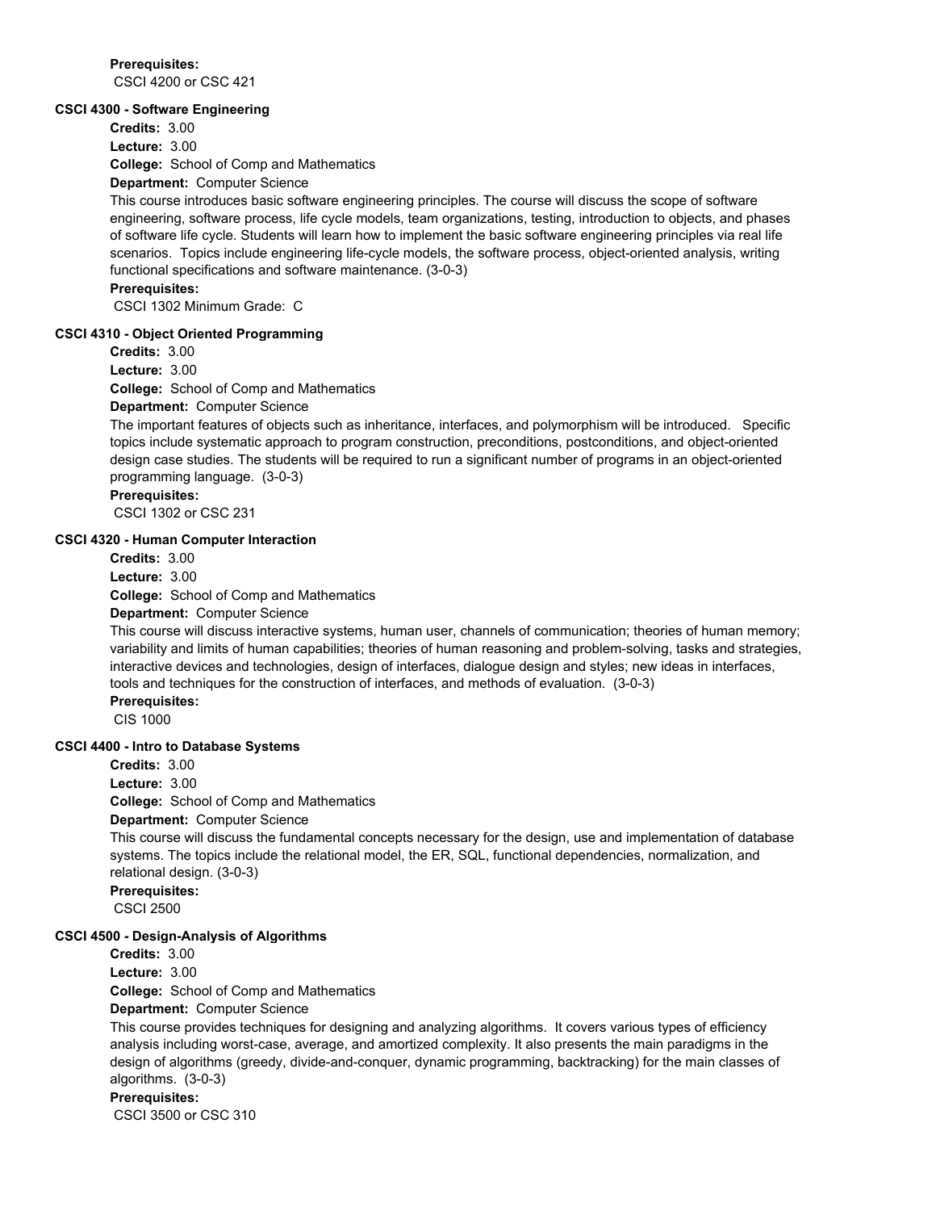**Prerequisites:**
CSCI 4200 or CSC 421

### CSCI 4300 - Software Engineering

**Credits:** 3.00
**Lecture:** 3.00
**College:** School of Comp and Mathematics
**Department:** Computer Science

This course introduces basic software engineering principles. The course will discuss the scope of software engineering, software process, life cycle models, team organizations, testing, introduction to objects, and phases of software life cycle. Students will learn how to implement the basic software engineering principles via real life scenarios. Topics include engineering life-cycle models, the software process, object-oriented analysis, writing functional specifications and software maintenance. (3-0-3)

**Prerequisites:**
CSCI 1302 Minimum Grade: C

### CSCI 4310 - Object Oriented Programming

**Credits:** 3.00
**Lecture:** 3.00
**College:** School of Comp and Mathematics
**Department:** Computer Science

The important features of objects such as inheritance, interfaces, and polymorphism will be introduced. Specific topics include systematic approach to program construction, preconditions, postconditions, and object-oriented design case studies. The students will be required to run a significant number of programs in an object-oriented programming language. (3-0-3)

**Prerequisites:**
CSCI 1302 or CSC 231

### CSCI 4320 - Human Computer Interaction

**Credits:** 3.00
**Lecture:** 3.00
**College:** School of Comp and Mathematics
**Department:** Computer Science

This course will discuss interactive systems, human user, channels of communication; theories of human memory; variability and limits of human capabilities; theories of human reasoning and problem-solving, tasks and strategies, interactive devices and technologies, design of interfaces, dialogue design and styles; new ideas in interfaces, tools and techniques for the construction of interfaces, and methods of evaluation. (3-0-3)

**Prerequisites:**
CIS 1000

### CSCI 4400 - Intro to Database Systems

**Credits:** 3.00
**Lecture:** 3.00
**College:** School of Comp and Mathematics
**Department:** Computer Science

This course will discuss the fundamental concepts necessary for the design, use and implementation of database systems. The topics include the relational model, the ER, SQL, functional dependencies, normalization, and relational design. (3-0-3)

**Prerequisites:**
CSCI 2500

### CSCI 4500 - Design-Analysis of Algorithms

**Credits:** 3.00
**Lecture:** 3.00
**College:** School of Comp and Mathematics
**Department:** Computer Science

This course provides techniques for designing and analyzing algorithms. It covers various types of efficiency analysis including worst-case, average, and amortized complexity. It also presents the main paradigms in the design of algorithms (greedy, divide-and-conquer, dynamic programming, backtracking) for the main classes of algorithms. (3-0-3)

**Prerequisites:**
CSCI 3500 or CSC 310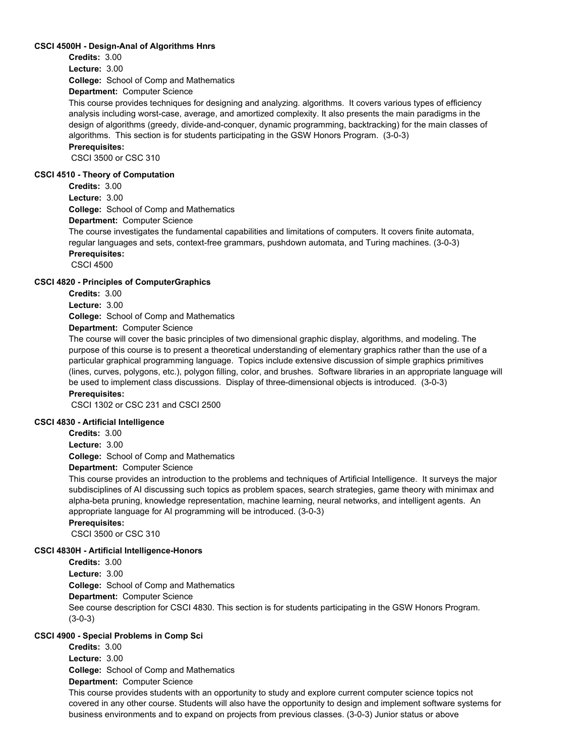**CSCI 4500H - Design-Anal of Algorithms Hnrs**

**Credits:** 3.00

**Lecture:** 3.00

**College:** School of Comp and Mathematics

**Department:** Computer Science

This course provides techniques for designing and analyzing. algorithms. It covers various types of efficiency analysis including worst-case, average, and amortized complexity. It also presents the main paradigms in the design of algorithms (greedy, divide-and-conquer, dynamic programming, backtracking) for the main classes of algorithms. This section is for students participating in the GSW Honors Program. (3-0-3)

**Prerequisites:**

CSCI 3500 or CSC 310

**CSCI 4510 - Theory of Computation**

**Credits:** 3.00

**Lecture:** 3.00

**College:** School of Comp and Mathematics

**Department:** Computer Science

The course investigates the fundamental capabilities and limitations of computers. It covers finite automata, regular languages and sets, context-free grammars, pushdown automata, and Turing machines. (3-0-3)

**Prerequisites:**

CSCI 4500

**CSCI 4820 - Principles of ComputerGraphics**

**Credits:** 3.00

**Lecture:** 3.00

**College:** School of Comp and Mathematics

**Department:** Computer Science

The course will cover the basic principles of two dimensional graphic display, algorithms, and modeling. The purpose of this course is to present a theoretical understanding of elementary graphics rather than the use of a particular graphical programming language. Topics include extensive discussion of simple graphics primitives (lines, curves, polygons, etc.), polygon filling, color, and brushes. Software libraries in an appropriate language will be used to implement class discussions. Display of three-dimensional objects is introduced. (3-0-3)

**Prerequisites:**

CSCI 1302 or CSC 231 and CSCI 2500

**CSCI 4830 - Artificial Intelligence**

**Credits:** 3.00

**Lecture:** 3.00

**College:** School of Comp and Mathematics

**Department:** Computer Science

This course provides an introduction to the problems and techniques of Artificial Intelligence. It surveys the major subdisciplines of AI discussing such topics as problem spaces, search strategies, game theory with minimax and alpha-beta pruning, knowledge representation, machine learning, neural networks, and intelligent agents. An appropriate language for AI programming will be introduced. (3-0-3)

**Prerequisites:**

CSCI 3500 or CSC 310

**CSCI 4830H - Artificial Intelligence-Honors**

**Credits:** 3.00

**Lecture:** 3.00

**College:** School of Comp and Mathematics

**Department:** Computer Science

See course description for CSCI 4830. This section is for students participating in the GSW Honors Program. (3-0-3)

**CSCI 4900 - Special Problems in Comp Sci**

**Credits:** 3.00

**Lecture:** 3.00

**College:** School of Comp and Mathematics

**Department:** Computer Science

This course provides students with an opportunity to study and explore current computer science topics not covered in any other course. Students will also have the opportunity to design and implement software systems for business environments and to expand on projects from previous classes. (3-0-3) Junior status or above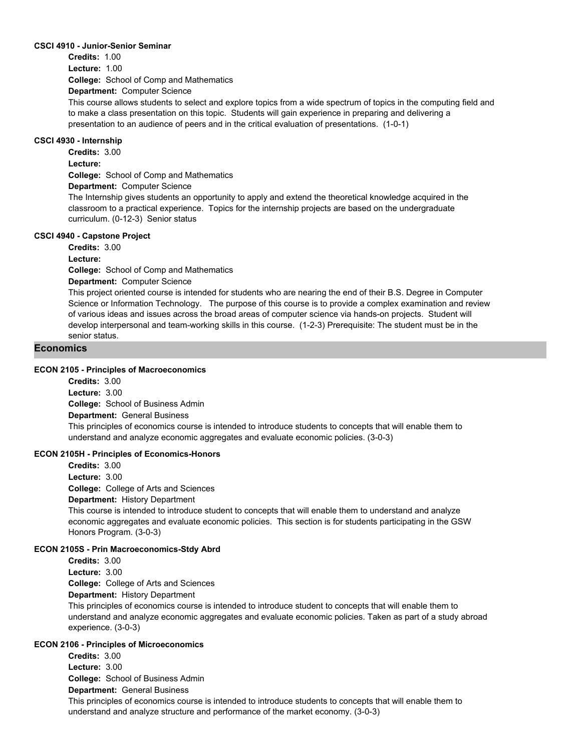#### CSCI 4910 - Junior-Senior Seminar

**Credits:** 1.00
**Lecture:** 1.00
**College:** School of Comp and Mathematics
**Department:** Computer Science

This course allows students to select and explore topics from a wide spectrum of topics in the computing field and to make a class presentation on this topic. Students will gain experience in preparing and delivering a presentation to an audience of peers and in the critical evaluation of presentations. (1-0-1)

#### CSCI 4930 - Internship

**Credits:** 3.00
**Lecture:**
**College:** School of Comp and Mathematics
**Department:** Computer Science

The Internship gives students an opportunity to apply and extend the theoretical knowledge acquired in the classroom to a practical experience. Topics for the internship projects are based on the undergraduate curriculum. (0-12-3) Senior status

#### CSCI 4940 - Capstone Project

**Credits:** 3.00
**Lecture:**
**College:** School of Comp and Mathematics
**Department:** Computer Science

This project oriented course is intended for students who are nearing the end of their B.S. Degree in Computer Science or Information Technology. The purpose of this course is to provide a complex examination and review of various ideas and issues across the broad areas of computer science via hands-on projects. Student will develop interpersonal and team-working skills in this course. (1-2-3) Prerequisite: The student must be in the senior status.

## Economics

#### ECON 2105 - Principles of Macroeconomics

**Credits:** 3.00
**Lecture:** 3.00
**College:** School of Business Admin
**Department:** General Business

This principles of economics course is intended to introduce students to concepts that will enable them to understand and analyze economic aggregates and evaluate economic policies. (3-0-3)

#### ECON 2105H - Principles of Economics-Honors

**Credits:** 3.00
**Lecture:** 3.00
**College:** College of Arts and Sciences
**Department:** History Department

This course is intended to introduce student to concepts that will enable them to understand and analyze economic aggregates and evaluate economic policies. This section is for students participating in the GSW Honors Program. (3-0-3)

#### ECON 2105S - Prin Macroeconomics-Stdy Abrd

**Credits:** 3.00
**Lecture:** 3.00
**College:** College of Arts and Sciences
**Department:** History Department

This principles of economics course is intended to introduce student to concepts that will enable them to understand and analyze economic aggregates and evaluate economic policies. Taken as part of a study abroad experience. (3-0-3)

#### ECON 2106 - Principles of Microeconomics

**Credits:** 3.00
**Lecture:** 3.00
**College:** School of Business Admin
**Department:** General Business

This principles of economics course is intended to introduce students to concepts that will enable them to understand and analyze structure and performance of the market economy. (3-0-3)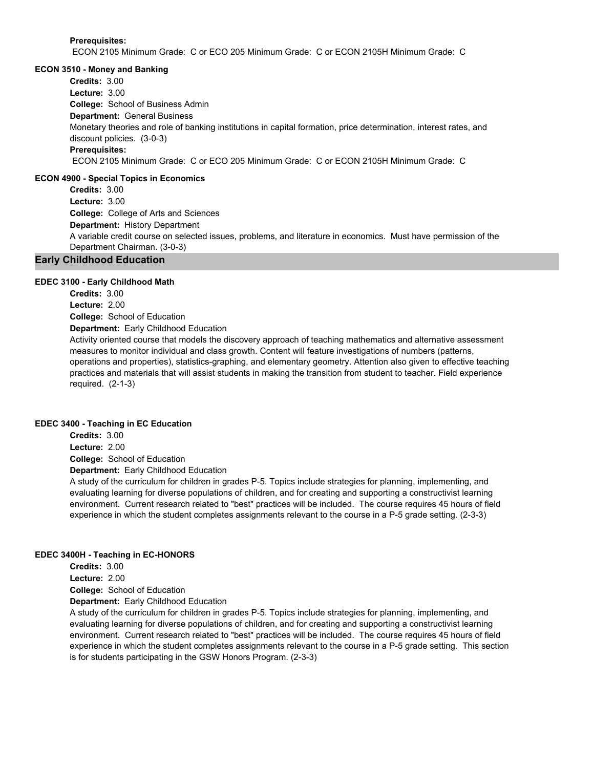**Prerequisites:**
ECON 2105 Minimum Grade: C or ECO 205 Minimum Grade: C or ECON 2105H Minimum Grade: C

**ECON 3510 - Money and Banking**

**Credits:** 3.00
**Lecture:** 3.00
**College:** School of Business Admin
**Department:** General Business
Monetary theories and role of banking institutions in capital formation, price determination, interest rates, and discount policies. (3-0-3)
**Prerequisites:**
ECON 2105 Minimum Grade: C or ECO 205 Minimum Grade: C or ECON 2105H Minimum Grade: C

**ECON 4900 - Special Topics in Economics**

**Credits:** 3.00
**Lecture:** 3.00
**College:** College of Arts and Sciences
**Department:** History Department
A variable credit course on selected issues, problems, and literature in economics. Must have permission of the Department Chairman. (3-0-3)

## Early Childhood Education

**EDEC 3100 - Early Childhood Math**

**Credits:** 3.00
**Lecture:** 2.00
**College:** School of Education
**Department:** Early Childhood Education
Activity oriented course that models the discovery approach of teaching mathematics and alternative assessment measures to monitor individual and class growth. Content will feature investigations of numbers (patterns, operations and properties), statistics-graphing, and elementary geometry. Attention also given to effective teaching practices and materials that will assist students in making the transition from student to teacher. Field experience required. (2-1-3)

**EDEC 3400 - Teaching in EC Education**

**Credits:** 3.00
**Lecture:** 2.00
**College:** School of Education
**Department:** Early Childhood Education
A study of the curriculum for children in grades P-5. Topics include strategies for planning, implementing, and evaluating learning for diverse populations of children, and for creating and supporting a constructivist learning environment. Current research related to "best" practices will be included. The course requires 45 hours of field experience in which the student completes assignments relevant to the course in a P-5 grade setting. (2-3-3)

**EDEC 3400H - Teaching in EC-HONORS**

**Credits:** 3.00
**Lecture:** 2.00
**College:** School of Education
**Department:** Early Childhood Education
A study of the curriculum for children in grades P-5. Topics include strategies for planning, implementing, and evaluating learning for diverse populations of children, and for creating and supporting a constructivist learning environment. Current research related to "best" practices will be included. The course requires 45 hours of field experience in which the student completes assignments relevant to the course in a P-5 grade setting. This section is for students participating in the GSW Honors Program. (2-3-3)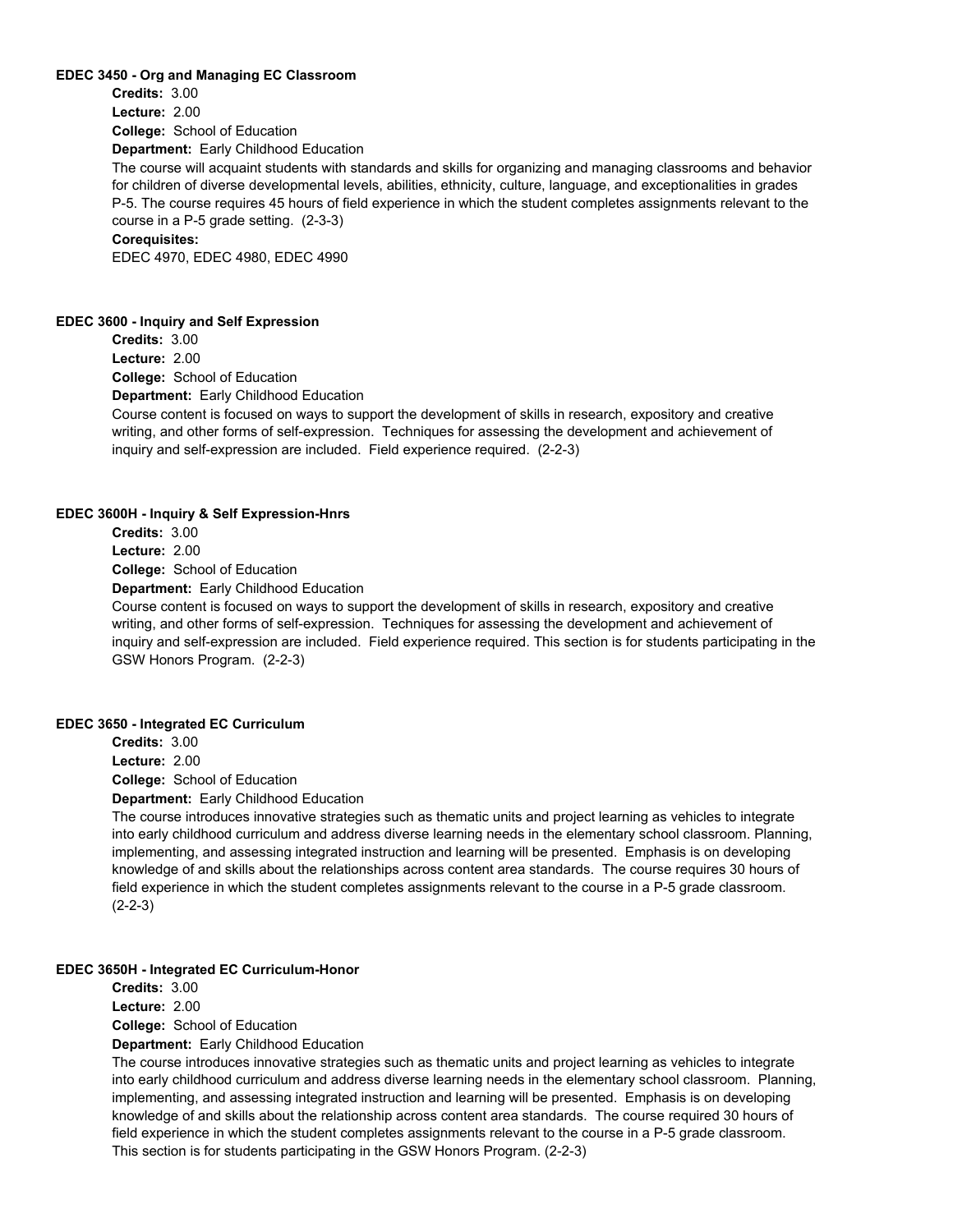**EDEC 3450 - Org and Managing EC Classroom**

**Credits:** 3.00
**Lecture:** 2.00
**College:** School of Education
**Department:** Early Childhood Education

The course will acquaint students with standards and skills for organizing and managing classrooms and behavior for children of diverse developmental levels, abilities, ethnicity, culture, language, and exceptionalities in grades P-5. The course requires 45 hours of field experience in which the student completes assignments relevant to the course in a P-5 grade setting. (2-3-3)

**Corequisites:**
EDEC 4970, EDEC 4980, EDEC 4990

**EDEC 3600 - Inquiry and Self Expression**

**Credits:** 3.00
**Lecture:** 2.00
**College:** School of Education
**Department:** Early Childhood Education

Course content is focused on ways to support the development of skills in research, expository and creative writing, and other forms of self-expression. Techniques for assessing the development and achievement of inquiry and self-expression are included. Field experience required. (2-2-3)

**EDEC 3600H - Inquiry & Self Expression-Hnrs**

**Credits:** 3.00
**Lecture:** 2.00
**College:** School of Education
**Department:** Early Childhood Education

Course content is focused on ways to support the development of skills in research, expository and creative writing, and other forms of self-expression. Techniques for assessing the development and achievement of inquiry and self-expression are included. Field experience required. This section is for students participating in the GSW Honors Program. (2-2-3)

**EDEC 3650 - Integrated EC Curriculum**

**Credits:** 3.00
**Lecture:** 2.00
**College:** School of Education
**Department:** Early Childhood Education

The course introduces innovative strategies such as thematic units and project learning as vehicles to integrate into early childhood curriculum and address diverse learning needs in the elementary school classroom. Planning, implementing, and assessing integrated instruction and learning will be presented. Emphasis is on developing knowledge of and skills about the relationships across content area standards. The course requires 30 hours of field experience in which the student completes assignments relevant to the course in a P-5 grade classroom. (2-2-3)

**EDEC 3650H - Integrated EC Curriculum-Honor**

**Credits:** 3.00
**Lecture:** 2.00
**College:** School of Education
**Department:** Early Childhood Education

The course introduces innovative strategies such as thematic units and project learning as vehicles to integrate into early childhood curriculum and address diverse learning needs in the elementary school classroom. Planning, implementing, and assessing integrated instruction and learning will be presented. Emphasis is on developing knowledge of and skills about the relationship across content area standards. The course required 30 hours of field experience in which the student completes assignments relevant to the course in a P-5 grade classroom. This section is for students participating in the GSW Honors Program. (2-2-3)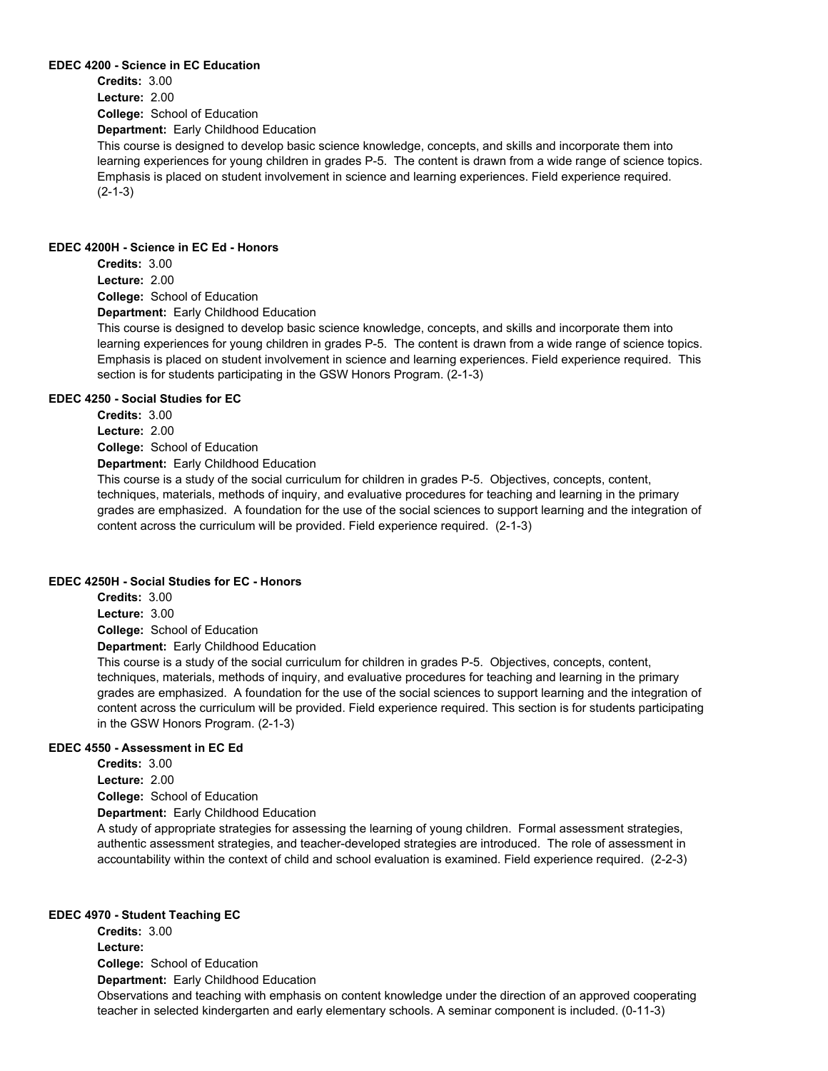**EDEC 4200 - Science in EC Education**

**Credits:** 3.00
**Lecture:** 2.00
**College:** School of Education
**Department:** Early Childhood Education

This course is designed to develop basic science knowledge, concepts, and skills and incorporate them into learning experiences for young children in grades P-5. The content is drawn from a wide range of science topics. Emphasis is placed on student involvement in science and learning experiences. Field experience required. (2-1-3)

**EDEC 4200H - Science in EC Ed - Honors**

**Credits:** 3.00
**Lecture:** 2.00
**College:** School of Education
**Department:** Early Childhood Education

This course is designed to develop basic science knowledge, concepts, and skills and incorporate them into learning experiences for young children in grades P-5. The content is drawn from a wide range of science topics. Emphasis is placed on student involvement in science and learning experiences. Field experience required. This section is for students participating in the GSW Honors Program. (2-1-3)

**EDEC 4250 - Social Studies for EC**

**Credits:** 3.00
**Lecture:** 2.00
**College:** School of Education
**Department:** Early Childhood Education

This course is a study of the social curriculum for children in grades P-5. Objectives, concepts, content, techniques, materials, methods of inquiry, and evaluative procedures for teaching and learning in the primary grades are emphasized. A foundation for the use of the social sciences to support learning and the integration of content across the curriculum will be provided. Field experience required. (2-1-3)

**EDEC 4250H - Social Studies for EC - Honors**

**Credits:** 3.00
**Lecture:** 3.00
**College:** School of Education
**Department:** Early Childhood Education

This course is a study of the social curriculum for children in grades P-5. Objectives, concepts, content, techniques, materials, methods of inquiry, and evaluative procedures for teaching and learning in the primary grades are emphasized. A foundation for the use of the social sciences to support learning and the integration of content across the curriculum will be provided. Field experience required. This section is for students participating in the GSW Honors Program. (2-1-3)

**EDEC 4550 - Assessment in EC Ed**

**Credits:** 3.00
**Lecture:** 2.00
**College:** School of Education
**Department:** Early Childhood Education

A study of appropriate strategies for assessing the learning of young children. Formal assessment strategies, authentic assessment strategies, and teacher-developed strategies are introduced. The role of assessment in accountability within the context of child and school evaluation is examined. Field experience required. (2-2-3)

**EDEC 4970 - Student Teaching EC**

**Credits:** 3.00
**Lecture:**
**College:** School of Education
**Department:** Early Childhood Education

Observations and teaching with emphasis on content knowledge under the direction of an approved cooperating teacher in selected kindergarten and early elementary schools. A seminar component is included. (0-11-3)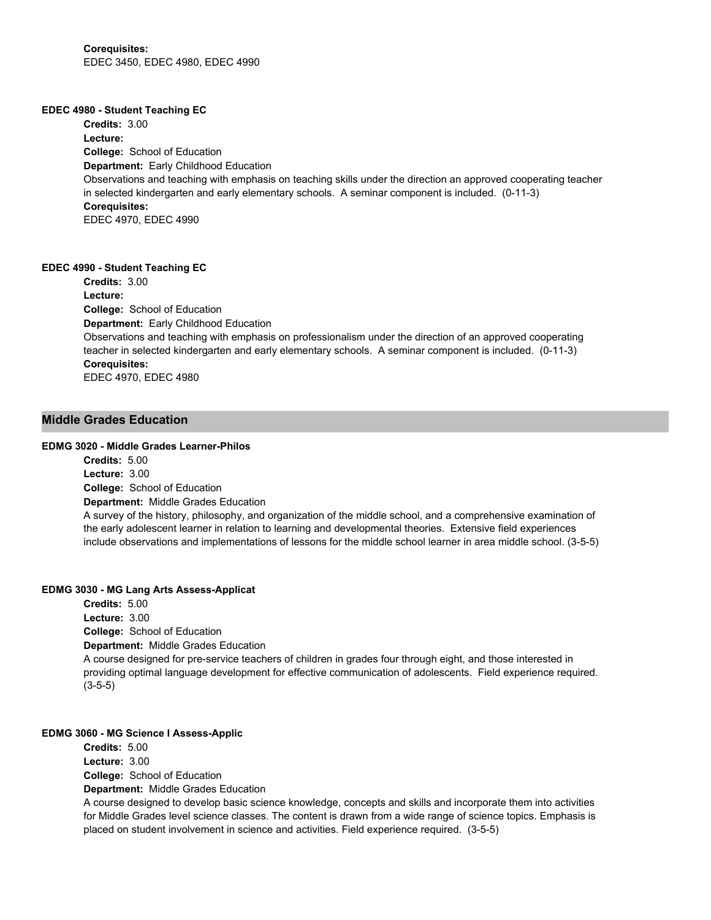**Corequisites:**
EDEC 3450, EDEC 4980, EDEC 4990

**EDEC 4980 - Student Teaching EC**

**Credits:** 3.00
**Lecture:**
**College:** School of Education
**Department:** Early Childhood Education
Observations and teaching with emphasis on teaching skills under the direction an approved cooperating teacher in selected kindergarten and early elementary schools. A seminar component is included. (0-11-3)
**Corequisites:**
EDEC 4970, EDEC 4990

**EDEC 4990 - Student Teaching EC**

**Credits:** 3.00
**Lecture:**
**College:** School of Education
**Department:** Early Childhood Education
Observations and teaching with emphasis on professionalism under the direction of an approved cooperating teacher in selected kindergarten and early elementary schools. A seminar component is included. (0-11-3)
**Corequisites:**
EDEC 4970, EDEC 4980

## Middle Grades Education

**EDMG 3020 - Middle Grades Learner-Philos**

**Credits:** 5.00
**Lecture:** 3.00
**College:** School of Education
**Department:** Middle Grades Education
A survey of the history, philosophy, and organization of the middle school, and a comprehensive examination of the early adolescent learner in relation to learning and developmental theories. Extensive field experiences include observations and implementations of lessons for the middle school learner in area middle school. (3-5-5)

**EDMG 3030 - MG Lang Arts Assess-Applicat**

**Credits:** 5.00
**Lecture:** 3.00
**College:** School of Education
**Department:** Middle Grades Education
A course designed for pre-service teachers of children in grades four through eight, and those interested in providing optimal language development for effective communication of adolescents. Field experience required. (3-5-5)

**EDMG 3060 - MG Science I Assess-Applic**

**Credits:** 5.00
**Lecture:** 3.00
**College:** School of Education
**Department:** Middle Grades Education
A course designed to develop basic science knowledge, concepts and skills and incorporate them into activities for Middle Grades level science classes. The content is drawn from a wide range of science topics. Emphasis is placed on student involvement in science and activities. Field experience required. (3-5-5)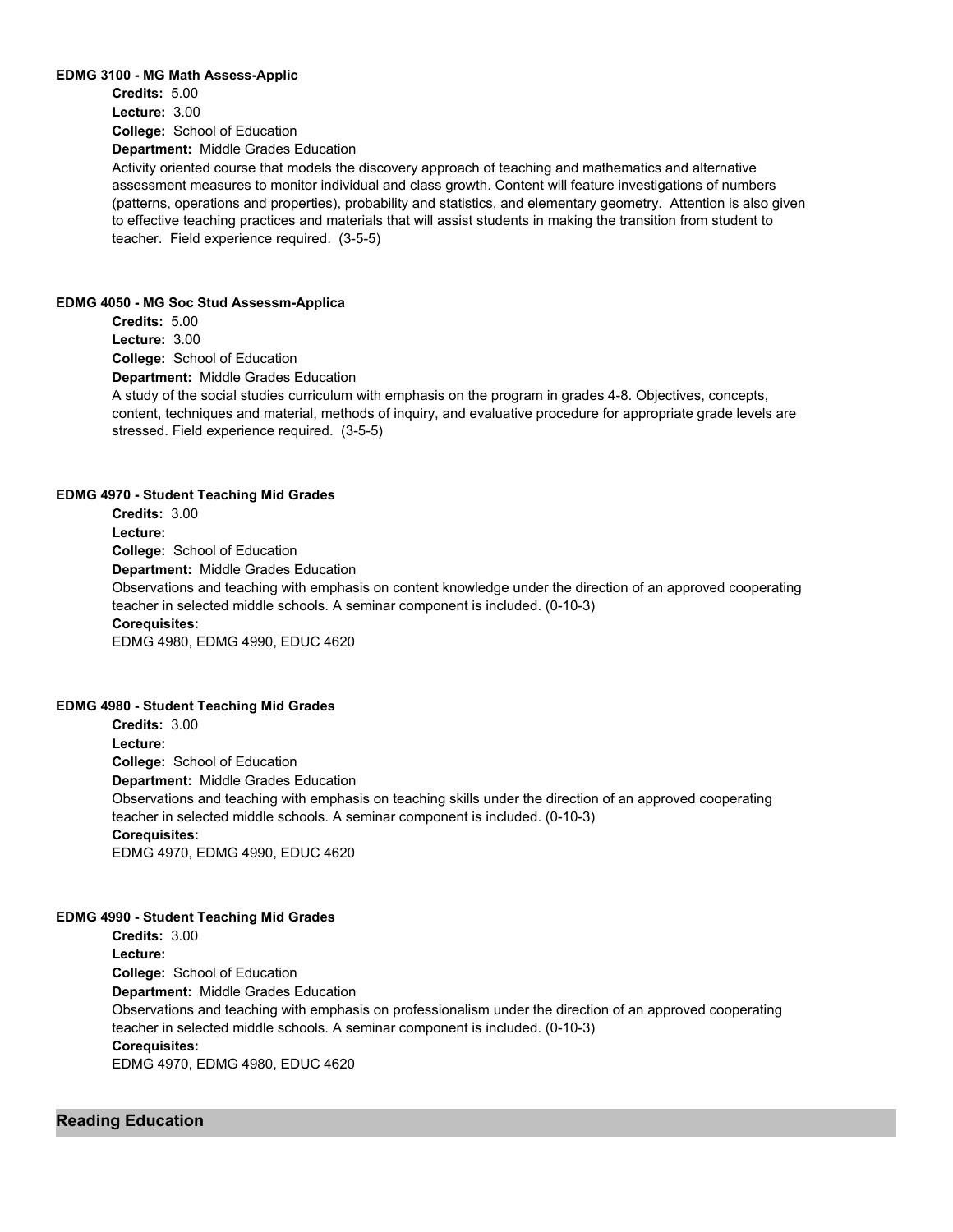#### EDMG 3100 - MG Math Assess-Applic

**Credits:** 5.00
**Lecture:** 3.00
**College:** School of Education
**Department:** Middle Grades Education

Activity oriented course that models the discovery approach of teaching and mathematics and alternative assessment measures to monitor individual and class growth. Content will feature investigations of numbers (patterns, operations and properties), probability and statistics, and elementary geometry. Attention is also given to effective teaching practices and materials that will assist students in making the transition from student to teacher. Field experience required. (3-5-5)

#### EDMG 4050 - MG Soc Stud Assessm-Applica

**Credits:** 5.00
**Lecture:** 3.00
**College:** School of Education
**Department:** Middle Grades Education

A study of the social studies curriculum with emphasis on the program in grades 4-8. Objectives, concepts, content, techniques and material, methods of inquiry, and evaluative procedure for appropriate grade levels are stressed. Field experience required. (3-5-5)

#### EDMG 4970 - Student Teaching Mid Grades

**Credits:** 3.00
**Lecture:**
**College:** School of Education
**Department:** Middle Grades Education

Observations and teaching with emphasis on content knowledge under the direction of an approved cooperating teacher in selected middle schools. A seminar component is included. (0-10-3)

**Corequisites:**
EDMG 4980, EDMG 4990, EDUC 4620

#### EDMG 4980 - Student Teaching Mid Grades

**Credits:** 3.00
**Lecture:**
**College:** School of Education
**Department:** Middle Grades Education

Observations and teaching with emphasis on teaching skills under the direction of an approved cooperating teacher in selected middle schools. A seminar component is included. (0-10-3)

**Corequisites:**
EDMG 4970, EDMG 4990, EDUC 4620

#### EDMG 4990 - Student Teaching Mid Grades

**Credits:** 3.00
**Lecture:**
**College:** School of Education
**Department:** Middle Grades Education

Observations and teaching with emphasis on professionalism under the direction of an approved cooperating teacher in selected middle schools. A seminar component is included. (0-10-3)

**Corequisites:**
EDMG 4970, EDMG 4980, EDUC 4620

## Reading Education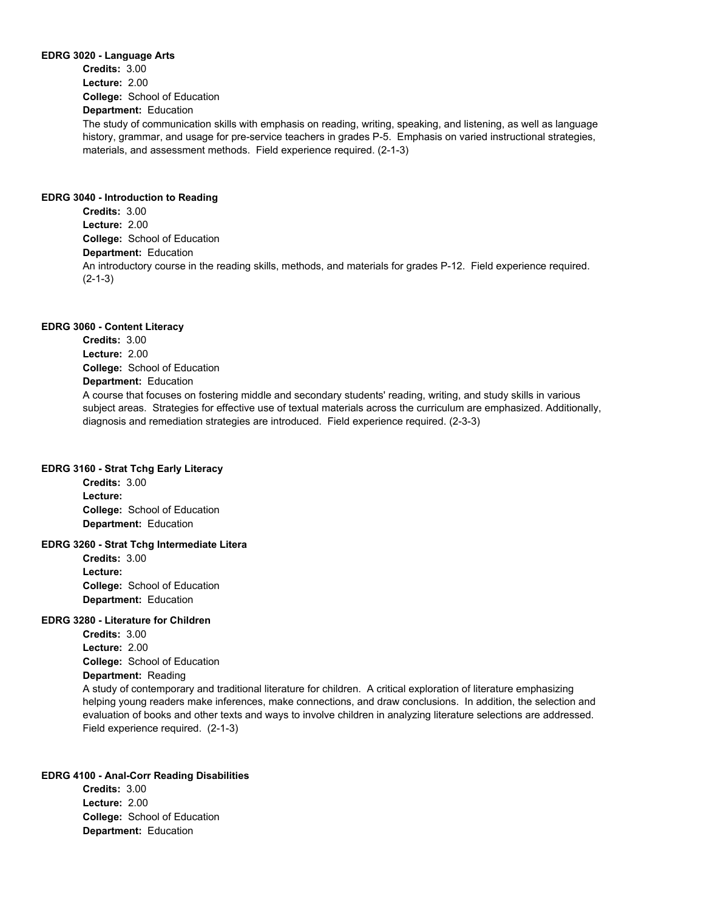**EDRG 3020 - Language Arts**

**Credits:** 3.00
**Lecture:** 2.00
**College:** School of Education
**Department:** Education

The study of communication skills with emphasis on reading, writing, speaking, and listening, as well as language history, grammar, and usage for pre-service teachers in grades P-5. Emphasis on varied instructional strategies, materials, and assessment methods. Field experience required. (2-1-3)

**EDRG 3040 - Introduction to Reading**

**Credits:** 3.00
**Lecture:** 2.00
**College:** School of Education
**Department:** Education

An introductory course in the reading skills, methods, and materials for grades P-12. Field experience required. (2-1-3)

**EDRG 3060 - Content Literacy**

**Credits:** 3.00
**Lecture:** 2.00
**College:** School of Education
**Department:** Education

A course that focuses on fostering middle and secondary students' reading, writing, and study skills in various subject areas. Strategies for effective use of textual materials across the curriculum are emphasized. Additionally, diagnosis and remediation strategies are introduced. Field experience required. (2-3-3)

**EDRG 3160 - Strat Tchg Early Literacy**

**Credits:** 3.00
**Lecture:**
**College:** School of Education
**Department:** Education

**EDRG 3260 - Strat Tchg Intermediate Litera**

**Credits:** 3.00
**Lecture:**
**College:** School of Education
**Department:** Education

**EDRG 3280 - Literature for Children**

**Credits:** 3.00
**Lecture:** 2.00
**College:** School of Education
**Department:** Reading

A study of contemporary and traditional literature for children. A critical exploration of literature emphasizing helping young readers make inferences, make connections, and draw conclusions. In addition, the selection and evaluation of books and other texts and ways to involve children in analyzing literature selections are addressed. Field experience required. (2-1-3)

**EDRG 4100 - Anal-Corr Reading Disabilities**

**Credits:** 3.00
**Lecture:** 2.00
**College:** School of Education
**Department:** Education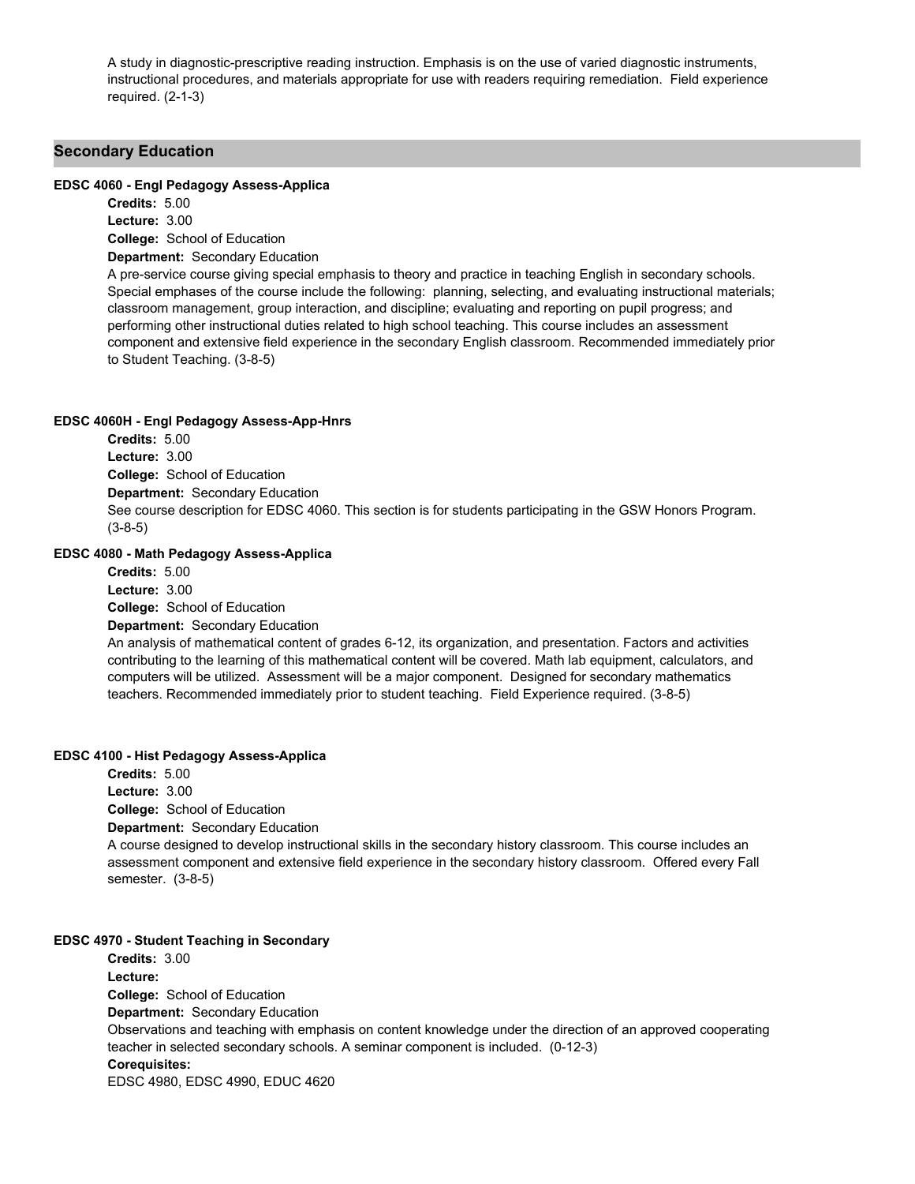A study in diagnostic-prescriptive reading instruction. Emphasis is on the use of varied diagnostic instruments, instructional procedures, and materials appropriate for use with readers requiring remediation. Field experience required. (2-1-3)

## Secondary Education

**EDSC 4060 - Engl Pedagogy Assess-Applica**

**Credits:** 5.00
**Lecture:** 3.00
**College:** School of Education
**Department:** Secondary Education

A pre-service course giving special emphasis to theory and practice in teaching English in secondary schools. Special emphases of the course include the following: planning, selecting, and evaluating instructional materials; classroom management, group interaction, and discipline; evaluating and reporting on pupil progress; and performing other instructional duties related to high school teaching. This course includes an assessment component and extensive field experience in the secondary English classroom. Recommended immediately prior to Student Teaching. (3-8-5)

**EDSC 4060H - Engl Pedagogy Assess-App-Hnrs**

**Credits:** 5.00
**Lecture:** 3.00
**College:** School of Education
**Department:** Secondary Education

See course description for EDSC 4060. This section is for students participating in the GSW Honors Program. (3-8-5)

**EDSC 4080 - Math Pedagogy Assess-Applica**

**Credits:** 5.00
**Lecture:** 3.00
**College:** School of Education
**Department:** Secondary Education

An analysis of mathematical content of grades 6-12, its organization, and presentation. Factors and activities contributing to the learning of this mathematical content will be covered. Math lab equipment, calculators, and computers will be utilized. Assessment will be a major component. Designed for secondary mathematics teachers. Recommended immediately prior to student teaching. Field Experience required. (3-8-5)

**EDSC 4100 - Hist Pedagogy Assess-Applica**

**Credits:** 5.00
**Lecture:** 3.00
**College:** School of Education
**Department:** Secondary Education

A course designed to develop instructional skills in the secondary history classroom. This course includes an assessment component and extensive field experience in the secondary history classroom. Offered every Fall semester. (3-8-5)

**EDSC 4970 - Student Teaching in Secondary**

**Credits:** 3.00
**Lecture:**
**College:** School of Education
**Department:** Secondary Education

Observations and teaching with emphasis on content knowledge under the direction of an approved cooperating teacher in selected secondary schools. A seminar component is included. (0-12-3)

**Corequisites:**
EDSC 4980, EDSC 4990, EDUC 4620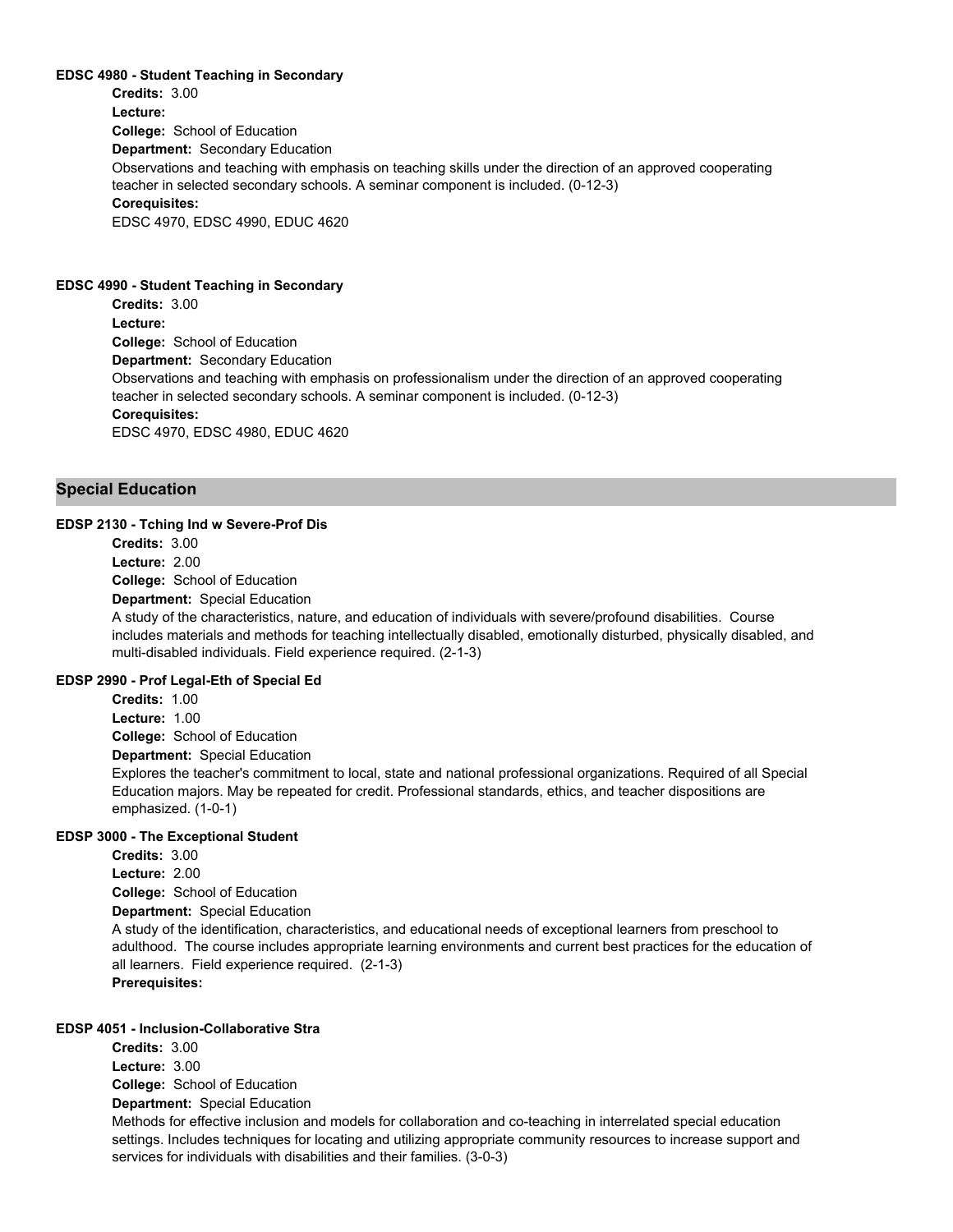**EDSC 4980 - Student Teaching in Secondary**

**Credits:** 3.00

**Lecture:**

**College:** School of Education

**Department:** Secondary Education

Observations and teaching with emphasis on teaching skills under the direction of an approved cooperating teacher in selected secondary schools. A seminar component is included. (0-12-3)

**Corequisites:**

EDSC 4970, EDSC 4990, EDUC 4620

**EDSC 4990 - Student Teaching in Secondary**

**Credits:** 3.00

**Lecture:**

**College:** School of Education

**Department:** Secondary Education

Observations and teaching with emphasis on professionalism under the direction of an approved cooperating teacher in selected secondary schools. A seminar component is included. (0-12-3)

**Corequisites:**

EDSC 4970, EDSC 4980, EDUC 4620

## Special Education

**EDSP 2130 - Tching Ind w Severe-Prof Dis**

**Credits:** 3.00

**Lecture:** 2.00

**College:** School of Education

**Department:** Special Education

A study of the characteristics, nature, and education of individuals with severe/profound disabilities. Course includes materials and methods for teaching intellectually disabled, emotionally disturbed, physically disabled, and multi-disabled individuals. Field experience required. (2-1-3)

**EDSP 2990 - Prof Legal-Eth of Special Ed**

**Credits:** 1.00

**Lecture:** 1.00

**College:** School of Education

**Department:** Special Education

Explores the teacher's commitment to local, state and national professional organizations. Required of all Special Education majors. May be repeated for credit. Professional standards, ethics, and teacher dispositions are emphasized. (1-0-1)

**EDSP 3000 - The Exceptional Student**

**Credits:** 3.00

**Lecture:** 2.00

**College:** School of Education

**Department:** Special Education

A study of the identification, characteristics, and educational needs of exceptional learners from preschool to adulthood. The course includes appropriate learning environments and current best practices for the education of all learners. Field experience required. (2-1-3)

**Prerequisites:**

**EDSP 4051 - Inclusion-Collaborative Stra**

**Credits:** 3.00

**Lecture:** 3.00

**College:** School of Education

**Department:** Special Education

Methods for effective inclusion and models for collaboration and co-teaching in interrelated special education settings. Includes techniques for locating and utilizing appropriate community resources to increase support and services for individuals with disabilities and their families. (3-0-3)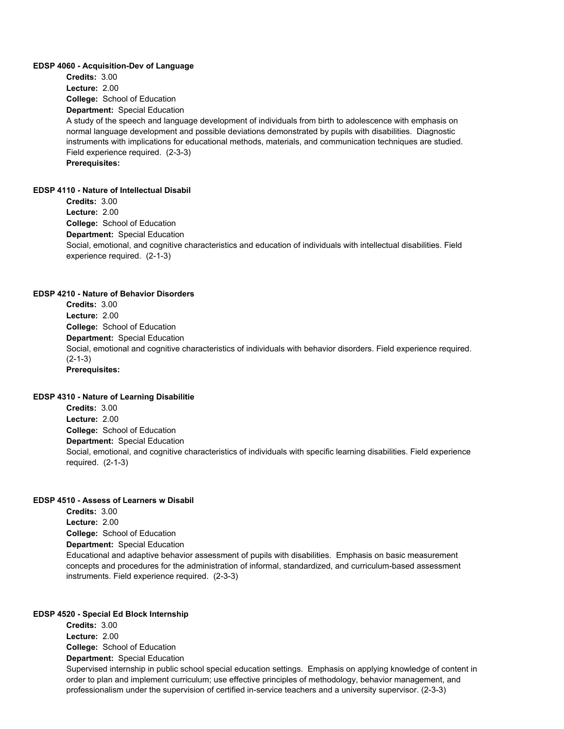**EDSP 4060 - Acquisition-Dev of Language**

**Credits:** 3.00
**Lecture:** 2.00
**College:** School of Education
**Department:** Special Education

A study of the speech and language development of individuals from birth to adolescence with emphasis on normal language development and possible deviations demonstrated by pupils with disabilities. Diagnostic instruments with implications for educational methods, materials, and communication techniques are studied. Field experience required. (2-3-3)

**Prerequisites:**

**EDSP 4110 - Nature of Intellectual Disabil**

**Credits:** 3.00
**Lecture:** 2.00
**College:** School of Education
**Department:** Special Education

Social, emotional, and cognitive characteristics and education of individuals with intellectual disabilities. Field experience required. (2-1-3)

**EDSP 4210 - Nature of Behavior Disorders**

**Credits:** 3.00
**Lecture:** 2.00
**College:** School of Education
**Department:** Special Education

Social, emotional and cognitive characteristics of individuals with behavior disorders. Field experience required. (2-1-3)

**Prerequisites:**

**EDSP 4310 - Nature of Learning Disabilitie**

**Credits:** 3.00
**Lecture:** 2.00
**College:** School of Education
**Department:** Special Education

Social, emotional, and cognitive characteristics of individuals with specific learning disabilities. Field experience required. (2-1-3)

**EDSP 4510 - Assess of Learners w Disabil**

**Credits:** 3.00
**Lecture:** 2.00
**College:** School of Education
**Department:** Special Education

Educational and adaptive behavior assessment of pupils with disabilities. Emphasis on basic measurement concepts and procedures for the administration of informal, standardized, and curriculum-based assessment instruments. Field experience required. (2-3-3)

**EDSP 4520 - Special Ed Block Internship**

**Credits:** 3.00
**Lecture:** 2.00
**College:** School of Education
**Department:** Special Education

Supervised internship in public school special education settings. Emphasis on applying knowledge of content in order to plan and implement curriculum; use effective principles of methodology, behavior management, and professionalism under the supervision of certified in-service teachers and a university supervisor. (2-3-3)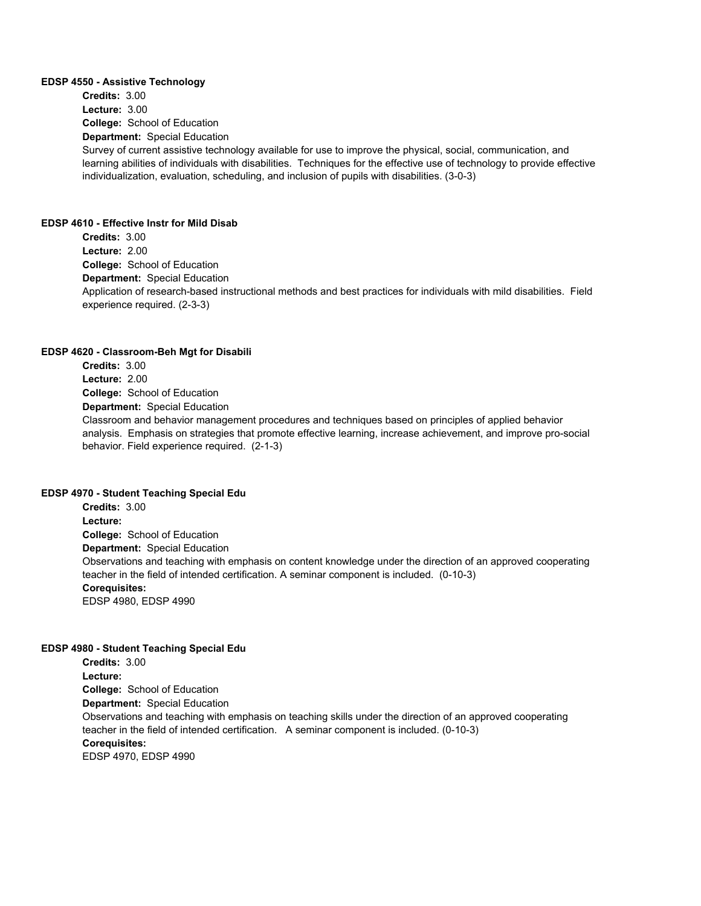**EDSP 4550 - Assistive Technology**

**Credits:** 3.00
**Lecture:** 3.00
**College:** School of Education
**Department:** Special Education
Survey of current assistive technology available for use to improve the physical, social, communication, and learning abilities of individuals with disabilities. Techniques for the effective use of technology to provide effective individualization, evaluation, scheduling, and inclusion of pupils with disabilities. (3-0-3)

**EDSP 4610 - Effective Instr for Mild Disab**

**Credits:** 3.00
**Lecture:** 2.00
**College:** School of Education
**Department:** Special Education
Application of research-based instructional methods and best practices for individuals with mild disabilities. Field experience required. (2-3-3)

**EDSP 4620 - Classroom-Beh Mgt for Disabili**

**Credits:** 3.00
**Lecture:** 2.00
**College:** School of Education
**Department:** Special Education
Classroom and behavior management procedures and techniques based on principles of applied behavior analysis. Emphasis on strategies that promote effective learning, increase achievement, and improve pro-social behavior. Field experience required. (2-1-3)

**EDSP 4970 - Student Teaching Special Edu**

**Credits:** 3.00
**Lecture:**
**College:** School of Education
**Department:** Special Education
Observations and teaching with emphasis on content knowledge under the direction of an approved cooperating teacher in the field of intended certification. A seminar component is included. (0-10-3)
**Corequisites:**
EDSP 4980, EDSP 4990

**EDSP 4980 - Student Teaching Special Edu**

**Credits:** 3.00
**Lecture:**
**College:** School of Education
**Department:** Special Education
Observations and teaching with emphasis on teaching skills under the direction of an approved cooperating teacher in the field of intended certification. A seminar component is included. (0-10-3)
**Corequisites:**
EDSP 4970, EDSP 4990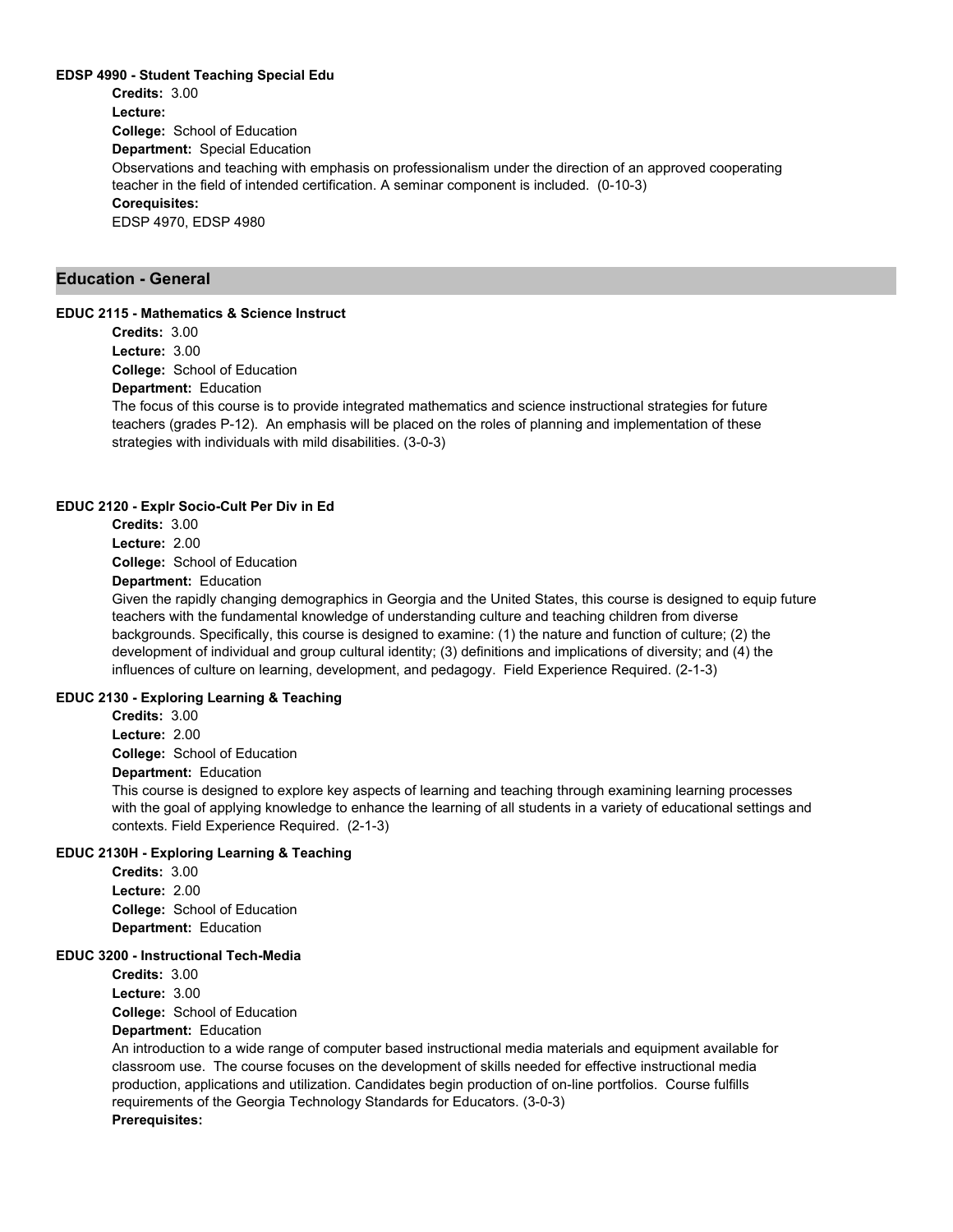**EDSP 4990 - Student Teaching Special Edu**

**Credits:** 3.00
**Lecture:**
**College:** School of Education
**Department:** Special Education
Observations and teaching with emphasis on professionalism under the direction of an approved cooperating teacher in the field of intended certification. A seminar component is included. (0-10-3)
**Corequisites:**
EDSP 4970, EDSP 4980

## Education - General

**EDUC 2115 - Mathematics & Science Instruct**

**Credits:** 3.00
**Lecture:** 3.00
**College:** School of Education
**Department:** Education
The focus of this course is to provide integrated mathematics and science instructional strategies for future teachers (grades P-12). An emphasis will be placed on the roles of planning and implementation of these strategies with individuals with mild disabilities. (3-0-3)

**EDUC 2120 - Explr Socio-Cult Per Div in Ed**

**Credits:** 3.00
**Lecture:** 2.00
**College:** School of Education
**Department:** Education
Given the rapidly changing demographics in Georgia and the United States, this course is designed to equip future teachers with the fundamental knowledge of understanding culture and teaching children from diverse backgrounds. Specifically, this course is designed to examine: (1) the nature and function of culture; (2) the development of individual and group cultural identity; (3) definitions and implications of diversity; and (4) the influences of culture on learning, development, and pedagogy. Field Experience Required. (2-1-3)

**EDUC 2130 - Exploring Learning & Teaching**

**Credits:** 3.00
**Lecture:** 2.00
**College:** School of Education
**Department:** Education
This course is designed to explore key aspects of learning and teaching through examining learning processes with the goal of applying knowledge to enhance the learning of all students in a variety of educational settings and contexts. Field Experience Required. (2-1-3)

**EDUC 2130H - Exploring Learning & Teaching**

**Credits:** 3.00
**Lecture:** 2.00
**College:** School of Education
**Department:** Education

**EDUC 3200 - Instructional Tech-Media**

**Credits:** 3.00
**Lecture:** 3.00
**College:** School of Education
**Department:** Education
An introduction to a wide range of computer based instructional media materials and equipment available for classroom use. The course focuses on the development of skills needed for effective instructional media production, applications and utilization. Candidates begin production of on-line portfolios. Course fulfills requirements of the Georgia Technology Standards for Educators. (3-0-3)
**Prerequisites:**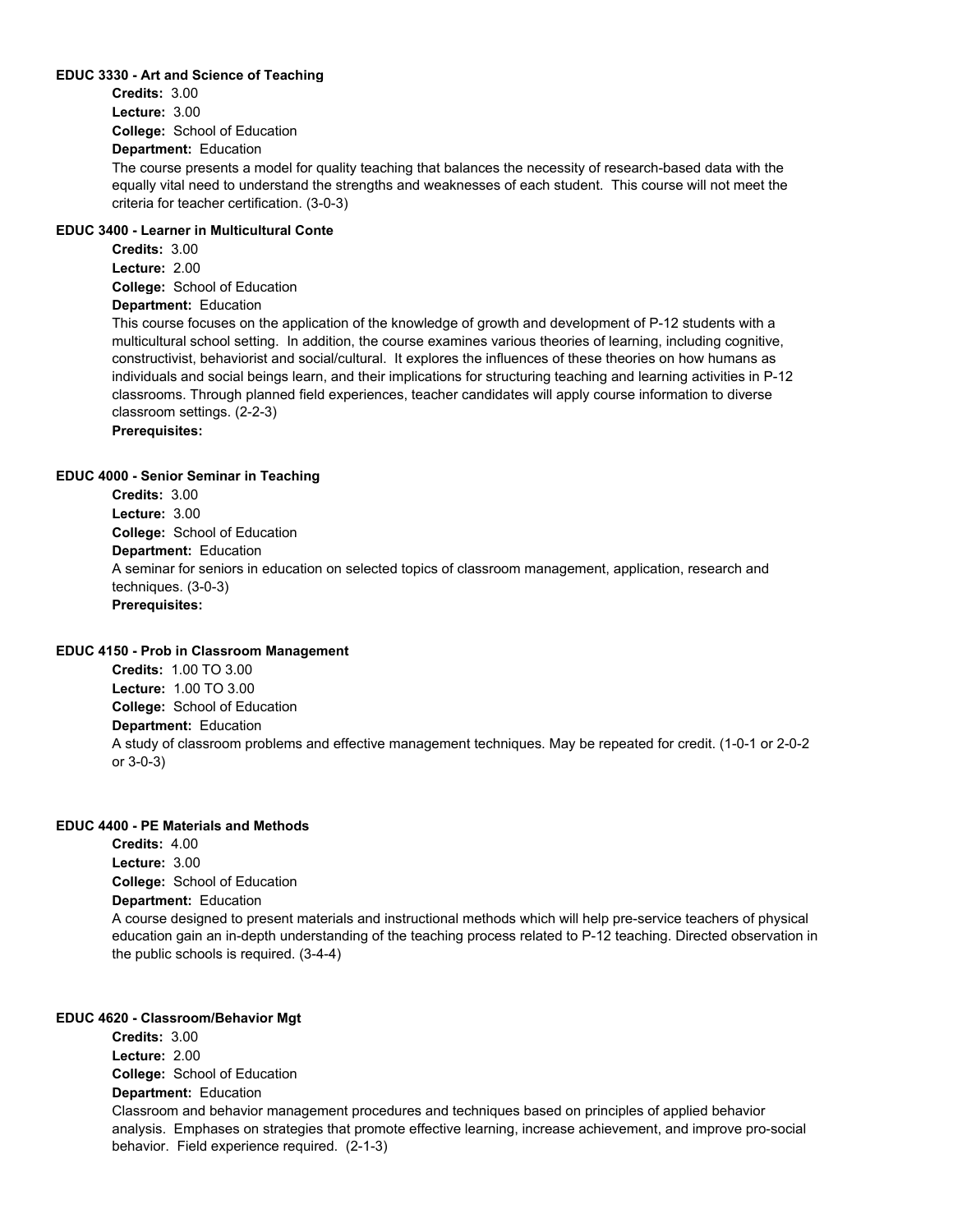**EDUC 3330 - Art and Science of Teaching**

**Credits:** 3.00
**Lecture:** 3.00
**College:** School of Education
**Department:** Education

The course presents a model for quality teaching that balances the necessity of research-based data with the equally vital need to understand the strengths and weaknesses of each student. This course will not meet the criteria for teacher certification. (3-0-3)

**EDUC 3400 - Learner in Multicultural Conte**

**Credits:** 3.00
**Lecture:** 2.00
**College:** School of Education
**Department:** Education

This course focuses on the application of the knowledge of growth and development of P-12 students with a multicultural school setting. In addition, the course examines various theories of learning, including cognitive, constructivist, behaviorist and social/cultural. It explores the influences of these theories on how humans as individuals and social beings learn, and their implications for structuring teaching and learning activities in P-12 classrooms. Through planned field experiences, teacher candidates will apply course information to diverse classroom settings. (2-2-3)

**Prerequisites:**

**EDUC 4000 - Senior Seminar in Teaching**

**Credits:** 3.00
**Lecture:** 3.00
**College:** School of Education
**Department:** Education

A seminar for seniors in education on selected topics of classroom management, application, research and techniques. (3-0-3)

**Prerequisites:**

**EDUC 4150 - Prob in Classroom Management**

**Credits:** 1.00 TO 3.00
**Lecture:** 1.00 TO 3.00
**College:** School of Education
**Department:** Education

A study of classroom problems and effective management techniques. May be repeated for credit. (1-0-1 or 2-0-2 or 3-0-3)

**EDUC 4400 - PE Materials and Methods**

**Credits:** 4.00
**Lecture:** 3.00
**College:** School of Education
**Department:** Education

A course designed to present materials and instructional methods which will help pre-service teachers of physical education gain an in-depth understanding of the teaching process related to P-12 teaching. Directed observation in the public schools is required. (3-4-4)

**EDUC 4620 - Classroom/Behavior Mgt**

**Credits:** 3.00
**Lecture:** 2.00
**College:** School of Education
**Department:** Education

Classroom and behavior management procedures and techniques based on principles of applied behavior analysis. Emphases on strategies that promote effective learning, increase achievement, and improve pro-social behavior. Field experience required. (2-1-3)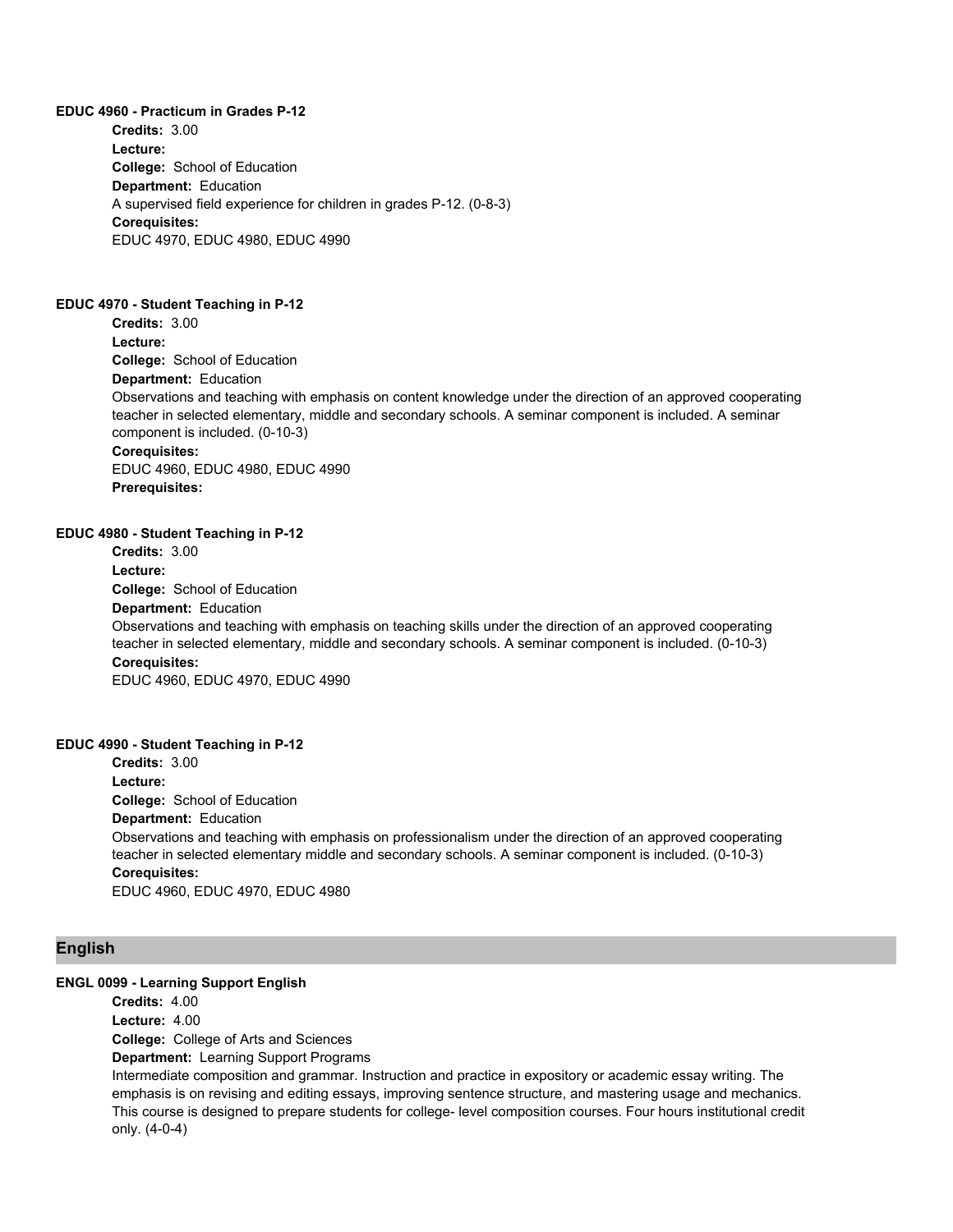**EDUC 4960 - Practicum in Grades P-12**

**Credits:** 3.00
**Lecture:**
**College:** School of Education
**Department:** Education
A supervised field experience for children in grades P-12. (0-8-3)
**Corequisites:**
EDUC 4970, EDUC 4980, EDUC 4990

**EDUC 4970 - Student Teaching in P-12**

**Credits:** 3.00
**Lecture:**
**College:** School of Education
**Department:** Education
Observations and teaching with emphasis on content knowledge under the direction of an approved cooperating teacher in selected elementary, middle and secondary schools. A seminar component is included. A seminar component is included. (0-10-3)
**Corequisites:**
EDUC 4960, EDUC 4980, EDUC 4990
**Prerequisites:**

**EDUC 4980 - Student Teaching in P-12**

**Credits:** 3.00
**Lecture:**
**College:** School of Education
**Department:** Education
Observations and teaching with emphasis on teaching skills under the direction of an approved cooperating teacher in selected elementary, middle and secondary schools. A seminar component is included. (0-10-3)
**Corequisites:**
EDUC 4960, EDUC 4970, EDUC 4990

**EDUC 4990 - Student Teaching in P-12**

**Credits:** 3.00
**Lecture:**
**College:** School of Education
**Department:** Education
Observations and teaching with emphasis on professionalism under the direction of an approved cooperating teacher in selected elementary middle and secondary schools. A seminar component is included. (0-10-3)
**Corequisites:**
EDUC 4960, EDUC 4970, EDUC 4980

## English

**ENGL 0099 - Learning Support English**

**Credits:** 4.00
**Lecture:** 4.00
**College:** College of Arts and Sciences
**Department:** Learning Support Programs
Intermediate composition and grammar. Instruction and practice in expository or academic essay writing. The emphasis is on revising and editing essays, improving sentence structure, and mastering usage and mechanics. This course is designed to prepare students for college- level composition courses. Four hours institutional credit only. (4-0-4)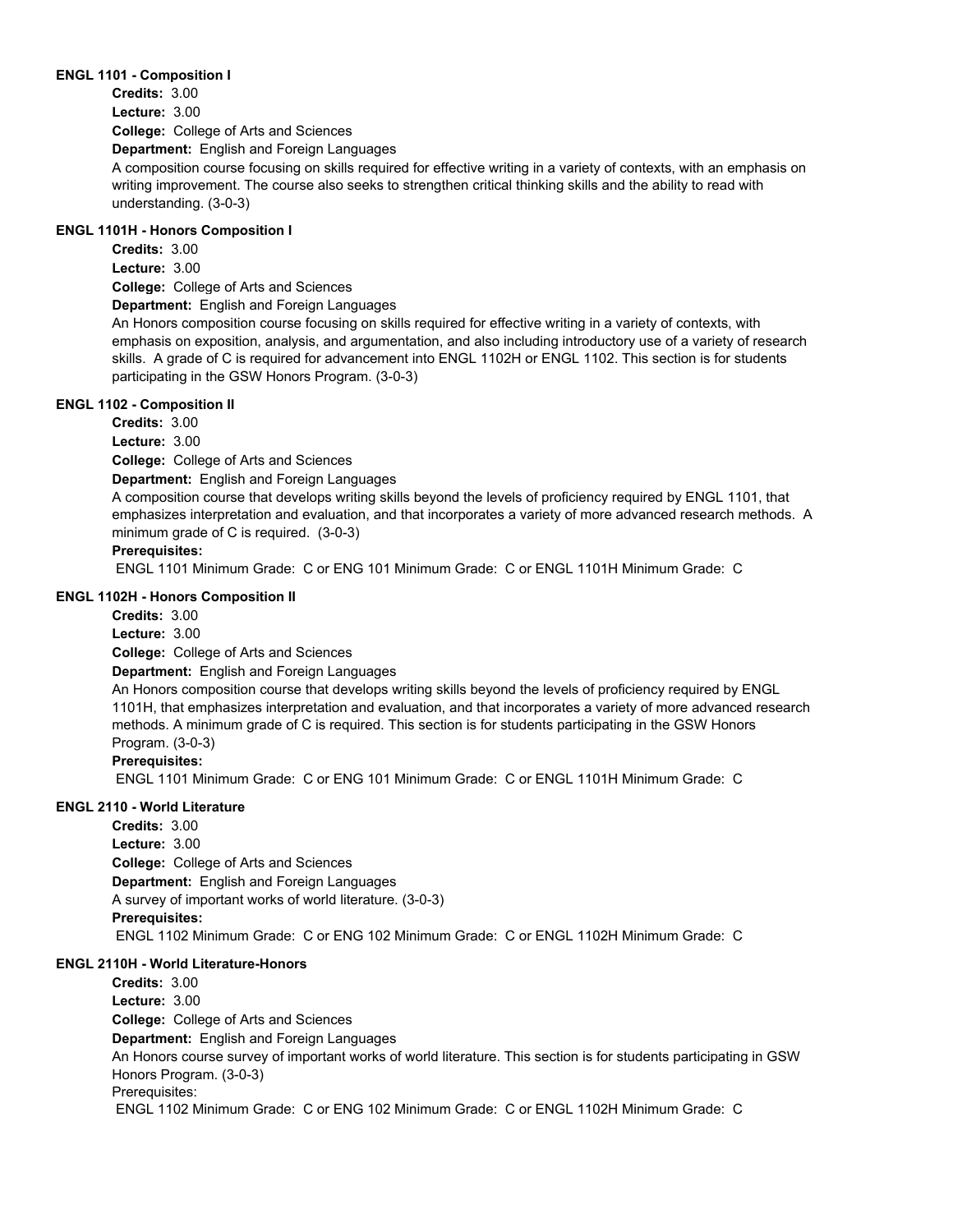### ENGL 1101 - Composition I

**Credits:** 3.00

**Lecture:** 3.00

**College:** College of Arts and Sciences

**Department:** English and Foreign Languages

A composition course focusing on skills required for effective writing in a variety of contexts, with an emphasis on writing improvement. The course also seeks to strengthen critical thinking skills and the ability to read with understanding. (3-0-3)

### ENGL 1101H - Honors Composition I

**Credits:** 3.00

**Lecture:** 3.00

**College:** College of Arts and Sciences

**Department:** English and Foreign Languages

An Honors composition course focusing on skills required for effective writing in a variety of contexts, with emphasis on exposition, analysis, and argumentation, and also including introductory use of a variety of research skills. A grade of C is required for advancement into ENGL 1102H or ENGL 1102. This section is for students participating in the GSW Honors Program. (3-0-3)

### ENGL 1102 - Composition II

**Credits:** 3.00

**Lecture:** 3.00

**College:** College of Arts and Sciences

**Department:** English and Foreign Languages

A composition course that develops writing skills beyond the levels of proficiency required by ENGL 1101, that emphasizes interpretation and evaluation, and that incorporates a variety of more advanced research methods. A minimum grade of C is required. (3-0-3)

**Prerequisites:**

ENGL 1101 Minimum Grade: C or ENG 101 Minimum Grade: C or ENGL 1101H Minimum Grade: C

### ENGL 1102H - Honors Composition II

**Credits:** 3.00

**Lecture:** 3.00

**College:** College of Arts and Sciences

**Department:** English and Foreign Languages

An Honors composition course that develops writing skills beyond the levels of proficiency required by ENGL 1101H, that emphasizes interpretation and evaluation, and that incorporates a variety of more advanced research methods. A minimum grade of C is required. This section is for students participating in the GSW Honors Program. (3-0-3)

**Prerequisites:**

ENGL 1101 Minimum Grade: C or ENG 101 Minimum Grade: C or ENGL 1101H Minimum Grade: C

### ENGL 2110 - World Literature

**Credits:** 3.00

**Lecture:** 3.00

**College:** College of Arts and Sciences

**Department:** English and Foreign Languages

A survey of important works of world literature. (3-0-3)

**Prerequisites:**

ENGL 1102 Minimum Grade: C or ENG 102 Minimum Grade: C or ENGL 1102H Minimum Grade: C

### ENGL 2110H - World Literature-Honors

**Credits:** 3.00

**Lecture:** 3.00

**College:** College of Arts and Sciences

**Department:** English and Foreign Languages

An Honors course survey of important works of world literature. This section is for students participating in GSW Honors Program. (3-0-3)

Prerequisites:

ENGL 1102 Minimum Grade: C or ENG 102 Minimum Grade: C or ENGL 1102H Minimum Grade: C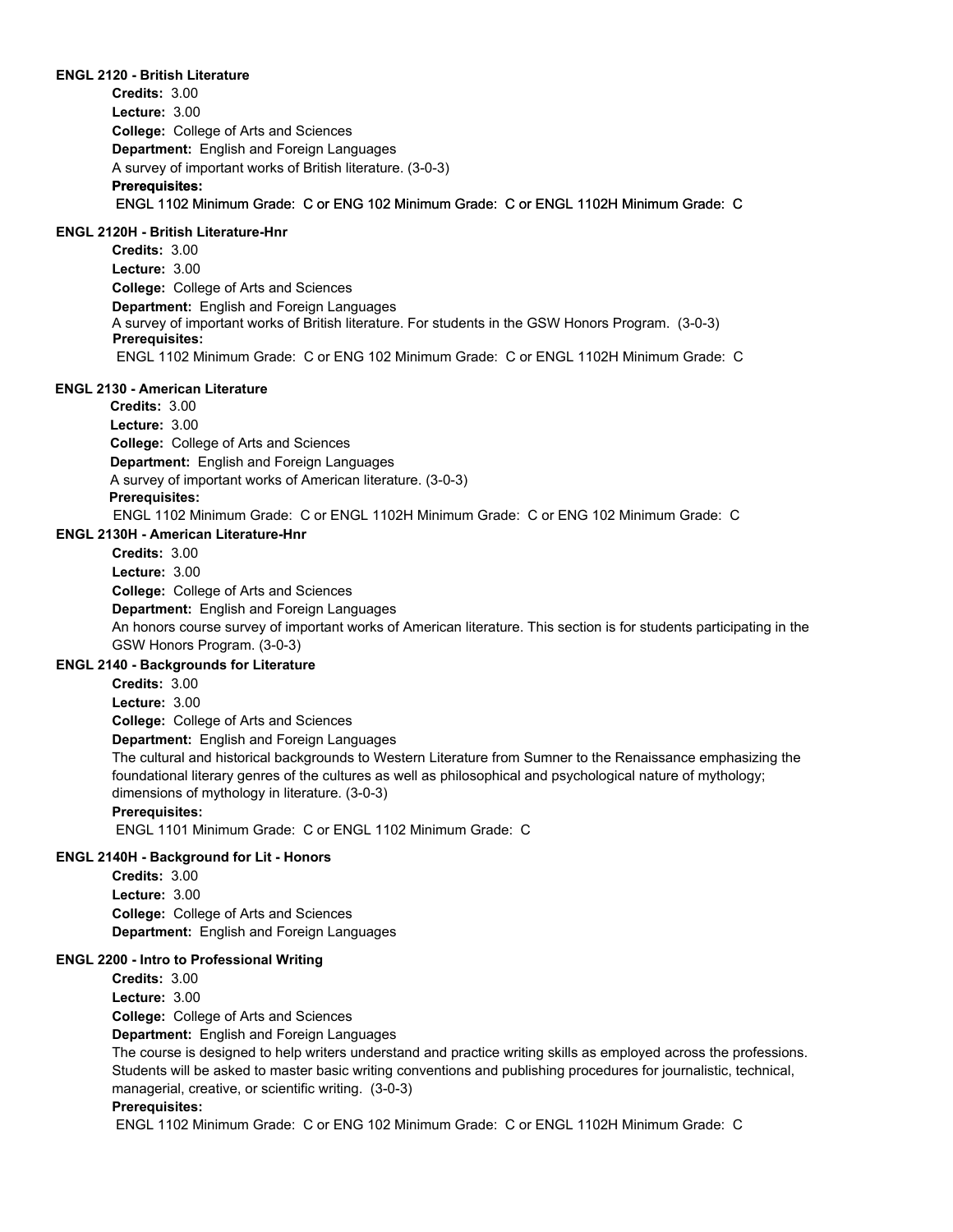### ENGL 2120 - British Literature

**Credits:** 3.00
**Lecture:** 3.00
**College:** College of Arts and Sciences
**Department:** English and Foreign Languages
A survey of important works of British literature. (3-0-3)
**Prerequisites:**
ENGL 1102 Minimum Grade: C or ENG 102 Minimum Grade: C or ENGL 1102H Minimum Grade: C

### ENGL 2120H - British Literature-Hnr

**Credits:** 3.00
**Lecture:** 3.00
**College:** College of Arts and Sciences
**Department:** English and Foreign Languages
A survey of important works of British literature. For students in the GSW Honors Program. (3-0-3)
**Prerequisites:**
ENGL 1102 Minimum Grade: C or ENG 102 Minimum Grade: C or ENGL 1102H Minimum Grade: C

### ENGL 2130 - American Literature

**Credits:** 3.00
**Lecture:** 3.00
**College:** College of Arts and Sciences
**Department:** English and Foreign Languages
A survey of important works of American literature. (3-0-3)
**Prerequisites:**
ENGL 1102 Minimum Grade: C or ENGL 1102H Minimum Grade: C or ENG 102 Minimum Grade: C

### ENGL 2130H - American Literature-Hnr

**Credits:** 3.00
**Lecture:** 3.00
**College:** College of Arts and Sciences
**Department:** English and Foreign Languages
An honors course survey of important works of American literature. This section is for students participating in the GSW Honors Program. (3-0-3)

### ENGL 2140 - Backgrounds for Literature

**Credits:** 3.00
**Lecture:** 3.00
**College:** College of Arts and Sciences
**Department:** English and Foreign Languages
The cultural and historical backgrounds to Western Literature from Sumner to the Renaissance emphasizing the foundational literary genres of the cultures as well as philosophical and psychological nature of mythology; dimensions of mythology in literature. (3-0-3)
**Prerequisites:**
ENGL 1101 Minimum Grade: C or ENGL 1102 Minimum Grade: C

### ENGL 2140H - Background for Lit - Honors

**Credits:** 3.00
**Lecture:** 3.00
**College:** College of Arts and Sciences
**Department:** English and Foreign Languages

### ENGL 2200 - Intro to Professional Writing

**Credits:** 3.00
**Lecture:** 3.00
**College:** College of Arts and Sciences
**Department:** English and Foreign Languages
The course is designed to help writers understand and practice writing skills as employed across the professions. Students will be asked to master basic writing conventions and publishing procedures for journalistic, technical, managerial, creative, or scientific writing. (3-0-3)
**Prerequisites:**
ENGL 1102 Minimum Grade: C or ENG 102 Minimum Grade: C or ENGL 1102H Minimum Grade: C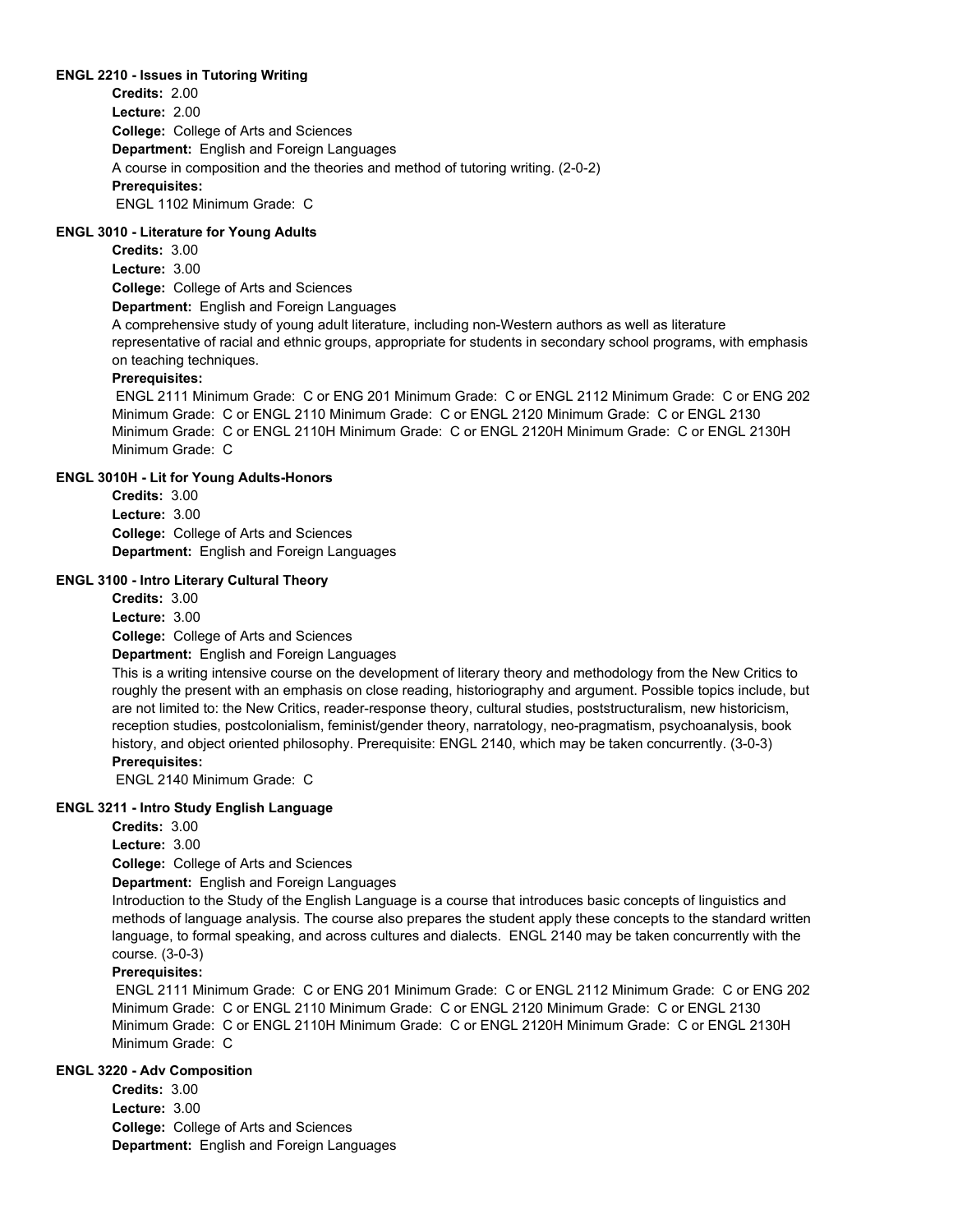#### ENGL 2210 - Issues in Tutoring Writing

**Credits:** 2.00
**Lecture:** 2.00
**College:** College of Arts and Sciences
**Department:** English and Foreign Languages
A course in composition and the theories and method of tutoring writing. (2-0-2)
**Prerequisites:**
ENGL 1102 Minimum Grade: C

#### ENGL 3010 - Literature for Young Adults

**Credits:** 3.00
**Lecture:** 3.00
**College:** College of Arts and Sciences
**Department:** English and Foreign Languages
A comprehensive study of young adult literature, including non-Western authors as well as literature representative of racial and ethnic groups, appropriate for students in secondary school programs, with emphasis on teaching techniques.
**Prerequisites:**
ENGL 2111 Minimum Grade: C or ENG 201 Minimum Grade: C or ENGL 2112 Minimum Grade: C or ENG 202 Minimum Grade: C or ENGL 2110 Minimum Grade: C or ENGL 2120 Minimum Grade: C or ENGL 2130 Minimum Grade: C or ENGL 2110H Minimum Grade: C or ENGL 2120H Minimum Grade: C or ENGL 2130H Minimum Grade: C

#### ENGL 3010H - Lit for Young Adults-Honors

**Credits:** 3.00
**Lecture:** 3.00
**College:** College of Arts and Sciences
**Department:** English and Foreign Languages

#### ENGL 3100 - Intro Literary Cultural Theory

**Credits:** 3.00
**Lecture:** 3.00
**College:** College of Arts and Sciences
**Department:** English and Foreign Languages
This is a writing intensive course on the development of literary theory and methodology from the New Critics to roughly the present with an emphasis on close reading, historiography and argument. Possible topics include, but are not limited to: the New Critics, reader-response theory, cultural studies, poststructuralism, new historicism, reception studies, postcolonialism, feminist/gender theory, narratology, neo-pragmatism, psychoanalysis, book history, and object oriented philosophy. Prerequisite: ENGL 2140, which may be taken concurrently. (3-0-3)
**Prerequisites:**
ENGL 2140 Minimum Grade: C

#### ENGL 3211 - Intro Study English Language

**Credits:** 3.00
**Lecture:** 3.00
**College:** College of Arts and Sciences
**Department:** English and Foreign Languages
Introduction to the Study of the English Language is a course that introduces basic concepts of linguistics and methods of language analysis. The course also prepares the student apply these concepts to the standard written language, to formal speaking, and across cultures and dialects. ENGL 2140 may be taken concurrently with the course. (3-0-3)
**Prerequisites:**
ENGL 2111 Minimum Grade: C or ENG 201 Minimum Grade: C or ENGL 2112 Minimum Grade: C or ENG 202 Minimum Grade: C or ENGL 2110 Minimum Grade: C or ENGL 2120 Minimum Grade: C or ENGL 2130 Minimum Grade: C or ENGL 2110H Minimum Grade: C or ENGL 2120H Minimum Grade: C or ENGL 2130H Minimum Grade: C

#### ENGL 3220 - Adv Composition

**Credits:** 3.00
**Lecture:** 3.00
**College:** College of Arts and Sciences
**Department:** English and Foreign Languages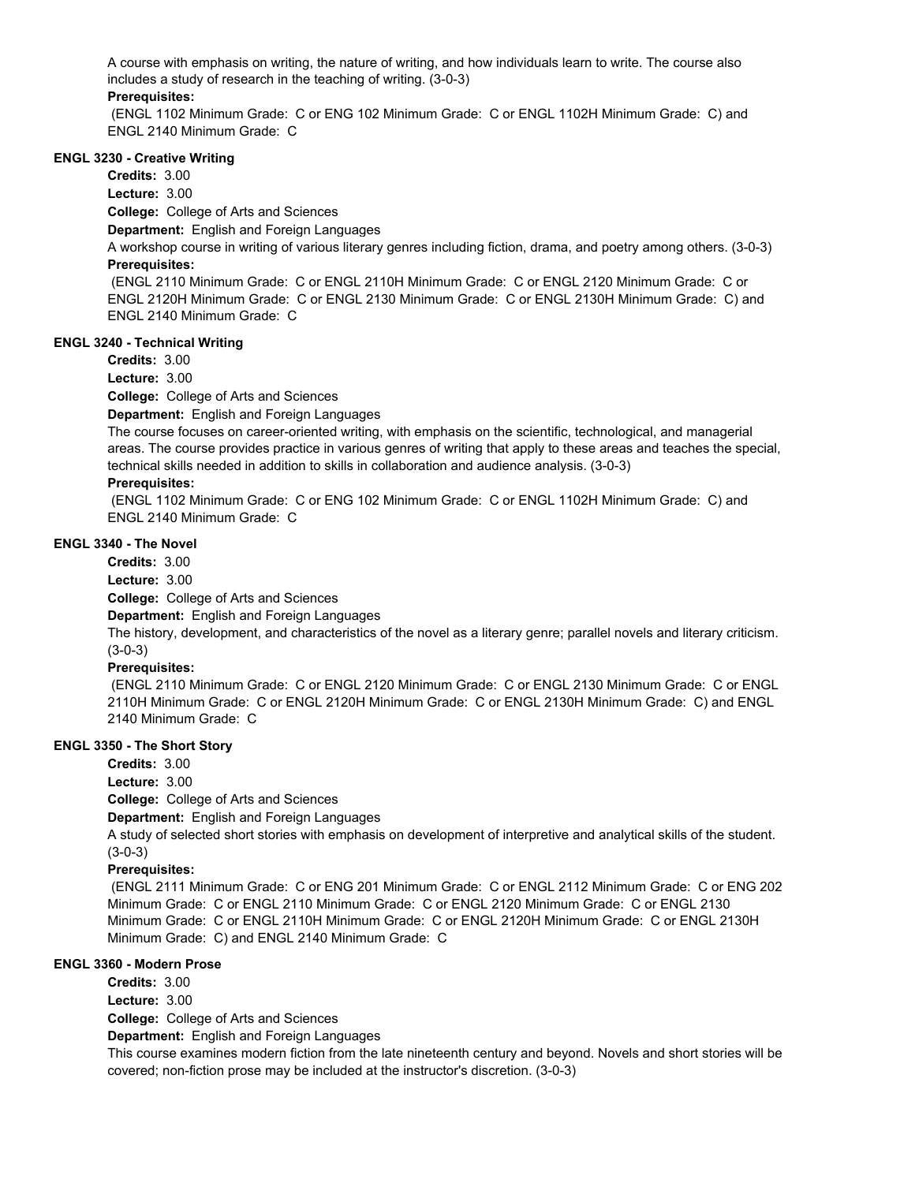A course with emphasis on writing, the nature of writing, and how individuals learn to write. The course also includes a study of research in the teaching of writing. (3-0-3)

**Prerequisites:**

(ENGL 1102 Minimum Grade: C or ENG 102 Minimum Grade: C or ENGL 1102H Minimum Grade: C) and ENGL 2140 Minimum Grade: C

### ENGL 3230 - Creative Writing

**Credits:** 3.00

**Lecture:** 3.00

**College:** College of Arts and Sciences

**Department:** English and Foreign Languages

A workshop course in writing of various literary genres including fiction, drama, and poetry among others. (3-0-3)

**Prerequisites:**

(ENGL 2110 Minimum Grade: C or ENGL 2110H Minimum Grade: C or ENGL 2120 Minimum Grade: C or ENGL 2120H Minimum Grade: C or ENGL 2130 Minimum Grade: C or ENGL 2130H Minimum Grade: C) and ENGL 2140 Minimum Grade: C

### ENGL 3240 - Technical Writing

**Credits:** 3.00

**Lecture:** 3.00

**College:** College of Arts and Sciences

**Department:** English and Foreign Languages

The course focuses on career-oriented writing, with emphasis on the scientific, technological, and managerial areas. The course provides practice in various genres of writing that apply to these areas and teaches the special, technical skills needed in addition to skills in collaboration and audience analysis. (3-0-3)

**Prerequisites:**

(ENGL 1102 Minimum Grade: C or ENG 102 Minimum Grade: C or ENGL 1102H Minimum Grade: C) and ENGL 2140 Minimum Grade: C

### ENGL 3340 - The Novel

**Credits:** 3.00

**Lecture:** 3.00

**College:** College of Arts and Sciences

**Department:** English and Foreign Languages

The history, development, and characteristics of the novel as a literary genre; parallel novels and literary criticism. (3-0-3)

**Prerequisites:**

(ENGL 2110 Minimum Grade: C or ENGL 2120 Minimum Grade: C or ENGL 2130 Minimum Grade: C or ENGL 2110H Minimum Grade: C or ENGL 2120H Minimum Grade: C or ENGL 2130H Minimum Grade: C) and ENGL 2140 Minimum Grade: C

### ENGL 3350 - The Short Story

**Credits:** 3.00

**Lecture:** 3.00

**College:** College of Arts and Sciences

**Department:** English and Foreign Languages

A study of selected short stories with emphasis on development of interpretive and analytical skills of the student. (3-0-3)

**Prerequisites:**

(ENGL 2111 Minimum Grade: C or ENG 201 Minimum Grade: C or ENGL 2112 Minimum Grade: C or ENG 202 Minimum Grade: C or ENGL 2110 Minimum Grade: C or ENGL 2120 Minimum Grade: C or ENGL 2130 Minimum Grade: C or ENGL 2110H Minimum Grade: C or ENGL 2120H Minimum Grade: C or ENGL 2130H Minimum Grade: C) and ENGL 2140 Minimum Grade: C

### ENGL 3360 - Modern Prose

**Credits:** 3.00

**Lecture:** 3.00

**College:** College of Arts and Sciences

**Department:** English and Foreign Languages

This course examines modern fiction from the late nineteenth century and beyond. Novels and short stories will be covered; non-fiction prose may be included at the instructor's discretion. (3-0-3)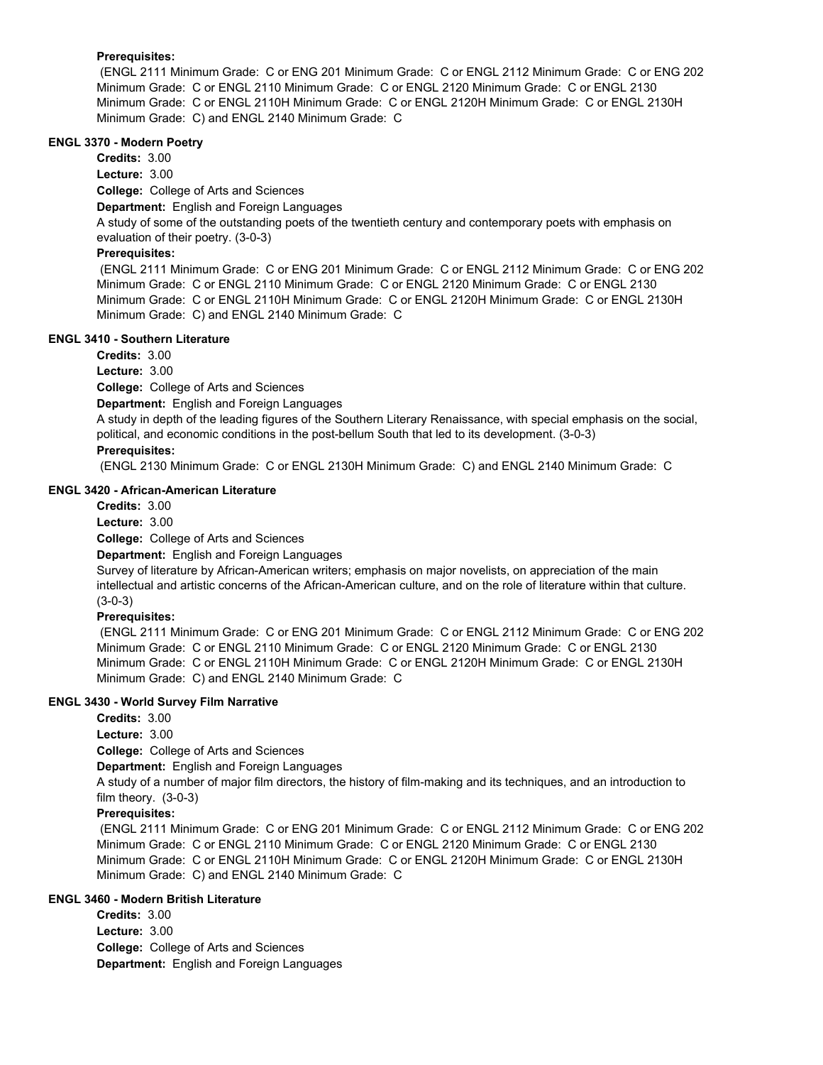**Prerequisites:**

(ENGL 2111 Minimum Grade: C or ENG 201 Minimum Grade: C or ENGL 2112 Minimum Grade: C or ENG 202 Minimum Grade: C or ENGL 2110 Minimum Grade: C or ENGL 2120 Minimum Grade: C or ENGL 2130 Minimum Grade: C or ENGL 2110H Minimum Grade: C or ENGL 2120H Minimum Grade: C or ENGL 2130H Minimum Grade: C) and ENGL 2140 Minimum Grade: C

### ENGL 3370 - Modern Poetry

**Credits:** 3.00

**Lecture:** 3.00

**College:** College of Arts and Sciences

**Department:** English and Foreign Languages

A study of some of the outstanding poets of the twentieth century and contemporary poets with emphasis on evaluation of their poetry. (3-0-3)

**Prerequisites:**

(ENGL 2111 Minimum Grade: C or ENG 201 Minimum Grade: C or ENGL 2112 Minimum Grade: C or ENG 202 Minimum Grade: C or ENGL 2110 Minimum Grade: C or ENGL 2120 Minimum Grade: C or ENGL 2130 Minimum Grade: C or ENGL 2110H Minimum Grade: C or ENGL 2120H Minimum Grade: C or ENGL 2130H Minimum Grade: C) and ENGL 2140 Minimum Grade: C

### ENGL 3410 - Southern Literature

**Credits:** 3.00

**Lecture:** 3.00

**College:** College of Arts and Sciences

**Department:** English and Foreign Languages

A study in depth of the leading figures of the Southern Literary Renaissance, with special emphasis on the social, political, and economic conditions in the post-bellum South that led to its development. (3-0-3)

**Prerequisites:**

(ENGL 2130 Minimum Grade: C or ENGL 2130H Minimum Grade: C) and ENGL 2140 Minimum Grade: C

### ENGL 3420 - African-American Literature

**Credits:** 3.00

**Lecture:** 3.00

**College:** College of Arts and Sciences

**Department:** English and Foreign Languages

Survey of literature by African-American writers; emphasis on major novelists, on appreciation of the main intellectual and artistic concerns of the African-American culture, and on the role of literature within that culture. (3-0-3)

**Prerequisites:**

(ENGL 2111 Minimum Grade: C or ENG 201 Minimum Grade: C or ENGL 2112 Minimum Grade: C or ENG 202 Minimum Grade: C or ENGL 2110 Minimum Grade: C or ENGL 2120 Minimum Grade: C or ENGL 2130 Minimum Grade: C or ENGL 2110H Minimum Grade: C or ENGL 2120H Minimum Grade: C or ENGL 2130H Minimum Grade: C) and ENGL 2140 Minimum Grade: C

### ENGL 3430 - World Survey Film Narrative

**Credits:** 3.00

**Lecture:** 3.00

**College:** College of Arts and Sciences

**Department:** English and Foreign Languages

A study of a number of major film directors, the history of film-making and its techniques, and an introduction to film theory. (3-0-3)

**Prerequisites:**

(ENGL 2111 Minimum Grade: C or ENG 201 Minimum Grade: C or ENGL 2112 Minimum Grade: C or ENG 202 Minimum Grade: C or ENGL 2110 Minimum Grade: C or ENGL 2120 Minimum Grade: C or ENGL 2130 Minimum Grade: C or ENGL 2110H Minimum Grade: C or ENGL 2120H Minimum Grade: C or ENGL 2130H Minimum Grade: C) and ENGL 2140 Minimum Grade: C

### ENGL 3460 - Modern British Literature

**Credits:** 3.00

**Lecture:** 3.00

**College:** College of Arts and Sciences

**Department:** English and Foreign Languages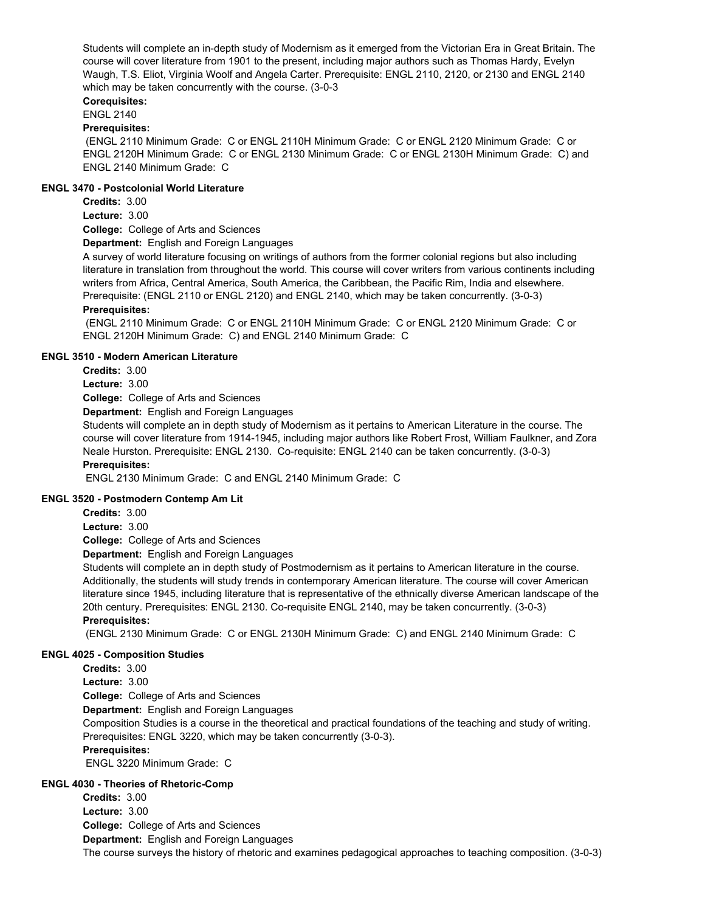Students will complete an in-depth study of Modernism as it emerged from the Victorian Era in Great Britain. The course will cover literature from 1901 to the present, including major authors such as Thomas Hardy, Evelyn Waugh, T.S. Eliot, Virginia Woolf and Angela Carter. Prerequisite: ENGL 2110, 2120, or 2130 and ENGL 2140 which may be taken concurrently with the course. (3-0-3

**Corequisites:**

ENGL 2140

**Prerequisites:**

(ENGL 2110 Minimum Grade: C or ENGL 2110H Minimum Grade: C or ENGL 2120 Minimum Grade: C or ENGL 2120H Minimum Grade: C or ENGL 2130 Minimum Grade: C or ENGL 2130H Minimum Grade: C) and ENGL 2140 Minimum Grade: C

**ENGL 3470 - Postcolonial World Literature**

**Credits:** 3.00

**Lecture:** 3.00

**College:** College of Arts and Sciences

**Department:** English and Foreign Languages

A survey of world literature focusing on writings of authors from the former colonial regions but also including literature in translation from throughout the world. This course will cover writers from various continents including writers from Africa, Central America, South America, the Caribbean, the Pacific Rim, India and elsewhere. Prerequisite: (ENGL 2110 or ENGL 2120) and ENGL 2140, which may be taken concurrently. (3-0-3)

**Prerequisites:**

(ENGL 2110 Minimum Grade: C or ENGL 2110H Minimum Grade: C or ENGL 2120 Minimum Grade: C or ENGL 2120H Minimum Grade: C) and ENGL 2140 Minimum Grade: C

**ENGL 3510 - Modern American Literature**

**Credits:** 3.00

**Lecture:** 3.00

**College:** College of Arts and Sciences

**Department:** English and Foreign Languages

Students will complete an in depth study of Modernism as it pertains to American Literature in the course. The course will cover literature from 1914-1945, including major authors like Robert Frost, William Faulkner, and Zora Neale Hurston. Prerequisite: ENGL 2130. Co-requisite: ENGL 2140 can be taken concurrently. (3-0-3)

**Prerequisites:**

ENGL 2130 Minimum Grade: C and ENGL 2140 Minimum Grade: C

**ENGL 3520 - Postmodern Contemp Am Lit**

**Credits:** 3.00

**Lecture:** 3.00

**College:** College of Arts and Sciences

**Department:** English and Foreign Languages

Students will complete an in depth study of Postmodernism as it pertains to American literature in the course. Additionally, the students will study trends in contemporary American literature. The course will cover American literature since 1945, including literature that is representative of the ethnically diverse American landscape of the 20th century. Prerequisites: ENGL 2130. Co-requisite ENGL 2140, may be taken concurrently. (3-0-3)

**Prerequisites:**

(ENGL 2130 Minimum Grade: C or ENGL 2130H Minimum Grade: C) and ENGL 2140 Minimum Grade: C

**ENGL 4025 - Composition Studies**

**Credits:** 3.00

**Lecture:** 3.00

**College:** College of Arts and Sciences

**Department:** English and Foreign Languages

Composition Studies is a course in the theoretical and practical foundations of the teaching and study of writing. Prerequisites: ENGL 3220, which may be taken concurrently (3-0-3).

**Prerequisites:**

ENGL 3220 Minimum Grade: C

**ENGL 4030 - Theories of Rhetoric-Comp**

**Credits:** 3.00

**Lecture:** 3.00

**College:** College of Arts and Sciences

**Department:** English and Foreign Languages

The course surveys the history of rhetoric and examines pedagogical approaches to teaching composition. (3-0-3)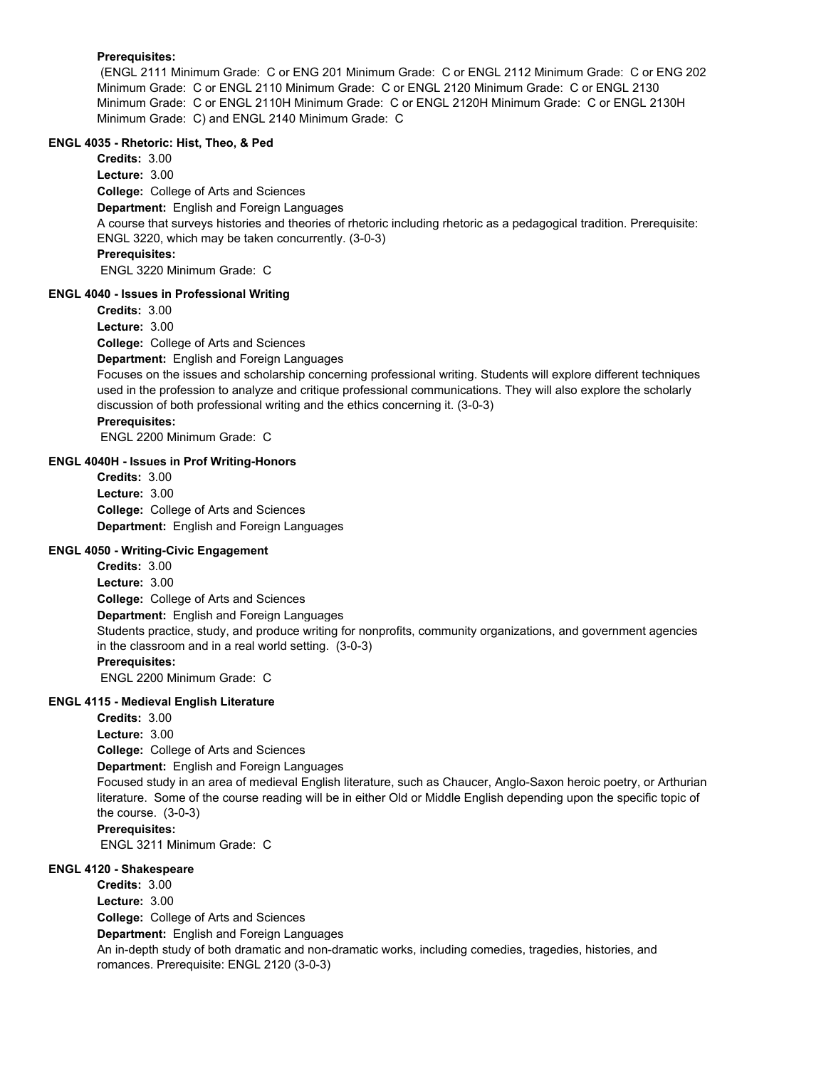**Prerequisites:**

(ENGL 2111 Minimum Grade: C or ENG 201 Minimum Grade: C or ENGL 2112 Minimum Grade: C or ENG 202 Minimum Grade: C or ENGL 2110 Minimum Grade: C or ENGL 2120 Minimum Grade: C or ENGL 2130 Minimum Grade: C or ENGL 2110H Minimum Grade: C or ENGL 2120H Minimum Grade: C or ENGL 2130H Minimum Grade: C) and ENGL 2140 Minimum Grade: C

### ENGL 4035 - Rhetoric: Hist, Theo, & Ped

**Credits:** 3.00

**Lecture:** 3.00

**College:** College of Arts and Sciences

**Department:** English and Foreign Languages

A course that surveys histories and theories of rhetoric including rhetoric as a pedagogical tradition. Prerequisite: ENGL 3220, which may be taken concurrently. (3-0-3)

**Prerequisites:**

ENGL 3220 Minimum Grade: C

### ENGL 4040 - Issues in Professional Writing

**Credits:** 3.00

**Lecture:** 3.00

**College:** College of Arts and Sciences

**Department:** English and Foreign Languages

Focuses on the issues and scholarship concerning professional writing. Students will explore different techniques used in the profession to analyze and critique professional communications. They will also explore the scholarly discussion of both professional writing and the ethics concerning it. (3-0-3)

**Prerequisites:**

ENGL 2200 Minimum Grade: C

### ENGL 4040H - Issues in Prof Writing-Honors

**Credits:** 3.00

**Lecture:** 3.00

**College:** College of Arts and Sciences

**Department:** English and Foreign Languages

### ENGL 4050 - Writing-Civic Engagement

**Credits:** 3.00

**Lecture:** 3.00

**College:** College of Arts and Sciences

**Department:** English and Foreign Languages

Students practice, study, and produce writing for nonprofits, community organizations, and government agencies in the classroom and in a real world setting. (3-0-3)

**Prerequisites:**

ENGL 2200 Minimum Grade: C

### ENGL 4115 - Medieval English Literature

**Credits:** 3.00

**Lecture:** 3.00

**College:** College of Arts and Sciences

**Department:** English and Foreign Languages

Focused study in an area of medieval English literature, such as Chaucer, Anglo-Saxon heroic poetry, or Arthurian literature. Some of the course reading will be in either Old or Middle English depending upon the specific topic of the course. (3-0-3)

**Prerequisites:**

ENGL 3211 Minimum Grade: C

### ENGL 4120 - Shakespeare

**Credits:** 3.00

**Lecture:** 3.00

**College:** College of Arts and Sciences

**Department:** English and Foreign Languages

An in-depth study of both dramatic and non-dramatic works, including comedies, tragedies, histories, and romances. Prerequisite: ENGL 2120 (3-0-3)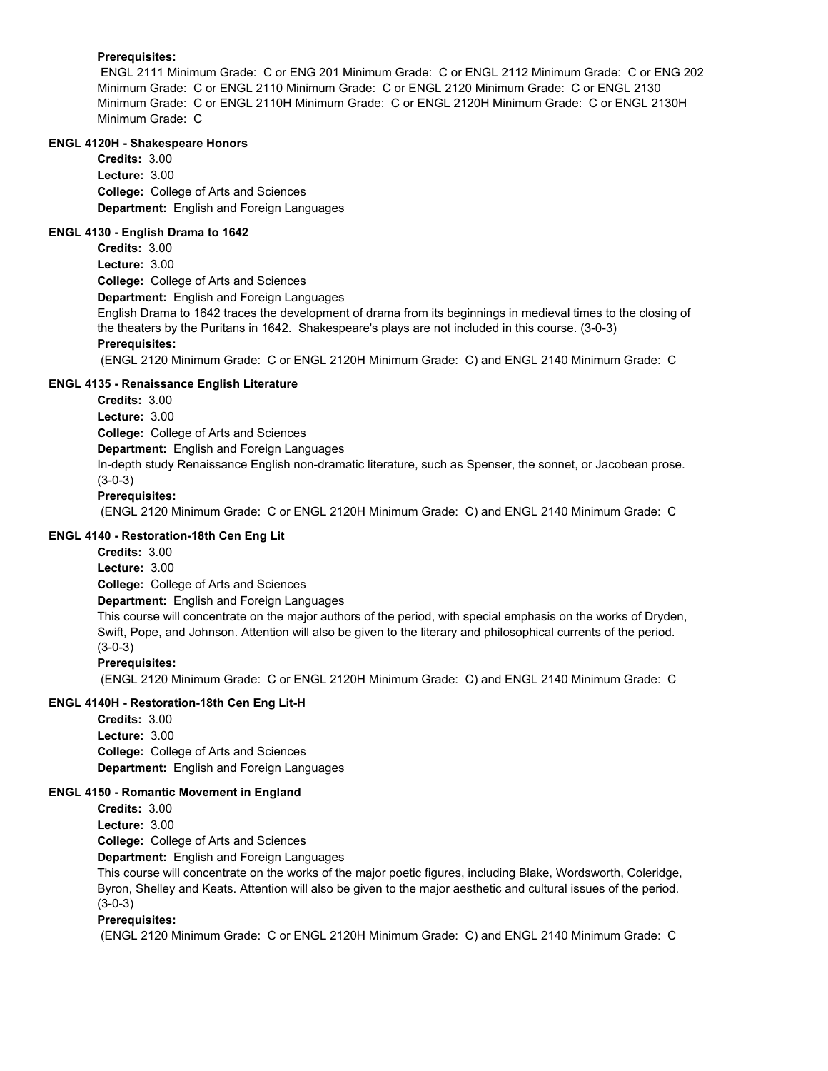**Prerequisites:**

ENGL 2111 Minimum Grade: C or ENG 201 Minimum Grade: C or ENGL 2112 Minimum Grade: C or ENG 202 Minimum Grade: C or ENGL 2110 Minimum Grade: C or ENGL 2120 Minimum Grade: C or ENGL 2130 Minimum Grade: C or ENGL 2110H Minimum Grade: C or ENGL 2120H Minimum Grade: C or ENGL 2130H Minimum Grade: C

### ENGL 4120H - Shakespeare Honors

**Credits:** 3.00
**Lecture:** 3.00
**College:** College of Arts and Sciences
**Department:** English and Foreign Languages

### ENGL 4130 - English Drama to 1642

**Credits:** 3.00
**Lecture:** 3.00
**College:** College of Arts and Sciences
**Department:** English and Foreign Languages

English Drama to 1642 traces the development of drama from its beginnings in medieval times to the closing of the theaters by the Puritans in 1642. Shakespeare's plays are not included in this course. (3-0-3)

**Prerequisites:**

(ENGL 2120 Minimum Grade: C or ENGL 2120H Minimum Grade: C) and ENGL 2140 Minimum Grade: C

### ENGL 4135 - Renaissance English Literature

**Credits:** 3.00
**Lecture:** 3.00
**College:** College of Arts and Sciences
**Department:** English and Foreign Languages

In-depth study Renaissance English non-dramatic literature, such as Spenser, the sonnet, or Jacobean prose. (3-0-3)

**Prerequisites:**

(ENGL 2120 Minimum Grade: C or ENGL 2120H Minimum Grade: C) and ENGL 2140 Minimum Grade: C

### ENGL 4140 - Restoration-18th Cen Eng Lit

**Credits:** 3.00
**Lecture:** 3.00
**College:** College of Arts and Sciences
**Department:** English and Foreign Languages

This course will concentrate on the major authors of the period, with special emphasis on the works of Dryden, Swift, Pope, and Johnson. Attention will also be given to the literary and philosophical currents of the period. (3-0-3)

**Prerequisites:**

(ENGL 2120 Minimum Grade: C or ENGL 2120H Minimum Grade: C) and ENGL 2140 Minimum Grade: C

### ENGL 4140H - Restoration-18th Cen Eng Lit-H

**Credits:** 3.00
**Lecture:** 3.00
**College:** College of Arts and Sciences
**Department:** English and Foreign Languages

### ENGL 4150 - Romantic Movement in England

**Credits:** 3.00
**Lecture:** 3.00
**College:** College of Arts and Sciences
**Department:** English and Foreign Languages

This course will concentrate on the works of the major poetic figures, including Blake, Wordsworth, Coleridge, Byron, Shelley and Keats. Attention will also be given to the major aesthetic and cultural issues of the period. (3-0-3)

**Prerequisites:**

(ENGL 2120 Minimum Grade: C or ENGL 2120H Minimum Grade: C) and ENGL 2140 Minimum Grade: C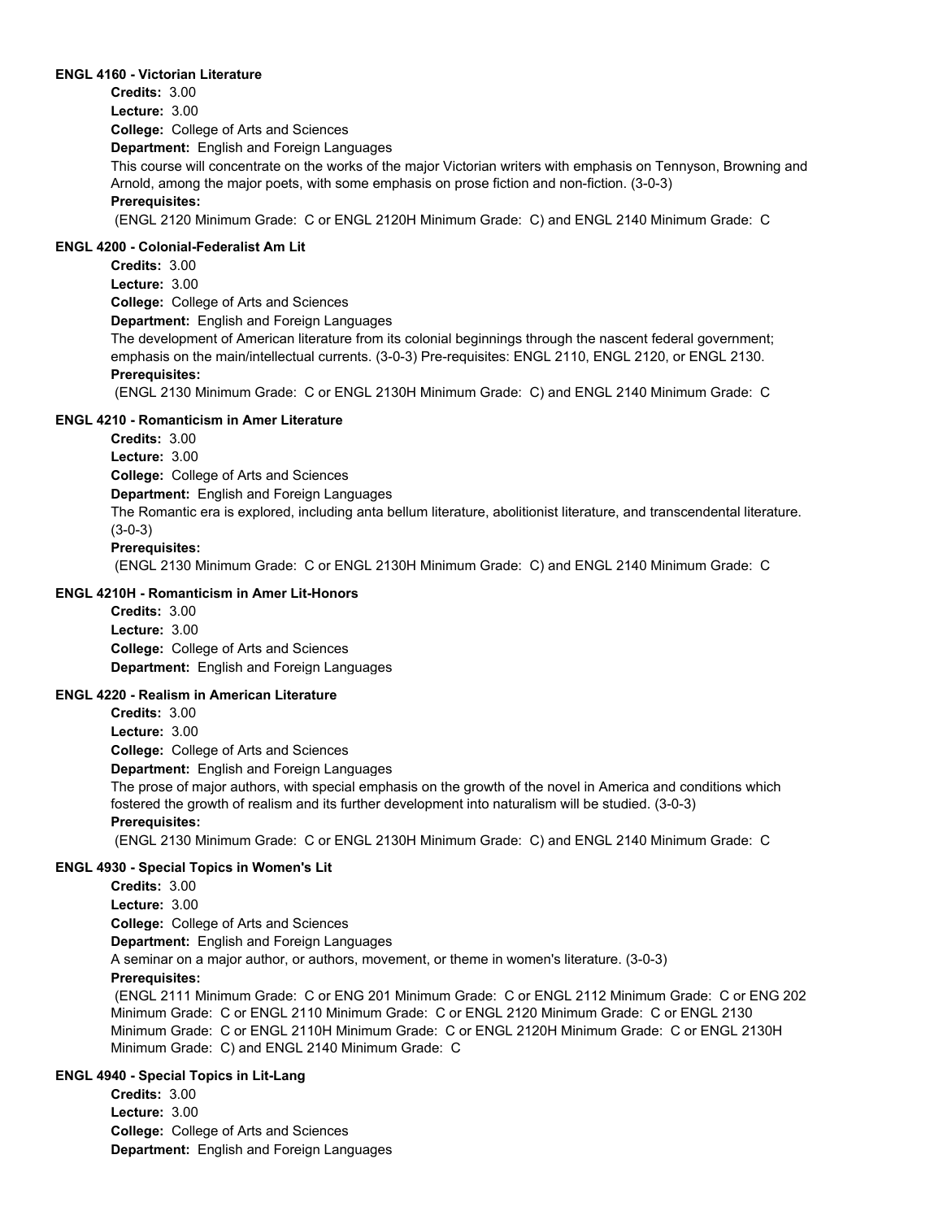#### ENGL 4160 - Victorian Literature

**Credits:** 3.00
**Lecture:** 3.00
**College:** College of Arts and Sciences
**Department:** English and Foreign Languages

This course will concentrate on the works of the major Victorian writers with emphasis on Tennyson, Browning and Arnold, among the major poets, with some emphasis on prose fiction and non-fiction. (3-0-3)

**Prerequisites:**

(ENGL 2120 Minimum Grade: C or ENGL 2120H Minimum Grade: C) and ENGL 2140 Minimum Grade: C

#### ENGL 4200 - Colonial-Federalist Am Lit

**Credits:** 3.00
**Lecture:** 3.00
**College:** College of Arts and Sciences
**Department:** English and Foreign Languages

The development of American literature from its colonial beginnings through the nascent federal government; emphasis on the main/intellectual currents. (3-0-3) Pre-requisites: ENGL 2110, ENGL 2120, or ENGL 2130.

**Prerequisites:**

(ENGL 2130 Minimum Grade: C or ENGL 2130H Minimum Grade: C) and ENGL 2140 Minimum Grade: C

#### ENGL 4210 - Romanticism in Amer Literature

**Credits:** 3.00
**Lecture:** 3.00
**College:** College of Arts and Sciences
**Department:** English and Foreign Languages

The Romantic era is explored, including anta bellum literature, abolitionist literature, and transcendental literature. (3-0-3)

**Prerequisites:**

(ENGL 2130 Minimum Grade: C or ENGL 2130H Minimum Grade: C) and ENGL 2140 Minimum Grade: C

#### ENGL 4210H - Romanticism in Amer Lit-Honors

**Credits:** 3.00
**Lecture:** 3.00
**College:** College of Arts and Sciences
**Department:** English and Foreign Languages

#### ENGL 4220 - Realism in American Literature

**Credits:** 3.00
**Lecture:** 3.00
**College:** College of Arts and Sciences
**Department:** English and Foreign Languages

The prose of major authors, with special emphasis on the growth of the novel in America and conditions which fostered the growth of realism and its further development into naturalism will be studied. (3-0-3)

**Prerequisites:**

(ENGL 2130 Minimum Grade: C or ENGL 2130H Minimum Grade: C) and ENGL 2140 Minimum Grade: C

#### ENGL 4930 - Special Topics in Women's Lit

**Credits:** 3.00
**Lecture:** 3.00
**College:** College of Arts and Sciences
**Department:** English and Foreign Languages

A seminar on a major author, or authors, movement, or theme in women's literature. (3-0-3)

**Prerequisites:**

(ENGL 2111 Minimum Grade: C or ENG 201 Minimum Grade: C or ENGL 2112 Minimum Grade: C or ENG 202 Minimum Grade: C or ENGL 2110 Minimum Grade: C or ENGL 2120 Minimum Grade: C or ENGL 2130 Minimum Grade: C or ENGL 2110H Minimum Grade: C or ENGL 2120H Minimum Grade: C or ENGL 2130H Minimum Grade: C) and ENGL 2140 Minimum Grade: C

#### ENGL 4940 - Special Topics in Lit-Lang

**Credits:** 3.00
**Lecture:** 3.00
**College:** College of Arts and Sciences
**Department:** English and Foreign Languages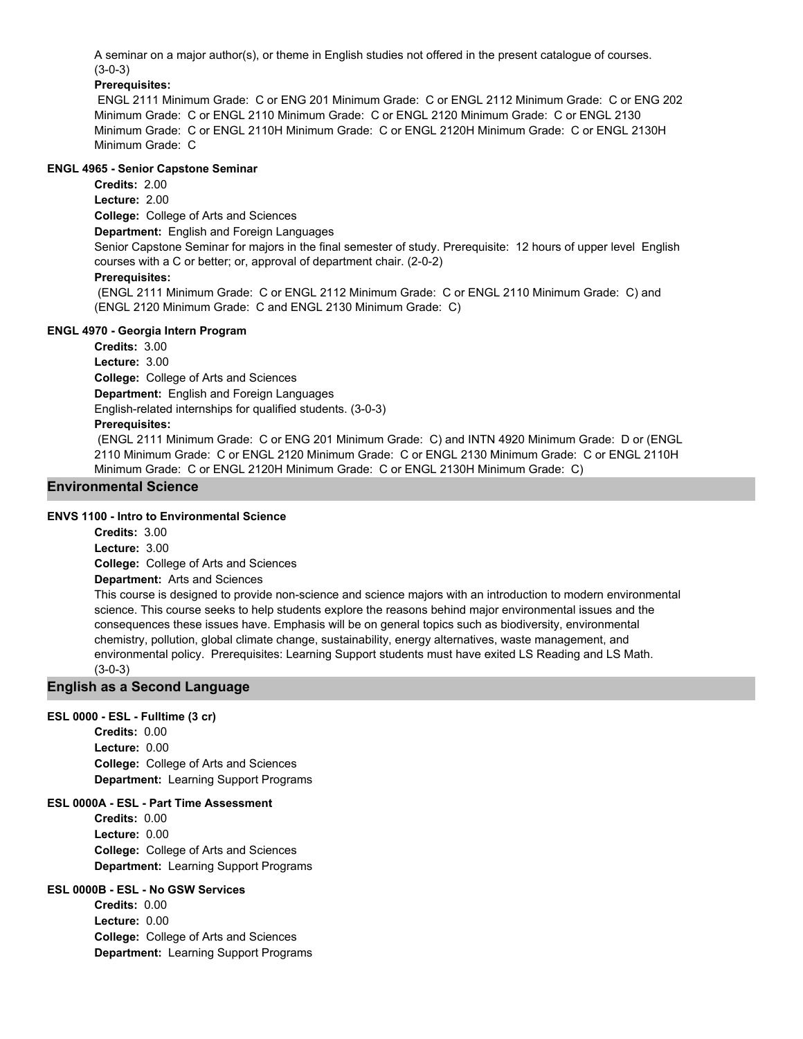A seminar on a major author(s), or theme in English studies not offered in the present catalogue of courses. (3-0-3)

**Prerequisites:**

ENGL 2111 Minimum Grade: C or ENG 201 Minimum Grade: C or ENGL 2112 Minimum Grade: C or ENG 202 Minimum Grade: C or ENGL 2110 Minimum Grade: C or ENGL 2120 Minimum Grade: C or ENGL 2130 Minimum Grade: C or ENGL 2110H Minimum Grade: C or ENGL 2120H Minimum Grade: C or ENGL 2130H Minimum Grade: C

#### ENGL 4965 - Senior Capstone Seminar

**Credits:** 2.00
**Lecture:** 2.00
**College:** College of Arts and Sciences
**Department:** English and Foreign Languages

Senior Capstone Seminar for majors in the final semester of study. Prerequisite: 12 hours of upper level English courses with a C or better; or, approval of department chair. (2-0-2)

**Prerequisites:**

(ENGL 2111 Minimum Grade: C or ENGL 2112 Minimum Grade: C or ENGL 2110 Minimum Grade: C) and (ENGL 2120 Minimum Grade: C and ENGL 2130 Minimum Grade: C)

#### ENGL 4970 - Georgia Intern Program

**Credits:** 3.00
**Lecture:** 3.00
**College:** College of Arts and Sciences
**Department:** English and Foreign Languages

English-related internships for qualified students. (3-0-3)

**Prerequisites:**

(ENGL 2111 Minimum Grade: C or ENG 201 Minimum Grade: C) and INTN 4920 Minimum Grade: D or (ENGL 2110 Minimum Grade: C or ENGL 2120 Minimum Grade: C or ENGL 2130 Minimum Grade: C or ENGL 2110H Minimum Grade: C or ENGL 2120H Minimum Grade: C or ENGL 2130H Minimum Grade: C)

## Environmental Science

#### ENVS 1100 - Intro to Environmental Science

**Credits:** 3.00
**Lecture:** 3.00
**College:** College of Arts and Sciences
**Department:** Arts and Sciences

This course is designed to provide non-science and science majors with an introduction to modern environmental science. This course seeks to help students explore the reasons behind major environmental issues and the consequences these issues have. Emphasis will be on general topics such as biodiversity, environmental chemistry, pollution, global climate change, sustainability, energy alternatives, waste management, and environmental policy. Prerequisites: Learning Support students must have exited LS Reading and LS Math. (3-0-3)

## English as a Second Language

#### ESL 0000 - ESL - Fulltime (3 cr)

**Credits:** 0.00
**Lecture:** 0.00
**College:** College of Arts and Sciences
**Department:** Learning Support Programs

#### ESL 0000A - ESL - Part Time Assessment

**Credits:** 0.00
**Lecture:** 0.00
**College:** College of Arts and Sciences
**Department:** Learning Support Programs

#### ESL 0000B - ESL - No GSW Services

**Credits:** 0.00
**Lecture:** 0.00
**College:** College of Arts and Sciences
**Department:** Learning Support Programs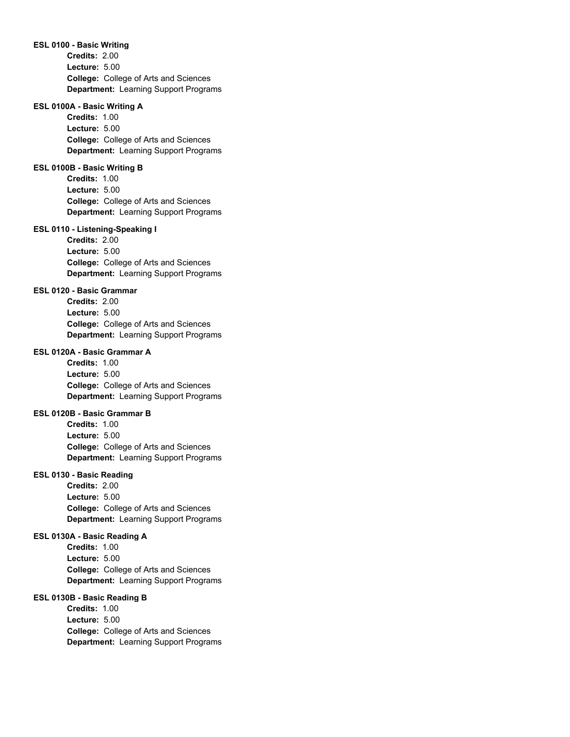**ESL 0100 - Basic Writing**

**Credits:** 2.00
**Lecture:** 5.00
**College:** College of Arts and Sciences
**Department:** Learning Support Programs

**ESL 0100A - Basic Writing A**

**Credits:** 1.00
**Lecture:** 5.00
**College:** College of Arts and Sciences
**Department:** Learning Support Programs

**ESL 0100B - Basic Writing B**

**Credits:** 1.00
**Lecture:** 5.00
**College:** College of Arts and Sciences
**Department:** Learning Support Programs

**ESL 0110 - Listening-Speaking I**

**Credits:** 2.00
**Lecture:** 5.00
**College:** College of Arts and Sciences
**Department:** Learning Support Programs

**ESL 0120 - Basic Grammar**

**Credits:** 2.00
**Lecture:** 5.00
**College:** College of Arts and Sciences
**Department:** Learning Support Programs

**ESL 0120A - Basic Grammar A**

**Credits:** 1.00
**Lecture:** 5.00
**College:** College of Arts and Sciences
**Department:** Learning Support Programs

**ESL 0120B - Basic Grammar B**

**Credits:** 1.00
**Lecture:** 5.00
**College:** College of Arts and Sciences
**Department:** Learning Support Programs

**ESL 0130 - Basic Reading**

**Credits:** 2.00
**Lecture:** 5.00
**College:** College of Arts and Sciences
**Department:** Learning Support Programs

**ESL 0130A - Basic Reading A**

**Credits:** 1.00
**Lecture:** 5.00
**College:** College of Arts and Sciences
**Department:** Learning Support Programs

**ESL 0130B - Basic Reading B**

**Credits:** 1.00
**Lecture:** 5.00
**College:** College of Arts and Sciences
**Department:** Learning Support Programs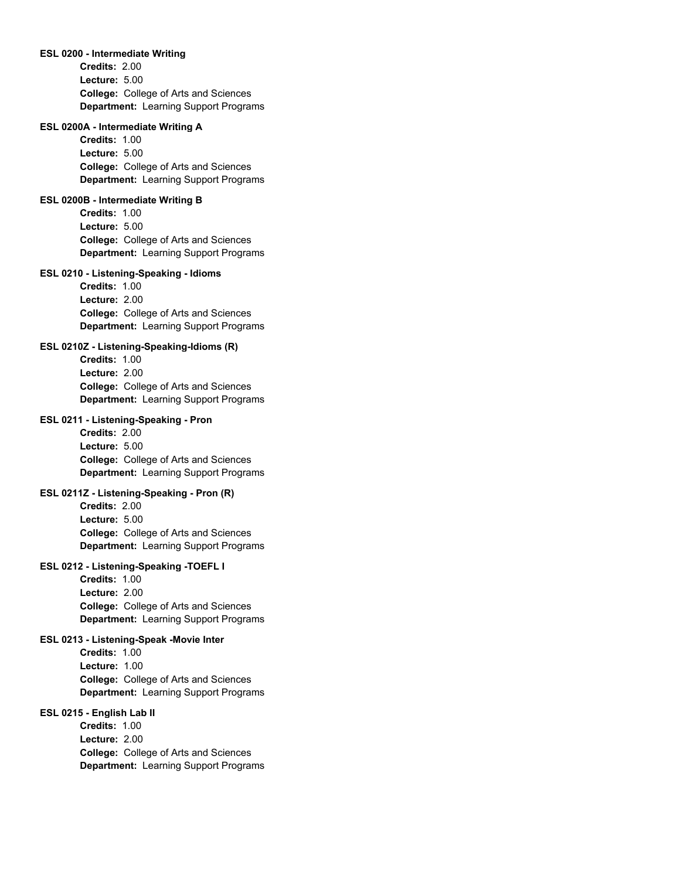**ESL 0200 - Intermediate Writing**

**Credits:** 2.00
**Lecture:** 5.00
**College:** College of Arts and Sciences
**Department:** Learning Support Programs

**ESL 0200A - Intermediate Writing A**

**Credits:** 1.00
**Lecture:** 5.00
**College:** College of Arts and Sciences
**Department:** Learning Support Programs

**ESL 0200B - Intermediate Writing B**

**Credits:** 1.00
**Lecture:** 5.00
**College:** College of Arts and Sciences
**Department:** Learning Support Programs

**ESL 0210 - Listening-Speaking - Idioms**

**Credits:** 1.00
**Lecture:** 2.00
**College:** College of Arts and Sciences
**Department:** Learning Support Programs

**ESL 0210Z - Listening-Speaking-Idioms (R)**

**Credits:** 1.00
**Lecture:** 2.00
**College:** College of Arts and Sciences
**Department:** Learning Support Programs

**ESL 0211 - Listening-Speaking - Pron**

**Credits:** 2.00
**Lecture:** 5.00
**College:** College of Arts and Sciences
**Department:** Learning Support Programs

**ESL 0211Z - Listening-Speaking - Pron (R)**

**Credits:** 2.00
**Lecture:** 5.00
**College:** College of Arts and Sciences
**Department:** Learning Support Programs

**ESL 0212 - Listening-Speaking -TOEFL I**

**Credits:** 1.00
**Lecture:** 2.00
**College:** College of Arts and Sciences
**Department:** Learning Support Programs

**ESL 0213 - Listening-Speak -Movie Inter**

**Credits:** 1.00
**Lecture:** 1.00
**College:** College of Arts and Sciences
**Department:** Learning Support Programs

**ESL 0215 - English Lab II**

**Credits:** 1.00
**Lecture:** 2.00
**College:** College of Arts and Sciences
**Department:** Learning Support Programs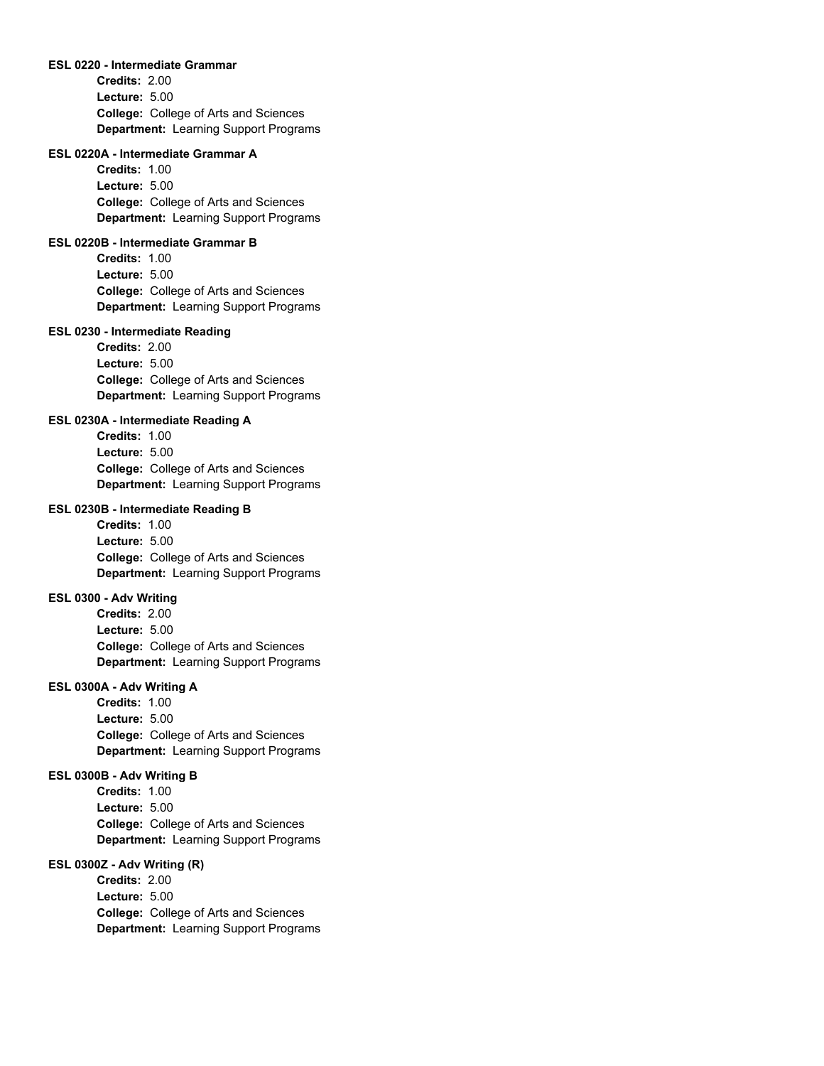**ESL 0220 - Intermediate Grammar**

**Credits:** 2.00
**Lecture:** 5.00
**College:** College of Arts and Sciences
**Department:** Learning Support Programs

**ESL 0220A - Intermediate Grammar A**

**Credits:** 1.00
**Lecture:** 5.00
**College:** College of Arts and Sciences
**Department:** Learning Support Programs

**ESL 0220B - Intermediate Grammar B**

**Credits:** 1.00
**Lecture:** 5.00
**College:** College of Arts and Sciences
**Department:** Learning Support Programs

**ESL 0230 - Intermediate Reading**

**Credits:** 2.00
**Lecture:** 5.00
**College:** College of Arts and Sciences
**Department:** Learning Support Programs

**ESL 0230A - Intermediate Reading A**

**Credits:** 1.00
**Lecture:** 5.00
**College:** College of Arts and Sciences
**Department:** Learning Support Programs

**ESL 0230B - Intermediate Reading B**

**Credits:** 1.00
**Lecture:** 5.00
**College:** College of Arts and Sciences
**Department:** Learning Support Programs

**ESL 0300 - Adv Writing**

**Credits:** 2.00
**Lecture:** 5.00
**College:** College of Arts and Sciences
**Department:** Learning Support Programs

**ESL 0300A - Adv Writing A**

**Credits:** 1.00
**Lecture:** 5.00
**College:** College of Arts and Sciences
**Department:** Learning Support Programs

**ESL 0300B - Adv Writing B**

**Credits:** 1.00
**Lecture:** 5.00
**College:** College of Arts and Sciences
**Department:** Learning Support Programs

**ESL 0300Z - Adv Writing (R)**

**Credits:** 2.00
**Lecture:** 5.00
**College:** College of Arts and Sciences
**Department:** Learning Support Programs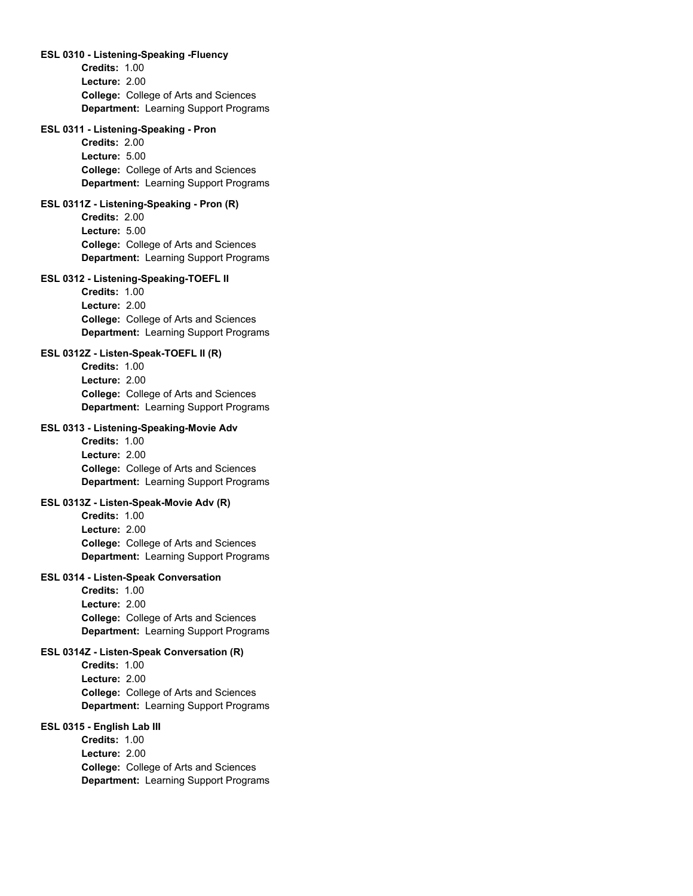**ESL 0310 - Listening-Speaking -Fluency**

**Credits:** 1.00
**Lecture:** 2.00
**College:** College of Arts and Sciences
**Department:** Learning Support Programs

**ESL 0311 - Listening-Speaking - Pron**

**Credits:** 2.00
**Lecture:** 5.00
**College:** College of Arts and Sciences
**Department:** Learning Support Programs

**ESL 0311Z - Listening-Speaking - Pron (R)**

**Credits:** 2.00
**Lecture:** 5.00
**College:** College of Arts and Sciences
**Department:** Learning Support Programs

**ESL 0312 - Listening-Speaking-TOEFL II**

**Credits:** 1.00
**Lecture:** 2.00
**College:** College of Arts and Sciences
**Department:** Learning Support Programs

**ESL 0312Z - Listen-Speak-TOEFL II (R)**

**Credits:** 1.00
**Lecture:** 2.00
**College:** College of Arts and Sciences
**Department:** Learning Support Programs

**ESL 0313 - Listening-Speaking-Movie Adv**

**Credits:** 1.00
**Lecture:** 2.00
**College:** College of Arts and Sciences
**Department:** Learning Support Programs

**ESL 0313Z - Listen-Speak-Movie Adv (R)**

**Credits:** 1.00
**Lecture:** 2.00
**College:** College of Arts and Sciences
**Department:** Learning Support Programs

**ESL 0314 - Listen-Speak Conversation**

**Credits:** 1.00
**Lecture:** 2.00
**College:** College of Arts and Sciences
**Department:** Learning Support Programs

**ESL 0314Z - Listen-Speak Conversation (R)**

**Credits:** 1.00
**Lecture:** 2.00
**College:** College of Arts and Sciences
**Department:** Learning Support Programs

**ESL 0315 - English Lab III**

**Credits:** 1.00
**Lecture:** 2.00
**College:** College of Arts and Sciences
**Department:** Learning Support Programs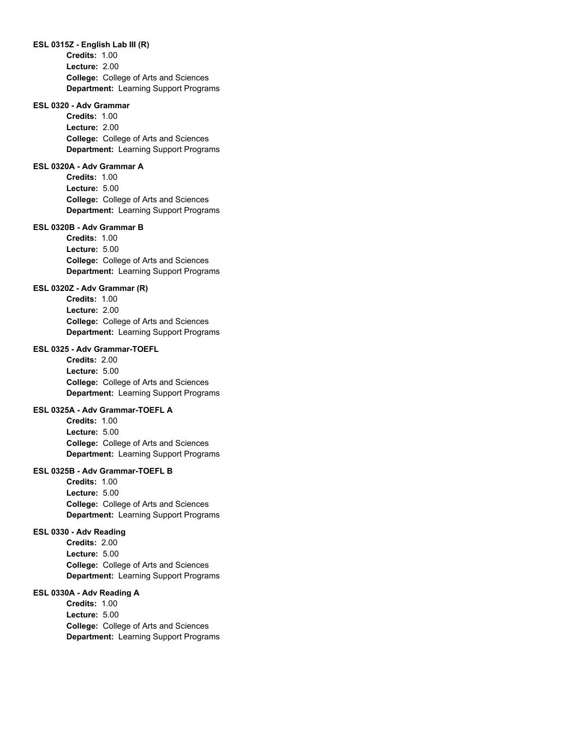**ESL 0315Z - English Lab III (R)**

**Credits:** 1.00
**Lecture:** 2.00
**College:** College of Arts and Sciences
**Department:** Learning Support Programs

**ESL 0320 - Adv Grammar**

**Credits:** 1.00
**Lecture:** 2.00
**College:** College of Arts and Sciences
**Department:** Learning Support Programs

**ESL 0320A - Adv Grammar A**

**Credits:** 1.00
**Lecture:** 5.00
**College:** College of Arts and Sciences
**Department:** Learning Support Programs

**ESL 0320B - Adv Grammar B**

**Credits:** 1.00
**Lecture:** 5.00
**College:** College of Arts and Sciences
**Department:** Learning Support Programs

**ESL 0320Z - Adv Grammar (R)**

**Credits:** 1.00
**Lecture:** 2.00
**College:** College of Arts and Sciences
**Department:** Learning Support Programs

**ESL 0325 - Adv Grammar-TOEFL**

**Credits:** 2.00
**Lecture:** 5.00
**College:** College of Arts and Sciences
**Department:** Learning Support Programs

**ESL 0325A - Adv Grammar-TOEFL A**

**Credits:** 1.00
**Lecture:** 5.00
**College:** College of Arts and Sciences
**Department:** Learning Support Programs

**ESL 0325B - Adv Grammar-TOEFL B**

**Credits:** 1.00
**Lecture:** 5.00
**College:** College of Arts and Sciences
**Department:** Learning Support Programs

**ESL 0330 - Adv Reading**

**Credits:** 2.00
**Lecture:** 5.00
**College:** College of Arts and Sciences
**Department:** Learning Support Programs

**ESL 0330A - Adv Reading A**

**Credits:** 1.00
**Lecture:** 5.00
**College:** College of Arts and Sciences
**Department:** Learning Support Programs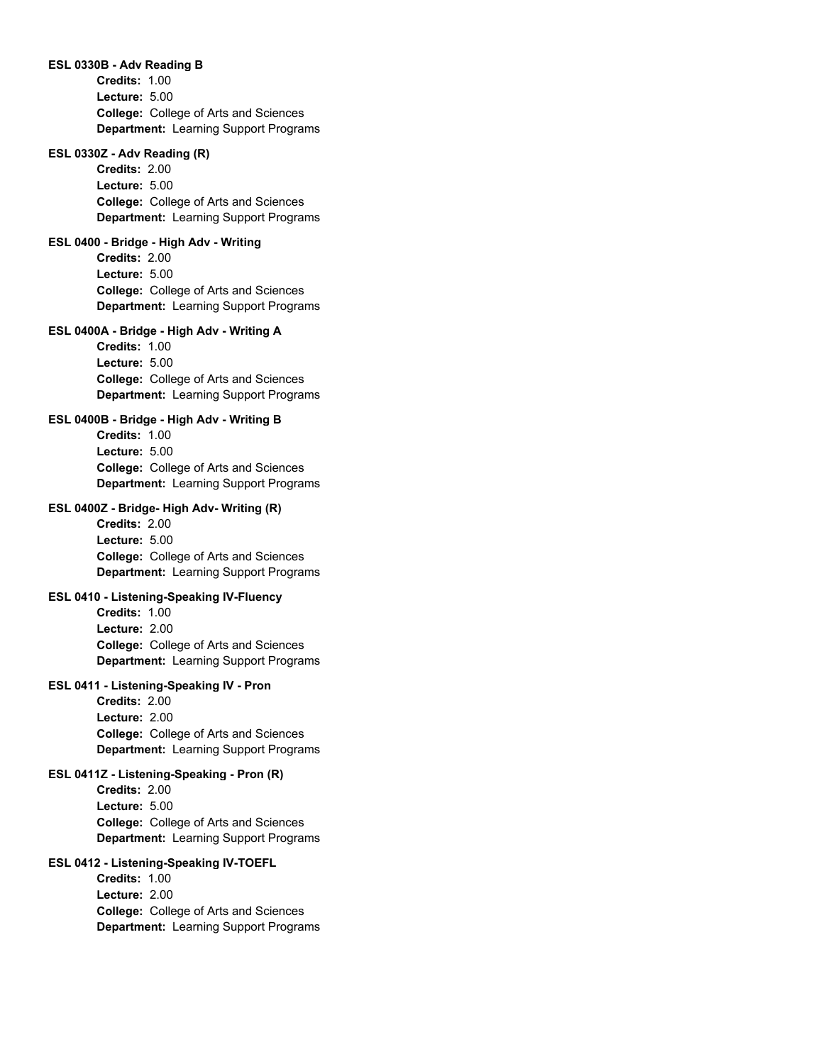**ESL 0330B - Adv Reading B**

**Credits:** 1.00
**Lecture:** 5.00
**College:** College of Arts and Sciences
**Department:** Learning Support Programs

**ESL 0330Z - Adv Reading (R)**

**Credits:** 2.00
**Lecture:** 5.00
**College:** College of Arts and Sciences
**Department:** Learning Support Programs

**ESL 0400 - Bridge - High Adv - Writing**

**Credits:** 2.00
**Lecture:** 5.00
**College:** College of Arts and Sciences
**Department:** Learning Support Programs

**ESL 0400A - Bridge - High Adv - Writing A**

**Credits:** 1.00
**Lecture:** 5.00
**College:** College of Arts and Sciences
**Department:** Learning Support Programs

**ESL 0400B - Bridge - High Adv - Writing B**

**Credits:** 1.00
**Lecture:** 5.00
**College:** College of Arts and Sciences
**Department:** Learning Support Programs

**ESL 0400Z - Bridge- High Adv- Writing (R)**

**Credits:** 2.00
**Lecture:** 5.00
**College:** College of Arts and Sciences
**Department:** Learning Support Programs

**ESL 0410 - Listening-Speaking IV-Fluency**

**Credits:** 1.00
**Lecture:** 2.00
**College:** College of Arts and Sciences
**Department:** Learning Support Programs

**ESL 0411 - Listening-Speaking IV - Pron**

**Credits:** 2.00
**Lecture:** 2.00
**College:** College of Arts and Sciences
**Department:** Learning Support Programs

**ESL 0411Z - Listening-Speaking - Pron (R)**

**Credits:** 2.00
**Lecture:** 5.00
**College:** College of Arts and Sciences
**Department:** Learning Support Programs

**ESL 0412 - Listening-Speaking IV-TOEFL**

**Credits:** 1.00
**Lecture:** 2.00
**College:** College of Arts and Sciences
**Department:** Learning Support Programs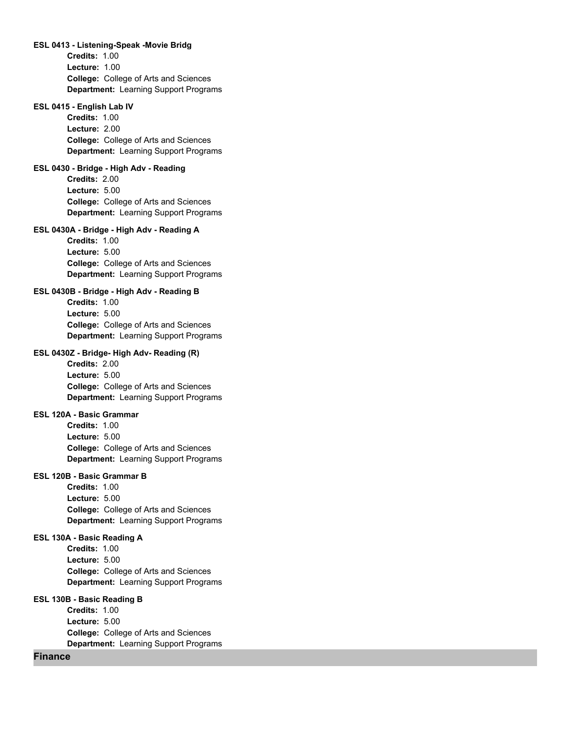**ESL 0413 - Listening-Speak -Movie Bridg**

**Credits:** 1.00
**Lecture:** 1.00
**College:** College of Arts and Sciences
**Department:** Learning Support Programs

**ESL 0415 - English Lab IV**

**Credits:** 1.00
**Lecture:** 2.00
**College:** College of Arts and Sciences
**Department:** Learning Support Programs

**ESL 0430 - Bridge - High Adv - Reading**

**Credits:** 2.00
**Lecture:** 5.00
**College:** College of Arts and Sciences
**Department:** Learning Support Programs

**ESL 0430A - Bridge - High Adv - Reading A**

**Credits:** 1.00
**Lecture:** 5.00
**College:** College of Arts and Sciences
**Department:** Learning Support Programs

**ESL 0430B - Bridge - High Adv - Reading B**

**Credits:** 1.00
**Lecture:** 5.00
**College:** College of Arts and Sciences
**Department:** Learning Support Programs

**ESL 0430Z - Bridge- High Adv- Reading (R)**

**Credits:** 2.00
**Lecture:** 5.00
**College:** College of Arts and Sciences
**Department:** Learning Support Programs

**ESL 120A - Basic Grammar**

**Credits:** 1.00
**Lecture:** 5.00
**College:** College of Arts and Sciences
**Department:** Learning Support Programs

**ESL 120B - Basic Grammar B**

**Credits:** 1.00
**Lecture:** 5.00
**College:** College of Arts and Sciences
**Department:** Learning Support Programs

**ESL 130A - Basic Reading A**

**Credits:** 1.00
**Lecture:** 5.00
**College:** College of Arts and Sciences
**Department:** Learning Support Programs

**ESL 130B - Basic Reading B**

**Credits:** 1.00
**Lecture:** 5.00
**College:** College of Arts and Sciences
**Department:** Learning Support Programs

## Finance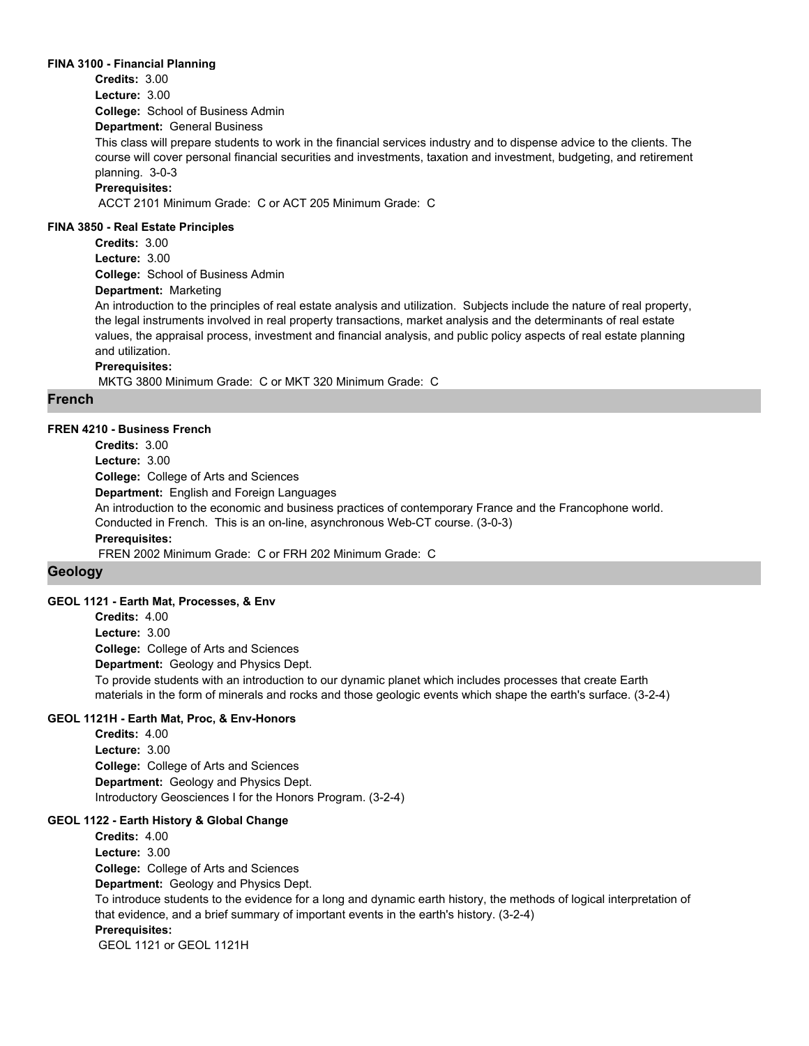#### FINA 3100 - Financial Planning

**Credits:** 3.00
**Lecture:** 3.00
**College:** School of Business Admin
**Department:** General Business

This class will prepare students to work in the financial services industry and to dispense advice to the clients. The course will cover personal financial securities and investments, taxation and investment, budgeting, and retirement planning. 3-0-3

**Prerequisites:**
ACCT 2101 Minimum Grade: C or ACT 205 Minimum Grade: C

#### FINA 3850 - Real Estate Principles

**Credits:** 3.00
**Lecture:** 3.00
**College:** School of Business Admin
**Department:** Marketing

An introduction to the principles of real estate analysis and utilization. Subjects include the nature of real property, the legal instruments involved in real property transactions, market analysis and the determinants of real estate values, the appraisal process, investment and financial analysis, and public policy aspects of real estate planning and utilization.

**Prerequisites:**
MKTG 3800 Minimum Grade: C or MKT 320 Minimum Grade: C

## French

#### FREN 4210 - Business French

**Credits:** 3.00
**Lecture:** 3.00
**College:** College of Arts and Sciences
**Department:** English and Foreign Languages

An introduction to the economic and business practices of contemporary France and the Francophone world. Conducted in French. This is an on-line, asynchronous Web-CT course. (3-0-3)

**Prerequisites:**
FREN 2002 Minimum Grade: C or FRH 202 Minimum Grade: C

## Geology

#### GEOL 1121 - Earth Mat, Processes, & Env

**Credits:** 4.00
**Lecture:** 3.00
**College:** College of Arts and Sciences
**Department:** Geology and Physics Dept.

To provide students with an introduction to our dynamic planet which includes processes that create Earth materials in the form of minerals and rocks and those geologic events which shape the earth's surface. (3-2-4)

#### GEOL 1121H - Earth Mat, Proc, & Env-Honors

**Credits:** 4.00
**Lecture:** 3.00
**College:** College of Arts and Sciences
**Department:** Geology and Physics Dept.

Introductory Geosciences I for the Honors Program. (3-2-4)

#### GEOL 1122 - Earth History & Global Change

**Credits:** 4.00
**Lecture:** 3.00
**College:** College of Arts and Sciences
**Department:** Geology and Physics Dept.

To introduce students to the evidence for a long and dynamic earth history, the methods of logical interpretation of that evidence, and a brief summary of important events in the earth's history. (3-2-4)

**Prerequisites:**
GEOL 1121 or GEOL 1121H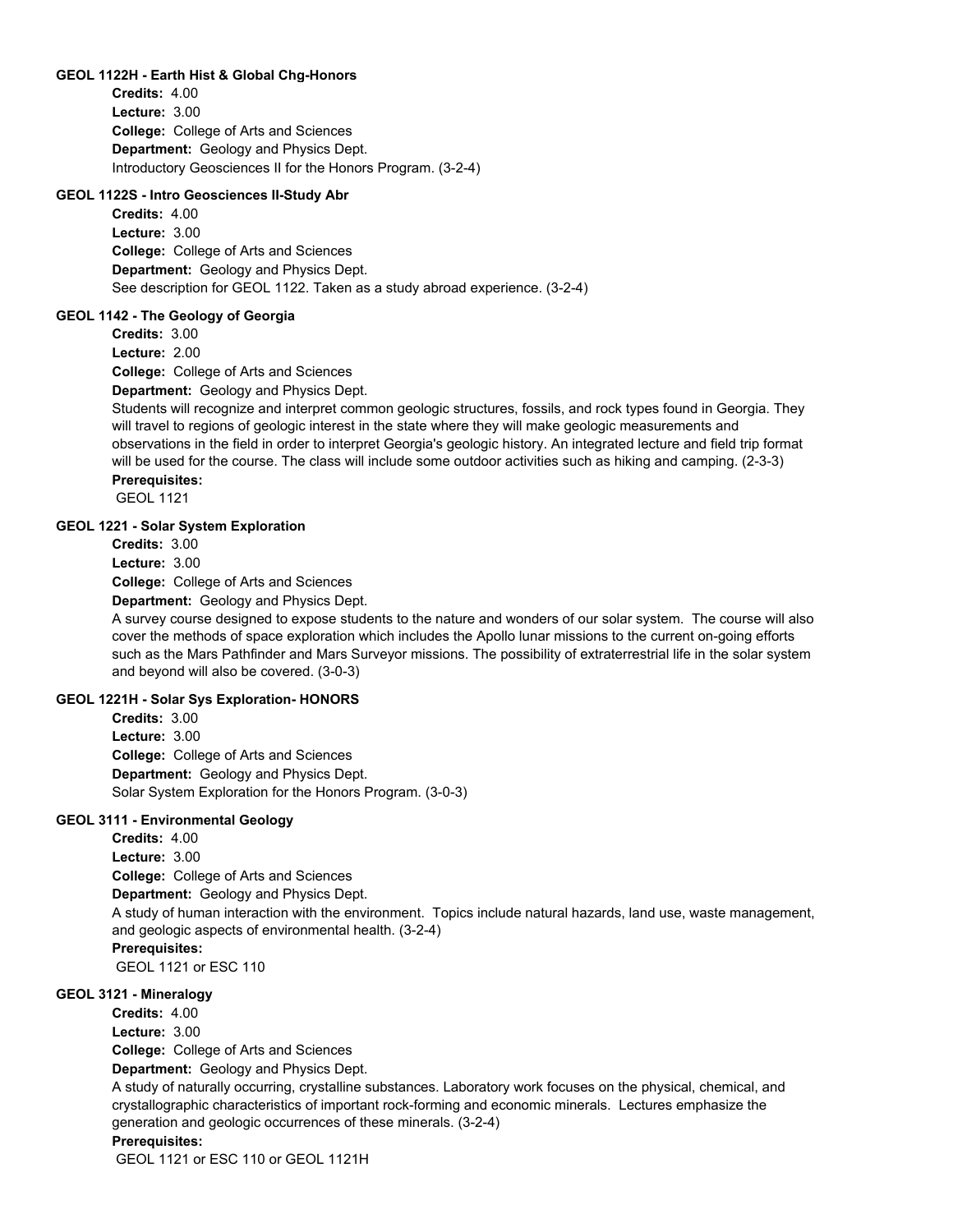### GEOL 1122H - Earth Hist & Global Chg-Honors

**Credits:** 4.00
**Lecture:** 3.00
**College:** College of Arts and Sciences
**Department:** Geology and Physics Dept.
Introductory Geosciences II for the Honors Program. (3-2-4)

### GEOL 1122S - Intro Geosciences II-Study Abr

**Credits:** 4.00
**Lecture:** 3.00
**College:** College of Arts and Sciences
**Department:** Geology and Physics Dept.
See description for GEOL 1122. Taken as a study abroad experience. (3-2-4)

### GEOL 1142 - The Geology of Georgia

**Credits:** 3.00
**Lecture:** 2.00
**College:** College of Arts and Sciences
**Department:** Geology and Physics Dept.
Students will recognize and interpret common geologic structures, fossils, and rock types found in Georgia. They will travel to regions of geologic interest in the state where they will make geologic measurements and observations in the field in order to interpret Georgia's geologic history. An integrated lecture and field trip format will be used for the course. The class will include some outdoor activities such as hiking and camping. (2-3-3)
**Prerequisites:**
GEOL 1121

### GEOL 1221 - Solar System Exploration

**Credits:** 3.00
**Lecture:** 3.00
**College:** College of Arts and Sciences
**Department:** Geology and Physics Dept.
A survey course designed to expose students to the nature and wonders of our solar system. The course will also cover the methods of space exploration which includes the Apollo lunar missions to the current on-going efforts such as the Mars Pathfinder and Mars Surveyor missions. The possibility of extraterrestrial life in the solar system and beyond will also be covered. (3-0-3)

### GEOL 1221H - Solar Sys Exploration- HONORS

**Credits:** 3.00
**Lecture:** 3.00
**College:** College of Arts and Sciences
**Department:** Geology and Physics Dept.
Solar System Exploration for the Honors Program. (3-0-3)

### GEOL 3111 - Environmental Geology

**Credits:** 4.00
**Lecture:** 3.00
**College:** College of Arts and Sciences
**Department:** Geology and Physics Dept.
A study of human interaction with the environment. Topics include natural hazards, land use, waste management, and geologic aspects of environmental health. (3-2-4)
**Prerequisites:**
GEOL 1121 or ESC 110

### GEOL 3121 - Mineralogy

**Credits:** 4.00
**Lecture:** 3.00
**College:** College of Arts and Sciences
**Department:** Geology and Physics Dept.
A study of naturally occurring, crystalline substances. Laboratory work focuses on the physical, chemical, and crystallographic characteristics of important rock-forming and economic minerals. Lectures emphasize the generation and geologic occurrences of these minerals. (3-2-4)
**Prerequisites:**
GEOL 1121 or ESC 110 or GEOL 1121H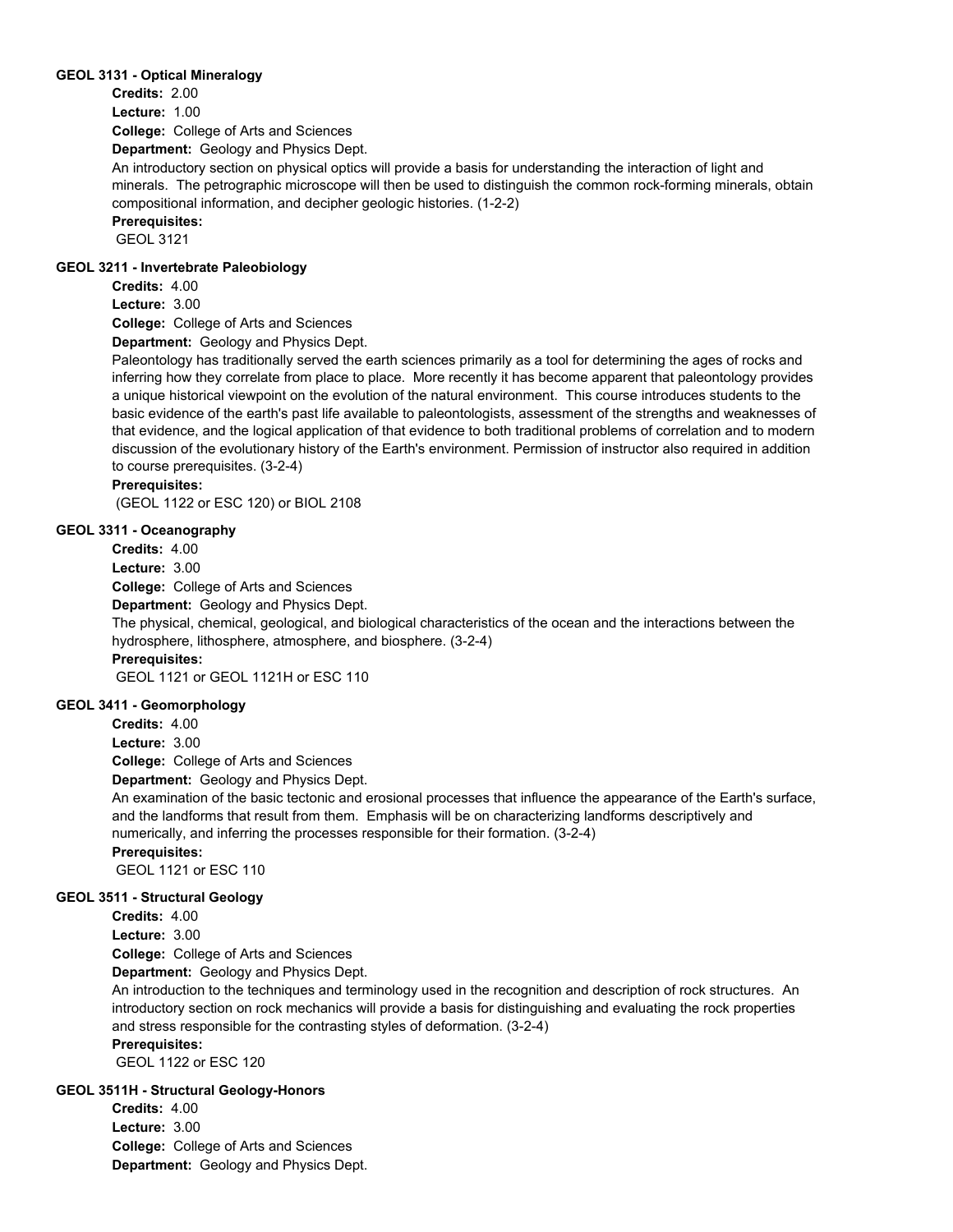### GEOL 3131 - Optical Mineralogy

**Credits:** 2.00
**Lecture:** 1.00
**College:** College of Arts and Sciences
**Department:** Geology and Physics Dept.

An introductory section on physical optics will provide a basis for understanding the interaction of light and minerals. The petrographic microscope will then be used to distinguish the common rock-forming minerals, obtain compositional information, and decipher geologic histories. (1-2-2)

**Prerequisites:**
GEOL 3121

### GEOL 3211 - Invertebrate Paleobiology

**Credits:** 4.00
**Lecture:** 3.00
**College:** College of Arts and Sciences
**Department:** Geology and Physics Dept.

Paleontology has traditionally served the earth sciences primarily as a tool for determining the ages of rocks and inferring how they correlate from place to place. More recently it has become apparent that paleontology provides a unique historical viewpoint on the evolution of the natural environment. This course introduces students to the basic evidence of the earth's past life available to paleontologists, assessment of the strengths and weaknesses of that evidence, and the logical application of that evidence to both traditional problems of correlation and to modern discussion of the evolutionary history of the Earth's environment. Permission of instructor also required in addition to course prerequisites. (3-2-4)

**Prerequisites:**
(GEOL 1122 or ESC 120) or BIOL 2108

### GEOL 3311 - Oceanography

**Credits:** 4.00
**Lecture:** 3.00
**College:** College of Arts and Sciences
**Department:** Geology and Physics Dept.

The physical, chemical, geological, and biological characteristics of the ocean and the interactions between the hydrosphere, lithosphere, atmosphere, and biosphere. (3-2-4)

**Prerequisites:**
GEOL 1121 or GEOL 1121H or ESC 110

### GEOL 3411 - Geomorphology

**Credits:** 4.00
**Lecture:** 3.00
**College:** College of Arts and Sciences
**Department:** Geology and Physics Dept.

An examination of the basic tectonic and erosional processes that influence the appearance of the Earth's surface, and the landforms that result from them. Emphasis will be on characterizing landforms descriptively and numerically, and inferring the processes responsible for their formation. (3-2-4)

**Prerequisites:**
GEOL 1121 or ESC 110

### GEOL 3511 - Structural Geology

**Credits:** 4.00
**Lecture:** 3.00
**College:** College of Arts and Sciences
**Department:** Geology and Physics Dept.

An introduction to the techniques and terminology used in the recognition and description of rock structures. An introductory section on rock mechanics will provide a basis for distinguishing and evaluating the rock properties and stress responsible for the contrasting styles of deformation. (3-2-4)

**Prerequisites:**
GEOL 1122 or ESC 120

### GEOL 3511H - Structural Geology-Honors

**Credits:** 4.00
**Lecture:** 3.00
**College:** College of Arts and Sciences
**Department:** Geology and Physics Dept.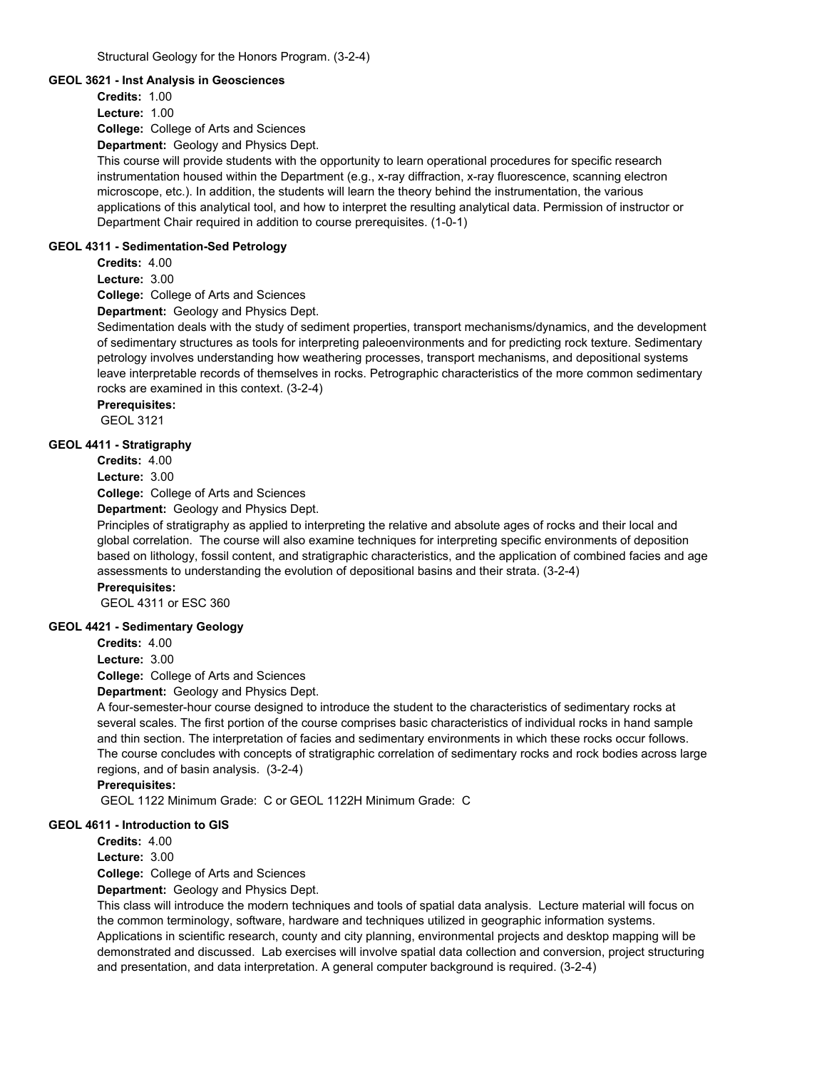Structural Geology for the Honors Program. (3-2-4)

### GEOL 3621 - Inst Analysis in Geosciences

**Credits:** 1.00

**Lecture:** 1.00

**College:** College of Arts and Sciences

**Department:** Geology and Physics Dept.

This course will provide students with the opportunity to learn operational procedures for specific research instrumentation housed within the Department (e.g., x-ray diffraction, x-ray fluorescence, scanning electron microscope, etc.). In addition, the students will learn the theory behind the instrumentation, the various applications of this analytical tool, and how to interpret the resulting analytical data. Permission of instructor or Department Chair required in addition to course prerequisites. (1-0-1)

### GEOL 4311 - Sedimentation-Sed Petrology

**Credits:** 4.00

**Lecture:** 3.00

**College:** College of Arts and Sciences

**Department:** Geology and Physics Dept.

Sedimentation deals with the study of sediment properties, transport mechanisms/dynamics, and the development of sedimentary structures as tools for interpreting paleoenvironments and for predicting rock texture. Sedimentary petrology involves understanding how weathering processes, transport mechanisms, and depositional systems leave interpretable records of themselves in rocks. Petrographic characteristics of the more common sedimentary rocks are examined in this context. (3-2-4)

**Prerequisites:**

GEOL 3121

### GEOL 4411 - Stratigraphy

**Credits:** 4.00

**Lecture:** 3.00

**College:** College of Arts and Sciences

**Department:** Geology and Physics Dept.

Principles of stratigraphy as applied to interpreting the relative and absolute ages of rocks and their local and global correlation. The course will also examine techniques for interpreting specific environments of deposition based on lithology, fossil content, and stratigraphic characteristics, and the application of combined facies and age assessments to understanding the evolution of depositional basins and their strata. (3-2-4)

**Prerequisites:**

GEOL 4311 or ESC 360

### GEOL 4421 - Sedimentary Geology

**Credits:** 4.00

**Lecture:** 3.00

**College:** College of Arts and Sciences

**Department:** Geology and Physics Dept.

A four-semester-hour course designed to introduce the student to the characteristics of sedimentary rocks at several scales. The first portion of the course comprises basic characteristics of individual rocks in hand sample and thin section. The interpretation of facies and sedimentary environments in which these rocks occur follows. The course concludes with concepts of stratigraphic correlation of sedimentary rocks and rock bodies across large regions, and of basin analysis. (3-2-4)

**Prerequisites:**

GEOL 1122 Minimum Grade: C or GEOL 1122H Minimum Grade: C

### GEOL 4611 - Introduction to GIS

**Credits:** 4.00

**Lecture:** 3.00

**College:** College of Arts and Sciences

**Department:** Geology and Physics Dept.

This class will introduce the modern techniques and tools of spatial data analysis. Lecture material will focus on the common terminology, software, hardware and techniques utilized in geographic information systems. Applications in scientific research, county and city planning, environmental projects and desktop mapping will be demonstrated and discussed. Lab exercises will involve spatial data collection and conversion, project structuring and presentation, and data interpretation. A general computer background is required. (3-2-4)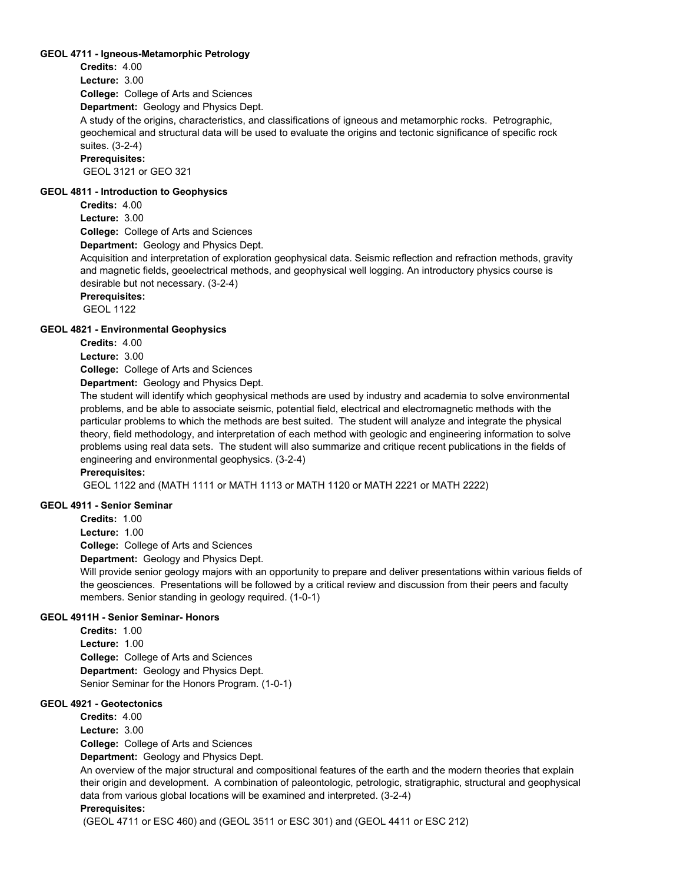**GEOL 4711 - Igneous-Metamorphic Petrology**

**Credits:** 4.00

**Lecture:** 3.00

**College:** College of Arts and Sciences

**Department:** Geology and Physics Dept.

A study of the origins, characteristics, and classifications of igneous and metamorphic rocks. Petrographic, geochemical and structural data will be used to evaluate the origins and tectonic significance of specific rock suites. (3-2-4)

**Prerequisites:**

GEOL 3121 or GEO 321

**GEOL 4811 - Introduction to Geophysics**

**Credits:** 4.00

**Lecture:** 3.00

**College:** College of Arts and Sciences

**Department:** Geology and Physics Dept.

Acquisition and interpretation of exploration geophysical data. Seismic reflection and refraction methods, gravity and magnetic fields, geoelectrical methods, and geophysical well logging. An introductory physics course is desirable but not necessary. (3-2-4)

**Prerequisites:**

GEOL 1122

**GEOL 4821 - Environmental Geophysics**

**Credits:** 4.00

**Lecture:** 3.00

**College:** College of Arts and Sciences

**Department:** Geology and Physics Dept.

The student will identify which geophysical methods are used by industry and academia to solve environmental problems, and be able to associate seismic, potential field, electrical and electromagnetic methods with the particular problems to which the methods are best suited. The student will analyze and integrate the physical theory, field methodology, and interpretation of each method with geologic and engineering information to solve problems using real data sets. The student will also summarize and critique recent publications in the fields of engineering and environmental geophysics. (3-2-4)

**Prerequisites:**

GEOL 1122 and (MATH 1111 or MATH 1113 or MATH 1120 or MATH 2221 or MATH 2222)

**GEOL 4911 - Senior Seminar**

**Credits:** 1.00

**Lecture:** 1.00

**College:** College of Arts and Sciences

**Department:** Geology and Physics Dept.

Will provide senior geology majors with an opportunity to prepare and deliver presentations within various fields of the geosciences. Presentations will be followed by a critical review and discussion from their peers and faculty members. Senior standing in geology required. (1-0-1)

**GEOL 4911H - Senior Seminar- Honors**

**Credits:** 1.00

**Lecture:** 1.00

**College:** College of Arts and Sciences

**Department:** Geology and Physics Dept.

Senior Seminar for the Honors Program. (1-0-1)

**GEOL 4921 - Geotectonics**

**Credits:** 4.00

**Lecture:** 3.00

**College:** College of Arts and Sciences

**Department:** Geology and Physics Dept.

An overview of the major structural and compositional features of the earth and the modern theories that explain their origin and development. A combination of paleontologic, petrologic, stratigraphic, structural and geophysical data from various global locations will be examined and interpreted. (3-2-4)

**Prerequisites:**

(GEOL 4711 or ESC 460) and (GEOL 3511 or ESC 301) and (GEOL 4411 or ESC 212)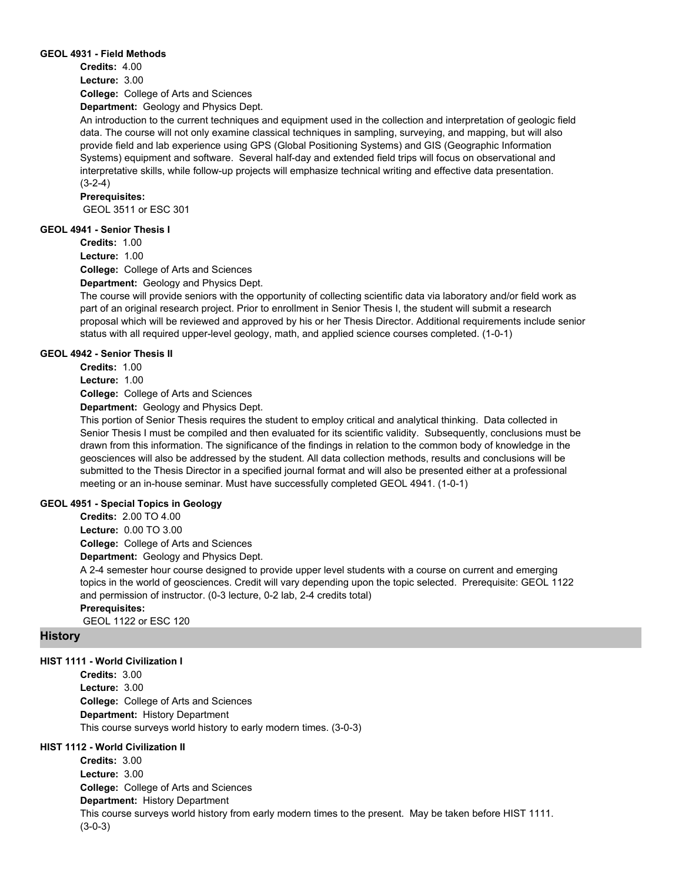#### GEOL 4931 - Field Methods

**Credits:** 4.00

**Lecture:** 3.00

**College:** College of Arts and Sciences

**Department:** Geology and Physics Dept.

An introduction to the current techniques and equipment used in the collection and interpretation of geologic field data. The course will not only examine classical techniques in sampling, surveying, and mapping, but will also provide field and lab experience using GPS (Global Positioning Systems) and GIS (Geographic Information Systems) equipment and software. Several half-day and extended field trips will focus on observational and interpretative skills, while follow-up projects will emphasize technical writing and effective data presentation. (3-2-4)

**Prerequisites:**

GEOL 3511 or ESC 301

#### GEOL 4941 - Senior Thesis I

**Credits:** 1.00

**Lecture:** 1.00

**College:** College of Arts and Sciences

**Department:** Geology and Physics Dept.

The course will provide seniors with the opportunity of collecting scientific data via laboratory and/or field work as part of an original research project. Prior to enrollment in Senior Thesis I, the student will submit a research proposal which will be reviewed and approved by his or her Thesis Director. Additional requirements include senior status with all required upper-level geology, math, and applied science courses completed. (1-0-1)

#### GEOL 4942 - Senior Thesis II

**Credits:** 1.00

**Lecture:** 1.00

**College:** College of Arts and Sciences

**Department:** Geology and Physics Dept.

This portion of Senior Thesis requires the student to employ critical and analytical thinking. Data collected in Senior Thesis I must be compiled and then evaluated for its scientific validity. Subsequently, conclusions must be drawn from this information. The significance of the findings in relation to the common body of knowledge in the geosciences will also be addressed by the student. All data collection methods, results and conclusions will be submitted to the Thesis Director in a specified journal format and will also be presented either at a professional meeting or an in-house seminar. Must have successfully completed GEOL 4941. (1-0-1)

#### GEOL 4951 - Special Topics in Geology

**Credits:** 2.00 TO 4.00

**Lecture:** 0.00 TO 3.00

**College:** College of Arts and Sciences

**Department:** Geology and Physics Dept.

A 2-4 semester hour course designed to provide upper level students with a course on current and emerging topics in the world of geosciences. Credit will vary depending upon the topic selected. Prerequisite: GEOL 1122 and permission of instructor. (0-3 lecture, 0-2 lab, 2-4 credits total)

**Prerequisites:**

GEOL 1122 or ESC 120

## History

#### HIST 1111 - World Civilization I

**Credits:** 3.00

**Lecture:** 3.00

**College:** College of Arts and Sciences

**Department:** History Department

This course surveys world history to early modern times. (3-0-3)

#### HIST 1112 - World Civilization II

**Credits:** 3.00

**Lecture:** 3.00

**College:** College of Arts and Sciences

**Department:** History Department

This course surveys world history from early modern times to the present. May be taken before HIST 1111. (3-0-3)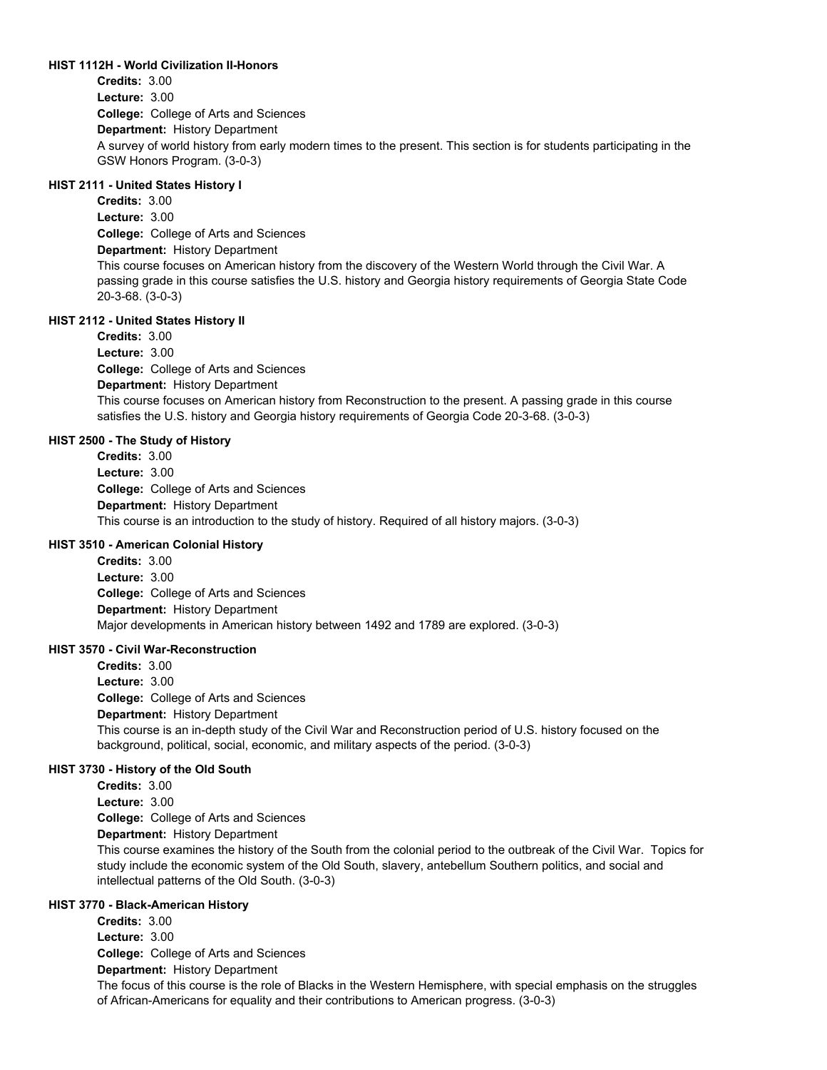#### HIST 1112H - World Civilization II-Honors

**Credits:** 3.00
**Lecture:** 3.00
**College:** College of Arts and Sciences
**Department:** History Department

A survey of world history from early modern times to the present. This section is for students participating in the GSW Honors Program. (3-0-3)

#### HIST 2111 - United States History I

**Credits:** 3.00
**Lecture:** 3.00
**College:** College of Arts and Sciences
**Department:** History Department

This course focuses on American history from the discovery of the Western World through the Civil War. A passing grade in this course satisfies the U.S. history and Georgia history requirements of Georgia State Code 20-3-68. (3-0-3)

#### HIST 2112 - United States History II

**Credits:** 3.00
**Lecture:** 3.00
**College:** College of Arts and Sciences
**Department:** History Department

This course focuses on American history from Reconstruction to the present. A passing grade in this course satisfies the U.S. history and Georgia history requirements of Georgia Code 20-3-68. (3-0-3)

#### HIST 2500 - The Study of History

**Credits:** 3.00
**Lecture:** 3.00
**College:** College of Arts and Sciences
**Department:** History Department

This course is an introduction to the study of history. Required of all history majors. (3-0-3)

#### HIST 3510 - American Colonial History

**Credits:** 3.00
**Lecture:** 3.00
**College:** College of Arts and Sciences
**Department:** History Department

Major developments in American history between 1492 and 1789 are explored. (3-0-3)

#### HIST 3570 - Civil War-Reconstruction

**Credits:** 3.00
**Lecture:** 3.00
**College:** College of Arts and Sciences
**Department:** History Department

This course is an in-depth study of the Civil War and Reconstruction period of U.S. history focused on the background, political, social, economic, and military aspects of the period. (3-0-3)

#### HIST 3730 - History of the Old South

**Credits:** 3.00
**Lecture:** 3.00
**College:** College of Arts and Sciences
**Department:** History Department

This course examines the history of the South from the colonial period to the outbreak of the Civil War. Topics for study include the economic system of the Old South, slavery, antebellum Southern politics, and social and intellectual patterns of the Old South. (3-0-3)

#### HIST 3770 - Black-American History

**Credits:** 3.00
**Lecture:** 3.00
**College:** College of Arts and Sciences
**Department:** History Department

The focus of this course is the role of Blacks in the Western Hemisphere, with special emphasis on the struggles of African-Americans for equality and their contributions to American progress. (3-0-3)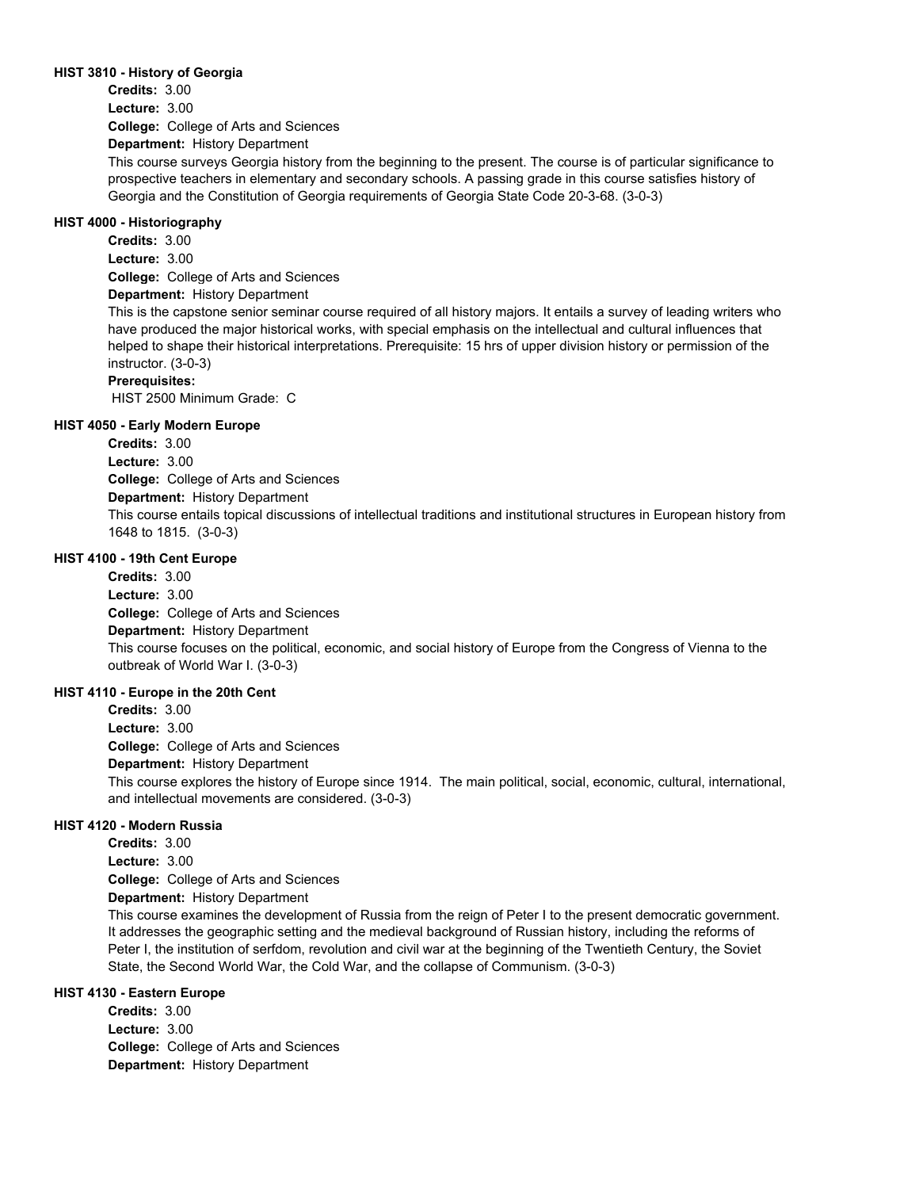#### HIST 3810 - History of Georgia

**Credits:** 3.00
**Lecture:** 3.00
**College:** College of Arts and Sciences
**Department:** History Department

This course surveys Georgia history from the beginning to the present. The course is of particular significance to prospective teachers in elementary and secondary schools. A passing grade in this course satisfies history of Georgia and the Constitution of Georgia requirements of Georgia State Code 20-3-68. (3-0-3)

#### HIST 4000 - Historiography

**Credits:** 3.00
**Lecture:** 3.00
**College:** College of Arts and Sciences
**Department:** History Department

This is the capstone senior seminar course required of all history majors. It entails a survey of leading writers who have produced the major historical works, with special emphasis on the intellectual and cultural influences that helped to shape their historical interpretations. Prerequisite: 15 hrs of upper division history or permission of the instructor. (3-0-3)

**Prerequisites:**
HIST 2500 Minimum Grade: C

#### HIST 4050 - Early Modern Europe

**Credits:** 3.00
**Lecture:** 3.00
**College:** College of Arts and Sciences
**Department:** History Department

This course entails topical discussions of intellectual traditions and institutional structures in European history from 1648 to 1815. (3-0-3)

#### HIST 4100 - 19th Cent Europe

**Credits:** 3.00
**Lecture:** 3.00
**College:** College of Arts and Sciences
**Department:** History Department

This course focuses on the political, economic, and social history of Europe from the Congress of Vienna to the outbreak of World War I. (3-0-3)

#### HIST 4110 - Europe in the 20th Cent

**Credits:** 3.00
**Lecture:** 3.00
**College:** College of Arts and Sciences
**Department:** History Department

This course explores the history of Europe since 1914. The main political, social, economic, cultural, international, and intellectual movements are considered. (3-0-3)

#### HIST 4120 - Modern Russia

**Credits:** 3.00
**Lecture:** 3.00
**College:** College of Arts and Sciences
**Department:** History Department

This course examines the development of Russia from the reign of Peter I to the present democratic government. It addresses the geographic setting and the medieval background of Russian history, including the reforms of Peter I, the institution of serfdom, revolution and civil war at the beginning of the Twentieth Century, the Soviet State, the Second World War, the Cold War, and the collapse of Communism. (3-0-3)

#### HIST 4130 - Eastern Europe

**Credits:** 3.00
**Lecture:** 3.00
**College:** College of Arts and Sciences
**Department:** History Department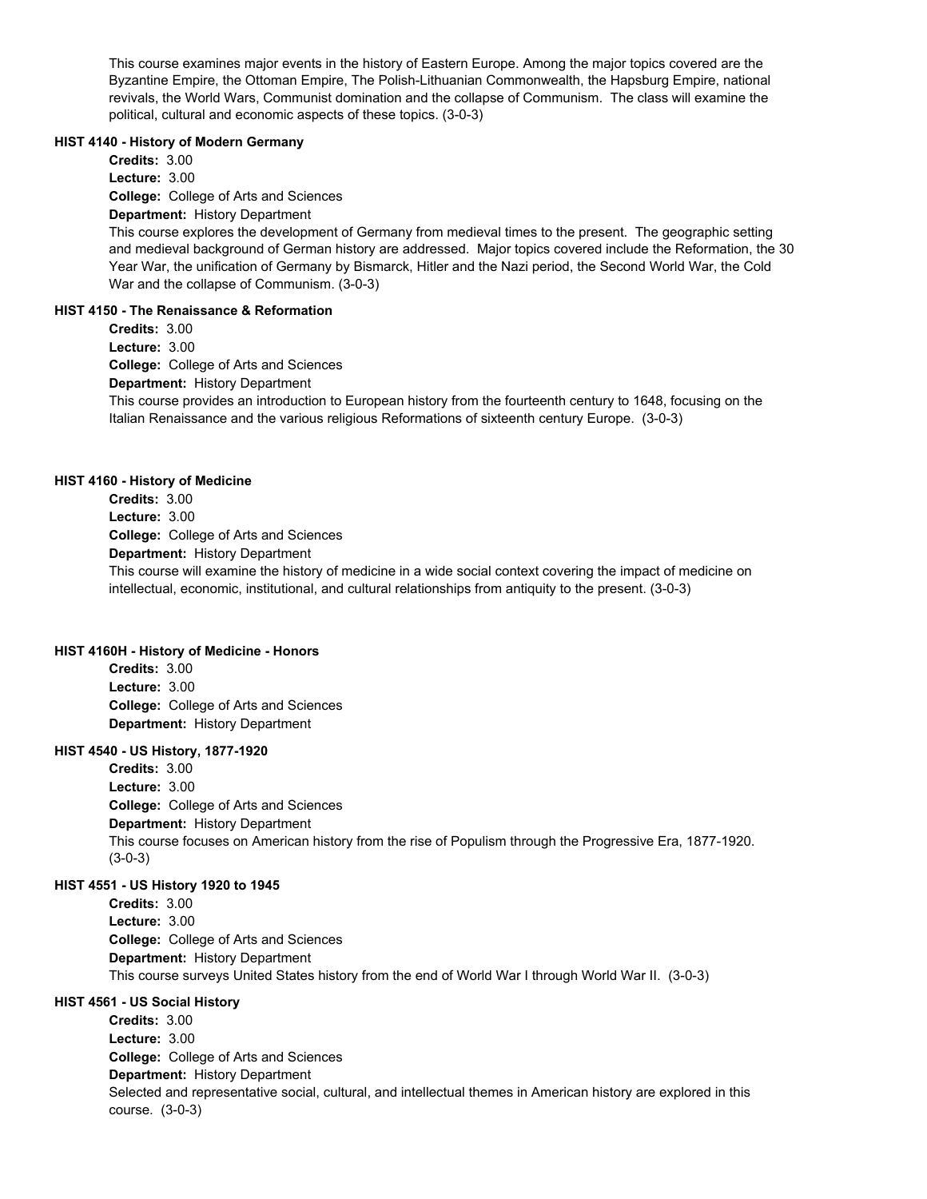This course examines major events in the history of Eastern Europe. Among the major topics covered are the Byzantine Empire, the Ottoman Empire, The Polish-Lithuanian Commonwealth, the Hapsburg Empire, national revivals, the World Wars, Communist domination and the collapse of Communism. The class will examine the political, cultural and economic aspects of these topics. (3-0-3)

#### HIST 4140 - History of Modern Germany

**Credits:** 3.00
**Lecture:** 3.00
**College:** College of Arts and Sciences
**Department:** History Department

This course explores the development of Germany from medieval times to the present. The geographic setting and medieval background of German history are addressed. Major topics covered include the Reformation, the 30 Year War, the unification of Germany by Bismarck, Hitler and the Nazi period, the Second World War, the Cold War and the collapse of Communism. (3-0-3)

#### HIST 4150 - The Renaissance & Reformation

**Credits:** 3.00
**Lecture:** 3.00
**College:** College of Arts and Sciences
**Department:** History Department

This course provides an introduction to European history from the fourteenth century to 1648, focusing on the Italian Renaissance and the various religious Reformations of sixteenth century Europe. (3-0-3)

#### HIST 4160 - History of Medicine

**Credits:** 3.00
**Lecture:** 3.00
**College:** College of Arts and Sciences
**Department:** History Department

This course will examine the history of medicine in a wide social context covering the impact of medicine on intellectual, economic, institutional, and cultural relationships from antiquity to the present. (3-0-3)

#### HIST 4160H - History of Medicine - Honors

**Credits:** 3.00
**Lecture:** 3.00
**College:** College of Arts and Sciences
**Department:** History Department

#### HIST 4540 - US History, 1877-1920

**Credits:** 3.00
**Lecture:** 3.00
**College:** College of Arts and Sciences
**Department:** History Department

This course focuses on American history from the rise of Populism through the Progressive Era, 1877-1920. (3-0-3)

#### HIST 4551 - US History 1920 to 1945

**Credits:** 3.00
**Lecture:** 3.00
**College:** College of Arts and Sciences
**Department:** History Department

This course surveys United States history from the end of World War I through World War II. (3-0-3)

#### HIST 4561 - US Social History

**Credits:** 3.00
**Lecture:** 3.00
**College:** College of Arts and Sciences
**Department:** History Department

Selected and representative social, cultural, and intellectual themes in American history are explored in this course. (3-0-3)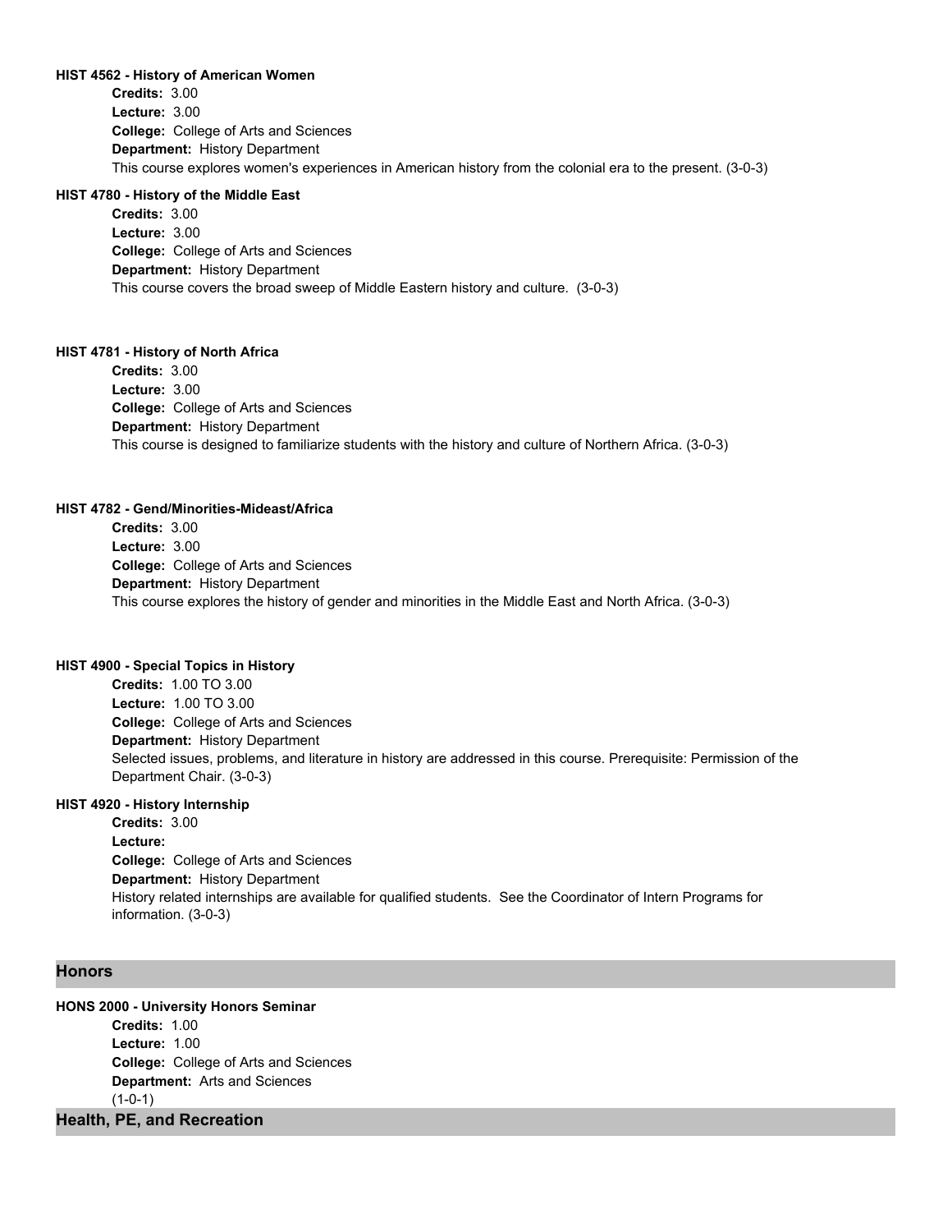### HIST 4562 - History of American Women

**Credits:** 3.00
**Lecture:** 3.00
**College:** College of Arts and Sciences
**Department:** History Department
This course explores women's experiences in American history from the colonial era to the present. (3-0-3)

### HIST 4780 - History of the Middle East

**Credits:** 3.00
**Lecture:** 3.00
**College:** College of Arts and Sciences
**Department:** History Department
This course covers the broad sweep of Middle Eastern history and culture. (3-0-3)

### HIST 4781 - History of North Africa

**Credits:** 3.00
**Lecture:** 3.00
**College:** College of Arts and Sciences
**Department:** History Department
This course is designed to familiarize students with the history and culture of Northern Africa. (3-0-3)

### HIST 4782 - Gend/Minorities-Mideast/Africa

**Credits:** 3.00
**Lecture:** 3.00
**College:** College of Arts and Sciences
**Department:** History Department
This course explores the history of gender and minorities in the Middle East and North Africa. (3-0-3)

### HIST 4900 - Special Topics in History

**Credits:** 1.00 TO 3.00
**Lecture:** 1.00 TO 3.00
**College:** College of Arts and Sciences
**Department:** History Department
Selected issues, problems, and literature in history are addressed in this course. Prerequisite: Permission of the Department Chair. (3-0-3)

### HIST 4920 - History Internship

**Credits:** 3.00
**Lecture:**
**College:** College of Arts and Sciences
**Department:** History Department
History related internships are available for qualified students. See the Coordinator of Intern Programs for information. (3-0-3)

## Honors

### HONS 2000 - University Honors Seminar

**Credits:** 1.00
**Lecture:** 1.00
**College:** College of Arts and Sciences
**Department:** Arts and Sciences
(1-0-1)

## Health, PE, and Recreation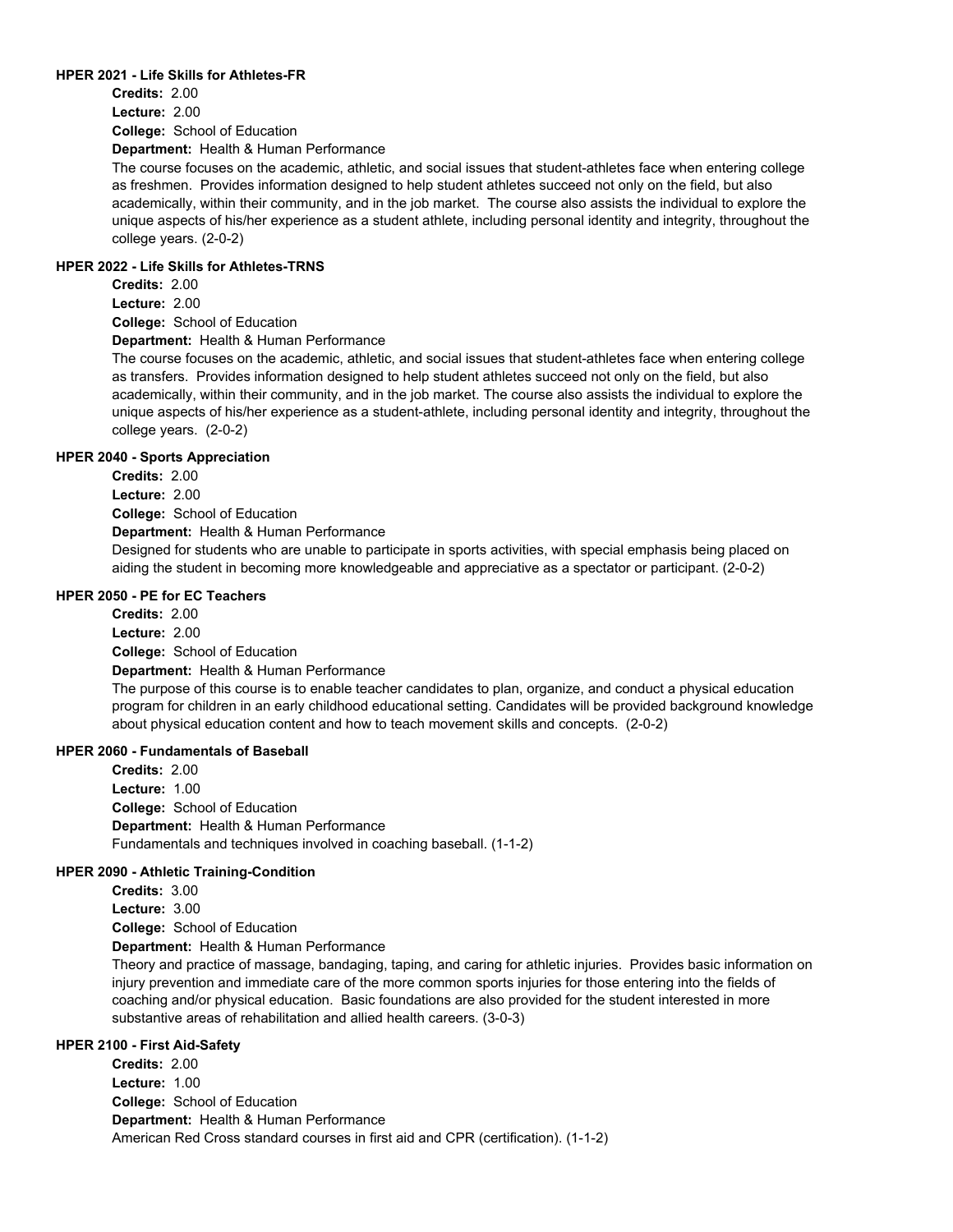### HPER 2021 - Life Skills for Athletes-FR

**Credits:** 2.00
**Lecture:** 2.00
**College:** School of Education
**Department:** Health & Human Performance

The course focuses on the academic, athletic, and social issues that student-athletes face when entering college as freshmen. Provides information designed to help student athletes succeed not only on the field, but also academically, within their community, and in the job market. The course also assists the individual to explore the unique aspects of his/her experience as a student athlete, including personal identity and integrity, throughout the college years. (2-0-2)

### HPER 2022 - Life Skills for Athletes-TRNS

**Credits:** 2.00
**Lecture:** 2.00
**College:** School of Education
**Department:** Health & Human Performance

The course focuses on the academic, athletic, and social issues that student-athletes face when entering college as transfers. Provides information designed to help student athletes succeed not only on the field, but also academically, within their community, and in the job market. The course also assists the individual to explore the unique aspects of his/her experience as a student-athlete, including personal identity and integrity, throughout the college years. (2-0-2)

### HPER 2040 - Sports Appreciation

**Credits:** 2.00
**Lecture:** 2.00
**College:** School of Education
**Department:** Health & Human Performance

Designed for students who are unable to participate in sports activities, with special emphasis being placed on aiding the student in becoming more knowledgeable and appreciative as a spectator or participant. (2-0-2)

### HPER 2050 - PE for EC Teachers

**Credits:** 2.00
**Lecture:** 2.00
**College:** School of Education
**Department:** Health & Human Performance

The purpose of this course is to enable teacher candidates to plan, organize, and conduct a physical education program for children in an early childhood educational setting. Candidates will be provided background knowledge about physical education content and how to teach movement skills and concepts. (2-0-2)

### HPER 2060 - Fundamentals of Baseball

**Credits:** 2.00
**Lecture:** 1.00
**College:** School of Education
**Department:** Health & Human Performance

Fundamentals and techniques involved in coaching baseball. (1-1-2)

### HPER 2090 - Athletic Training-Condition

**Credits:** 3.00
**Lecture:** 3.00
**College:** School of Education
**Department:** Health & Human Performance

Theory and practice of massage, bandaging, taping, and caring for athletic injuries. Provides basic information on injury prevention and immediate care of the more common sports injuries for those entering into the fields of coaching and/or physical education. Basic foundations are also provided for the student interested in more substantive areas of rehabilitation and allied health careers. (3-0-3)

### HPER 2100 - First Aid-Safety

**Credits:** 2.00
**Lecture:** 1.00
**College:** School of Education
**Department:** Health & Human Performance

American Red Cross standard courses in first aid and CPR (certification). (1-1-2)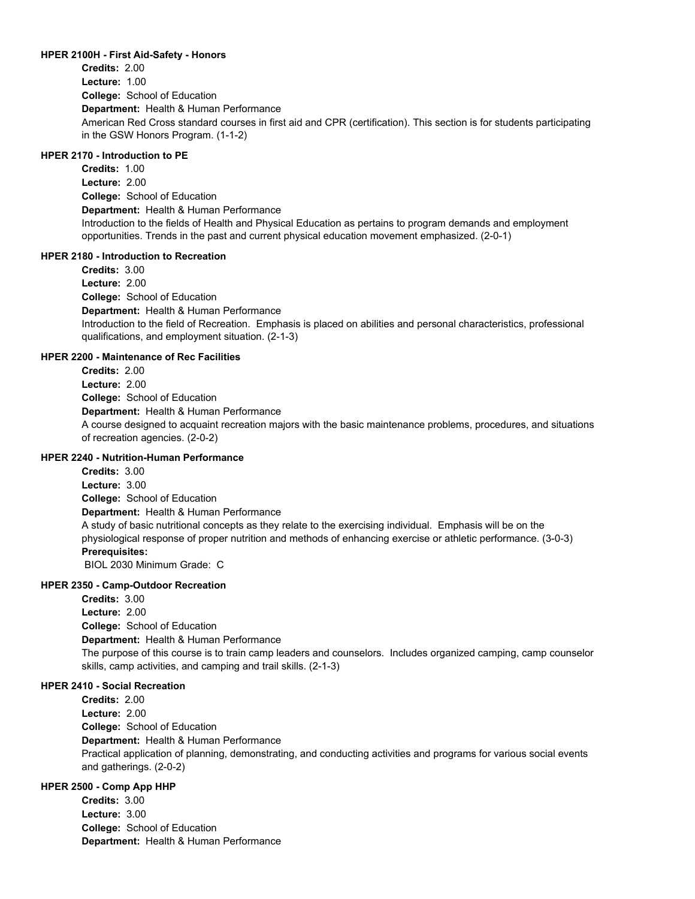### HPER 2100H - First Aid-Safety - Honors

**Credits:** 2.00
**Lecture:** 1.00
**College:** School of Education
**Department:** Health & Human Performance
American Red Cross standard courses in first aid and CPR (certification). This section is for students participating in the GSW Honors Program. (1-1-2)

### HPER 2170 - Introduction to PE

**Credits:** 1.00
**Lecture:** 2.00
**College:** School of Education
**Department:** Health & Human Performance
Introduction to the fields of Health and Physical Education as pertains to program demands and employment opportunities. Trends in the past and current physical education movement emphasized. (2-0-1)

### HPER 2180 - Introduction to Recreation

**Credits:** 3.00
**Lecture:** 2.00
**College:** School of Education
**Department:** Health & Human Performance
Introduction to the field of Recreation. Emphasis is placed on abilities and personal characteristics, professional qualifications, and employment situation. (2-1-3)

### HPER 2200 - Maintenance of Rec Facilities

**Credits:** 2.00
**Lecture:** 2.00
**College:** School of Education
**Department:** Health & Human Performance
A course designed to acquaint recreation majors with the basic maintenance problems, procedures, and situations of recreation agencies. (2-0-2)

### HPER 2240 - Nutrition-Human Performance

**Credits:** 3.00
**Lecture:** 3.00
**College:** School of Education
**Department:** Health & Human Performance
A study of basic nutritional concepts as they relate to the exercising individual. Emphasis will be on the physiological response of proper nutrition and methods of enhancing exercise or athletic performance. (3-0-3)
**Prerequisites:**
BIOL 2030 Minimum Grade: C

### HPER 2350 - Camp-Outdoor Recreation

**Credits:** 3.00
**Lecture:** 2.00
**College:** School of Education
**Department:** Health & Human Performance
The purpose of this course is to train camp leaders and counselors. Includes organized camping, camp counselor skills, camp activities, and camping and trail skills. (2-1-3)

### HPER 2410 - Social Recreation

**Credits:** 2.00
**Lecture:** 2.00
**College:** School of Education
**Department:** Health & Human Performance
Practical application of planning, demonstrating, and conducting activities and programs for various social events and gatherings. (2-0-2)

### HPER 2500 - Comp App HHP

**Credits:** 3.00
**Lecture:** 3.00
**College:** School of Education
**Department:** Health & Human Performance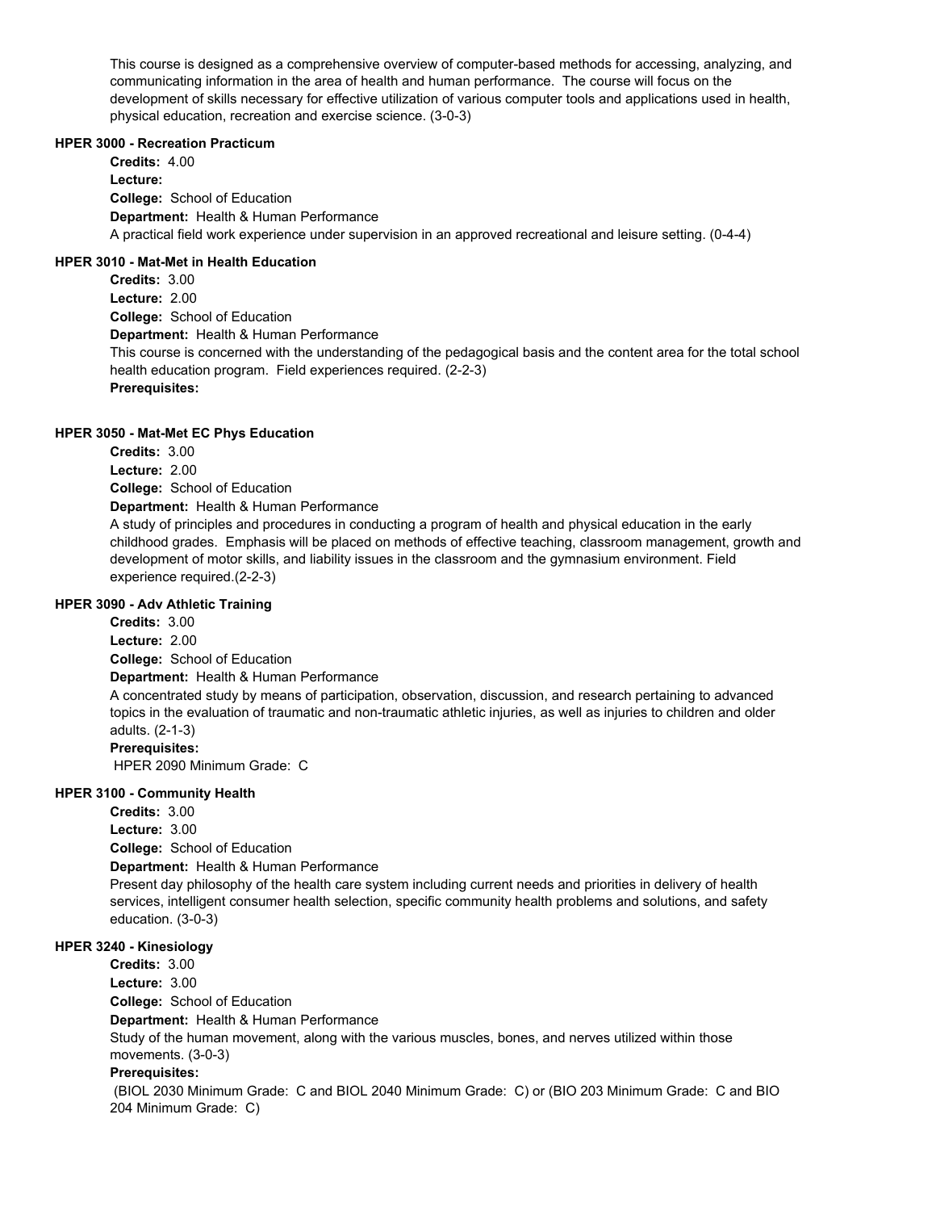This course is designed as a comprehensive overview of computer-based methods for accessing, analyzing, and communicating information in the area of health and human performance. The course will focus on the development of skills necessary for effective utilization of various computer tools and applications used in health, physical education, recreation and exercise science. (3-0-3)

### HPER 3000 - Recreation Practicum

**Credits:** 4.00
**Lecture:**
**College:** School of Education
**Department:** Health & Human Performance
A practical field work experience under supervision in an approved recreational and leisure setting. (0-4-4)

### HPER 3010 - Mat-Met in Health Education

**Credits:** 3.00
**Lecture:** 2.00
**College:** School of Education
**Department:** Health & Human Performance
This course is concerned with the understanding of the pedagogical basis and the content area for the total school health education program. Field experiences required. (2-2-3)
**Prerequisites:**

### HPER 3050 - Mat-Met EC Phys Education

**Credits:** 3.00
**Lecture:** 2.00
**College:** School of Education
**Department:** Health & Human Performance
A study of principles and procedures in conducting a program of health and physical education in the early childhood grades. Emphasis will be placed on methods of effective teaching, classroom management, growth and development of motor skills, and liability issues in the classroom and the gymnasium environment. Field experience required.(2-2-3)

### HPER 3090 - Adv Athletic Training

**Credits:** 3.00
**Lecture:** 2.00
**College:** School of Education
**Department:** Health & Human Performance
A concentrated study by means of participation, observation, discussion, and research pertaining to advanced topics in the evaluation of traumatic and non-traumatic athletic injuries, as well as injuries to children and older adults. (2-1-3)
**Prerequisites:**
HPER 2090 Minimum Grade: C

### HPER 3100 - Community Health

**Credits:** 3.00
**Lecture:** 3.00
**College:** School of Education
**Department:** Health & Human Performance
Present day philosophy of the health care system including current needs and priorities in delivery of health services, intelligent consumer health selection, specific community health problems and solutions, and safety education. (3-0-3)

### HPER 3240 - Kinesiology

**Credits:** 3.00
**Lecture:** 3.00
**College:** School of Education
**Department:** Health & Human Performance
Study of the human movement, along with the various muscles, bones, and nerves utilized within those movements. (3-0-3)
**Prerequisites:**
(BIOL 2030 Minimum Grade: C and BIOL 2040 Minimum Grade: C) or (BIO 203 Minimum Grade: C and BIO 204 Minimum Grade: C)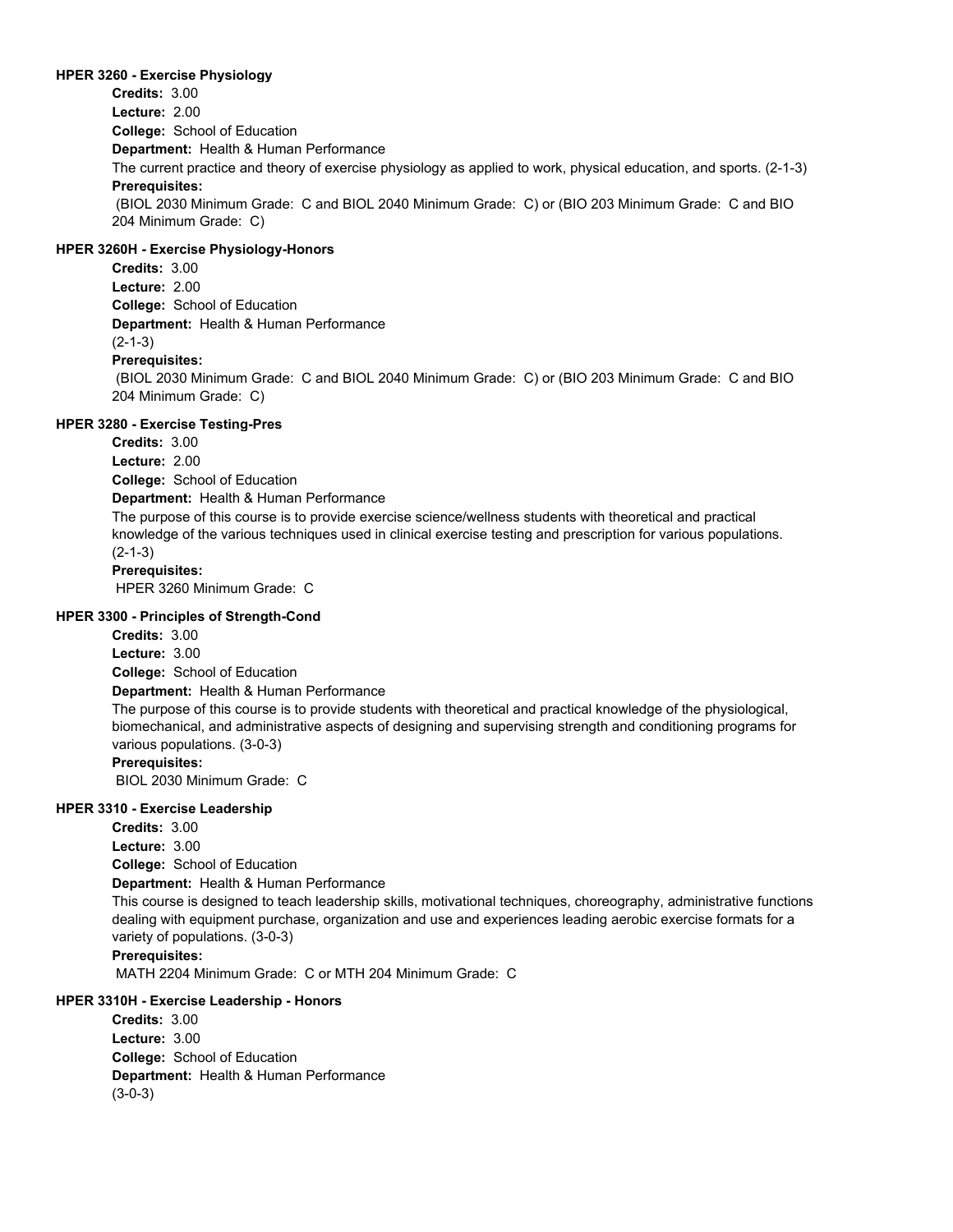### HPER 3260 - Exercise Physiology

**Credits:** 3.00
**Lecture:** 2.00
**College:** School of Education
**Department:** Health & Human Performance
The current practice and theory of exercise physiology as applied to work, physical education, and sports. (2-1-3)
**Prerequisites:**
(BIOL 2030 Minimum Grade: C and BIOL 2040 Minimum Grade: C) or (BIO 203 Minimum Grade: C and BIO 204 Minimum Grade: C)

### HPER 3260H - Exercise Physiology-Honors

**Credits:** 3.00
**Lecture:** 2.00
**College:** School of Education
**Department:** Health & Human Performance
(2-1-3)
**Prerequisites:**
(BIOL 2030 Minimum Grade: C and BIOL 2040 Minimum Grade: C) or (BIO 203 Minimum Grade: C and BIO 204 Minimum Grade: C)

### HPER 3280 - Exercise Testing-Pres

**Credits:** 3.00
**Lecture:** 2.00
**College:** School of Education
**Department:** Health & Human Performance
The purpose of this course is to provide exercise science/wellness students with theoretical and practical knowledge of the various techniques used in clinical exercise testing and prescription for various populations. (2-1-3)
**Prerequisites:**
HPER 3260 Minimum Grade: C

### HPER 3300 - Principles of Strength-Cond

**Credits:** 3.00
**Lecture:** 3.00
**College:** School of Education
**Department:** Health & Human Performance
The purpose of this course is to provide students with theoretical and practical knowledge of the physiological, biomechanical, and administrative aspects of designing and supervising strength and conditioning programs for various populations. (3-0-3)
**Prerequisites:**
BIOL 2030 Minimum Grade: C

### HPER 3310 - Exercise Leadership

**Credits:** 3.00
**Lecture:** 3.00
**College:** School of Education
**Department:** Health & Human Performance
This course is designed to teach leadership skills, motivational techniques, choreography, administrative functions dealing with equipment purchase, organization and use and experiences leading aerobic exercise formats for a variety of populations. (3-0-3)
**Prerequisites:**
MATH 2204 Minimum Grade: C or MTH 204 Minimum Grade: C

### HPER 3310H - Exercise Leadership - Honors

**Credits:** 3.00
**Lecture:** 3.00
**College:** School of Education
**Department:** Health & Human Performance
(3-0-3)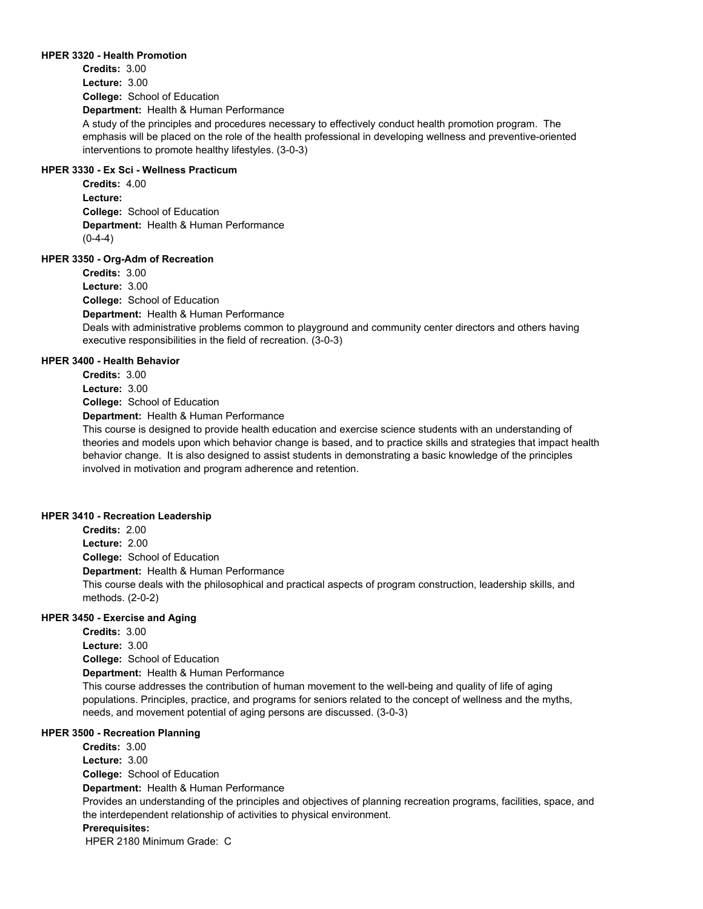**HPER 3320 - Health Promotion**

**Credits:** 3.00
**Lecture:** 3.00
**College:** School of Education
**Department:** Health & Human Performance
A study of the principles and procedures necessary to effectively conduct health promotion program. The emphasis will be placed on the role of the health professional in developing wellness and preventive-oriented interventions to promote healthy lifestyles. (3-0-3)

**HPER 3330 - Ex Sci - Wellness Practicum**

**Credits:** 4.00
**Lecture:**
**College:** School of Education
**Department:** Health & Human Performance
(0-4-4)

**HPER 3350 - Org-Adm of Recreation**

**Credits:** 3.00
**Lecture:** 3.00
**College:** School of Education
**Department:** Health & Human Performance
Deals with administrative problems common to playground and community center directors and others having executive responsibilities in the field of recreation. (3-0-3)

**HPER 3400 - Health Behavior**

**Credits:** 3.00
**Lecture:** 3.00
**College:** School of Education
**Department:** Health & Human Performance
This course is designed to provide health education and exercise science students with an understanding of theories and models upon which behavior change is based, and to practice skills and strategies that impact health behavior change. It is also designed to assist students in demonstrating a basic knowledge of the principles involved in motivation and program adherence and retention.

**HPER 3410 - Recreation Leadership**

**Credits:** 2.00
**Lecture:** 2.00
**College:** School of Education
**Department:** Health & Human Performance
This course deals with the philosophical and practical aspects of program construction, leadership skills, and methods. (2-0-2)

**HPER 3450 - Exercise and Aging**

**Credits:** 3.00
**Lecture:** 3.00
**College:** School of Education
**Department:** Health & Human Performance
This course addresses the contribution of human movement to the well-being and quality of life of aging populations. Principles, practice, and programs for seniors related to the concept of wellness and the myths, needs, and movement potential of aging persons are discussed. (3-0-3)

**HPER 3500 - Recreation Planning**

**Credits:** 3.00
**Lecture:** 3.00
**College:** School of Education
**Department:** Health & Human Performance
Provides an understanding of the principles and objectives of planning recreation programs, facilities, space, and the interdependent relationship of activities to physical environment.
**Prerequisites:**
HPER 2180 Minimum Grade: C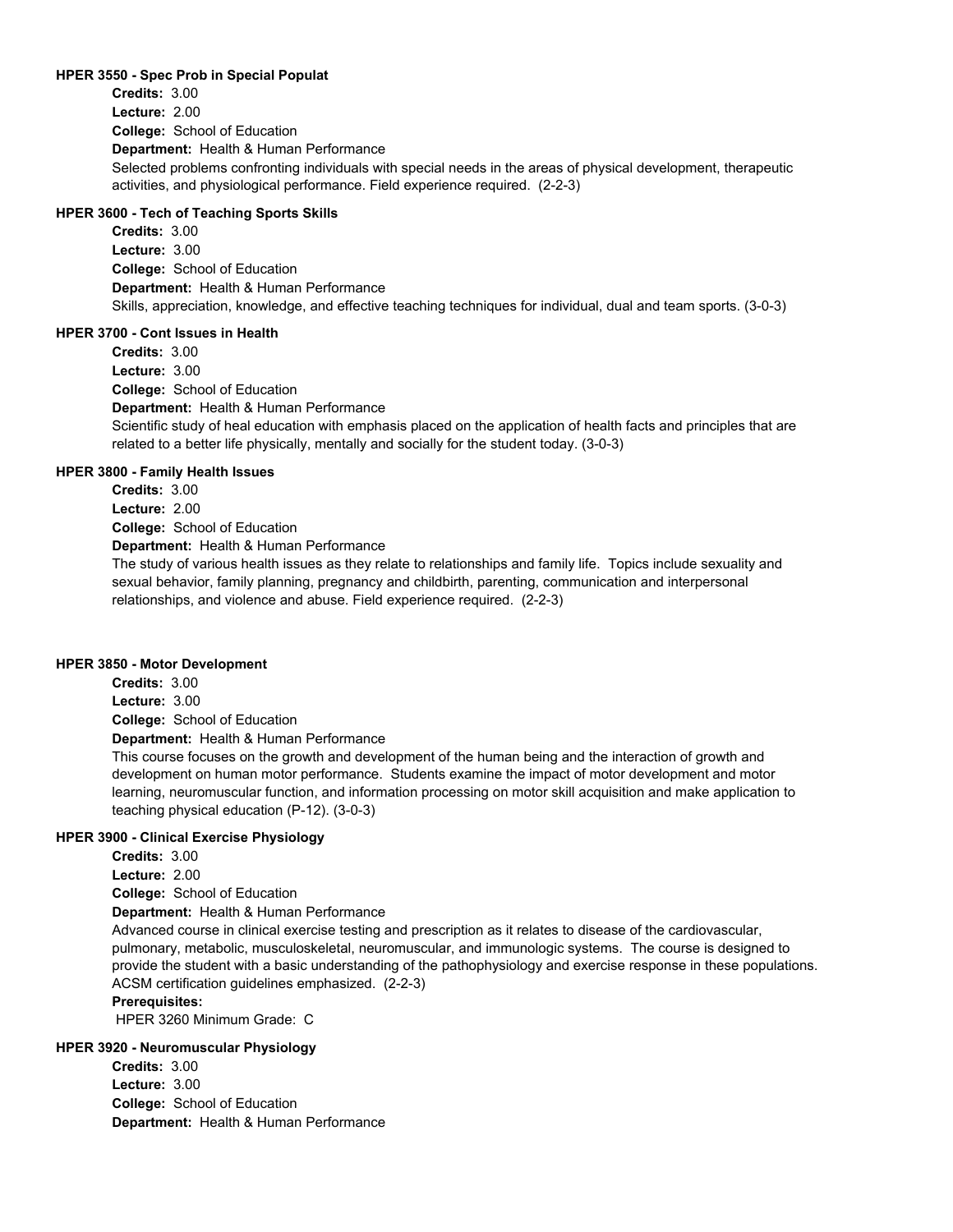#### HPER 3550 - Spec Prob in Special Populat

**Credits:** 3.00
**Lecture:** 2.00
**College:** School of Education
**Department:** Health & Human Performance

Selected problems confronting individuals with special needs in the areas of physical development, therapeutic activities, and physiological performance. Field experience required. (2-2-3)

#### HPER 3600 - Tech of Teaching Sports Skills

**Credits:** 3.00
**Lecture:** 3.00
**College:** School of Education
**Department:** Health & Human Performance

Skills, appreciation, knowledge, and effective teaching techniques for individual, dual and team sports. (3-0-3)

#### HPER 3700 - Cont Issues in Health

**Credits:** 3.00
**Lecture:** 3.00
**College:** School of Education
**Department:** Health & Human Performance

Scientific study of heal education with emphasis placed on the application of health facts and principles that are related to a better life physically, mentally and socially for the student today. (3-0-3)

#### HPER 3800 - Family Health Issues

**Credits:** 3.00
**Lecture:** 2.00
**College:** School of Education
**Department:** Health & Human Performance

The study of various health issues as they relate to relationships and family life. Topics include sexuality and sexual behavior, family planning, pregnancy and childbirth, parenting, communication and interpersonal relationships, and violence and abuse. Field experience required. (2-2-3)

#### HPER 3850 - Motor Development

**Credits:** 3.00
**Lecture:** 3.00
**College:** School of Education
**Department:** Health & Human Performance

This course focuses on the growth and development of the human being and the interaction of growth and development on human motor performance. Students examine the impact of motor development and motor learning, neuromuscular function, and information processing on motor skill acquisition and make application to teaching physical education (P-12). (3-0-3)

#### HPER 3900 - Clinical Exercise Physiology

**Credits:** 3.00
**Lecture:** 2.00
**College:** School of Education
**Department:** Health & Human Performance

Advanced course in clinical exercise testing and prescription as it relates to disease of the cardiovascular, pulmonary, metabolic, musculoskeletal, neuromuscular, and immunologic systems. The course is designed to provide the student with a basic understanding of the pathophysiology and exercise response in these populations. ACSM certification guidelines emphasized. (2-2-3)

**Prerequisites:**
HPER 3260 Minimum Grade: C

#### HPER 3920 - Neuromuscular Physiology

**Credits:** 3.00
**Lecture:** 3.00
**College:** School of Education
**Department:** Health & Human Performance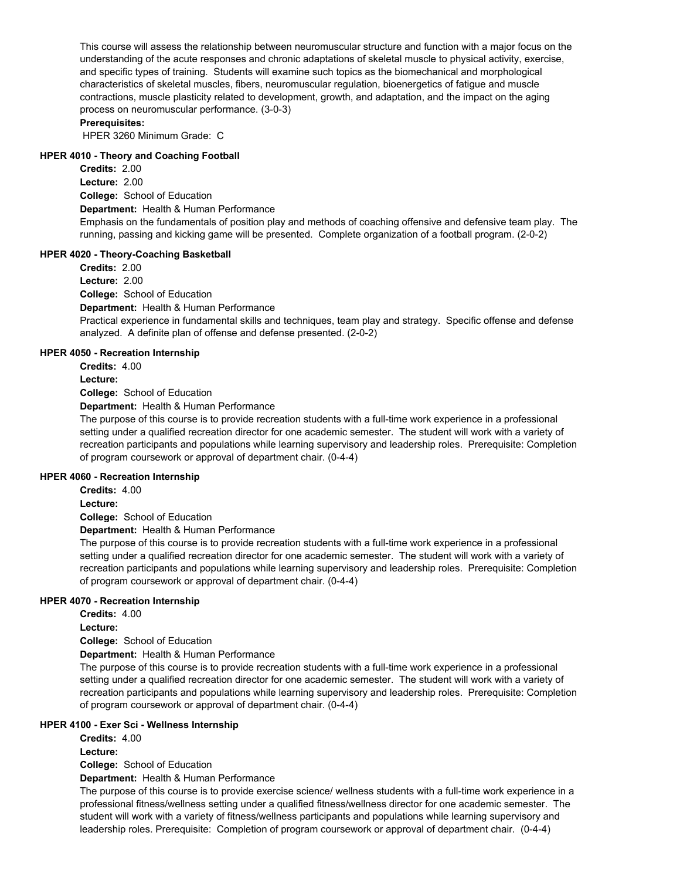This course will assess the relationship between neuromuscular structure and function with a major focus on the understanding of the acute responses and chronic adaptations of skeletal muscle to physical activity, exercise, and specific types of training. Students will examine such topics as the biomechanical and morphological characteristics of skeletal muscles, fibers, neuromuscular regulation, bioenergetics of fatigue and muscle contractions, muscle plasticity related to development, growth, and adaptation, and the impact on the aging process on neuromuscular performance. (3-0-3)

**Prerequisites:**
HPER 3260 Minimum Grade: C

#### HPER 4010 - Theory and Coaching Football

**Credits:** 2.00
**Lecture:** 2.00
**College:** School of Education
**Department:** Health & Human Performance

Emphasis on the fundamentals of position play and methods of coaching offensive and defensive team play. The running, passing and kicking game will be presented. Complete organization of a football program. (2-0-2)

#### HPER 4020 - Theory-Coaching Basketball

**Credits:** 2.00
**Lecture:** 2.00
**College:** School of Education
**Department:** Health & Human Performance

Practical experience in fundamental skills and techniques, team play and strategy. Specific offense and defense analyzed. A definite plan of offense and defense presented. (2-0-2)

#### HPER 4050 - Recreation Internship

**Credits:** 4.00
**Lecture:**
**College:** School of Education
**Department:** Health & Human Performance

The purpose of this course is to provide recreation students with a full-time work experience in a professional setting under a qualified recreation director for one academic semester. The student will work with a variety of recreation participants and populations while learning supervisory and leadership roles. Prerequisite: Completion of program coursework or approval of department chair. (0-4-4)

#### HPER 4060 - Recreation Internship

**Credits:** 4.00
**Lecture:**
**College:** School of Education
**Department:** Health & Human Performance

The purpose of this course is to provide recreation students with a full-time work experience in a professional setting under a qualified recreation director for one academic semester. The student will work with a variety of recreation participants and populations while learning supervisory and leadership roles. Prerequisite: Completion of program coursework or approval of department chair. (0-4-4)

#### HPER 4070 - Recreation Internship

**Credits:** 4.00
**Lecture:**
**College:** School of Education
**Department:** Health & Human Performance

The purpose of this course is to provide recreation students with a full-time work experience in a professional setting under a qualified recreation director for one academic semester. The student will work with a variety of recreation participants and populations while learning supervisory and leadership roles. Prerequisite: Completion of program coursework or approval of department chair. (0-4-4)

#### HPER 4100 - Exer Sci - Wellness Internship

**Credits:** 4.00
**Lecture:**
**College:** School of Education
**Department:** Health & Human Performance

The purpose of this course is to provide exercise science/ wellness students with a full-time work experience in a professional fitness/wellness setting under a qualified fitness/wellness director for one academic semester. The student will work with a variety of fitness/wellness participants and populations while learning supervisory and leadership roles. Prerequisite: Completion of program coursework or approval of department chair. (0-4-4)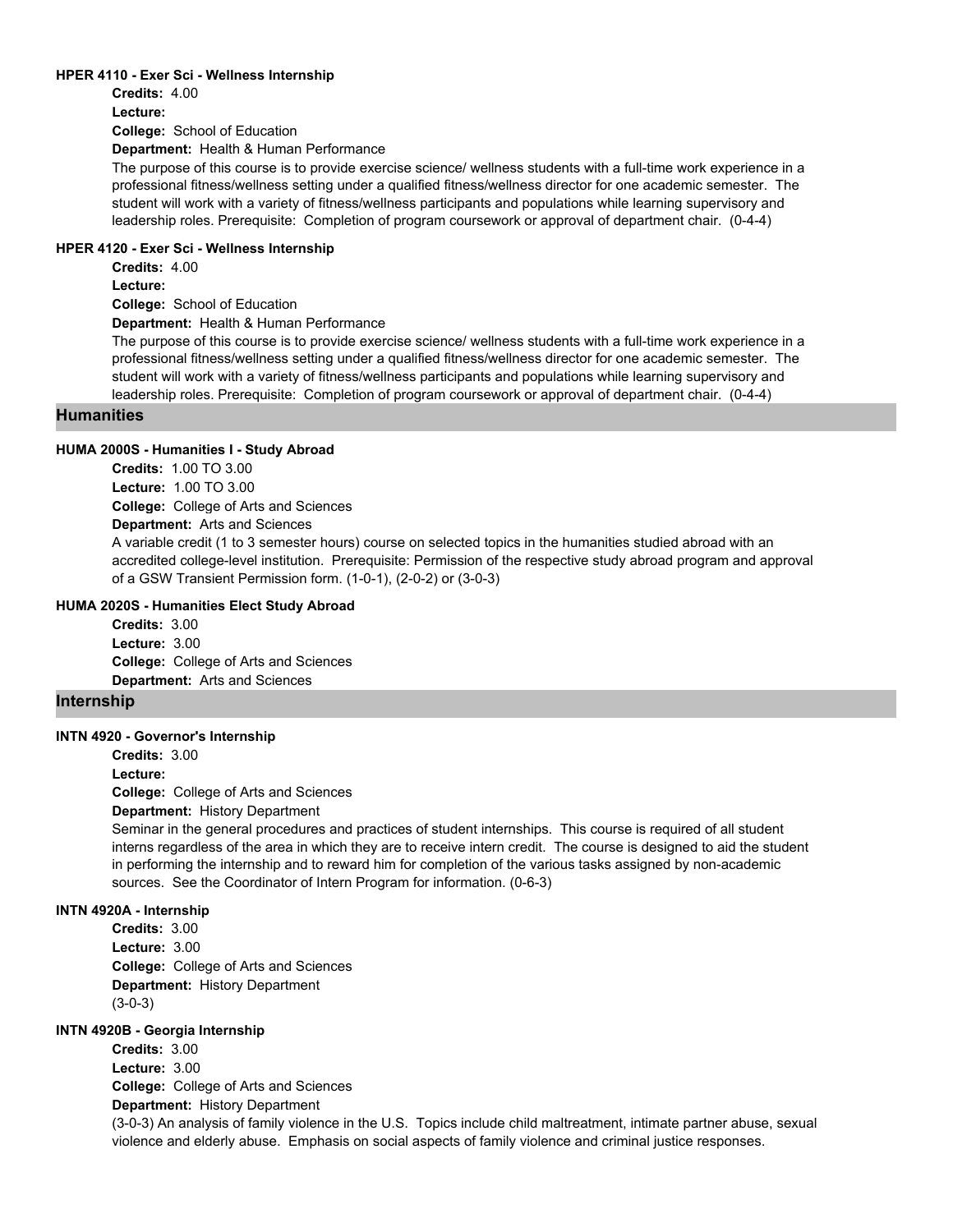#### HPER 4110 - Exer Sci - Wellness Internship

**Credits:** 4.00
**Lecture:**
**College:** School of Education
**Department:** Health & Human Performance

The purpose of this course is to provide exercise science/ wellness students with a full-time work experience in a professional fitness/wellness setting under a qualified fitness/wellness director for one academic semester. The student will work with a variety of fitness/wellness participants and populations while learning supervisory and leadership roles. Prerequisite: Completion of program coursework or approval of department chair. (0-4-4)

#### HPER 4120 - Exer Sci - Wellness Internship

**Credits:** 4.00
**Lecture:**
**College:** School of Education
**Department:** Health & Human Performance

The purpose of this course is to provide exercise science/ wellness students with a full-time work experience in a professional fitness/wellness setting under a qualified fitness/wellness director for one academic semester. The student will work with a variety of fitness/wellness participants and populations while learning supervisory and leadership roles. Prerequisite: Completion of program coursework or approval of department chair. (0-4-4)

## Humanities

#### HUMA 2000S - Humanities I - Study Abroad

**Credits:** 1.00 TO 3.00
**Lecture:** 1.00 TO 3.00
**College:** College of Arts and Sciences
**Department:** Arts and Sciences

A variable credit (1 to 3 semester hours) course on selected topics in the humanities studied abroad with an accredited college-level institution. Prerequisite: Permission of the respective study abroad program and approval of a GSW Transient Permission form. (1-0-1), (2-0-2) or (3-0-3)

#### HUMA 2020S - Humanities Elect Study Abroad

**Credits:** 3.00
**Lecture:** 3.00
**College:** College of Arts and Sciences
**Department:** Arts and Sciences

## Internship

#### INTN 4920 - Governor's Internship

**Credits:** 3.00
**Lecture:**
**College:** College of Arts and Sciences
**Department:** History Department

Seminar in the general procedures and practices of student internships. This course is required of all student interns regardless of the area in which they are to receive intern credit. The course is designed to aid the student in performing the internship and to reward him for completion of the various tasks assigned by non-academic sources. See the Coordinator of Intern Program for information. (0-6-3)

#### INTN 4920A - Internship

**Credits:** 3.00
**Lecture:** 3.00
**College:** College of Arts and Sciences
**Department:** History Department

(3-0-3)

#### INTN 4920B - Georgia Internship

**Credits:** 3.00
**Lecture:** 3.00
**College:** College of Arts and Sciences
**Department:** History Department

(3-0-3) An analysis of family violence in the U.S. Topics include child maltreatment, intimate partner abuse, sexual violence and elderly abuse. Emphasis on social aspects of family violence and criminal justice responses.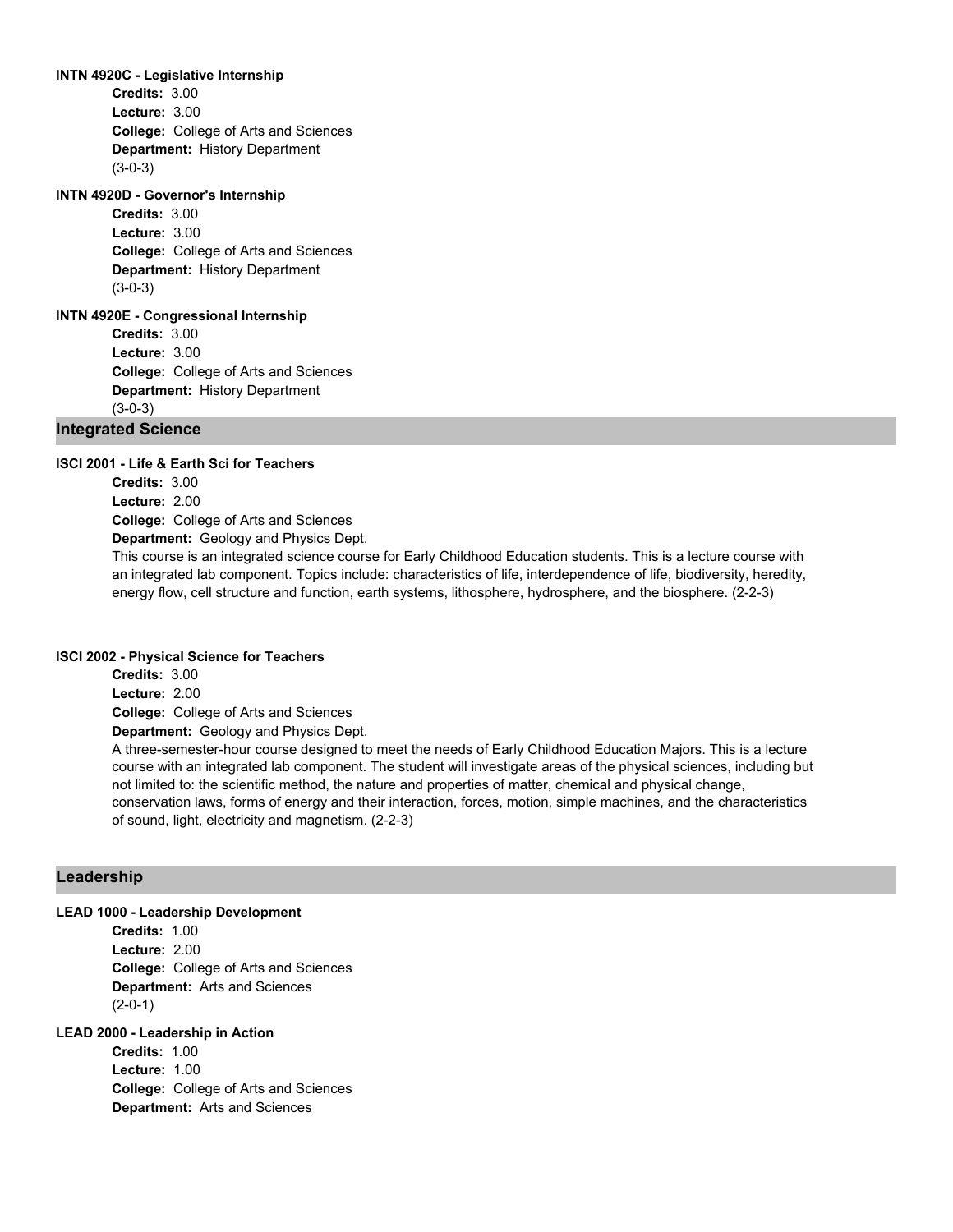#### INTN 4920C - Legislative Internship

**Credits:** 3.00
**Lecture:** 3.00
**College:** College of Arts and Sciences
**Department:** History Department
(3-0-3)

#### INTN 4920D - Governor's Internship

**Credits:** 3.00
**Lecture:** 3.00
**College:** College of Arts and Sciences
**Department:** History Department
(3-0-3)

#### INTN 4920E - Congressional Internship

**Credits:** 3.00
**Lecture:** 3.00
**College:** College of Arts and Sciences
**Department:** History Department
(3-0-3)

## Integrated Science

#### ISCI 2001 - Life & Earth Sci for Teachers

**Credits:** 3.00
**Lecture:** 2.00
**College:** College of Arts and Sciences
**Department:** Geology and Physics Dept.
This course is an integrated science course for Early Childhood Education students. This is a lecture course with an integrated lab component. Topics include: characteristics of life, interdependence of life, biodiversity, heredity, energy flow, cell structure and function, earth systems, lithosphere, hydrosphere, and the biosphere. (2-2-3)

#### ISCI 2002 - Physical Science for Teachers

**Credits:** 3.00
**Lecture:** 2.00
**College:** College of Arts and Sciences
**Department:** Geology and Physics Dept.
A three-semester-hour course designed to meet the needs of Early Childhood Education Majors. This is a lecture course with an integrated lab component. The student will investigate areas of the physical sciences, including but not limited to: the scientific method, the nature and properties of matter, chemical and physical change, conservation laws, forms of energy and their interaction, forces, motion, simple machines, and the characteristics of sound, light, electricity and magnetism. (2-2-3)

## Leadership

#### LEAD 1000 - Leadership Development

**Credits:** 1.00
**Lecture:** 2.00
**College:** College of Arts and Sciences
**Department:** Arts and Sciences
(2-0-1)

#### LEAD 2000 - Leadership in Action

**Credits:** 1.00
**Lecture:** 1.00
**College:** College of Arts and Sciences
**Department:** Arts and Sciences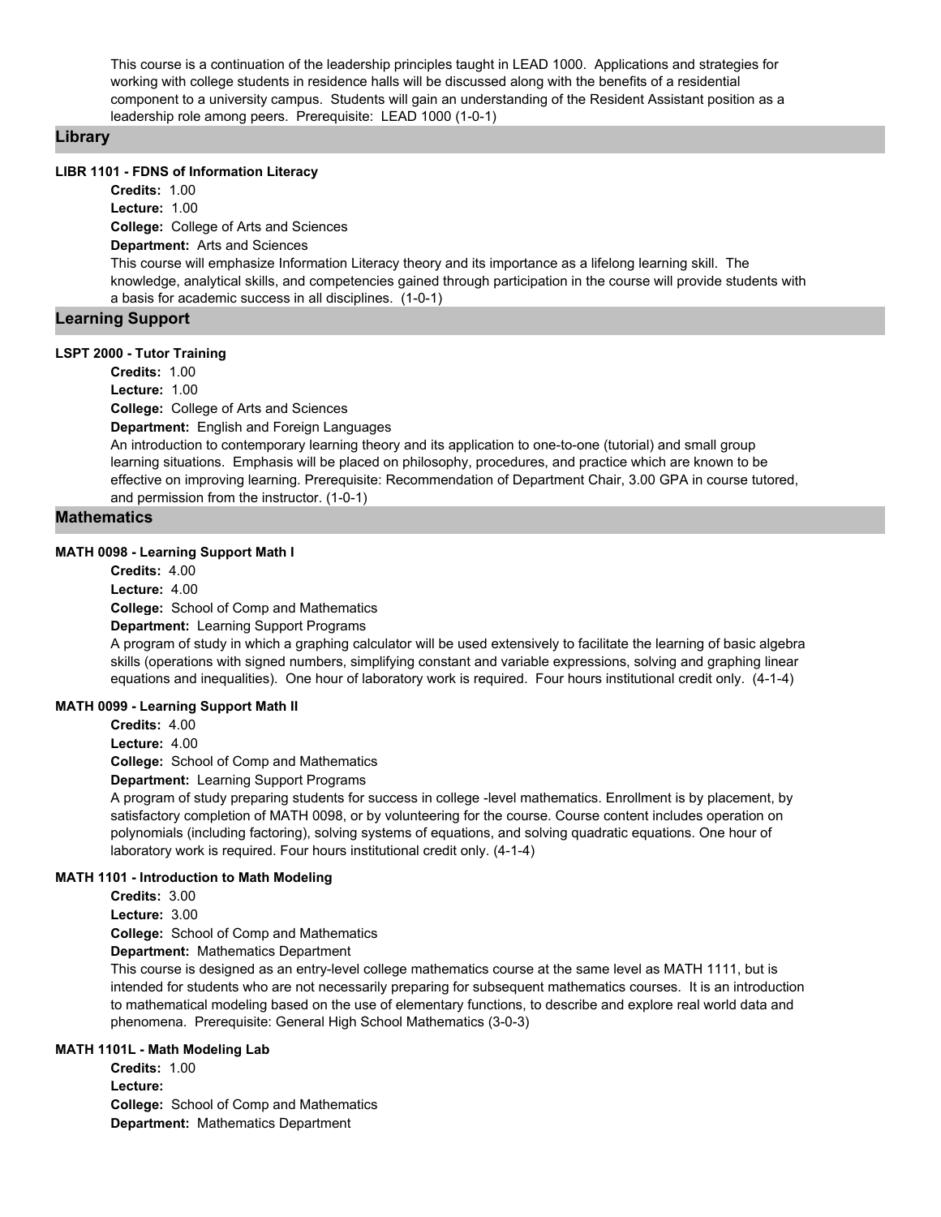This course is a continuation of the leadership principles taught in LEAD 1000. Applications and strategies for working with college students in residence halls will be discussed along with the benefits of a residential component to a university campus. Students will gain an understanding of the Resident Assistant position as a leadership role among peers. Prerequisite: LEAD 1000 (1-0-1)

## Library

#### LIBR 1101 - FDNS of Information Literacy

**Credits:** 1.00
**Lecture:** 1.00
**College:** College of Arts and Sciences
**Department:** Arts and Sciences

This course will emphasize Information Literacy theory and its importance as a lifelong learning skill. The knowledge, analytical skills, and competencies gained through participation in the course will provide students with a basis for academic success in all disciplines. (1-0-1)

## Learning Support

#### LSPT 2000 - Tutor Training

**Credits:** 1.00
**Lecture:** 1.00
**College:** College of Arts and Sciences
**Department:** English and Foreign Languages

An introduction to contemporary learning theory and its application to one-to-one (tutorial) and small group learning situations. Emphasis will be placed on philosophy, procedures, and practice which are known to be effective on improving learning. Prerequisite: Recommendation of Department Chair, 3.00 GPA in course tutored, and permission from the instructor. (1-0-1)

## Mathematics

#### MATH 0098 - Learning Support Math I

**Credits:** 4.00
**Lecture:** 4.00
**College:** School of Comp and Mathematics
**Department:** Learning Support Programs

A program of study in which a graphing calculator will be used extensively to facilitate the learning of basic algebra skills (operations with signed numbers, simplifying constant and variable expressions, solving and graphing linear equations and inequalities). One hour of laboratory work is required. Four hours institutional credit only. (4-1-4)

#### MATH 0099 - Learning Support Math II

**Credits:** 4.00
**Lecture:** 4.00
**College:** School of Comp and Mathematics
**Department:** Learning Support Programs

A program of study preparing students for success in college -level mathematics. Enrollment is by placement, by satisfactory completion of MATH 0098, or by volunteering for the course. Course content includes operation on polynomials (including factoring), solving systems of equations, and solving quadratic equations. One hour of laboratory work is required. Four hours institutional credit only. (4-1-4)

#### MATH 1101 - Introduction to Math Modeling

**Credits:** 3.00
**Lecture:** 3.00
**College:** School of Comp and Mathematics
**Department:** Mathematics Department

This course is designed as an entry-level college mathematics course at the same level as MATH 1111, but is intended for students who are not necessarily preparing for subsequent mathematics courses. It is an introduction to mathematical modeling based on the use of elementary functions, to describe and explore real world data and phenomena. Prerequisite: General High School Mathematics (3-0-3)

#### MATH 1101L - Math Modeling Lab

**Credits:** 1.00
**Lecture:**
**College:** School of Comp and Mathematics
**Department:** Mathematics Department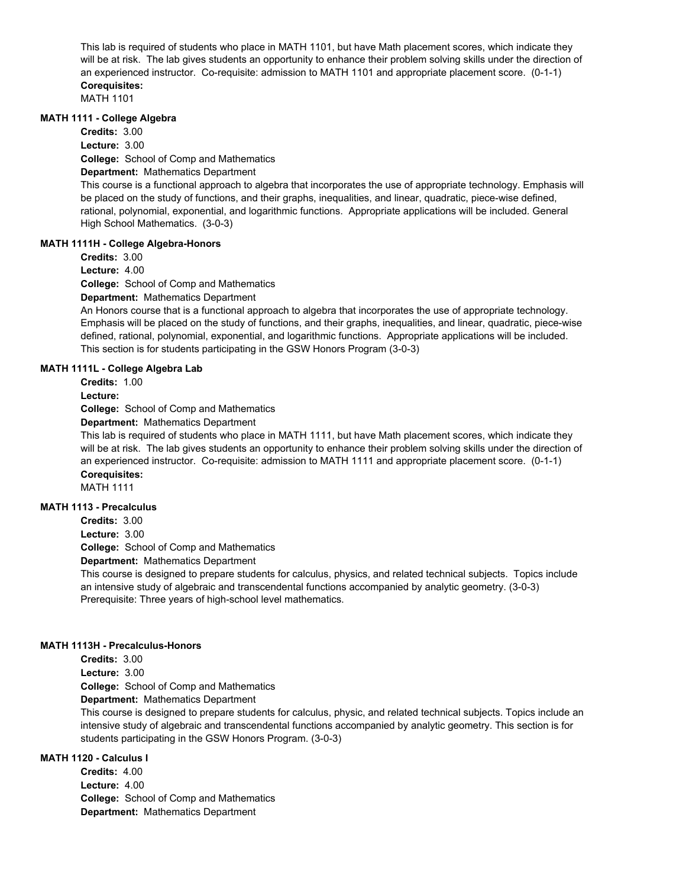This lab is required of students who place in MATH 1101, but have Math placement scores, which indicate they will be at risk. The lab gives students an opportunity to enhance their problem solving skills under the direction of an experienced instructor. Co-requisite: admission to MATH 1101 and appropriate placement score. (0-1-1)

**Corequisites:**
MATH 1101

### MATH 1111 - College Algebra

**Credits:** 3.00
**Lecture:** 3.00
**College:** School of Comp and Mathematics
**Department:** Mathematics Department

This course is a functional approach to algebra that incorporates the use of appropriate technology. Emphasis will be placed on the study of functions, and their graphs, inequalities, and linear, quadratic, piece-wise defined, rational, polynomial, exponential, and logarithmic functions. Appropriate applications will be included. General High School Mathematics. (3-0-3)

### MATH 1111H - College Algebra-Honors

**Credits:** 3.00
**Lecture:** 4.00
**College:** School of Comp and Mathematics
**Department:** Mathematics Department

An Honors course that is a functional approach to algebra that incorporates the use of appropriate technology. Emphasis will be placed on the study of functions, and their graphs, inequalities, and linear, quadratic, piece-wise defined, rational, polynomial, exponential, and logarithmic functions. Appropriate applications will be included. This section is for students participating in the GSW Honors Program (3-0-3)

### MATH 1111L - College Algebra Lab

**Credits:** 1.00
**Lecture:**
**College:** School of Comp and Mathematics
**Department:** Mathematics Department

This lab is required of students who place in MATH 1111, but have Math placement scores, which indicate they will be at risk. The lab gives students an opportunity to enhance their problem solving skills under the direction of an experienced instructor. Co-requisite: admission to MATH 1111 and appropriate placement score. (0-1-1)

**Corequisites:**
MATH 1111

### MATH 1113 - Precalculus

**Credits:** 3.00
**Lecture:** 3.00
**College:** School of Comp and Mathematics
**Department:** Mathematics Department

This course is designed to prepare students for calculus, physics, and related technical subjects. Topics include an intensive study of algebraic and transcendental functions accompanied by analytic geometry. (3-0-3) Prerequisite: Three years of high-school level mathematics.

### MATH 1113H - Precalculus-Honors

**Credits:** 3.00
**Lecture:** 3.00
**College:** School of Comp and Mathematics
**Department:** Mathematics Department

This course is designed to prepare students for calculus, physic, and related technical subjects. Topics include an intensive study of algebraic and transcendental functions accompanied by analytic geometry. This section is for students participating in the GSW Honors Program. (3-0-3)

### MATH 1120 - Calculus I

**Credits:** 4.00
**Lecture:** 4.00
**College:** School of Comp and Mathematics
**Department:** Mathematics Department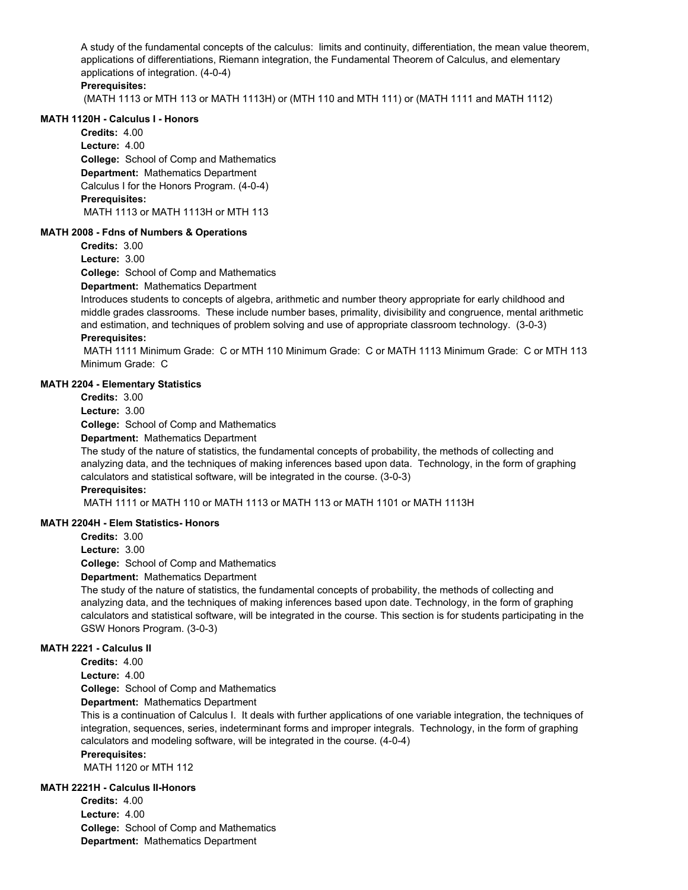A study of the fundamental concepts of the calculus: limits and continuity, differentiation, the mean value theorem, applications of differentiations, Riemann integration, the Fundamental Theorem of Calculus, and elementary applications of integration. (4-0-4)

**Prerequisites:**

(MATH 1113 or MTH 113 or MATH 1113H) or (MTH 110 and MTH 111) or (MATH 1111 and MATH 1112)

**MATH 1120H - Calculus I - Honors**

**Credits:** 4.00
**Lecture:** 4.00
**College:** School of Comp and Mathematics
**Department:** Mathematics Department
Calculus I for the Honors Program. (4-0-4)
**Prerequisites:**
MATH 1113 or MATH 1113H or MTH 113

**MATH 2008 - Fdns of Numbers & Operations**

**Credits:** 3.00
**Lecture:** 3.00
**College:** School of Comp and Mathematics
**Department:** Mathematics Department
Introduces students to concepts of algebra, arithmetic and number theory appropriate for early childhood and middle grades classrooms. These include number bases, primality, divisibility and congruence, mental arithmetic and estimation, and techniques of problem solving and use of appropriate classroom technology. (3-0-3)
**Prerequisites:**
MATH 1111 Minimum Grade: C or MTH 110 Minimum Grade: C or MATH 1113 Minimum Grade: C or MTH 113 Minimum Grade: C

**MATH 2204 - Elementary Statistics**

**Credits:** 3.00
**Lecture:** 3.00
**College:** School of Comp and Mathematics
**Department:** Mathematics Department
The study of the nature of statistics, the fundamental concepts of probability, the methods of collecting and analyzing data, and the techniques of making inferences based upon data. Technology, in the form of graphing calculators and statistical software, will be integrated in the course. (3-0-3)
**Prerequisites:**
MATH 1111 or MATH 110 or MATH 1113 or MATH 113 or MATH 1101 or MATH 1113H

**MATH 2204H - Elem Statistics- Honors**

**Credits:** 3.00
**Lecture:** 3.00
**College:** School of Comp and Mathematics
**Department:** Mathematics Department
The study of the nature of statistics, the fundamental concepts of probability, the methods of collecting and analyzing data, and the techniques of making inferences based upon date. Technology, in the form of graphing calculators and statistical software, will be integrated in the course. This section is for students participating in the GSW Honors Program. (3-0-3)

**MATH 2221 - Calculus II**

**Credits:** 4.00
**Lecture:** 4.00
**College:** School of Comp and Mathematics
**Department:** Mathematics Department
This is a continuation of Calculus I. It deals with further applications of one variable integration, the techniques of integration, sequences, series, indeterminant forms and improper integrals. Technology, in the form of graphing calculators and modeling software, will be integrated in the course. (4-0-4)
**Prerequisites:**
MATH 1120 or MTH 112

**MATH 2221H - Calculus II-Honors**

**Credits:** 4.00
**Lecture:** 4.00
**College:** School of Comp and Mathematics
**Department:** Mathematics Department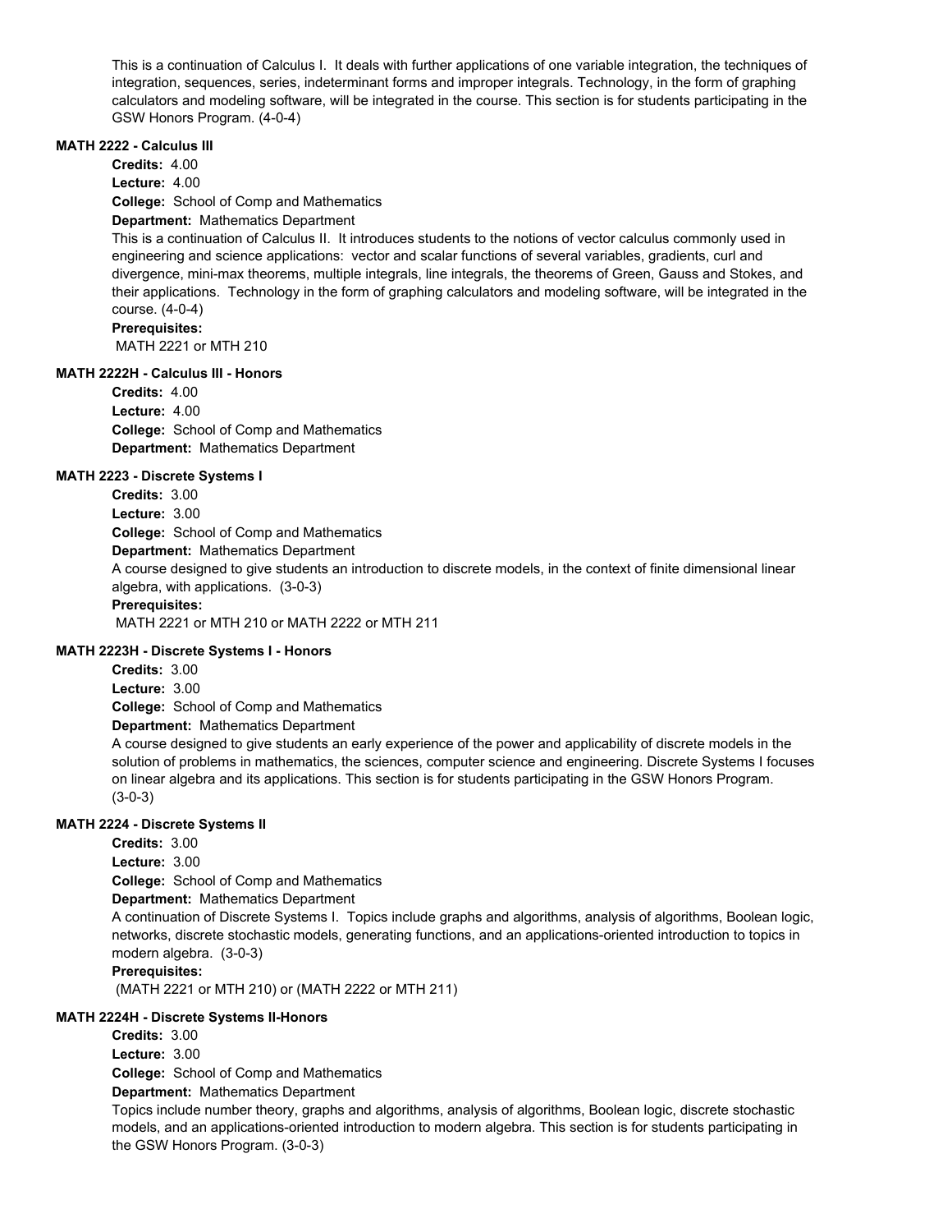This is a continuation of Calculus I. It deals with further applications of one variable integration, the techniques of integration, sequences, series, indeterminant forms and improper integrals. Technology, in the form of graphing calculators and modeling software, will be integrated in the course. This section is for students participating in the GSW Honors Program. (4-0-4)

### MATH 2222 - Calculus III

**Credits:** 4.00
**Lecture:** 4.00
**College:** School of Comp and Mathematics
**Department:** Mathematics Department

This is a continuation of Calculus II. It introduces students to the notions of vector calculus commonly used in engineering and science applications: vector and scalar functions of several variables, gradients, curl and divergence, mini-max theorems, multiple integrals, line integrals, the theorems of Green, Gauss and Stokes, and their applications. Technology in the form of graphing calculators and modeling software, will be integrated in the course. (4-0-4)

**Prerequisites:**
MATH 2221 or MTH 210

### MATH 2222H - Calculus III - Honors

**Credits:** 4.00
**Lecture:** 4.00
**College:** School of Comp and Mathematics
**Department:** Mathematics Department

### MATH 2223 - Discrete Systems I

**Credits:** 3.00
**Lecture:** 3.00
**College:** School of Comp and Mathematics
**Department:** Mathematics Department

A course designed to give students an introduction to discrete models, in the context of finite dimensional linear algebra, with applications. (3-0-3)

**Prerequisites:**
MATH 2221 or MTH 210 or MATH 2222 or MTH 211

### MATH 2223H - Discrete Systems I - Honors

**Credits:** 3.00
**Lecture:** 3.00
**College:** School of Comp and Mathematics
**Department:** Mathematics Department

A course designed to give students an early experience of the power and applicability of discrete models in the solution of problems in mathematics, the sciences, computer science and engineering. Discrete Systems I focuses on linear algebra and its applications. This section is for students participating in the GSW Honors Program. (3-0-3)

### MATH 2224 - Discrete Systems II

**Credits:** 3.00
**Lecture:** 3.00
**College:** School of Comp and Mathematics
**Department:** Mathematics Department

A continuation of Discrete Systems I. Topics include graphs and algorithms, analysis of algorithms, Boolean logic, networks, discrete stochastic models, generating functions, and an applications-oriented introduction to topics in modern algebra. (3-0-3)

**Prerequisites:**
(MATH 2221 or MTH 210) or (MATH 2222 or MTH 211)

### MATH 2224H - Discrete Systems II-Honors

**Credits:** 3.00
**Lecture:** 3.00
**College:** School of Comp and Mathematics
**Department:** Mathematics Department

Topics include number theory, graphs and algorithms, analysis of algorithms, Boolean logic, discrete stochastic models, and an applications-oriented introduction to modern algebra. This section is for students participating in the GSW Honors Program. (3-0-3)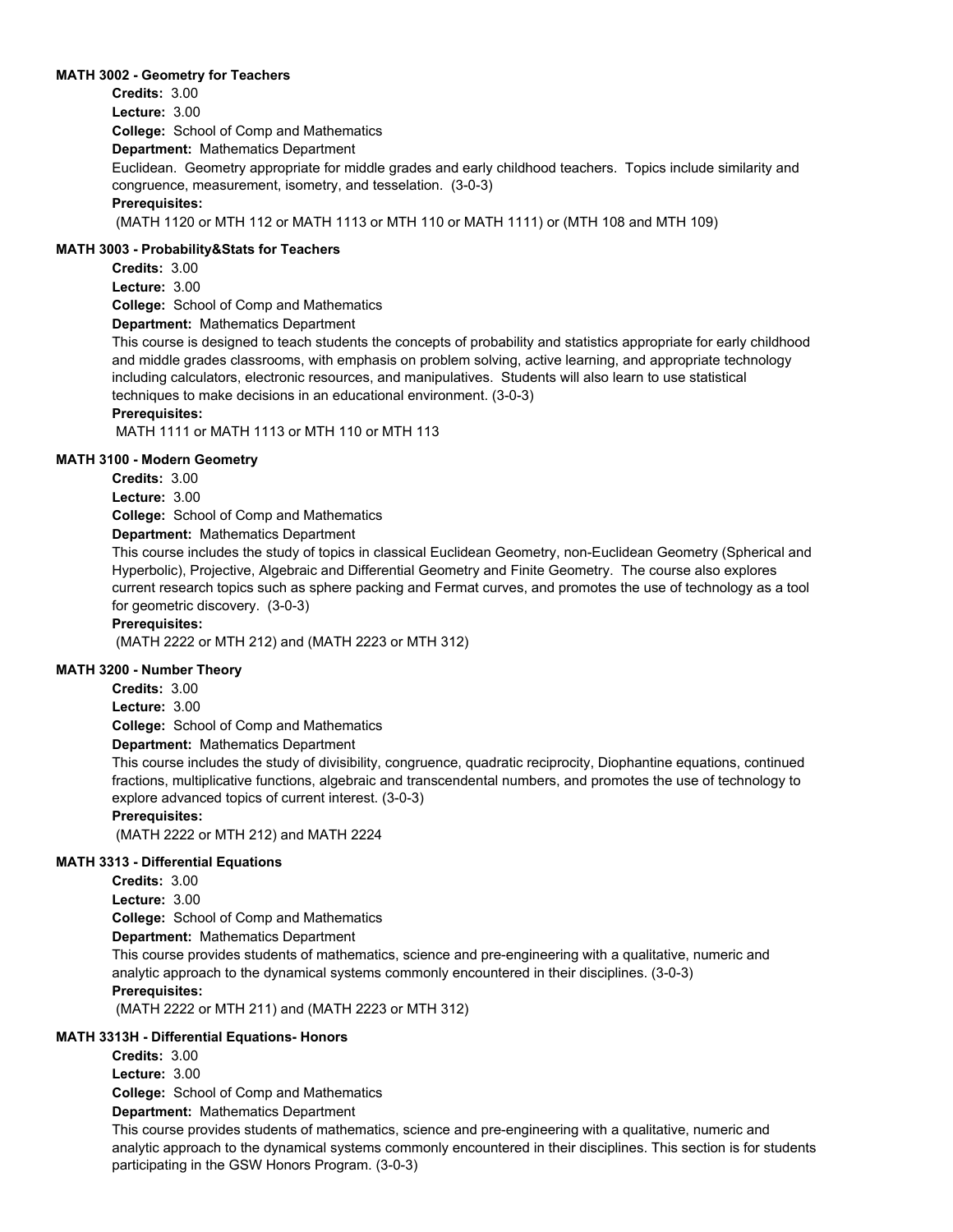#### MATH 3002 - Geometry for Teachers

**Credits:** 3.00
**Lecture:** 3.00
**College:** School of Comp and Mathematics
**Department:** Mathematics Department

Euclidean. Geometry appropriate for middle grades and early childhood teachers. Topics include similarity and congruence, measurement, isometry, and tesselation. (3-0-3)

**Prerequisites:**

(MATH 1120 or MTH 112 or MATH 1113 or MTH 110 or MATH 1111) or (MTH 108 and MTH 109)

#### MATH 3003 - Probability&Stats for Teachers

**Credits:** 3.00
**Lecture:** 3.00
**College:** School of Comp and Mathematics
**Department:** Mathematics Department

This course is designed to teach students the concepts of probability and statistics appropriate for early childhood and middle grades classrooms, with emphasis on problem solving, active learning, and appropriate technology including calculators, electronic resources, and manipulatives. Students will also learn to use statistical techniques to make decisions in an educational environment. (3-0-3)

**Prerequisites:**

MATH 1111 or MATH 1113 or MTH 110 or MTH 113

#### MATH 3100 - Modern Geometry

**Credits:** 3.00
**Lecture:** 3.00
**College:** School of Comp and Mathematics
**Department:** Mathematics Department

This course includes the study of topics in classical Euclidean Geometry, non-Euclidean Geometry (Spherical and Hyperbolic), Projective, Algebraic and Differential Geometry and Finite Geometry. The course also explores current research topics such as sphere packing and Fermat curves, and promotes the use of technology as a tool for geometric discovery. (3-0-3)

**Prerequisites:**

(MATH 2222 or MTH 212) and (MATH 2223 or MTH 312)

#### MATH 3200 - Number Theory

**Credits:** 3.00
**Lecture:** 3.00
**College:** School of Comp and Mathematics
**Department:** Mathematics Department

This course includes the study of divisibility, congruence, quadratic reciprocity, Diophantine equations, continued fractions, multiplicative functions, algebraic and transcendental numbers, and promotes the use of technology to explore advanced topics of current interest. (3-0-3)

**Prerequisites:**

(MATH 2222 or MTH 212) and MATH 2224

#### MATH 3313 - Differential Equations

**Credits:** 3.00
**Lecture:** 3.00
**College:** School of Comp and Mathematics
**Department:** Mathematics Department

This course provides students of mathematics, science and pre-engineering with a qualitative, numeric and analytic approach to the dynamical systems commonly encountered in their disciplines. (3-0-3)

**Prerequisites:**

(MATH 2222 or MTH 211) and (MATH 2223 or MTH 312)

#### MATH 3313H - Differential Equations- Honors

**Credits:** 3.00
**Lecture:** 3.00
**College:** School of Comp and Mathematics
**Department:** Mathematics Department

This course provides students of mathematics, science and pre-engineering with a qualitative, numeric and analytic approach to the dynamical systems commonly encountered in their disciplines. This section is for students participating in the GSW Honors Program. (3-0-3)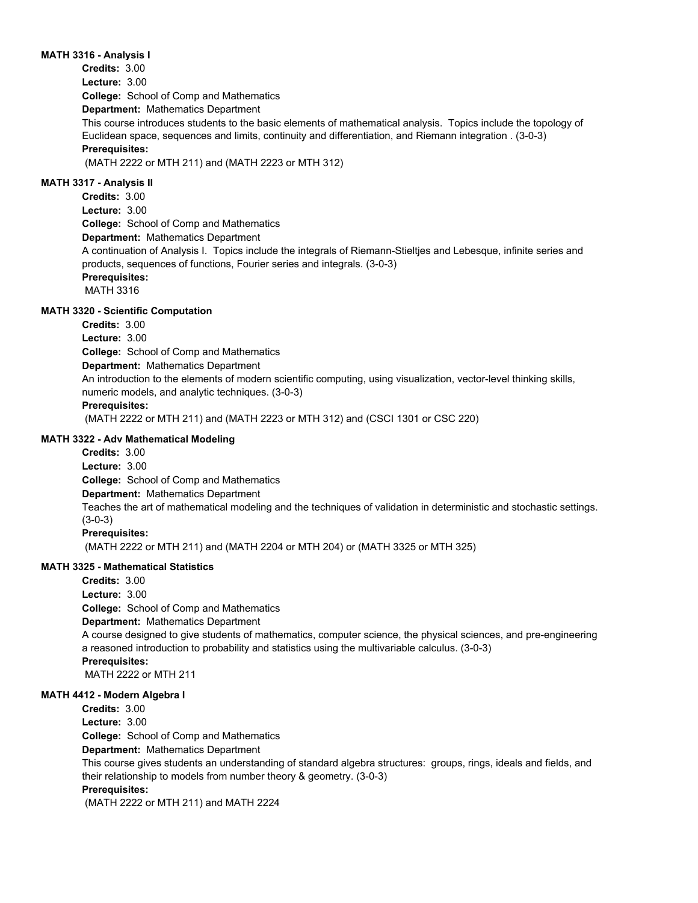**MATH 3316 - Analysis I**

**Credits:** 3.00

**Lecture:** 3.00

**College:** School of Comp and Mathematics

**Department:** Mathematics Department

This course introduces students to the basic elements of mathematical analysis. Topics include the topology of Euclidean space, sequences and limits, continuity and differentiation, and Riemann integration . (3-0-3)

**Prerequisites:**

(MATH 2222 or MTH 211) and (MATH 2223 or MTH 312)

**MATH 3317 - Analysis II**

**Credits:** 3.00

**Lecture:** 3.00

**College:** School of Comp and Mathematics

**Department:** Mathematics Department

A continuation of Analysis I. Topics include the integrals of Riemann-Stieltjes and Lebesque, infinite series and products, sequences of functions, Fourier series and integrals. (3-0-3)

**Prerequisites:**

MATH 3316

**MATH 3320 - Scientific Computation**

**Credits:** 3.00

**Lecture:** 3.00

**College:** School of Comp and Mathematics

**Department:** Mathematics Department

An introduction to the elements of modern scientific computing, using visualization, vector-level thinking skills, numeric models, and analytic techniques. (3-0-3)

**Prerequisites:**

(MATH 2222 or MTH 211) and (MATH 2223 or MTH 312) and (CSCI 1301 or CSC 220)

**MATH 3322 - Adv Mathematical Modeling**

**Credits:** 3.00

**Lecture:** 3.00

**College:** School of Comp and Mathematics

**Department:** Mathematics Department

Teaches the art of mathematical modeling and the techniques of validation in deterministic and stochastic settings. (3-0-3)

**Prerequisites:**

(MATH 2222 or MTH 211) and (MATH 2204 or MTH 204) or (MATH 3325 or MTH 325)

**MATH 3325 - Mathematical Statistics**

**Credits:** 3.00

**Lecture:** 3.00

**College:** School of Comp and Mathematics

**Department:** Mathematics Department

A course designed to give students of mathematics, computer science, the physical sciences, and pre-engineering a reasoned introduction to probability and statistics using the multivariable calculus. (3-0-3)

**Prerequisites:**

MATH 2222 or MTH 211

**MATH 4412 - Modern Algebra I**

**Credits:** 3.00

**Lecture:** 3.00

**College:** School of Comp and Mathematics

**Department:** Mathematics Department

This course gives students an understanding of standard algebra structures: groups, rings, ideals and fields, and their relationship to models from number theory & geometry. (3-0-3)

**Prerequisites:**

(MATH 2222 or MTH 211) and MATH 2224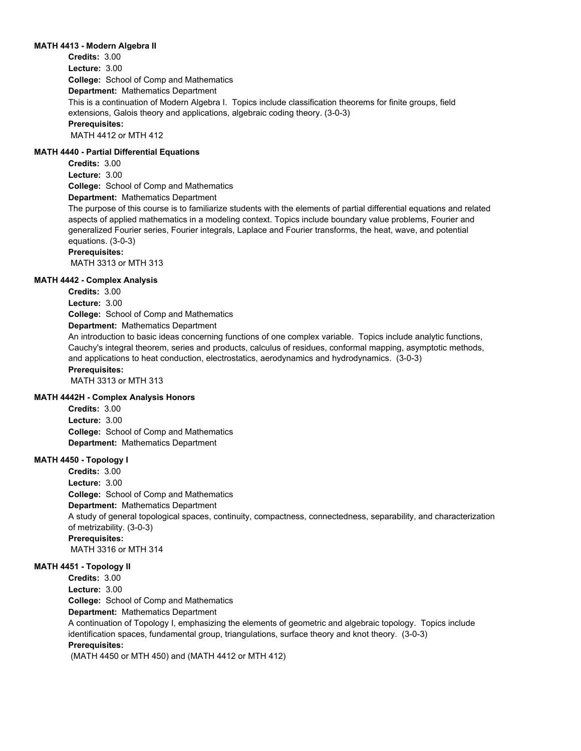### MATH 4413 - Modern Algebra II

**Credits:** 3.00
**Lecture:** 3.00
**College:** School of Comp and Mathematics
**Department:** Mathematics Department

This is a continuation of Modern Algebra I. Topics include classification theorems for finite groups, field extensions, Galois theory and applications, algebraic coding theory. (3-0-3)

**Prerequisites:**
MATH 4412 or MTH 412

### MATH 4440 - Partial Differential Equations

**Credits:** 3.00
**Lecture:** 3.00
**College:** School of Comp and Mathematics
**Department:** Mathematics Department

The purpose of this course is to familiarize students with the elements of partial differential equations and related aspects of applied mathematics in a modeling context. Topics include boundary value problems, Fourier and generalized Fourier series, Fourier integrals, Laplace and Fourier transforms, the heat, wave, and potential equations. (3-0-3)

**Prerequisites:**
MATH 3313 or MTH 313

### MATH 4442 - Complex Analysis

**Credits:** 3.00
**Lecture:** 3.00
**College:** School of Comp and Mathematics
**Department:** Mathematics Department

An introduction to basic ideas concerning functions of one complex variable. Topics include analytic functions, Cauchy's integral theorem, series and products, calculus of residues, conformal mapping, asymptotic methods, and applications to heat conduction, electrostatics, aerodynamics and hydrodynamics. (3-0-3)

**Prerequisites:**
MATH 3313 or MTH 313

### MATH 4442H - Complex Analysis Honors

**Credits:** 3.00
**Lecture:** 3.00
**College:** School of Comp and Mathematics
**Department:** Mathematics Department

### MATH 4450 - Topology I

**Credits:** 3.00
**Lecture:** 3.00
**College:** School of Comp and Mathematics
**Department:** Mathematics Department

A study of general topological spaces, continuity, compactness, connectedness, separability, and characterization of metrizability. (3-0-3)

**Prerequisites:**
MATH 3316 or MTH 314

### MATH 4451 - Topology II

**Credits:** 3.00
**Lecture:** 3.00
**College:** School of Comp and Mathematics
**Department:** Mathematics Department

A continuation of Topology I, emphasizing the elements of geometric and algebraic topology. Topics include identification spaces, fundamental group, triangulations, surface theory and knot theory. (3-0-3)

**Prerequisites:**
(MATH 4450 or MTH 450) and (MATH 4412 or MTH 412)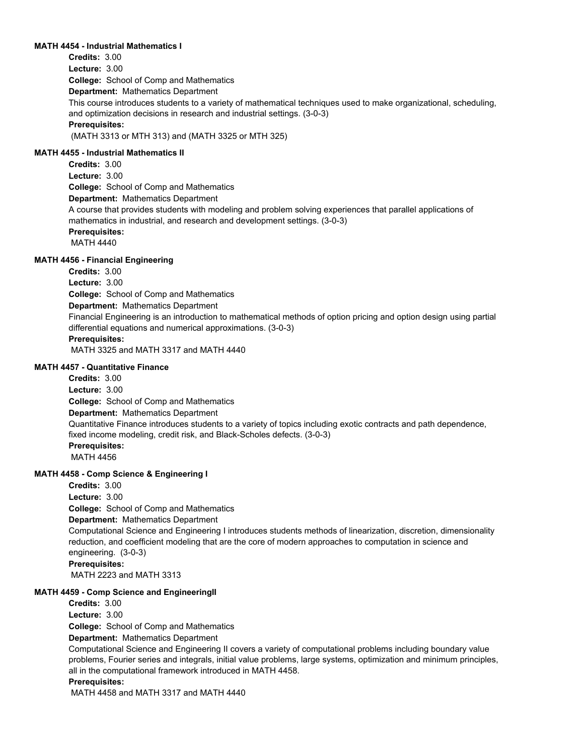**MATH 4454 - Industrial Mathematics I**

**Credits:** 3.00

**Lecture:** 3.00

**College:** School of Comp and Mathematics

**Department:** Mathematics Department

This course introduces students to a variety of mathematical techniques used to make organizational, scheduling, and optimization decisions in research and industrial settings. (3-0-3)

**Prerequisites:**

(MATH 3313 or MTH 313) and (MATH 3325 or MTH 325)

**MATH 4455 - Industrial Mathematics II**

**Credits:** 3.00

**Lecture:** 3.00

**College:** School of Comp and Mathematics

**Department:** Mathematics Department

A course that provides students with modeling and problem solving experiences that parallel applications of mathematics in industrial, and research and development settings. (3-0-3)

**Prerequisites:**

MATH 4440

**MATH 4456 - Financial Engineering**

**Credits:** 3.00

**Lecture:** 3.00

**College:** School of Comp and Mathematics

**Department:** Mathematics Department

Financial Engineering is an introduction to mathematical methods of option pricing and option design using partial differential equations and numerical approximations. (3-0-3)

**Prerequisites:**

MATH 3325 and MATH 3317 and MATH 4440

**MATH 4457 - Quantitative Finance**

**Credits:** 3.00

**Lecture:** 3.00

**College:** School of Comp and Mathematics

**Department:** Mathematics Department

Quantitative Finance introduces students to a variety of topics including exotic contracts and path dependence, fixed income modeling, credit risk, and Black-Scholes defects. (3-0-3)

**Prerequisites:**

MATH 4456

**MATH 4458 - Comp Science & Engineering I**

**Credits:** 3.00

**Lecture:** 3.00

**College:** School of Comp and Mathematics

**Department:** Mathematics Department

Computational Science and Engineering I introduces students methods of linearization, discretion, dimensionality reduction, and coefficient modeling that are the core of modern approaches to computation in science and engineering. (3-0-3)

**Prerequisites:**

MATH 2223 and MATH 3313

**MATH 4459 - Comp Science and EngineeringII**

**Credits:** 3.00

**Lecture:** 3.00

**College:** School of Comp and Mathematics

**Department:** Mathematics Department

Computational Science and Engineering II covers a variety of computational problems including boundary value problems, Fourier series and integrals, initial value problems, large systems, optimization and minimum principles, all in the computational framework introduced in MATH 4458.

**Prerequisites:**

MATH 4458 and MATH 3317 and MATH 4440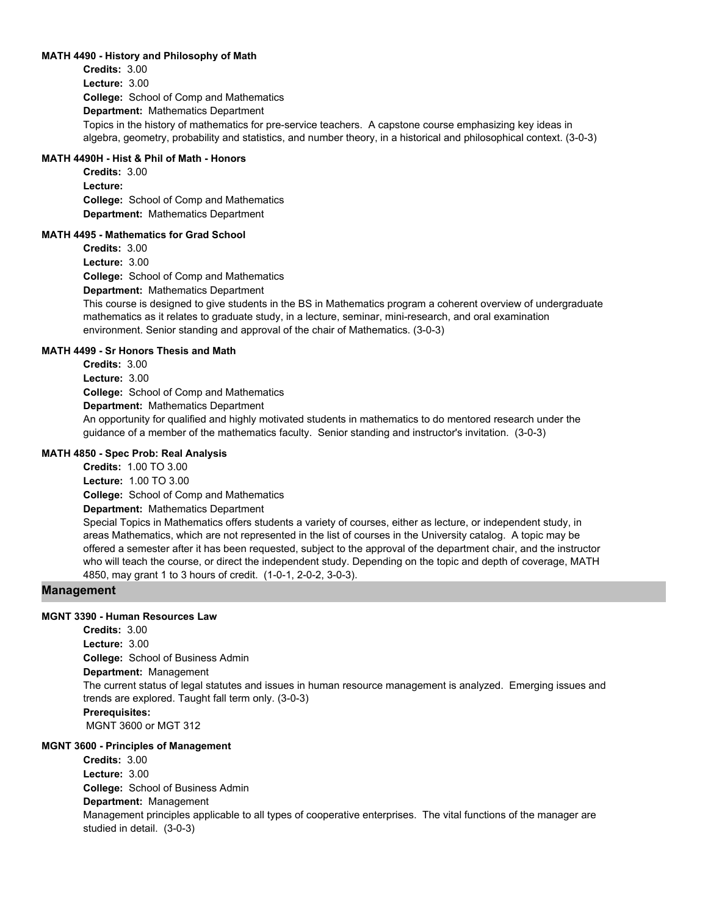#### MATH 4490 - History and Philosophy of Math

**Credits:** 3.00
**Lecture:** 3.00
**College:** School of Comp and Mathematics
**Department:** Mathematics Department

Topics in the history of mathematics for pre-service teachers. A capstone course emphasizing key ideas in algebra, geometry, probability and statistics, and number theory, in a historical and philosophical context. (3-0-3)

#### MATH 4490H - Hist & Phil of Math - Honors

**Credits:** 3.00
**Lecture:**
**College:** School of Comp and Mathematics
**Department:** Mathematics Department

#### MATH 4495 - Mathematics for Grad School

**Credits:** 3.00
**Lecture:** 3.00
**College:** School of Comp and Mathematics
**Department:** Mathematics Department

This course is designed to give students in the BS in Mathematics program a coherent overview of undergraduate mathematics as it relates to graduate study, in a lecture, seminar, mini-research, and oral examination environment. Senior standing and approval of the chair of Mathematics. (3-0-3)

#### MATH 4499 - Sr Honors Thesis and Math

**Credits:** 3.00
**Lecture:** 3.00
**College:** School of Comp and Mathematics
**Department:** Mathematics Department

An opportunity for qualified and highly motivated students in mathematics to do mentored research under the guidance of a member of the mathematics faculty. Senior standing and instructor's invitation. (3-0-3)

#### MATH 4850 - Spec Prob: Real Analysis

**Credits:** 1.00 TO 3.00
**Lecture:** 1.00 TO 3.00
**College:** School of Comp and Mathematics
**Department:** Mathematics Department

Special Topics in Mathematics offers students a variety of courses, either as lecture, or independent study, in areas Mathematics, which are not represented in the list of courses in the University catalog. A topic may be offered a semester after it has been requested, subject to the approval of the department chair, and the instructor who will teach the course, or direct the independent study. Depending on the topic and depth of coverage, MATH 4850, may grant 1 to 3 hours of credit. (1-0-1, 2-0-2, 3-0-3).

## Management

#### MGNT 3390 - Human Resources Law

**Credits:** 3.00
**Lecture:** 3.00
**College:** School of Business Admin
**Department:** Management

The current status of legal statutes and issues in human resource management is analyzed. Emerging issues and trends are explored. Taught fall term only. (3-0-3)

**Prerequisites:**
MGNT 3600 or MGT 312

#### MGNT 3600 - Principles of Management

**Credits:** 3.00
**Lecture:** 3.00
**College:** School of Business Admin
**Department:** Management

Management principles applicable to all types of cooperative enterprises. The vital functions of the manager are studied in detail. (3-0-3)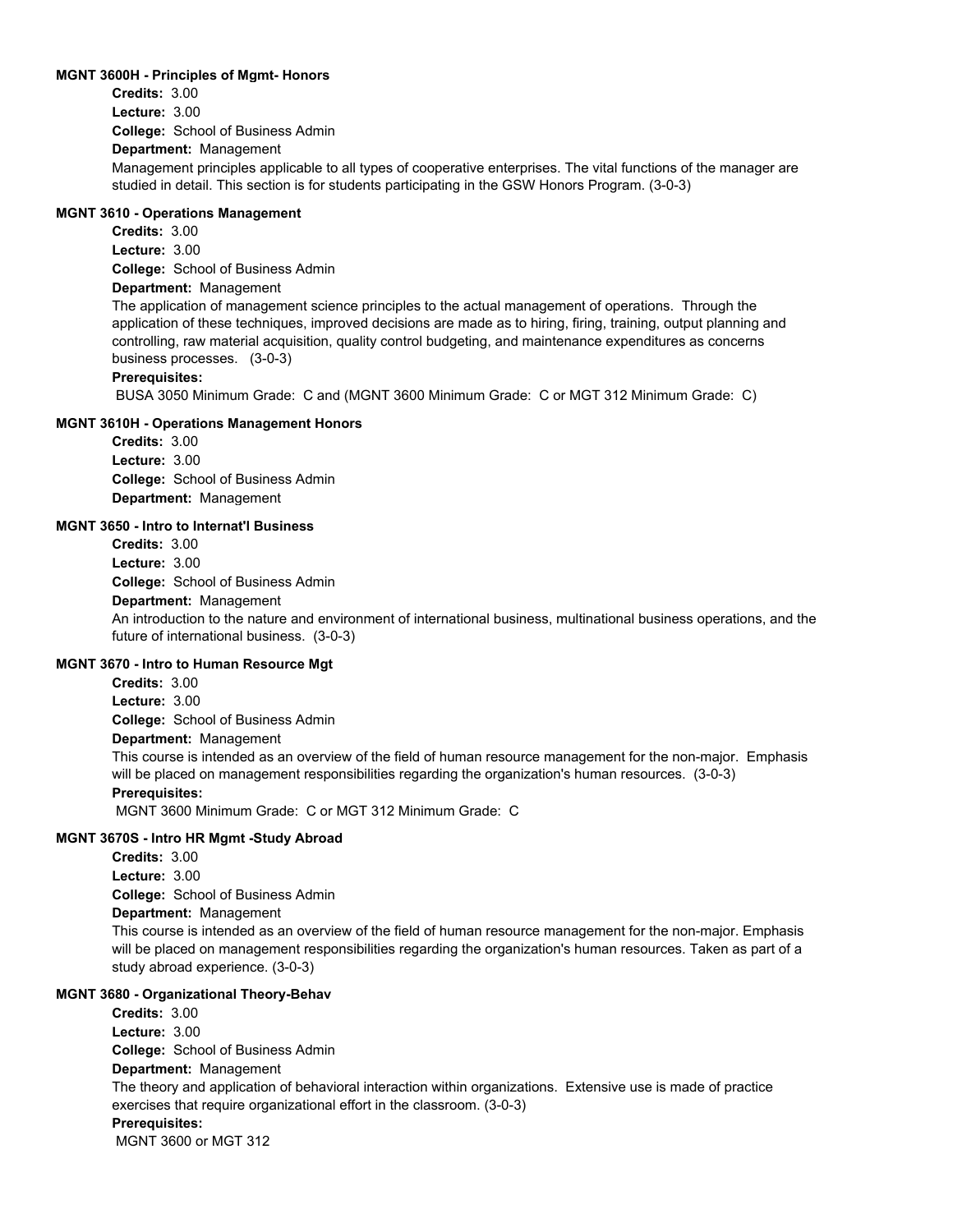**MGNT 3600H - Principles of Mgmt- Honors**

**Credits:** 3.00
**Lecture:** 3.00
**College:** School of Business Admin
**Department:** Management

Management principles applicable to all types of cooperative enterprises. The vital functions of the manager are studied in detail. This section is for students participating in the GSW Honors Program. (3-0-3)

**MGNT 3610 - Operations Management**

**Credits:** 3.00
**Lecture:** 3.00
**College:** School of Business Admin
**Department:** Management

The application of management science principles to the actual management of operations. Through the application of these techniques, improved decisions are made as to hiring, firing, training, output planning and controlling, raw material acquisition, quality control budgeting, and maintenance expenditures as concerns business processes. (3-0-3)

**Prerequisites:**
BUSA 3050 Minimum Grade: C and (MGNT 3600 Minimum Grade: C or MGT 312 Minimum Grade: C)

**MGNT 3610H - Operations Management Honors**

**Credits:** 3.00
**Lecture:** 3.00
**College:** School of Business Admin
**Department:** Management

**MGNT 3650 - Intro to Internat'l Business**

**Credits:** 3.00
**Lecture:** 3.00
**College:** School of Business Admin
**Department:** Management

An introduction to the nature and environment of international business, multinational business operations, and the future of international business. (3-0-3)

**MGNT 3670 - Intro to Human Resource Mgt**

**Credits:** 3.00
**Lecture:** 3.00
**College:** School of Business Admin
**Department:** Management

This course is intended as an overview of the field of human resource management for the non-major. Emphasis will be placed on management responsibilities regarding the organization's human resources. (3-0-3)

**Prerequisites:**
MGNT 3600 Minimum Grade: C or MGT 312 Minimum Grade: C

**MGNT 3670S - Intro HR Mgmt -Study Abroad**

**Credits:** 3.00
**Lecture:** 3.00
**College:** School of Business Admin
**Department:** Management

This course is intended as an overview of the field of human resource management for the non-major. Emphasis will be placed on management responsibilities regarding the organization's human resources. Taken as part of a study abroad experience. (3-0-3)

**MGNT 3680 - Organizational Theory-Behav**

**Credits:** 3.00
**Lecture:** 3.00
**College:** School of Business Admin
**Department:** Management

The theory and application of behavioral interaction within organizations. Extensive use is made of practice exercises that require organizational effort in the classroom. (3-0-3)

**Prerequisites:**
MGNT 3600 or MGT 312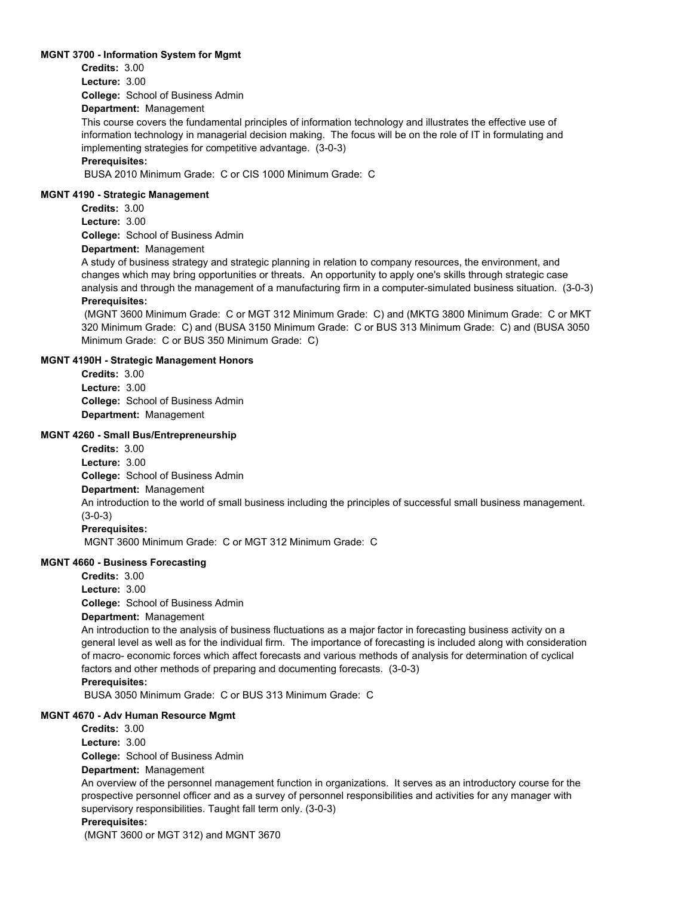**MGNT 3700 - Information System for Mgmt**

**Credits:** 3.00

**Lecture:** 3.00

**College:** School of Business Admin

**Department:** Management

This course covers the fundamental principles of information technology and illustrates the effective use of information technology in managerial decision making. The focus will be on the role of IT in formulating and implementing strategies for competitive advantage. (3-0-3)

**Prerequisites:**

BUSA 2010 Minimum Grade: C or CIS 1000 Minimum Grade: C

**MGNT 4190 - Strategic Management**

**Credits:** 3.00

**Lecture:** 3.00

**College:** School of Business Admin

**Department:** Management

A study of business strategy and strategic planning in relation to company resources, the environment, and changes which may bring opportunities or threats. An opportunity to apply one's skills through strategic case analysis and through the management of a manufacturing firm in a computer-simulated business situation. (3-0-3)

**Prerequisites:**

(MGNT 3600 Minimum Grade: C or MGT 312 Minimum Grade: C) and (MKTG 3800 Minimum Grade: C or MKT 320 Minimum Grade: C) and (BUSA 3150 Minimum Grade: C or BUS 313 Minimum Grade: C) and (BUSA 3050 Minimum Grade: C or BUS 350 Minimum Grade: C)

**MGNT 4190H - Strategic Management Honors**

**Credits:** 3.00

**Lecture:** 3.00

**College:** School of Business Admin

**Department:** Management

**MGNT 4260 - Small Bus/Entrepreneurship**

**Credits:** 3.00

**Lecture:** 3.00

**College:** School of Business Admin

**Department:** Management

An introduction to the world of small business including the principles of successful small business management. (3-0-3)

**Prerequisites:**

MGNT 3600 Minimum Grade: C or MGT 312 Minimum Grade: C

**MGNT 4660 - Business Forecasting**

**Credits:** 3.00

**Lecture:** 3.00

**College:** School of Business Admin

**Department:** Management

An introduction to the analysis of business fluctuations as a major factor in forecasting business activity on a general level as well as for the individual firm. The importance of forecasting is included along with consideration of macro- economic forces which affect forecasts and various methods of analysis for determination of cyclical factors and other methods of preparing and documenting forecasts. (3-0-3)

**Prerequisites:**

BUSA 3050 Minimum Grade: C or BUS 313 Minimum Grade: C

**MGNT 4670 - Adv Human Resource Mgmt**

**Credits:** 3.00

**Lecture:** 3.00

**College:** School of Business Admin

**Department:** Management

An overview of the personnel management function in organizations. It serves as an introductory course for the prospective personnel officer and as a survey of personnel responsibilities and activities for any manager with supervisory responsibilities. Taught fall term only. (3-0-3)

**Prerequisites:**

(MGNT 3600 or MGT 312) and MGNT 3670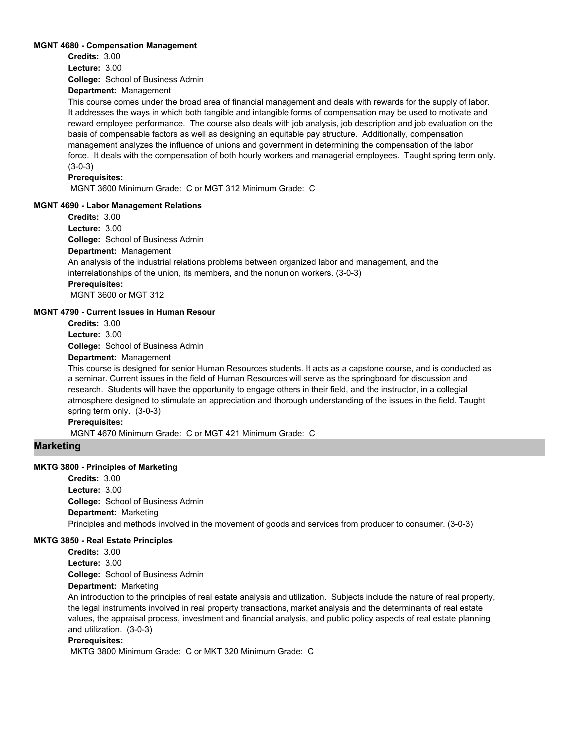**MGNT 4680 - Compensation Management**

**Credits:** 3.00
**Lecture:** 3.00
**College:** School of Business Admin
**Department:** Management

This course comes under the broad area of financial management and deals with rewards for the supply of labor. It addresses the ways in which both tangible and intangible forms of compensation may be used to motivate and reward employee performance. The course also deals with job analysis, job description and job evaluation on the basis of compensable factors as well as designing an equitable pay structure. Additionally, compensation management analyzes the influence of unions and government in determining the compensation of the labor force. It deals with the compensation of both hourly workers and managerial employees. Taught spring term only. (3-0-3)

**Prerequisites:**
MGNT 3600 Minimum Grade: C or MGT 312 Minimum Grade: C

**MGNT 4690 - Labor Management Relations**

**Credits:** 3.00
**Lecture:** 3.00
**College:** School of Business Admin
**Department:** Management

An analysis of the industrial relations problems between organized labor and management, and the interrelationships of the union, its members, and the nonunion workers. (3-0-3)

**Prerequisites:**
MGNT 3600 or MGT 312

**MGNT 4790 - Current Issues in Human Resour**

**Credits:** 3.00
**Lecture:** 3.00
**College:** School of Business Admin
**Department:** Management

This course is designed for senior Human Resources students. It acts as a capstone course, and is conducted as a seminar. Current issues in the field of Human Resources will serve as the springboard for discussion and research. Students will have the opportunity to engage others in their field, and the instructor, in a collegial atmosphere designed to stimulate an appreciation and thorough understanding of the issues in the field. Taught spring term only. (3-0-3)

**Prerequisites:**
MGNT 4670 Minimum Grade: C or MGT 421 Minimum Grade: C

## Marketing

**MKTG 3800 - Principles of Marketing**

**Credits:** 3.00
**Lecture:** 3.00
**College:** School of Business Admin
**Department:** Marketing

Principles and methods involved in the movement of goods and services from producer to consumer. (3-0-3)

**MKTG 3850 - Real Estate Principles**

**Credits:** 3.00
**Lecture:** 3.00
**College:** School of Business Admin
**Department:** Marketing

An introduction to the principles of real estate analysis and utilization. Subjects include the nature of real property, the legal instruments involved in real property transactions, market analysis and the determinants of real estate values, the appraisal process, investment and financial analysis, and public policy aspects of real estate planning and utilization. (3-0-3)

**Prerequisites:**
MKTG 3800 Minimum Grade: C or MKT 320 Minimum Grade: C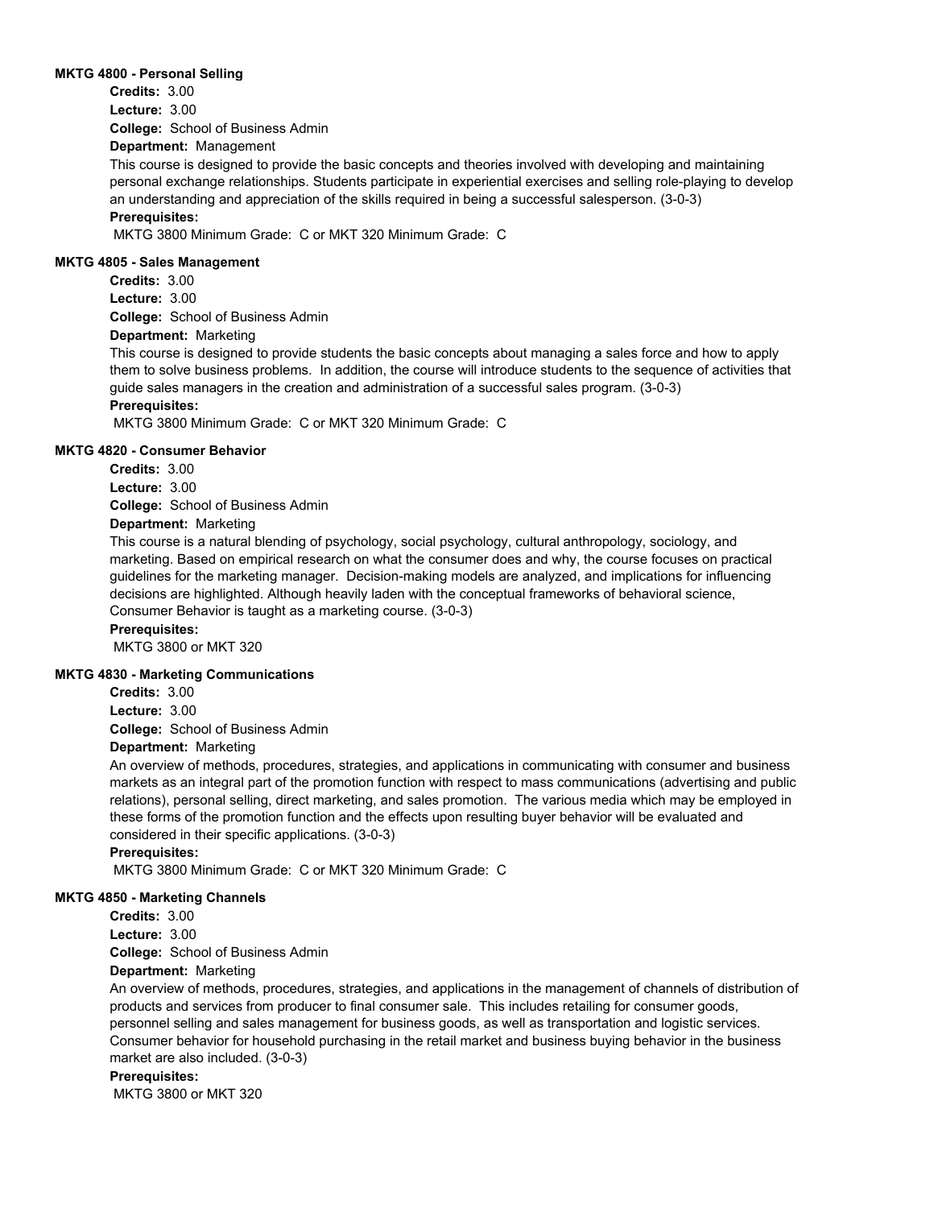**MKTG 4800 - Personal Selling**

**Credits:** 3.00

**Lecture:** 3.00

**College:** School of Business Admin

**Department:** Management

This course is designed to provide the basic concepts and theories involved with developing and maintaining personal exchange relationships. Students participate in experiential exercises and selling role-playing to develop an understanding and appreciation of the skills required in being a successful salesperson. (3-0-3)

**Prerequisites:**

MKTG 3800 Minimum Grade: C or MKT 320 Minimum Grade: C

**MKTG 4805 - Sales Management**

**Credits:** 3.00

**Lecture:** 3.00

**College:** School of Business Admin

**Department:** Marketing

This course is designed to provide students the basic concepts about managing a sales force and how to apply them to solve business problems. In addition, the course will introduce students to the sequence of activities that guide sales managers in the creation and administration of a successful sales program. (3-0-3)

**Prerequisites:**

MKTG 3800 Minimum Grade: C or MKT 320 Minimum Grade: C

**MKTG 4820 - Consumer Behavior**

**Credits:** 3.00

**Lecture:** 3.00

**College:** School of Business Admin

**Department:** Marketing

This course is a natural blending of psychology, social psychology, cultural anthropology, sociology, and marketing. Based on empirical research on what the consumer does and why, the course focuses on practical guidelines for the marketing manager. Decision-making models are analyzed, and implications for influencing decisions are highlighted. Although heavily laden with the conceptual frameworks of behavioral science, Consumer Behavior is taught as a marketing course. (3-0-3)

**Prerequisites:**

MKTG 3800 or MKT 320

**MKTG 4830 - Marketing Communications**

**Credits:** 3.00

**Lecture:** 3.00

**College:** School of Business Admin

**Department:** Marketing

An overview of methods, procedures, strategies, and applications in communicating with consumer and business markets as an integral part of the promotion function with respect to mass communications (advertising and public relations), personal selling, direct marketing, and sales promotion. The various media which may be employed in these forms of the promotion function and the effects upon resulting buyer behavior will be evaluated and considered in their specific applications. (3-0-3)

**Prerequisites:**

MKTG 3800 Minimum Grade: C or MKT 320 Minimum Grade: C

**MKTG 4850 - Marketing Channels**

**Credits:** 3.00

**Lecture:** 3.00

**College:** School of Business Admin

**Department:** Marketing

An overview of methods, procedures, strategies, and applications in the management of channels of distribution of products and services from producer to final consumer sale. This includes retailing for consumer goods, personnel selling and sales management for business goods, as well as transportation and logistic services. Consumer behavior for household purchasing in the retail market and business buying behavior in the business market are also included. (3-0-3)

**Prerequisites:**

MKTG 3800 or MKT 320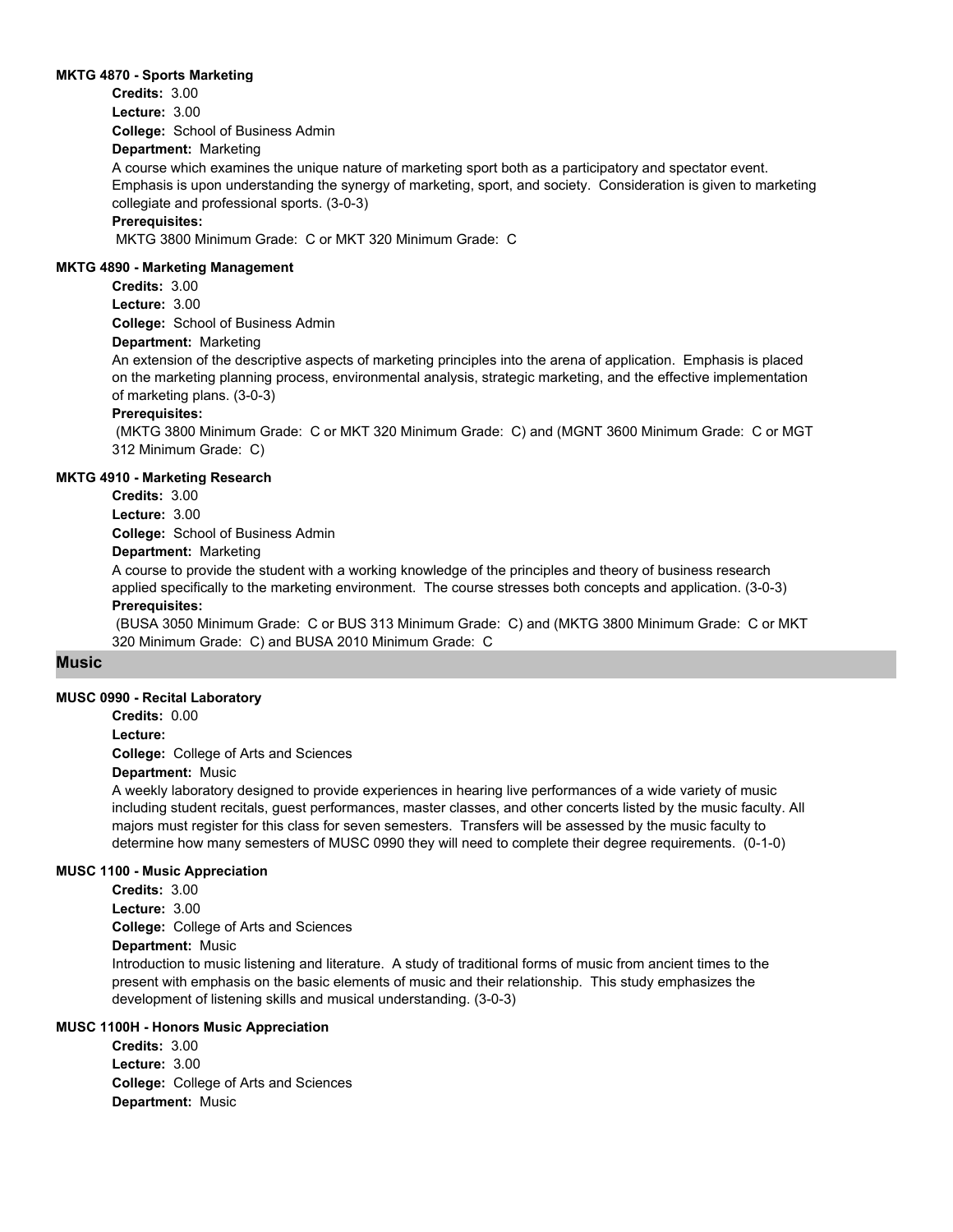#### MKTG 4870 - Sports Marketing

**Credits:** 3.00

**Lecture:** 3.00

**College:** School of Business Admin

**Department:** Marketing

A course which examines the unique nature of marketing sport both as a participatory and spectator event. Emphasis is upon understanding the synergy of marketing, sport, and society. Consideration is given to marketing collegiate and professional sports. (3-0-3)

**Prerequisites:**

MKTG 3800 Minimum Grade: C or MKT 320 Minimum Grade: C

#### MKTG 4890 - Marketing Management

**Credits:** 3.00

**Lecture:** 3.00

**College:** School of Business Admin

**Department:** Marketing

An extension of the descriptive aspects of marketing principles into the arena of application. Emphasis is placed on the marketing planning process, environmental analysis, strategic marketing, and the effective implementation of marketing plans. (3-0-3)

**Prerequisites:**

(MKTG 3800 Minimum Grade: C or MKT 320 Minimum Grade: C) and (MGNT 3600 Minimum Grade: C or MGT 312 Minimum Grade: C)

#### MKTG 4910 - Marketing Research

**Credits:** 3.00

**Lecture:** 3.00

**College:** School of Business Admin

**Department:** Marketing

A course to provide the student with a working knowledge of the principles and theory of business research applied specifically to the marketing environment. The course stresses both concepts and application. (3-0-3)

**Prerequisites:**

(BUSA 3050 Minimum Grade: C or BUS 313 Minimum Grade: C) and (MKTG 3800 Minimum Grade: C or MKT 320 Minimum Grade: C) and BUSA 2010 Minimum Grade: C

## Music

#### MUSC 0990 - Recital Laboratory

**Credits:** 0.00

**Lecture:**

**College:** College of Arts and Sciences

**Department:** Music

A weekly laboratory designed to provide experiences in hearing live performances of a wide variety of music including student recitals, guest performances, master classes, and other concerts listed by the music faculty. All majors must register for this class for seven semesters. Transfers will be assessed by the music faculty to determine how many semesters of MUSC 0990 they will need to complete their degree requirements. (0-1-0)

#### MUSC 1100 - Music Appreciation

**Credits:** 3.00

**Lecture:** 3.00

**College:** College of Arts and Sciences

**Department:** Music

Introduction to music listening and literature. A study of traditional forms of music from ancient times to the present with emphasis on the basic elements of music and their relationship. This study emphasizes the development of listening skills and musical understanding. (3-0-3)

#### MUSC 1100H - Honors Music Appreciation

**Credits:** 3.00

**Lecture:** 3.00

**College:** College of Arts and Sciences

**Department:** Music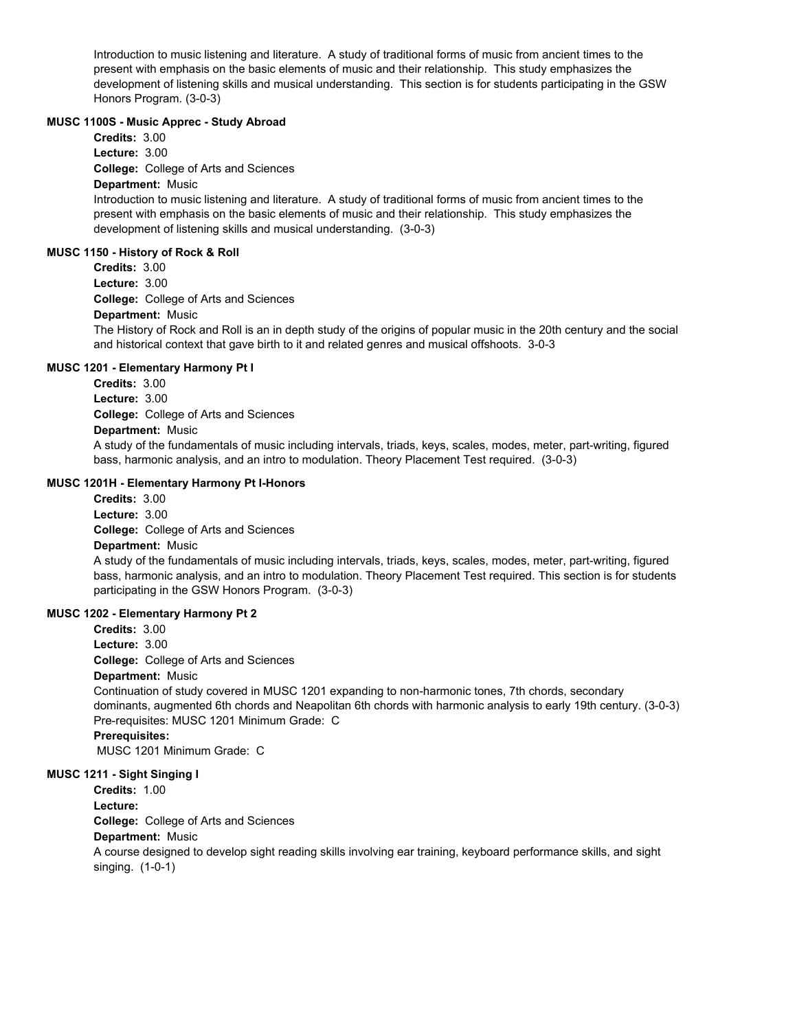Introduction to music listening and literature.  A study of traditional forms of music from ancient times to the present with emphasis on the basic elements of music and their relationship.  This study emphasizes the development of listening skills and musical understanding.  This section is for students participating in the GSW Honors Program. (3-0-3)

**MUSC 1100S - Music Apprec - Study Abroad**

**Credits:** 3.00
**Lecture:** 3.00
**College:** College of Arts and Sciences
**Department:** Music

Introduction to music listening and literature.  A study of traditional forms of music from ancient times to the present with emphasis on the basic elements of music and their relationship.  This study emphasizes the development of listening skills and musical understanding.  (3-0-3)

**MUSC 1150 - History of Rock & Roll**

**Credits:** 3.00
**Lecture:** 3.00
**College:** College of Arts and Sciences
**Department:** Music

The History of Rock and Roll is an in depth study of the origins of popular music in the 20th century and the social and historical context that gave birth to it and related genres and musical offshoots.  3-0-3

**MUSC 1201 - Elementary Harmony Pt I**

**Credits:** 3.00
**Lecture:** 3.00
**College:** College of Arts and Sciences
**Department:** Music

A study of the fundamentals of music including intervals, triads, keys, scales, modes, meter, part-writing, figured bass, harmonic analysis, and an intro to modulation. Theory Placement Test required.  (3-0-3)

**MUSC 1201H - Elementary Harmony Pt I-Honors**

**Credits:** 3.00
**Lecture:** 3.00
**College:** College of Arts and Sciences
**Department:** Music

A study of the fundamentals of music including intervals, triads, keys, scales, modes, meter, part-writing, figured bass, harmonic analysis, and an intro to modulation. Theory Placement Test required. This section is for students participating in the GSW Honors Program.  (3-0-3)

**MUSC 1202 - Elementary Harmony Pt 2**

**Credits:** 3.00
**Lecture:** 3.00
**College:** College of Arts and Sciences
**Department:** Music

Continuation of study covered in MUSC 1201 expanding to non-harmonic tones, 7th chords, secondary dominants, augmented 6th chords and Neapolitan 6th chords with harmonic analysis to early 19th century. (3-0-3) Pre-requisites: MUSC 1201 Minimum Grade:  C

**Prerequisites:**
MUSC 1201 Minimum Grade:  C

**MUSC 1211 - Sight Singing I**

**Credits:** 1.00
**Lecture:**
**College:** College of Arts and Sciences
**Department:** Music

A course designed to develop sight reading skills involving ear training, keyboard performance skills, and sight singing.  (1-0-1)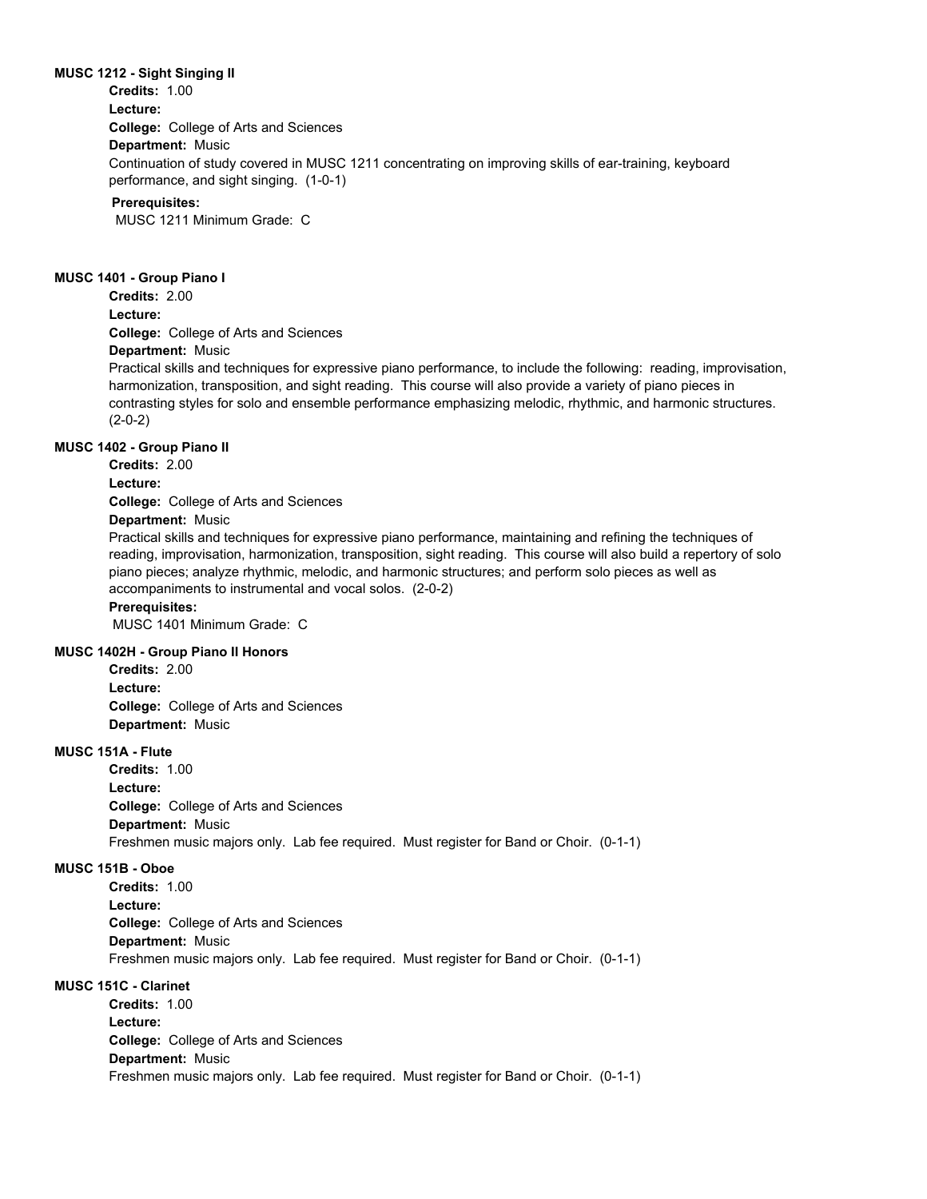**MUSC 1212 - Sight Singing II**

**Credits:** 1.00

**Lecture:**

**College:** College of Arts and Sciences

**Department:** Music

Continuation of study covered in MUSC 1211 concentrating on improving skills of ear-training, keyboard performance, and sight singing. (1-0-1)

**Prerequisites:**

MUSC 1211 Minimum Grade: C

**MUSC 1401 - Group Piano I**

**Credits:** 2.00

**Lecture:**

**College:** College of Arts and Sciences

**Department:** Music

Practical skills and techniques for expressive piano performance, to include the following: reading, improvisation, harmonization, transposition, and sight reading. This course will also provide a variety of piano pieces in contrasting styles for solo and ensemble performance emphasizing melodic, rhythmic, and harmonic structures. (2-0-2)

**MUSC 1402 - Group Piano II**

**Credits:** 2.00

**Lecture:**

**College:** College of Arts and Sciences

**Department:** Music

Practical skills and techniques for expressive piano performance, maintaining and refining the techniques of reading, improvisation, harmonization, transposition, sight reading. This course will also build a repertory of solo piano pieces; analyze rhythmic, melodic, and harmonic structures; and perform solo pieces as well as accompaniments to instrumental and vocal solos. (2-0-2)

**Prerequisites:**

MUSC 1401 Minimum Grade: C

**MUSC 1402H - Group Piano II Honors**

**Credits:** 2.00

**Lecture:**

**College:** College of Arts and Sciences

**Department:** Music

**MUSC 151A - Flute**

**Credits:** 1.00

**Lecture:**

**College:** College of Arts and Sciences

**Department:** Music

Freshmen music majors only. Lab fee required. Must register for Band or Choir. (0-1-1)

**MUSC 151B - Oboe**

**Credits:** 1.00

**Lecture:**

**College:** College of Arts and Sciences

**Department:** Music

Freshmen music majors only. Lab fee required. Must register for Band or Choir. (0-1-1)

**MUSC 151C - Clarinet**

**Credits:** 1.00

**Lecture:**

**College:** College of Arts and Sciences

**Department:** Music

Freshmen music majors only. Lab fee required. Must register for Band or Choir. (0-1-1)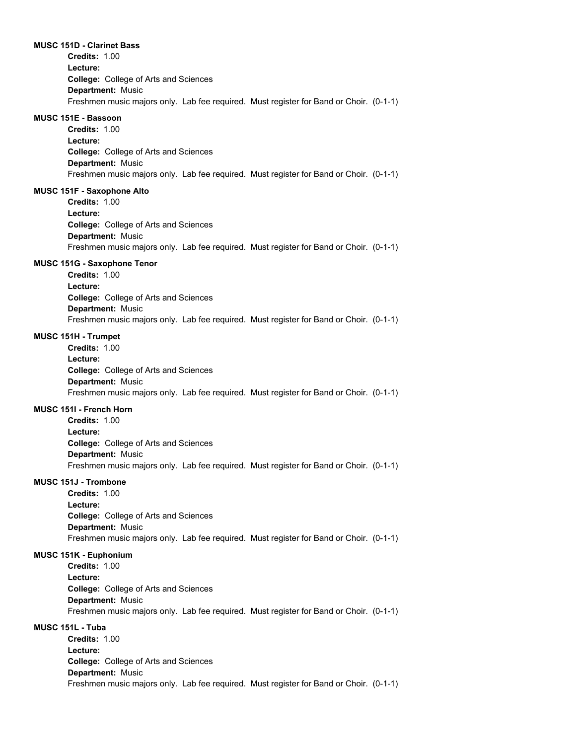**MUSC 151D - Clarinet Bass**

**Credits:** 1.00
**Lecture:**
**College:** College of Arts and Sciences
**Department:** Music
Freshmen music majors only. Lab fee required. Must register for Band or Choir. (0-1-1)

**MUSC 151E - Bassoon**

**Credits:** 1.00
**Lecture:**
**College:** College of Arts and Sciences
**Department:** Music
Freshmen music majors only. Lab fee required. Must register for Band or Choir. (0-1-1)

**MUSC 151F - Saxophone Alto**

**Credits:** 1.00
**Lecture:**
**College:** College of Arts and Sciences
**Department:** Music
Freshmen music majors only. Lab fee required. Must register for Band or Choir. (0-1-1)

**MUSC 151G - Saxophone Tenor**

**Credits:** 1.00
**Lecture:**
**College:** College of Arts and Sciences
**Department:** Music
Freshmen music majors only. Lab fee required. Must register for Band or Choir. (0-1-1)

**MUSC 151H - Trumpet**

**Credits:** 1.00
**Lecture:**
**College:** College of Arts and Sciences
**Department:** Music
Freshmen music majors only. Lab fee required. Must register for Band or Choir. (0-1-1)

**MUSC 151I - French Horn**

**Credits:** 1.00
**Lecture:**
**College:** College of Arts and Sciences
**Department:** Music
Freshmen music majors only. Lab fee required. Must register for Band or Choir. (0-1-1)

**MUSC 151J - Trombone**

**Credits:** 1.00
**Lecture:**
**College:** College of Arts and Sciences
**Department:** Music
Freshmen music majors only. Lab fee required. Must register for Band or Choir. (0-1-1)

**MUSC 151K - Euphonium**

**Credits:** 1.00
**Lecture:**
**College:** College of Arts and Sciences
**Department:** Music
Freshmen music majors only. Lab fee required. Must register for Band or Choir. (0-1-1)

**MUSC 151L - Tuba**

**Credits:** 1.00
**Lecture:**
**College:** College of Arts and Sciences
**Department:** Music
Freshmen music majors only. Lab fee required. Must register for Band or Choir. (0-1-1)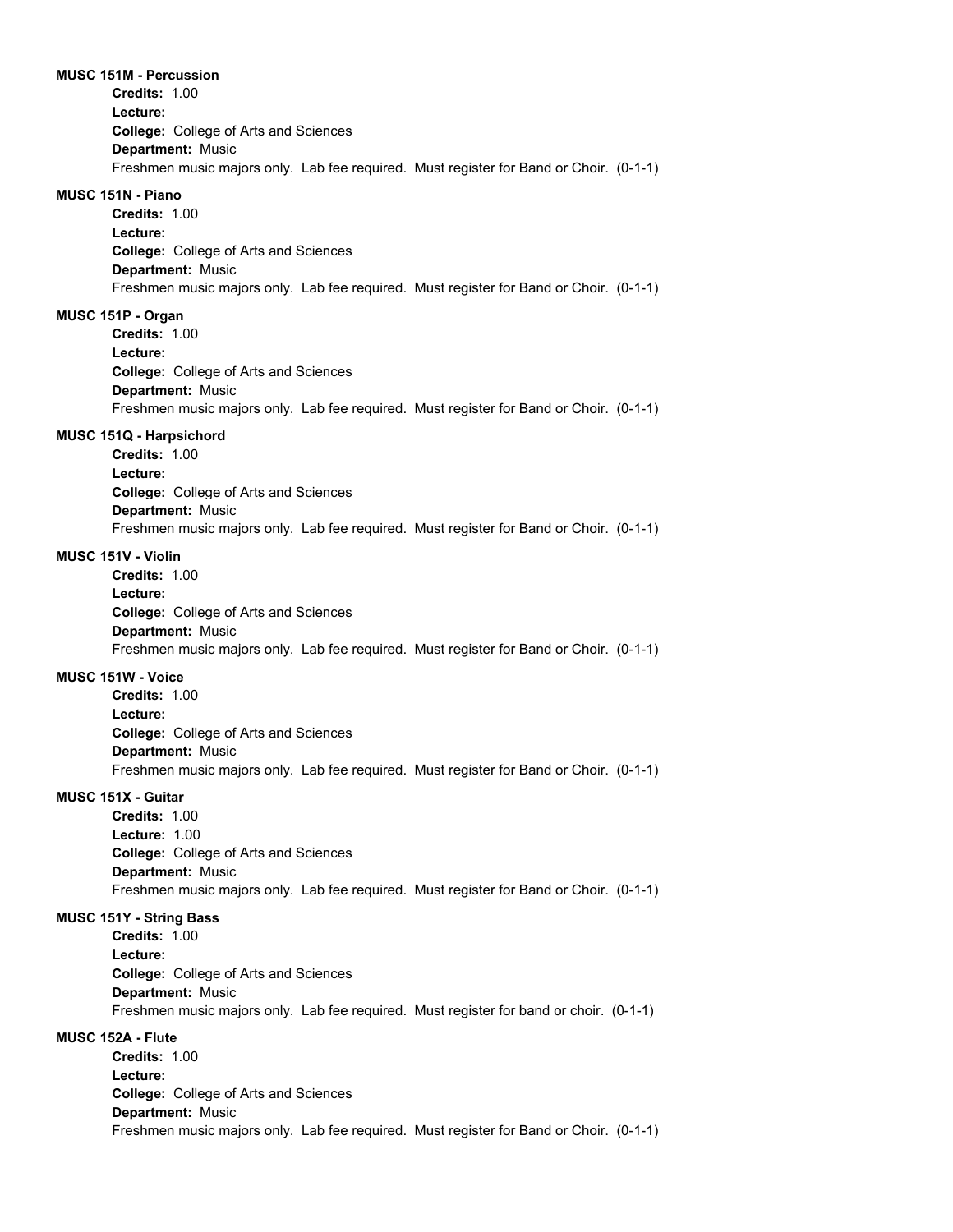**MUSC 151M - Percussion**

**Credits:** 1.00
**Lecture:**
**College:** College of Arts and Sciences
**Department:** Music
Freshmen music majors only. Lab fee required. Must register for Band or Choir. (0-1-1)

**MUSC 151N - Piano**

**Credits:** 1.00
**Lecture:**
**College:** College of Arts and Sciences
**Department:** Music
Freshmen music majors only. Lab fee required. Must register for Band or Choir. (0-1-1)

**MUSC 151P - Organ**

**Credits:** 1.00
**Lecture:**
**College:** College of Arts and Sciences
**Department:** Music
Freshmen music majors only. Lab fee required. Must register for Band or Choir. (0-1-1)

**MUSC 151Q - Harpsichord**

**Credits:** 1.00
**Lecture:**
**College:** College of Arts and Sciences
**Department:** Music
Freshmen music majors only. Lab fee required. Must register for Band or Choir. (0-1-1)

**MUSC 151V - Violin**

**Credits:** 1.00
**Lecture:**
**College:** College of Arts and Sciences
**Department:** Music
Freshmen music majors only. Lab fee required. Must register for Band or Choir. (0-1-1)

**MUSC 151W - Voice**

**Credits:** 1.00
**Lecture:**
**College:** College of Arts and Sciences
**Department:** Music
Freshmen music majors only. Lab fee required. Must register for Band or Choir. (0-1-1)

**MUSC 151X - Guitar**

**Credits:** 1.00
**Lecture:** 1.00
**College:** College of Arts and Sciences
**Department:** Music
Freshmen music majors only. Lab fee required. Must register for Band or Choir. (0-1-1)

**MUSC 151Y - String Bass**

**Credits:** 1.00
**Lecture:**
**College:** College of Arts and Sciences
**Department:** Music
Freshmen music majors only. Lab fee required. Must register for band or choir. (0-1-1)

**MUSC 152A - Flute**

**Credits:** 1.00
**Lecture:**
**College:** College of Arts and Sciences
**Department:** Music
Freshmen music majors only. Lab fee required. Must register for Band or Choir. (0-1-1)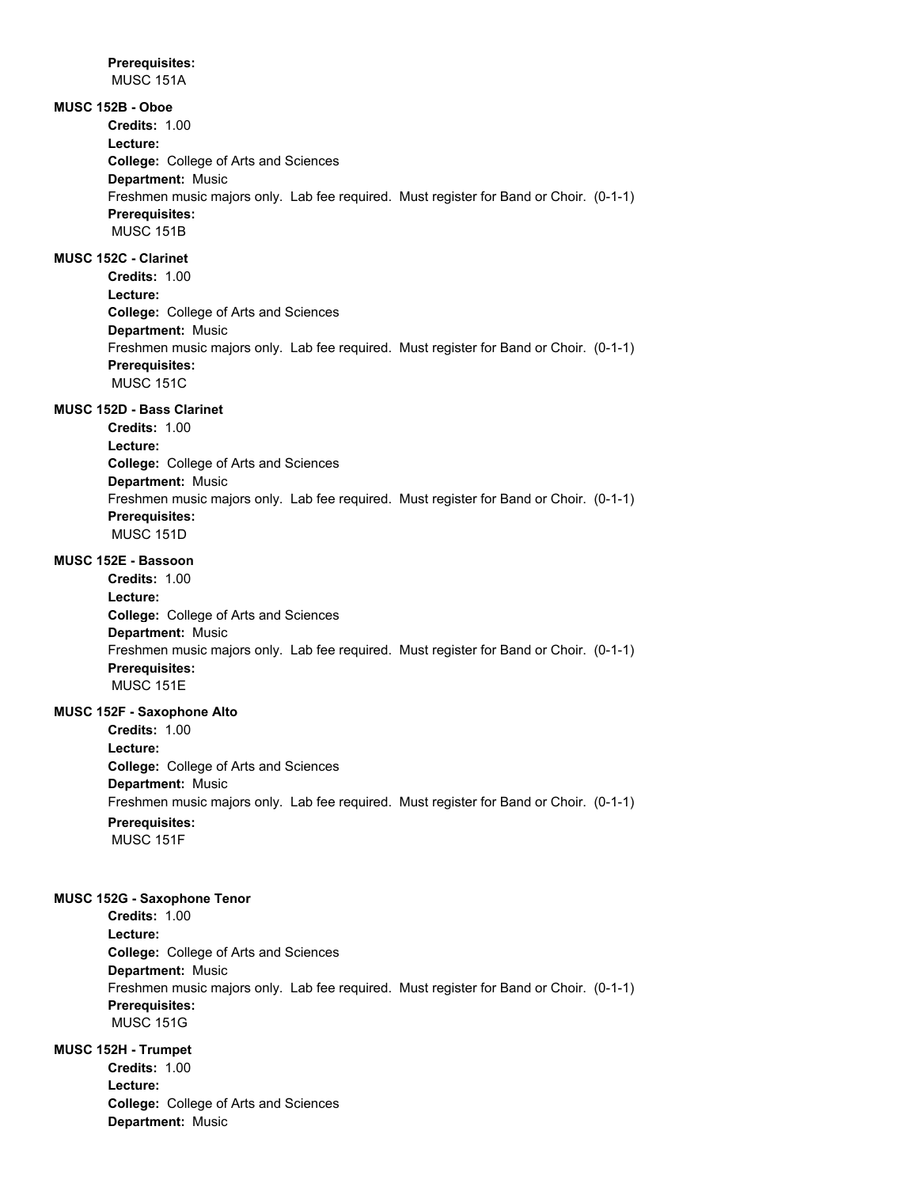**Prerequisites:**
MUSC 151A

**MUSC 152B - Oboe**

**Credits:** 1.00
**Lecture:**
**College:** College of Arts and Sciences
**Department:** Music
Freshmen music majors only. Lab fee required. Must register for Band or Choir. (0-1-1)
**Prerequisites:**
MUSC 151B

**MUSC 152C - Clarinet**

**Credits:** 1.00
**Lecture:**
**College:** College of Arts and Sciences
**Department:** Music
Freshmen music majors only. Lab fee required. Must register for Band or Choir. (0-1-1)
**Prerequisites:**
MUSC 151C

**MUSC 152D - Bass Clarinet**

**Credits:** 1.00
**Lecture:**
**College:** College of Arts and Sciences
**Department:** Music
Freshmen music majors only. Lab fee required. Must register for Band or Choir. (0-1-1)
**Prerequisites:**
MUSC 151D

**MUSC 152E - Bassoon**

**Credits:** 1.00
**Lecture:**
**College:** College of Arts and Sciences
**Department:** Music
Freshmen music majors only. Lab fee required. Must register for Band or Choir. (0-1-1)
**Prerequisites:**
MUSC 151E

**MUSC 152F - Saxophone Alto**

**Credits:** 1.00
**Lecture:**
**College:** College of Arts and Sciences
**Department:** Music
Freshmen music majors only. Lab fee required. Must register for Band or Choir. (0-1-1)
**Prerequisites:**
MUSC 151F

**MUSC 152G - Saxophone Tenor**

**Credits:** 1.00
**Lecture:**
**College:** College of Arts and Sciences
**Department:** Music
Freshmen music majors only. Lab fee required. Must register for Band or Choir. (0-1-1)
**Prerequisites:**
MUSC 151G

**MUSC 152H - Trumpet**

**Credits:** 1.00
**Lecture:**
**College:** College of Arts and Sciences
**Department:** Music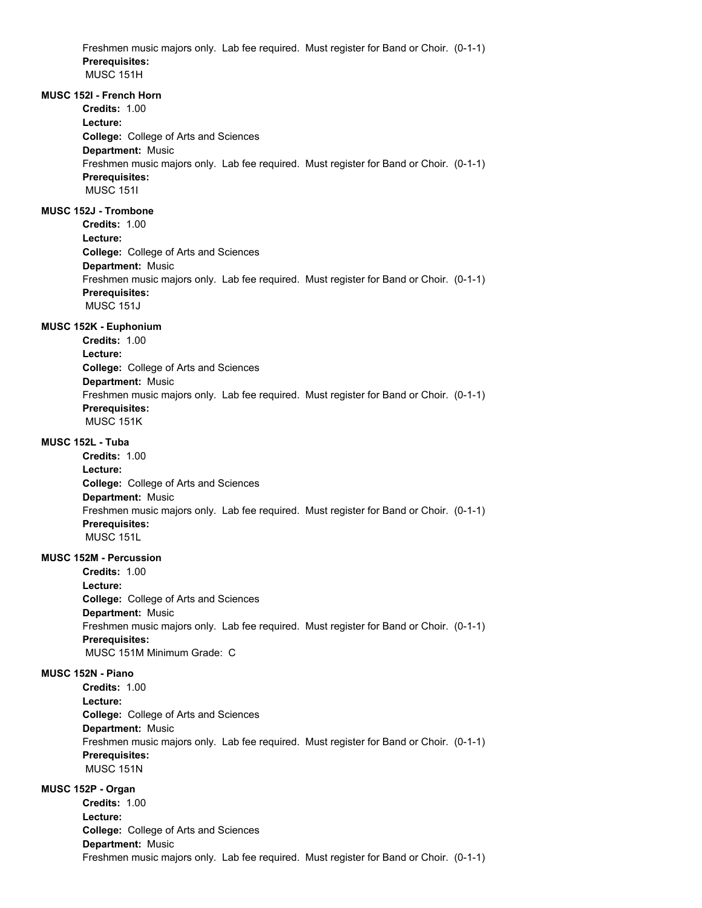Freshmen music majors only. Lab fee required. Must register for Band or Choir. (0-1-1)
**Prerequisites:**
MUSC 151H

**MUSC 152I - French Horn**

**Credits:** 1.00
**Lecture:**
**College:** College of Arts and Sciences
**Department:** Music
Freshmen music majors only. Lab fee required. Must register for Band or Choir. (0-1-1)
**Prerequisites:**
MUSC 151I

**MUSC 152J - Trombone**

**Credits:** 1.00
**Lecture:**
**College:** College of Arts and Sciences
**Department:** Music
Freshmen music majors only. Lab fee required. Must register for Band or Choir. (0-1-1)
**Prerequisites:**
MUSC 151J

**MUSC 152K - Euphonium**

**Credits:** 1.00
**Lecture:**
**College:** College of Arts and Sciences
**Department:** Music
Freshmen music majors only. Lab fee required. Must register for Band or Choir. (0-1-1)
**Prerequisites:**
MUSC 151K

**MUSC 152L - Tuba**

**Credits:** 1.00
**Lecture:**
**College:** College of Arts and Sciences
**Department:** Music
Freshmen music majors only. Lab fee required. Must register for Band or Choir. (0-1-1)
**Prerequisites:**
MUSC 151L

**MUSC 152M - Percussion**

**Credits:** 1.00
**Lecture:**
**College:** College of Arts and Sciences
**Department:** Music
Freshmen music majors only. Lab fee required. Must register for Band or Choir. (0-1-1)
**Prerequisites:**
MUSC 151M Minimum Grade: C

**MUSC 152N - Piano**

**Credits:** 1.00
**Lecture:**
**College:** College of Arts and Sciences
**Department:** Music
Freshmen music majors only. Lab fee required. Must register for Band or Choir. (0-1-1)
**Prerequisites:**
MUSC 151N

**MUSC 152P - Organ**

**Credits:** 1.00
**Lecture:**
**College:** College of Arts and Sciences
**Department:** Music
Freshmen music majors only. Lab fee required. Must register for Band or Choir. (0-1-1)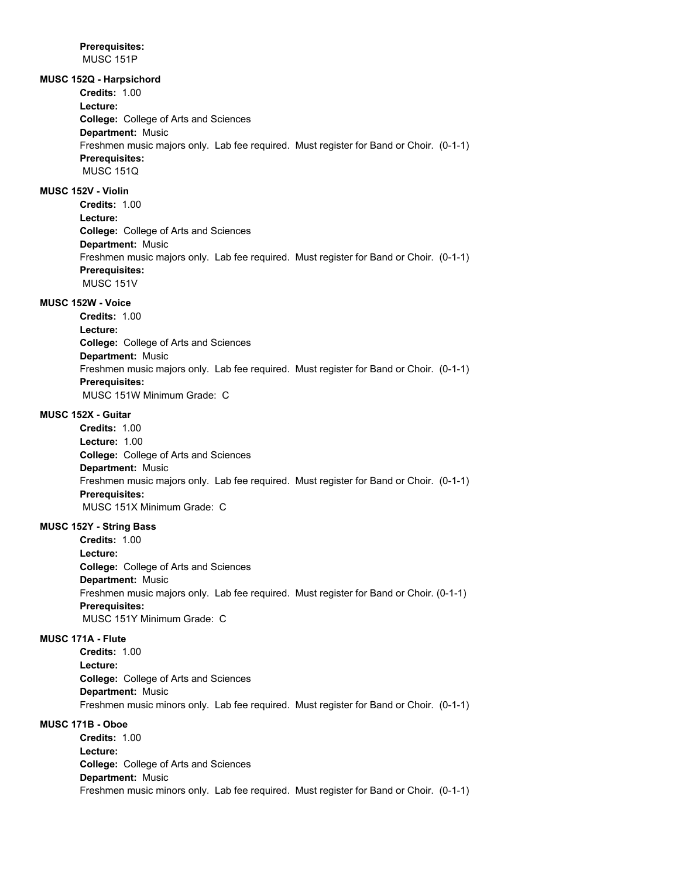**Prerequisites:**
MUSC 151P

**MUSC 152Q - Harpsichord**

**Credits:** 1.00
**Lecture:**
**College:** College of Arts and Sciences
**Department:** Music
Freshmen music majors only. Lab fee required. Must register for Band or Choir. (0-1-1)
**Prerequisites:**
MUSC 151Q

**MUSC 152V - Violin**

**Credits:** 1.00
**Lecture:**
**College:** College of Arts and Sciences
**Department:** Music
Freshmen music majors only. Lab fee required. Must register for Band or Choir. (0-1-1)
**Prerequisites:**
MUSC 151V

**MUSC 152W - Voice**

**Credits:** 1.00
**Lecture:**
**College:** College of Arts and Sciences
**Department:** Music
Freshmen music majors only. Lab fee required. Must register for Band or Choir. (0-1-1)
**Prerequisites:**
MUSC 151W Minimum Grade: C

**MUSC 152X - Guitar**

**Credits:** 1.00
**Lecture:** 1.00
**College:** College of Arts and Sciences
**Department:** Music
Freshmen music majors only. Lab fee required. Must register for Band or Choir. (0-1-1)
**Prerequisites:**
MUSC 151X Minimum Grade: C

**MUSC 152Y - String Bass**

**Credits:** 1.00
**Lecture:**
**College:** College of Arts and Sciences
**Department:** Music
Freshmen music majors only. Lab fee required. Must register for Band or Choir. (0-1-1)
**Prerequisites:**
MUSC 151Y Minimum Grade: C

**MUSC 171A - Flute**

**Credits:** 1.00
**Lecture:**
**College:** College of Arts and Sciences
**Department:** Music
Freshmen music minors only. Lab fee required. Must register for Band or Choir. (0-1-1)

**MUSC 171B - Oboe**

**Credits:** 1.00
**Lecture:**
**College:** College of Arts and Sciences
**Department:** Music
Freshmen music minors only. Lab fee required. Must register for Band or Choir. (0-1-1)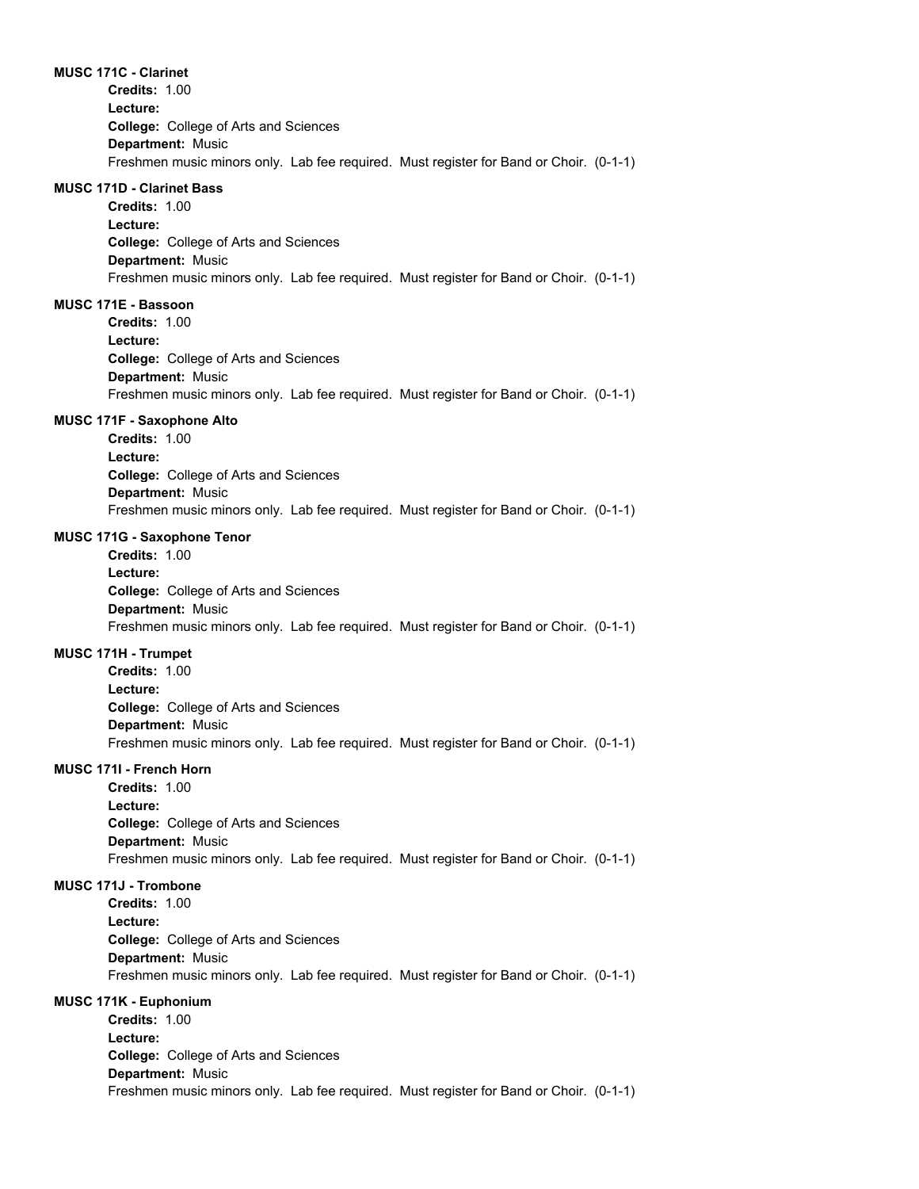**MUSC 171C - Clarinet**

**Credits:** 1.00
**Lecture:**
**College:** College of Arts and Sciences
**Department:** Music
Freshmen music minors only. Lab fee required. Must register for Band or Choir. (0-1-1)

**MUSC 171D - Clarinet Bass**

**Credits:** 1.00
**Lecture:**
**College:** College of Arts and Sciences
**Department:** Music
Freshmen music minors only. Lab fee required. Must register for Band or Choir. (0-1-1)

**MUSC 171E - Bassoon**

**Credits:** 1.00
**Lecture:**
**College:** College of Arts and Sciences
**Department:** Music
Freshmen music minors only. Lab fee required. Must register for Band or Choir. (0-1-1)

**MUSC 171F - Saxophone Alto**

**Credits:** 1.00
**Lecture:**
**College:** College of Arts and Sciences
**Department:** Music
Freshmen music minors only. Lab fee required. Must register for Band or Choir. (0-1-1)

**MUSC 171G - Saxophone Tenor**

**Credits:** 1.00
**Lecture:**
**College:** College of Arts and Sciences
**Department:** Music
Freshmen music minors only. Lab fee required. Must register for Band or Choir. (0-1-1)

**MUSC 171H - Trumpet**

**Credits:** 1.00
**Lecture:**
**College:** College of Arts and Sciences
**Department:** Music
Freshmen music minors only. Lab fee required. Must register for Band or Choir. (0-1-1)

**MUSC 171I - French Horn**

**Credits:** 1.00
**Lecture:**
**College:** College of Arts and Sciences
**Department:** Music
Freshmen music minors only. Lab fee required. Must register for Band or Choir. (0-1-1)

**MUSC 171J - Trombone**

**Credits:** 1.00
**Lecture:**
**College:** College of Arts and Sciences
**Department:** Music
Freshmen music minors only. Lab fee required. Must register for Band or Choir. (0-1-1)

**MUSC 171K - Euphonium**

**Credits:** 1.00
**Lecture:**
**College:** College of Arts and Sciences
**Department:** Music
Freshmen music minors only. Lab fee required. Must register for Band or Choir. (0-1-1)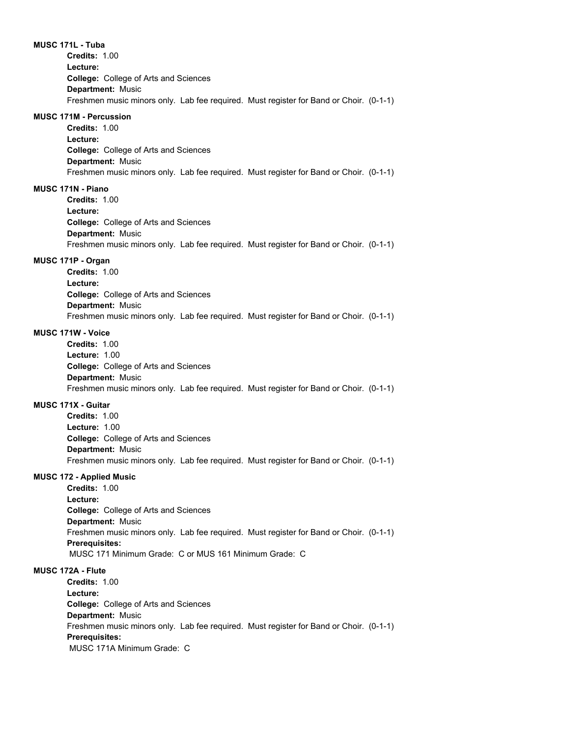**MUSC 171L - Tuba**

**Credits:** 1.00
**Lecture:**
**College:** College of Arts and Sciences
**Department:** Music
Freshmen music minors only. Lab fee required. Must register for Band or Choir. (0-1-1)

**MUSC 171M - Percussion**

**Credits:** 1.00
**Lecture:**
**College:** College of Arts and Sciences
**Department:** Music
Freshmen music minors only. Lab fee required. Must register for Band or Choir. (0-1-1)

**MUSC 171N - Piano**

**Credits:** 1.00
**Lecture:**
**College:** College of Arts and Sciences
**Department:** Music
Freshmen music minors only. Lab fee required. Must register for Band or Choir. (0-1-1)

**MUSC 171P - Organ**

**Credits:** 1.00
**Lecture:**
**College:** College of Arts and Sciences
**Department:** Music
Freshmen music minors only. Lab fee required. Must register for Band or Choir. (0-1-1)

**MUSC 171W - Voice**

**Credits:** 1.00
**Lecture:** 1.00
**College:** College of Arts and Sciences
**Department:** Music
Freshmen music minors only. Lab fee required. Must register for Band or Choir. (0-1-1)

**MUSC 171X - Guitar**

**Credits:** 1.00
**Lecture:** 1.00
**College:** College of Arts and Sciences
**Department:** Music
Freshmen music minors only. Lab fee required. Must register for Band or Choir. (0-1-1)

**MUSC 172 - Applied Music**

**Credits:** 1.00
**Lecture:**
**College:** College of Arts and Sciences
**Department:** Music
Freshmen music minors only. Lab fee required. Must register for Band or Choir. (0-1-1)
**Prerequisites:**
MUSC 171 Minimum Grade: C or MUS 161 Minimum Grade: C

**MUSC 172A - Flute**

**Credits:** 1.00
**Lecture:**
**College:** College of Arts and Sciences
**Department:** Music
Freshmen music minors only. Lab fee required. Must register for Band or Choir. (0-1-1)
**Prerequisites:**
MUSC 171A Minimum Grade: C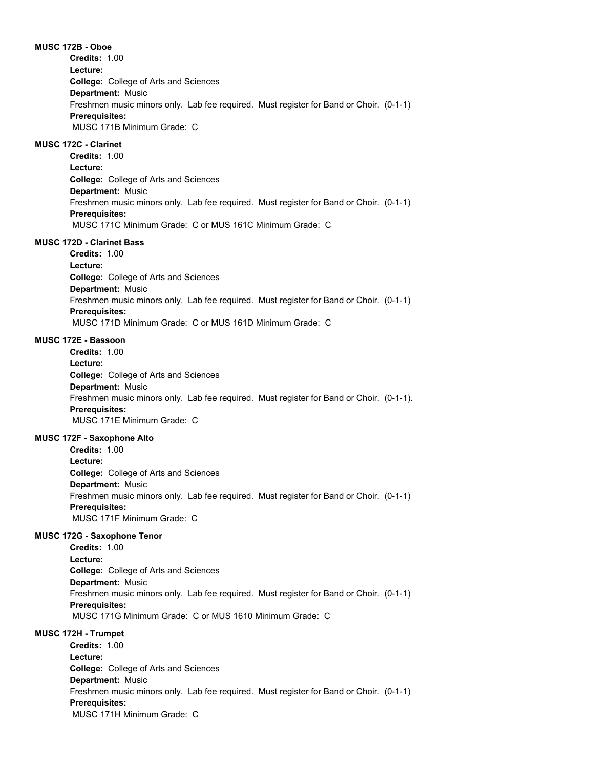**MUSC 172B - Oboe**

**Credits:** 1.00
**Lecture:**
**College:** College of Arts and Sciences
**Department:** Music
Freshmen music minors only. Lab fee required. Must register for Band or Choir. (0-1-1)
**Prerequisites:**
MUSC 171B Minimum Grade: C

**MUSC 172C - Clarinet**

**Credits:** 1.00
**Lecture:**
**College:** College of Arts and Sciences
**Department:** Music
Freshmen music minors only. Lab fee required. Must register for Band or Choir. (0-1-1)
**Prerequisites:**
MUSC 171C Minimum Grade: C or MUS 161C Minimum Grade: C

**MUSC 172D - Clarinet Bass**

**Credits:** 1.00
**Lecture:**
**College:** College of Arts and Sciences
**Department:** Music
Freshmen music minors only. Lab fee required. Must register for Band or Choir. (0-1-1)
**Prerequisites:**
MUSC 171D Minimum Grade: C or MUS 161D Minimum Grade: C

**MUSC 172E - Bassoon**

**Credits:** 1.00
**Lecture:**
**College:** College of Arts and Sciences
**Department:** Music
Freshmen music minors only. Lab fee required. Must register for Band or Choir. (0-1-1).
**Prerequisites:**
MUSC 171E Minimum Grade: C

**MUSC 172F - Saxophone Alto**

**Credits:** 1.00
**Lecture:**
**College:** College of Arts and Sciences
**Department:** Music
Freshmen music minors only. Lab fee required. Must register for Band or Choir. (0-1-1)
**Prerequisites:**
MUSC 171F Minimum Grade: C

**MUSC 172G - Saxophone Tenor**

**Credits:** 1.00
**Lecture:**
**College:** College of Arts and Sciences
**Department:** Music
Freshmen music minors only. Lab fee required. Must register for Band or Choir. (0-1-1)
**Prerequisites:**
MUSC 171G Minimum Grade: C or MUS 1610 Minimum Grade: C

**MUSC 172H - Trumpet**

**Credits:** 1.00
**Lecture:**
**College:** College of Arts and Sciences
**Department:** Music
Freshmen music minors only. Lab fee required. Must register for Band or Choir. (0-1-1)
**Prerequisites:**
MUSC 171H Minimum Grade: C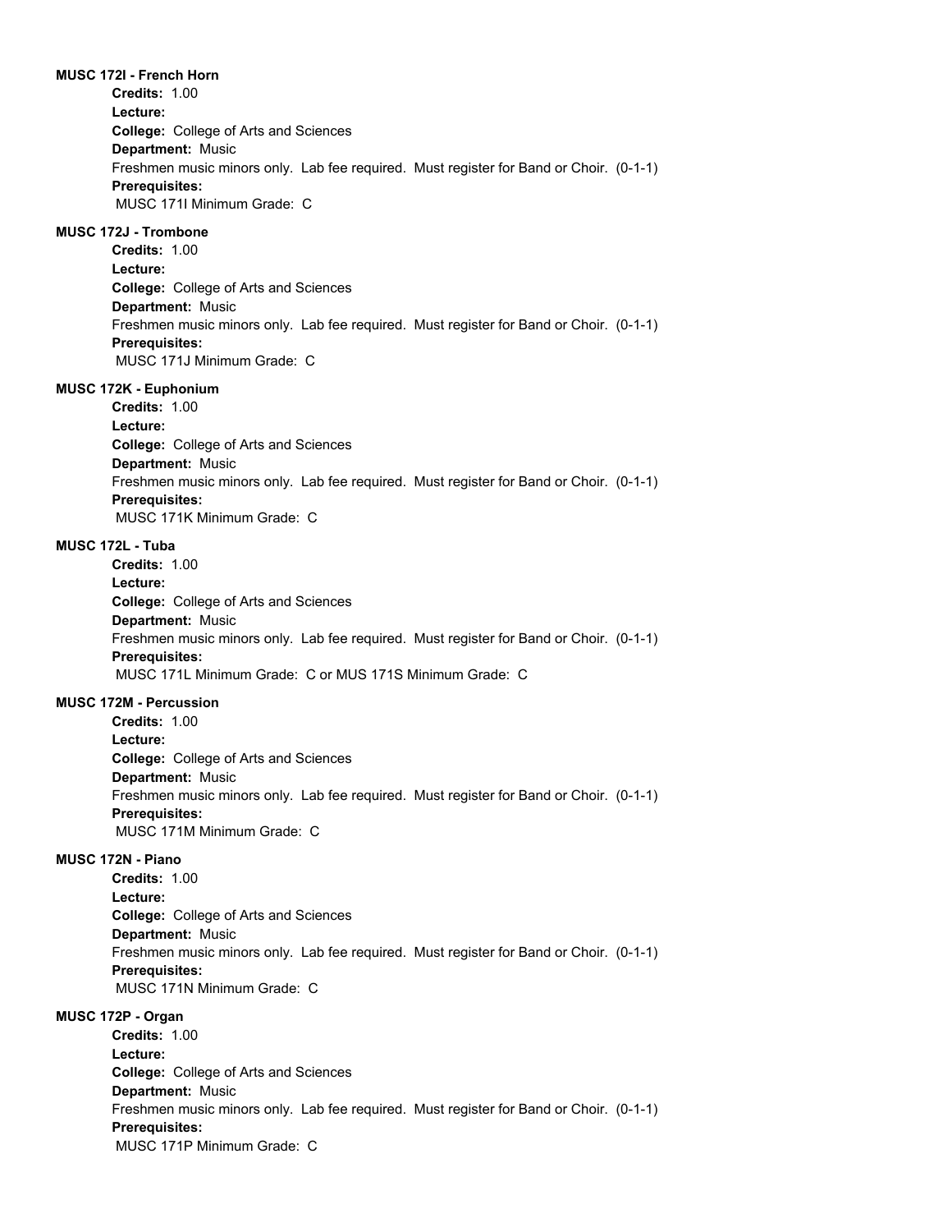**MUSC 172I - French Horn**

**Credits:** 1.00
**Lecture:**
**College:** College of Arts and Sciences
**Department:** Music
Freshmen music minors only. Lab fee required. Must register for Band or Choir. (0-1-1)
**Prerequisites:**
MUSC 171I Minimum Grade: C

**MUSC 172J - Trombone**

**Credits:** 1.00
**Lecture:**
**College:** College of Arts and Sciences
**Department:** Music
Freshmen music minors only. Lab fee required. Must register for Band or Choir. (0-1-1)
**Prerequisites:**
MUSC 171J Minimum Grade: C

**MUSC 172K - Euphonium**

**Credits:** 1.00
**Lecture:**
**College:** College of Arts and Sciences
**Department:** Music
Freshmen music minors only. Lab fee required. Must register for Band or Choir. (0-1-1)
**Prerequisites:**
MUSC 171K Minimum Grade: C

**MUSC 172L - Tuba**

**Credits:** 1.00
**Lecture:**
**College:** College of Arts and Sciences
**Department:** Music
Freshmen music minors only. Lab fee required. Must register for Band or Choir. (0-1-1)
**Prerequisites:**
MUSC 171L Minimum Grade: C or MUS 171S Minimum Grade: C

**MUSC 172M - Percussion**

**Credits:** 1.00
**Lecture:**
**College:** College of Arts and Sciences
**Department:** Music
Freshmen music minors only. Lab fee required. Must register for Band or Choir. (0-1-1)
**Prerequisites:**
MUSC 171M Minimum Grade: C

**MUSC 172N - Piano**

**Credits:** 1.00
**Lecture:**
**College:** College of Arts and Sciences
**Department:** Music
Freshmen music minors only. Lab fee required. Must register for Band or Choir. (0-1-1)
**Prerequisites:**
MUSC 171N Minimum Grade: C

**MUSC 172P - Organ**

**Credits:** 1.00
**Lecture:**
**College:** College of Arts and Sciences
**Department:** Music
Freshmen music minors only. Lab fee required. Must register for Band or Choir. (0-1-1)
**Prerequisites:**
MUSC 171P Minimum Grade: C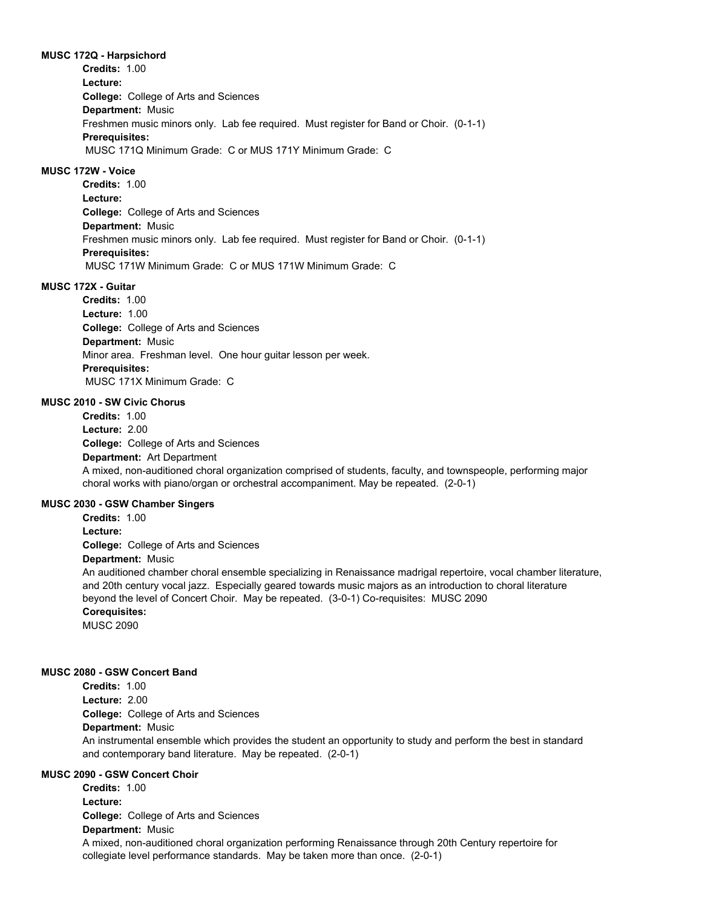**MUSC 172Q - Harpsichord**

**Credits:** 1.00
**Lecture:**
**College:** College of Arts and Sciences
**Department:** Music
Freshmen music minors only. Lab fee required. Must register for Band or Choir. (0-1-1)
**Prerequisites:**
MUSC 171Q Minimum Grade: C or MUS 171Y Minimum Grade: C

**MUSC 172W - Voice**

**Credits:** 1.00
**Lecture:**
**College:** College of Arts and Sciences
**Department:** Music
Freshmen music minors only. Lab fee required. Must register for Band or Choir. (0-1-1)
**Prerequisites:**
MUSC 171W Minimum Grade: C or MUS 171W Minimum Grade: C

**MUSC 172X - Guitar**

**Credits:** 1.00
**Lecture:** 1.00
**College:** College of Arts and Sciences
**Department:** Music
Minor area. Freshman level. One hour guitar lesson per week.
**Prerequisites:**
MUSC 171X Minimum Grade: C

**MUSC 2010 - SW Civic Chorus**

**Credits:** 1.00
**Lecture:** 2.00
**College:** College of Arts and Sciences
**Department:** Art Department
A mixed, non-auditioned choral organization comprised of students, faculty, and townspeople, performing major choral works with piano/organ or orchestral accompaniment. May be repeated. (2-0-1)

**MUSC 2030 - GSW Chamber Singers**

**Credits:** 1.00
**Lecture:**
**College:** College of Arts and Sciences
**Department:** Music
An auditioned chamber choral ensemble specializing in Renaissance madrigal repertoire, vocal chamber literature, and 20th century vocal jazz. Especially geared towards music majors as an introduction to choral literature beyond the level of Concert Choir. May be repeated. (3-0-1) Co-requisites: MUSC 2090
**Corequisites:**
MUSC 2090

**MUSC 2080 - GSW Concert Band**

**Credits:** 1.00
**Lecture:** 2.00
**College:** College of Arts and Sciences
**Department:** Music
An instrumental ensemble which provides the student an opportunity to study and perform the best in standard and contemporary band literature. May be repeated. (2-0-1)

**MUSC 2090 - GSW Concert Choir**

**Credits:** 1.00
**Lecture:**
**College:** College of Arts and Sciences
**Department:** Music
A mixed, non-auditioned choral organization performing Renaissance through 20th Century repertoire for collegiate level performance standards. May be taken more than once. (2-0-1)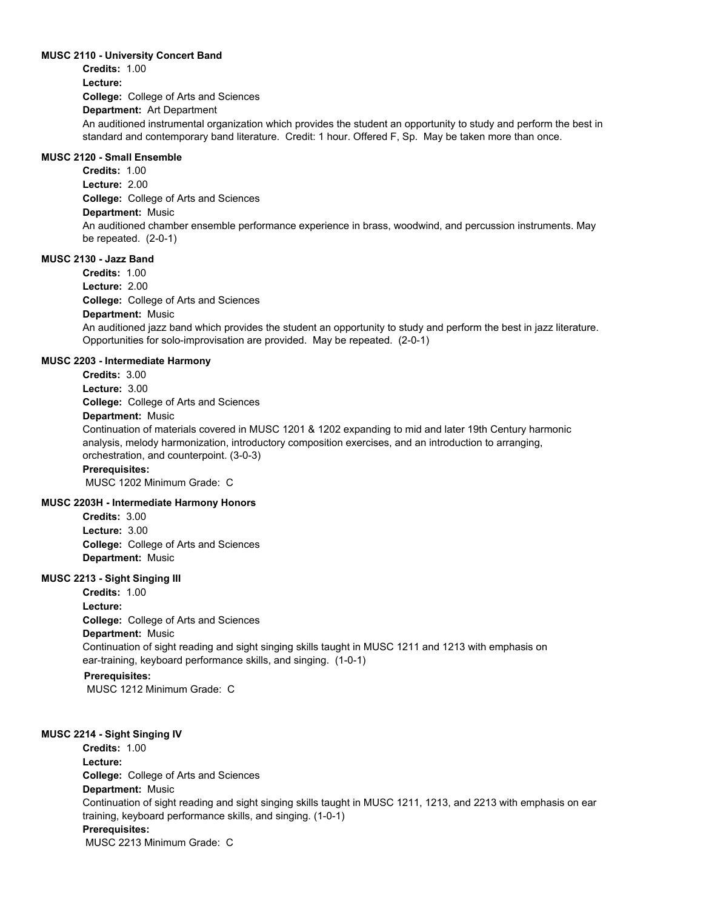**MUSC 2110 - University Concert Band**

**Credits:** 1.00

**Lecture:**

**College:** College of Arts and Sciences

**Department:** Art Department

An auditioned instrumental organization which provides the student an opportunity to study and perform the best in standard and contemporary band literature. Credit: 1 hour. Offered F, Sp. May be taken more than once.

**MUSC 2120 - Small Ensemble**

**Credits:** 1.00

**Lecture:** 2.00

**College:** College of Arts and Sciences

**Department:** Music

An auditioned chamber ensemble performance experience in brass, woodwind, and percussion instruments. May be repeated. (2-0-1)

**MUSC 2130 - Jazz Band**

**Credits:** 1.00

**Lecture:** 2.00

**College:** College of Arts and Sciences

**Department:** Music

An auditioned jazz band which provides the student an opportunity to study and perform the best in jazz literature. Opportunities for solo-improvisation are provided. May be repeated. (2-0-1)

**MUSC 2203 - Intermediate Harmony**

**Credits:** 3.00

**Lecture:** 3.00

**College:** College of Arts and Sciences

**Department:** Music

Continuation of materials covered in MUSC 1201 & 1202 expanding to mid and later 19th Century harmonic analysis, melody harmonization, introductory composition exercises, and an introduction to arranging, orchestration, and counterpoint. (3-0-3)

**Prerequisites:**

MUSC 1202 Minimum Grade: C

**MUSC 2203H - Intermediate Harmony Honors**

**Credits:** 3.00

**Lecture:** 3.00

**College:** College of Arts and Sciences

**Department:** Music

**MUSC 2213 - Sight Singing III**

**Credits:** 1.00

**Lecture:**

**College:** College of Arts and Sciences

**Department:** Music

Continuation of sight reading and sight singing skills taught in MUSC 1211 and 1213 with emphasis on ear-training, keyboard performance skills, and singing. (1-0-1)

**Prerequisites:**

MUSC 1212 Minimum Grade: C

**MUSC 2214 - Sight Singing IV**

**Credits:** 1.00

**Lecture:**

**College:** College of Arts and Sciences

**Department:** Music

Continuation of sight reading and sight singing skills taught in MUSC 1211, 1213, and 2213 with emphasis on ear training, keyboard performance skills, and singing. (1-0-1)

**Prerequisites:**

MUSC 2213 Minimum Grade: C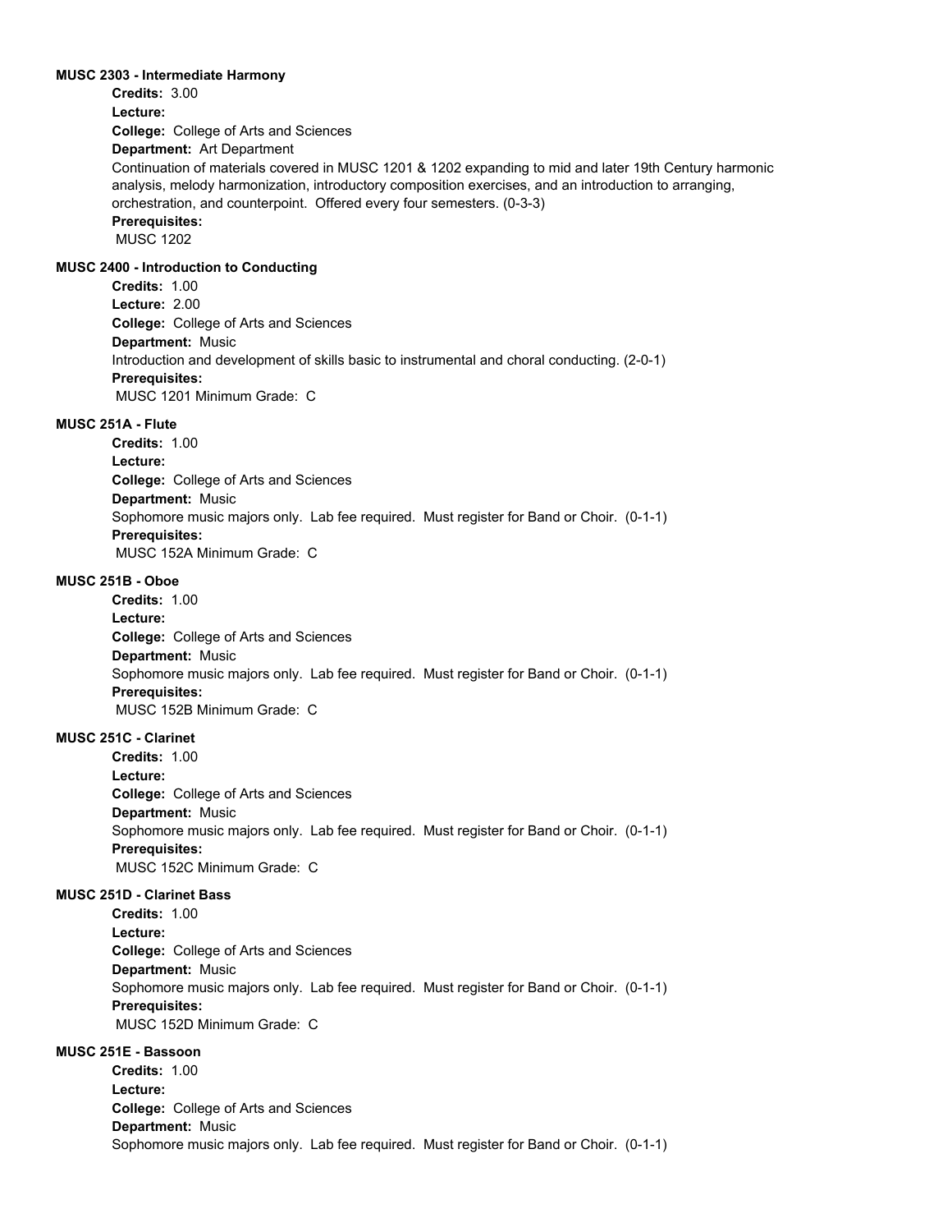**MUSC 2303 - Intermediate Harmony**

**Credits:** 3.00
**Lecture:**
**College:** College of Arts and Sciences
**Department:** Art Department
Continuation of materials covered in MUSC 1201 & 1202 expanding to mid and later 19th Century harmonic analysis, melody harmonization, introductory composition exercises, and an introduction to arranging, orchestration, and counterpoint. Offered every four semesters. (0-3-3)
**Prerequisites:**
MUSC 1202

**MUSC 2400 - Introduction to Conducting**

**Credits:** 1.00
**Lecture:** 2.00
**College:** College of Arts and Sciences
**Department:** Music
Introduction and development of skills basic to instrumental and choral conducting. (2-0-1)
**Prerequisites:**
MUSC 1201 Minimum Grade: C

**MUSC 251A - Flute**

**Credits:** 1.00
**Lecture:**
**College:** College of Arts and Sciences
**Department:** Music
Sophomore music majors only. Lab fee required. Must register for Band or Choir. (0-1-1)
**Prerequisites:**
MUSC 152A Minimum Grade: C

**MUSC 251B - Oboe**

**Credits:** 1.00
**Lecture:**
**College:** College of Arts and Sciences
**Department:** Music
Sophomore music majors only. Lab fee required. Must register for Band or Choir. (0-1-1)
**Prerequisites:**
MUSC 152B Minimum Grade: C

**MUSC 251C - Clarinet**

**Credits:** 1.00
**Lecture:**
**College:** College of Arts and Sciences
**Department:** Music
Sophomore music majors only. Lab fee required. Must register for Band or Choir. (0-1-1)
**Prerequisites:**
MUSC 152C Minimum Grade: C

**MUSC 251D - Clarinet Bass**

**Credits:** 1.00
**Lecture:**
**College:** College of Arts and Sciences
**Department:** Music
Sophomore music majors only. Lab fee required. Must register for Band or Choir. (0-1-1)
**Prerequisites:**
MUSC 152D Minimum Grade: C

**MUSC 251E - Bassoon**

**Credits:** 1.00
**Lecture:**
**College:** College of Arts and Sciences
**Department:** Music
Sophomore music majors only. Lab fee required. Must register for Band or Choir. (0-1-1)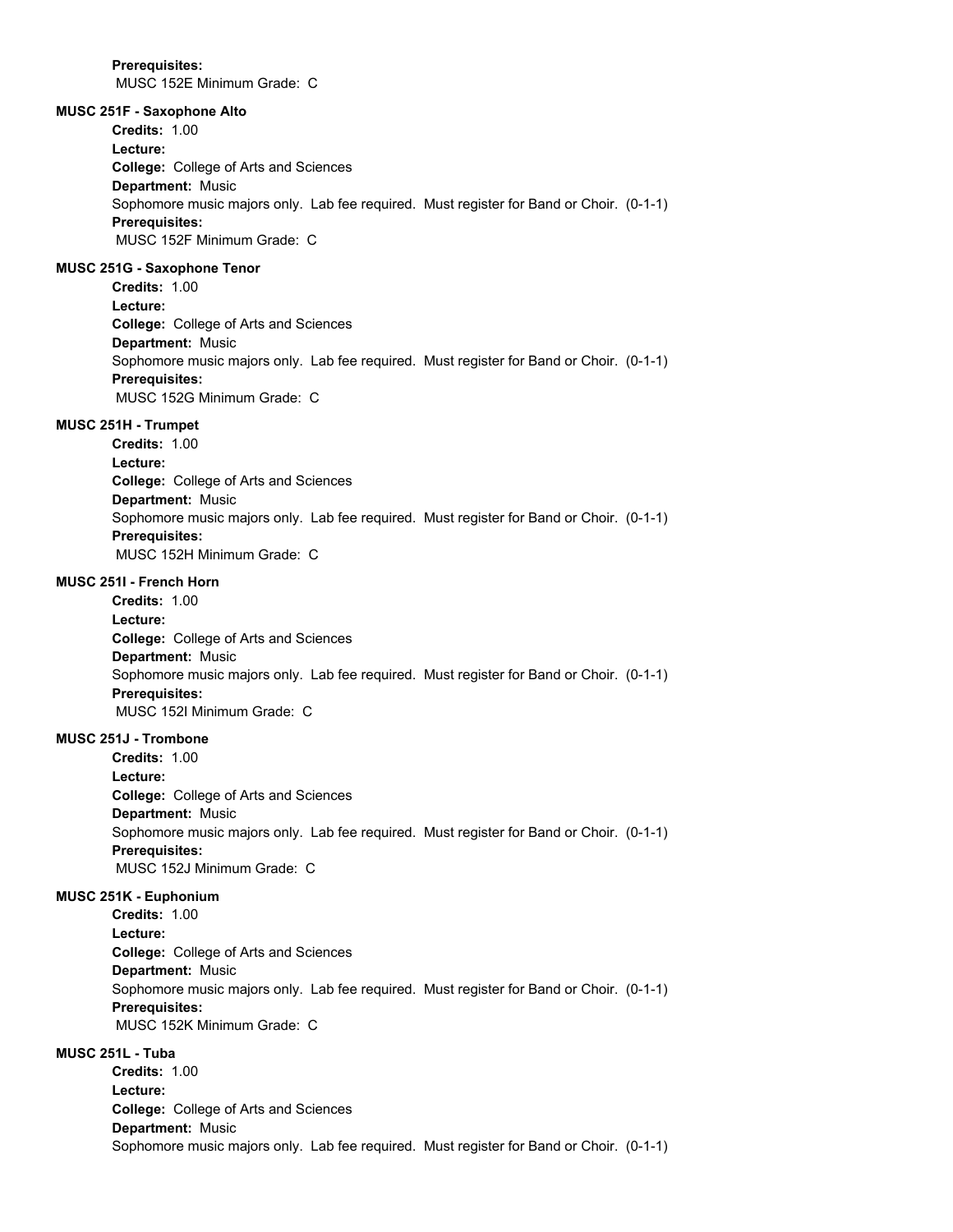**Prerequisites:**
MUSC 152E Minimum Grade: C

**MUSC 251F - Saxophone Alto**

**Credits:** 1.00
**Lecture:**
**College:** College of Arts and Sciences
**Department:** Music
Sophomore music majors only. Lab fee required. Must register for Band or Choir. (0-1-1)
**Prerequisites:**
MUSC 152F Minimum Grade: C

**MUSC 251G - Saxophone Tenor**

**Credits:** 1.00
**Lecture:**
**College:** College of Arts and Sciences
**Department:** Music
Sophomore music majors only. Lab fee required. Must register for Band or Choir. (0-1-1)
**Prerequisites:**
MUSC 152G Minimum Grade: C

**MUSC 251H - Trumpet**

**Credits:** 1.00
**Lecture:**
**College:** College of Arts and Sciences
**Department:** Music
Sophomore music majors only. Lab fee required. Must register for Band or Choir. (0-1-1)
**Prerequisites:**
MUSC 152H Minimum Grade: C

**MUSC 251I - French Horn**

**Credits:** 1.00
**Lecture:**
**College:** College of Arts and Sciences
**Department:** Music
Sophomore music majors only. Lab fee required. Must register for Band or Choir. (0-1-1)
**Prerequisites:**
MUSC 152I Minimum Grade: C

**MUSC 251J - Trombone**

**Credits:** 1.00
**Lecture:**
**College:** College of Arts and Sciences
**Department:** Music
Sophomore music majors only. Lab fee required. Must register for Band or Choir. (0-1-1)
**Prerequisites:**
MUSC 152J Minimum Grade: C

**MUSC 251K - Euphonium**

**Credits:** 1.00
**Lecture:**
**College:** College of Arts and Sciences
**Department:** Music
Sophomore music majors only. Lab fee required. Must register for Band or Choir. (0-1-1)
**Prerequisites:**
MUSC 152K Minimum Grade: C

**MUSC 251L - Tuba**

**Credits:** 1.00
**Lecture:**
**College:** College of Arts and Sciences
**Department:** Music
Sophomore music majors only. Lab fee required. Must register for Band or Choir. (0-1-1)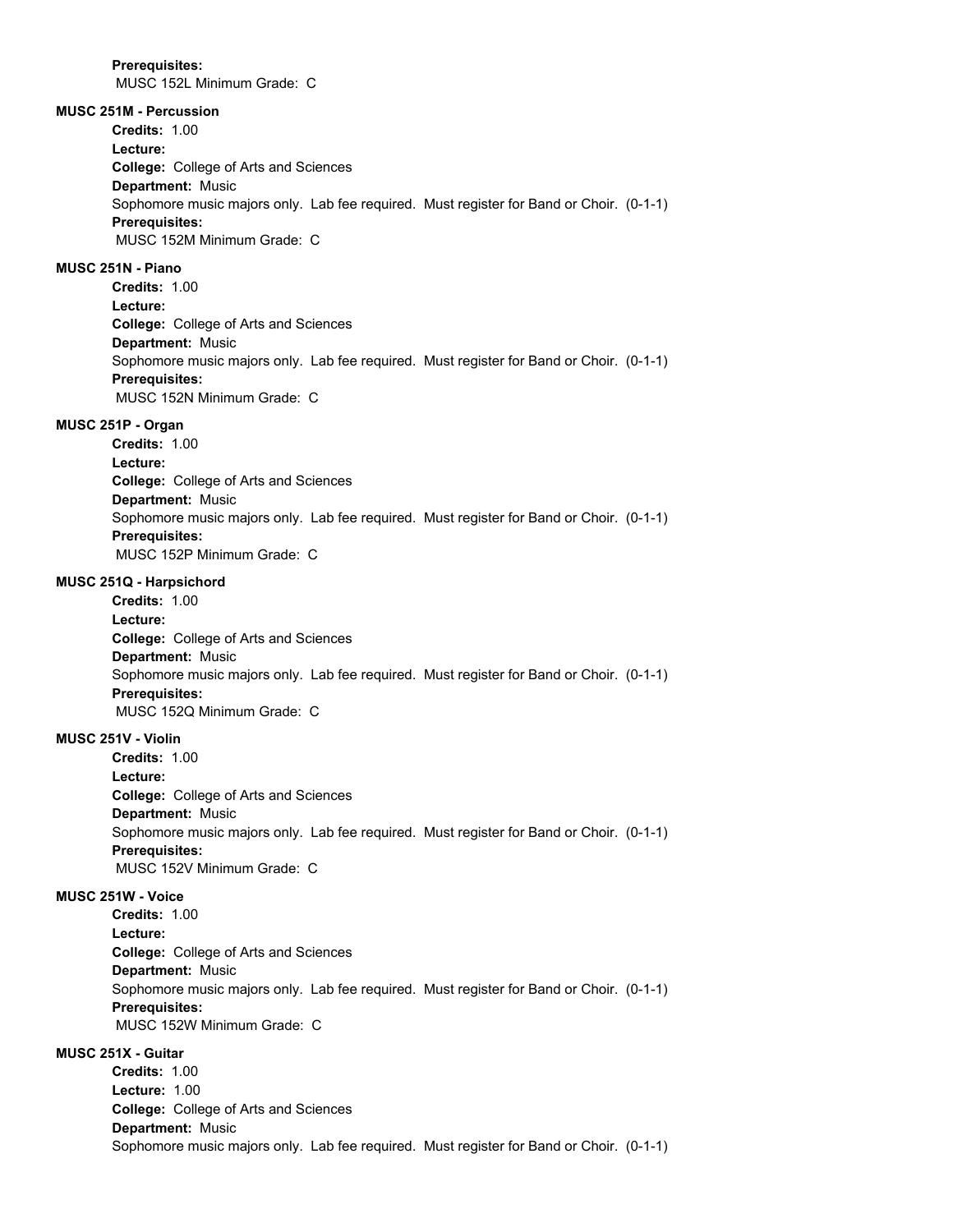**Prerequisites:**
MUSC 152L Minimum Grade: C

**MUSC 251M - Percussion**

**Credits:** 1.00
**Lecture:**
**College:** College of Arts and Sciences
**Department:** Music
Sophomore music majors only. Lab fee required. Must register for Band or Choir. (0-1-1)
**Prerequisites:**
MUSC 152M Minimum Grade: C

**MUSC 251N - Piano**

**Credits:** 1.00
**Lecture:**
**College:** College of Arts and Sciences
**Department:** Music
Sophomore music majors only. Lab fee required. Must register for Band or Choir. (0-1-1)
**Prerequisites:**
MUSC 152N Minimum Grade: C

**MUSC 251P - Organ**

**Credits:** 1.00
**Lecture:**
**College:** College of Arts and Sciences
**Department:** Music
Sophomore music majors only. Lab fee required. Must register for Band or Choir. (0-1-1)
**Prerequisites:**
MUSC 152P Minimum Grade: C

**MUSC 251Q - Harpsichord**

**Credits:** 1.00
**Lecture:**
**College:** College of Arts and Sciences
**Department:** Music
Sophomore music majors only. Lab fee required. Must register for Band or Choir. (0-1-1)
**Prerequisites:**
MUSC 152Q Minimum Grade: C

**MUSC 251V - Violin**

**Credits:** 1.00
**Lecture:**
**College:** College of Arts and Sciences
**Department:** Music
Sophomore music majors only. Lab fee required. Must register for Band or Choir. (0-1-1)
**Prerequisites:**
MUSC 152V Minimum Grade: C

**MUSC 251W - Voice**

**Credits:** 1.00
**Lecture:**
**College:** College of Arts and Sciences
**Department:** Music
Sophomore music majors only. Lab fee required. Must register for Band or Choir. (0-1-1)
**Prerequisites:**
MUSC 152W Minimum Grade: C

**MUSC 251X - Guitar**

**Credits:** 1.00
**Lecture:** 1.00
**College:** College of Arts and Sciences
**Department:** Music
Sophomore music majors only. Lab fee required. Must register for Band or Choir. (0-1-1)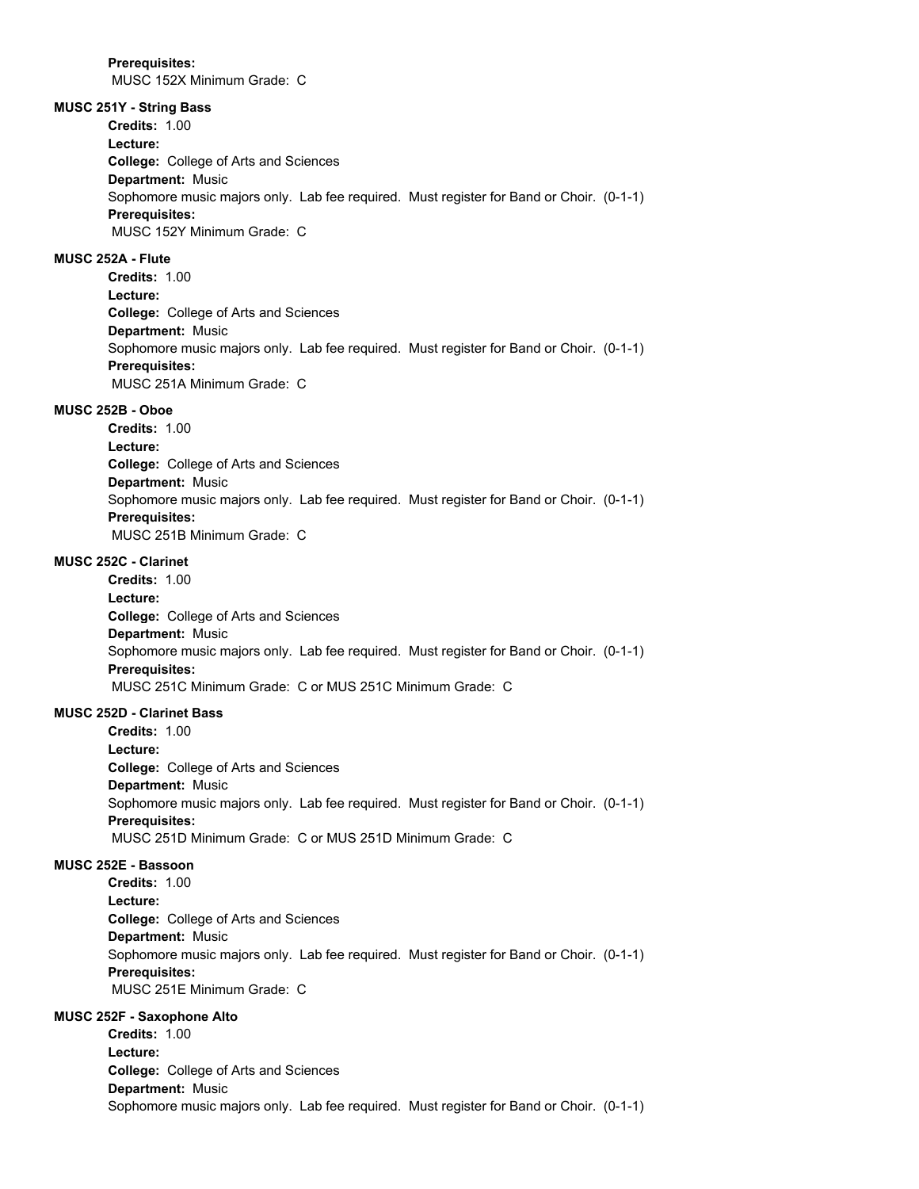**Prerequisites:**
MUSC 152X Minimum Grade: C

**MUSC 251Y - String Bass**

**Credits:** 1.00
**Lecture:**
**College:** College of Arts and Sciences
**Department:** Music
Sophomore music majors only. Lab fee required. Must register for Band or Choir. (0-1-1)
**Prerequisites:**
MUSC 152Y Minimum Grade: C

**MUSC 252A - Flute**

**Credits:** 1.00
**Lecture:**
**College:** College of Arts and Sciences
**Department:** Music
Sophomore music majors only. Lab fee required. Must register for Band or Choir. (0-1-1)
**Prerequisites:**
MUSC 251A Minimum Grade: C

**MUSC 252B - Oboe**

**Credits:** 1.00
**Lecture:**
**College:** College of Arts and Sciences
**Department:** Music
Sophomore music majors only. Lab fee required. Must register for Band or Choir. (0-1-1)
**Prerequisites:**
MUSC 251B Minimum Grade: C

**MUSC 252C - Clarinet**

**Credits:** 1.00
**Lecture:**
**College:** College of Arts and Sciences
**Department:** Music
Sophomore music majors only. Lab fee required. Must register for Band or Choir. (0-1-1)
**Prerequisites:**
MUSC 251C Minimum Grade: C or MUS 251C Minimum Grade: C

**MUSC 252D - Clarinet Bass**

**Credits:** 1.00
**Lecture:**
**College:** College of Arts and Sciences
**Department:** Music
Sophomore music majors only. Lab fee required. Must register for Band or Choir. (0-1-1)
**Prerequisites:**
MUSC 251D Minimum Grade: C or MUS 251D Minimum Grade: C

**MUSC 252E - Bassoon**

**Credits:** 1.00
**Lecture:**
**College:** College of Arts and Sciences
**Department:** Music
Sophomore music majors only. Lab fee required. Must register for Band or Choir. (0-1-1)
**Prerequisites:**
MUSC 251E Minimum Grade: C

**MUSC 252F - Saxophone Alto**

**Credits:** 1.00
**Lecture:**
**College:** College of Arts and Sciences
**Department:** Music
Sophomore music majors only. Lab fee required. Must register for Band or Choir. (0-1-1)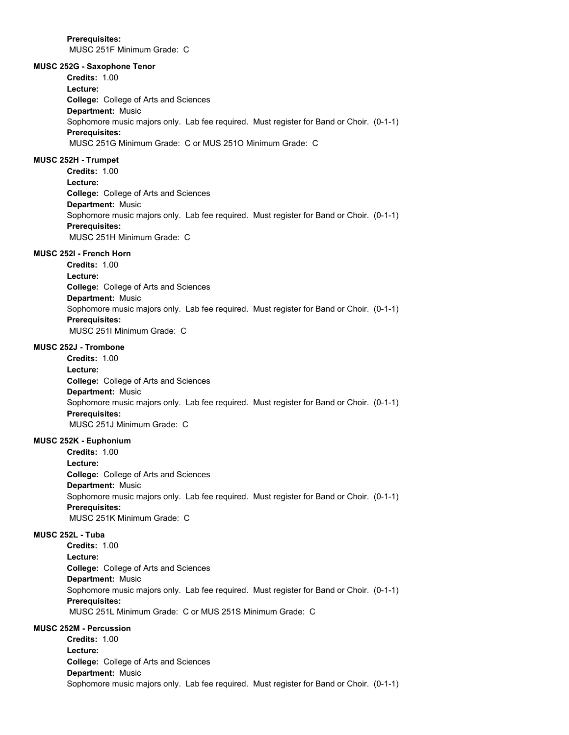**Prerequisites:**
MUSC 251F Minimum Grade: C

**MUSC 252G - Saxophone Tenor**

**Credits:** 1.00
**Lecture:**
**College:** College of Arts and Sciences
**Department:** Music
Sophomore music majors only. Lab fee required. Must register for Band or Choir. (0-1-1)
**Prerequisites:**
MUSC 251G Minimum Grade: C or MUS 251O Minimum Grade: C

**MUSC 252H - Trumpet**

**Credits:** 1.00
**Lecture:**
**College:** College of Arts and Sciences
**Department:** Music
Sophomore music majors only. Lab fee required. Must register for Band or Choir. (0-1-1)
**Prerequisites:**
MUSC 251H Minimum Grade: C

**MUSC 252I - French Horn**

**Credits:** 1.00
**Lecture:**
**College:** College of Arts and Sciences
**Department:** Music
Sophomore music majors only. Lab fee required. Must register for Band or Choir. (0-1-1)
**Prerequisites:**
MUSC 251I Minimum Grade: C

**MUSC 252J - Trombone**

**Credits:** 1.00
**Lecture:**
**College:** College of Arts and Sciences
**Department:** Music
Sophomore music majors only. Lab fee required. Must register for Band or Choir. (0-1-1)
**Prerequisites:**
MUSC 251J Minimum Grade: C

**MUSC 252K - Euphonium**

**Credits:** 1.00
**Lecture:**
**College:** College of Arts and Sciences
**Department:** Music
Sophomore music majors only. Lab fee required. Must register for Band or Choir. (0-1-1)
**Prerequisites:**
MUSC 251K Minimum Grade: C

**MUSC 252L - Tuba**

**Credits:** 1.00
**Lecture:**
**College:** College of Arts and Sciences
**Department:** Music
Sophomore music majors only. Lab fee required. Must register for Band or Choir. (0-1-1)
**Prerequisites:**
MUSC 251L Minimum Grade: C or MUS 251S Minimum Grade: C

**MUSC 252M - Percussion**

**Credits:** 1.00
**Lecture:**
**College:** College of Arts and Sciences
**Department:** Music
Sophomore music majors only. Lab fee required. Must register for Band or Choir. (0-1-1)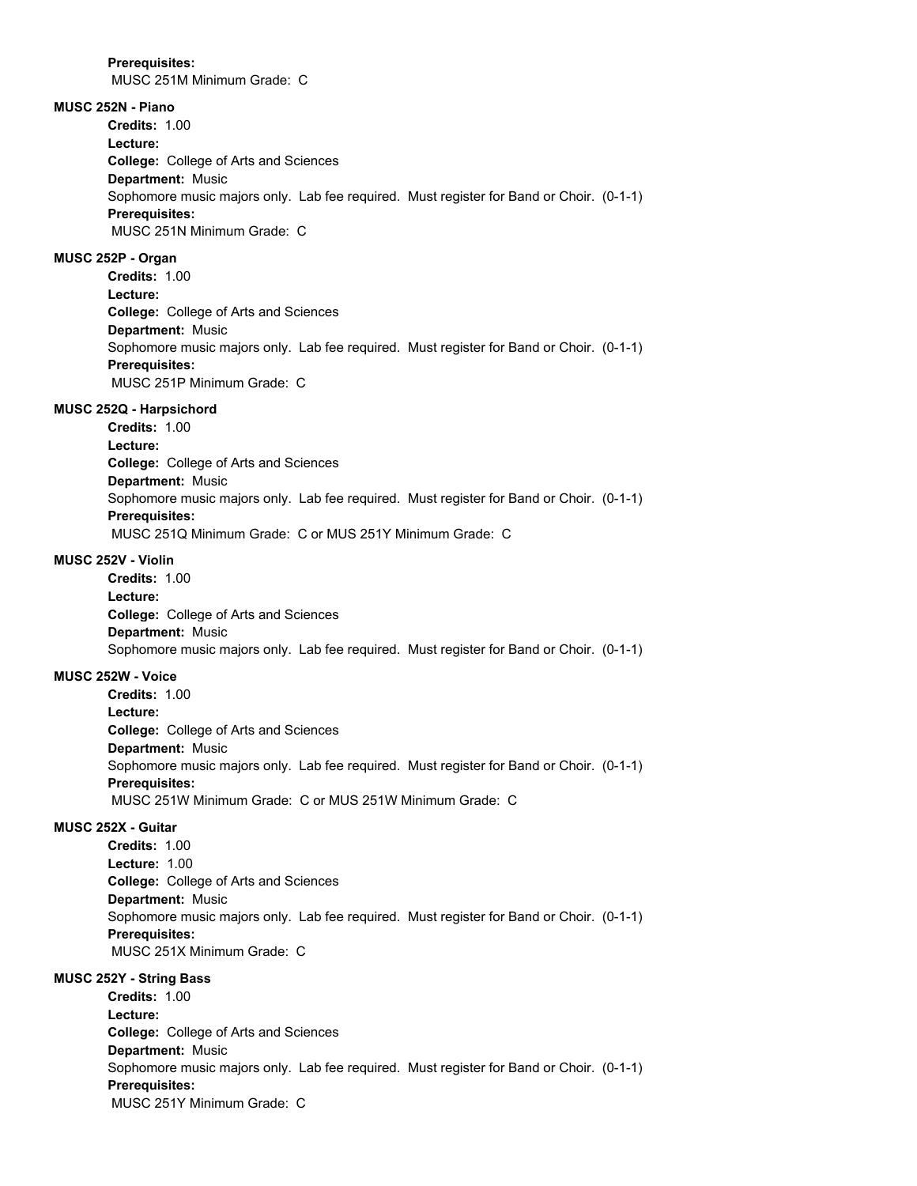**Prerequisites:**
MUSC 251M Minimum Grade: C

**MUSC 252N - Piano**

**Credits:** 1.00
**Lecture:**
**College:** College of Arts and Sciences
**Department:** Music
Sophomore music majors only. Lab fee required. Must register for Band or Choir. (0-1-1)
**Prerequisites:**
MUSC 251N Minimum Grade: C

**MUSC 252P - Organ**

**Credits:** 1.00
**Lecture:**
**College:** College of Arts and Sciences
**Department:** Music
Sophomore music majors only. Lab fee required. Must register for Band or Choir. (0-1-1)
**Prerequisites:**
MUSC 251P Minimum Grade: C

**MUSC 252Q - Harpsichord**

**Credits:** 1.00
**Lecture:**
**College:** College of Arts and Sciences
**Department:** Music
Sophomore music majors only. Lab fee required. Must register for Band or Choir. (0-1-1)
**Prerequisites:**
MUSC 251Q Minimum Grade: C or MUS 251Y Minimum Grade: C

**MUSC 252V - Violin**

**Credits:** 1.00
**Lecture:**
**College:** College of Arts and Sciences
**Department:** Music
Sophomore music majors only. Lab fee required. Must register for Band or Choir. (0-1-1)

**MUSC 252W - Voice**

**Credits:** 1.00
**Lecture:**
**College:** College of Arts and Sciences
**Department:** Music
Sophomore music majors only. Lab fee required. Must register for Band or Choir. (0-1-1)
**Prerequisites:**
MUSC 251W Minimum Grade: C or MUS 251W Minimum Grade: C

**MUSC 252X - Guitar**

**Credits:** 1.00
**Lecture:** 1.00
**College:** College of Arts and Sciences
**Department:** Music
Sophomore music majors only. Lab fee required. Must register for Band or Choir. (0-1-1)
**Prerequisites:**
MUSC 251X Minimum Grade: C

**MUSC 252Y - String Bass**

**Credits:** 1.00
**Lecture:**
**College:** College of Arts and Sciences
**Department:** Music
Sophomore music majors only. Lab fee required. Must register for Band or Choir. (0-1-1)
**Prerequisites:**
MUSC 251Y Minimum Grade: C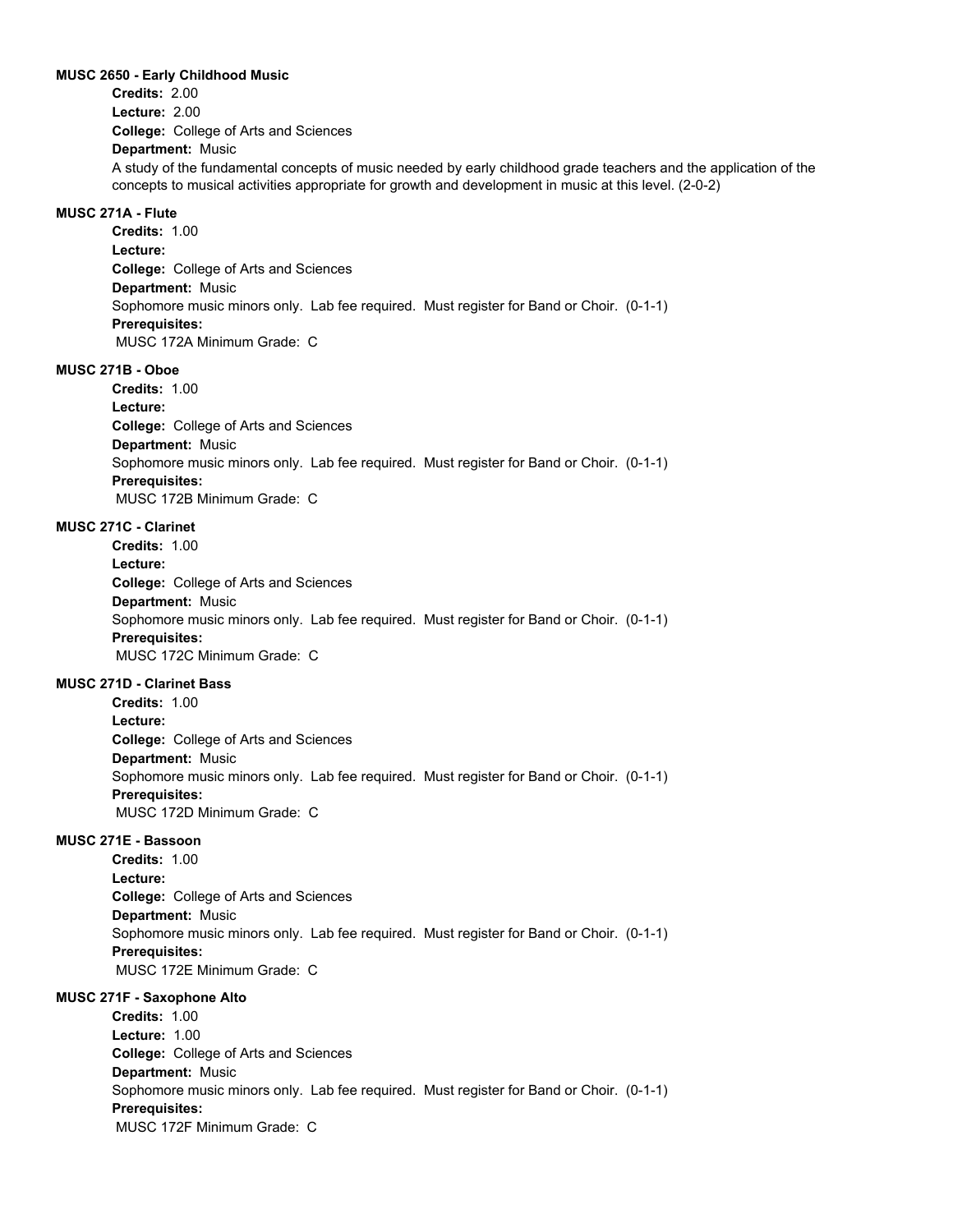**MUSC 2650 - Early Childhood Music**

**Credits:** 2.00
**Lecture:** 2.00
**College:** College of Arts and Sciences
**Department:** Music

A study of the fundamental concepts of music needed by early childhood grade teachers and the application of the concepts to musical activities appropriate for growth and development in music at this level. (2-0-2)

**MUSC 271A - Flute**

**Credits:** 1.00
**Lecture:**
**College:** College of Arts and Sciences
**Department:** Music

Sophomore music minors only. Lab fee required. Must register for Band or Choir. (0-1-1)

**Prerequisites:**
MUSC 172A Minimum Grade: C

**MUSC 271B - Oboe**

**Credits:** 1.00
**Lecture:**
**College:** College of Arts and Sciences
**Department:** Music

Sophomore music minors only. Lab fee required. Must register for Band or Choir. (0-1-1)

**Prerequisites:**
MUSC 172B Minimum Grade: C

**MUSC 271C - Clarinet**

**Credits:** 1.00
**Lecture:**
**College:** College of Arts and Sciences
**Department:** Music

Sophomore music minors only. Lab fee required. Must register for Band or Choir. (0-1-1)

**Prerequisites:**
MUSC 172C Minimum Grade: C

**MUSC 271D - Clarinet Bass**

**Credits:** 1.00
**Lecture:**
**College:** College of Arts and Sciences
**Department:** Music

Sophomore music minors only. Lab fee required. Must register for Band or Choir. (0-1-1)

**Prerequisites:**
MUSC 172D Minimum Grade: C

**MUSC 271E - Bassoon**

**Credits:** 1.00
**Lecture:**
**College:** College of Arts and Sciences
**Department:** Music

Sophomore music minors only. Lab fee required. Must register for Band or Choir. (0-1-1)

**Prerequisites:**
MUSC 172E Minimum Grade: C

**MUSC 271F - Saxophone Alto**

**Credits:** 1.00
**Lecture:** 1.00
**College:** College of Arts and Sciences
**Department:** Music

Sophomore music minors only. Lab fee required. Must register for Band or Choir. (0-1-1)

**Prerequisites:**
MUSC 172F Minimum Grade: C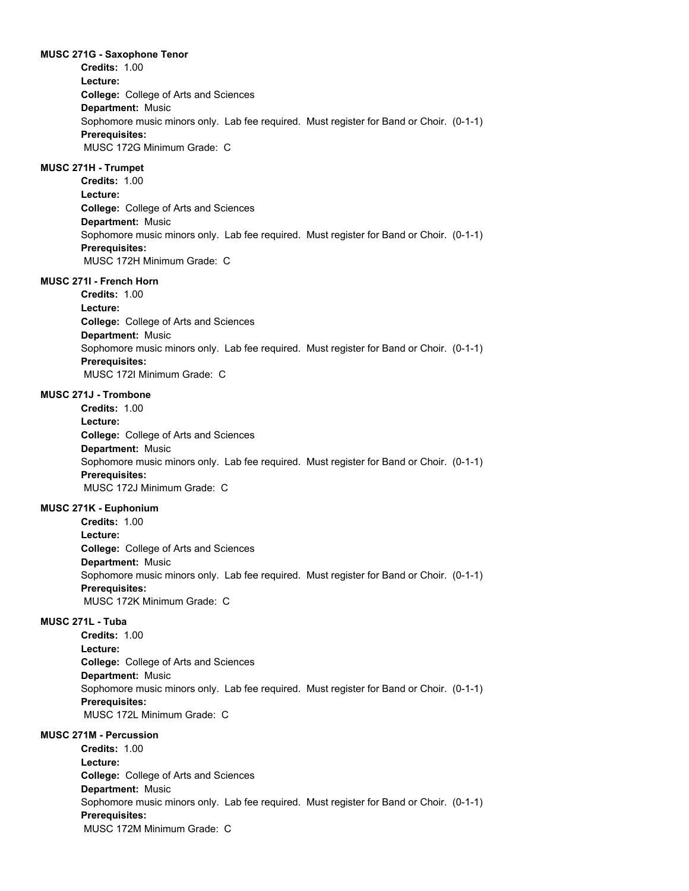**MUSC 271G - Saxophone Tenor**

**Credits:** 1.00
**Lecture:**
**College:** College of Arts and Sciences
**Department:** Music
Sophomore music minors only. Lab fee required. Must register for Band or Choir. (0-1-1)
**Prerequisites:**
MUSC 172G Minimum Grade: C

**MUSC 271H - Trumpet**

**Credits:** 1.00
**Lecture:**
**College:** College of Arts and Sciences
**Department:** Music
Sophomore music minors only. Lab fee required. Must register for Band or Choir. (0-1-1)
**Prerequisites:**
MUSC 172H Minimum Grade: C

**MUSC 271I - French Horn**

**Credits:** 1.00
**Lecture:**
**College:** College of Arts and Sciences
**Department:** Music
Sophomore music minors only. Lab fee required. Must register for Band or Choir. (0-1-1)
**Prerequisites:**
MUSC 172I Minimum Grade: C

**MUSC 271J - Trombone**

**Credits:** 1.00
**Lecture:**
**College:** College of Arts and Sciences
**Department:** Music
Sophomore music minors only. Lab fee required. Must register for Band or Choir. (0-1-1)
**Prerequisites:**
MUSC 172J Minimum Grade: C

**MUSC 271K - Euphonium**

**Credits:** 1.00
**Lecture:**
**College:** College of Arts and Sciences
**Department:** Music
Sophomore music minors only. Lab fee required. Must register for Band or Choir. (0-1-1)
**Prerequisites:**
MUSC 172K Minimum Grade: C

**MUSC 271L - Tuba**

**Credits:** 1.00
**Lecture:**
**College:** College of Arts and Sciences
**Department:** Music
Sophomore music minors only. Lab fee required. Must register for Band or Choir. (0-1-1)
**Prerequisites:**
MUSC 172L Minimum Grade: C

**MUSC 271M - Percussion**

**Credits:** 1.00
**Lecture:**
**College:** College of Arts and Sciences
**Department:** Music
Sophomore music minors only. Lab fee required. Must register for Band or Choir. (0-1-1)
**Prerequisites:**
MUSC 172M Minimum Grade: C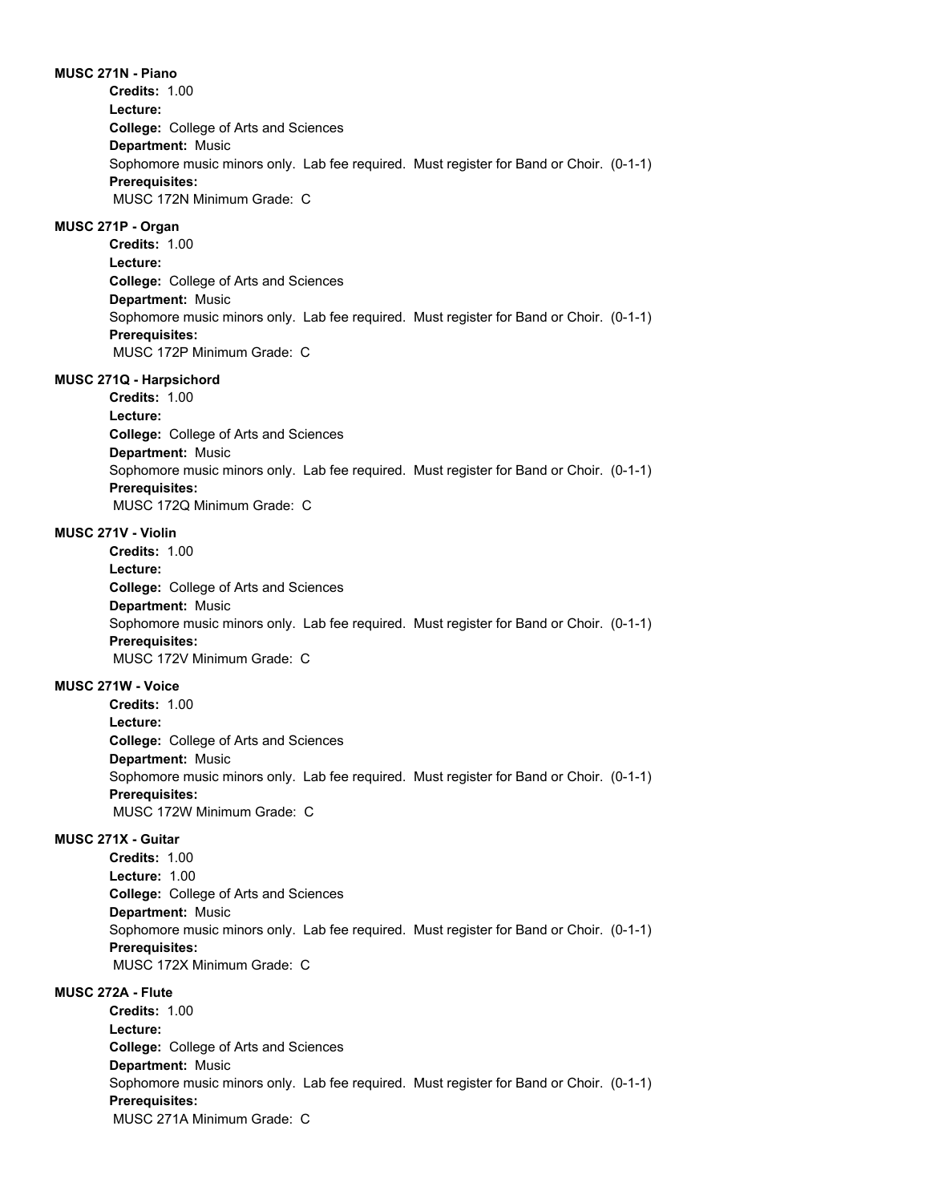**MUSC 271N - Piano**

**Credits:** 1.00
**Lecture:**
**College:** College of Arts and Sciences
**Department:** Music
Sophomore music minors only. Lab fee required. Must register for Band or Choir. (0-1-1)
**Prerequisites:**
MUSC 172N Minimum Grade: C

**MUSC 271P - Organ**

**Credits:** 1.00
**Lecture:**
**College:** College of Arts and Sciences
**Department:** Music
Sophomore music minors only. Lab fee required. Must register for Band or Choir. (0-1-1)
**Prerequisites:**
MUSC 172P Minimum Grade: C

**MUSC 271Q - Harpsichord**

**Credits:** 1.00
**Lecture:**
**College:** College of Arts and Sciences
**Department:** Music
Sophomore music minors only. Lab fee required. Must register for Band or Choir. (0-1-1)
**Prerequisites:**
MUSC 172Q Minimum Grade: C

**MUSC 271V - Violin**

**Credits:** 1.00
**Lecture:**
**College:** College of Arts and Sciences
**Department:** Music
Sophomore music minors only. Lab fee required. Must register for Band or Choir. (0-1-1)
**Prerequisites:**
MUSC 172V Minimum Grade: C

**MUSC 271W - Voice**

**Credits:** 1.00
**Lecture:**
**College:** College of Arts and Sciences
**Department:** Music
Sophomore music minors only. Lab fee required. Must register for Band or Choir. (0-1-1)
**Prerequisites:**
MUSC 172W Minimum Grade: C

**MUSC 271X - Guitar**

**Credits:** 1.00
**Lecture:** 1.00
**College:** College of Arts and Sciences
**Department:** Music
Sophomore music minors only. Lab fee required. Must register for Band or Choir. (0-1-1)
**Prerequisites:**
MUSC 172X Minimum Grade: C

**MUSC 272A - Flute**

**Credits:** 1.00
**Lecture:**
**College:** College of Arts and Sciences
**Department:** Music
Sophomore music minors only. Lab fee required. Must register for Band or Choir. (0-1-1)
**Prerequisites:**
MUSC 271A Minimum Grade: C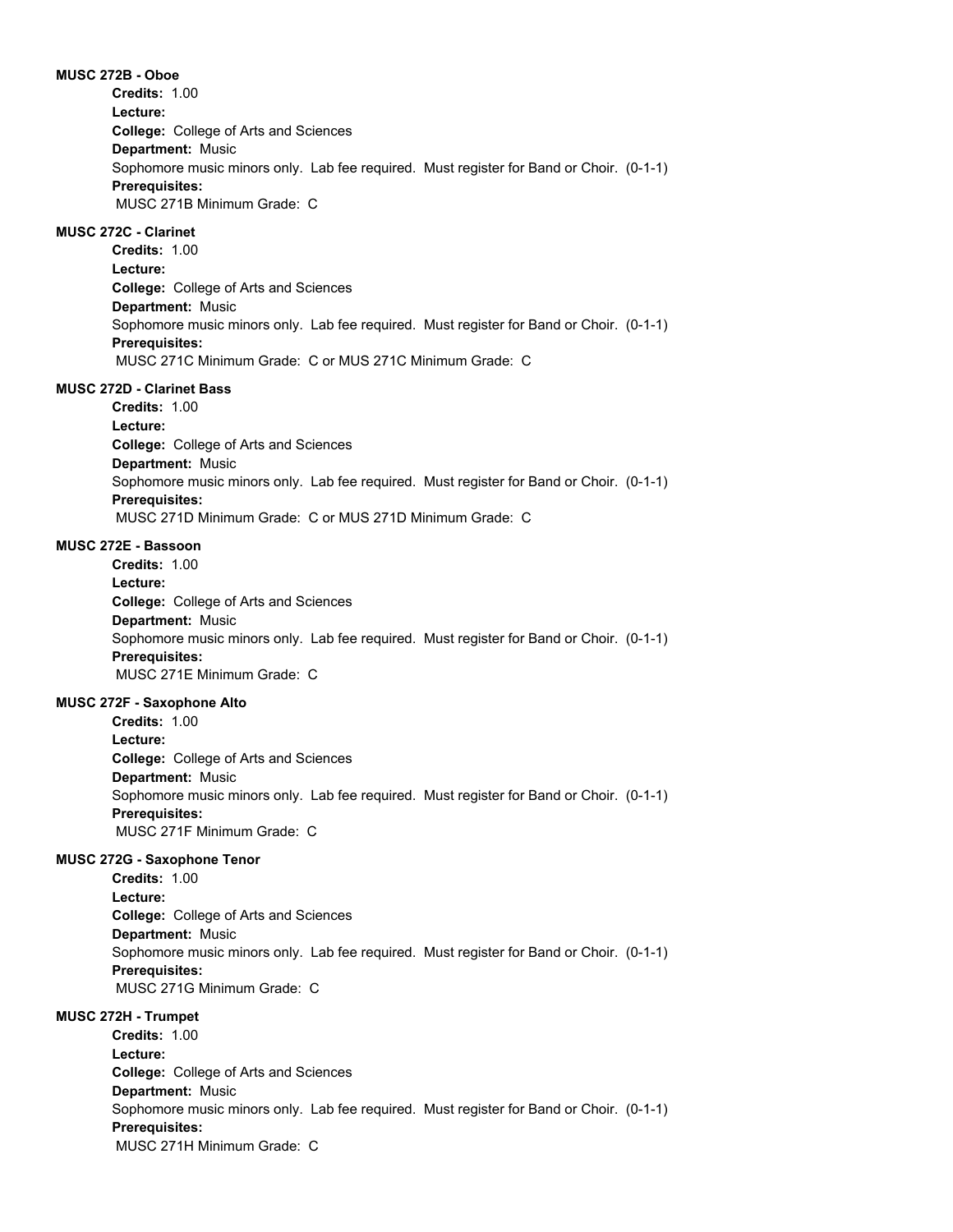**MUSC 272B - Oboe**

**Credits:** 1.00
**Lecture:**
**College:** College of Arts and Sciences
**Department:** Music
Sophomore music minors only. Lab fee required. Must register for Band or Choir. (0-1-1)
**Prerequisites:**
MUSC 271B Minimum Grade: C

**MUSC 272C - Clarinet**

**Credits:** 1.00
**Lecture:**
**College:** College of Arts and Sciences
**Department:** Music
Sophomore music minors only. Lab fee required. Must register for Band or Choir. (0-1-1)
**Prerequisites:**
MUSC 271C Minimum Grade: C or MUS 271C Minimum Grade: C

**MUSC 272D - Clarinet Bass**

**Credits:** 1.00
**Lecture:**
**College:** College of Arts and Sciences
**Department:** Music
Sophomore music minors only. Lab fee required. Must register for Band or Choir. (0-1-1)
**Prerequisites:**
MUSC 271D Minimum Grade: C or MUS 271D Minimum Grade: C

**MUSC 272E - Bassoon**

**Credits:** 1.00
**Lecture:**
**College:** College of Arts and Sciences
**Department:** Music
Sophomore music minors only. Lab fee required. Must register for Band or Choir. (0-1-1)
**Prerequisites:**
MUSC 271E Minimum Grade: C

**MUSC 272F - Saxophone Alto**

**Credits:** 1.00
**Lecture:**
**College:** College of Arts and Sciences
**Department:** Music
Sophomore music minors only. Lab fee required. Must register for Band or Choir. (0-1-1)
**Prerequisites:**
MUSC 271F Minimum Grade: C

**MUSC 272G - Saxophone Tenor**

**Credits:** 1.00
**Lecture:**
**College:** College of Arts and Sciences
**Department:** Music
Sophomore music minors only. Lab fee required. Must register for Band or Choir. (0-1-1)
**Prerequisites:**
MUSC 271G Minimum Grade: C

**MUSC 272H - Trumpet**

**Credits:** 1.00
**Lecture:**
**College:** College of Arts and Sciences
**Department:** Music
Sophomore music minors only. Lab fee required. Must register for Band or Choir. (0-1-1)
**Prerequisites:**
MUSC 271H Minimum Grade: C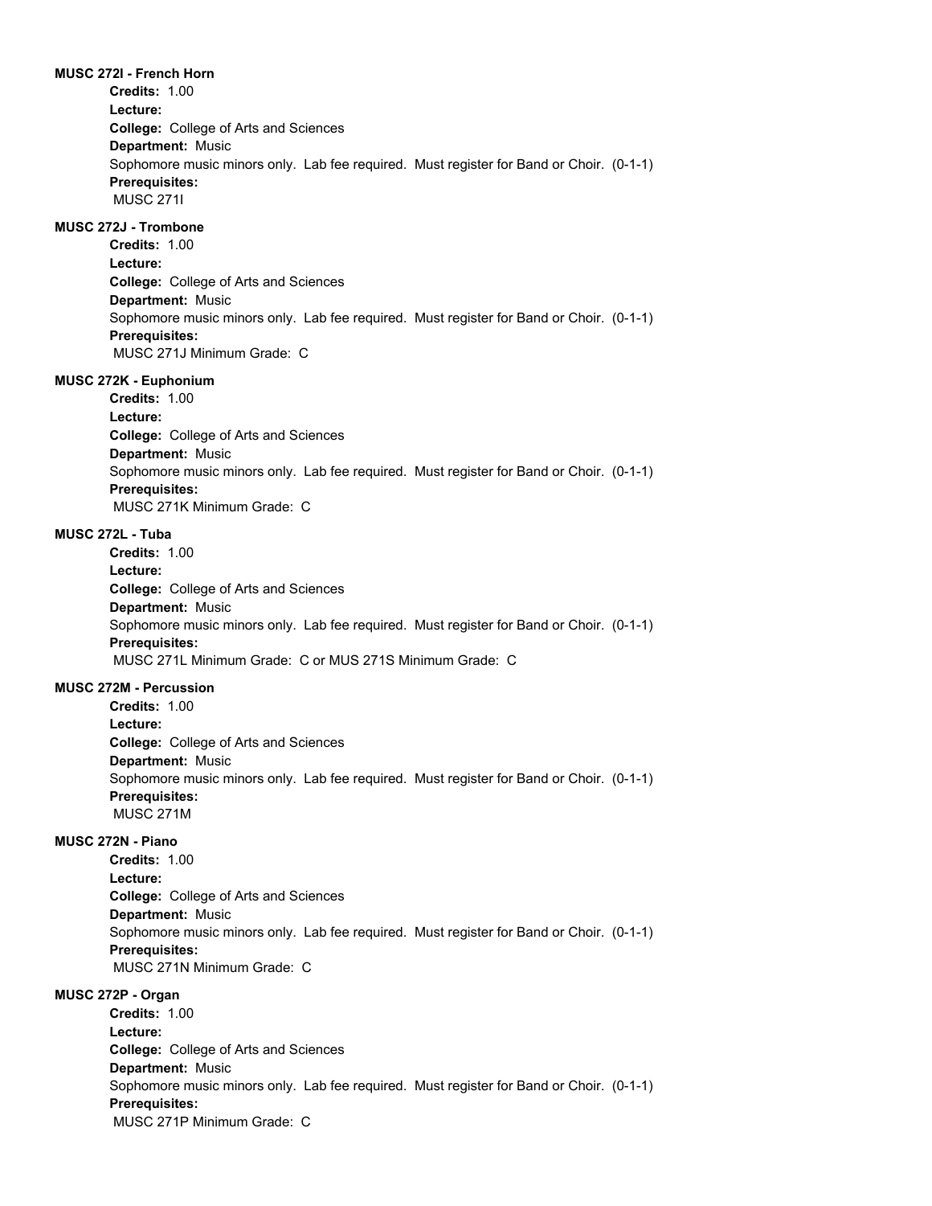**MUSC 272I - French Horn**

**Credits:** 1.00
**Lecture:**
**College:** College of Arts and Sciences
**Department:** Music
Sophomore music minors only. Lab fee required. Must register for Band or Choir. (0-1-1)
**Prerequisites:**
MUSC 271I

**MUSC 272J - Trombone**

**Credits:** 1.00
**Lecture:**
**College:** College of Arts and Sciences
**Department:** Music
Sophomore music minors only. Lab fee required. Must register for Band or Choir. (0-1-1)
**Prerequisites:**
MUSC 271J Minimum Grade: C

**MUSC 272K - Euphonium**

**Credits:** 1.00
**Lecture:**
**College:** College of Arts and Sciences
**Department:** Music
Sophomore music minors only. Lab fee required. Must register for Band or Choir. (0-1-1)
**Prerequisites:**
MUSC 271K Minimum Grade: C

**MUSC 272L - Tuba**

**Credits:** 1.00
**Lecture:**
**College:** College of Arts and Sciences
**Department:** Music
Sophomore music minors only. Lab fee required. Must register for Band or Choir. (0-1-1)
**Prerequisites:**
MUSC 271L Minimum Grade: C or MUS 271S Minimum Grade: C

**MUSC 272M - Percussion**

**Credits:** 1.00
**Lecture:**
**College:** College of Arts and Sciences
**Department:** Music
Sophomore music minors only. Lab fee required. Must register for Band or Choir. (0-1-1)
**Prerequisites:**
MUSC 271M

**MUSC 272N - Piano**

**Credits:** 1.00
**Lecture:**
**College:** College of Arts and Sciences
**Department:** Music
Sophomore music minors only. Lab fee required. Must register for Band or Choir. (0-1-1)
**Prerequisites:**
MUSC 271N Minimum Grade: C

**MUSC 272P - Organ**

**Credits:** 1.00
**Lecture:**
**College:** College of Arts and Sciences
**Department:** Music
Sophomore music minors only. Lab fee required. Must register for Band or Choir. (0-1-1)
**Prerequisites:**
MUSC 271P Minimum Grade: C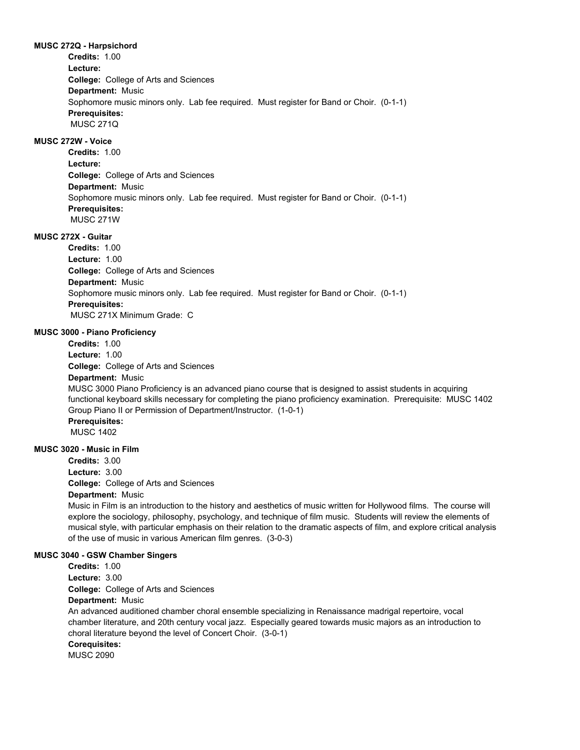**MUSC 272Q - Harpsichord**

**Credits:** 1.00
**Lecture:**
**College:** College of Arts and Sciences
**Department:** Music
Sophomore music minors only. Lab fee required. Must register for Band or Choir. (0-1-1)
**Prerequisites:**
MUSC 271Q

**MUSC 272W - Voice**

**Credits:** 1.00
**Lecture:**
**College:** College of Arts and Sciences
**Department:** Music
Sophomore music minors only. Lab fee required. Must register for Band or Choir. (0-1-1)
**Prerequisites:**
MUSC 271W

**MUSC 272X - Guitar**

**Credits:** 1.00
**Lecture:** 1.00
**College:** College of Arts and Sciences
**Department:** Music
Sophomore music minors only. Lab fee required. Must register for Band or Choir. (0-1-1)
**Prerequisites:**
MUSC 271X Minimum Grade: C

**MUSC 3000 - Piano Proficiency**

**Credits:** 1.00
**Lecture:** 1.00
**College:** College of Arts and Sciences
**Department:** Music
MUSC 3000 Piano Proficiency is an advanced piano course that is designed to assist students in acquiring functional keyboard skills necessary for completing the piano proficiency examination. Prerequisite: MUSC 1402 Group Piano II or Permission of Department/Instructor. (1-0-1)
**Prerequisites:**
MUSC 1402

**MUSC 3020 - Music in Film**

**Credits:** 3.00
**Lecture:** 3.00
**College:** College of Arts and Sciences
**Department:** Music
Music in Film is an introduction to the history and aesthetics of music written for Hollywood films. The course will explore the sociology, philosophy, psychology, and technique of film music. Students will review the elements of musical style, with particular emphasis on their relation to the dramatic aspects of film, and explore critical analysis of the use of music in various American film genres. (3-0-3)

**MUSC 3040 - GSW Chamber Singers**

**Credits:** 1.00
**Lecture:** 3.00
**College:** College of Arts and Sciences
**Department:** Music
An advanced auditioned chamber choral ensemble specializing in Renaissance madrigal repertoire, vocal chamber literature, and 20th century vocal jazz. Especially geared towards music majors as an introduction to choral literature beyond the level of Concert Choir. (3-0-1)
**Corequisites:**
MUSC 2090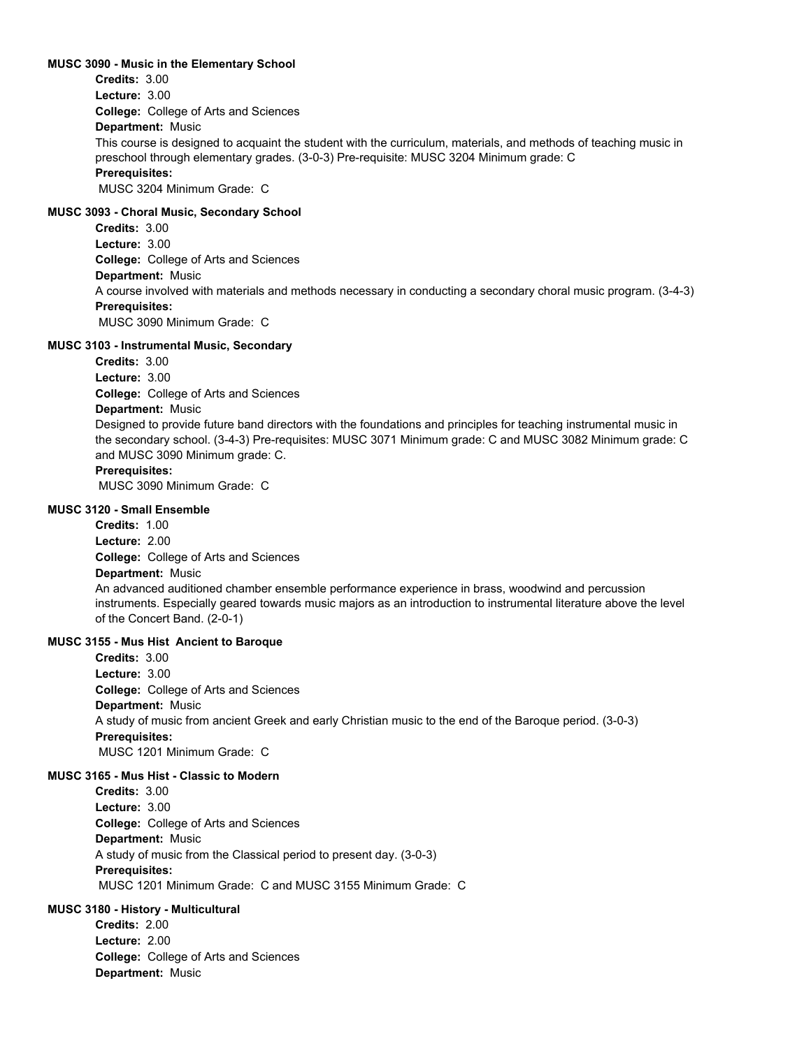**MUSC 3090 - Music in the Elementary School**

**Credits:** 3.00
**Lecture:** 3.00
**College:** College of Arts and Sciences
**Department:** Music

This course is designed to acquaint the student with the curriculum, materials, and methods of teaching music in preschool through elementary grades. (3-0-3) Pre-requisite: MUSC 3204 Minimum grade: C

**Prerequisites:**
MUSC 3204 Minimum Grade: C

**MUSC 3093 - Choral Music, Secondary School**

**Credits:** 3.00
**Lecture:** 3.00
**College:** College of Arts and Sciences
**Department:** Music

A course involved with materials and methods necessary in conducting a secondary choral music program. (3-4-3)

**Prerequisites:**
MUSC 3090 Minimum Grade: C

**MUSC 3103 - Instrumental Music, Secondary**

**Credits:** 3.00
**Lecture:** 3.00
**College:** College of Arts and Sciences
**Department:** Music

Designed to provide future band directors with the foundations and principles for teaching instrumental music in the secondary school. (3-4-3) Pre-requisites: MUSC 3071 Minimum grade: C and MUSC 3082 Minimum grade: C and MUSC 3090 Minimum grade: C.

**Prerequisites:**
MUSC 3090 Minimum Grade: C

**MUSC 3120 - Small Ensemble**

**Credits:** 1.00
**Lecture:** 2.00
**College:** College of Arts and Sciences
**Department:** Music

An advanced auditioned chamber ensemble performance experience in brass, woodwind and percussion instruments. Especially geared towards music majors as an introduction to instrumental literature above the level of the Concert Band. (2-0-1)

**MUSC 3155 - Mus Hist Ancient to Baroque**

**Credits:** 3.00
**Lecture:** 3.00
**College:** College of Arts and Sciences
**Department:** Music

A study of music from ancient Greek and early Christian music to the end of the Baroque period. (3-0-3)

**Prerequisites:**
MUSC 1201 Minimum Grade: C

**MUSC 3165 - Mus Hist - Classic to Modern**

**Credits:** 3.00
**Lecture:** 3.00
**College:** College of Arts and Sciences
**Department:** Music

A study of music from the Classical period to present day. (3-0-3)

**Prerequisites:**
MUSC 1201 Minimum Grade: C and MUSC 3155 Minimum Grade: C

**MUSC 3180 - History - Multicultural**

**Credits:** 2.00
**Lecture:** 2.00
**College:** College of Arts and Sciences
**Department:** Music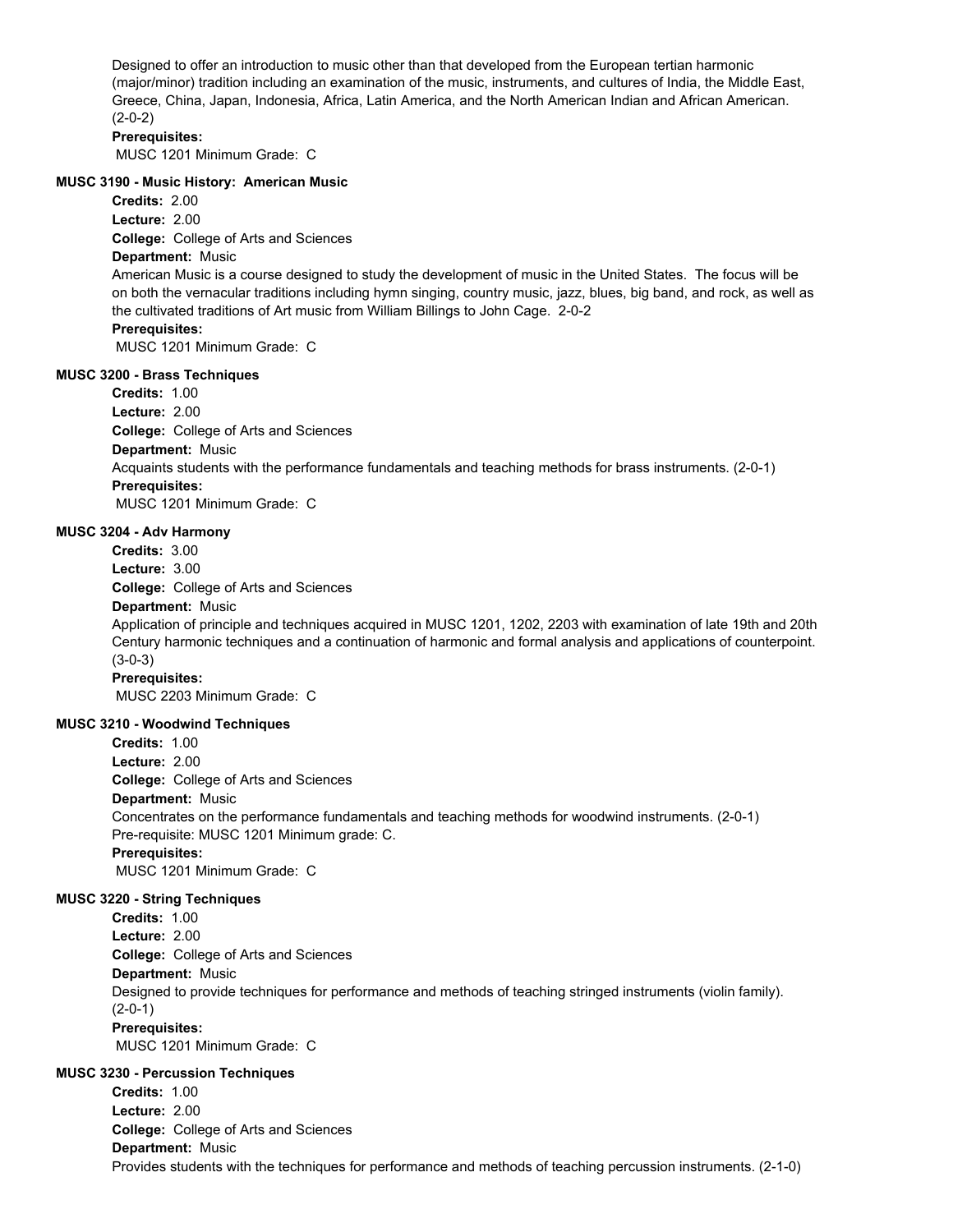Designed to offer an introduction to music other than that developed from the European tertian harmonic (major/minor) tradition including an examination of the music, instruments, and cultures of India, the Middle East, Greece, China, Japan, Indonesia, Africa, Latin America, and the North American Indian and African American. (2-0-2)

**Prerequisites:**

MUSC 1201 Minimum Grade: C

### MUSC 3190 - Music History: American Music

**Credits:** 2.00
**Lecture:** 2.00
**College:** College of Arts and Sciences
**Department:** Music

American Music is a course designed to study the development of music in the United States. The focus will be on both the vernacular traditions including hymn singing, country music, jazz, blues, big band, and rock, as well as the cultivated traditions of Art music from William Billings to John Cage. 2-0-2

**Prerequisites:**

MUSC 1201 Minimum Grade: C

### MUSC 3200 - Brass Techniques

**Credits:** 1.00
**Lecture:** 2.00
**College:** College of Arts and Sciences
**Department:** Music

Acquaints students with the performance fundamentals and teaching methods for brass instruments. (2-0-1)

**Prerequisites:**

MUSC 1201 Minimum Grade: C

### MUSC 3204 - Adv Harmony

**Credits:** 3.00
**Lecture:** 3.00
**College:** College of Arts and Sciences
**Department:** Music

Application of principle and techniques acquired in MUSC 1201, 1202, 2203 with examination of late 19th and 20th Century harmonic techniques and a continuation of harmonic and formal analysis and applications of counterpoint. (3-0-3)

**Prerequisites:**

MUSC 2203 Minimum Grade: C

### MUSC 3210 - Woodwind Techniques

**Credits:** 1.00
**Lecture:** 2.00
**College:** College of Arts and Sciences
**Department:** Music

Concentrates on the performance fundamentals and teaching methods for woodwind instruments. (2-0-1)
Pre-requisite: MUSC 1201 Minimum grade: C.

**Prerequisites:**

MUSC 1201 Minimum Grade: C

### MUSC 3220 - String Techniques

**Credits:** 1.00
**Lecture:** 2.00
**College:** College of Arts and Sciences
**Department:** Music

Designed to provide techniques for performance and methods of teaching stringed instruments (violin family). (2-0-1)

**Prerequisites:**

MUSC 1201 Minimum Grade: C

### MUSC 3230 - Percussion Techniques

**Credits:** 1.00
**Lecture:** 2.00
**College:** College of Arts and Sciences
**Department:** Music

Provides students with the techniques for performance and methods of teaching percussion instruments. (2-1-0)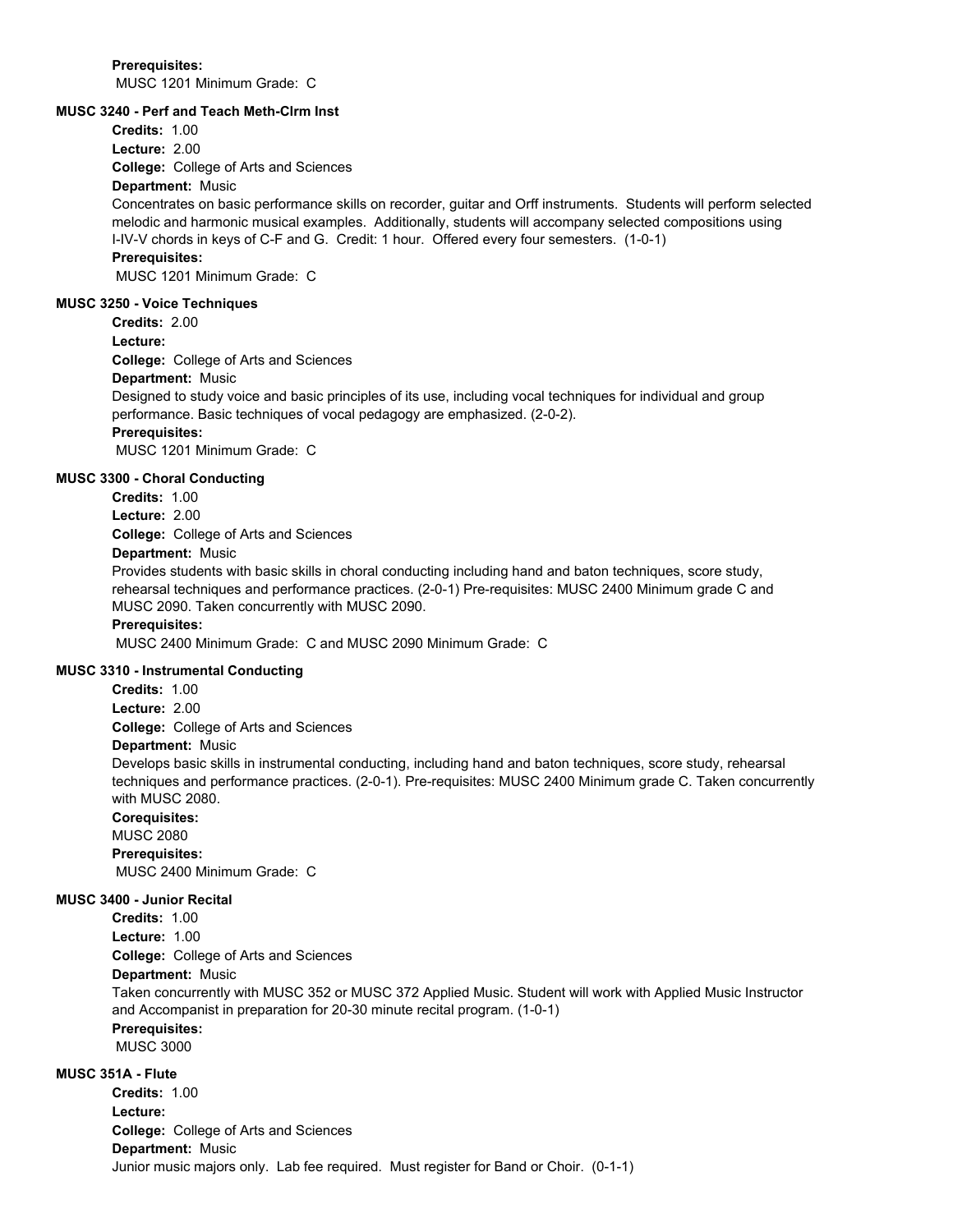**Prerequisites:**
MUSC 1201 Minimum Grade: C

### MUSC 3240 - Perf and Teach Meth-Clrm Inst

**Credits:** 1.00
**Lecture:** 2.00
**College:** College of Arts and Sciences
**Department:** Music
Concentrates on basic performance skills on recorder, guitar and Orff instruments. Students will perform selected melodic and harmonic musical examples. Additionally, students will accompany selected compositions using I-IV-V chords in keys of C-F and G. Credit: 1 hour. Offered every four semesters. (1-0-1)
**Prerequisites:**
MUSC 1201 Minimum Grade: C

### MUSC 3250 - Voice Techniques

**Credits:** 2.00
**Lecture:**
**College:** College of Arts and Sciences
**Department:** Music
Designed to study voice and basic principles of its use, including vocal techniques for individual and group performance. Basic techniques of vocal pedagogy are emphasized. (2-0-2).
**Prerequisites:**
MUSC 1201 Minimum Grade: C

### MUSC 3300 - Choral Conducting

**Credits:** 1.00
**Lecture:** 2.00
**College:** College of Arts and Sciences
**Department:** Music
Provides students with basic skills in choral conducting including hand and baton techniques, score study, rehearsal techniques and performance practices. (2-0-1) Pre-requisites: MUSC 2400 Minimum grade C and MUSC 2090. Taken concurrently with MUSC 2090.
**Prerequisites:**
MUSC 2400 Minimum Grade: C and MUSC 2090 Minimum Grade: C

### MUSC 3310 - Instrumental Conducting

**Credits:** 1.00
**Lecture:** 2.00
**College:** College of Arts and Sciences
**Department:** Music
Develops basic skills in instrumental conducting, including hand and baton techniques, score study, rehearsal techniques and performance practices. (2-0-1). Pre-requisites: MUSC 2400 Minimum grade C. Taken concurrently with MUSC 2080.
**Corequisites:**
MUSC 2080
**Prerequisites:**
MUSC 2400 Minimum Grade: C

### MUSC 3400 - Junior Recital

**Credits:** 1.00
**Lecture:** 1.00
**College:** College of Arts and Sciences
**Department:** Music
Taken concurrently with MUSC 352 or MUSC 372 Applied Music. Student will work with Applied Music Instructor and Accompanist in preparation for 20-30 minute recital program. (1-0-1)
**Prerequisites:**
MUSC 3000

### MUSC 351A - Flute

**Credits:** 1.00
**Lecture:**
**College:** College of Arts and Sciences
**Department:** Music
Junior music majors only. Lab fee required. Must register for Band or Choir. (0-1-1)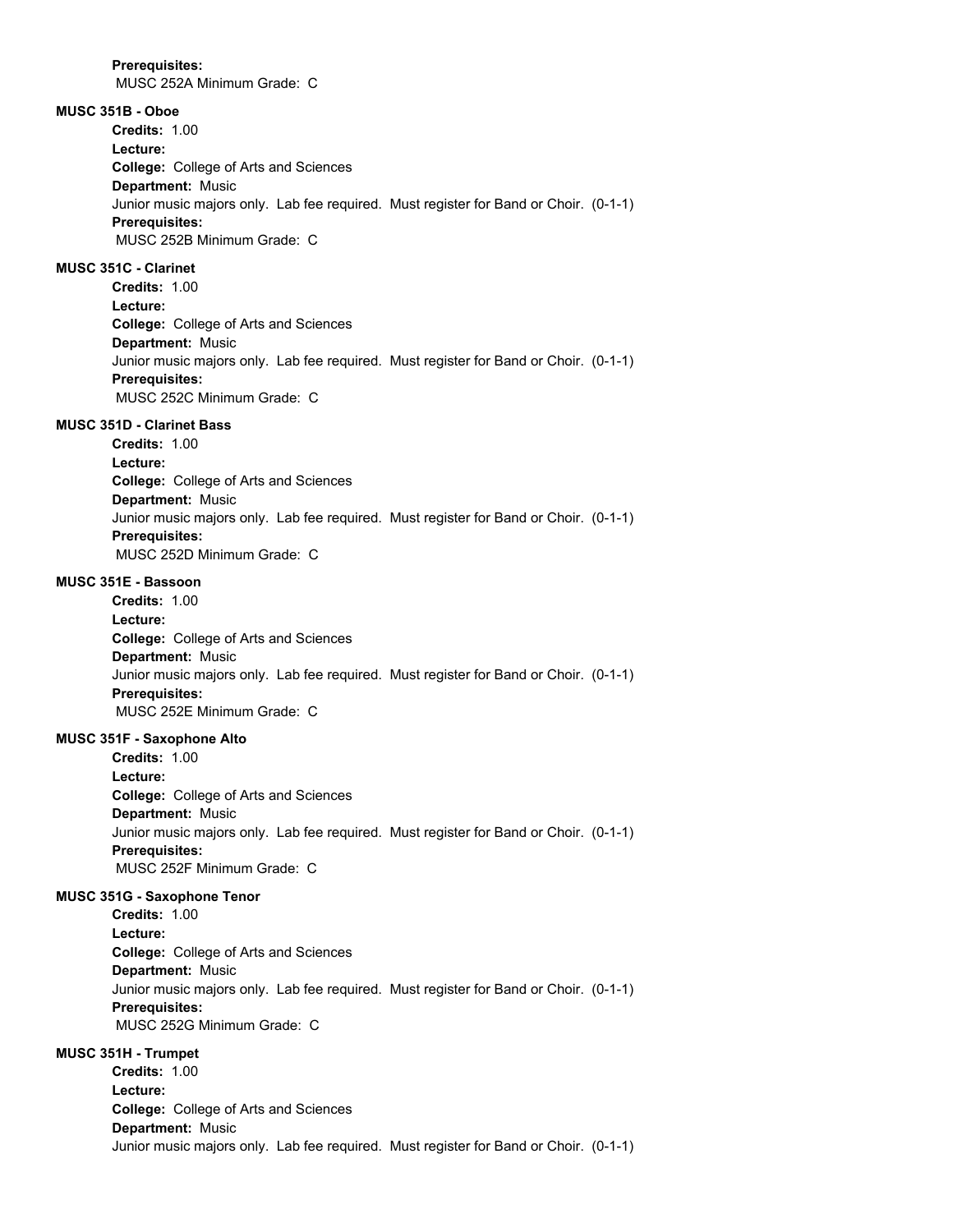**Prerequisites:**
MUSC 252A Minimum Grade: C

**MUSC 351B - Oboe**

**Credits:** 1.00
**Lecture:**
**College:** College of Arts and Sciences
**Department:** Music
Junior music majors only. Lab fee required. Must register for Band or Choir. (0-1-1)
**Prerequisites:**
MUSC 252B Minimum Grade: C

**MUSC 351C - Clarinet**

**Credits:** 1.00
**Lecture:**
**College:** College of Arts and Sciences
**Department:** Music
Junior music majors only. Lab fee required. Must register for Band or Choir. (0-1-1)
**Prerequisites:**
MUSC 252C Minimum Grade: C

**MUSC 351D - Clarinet Bass**

**Credits:** 1.00
**Lecture:**
**College:** College of Arts and Sciences
**Department:** Music
Junior music majors only. Lab fee required. Must register for Band or Choir. (0-1-1)
**Prerequisites:**
MUSC 252D Minimum Grade: C

**MUSC 351E - Bassoon**

**Credits:** 1.00
**Lecture:**
**College:** College of Arts and Sciences
**Department:** Music
Junior music majors only. Lab fee required. Must register for Band or Choir. (0-1-1)
**Prerequisites:**
MUSC 252E Minimum Grade: C

**MUSC 351F - Saxophone Alto**

**Credits:** 1.00
**Lecture:**
**College:** College of Arts and Sciences
**Department:** Music
Junior music majors only. Lab fee required. Must register for Band or Choir. (0-1-1)
**Prerequisites:**
MUSC 252F Minimum Grade: C

**MUSC 351G - Saxophone Tenor**

**Credits:** 1.00
**Lecture:**
**College:** College of Arts and Sciences
**Department:** Music
Junior music majors only. Lab fee required. Must register for Band or Choir. (0-1-1)
**Prerequisites:**
MUSC 252G Minimum Grade: C

**MUSC 351H - Trumpet**

**Credits:** 1.00
**Lecture:**
**College:** College of Arts and Sciences
**Department:** Music
Junior music majors only. Lab fee required. Must register for Band or Choir. (0-1-1)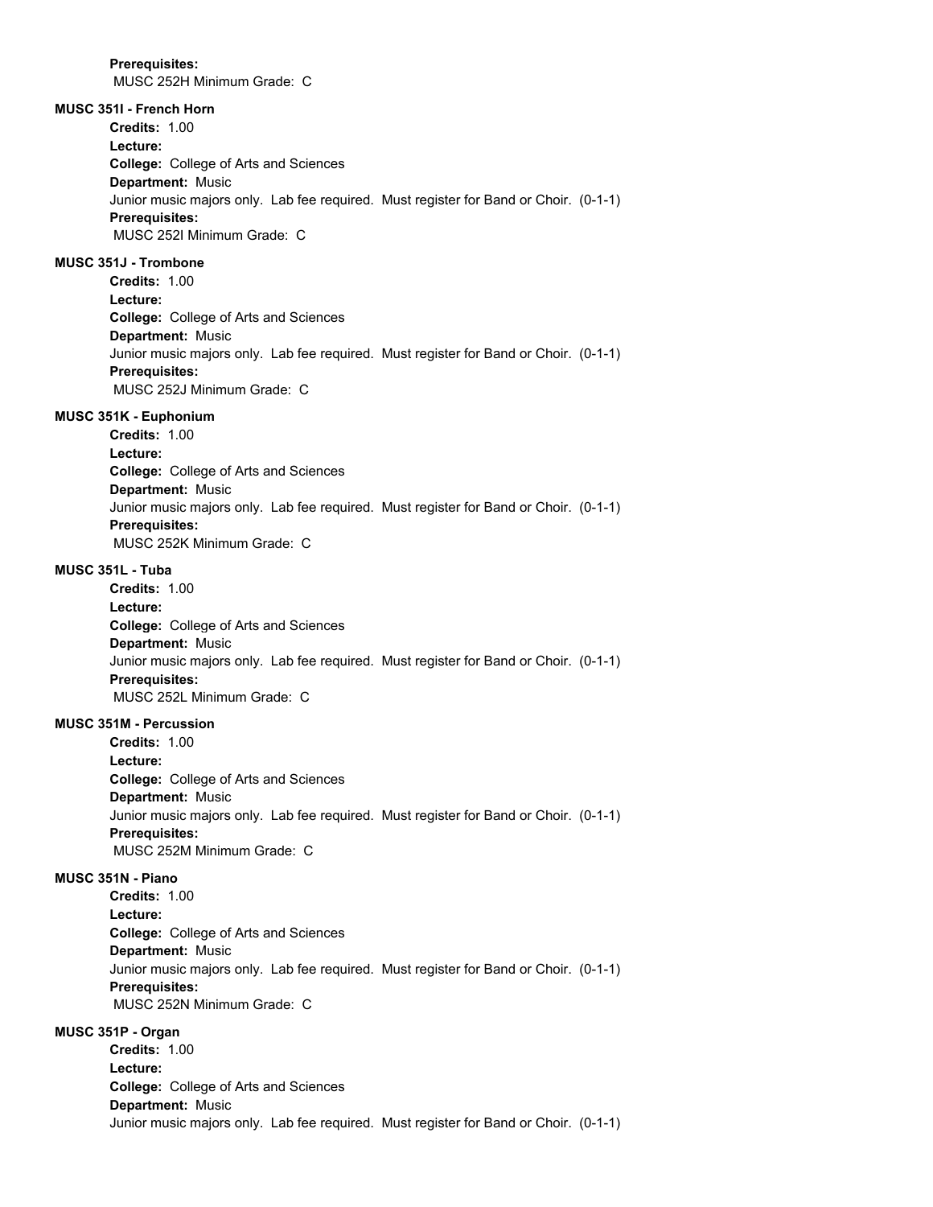**Prerequisites:**
MUSC 252H Minimum Grade: C

**MUSC 351I - French Horn**

**Credits:** 1.00
**Lecture:**
**College:** College of Arts and Sciences
**Department:** Music
Junior music majors only. Lab fee required. Must register for Band or Choir. (0-1-1)
**Prerequisites:**
MUSC 252I Minimum Grade: C

**MUSC 351J - Trombone**

**Credits:** 1.00
**Lecture:**
**College:** College of Arts and Sciences
**Department:** Music
Junior music majors only. Lab fee required. Must register for Band or Choir. (0-1-1)
**Prerequisites:**
MUSC 252J Minimum Grade: C

**MUSC 351K - Euphonium**

**Credits:** 1.00
**Lecture:**
**College:** College of Arts and Sciences
**Department:** Music
Junior music majors only. Lab fee required. Must register for Band or Choir. (0-1-1)
**Prerequisites:**
MUSC 252K Minimum Grade: C

**MUSC 351L - Tuba**

**Credits:** 1.00
**Lecture:**
**College:** College of Arts and Sciences
**Department:** Music
Junior music majors only. Lab fee required. Must register for Band or Choir. (0-1-1)
**Prerequisites:**
MUSC 252L Minimum Grade: C

**MUSC 351M - Percussion**

**Credits:** 1.00
**Lecture:**
**College:** College of Arts and Sciences
**Department:** Music
Junior music majors only. Lab fee required. Must register for Band or Choir. (0-1-1)
**Prerequisites:**
MUSC 252M Minimum Grade: C

**MUSC 351N - Piano**

**Credits:** 1.00
**Lecture:**
**College:** College of Arts and Sciences
**Department:** Music
Junior music majors only. Lab fee required. Must register for Band or Choir. (0-1-1)
**Prerequisites:**
MUSC 252N Minimum Grade: C

**MUSC 351P - Organ**

**Credits:** 1.00
**Lecture:**
**College:** College of Arts and Sciences
**Department:** Music
Junior music majors only. Lab fee required. Must register for Band or Choir. (0-1-1)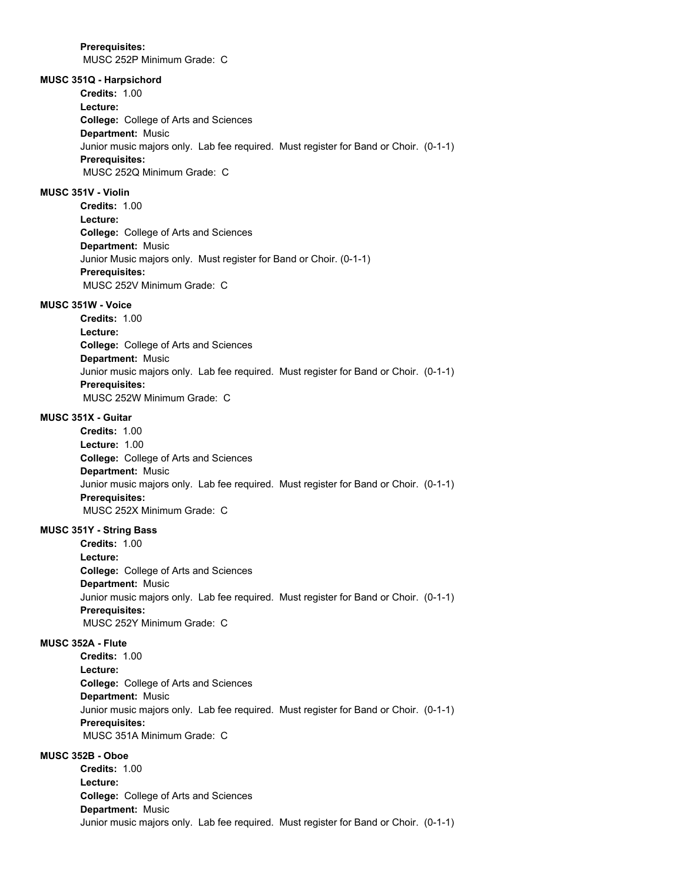**Prerequisites:**
MUSC 252P Minimum Grade: C

**MUSC 351Q - Harpsichord**

**Credits:** 1.00
**Lecture:**
**College:** College of Arts and Sciences
**Department:** Music
Junior music majors only. Lab fee required. Must register for Band or Choir. (0-1-1)
**Prerequisites:**
MUSC 252Q Minimum Grade: C

**MUSC 351V - Violin**

**Credits:** 1.00
**Lecture:**
**College:** College of Arts and Sciences
**Department:** Music
Junior Music majors only. Must register for Band or Choir. (0-1-1)
**Prerequisites:**
MUSC 252V Minimum Grade: C

**MUSC 351W - Voice**

**Credits:** 1.00
**Lecture:**
**College:** College of Arts and Sciences
**Department:** Music
Junior music majors only. Lab fee required. Must register for Band or Choir. (0-1-1)
**Prerequisites:**
MUSC 252W Minimum Grade: C

**MUSC 351X - Guitar**

**Credits:** 1.00
**Lecture:** 1.00
**College:** College of Arts and Sciences
**Department:** Music
Junior music majors only. Lab fee required. Must register for Band or Choir. (0-1-1)
**Prerequisites:**
MUSC 252X Minimum Grade: C

**MUSC 351Y - String Bass**

**Credits:** 1.00
**Lecture:**
**College:** College of Arts and Sciences
**Department:** Music
Junior music majors only. Lab fee required. Must register for Band or Choir. (0-1-1)
**Prerequisites:**
MUSC 252Y Minimum Grade: C

**MUSC 352A - Flute**

**Credits:** 1.00
**Lecture:**
**College:** College of Arts and Sciences
**Department:** Music
Junior music majors only. Lab fee required. Must register for Band or Choir. (0-1-1)
**Prerequisites:**
MUSC 351A Minimum Grade: C

**MUSC 352B - Oboe**

**Credits:** 1.00
**Lecture:**
**College:** College of Arts and Sciences
**Department:** Music
Junior music majors only. Lab fee required. Must register for Band or Choir. (0-1-1)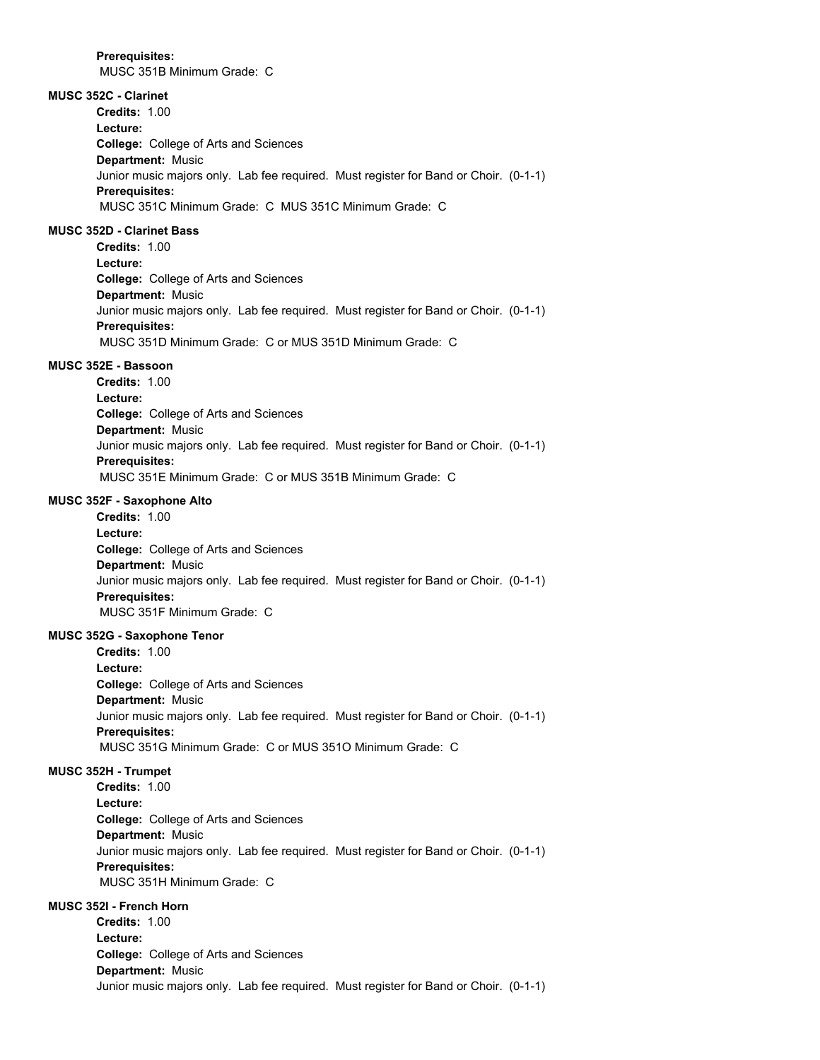**Prerequisites:**
MUSC 351B Minimum Grade: C

**MUSC 352C - Clarinet**

**Credits:** 1.00
**Lecture:**
**College:** College of Arts and Sciences
**Department:** Music
Junior music majors only. Lab fee required. Must register for Band or Choir. (0-1-1)
**Prerequisites:**
MUSC 351C Minimum Grade: C MUS 351C Minimum Grade: C

**MUSC 352D - Clarinet Bass**

**Credits:** 1.00
**Lecture:**
**College:** College of Arts and Sciences
**Department:** Music
Junior music majors only. Lab fee required. Must register for Band or Choir. (0-1-1)
**Prerequisites:**
MUSC 351D Minimum Grade: C or MUS 351D Minimum Grade: C

**MUSC 352E - Bassoon**

**Credits:** 1.00
**Lecture:**
**College:** College of Arts and Sciences
**Department:** Music
Junior music majors only. Lab fee required. Must register for Band or Choir. (0-1-1)
**Prerequisites:**
MUSC 351E Minimum Grade: C or MUS 351B Minimum Grade: C

**MUSC 352F - Saxophone Alto**

**Credits:** 1.00
**Lecture:**
**College:** College of Arts and Sciences
**Department:** Music
Junior music majors only. Lab fee required. Must register for Band or Choir. (0-1-1)
**Prerequisites:**
MUSC 351F Minimum Grade: C

**MUSC 352G - Saxophone Tenor**

**Credits:** 1.00
**Lecture:**
**College:** College of Arts and Sciences
**Department:** Music
Junior music majors only. Lab fee required. Must register for Band or Choir. (0-1-1)
**Prerequisites:**
MUSC 351G Minimum Grade: C or MUS 351O Minimum Grade: C

**MUSC 352H - Trumpet**

**Credits:** 1.00
**Lecture:**
**College:** College of Arts and Sciences
**Department:** Music
Junior music majors only. Lab fee required. Must register for Band or Choir. (0-1-1)
**Prerequisites:**
MUSC 351H Minimum Grade: C

**MUSC 352I - French Horn**

**Credits:** 1.00
**Lecture:**
**College:** College of Arts and Sciences
**Department:** Music
Junior music majors only. Lab fee required. Must register for Band or Choir. (0-1-1)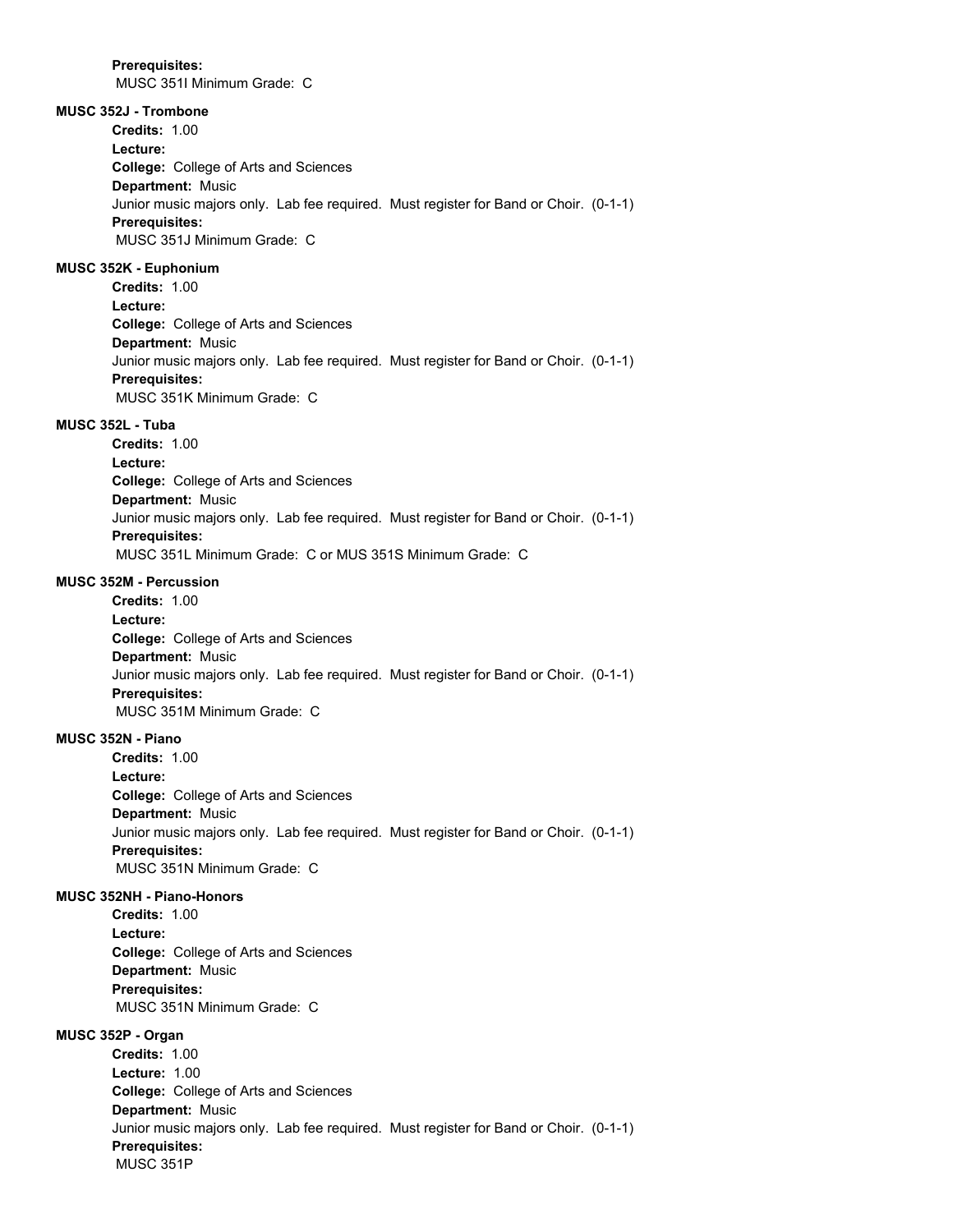**Prerequisites:**
MUSC 351I Minimum Grade: C

**MUSC 352J - Trombone**

**Credits:** 1.00
**Lecture:**
**College:** College of Arts and Sciences
**Department:** Music
Junior music majors only. Lab fee required. Must register for Band or Choir. (0-1-1)
**Prerequisites:**
MUSC 351J Minimum Grade: C

**MUSC 352K - Euphonium**

**Credits:** 1.00
**Lecture:**
**College:** College of Arts and Sciences
**Department:** Music
Junior music majors only. Lab fee required. Must register for Band or Choir. (0-1-1)
**Prerequisites:**
MUSC 351K Minimum Grade: C

**MUSC 352L - Tuba**

**Credits:** 1.00
**Lecture:**
**College:** College of Arts and Sciences
**Department:** Music
Junior music majors only. Lab fee required. Must register for Band or Choir. (0-1-1)
**Prerequisites:**
MUSC 351L Minimum Grade: C or MUS 351S Minimum Grade: C

**MUSC 352M - Percussion**

**Credits:** 1.00
**Lecture:**
**College:** College of Arts and Sciences
**Department:** Music
Junior music majors only. Lab fee required. Must register for Band or Choir. (0-1-1)
**Prerequisites:**
MUSC 351M Minimum Grade: C

**MUSC 352N - Piano**

**Credits:** 1.00
**Lecture:**
**College:** College of Arts and Sciences
**Department:** Music
Junior music majors only. Lab fee required. Must register for Band or Choir. (0-1-1)
**Prerequisites:**
MUSC 351N Minimum Grade: C

**MUSC 352NH - Piano-Honors**

**Credits:** 1.00
**Lecture:**
**College:** College of Arts and Sciences
**Department:** Music
**Prerequisites:**
MUSC 351N Minimum Grade: C

**MUSC 352P - Organ**

**Credits:** 1.00
**Lecture:** 1.00
**College:** College of Arts and Sciences
**Department:** Music
Junior music majors only. Lab fee required. Must register for Band or Choir. (0-1-1)
**Prerequisites:**
MUSC 351P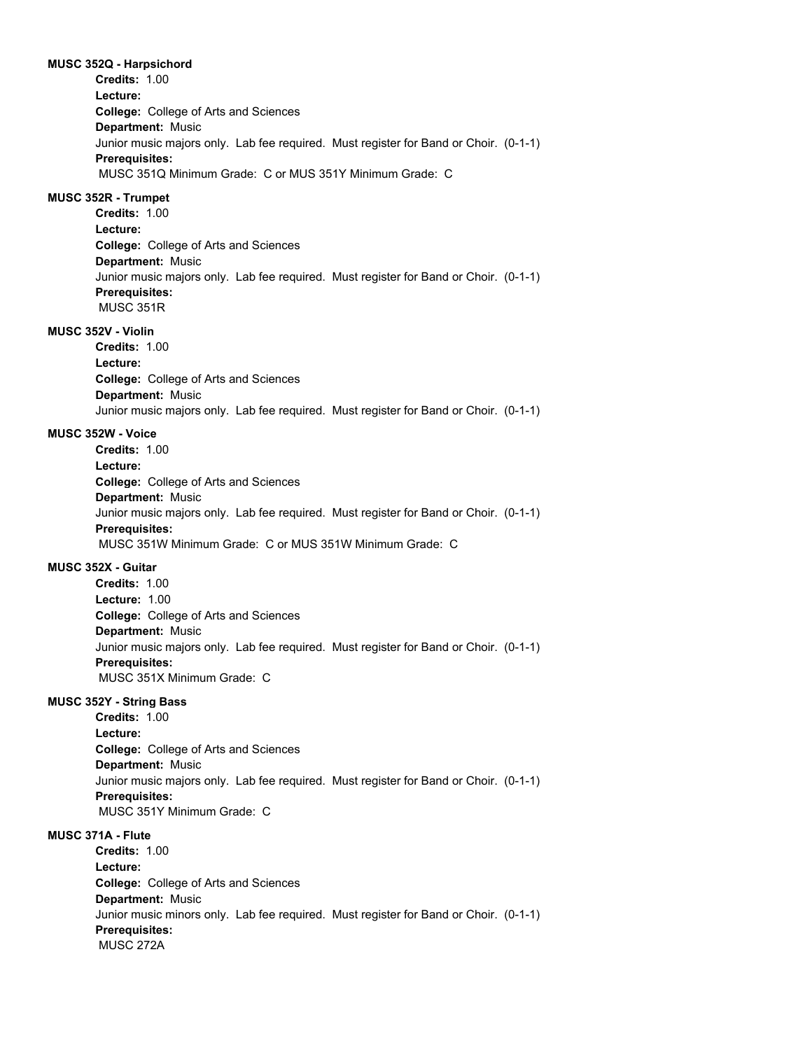**MUSC 352Q - Harpsichord**

**Credits:** 1.00
**Lecture:**
**College:** College of Arts and Sciences
**Department:** Music
Junior music majors only. Lab fee required. Must register for Band or Choir. (0-1-1)
**Prerequisites:**
MUSC 351Q Minimum Grade: C or MUS 351Y Minimum Grade: C

**MUSC 352R - Trumpet**

**Credits:** 1.00
**Lecture:**
**College:** College of Arts and Sciences
**Department:** Music
Junior music majors only. Lab fee required. Must register for Band or Choir. (0-1-1)
**Prerequisites:**
MUSC 351R

**MUSC 352V - Violin**

**Credits:** 1.00
**Lecture:**
**College:** College of Arts and Sciences
**Department:** Music
Junior music majors only. Lab fee required. Must register for Band or Choir. (0-1-1)

**MUSC 352W - Voice**

**Credits:** 1.00
**Lecture:**
**College:** College of Arts and Sciences
**Department:** Music
Junior music majors only. Lab fee required. Must register for Band or Choir. (0-1-1)
**Prerequisites:**
MUSC 351W Minimum Grade: C or MUS 351W Minimum Grade: C

**MUSC 352X - Guitar**

**Credits:** 1.00
**Lecture:** 1.00
**College:** College of Arts and Sciences
**Department:** Music
Junior music majors only. Lab fee required. Must register for Band or Choir. (0-1-1)
**Prerequisites:**
MUSC 351X Minimum Grade: C

**MUSC 352Y - String Bass**

**Credits:** 1.00
**Lecture:**
**College:** College of Arts and Sciences
**Department:** Music
Junior music majors only. Lab fee required. Must register for Band or Choir. (0-1-1)
**Prerequisites:**
MUSC 351Y Minimum Grade: C

**MUSC 371A - Flute**

**Credits:** 1.00
**Lecture:**
**College:** College of Arts and Sciences
**Department:** Music
Junior music minors only. Lab fee required. Must register for Band or Choir. (0-1-1)
**Prerequisites:**
MUSC 272A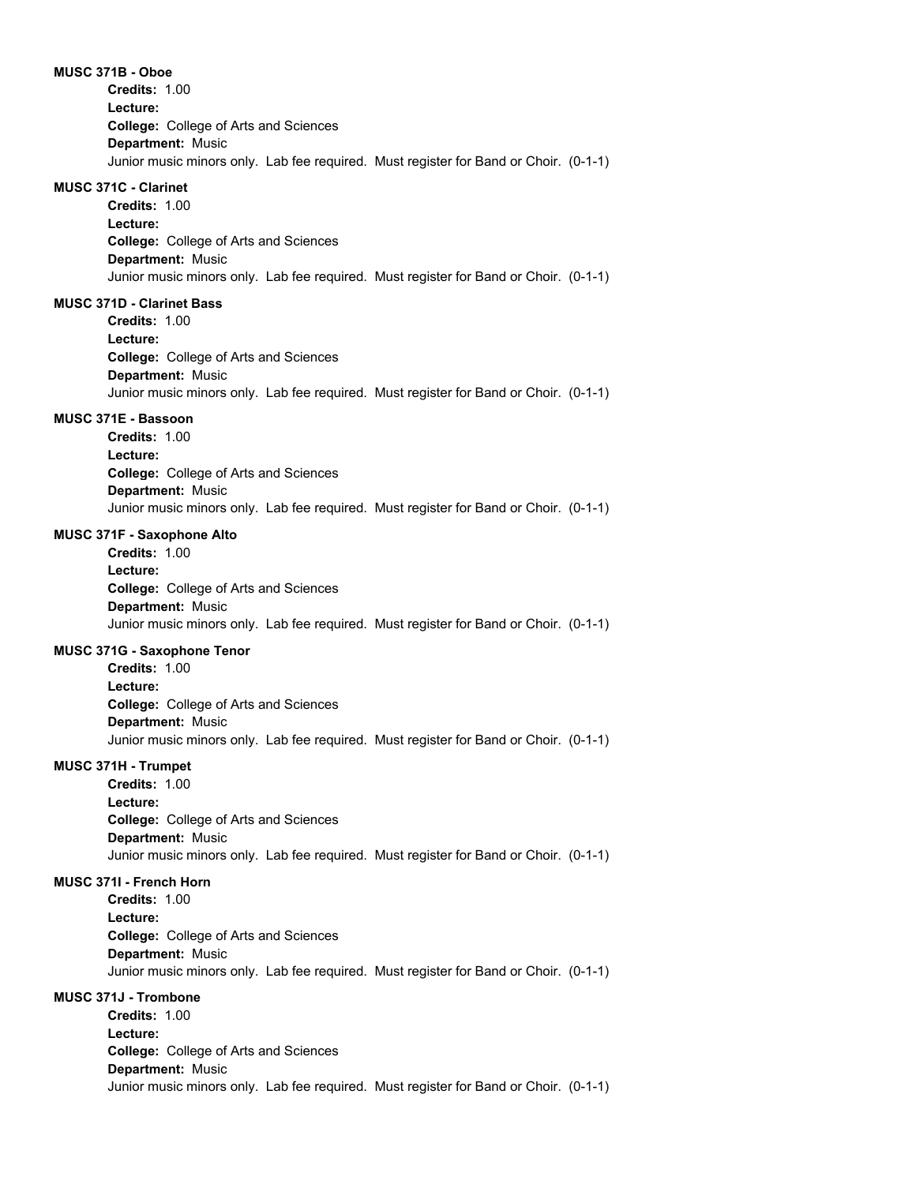**MUSC 371B - Oboe**

**Credits:** 1.00
**Lecture:**
**College:** College of Arts and Sciences
**Department:** Music
Junior music minors only. Lab fee required. Must register for Band or Choir. (0-1-1)

**MUSC 371C - Clarinet**

**Credits:** 1.00
**Lecture:**
**College:** College of Arts and Sciences
**Department:** Music
Junior music minors only. Lab fee required. Must register for Band or Choir. (0-1-1)

**MUSC 371D - Clarinet Bass**

**Credits:** 1.00
**Lecture:**
**College:** College of Arts and Sciences
**Department:** Music
Junior music minors only. Lab fee required. Must register for Band or Choir. (0-1-1)

**MUSC 371E - Bassoon**

**Credits:** 1.00
**Lecture:**
**College:** College of Arts and Sciences
**Department:** Music
Junior music minors only. Lab fee required. Must register for Band or Choir. (0-1-1)

**MUSC 371F - Saxophone Alto**

**Credits:** 1.00
**Lecture:**
**College:** College of Arts and Sciences
**Department:** Music
Junior music minors only. Lab fee required. Must register for Band or Choir. (0-1-1)

**MUSC 371G - Saxophone Tenor**

**Credits:** 1.00
**Lecture:**
**College:** College of Arts and Sciences
**Department:** Music
Junior music minors only. Lab fee required. Must register for Band or Choir. (0-1-1)

**MUSC 371H - Trumpet**

**Credits:** 1.00
**Lecture:**
**College:** College of Arts and Sciences
**Department:** Music
Junior music minors only. Lab fee required. Must register for Band or Choir. (0-1-1)

**MUSC 371I - French Horn**

**Credits:** 1.00
**Lecture:**
**College:** College of Arts and Sciences
**Department:** Music
Junior music minors only. Lab fee required. Must register for Band or Choir. (0-1-1)

**MUSC 371J - Trombone**

**Credits:** 1.00
**Lecture:**
**College:** College of Arts and Sciences
**Department:** Music
Junior music minors only. Lab fee required. Must register for Band or Choir. (0-1-1)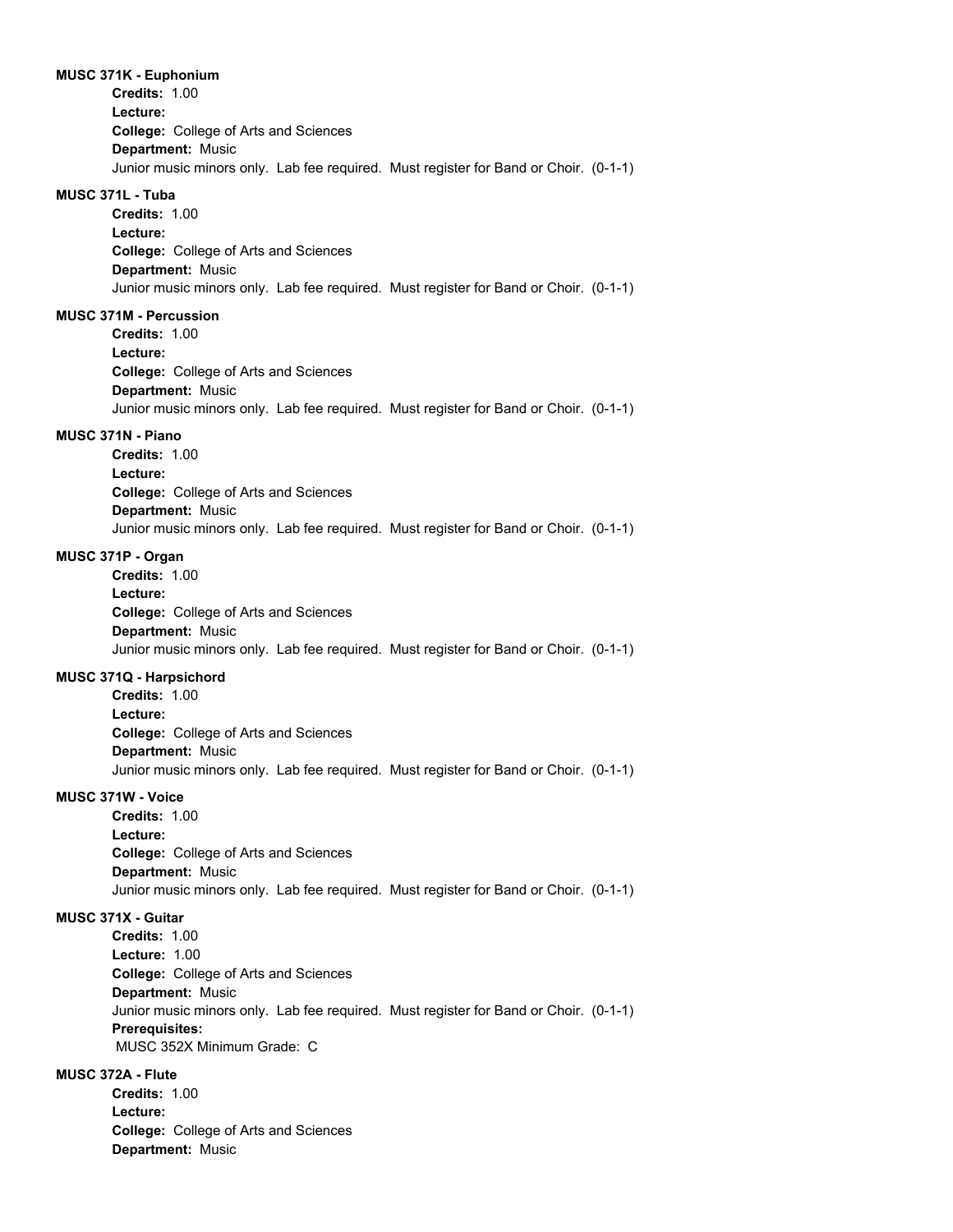**MUSC 371K - Euphonium**

**Credits:** 1.00
**Lecture:**
**College:** College of Arts and Sciences
**Department:** Music
Junior music minors only. Lab fee required. Must register for Band or Choir. (0-1-1)

**MUSC 371L - Tuba**

**Credits:** 1.00
**Lecture:**
**College:** College of Arts and Sciences
**Department:** Music
Junior music minors only. Lab fee required. Must register for Band or Choir. (0-1-1)

**MUSC 371M - Percussion**

**Credits:** 1.00
**Lecture:**
**College:** College of Arts and Sciences
**Department:** Music
Junior music minors only. Lab fee required. Must register for Band or Choir. (0-1-1)

**MUSC 371N - Piano**

**Credits:** 1.00
**Lecture:**
**College:** College of Arts and Sciences
**Department:** Music
Junior music minors only. Lab fee required. Must register for Band or Choir. (0-1-1)

**MUSC 371P - Organ**

**Credits:** 1.00
**Lecture:**
**College:** College of Arts and Sciences
**Department:** Music
Junior music minors only. Lab fee required. Must register for Band or Choir. (0-1-1)

**MUSC 371Q - Harpsichord**

**Credits:** 1.00
**Lecture:**
**College:** College of Arts and Sciences
**Department:** Music
Junior music minors only. Lab fee required. Must register for Band or Choir. (0-1-1)

**MUSC 371W - Voice**

**Credits:** 1.00
**Lecture:**
**College:** College of Arts and Sciences
**Department:** Music
Junior music minors only. Lab fee required. Must register for Band or Choir. (0-1-1)

**MUSC 371X - Guitar**

**Credits:** 1.00
**Lecture:** 1.00
**College:** College of Arts and Sciences
**Department:** Music
Junior music minors only. Lab fee required. Must register for Band or Choir. (0-1-1)
**Prerequisites:**
MUSC 352X Minimum Grade: C

**MUSC 372A - Flute**

**Credits:** 1.00
**Lecture:**
**College:** College of Arts and Sciences
**Department:** Music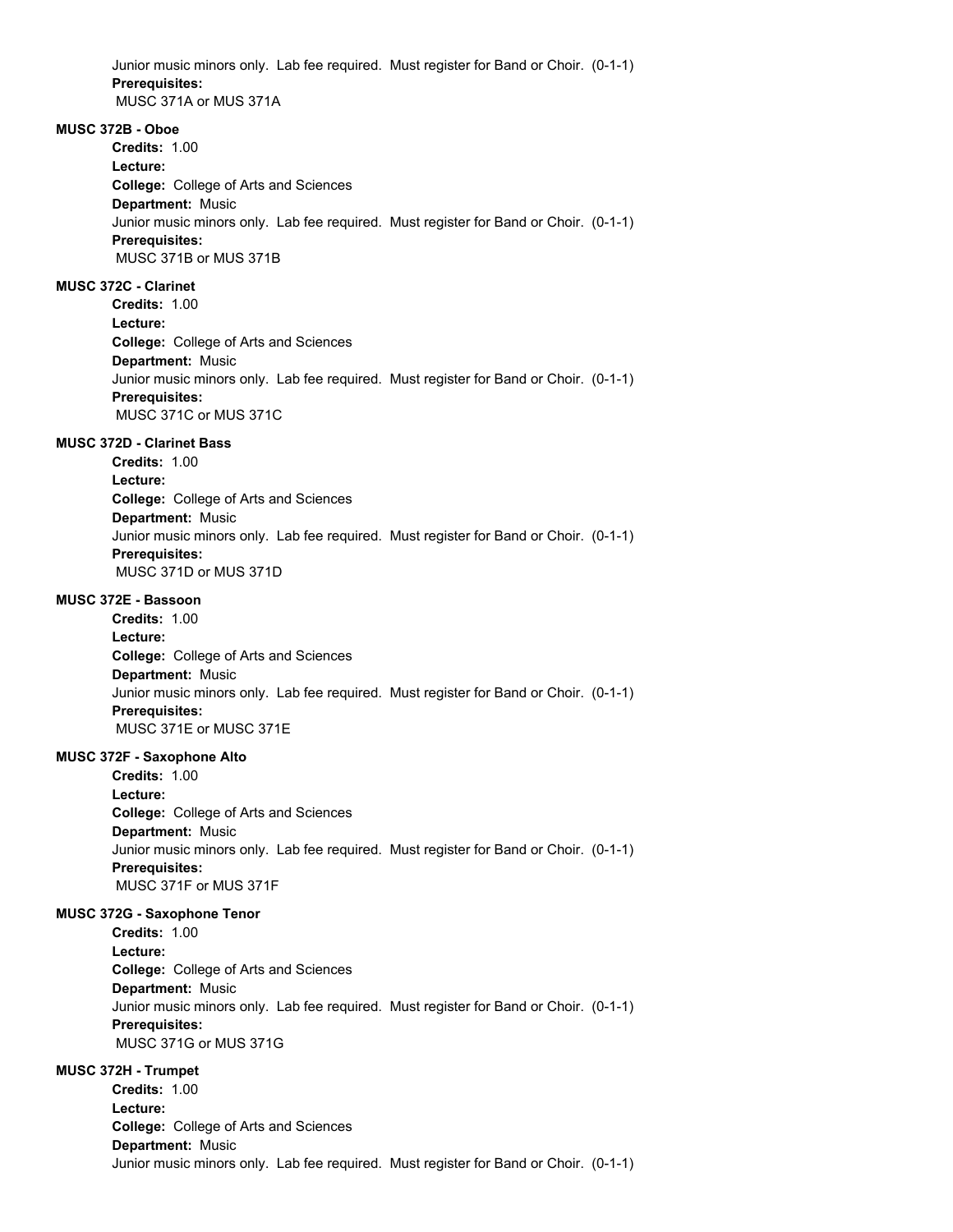Junior music minors only.  Lab fee required.  Must register for Band or Choir.  (0-1-1)
**Prerequisites:**
MUSC 371A or MUS 371A

**MUSC 372B - Oboe**

**Credits:** 1.00
**Lecture:**
**College:** College of Arts and Sciences
**Department:** Music
Junior music minors only.  Lab fee required.  Must register for Band or Choir.  (0-1-1)
**Prerequisites:**
MUSC 371B or MUS 371B

**MUSC 372C - Clarinet**

**Credits:** 1.00
**Lecture:**
**College:** College of Arts and Sciences
**Department:** Music
Junior music minors only.  Lab fee required.  Must register for Band or Choir.  (0-1-1)
**Prerequisites:**
MUSC 371C or MUS 371C

**MUSC 372D - Clarinet Bass**

**Credits:** 1.00
**Lecture:**
**College:** College of Arts and Sciences
**Department:** Music
Junior music minors only.  Lab fee required.  Must register for Band or Choir.  (0-1-1)
**Prerequisites:**
MUSC 371D or MUS 371D

**MUSC 372E - Bassoon**

**Credits:** 1.00
**Lecture:**
**College:** College of Arts and Sciences
**Department:** Music
Junior music minors only.  Lab fee required.  Must register for Band or Choir.  (0-1-1)
**Prerequisites:**
MUSC 371E or MUSC 371E

**MUSC 372F - Saxophone Alto**

**Credits:** 1.00
**Lecture:**
**College:** College of Arts and Sciences
**Department:** Music
Junior music minors only.  Lab fee required.  Must register for Band or Choir.  (0-1-1)
**Prerequisites:**
MUSC 371F or MUS 371F

**MUSC 372G - Saxophone Tenor**

**Credits:** 1.00
**Lecture:**
**College:** College of Arts and Sciences
**Department:** Music
Junior music minors only.  Lab fee required.  Must register for Band or Choir.  (0-1-1)
**Prerequisites:**
MUSC 371G or MUS 371G

**MUSC 372H - Trumpet**

**Credits:** 1.00
**Lecture:**
**College:** College of Arts and Sciences
**Department:** Music
Junior music minors only.  Lab fee required.  Must register for Band or Choir.  (0-1-1)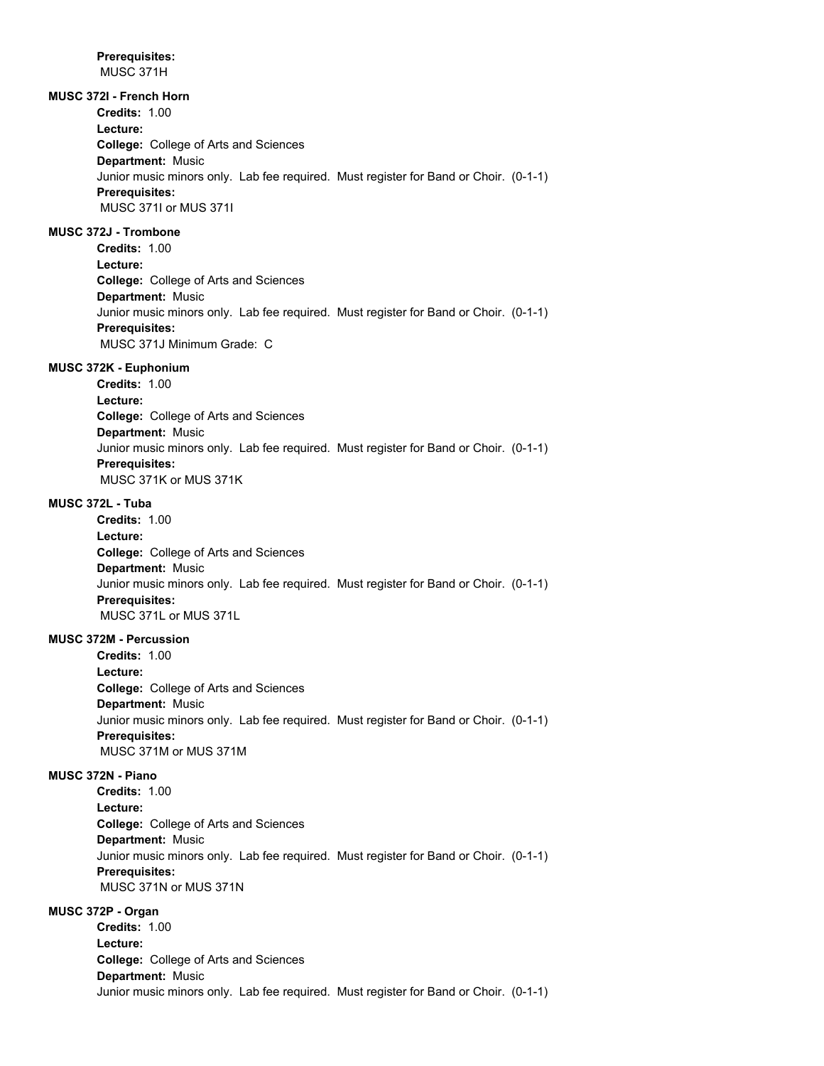**Prerequisites:**
MUSC 371H

**MUSC 372I - French Horn**

**Credits:** 1.00
**Lecture:**
**College:** College of Arts and Sciences
**Department:** Music
Junior music minors only. Lab fee required. Must register for Band or Choir. (0-1-1)
**Prerequisites:**
MUSC 371I or MUS 371I

**MUSC 372J - Trombone**

**Credits:** 1.00
**Lecture:**
**College:** College of Arts and Sciences
**Department:** Music
Junior music minors only. Lab fee required. Must register for Band or Choir. (0-1-1)
**Prerequisites:**
MUSC 371J Minimum Grade: C

**MUSC 372K - Euphonium**

**Credits:** 1.00
**Lecture:**
**College:** College of Arts and Sciences
**Department:** Music
Junior music minors only. Lab fee required. Must register for Band or Choir. (0-1-1)
**Prerequisites:**
MUSC 371K or MUS 371K

**MUSC 372L - Tuba**

**Credits:** 1.00
**Lecture:**
**College:** College of Arts and Sciences
**Department:** Music
Junior music minors only. Lab fee required. Must register for Band or Choir. (0-1-1)
**Prerequisites:**
MUSC 371L or MUS 371L

**MUSC 372M - Percussion**

**Credits:** 1.00
**Lecture:**
**College:** College of Arts and Sciences
**Department:** Music
Junior music minors only. Lab fee required. Must register for Band or Choir. (0-1-1)
**Prerequisites:**
MUSC 371M or MUS 371M

**MUSC 372N - Piano**

**Credits:** 1.00
**Lecture:**
**College:** College of Arts and Sciences
**Department:** Music
Junior music minors only. Lab fee required. Must register for Band or Choir. (0-1-1)
**Prerequisites:**
MUSC 371N or MUS 371N

**MUSC 372P - Organ**

**Credits:** 1.00
**Lecture:**
**College:** College of Arts and Sciences
**Department:** Music
Junior music minors only. Lab fee required. Must register for Band or Choir. (0-1-1)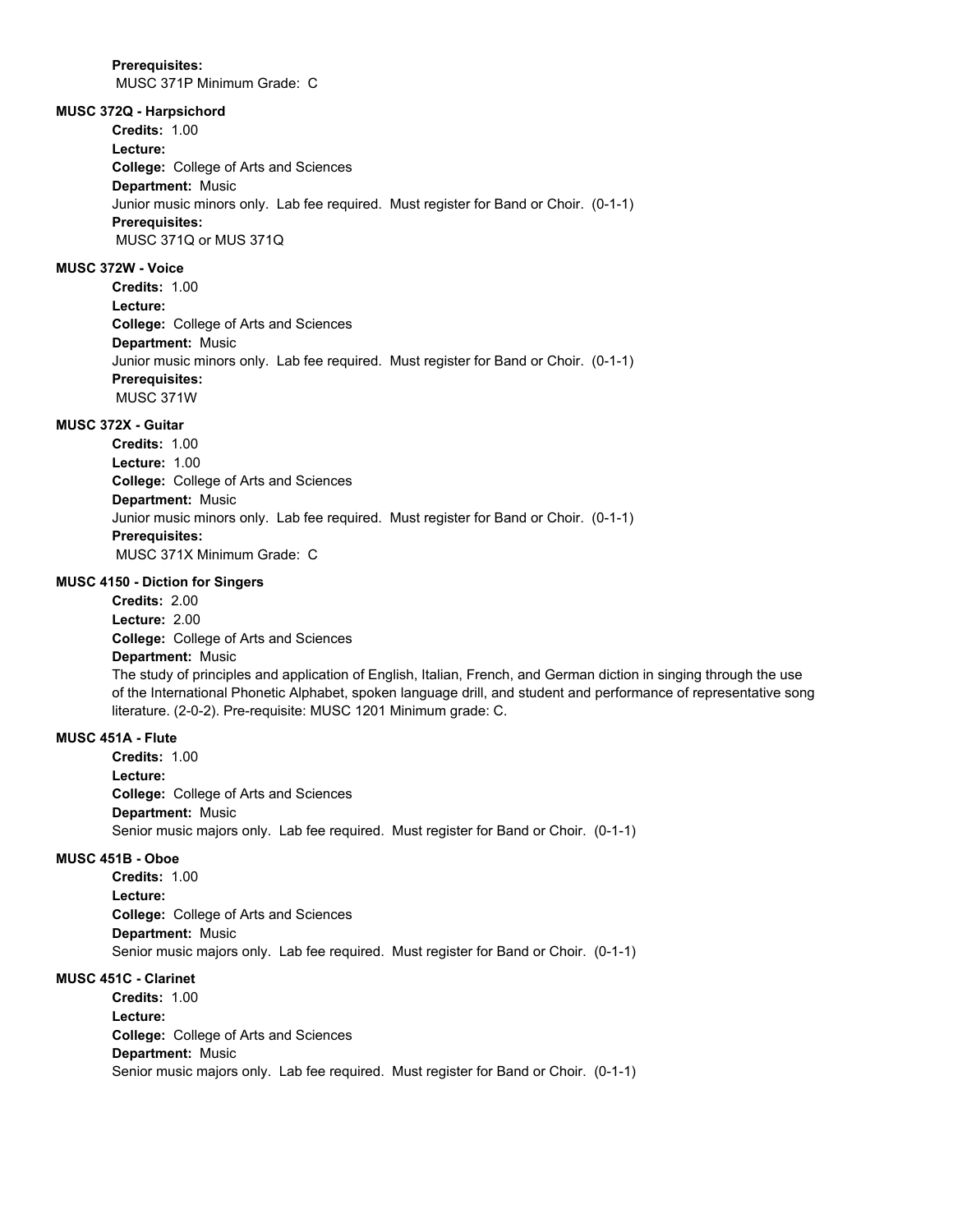**Prerequisites:**
MUSC 371P Minimum Grade: C

**MUSC 372Q - Harpsichord**

**Credits:** 1.00
**Lecture:**
**College:** College of Arts and Sciences
**Department:** Music
Junior music minors only. Lab fee required. Must register for Band or Choir. (0-1-1)
**Prerequisites:**
MUSC 371Q or MUS 371Q

**MUSC 372W - Voice**

**Credits:** 1.00
**Lecture:**
**College:** College of Arts and Sciences
**Department:** Music
Junior music minors only. Lab fee required. Must register for Band or Choir. (0-1-1)
**Prerequisites:**
MUSC 371W

**MUSC 372X - Guitar**

**Credits:** 1.00
**Lecture:** 1.00
**College:** College of Arts and Sciences
**Department:** Music
Junior music minors only. Lab fee required. Must register for Band or Choir. (0-1-1)
**Prerequisites:**
MUSC 371X Minimum Grade: C

**MUSC 4150 - Diction for Singers**

**Credits:** 2.00
**Lecture:** 2.00
**College:** College of Arts and Sciences
**Department:** Music
The study of principles and application of English, Italian, French, and German diction in singing through the use of the International Phonetic Alphabet, spoken language drill, and student and performance of representative song literature. (2-0-2). Pre-requisite: MUSC 1201 Minimum grade: C.

**MUSC 451A - Flute**

**Credits:** 1.00
**Lecture:**
**College:** College of Arts and Sciences
**Department:** Music
Senior music majors only. Lab fee required. Must register for Band or Choir. (0-1-1)

**MUSC 451B - Oboe**

**Credits:** 1.00
**Lecture:**
**College:** College of Arts and Sciences
**Department:** Music
Senior music majors only. Lab fee required. Must register for Band or Choir. (0-1-1)

**MUSC 451C - Clarinet**

**Credits:** 1.00
**Lecture:**
**College:** College of Arts and Sciences
**Department:** Music
Senior music majors only. Lab fee required. Must register for Band or Choir. (0-1-1)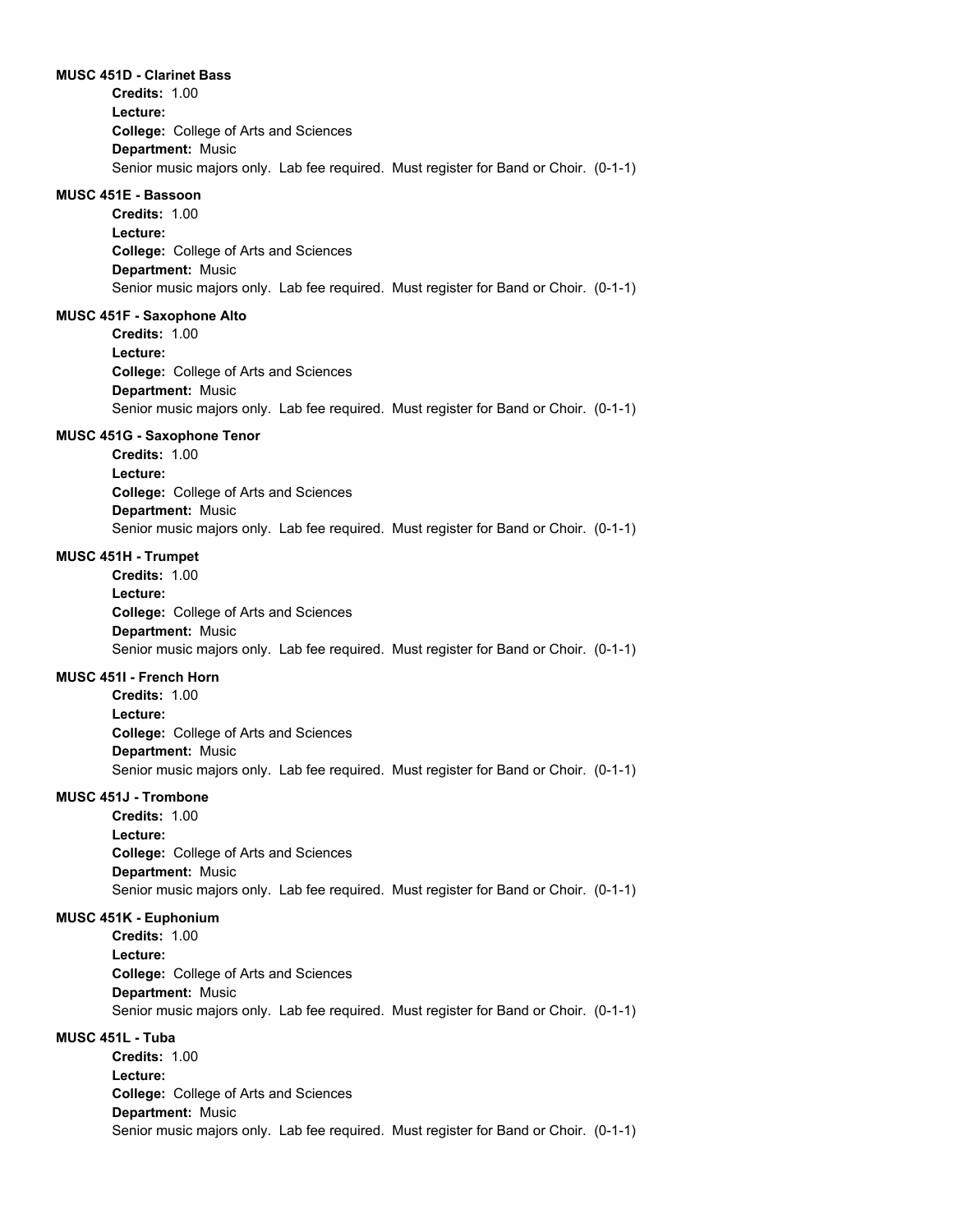**MUSC 451D - Clarinet Bass**

**Credits:** 1.00
**Lecture:**
**College:** College of Arts and Sciences
**Department:** Music
Senior music majors only. Lab fee required. Must register for Band or Choir. (0-1-1)

**MUSC 451E - Bassoon**

**Credits:** 1.00
**Lecture:**
**College:** College of Arts and Sciences
**Department:** Music
Senior music majors only. Lab fee required. Must register for Band or Choir. (0-1-1)

**MUSC 451F - Saxophone Alto**

**Credits:** 1.00
**Lecture:**
**College:** College of Arts and Sciences
**Department:** Music
Senior music majors only. Lab fee required. Must register for Band or Choir. (0-1-1)

**MUSC 451G - Saxophone Tenor**

**Credits:** 1.00
**Lecture:**
**College:** College of Arts and Sciences
**Department:** Music
Senior music majors only. Lab fee required. Must register for Band or Choir. (0-1-1)

**MUSC 451H - Trumpet**

**Credits:** 1.00
**Lecture:**
**College:** College of Arts and Sciences
**Department:** Music
Senior music majors only. Lab fee required. Must register for Band or Choir. (0-1-1)

**MUSC 451I - French Horn**

**Credits:** 1.00
**Lecture:**
**College:** College of Arts and Sciences
**Department:** Music
Senior music majors only. Lab fee required. Must register for Band or Choir. (0-1-1)

**MUSC 451J - Trombone**

**Credits:** 1.00
**Lecture:**
**College:** College of Arts and Sciences
**Department:** Music
Senior music majors only. Lab fee required. Must register for Band or Choir. (0-1-1)

**MUSC 451K - Euphonium**

**Credits:** 1.00
**Lecture:**
**College:** College of Arts and Sciences
**Department:** Music
Senior music majors only. Lab fee required. Must register for Band or Choir. (0-1-1)

**MUSC 451L - Tuba**

**Credits:** 1.00
**Lecture:**
**College:** College of Arts and Sciences
**Department:** Music
Senior music majors only. Lab fee required. Must register for Band or Choir. (0-1-1)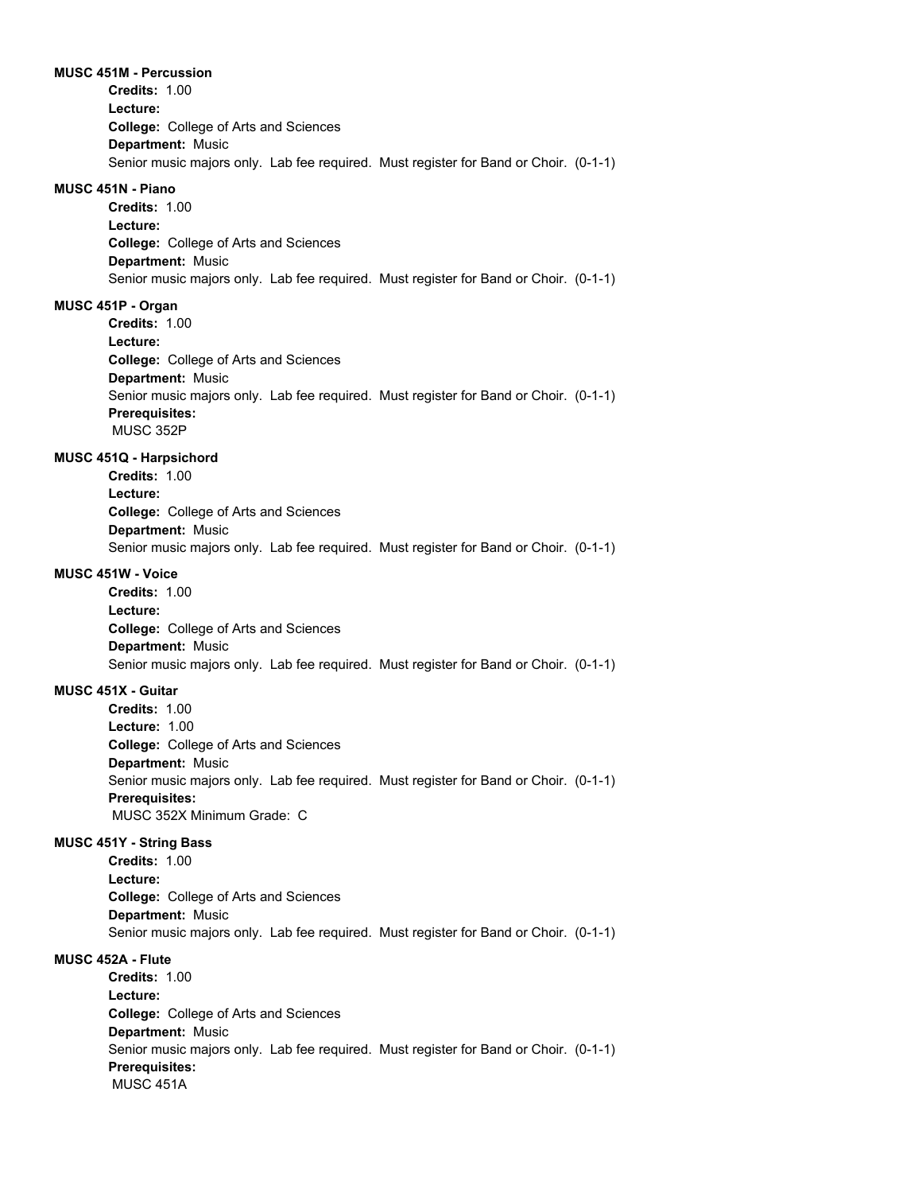**MUSC 451M - Percussion**

**Credits:** 1.00
**Lecture:**
**College:** College of Arts and Sciences
**Department:** Music
Senior music majors only. Lab fee required. Must register for Band or Choir. (0-1-1)

**MUSC 451N - Piano**

**Credits:** 1.00
**Lecture:**
**College:** College of Arts and Sciences
**Department:** Music
Senior music majors only. Lab fee required. Must register for Band or Choir. (0-1-1)

**MUSC 451P - Organ**

**Credits:** 1.00
**Lecture:**
**College:** College of Arts and Sciences
**Department:** Music
Senior music majors only. Lab fee required. Must register for Band or Choir. (0-1-1)
**Prerequisites:**
MUSC 352P

**MUSC 451Q - Harpsichord**

**Credits:** 1.00
**Lecture:**
**College:** College of Arts and Sciences
**Department:** Music
Senior music majors only. Lab fee required. Must register for Band or Choir. (0-1-1)

**MUSC 451W - Voice**

**Credits:** 1.00
**Lecture:**
**College:** College of Arts and Sciences
**Department:** Music
Senior music majors only. Lab fee required. Must register for Band or Choir. (0-1-1)

**MUSC 451X - Guitar**

**Credits:** 1.00
**Lecture:** 1.00
**College:** College of Arts and Sciences
**Department:** Music
Senior music majors only. Lab fee required. Must register for Band or Choir. (0-1-1)
**Prerequisites:**
MUSC 352X Minimum Grade: C

**MUSC 451Y - String Bass**

**Credits:** 1.00
**Lecture:**
**College:** College of Arts and Sciences
**Department:** Music
Senior music majors only. Lab fee required. Must register for Band or Choir. (0-1-1)

**MUSC 452A - Flute**

**Credits:** 1.00
**Lecture:**
**College:** College of Arts and Sciences
**Department:** Music
Senior music majors only. Lab fee required. Must register for Band or Choir. (0-1-1)
**Prerequisites:**
MUSC 451A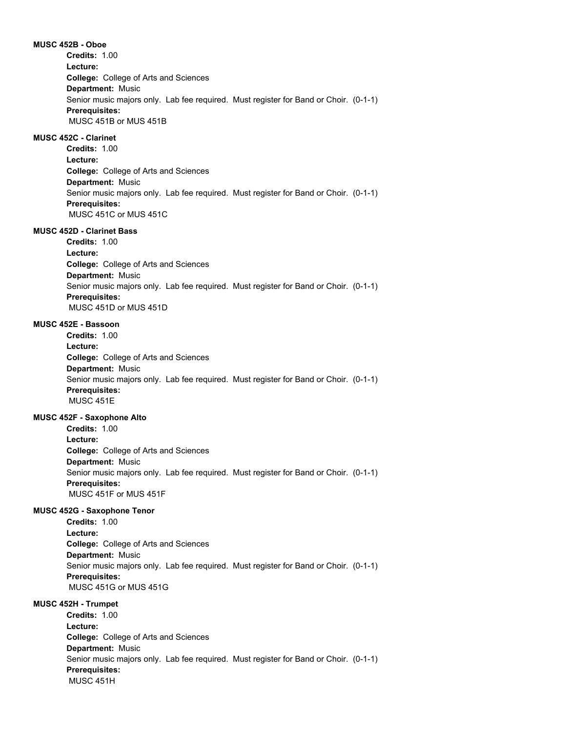**MUSC 452B - Oboe**

**Credits:** 1.00
**Lecture:**
**College:** College of Arts and Sciences
**Department:** Music
Senior music majors only. Lab fee required. Must register for Band or Choir. (0-1-1)
**Prerequisites:**
MUSC 451B or MUS 451B

**MUSC 452C - Clarinet**

**Credits:** 1.00
**Lecture:**
**College:** College of Arts and Sciences
**Department:** Music
Senior music majors only. Lab fee required. Must register for Band or Choir. (0-1-1)
**Prerequisites:**
MUSC 451C or MUS 451C

**MUSC 452D - Clarinet Bass**

**Credits:** 1.00
**Lecture:**
**College:** College of Arts and Sciences
**Department:** Music
Senior music majors only. Lab fee required. Must register for Band or Choir. (0-1-1)
**Prerequisites:**
MUSC 451D or MUS 451D

**MUSC 452E - Bassoon**

**Credits:** 1.00
**Lecture:**
**College:** College of Arts and Sciences
**Department:** Music
Senior music majors only. Lab fee required. Must register for Band or Choir. (0-1-1)
**Prerequisites:**
MUSC 451E

**MUSC 452F - Saxophone Alto**

**Credits:** 1.00
**Lecture:**
**College:** College of Arts and Sciences
**Department:** Music
Senior music majors only. Lab fee required. Must register for Band or Choir. (0-1-1)
**Prerequisites:**
MUSC 451F or MUS 451F

**MUSC 452G - Saxophone Tenor**

**Credits:** 1.00
**Lecture:**
**College:** College of Arts and Sciences
**Department:** Music
Senior music majors only. Lab fee required. Must register for Band or Choir. (0-1-1)
**Prerequisites:**
MUSC 451G or MUS 451G

**MUSC 452H - Trumpet**

**Credits:** 1.00
**Lecture:**
**College:** College of Arts and Sciences
**Department:** Music
Senior music majors only. Lab fee required. Must register for Band or Choir. (0-1-1)
**Prerequisites:**
MUSC 451H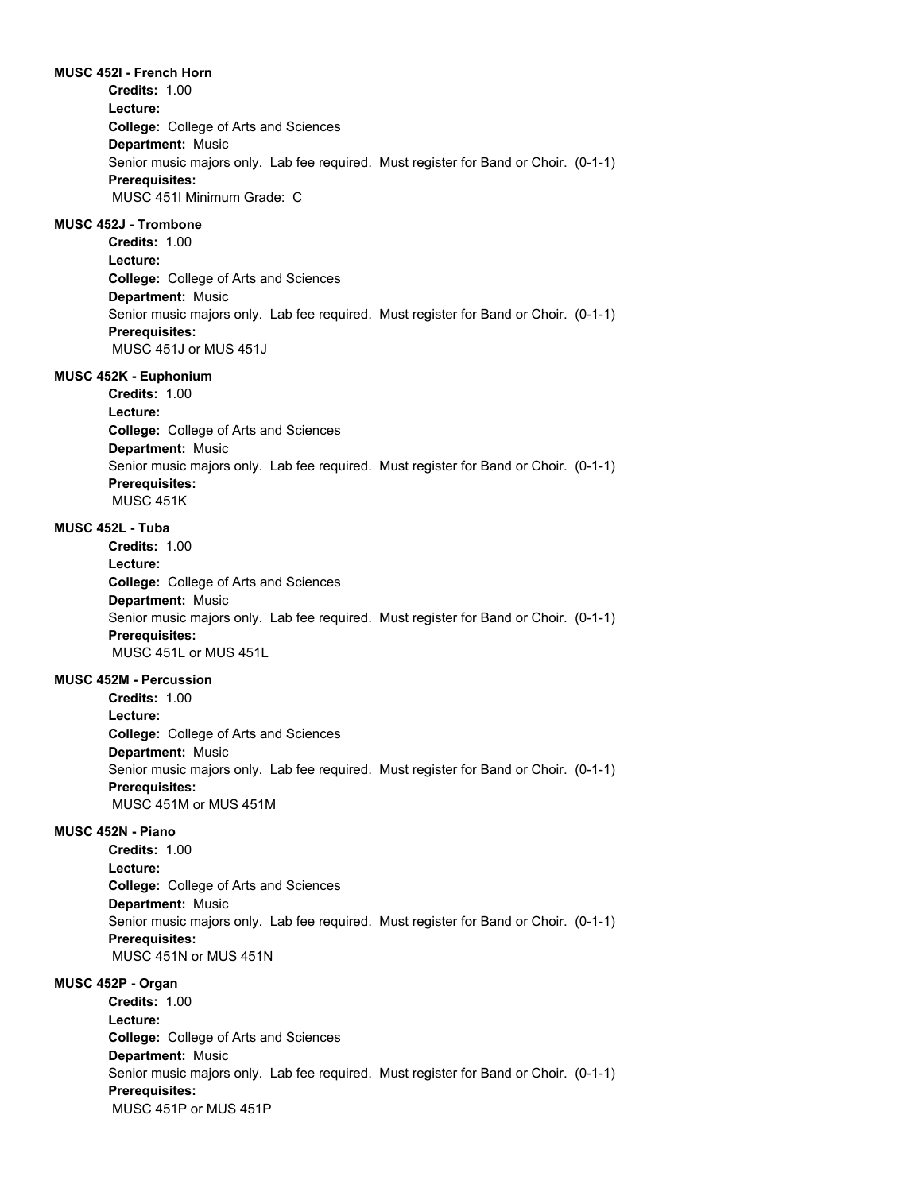**MUSC 452I - French Horn**

**Credits:** 1.00
**Lecture:**
**College:** College of Arts and Sciences
**Department:** Music
Senior music majors only. Lab fee required. Must register for Band or Choir. (0-1-1)
**Prerequisites:**
MUSC 451I Minimum Grade: C

**MUSC 452J - Trombone**

**Credits:** 1.00
**Lecture:**
**College:** College of Arts and Sciences
**Department:** Music
Senior music majors only. Lab fee required. Must register for Band or Choir. (0-1-1)
**Prerequisites:**
MUSC 451J or MUS 451J

**MUSC 452K - Euphonium**

**Credits:** 1.00
**Lecture:**
**College:** College of Arts and Sciences
**Department:** Music
Senior music majors only. Lab fee required. Must register for Band or Choir. (0-1-1)
**Prerequisites:**
MUSC 451K

**MUSC 452L - Tuba**

**Credits:** 1.00
**Lecture:**
**College:** College of Arts and Sciences
**Department:** Music
Senior music majors only. Lab fee required. Must register for Band or Choir. (0-1-1)
**Prerequisites:**
MUSC 451L or MUS 451L

**MUSC 452M - Percussion**

**Credits:** 1.00
**Lecture:**
**College:** College of Arts and Sciences
**Department:** Music
Senior music majors only. Lab fee required. Must register for Band or Choir. (0-1-1)
**Prerequisites:**
MUSC 451M or MUS 451M

**MUSC 452N - Piano**

**Credits:** 1.00
**Lecture:**
**College:** College of Arts and Sciences
**Department:** Music
Senior music majors only. Lab fee required. Must register for Band or Choir. (0-1-1)
**Prerequisites:**
MUSC 451N or MUS 451N

**MUSC 452P - Organ**

**Credits:** 1.00
**Lecture:**
**College:** College of Arts and Sciences
**Department:** Music
Senior music majors only. Lab fee required. Must register for Band or Choir. (0-1-1)
**Prerequisites:**
MUSC 451P or MUS 451P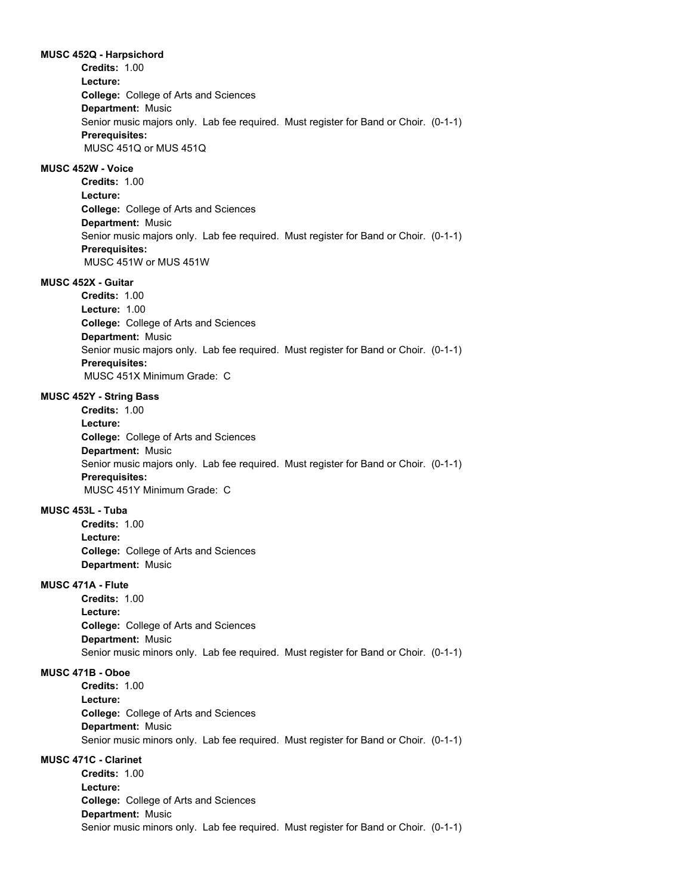**MUSC 452Q - Harpsichord**

**Credits:** 1.00
**Lecture:**
**College:** College of Arts and Sciences
**Department:** Music
Senior music majors only. Lab fee required. Must register for Band or Choir. (0-1-1)
**Prerequisites:**
MUSC 451Q or MUS 451Q

**MUSC 452W - Voice**

**Credits:** 1.00
**Lecture:**
**College:** College of Arts and Sciences
**Department:** Music
Senior music majors only. Lab fee required. Must register for Band or Choir. (0-1-1)
**Prerequisites:**
MUSC 451W or MUS 451W

**MUSC 452X - Guitar**

**Credits:** 1.00
**Lecture:** 1.00
**College:** College of Arts and Sciences
**Department:** Music
Senior music majors only. Lab fee required. Must register for Band or Choir. (0-1-1)
**Prerequisites:**
MUSC 451X Minimum Grade: C

**MUSC 452Y - String Bass**

**Credits:** 1.00
**Lecture:**
**College:** College of Arts and Sciences
**Department:** Music
Senior music majors only. Lab fee required. Must register for Band or Choir. (0-1-1)
**Prerequisites:**
MUSC 451Y Minimum Grade: C

**MUSC 453L - Tuba**

**Credits:** 1.00
**Lecture:**
**College:** College of Arts and Sciences
**Department:** Music

**MUSC 471A - Flute**

**Credits:** 1.00
**Lecture:**
**College:** College of Arts and Sciences
**Department:** Music
Senior music minors only. Lab fee required. Must register for Band or Choir. (0-1-1)

**MUSC 471B - Oboe**

**Credits:** 1.00
**Lecture:**
**College:** College of Arts and Sciences
**Department:** Music
Senior music minors only. Lab fee required. Must register for Band or Choir. (0-1-1)

**MUSC 471C - Clarinet**

**Credits:** 1.00
**Lecture:**
**College:** College of Arts and Sciences
**Department:** Music
Senior music minors only. Lab fee required. Must register for Band or Choir. (0-1-1)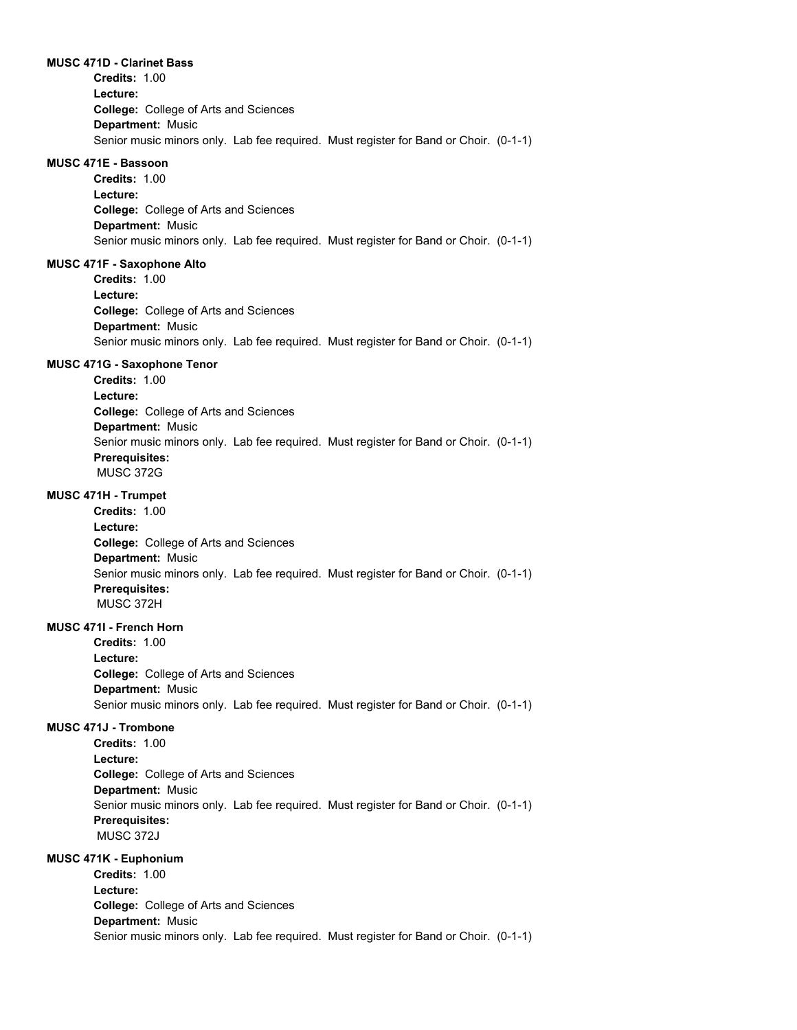**MUSC 471D - Clarinet Bass**

**Credits:** 1.00
**Lecture:**
**College:** College of Arts and Sciences
**Department:** Music
Senior music minors only. Lab fee required. Must register for Band or Choir. (0-1-1)

**MUSC 471E - Bassoon**

**Credits:** 1.00
**Lecture:**
**College:** College of Arts and Sciences
**Department:** Music
Senior music minors only. Lab fee required. Must register for Band or Choir. (0-1-1)

**MUSC 471F - Saxophone Alto**

**Credits:** 1.00
**Lecture:**
**College:** College of Arts and Sciences
**Department:** Music
Senior music minors only. Lab fee required. Must register for Band or Choir. (0-1-1)

**MUSC 471G - Saxophone Tenor**

**Credits:** 1.00
**Lecture:**
**College:** College of Arts and Sciences
**Department:** Music
Senior music minors only. Lab fee required. Must register for Band or Choir. (0-1-1)
**Prerequisites:**
MUSC 372G

**MUSC 471H - Trumpet**

**Credits:** 1.00
**Lecture:**
**College:** College of Arts and Sciences
**Department:** Music
Senior music minors only. Lab fee required. Must register for Band or Choir. (0-1-1)
**Prerequisites:**
MUSC 372H

**MUSC 471I - French Horn**

**Credits:** 1.00
**Lecture:**
**College:** College of Arts and Sciences
**Department:** Music
Senior music minors only. Lab fee required. Must register for Band or Choir. (0-1-1)

**MUSC 471J - Trombone**

**Credits:** 1.00
**Lecture:**
**College:** College of Arts and Sciences
**Department:** Music
Senior music minors only. Lab fee required. Must register for Band or Choir. (0-1-1)
**Prerequisites:**
MUSC 372J

**MUSC 471K - Euphonium**

**Credits:** 1.00
**Lecture:**
**College:** College of Arts and Sciences
**Department:** Music
Senior music minors only. Lab fee required. Must register for Band or Choir. (0-1-1)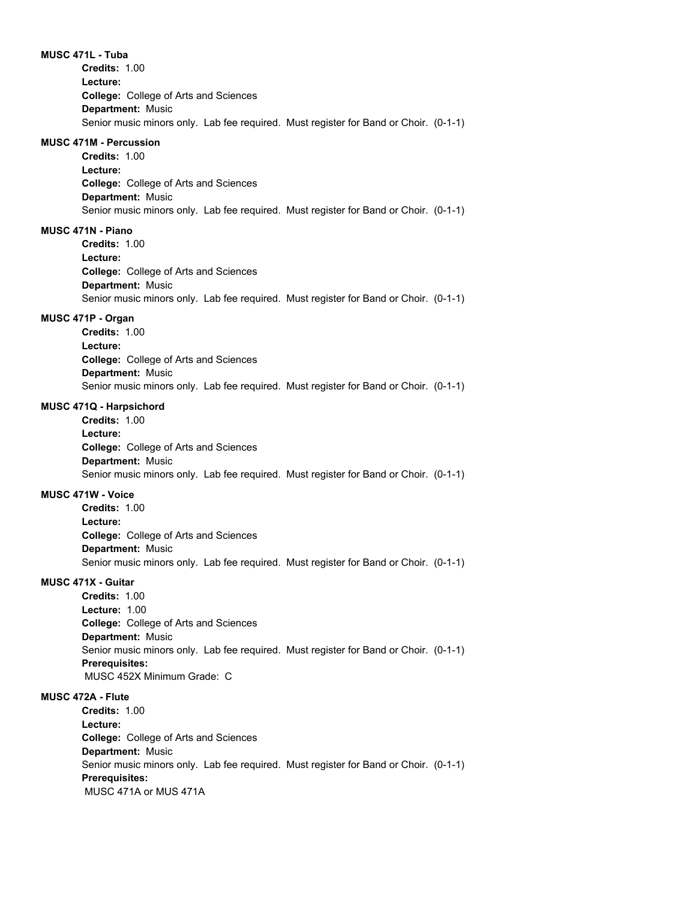**MUSC 471L - Tuba**

**Credits:** 1.00
**Lecture:**
**College:** College of Arts and Sciences
**Department:** Music
Senior music minors only. Lab fee required. Must register for Band or Choir. (0-1-1)

**MUSC 471M - Percussion**

**Credits:** 1.00
**Lecture:**
**College:** College of Arts and Sciences
**Department:** Music
Senior music minors only. Lab fee required. Must register for Band or Choir. (0-1-1)

**MUSC 471N - Piano**

**Credits:** 1.00
**Lecture:**
**College:** College of Arts and Sciences
**Department:** Music
Senior music minors only. Lab fee required. Must register for Band or Choir. (0-1-1)

**MUSC 471P - Organ**

**Credits:** 1.00
**Lecture:**
**College:** College of Arts and Sciences
**Department:** Music
Senior music minors only. Lab fee required. Must register for Band or Choir. (0-1-1)

**MUSC 471Q - Harpsichord**

**Credits:** 1.00
**Lecture:**
**College:** College of Arts and Sciences
**Department:** Music
Senior music minors only. Lab fee required. Must register for Band or Choir. (0-1-1)

**MUSC 471W - Voice**

**Credits:** 1.00
**Lecture:**
**College:** College of Arts and Sciences
**Department:** Music
Senior music minors only. Lab fee required. Must register for Band or Choir. (0-1-1)

**MUSC 471X - Guitar**

**Credits:** 1.00
**Lecture:** 1.00
**College:** College of Arts and Sciences
**Department:** Music
Senior music minors only. Lab fee required. Must register for Band or Choir. (0-1-1)
**Prerequisites:**
MUSC 452X Minimum Grade: C

**MUSC 472A - Flute**

**Credits:** 1.00
**Lecture:**
**College:** College of Arts and Sciences
**Department:** Music
Senior music minors only. Lab fee required. Must register for Band or Choir. (0-1-1)
**Prerequisites:**
MUSC 471A or MUS 471A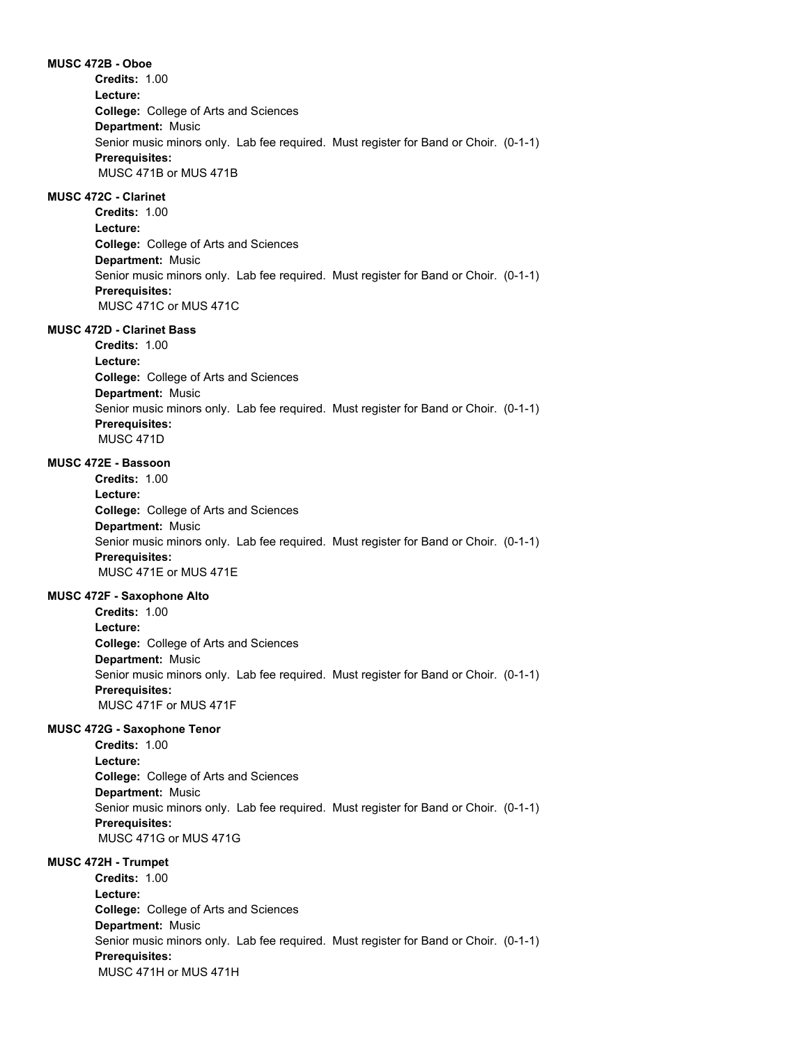**MUSC 472B - Oboe**

**Credits:** 1.00
**Lecture:**
**College:** College of Arts and Sciences
**Department:** Music
Senior music minors only. Lab fee required. Must register for Band or Choir. (0-1-1)
**Prerequisites:**
MUSC 471B or MUS 471B

**MUSC 472C - Clarinet**

**Credits:** 1.00
**Lecture:**
**College:** College of Arts and Sciences
**Department:** Music
Senior music minors only. Lab fee required. Must register for Band or Choir. (0-1-1)
**Prerequisites:**
MUSC 471C or MUS 471C

**MUSC 472D - Clarinet Bass**

**Credits:** 1.00
**Lecture:**
**College:** College of Arts and Sciences
**Department:** Music
Senior music minors only. Lab fee required. Must register for Band or Choir. (0-1-1)
**Prerequisites:**
MUSC 471D

**MUSC 472E - Bassoon**

**Credits:** 1.00
**Lecture:**
**College:** College of Arts and Sciences
**Department:** Music
Senior music minors only. Lab fee required. Must register for Band or Choir. (0-1-1)
**Prerequisites:**
MUSC 471E or MUS 471E

**MUSC 472F - Saxophone Alto**

**Credits:** 1.00
**Lecture:**
**College:** College of Arts and Sciences
**Department:** Music
Senior music minors only. Lab fee required. Must register for Band or Choir. (0-1-1)
**Prerequisites:**
MUSC 471F or MUS 471F

**MUSC 472G - Saxophone Tenor**

**Credits:** 1.00
**Lecture:**
**College:** College of Arts and Sciences
**Department:** Music
Senior music minors only. Lab fee required. Must register for Band or Choir. (0-1-1)
**Prerequisites:**
MUSC 471G or MUS 471G

**MUSC 472H - Trumpet**

**Credits:** 1.00
**Lecture:**
**College:** College of Arts and Sciences
**Department:** Music
Senior music minors only. Lab fee required. Must register for Band or Choir. (0-1-1)
**Prerequisites:**
MUSC 471H or MUS 471H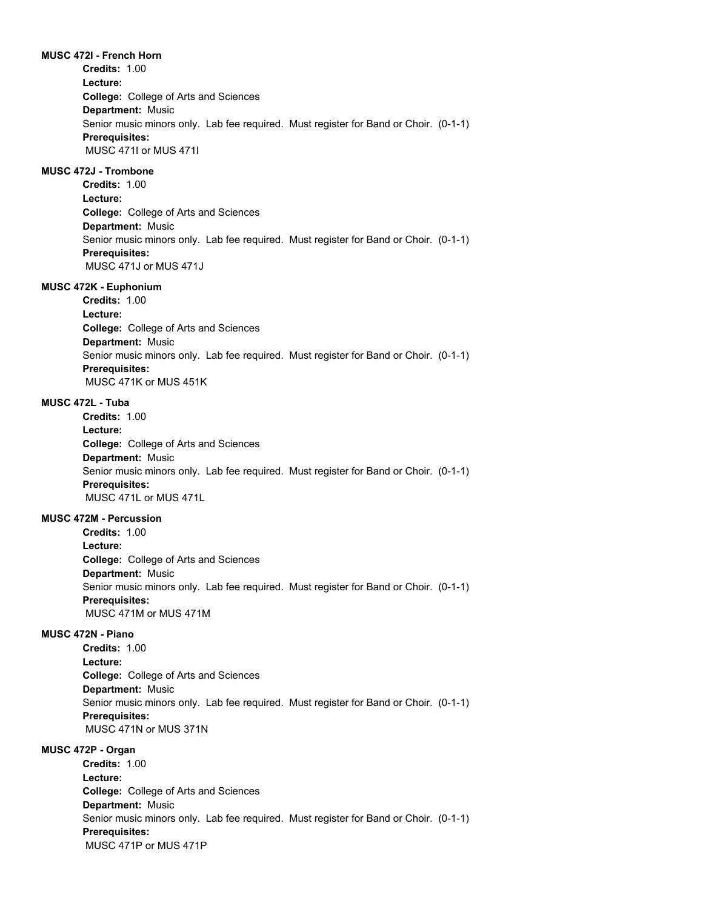**MUSC 472I - French Horn**

**Credits:** 1.00
**Lecture:**
**College:** College of Arts and Sciences
**Department:** Music
Senior music minors only. Lab fee required. Must register for Band or Choir. (0-1-1)
**Prerequisites:**
MUSC 471I or MUS 471I

**MUSC 472J - Trombone**

**Credits:** 1.00
**Lecture:**
**College:** College of Arts and Sciences
**Department:** Music
Senior music minors only. Lab fee required. Must register for Band or Choir. (0-1-1)
**Prerequisites:**
MUSC 471J or MUS 471J

**MUSC 472K - Euphonium**

**Credits:** 1.00
**Lecture:**
**College:** College of Arts and Sciences
**Department:** Music
Senior music minors only. Lab fee required. Must register for Band or Choir. (0-1-1)
**Prerequisites:**
MUSC 471K or MUS 451K

**MUSC 472L - Tuba**

**Credits:** 1.00
**Lecture:**
**College:** College of Arts and Sciences
**Department:** Music
Senior music minors only. Lab fee required. Must register for Band or Choir. (0-1-1)
**Prerequisites:**
MUSC 471L or MUS 471L

**MUSC 472M - Percussion**

**Credits:** 1.00
**Lecture:**
**College:** College of Arts and Sciences
**Department:** Music
Senior music minors only. Lab fee required. Must register for Band or Choir. (0-1-1)
**Prerequisites:**
MUSC 471M or MUS 471M

**MUSC 472N - Piano**

**Credits:** 1.00
**Lecture:**
**College:** College of Arts and Sciences
**Department:** Music
Senior music minors only. Lab fee required. Must register for Band or Choir. (0-1-1)
**Prerequisites:**
MUSC 471N or MUS 371N

**MUSC 472P - Organ**

**Credits:** 1.00
**Lecture:**
**College:** College of Arts and Sciences
**Department:** Music
Senior music minors only. Lab fee required. Must register for Band or Choir. (0-1-1)
**Prerequisites:**
MUSC 471P or MUS 471P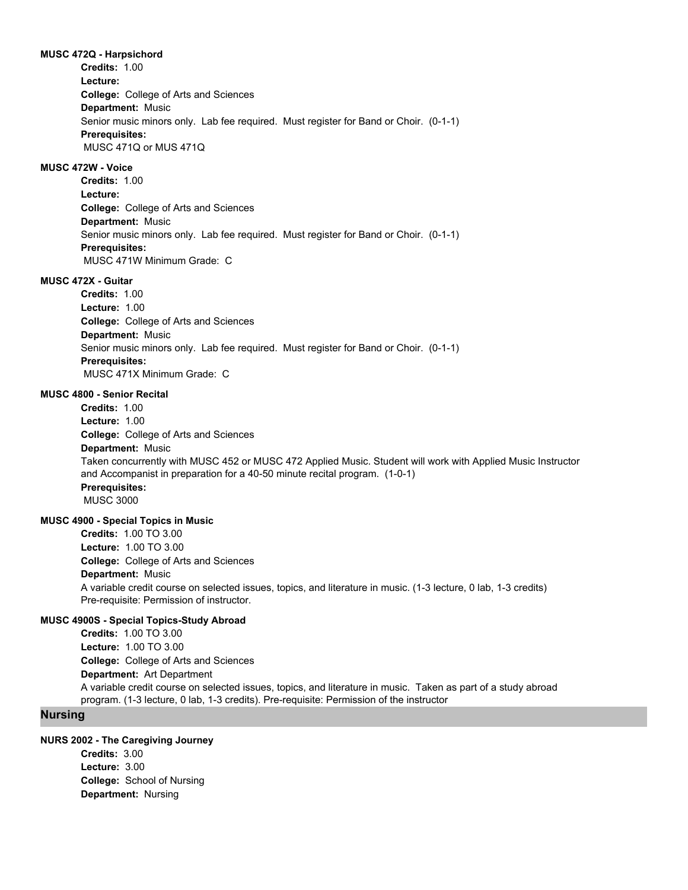**MUSC 472Q - Harpsichord**

**Credits:** 1.00
**Lecture:**
**College:** College of Arts and Sciences
**Department:** Music
Senior music minors only. Lab fee required. Must register for Band or Choir. (0-1-1)
**Prerequisites:**
MUSC 471Q or MUS 471Q

**MUSC 472W - Voice**

**Credits:** 1.00
**Lecture:**
**College:** College of Arts and Sciences
**Department:** Music
Senior music minors only. Lab fee required. Must register for Band or Choir. (0-1-1)
**Prerequisites:**
MUSC 471W Minimum Grade: C

**MUSC 472X - Guitar**

**Credits:** 1.00
**Lecture:** 1.00
**College:** College of Arts and Sciences
**Department:** Music
Senior music minors only. Lab fee required. Must register for Band or Choir. (0-1-1)
**Prerequisites:**
MUSC 471X Minimum Grade: C

**MUSC 4800 - Senior Recital**

**Credits:** 1.00
**Lecture:** 1.00
**College:** College of Arts and Sciences
**Department:** Music
Taken concurrently with MUSC 452 or MUSC 472 Applied Music. Student will work with Applied Music Instructor and Accompanist in preparation for a 40-50 minute recital program. (1-0-1)
**Prerequisites:**
MUSC 3000

**MUSC 4900 - Special Topics in Music**

**Credits:** 1.00 TO 3.00
**Lecture:** 1.00 TO 3.00
**College:** College of Arts and Sciences
**Department:** Music
A variable credit course on selected issues, topics, and literature in music. (1-3 lecture, 0 lab, 1-3 credits) Pre-requisite: Permission of instructor.

**MUSC 4900S - Special Topics-Study Abroad**

**Credits:** 1.00 TO 3.00
**Lecture:** 1.00 TO 3.00
**College:** College of Arts and Sciences
**Department:** Art Department
A variable credit course on selected issues, topics, and literature in music. Taken as part of a study abroad program. (1-3 lecture, 0 lab, 1-3 credits). Pre-requisite: Permission of the instructor

## Nursing

**NURS 2002 - The Caregiving Journey**

**Credits:** 3.00
**Lecture:** 3.00
**College:** School of Nursing
**Department:** Nursing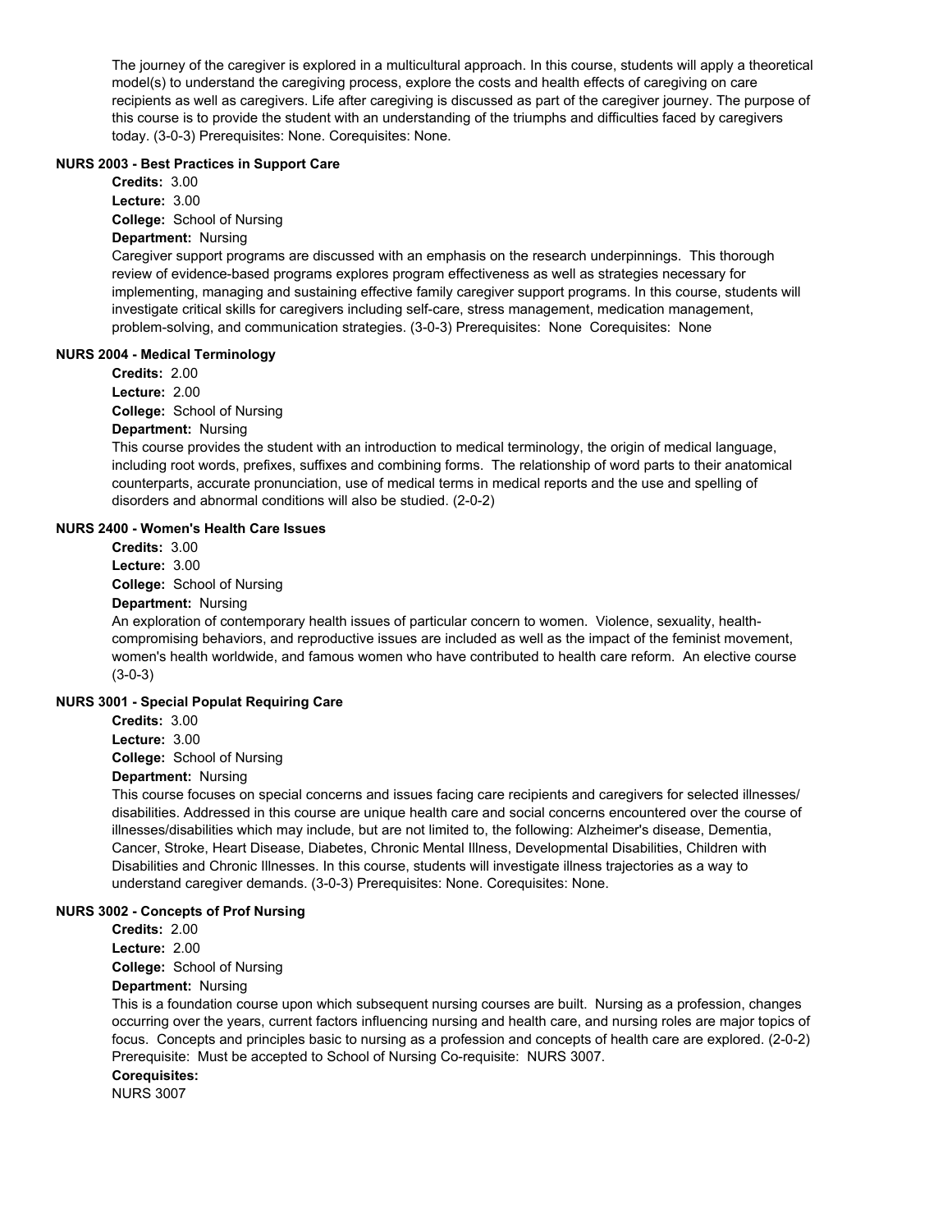The journey of the caregiver is explored in a multicultural approach. In this course, students will apply a theoretical model(s) to understand the caregiving process, explore the costs and health effects of caregiving on care recipients as well as caregivers. Life after caregiving is discussed as part of the caregiver journey. The purpose of this course is to provide the student with an understanding of the triumphs and difficulties faced by caregivers today. (3-0-3) Prerequisites: None. Corequisites: None.

#### NURS 2003 - Best Practices in Support Care

**Credits:** 3.00
**Lecture:** 3.00
**College:** School of Nursing
**Department:** Nursing

Caregiver support programs are discussed with an emphasis on the research underpinnings. This thorough review of evidence-based programs explores program effectiveness as well as strategies necessary for implementing, managing and sustaining effective family caregiver support programs. In this course, students will investigate critical skills for caregivers including self-care, stress management, medication management, problem-solving, and communication strategies. (3-0-3) Prerequisites: None Corequisites: None

#### NURS 2004 - Medical Terminology

**Credits:** 2.00
**Lecture:** 2.00
**College:** School of Nursing
**Department:** Nursing

This course provides the student with an introduction to medical terminology, the origin of medical language, including root words, prefixes, suffixes and combining forms. The relationship of word parts to their anatomical counterparts, accurate pronunciation, use of medical terms in medical reports and the use and spelling of disorders and abnormal conditions will also be studied. (2-0-2)

#### NURS 2400 - Women's Health Care Issues

**Credits:** 3.00
**Lecture:** 3.00
**College:** School of Nursing
**Department:** Nursing

An exploration of contemporary health issues of particular concern to women. Violence, sexuality, health-compromising behaviors, and reproductive issues are included as well as the impact of the feminist movement, women's health worldwide, and famous women who have contributed to health care reform. An elective course (3-0-3)

#### NURS 3001 - Special Populat Requiring Care

**Credits:** 3.00
**Lecture:** 3.00
**College:** School of Nursing
**Department:** Nursing

This course focuses on special concerns and issues facing care recipients and caregivers for selected illnesses/ disabilities. Addressed in this course are unique health care and social concerns encountered over the course of illnesses/disabilities which may include, but are not limited to, the following: Alzheimer's disease, Dementia, Cancer, Stroke, Heart Disease, Diabetes, Chronic Mental Illness, Developmental Disabilities, Children with Disabilities and Chronic Illnesses. In this course, students will investigate illness trajectories as a way to understand caregiver demands. (3-0-3) Prerequisites: None. Corequisites: None.

#### NURS 3002 - Concepts of Prof Nursing

**Credits:** 2.00
**Lecture:** 2.00
**College:** School of Nursing
**Department:** Nursing

This is a foundation course upon which subsequent nursing courses are built. Nursing as a profession, changes occurring over the years, current factors influencing nursing and health care, and nursing roles are major topics of focus. Concepts and principles basic to nursing as a profession and concepts of health care are explored. (2-0-2) Prerequisite: Must be accepted to School of Nursing Co-requisite: NURS 3007.

**Corequisites:**
NURS 3007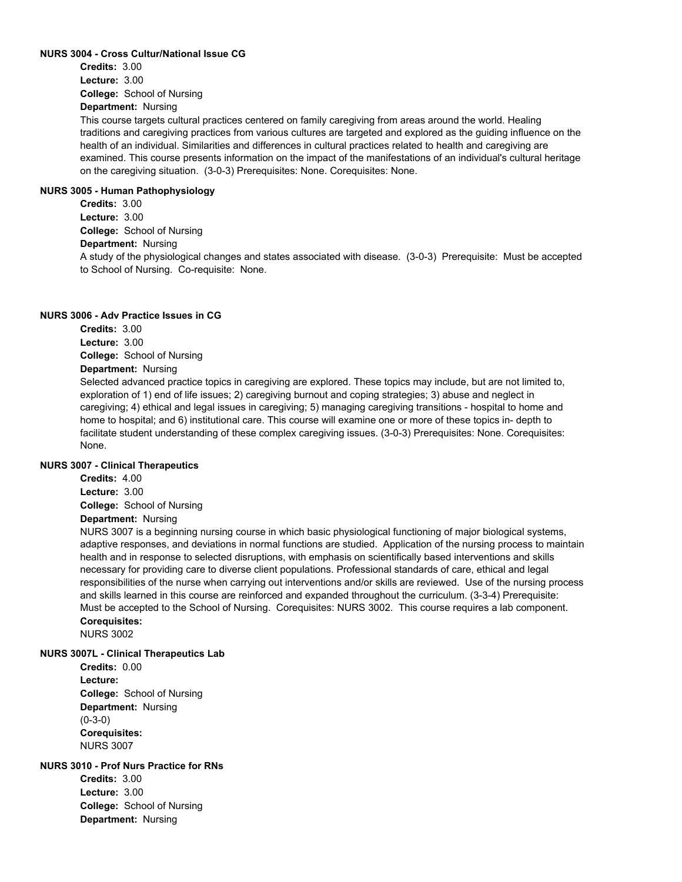**NURS 3004 - Cross Cultur/National Issue CG**

**Credits:** 3.00
**Lecture:** 3.00
**College:** School of Nursing
**Department:** Nursing

This course targets cultural practices centered on family caregiving from areas around the world. Healing traditions and caregiving practices from various cultures are targeted and explored as the guiding influence on the health of an individual. Similarities and differences in cultural practices related to health and caregiving are examined. This course presents information on the impact of the manifestations of an individual's cultural heritage on the caregiving situation. (3-0-3) Prerequisites: None. Corequisites: None.

**NURS 3005 - Human Pathophysiology**

**Credits:** 3.00
**Lecture:** 3.00
**College:** School of Nursing
**Department:** Nursing

A study of the physiological changes and states associated with disease. (3-0-3) Prerequisite: Must be accepted to School of Nursing. Co-requisite: None.

**NURS 3006 - Adv Practice Issues in CG**

**Credits:** 3.00
**Lecture:** 3.00
**College:** School of Nursing
**Department:** Nursing

Selected advanced practice topics in caregiving are explored. These topics may include, but are not limited to, exploration of 1) end of life issues; 2) caregiving burnout and coping strategies; 3) abuse and neglect in caregiving; 4) ethical and legal issues in caregiving; 5) managing caregiving transitions - hospital to home and home to hospital; and 6) institutional care. This course will examine one or more of these topics in- depth to facilitate student understanding of these complex caregiving issues. (3-0-3) Prerequisites: None. Corequisites: None.

**NURS 3007 - Clinical Therapeutics**

**Credits:** 4.00
**Lecture:** 3.00
**College:** School of Nursing
**Department:** Nursing

NURS 3007 is a beginning nursing course in which basic physiological functioning of major biological systems, adaptive responses, and deviations in normal functions are studied. Application of the nursing process to maintain health and in response to selected disruptions, with emphasis on scientifically based interventions and skills necessary for providing care to diverse client populations. Professional standards of care, ethical and legal responsibilities of the nurse when carrying out interventions and/or skills are reviewed. Use of the nursing process and skills learned in this course are reinforced and expanded throughout the curriculum. (3-3-4) Prerequisite: Must be accepted to the School of Nursing. Corequisites: NURS 3002. This course requires a lab component.

**Corequisites:**
NURS 3002

**NURS 3007L - Clinical Therapeutics Lab**

**Credits:** 0.00
**Lecture:**
**College:** School of Nursing
**Department:** Nursing
(0-3-0)
**Corequisites:**
NURS 3007

**NURS 3010 - Prof Nurs Practice for RNs**

**Credits:** 3.00
**Lecture:** 3.00
**College:** School of Nursing
**Department:** Nursing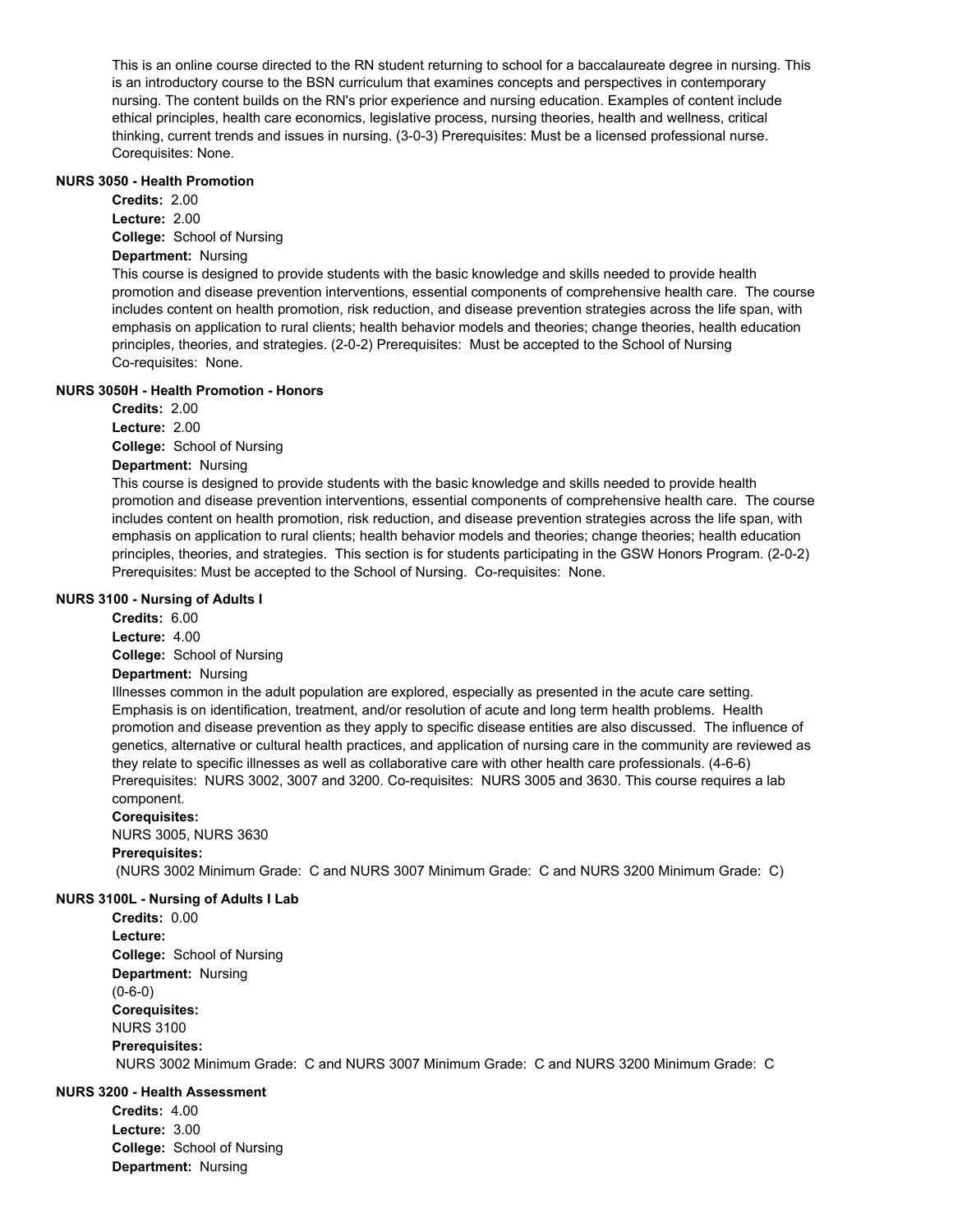This is an online course directed to the RN student returning to school for a baccalaureate degree in nursing. This is an introductory course to the BSN curriculum that examines concepts and perspectives in contemporary nursing. The content builds on the RN's prior experience and nursing education. Examples of content include ethical principles, health care economics, legislative process, nursing theories, health and wellness, critical thinking, current trends and issues in nursing. (3-0-3) Prerequisites: Must be a licensed professional nurse. Corequisites: None.

### NURS 3050 - Health Promotion

**Credits:** 2.00
**Lecture:** 2.00
**College:** School of Nursing
**Department:** Nursing

This course is designed to provide students with the basic knowledge and skills needed to provide health promotion and disease prevention interventions, essential components of comprehensive health care. The course includes content on health promotion, risk reduction, and disease prevention strategies across the life span, with emphasis on application to rural clients; health behavior models and theories; change theories, health education principles, theories, and strategies. (2-0-2) Prerequisites: Must be accepted to the School of Nursing Co-requisites: None.

### NURS 3050H - Health Promotion - Honors

**Credits:** 2.00
**Lecture:** 2.00
**College:** School of Nursing
**Department:** Nursing

This course is designed to provide students with the basic knowledge and skills needed to provide health promotion and disease prevention interventions, essential components of comprehensive health care. The course includes content on health promotion, risk reduction, and disease prevention strategies across the life span, with emphasis on application to rural clients; health behavior models and theories; change theories; health education principles, theories, and strategies. This section is for students participating in the GSW Honors Program. (2-0-2) Prerequisites: Must be accepted to the School of Nursing. Co-requisites: None.

### NURS 3100 - Nursing of Adults I

**Credits:** 6.00
**Lecture:** 4.00
**College:** School of Nursing
**Department:** Nursing

Illnesses common in the adult population are explored, especially as presented in the acute care setting. Emphasis is on identification, treatment, and/or resolution of acute and long term health problems. Health promotion and disease prevention as they apply to specific disease entities are also discussed. The influence of genetics, alternative or cultural health practices, and application of nursing care in the community are reviewed as they relate to specific illnesses as well as collaborative care with other health care professionals. (4-6-6) Prerequisites: NURS 3002, 3007 and 3200. Co-requisites: NURS 3005 and 3630. This course requires a lab component.

**Corequisites:**
NURS 3005, NURS 3630

**Prerequisites:**
(NURS 3002 Minimum Grade: C and NURS 3007 Minimum Grade: C and NURS 3200 Minimum Grade: C)

### NURS 3100L - Nursing of Adults I Lab

**Credits:** 0.00
**Lecture:**
**College:** School of Nursing
**Department:** Nursing
(0-6-0)

**Corequisites:**
NURS 3100

**Prerequisites:**
NURS 3002 Minimum Grade: C and NURS 3007 Minimum Grade: C and NURS 3200 Minimum Grade: C

### NURS 3200 - Health Assessment

**Credits:** 4.00
**Lecture:** 3.00
**College:** School of Nursing
**Department:** Nursing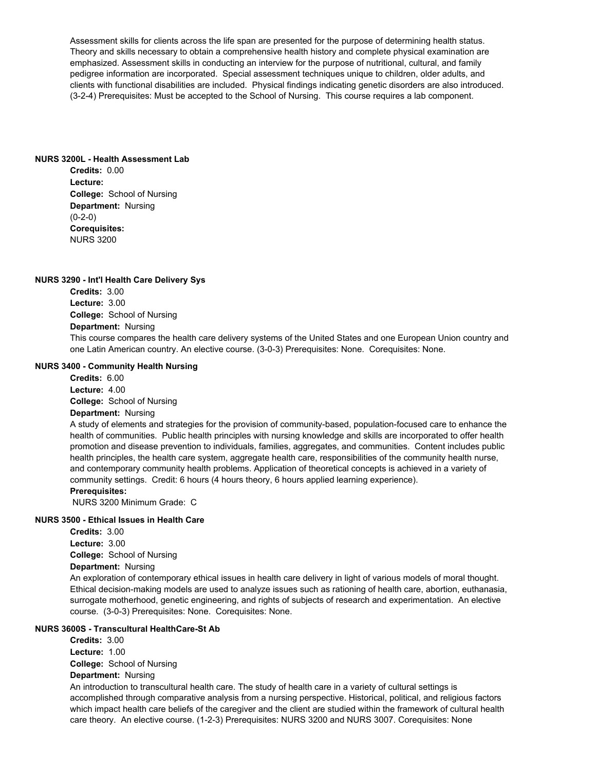Assessment skills for clients across the life span are presented for the purpose of determining health status. Theory and skills necessary to obtain a comprehensive health history and complete physical examination are emphasized. Assessment skills in conducting an interview for the purpose of nutritional, cultural, and family pedigree information are incorporated. Special assessment techniques unique to children, older adults, and clients with functional disabilities are included. Physical findings indicating genetic disorders are also introduced. (3-2-4) Prerequisites: Must be accepted to the School of Nursing. This course requires a lab component.

**NURS 3200L - Health Assessment Lab**

**Credits:** 0.00
**Lecture:**
**College:** School of Nursing
**Department:** Nursing
(0-2-0)
**Corequisites:**
NURS 3200

**NURS 3290 - Int'l Health Care Delivery Sys**

**Credits:** 3.00
**Lecture:** 3.00
**College:** School of Nursing
**Department:** Nursing
This course compares the health care delivery systems of the United States and one European Union country and one Latin American country. An elective course. (3-0-3) Prerequisites: None. Corequisites: None.

**NURS 3400 - Community Health Nursing**

**Credits:** 6.00
**Lecture:** 4.00
**College:** School of Nursing
**Department:** Nursing
A study of elements and strategies for the provision of community-based, population-focused care to enhance the health of communities. Public health principles with nursing knowledge and skills are incorporated to offer health promotion and disease prevention to individuals, families, aggregates, and communities. Content includes public health principles, the health care system, aggregate health care, responsibilities of the community health nurse, and contemporary community health problems. Application of theoretical concepts is achieved in a variety of community settings. Credit: 6 hours (4 hours theory, 6 hours applied learning experience).
**Prerequisites:**
NURS 3200 Minimum Grade: C

**NURS 3500 - Ethical Issues in Health Care**

**Credits:** 3.00
**Lecture:** 3.00
**College:** School of Nursing
**Department:** Nursing
An exploration of contemporary ethical issues in health care delivery in light of various models of moral thought. Ethical decision-making models are used to analyze issues such as rationing of health care, abortion, euthanasia, surrogate motherhood, genetic engineering, and rights of subjects of research and experimentation. An elective course. (3-0-3) Prerequisites: None. Corequisites: None.

**NURS 3600S - Transcultural HealthCare-St Ab**

**Credits:** 3.00
**Lecture:** 1.00
**College:** School of Nursing
**Department:** Nursing
An introduction to transcultural health care. The study of health care in a variety of cultural settings is accomplished through comparative analysis from a nursing perspective. Historical, political, and religious factors which impact health care beliefs of the caregiver and the client are studied within the framework of cultural health care theory. An elective course. (1-2-3) Prerequisites: NURS 3200 and NURS 3007. Corequisites: None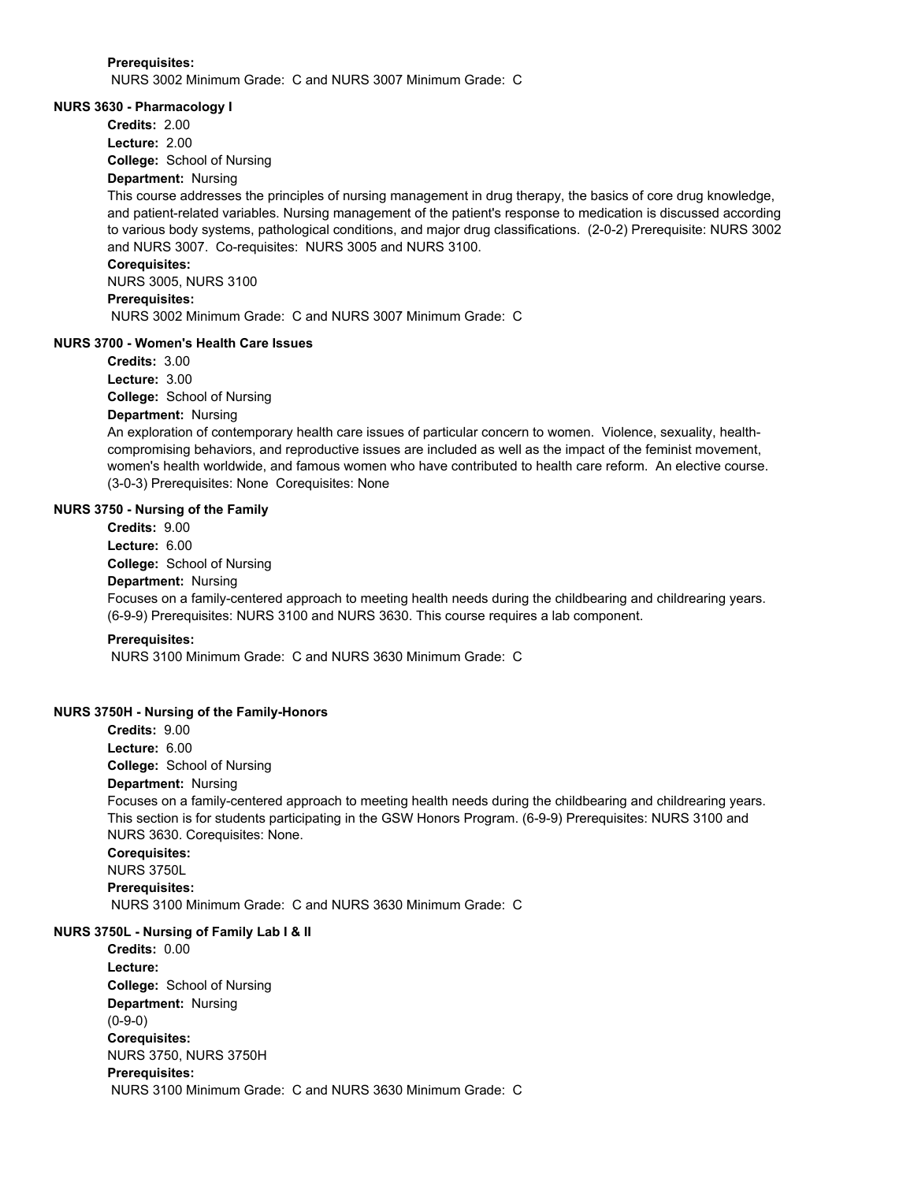**Prerequisites:**

NURS 3002 Minimum Grade: C and NURS 3007 Minimum Grade: C

**NURS 3630 - Pharmacology I**

**Credits:** 2.00

**Lecture:** 2.00

**College:** School of Nursing

**Department:** Nursing

This course addresses the principles of nursing management in drug therapy, the basics of core drug knowledge, and patient-related variables. Nursing management of the patient's response to medication is discussed according to various body systems, pathological conditions, and major drug classifications. (2-0-2) Prerequisite: NURS 3002 and NURS 3007. Co-requisites: NURS 3005 and NURS 3100.

**Corequisites:**

NURS 3005, NURS 3100

**Prerequisites:**

NURS 3002 Minimum Grade: C and NURS 3007 Minimum Grade: C

**NURS 3700 - Women's Health Care Issues**

**Credits:** 3.00

**Lecture:** 3.00

**College:** School of Nursing

**Department:** Nursing

An exploration of contemporary health care issues of particular concern to women. Violence, sexuality, health-compromising behaviors, and reproductive issues are included as well as the impact of the feminist movement, women's health worldwide, and famous women who have contributed to health care reform. An elective course. (3-0-3) Prerequisites: None Corequisites: None

**NURS 3750 - Nursing of the Family**

**Credits:** 9.00

**Lecture:** 6.00

**College:** School of Nursing

**Department:** Nursing

Focuses on a family-centered approach to meeting health needs during the childbearing and childrearing years. (6-9-9) Prerequisites: NURS 3100 and NURS 3630. This course requires a lab component.

**Prerequisites:**

NURS 3100 Minimum Grade: C and NURS 3630 Minimum Grade: C

**NURS 3750H - Nursing of the Family-Honors**

**Credits:** 9.00

**Lecture:** 6.00

**College:** School of Nursing

**Department:** Nursing

Focuses on a family-centered approach to meeting health needs during the childbearing and childrearing years. This section is for students participating in the GSW Honors Program. (6-9-9) Prerequisites: NURS 3100 and NURS 3630. Corequisites: None.

**Corequisites:**

NURS 3750L

**Prerequisites:**

NURS 3100 Minimum Grade: C and NURS 3630 Minimum Grade: C

**NURS 3750L - Nursing of Family Lab I & II**

**Credits:** 0.00

**Lecture:**

**College:** School of Nursing

**Department:** Nursing

(0-9-0)

**Corequisites:**

NURS 3750, NURS 3750H

**Prerequisites:**

NURS 3100 Minimum Grade: C and NURS 3630 Minimum Grade: C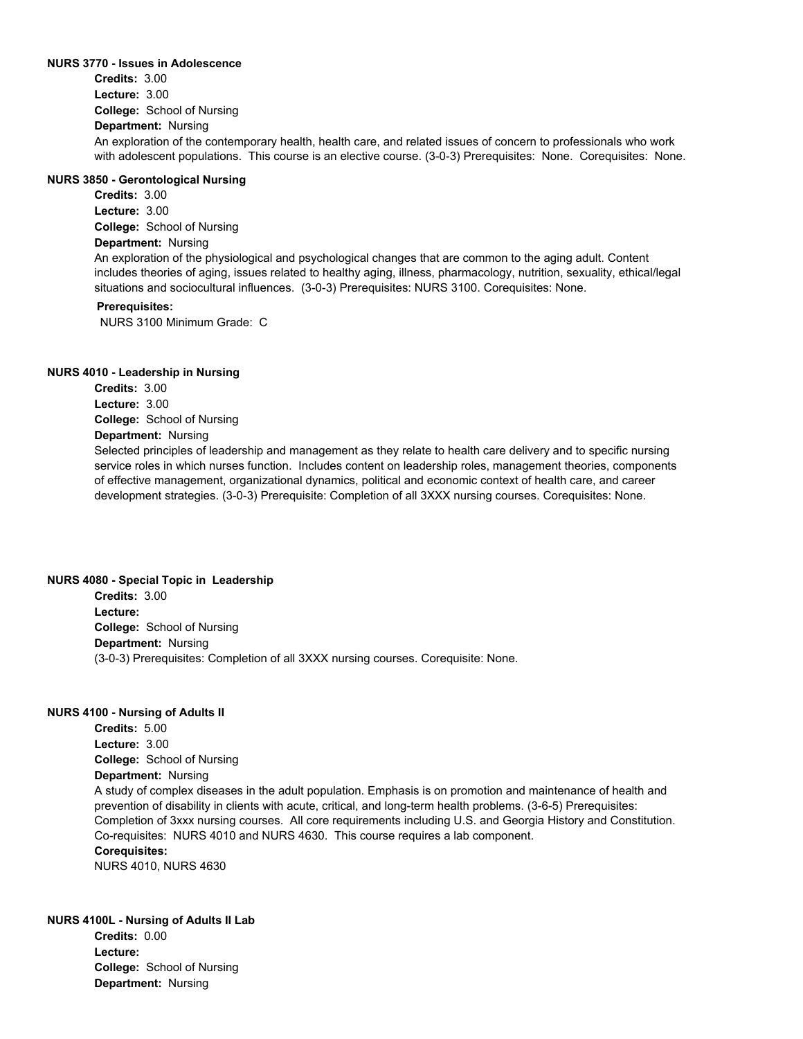**NURS 3770 - Issues in Adolescence**

**Credits:** 3.00
**Lecture:** 3.00
**College:** School of Nursing
**Department:** Nursing

An exploration of the contemporary health, health care, and related issues of concern to professionals who work with adolescent populations. This course is an elective course. (3-0-3) Prerequisites: None. Corequisites: None.

**NURS 3850 - Gerontological Nursing**

**Credits:** 3.00
**Lecture:** 3.00
**College:** School of Nursing
**Department:** Nursing

An exploration of the physiological and psychological changes that are common to the aging adult. Content includes theories of aging, issues related to healthy aging, illness, pharmacology, nutrition, sexuality, ethical/legal situations and sociocultural influences. (3-0-3) Prerequisites: NURS 3100. Corequisites: None.

**Prerequisites:**
NURS 3100 Minimum Grade: C

**NURS 4010 - Leadership in Nursing**

**Credits:** 3.00
**Lecture:** 3.00
**College:** School of Nursing
**Department:** Nursing

Selected principles of leadership and management as they relate to health care delivery and to specific nursing service roles in which nurses function. Includes content on leadership roles, management theories, components of effective management, organizational dynamics, political and economic context of health care, and career development strategies. (3-0-3) Prerequisite: Completion of all 3XXX nursing courses. Corequisites: None.

**NURS 4080 - Special Topic in Leadership**

**Credits:** 3.00
**Lecture:**
**College:** School of Nursing
**Department:** Nursing

(3-0-3) Prerequisites: Completion of all 3XXX nursing courses. Corequisite: None.

**NURS 4100 - Nursing of Adults II**

**Credits:** 5.00
**Lecture:** 3.00
**College:** School of Nursing
**Department:** Nursing

A study of complex diseases in the adult population. Emphasis is on promotion and maintenance of health and prevention of disability in clients with acute, critical, and long-term health problems. (3-6-5) Prerequisites: Completion of 3xxx nursing courses. All core requirements including U.S. and Georgia History and Constitution. Co-requisites: NURS 4010 and NURS 4630. This course requires a lab component.

**Corequisites:**
NURS 4010, NURS 4630

**NURS 4100L - Nursing of Adults II Lab**

**Credits:** 0.00
**Lecture:**
**College:** School of Nursing
**Department:** Nursing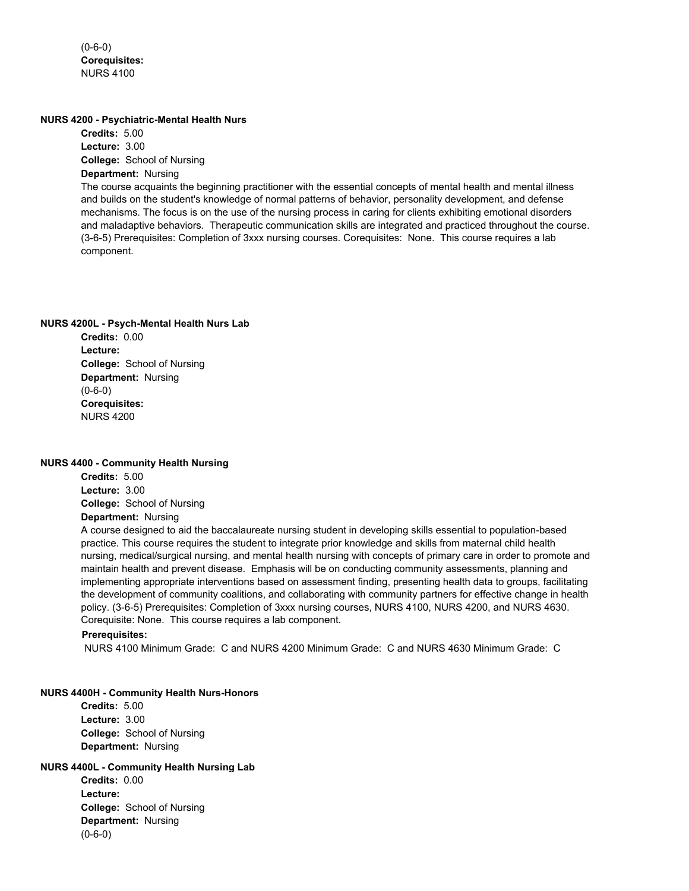(0-6-0)
**Corequisites:**
NURS 4100

**NURS 4200 - Psychiatric-Mental Health Nurs**

**Credits:** 5.00
**Lecture:** 3.00
**College:** School of Nursing
**Department:** Nursing

The course acquaints the beginning practitioner with the essential concepts of mental health and mental illness and builds on the student's knowledge of normal patterns of behavior, personality development, and defense mechanisms. The focus is on the use of the nursing process in caring for clients exhibiting emotional disorders and maladaptive behaviors. Therapeutic communication skills are integrated and practiced throughout the course. (3-6-5) Prerequisites: Completion of 3xxx nursing courses. Corequisites: None. This course requires a lab component.

**NURS 4200L - Psych-Mental Health Nurs Lab**

**Credits:** 0.00
**Lecture:**
**College:** School of Nursing
**Department:** Nursing
(0-6-0)
**Corequisites:**
NURS 4200

**NURS 4400 - Community Health Nursing**

**Credits:** 5.00
**Lecture:** 3.00
**College:** School of Nursing
**Department:** Nursing

A course designed to aid the baccalaureate nursing student in developing skills essential to population-based practice. This course requires the student to integrate prior knowledge and skills from maternal child health nursing, medical/surgical nursing, and mental health nursing with concepts of primary care in order to promote and maintain health and prevent disease. Emphasis will be on conducting community assessments, planning and implementing appropriate interventions based on assessment finding, presenting health data to groups, facilitating the development of community coalitions, and collaborating with community partners for effective change in health policy. (3-6-5) Prerequisites: Completion of 3xxx nursing courses, NURS 4100, NURS 4200, and NURS 4630. Corequisite: None. This course requires a lab component.

**Prerequisites:**
NURS 4100 Minimum Grade: C and NURS 4200 Minimum Grade: C and NURS 4630 Minimum Grade: C

**NURS 4400H - Community Health Nurs-Honors**

**Credits:** 5.00
**Lecture:** 3.00
**College:** School of Nursing
**Department:** Nursing

**NURS 4400L - Community Health Nursing Lab**

**Credits:** 0.00
**Lecture:**
**College:** School of Nursing
**Department:** Nursing
(0-6-0)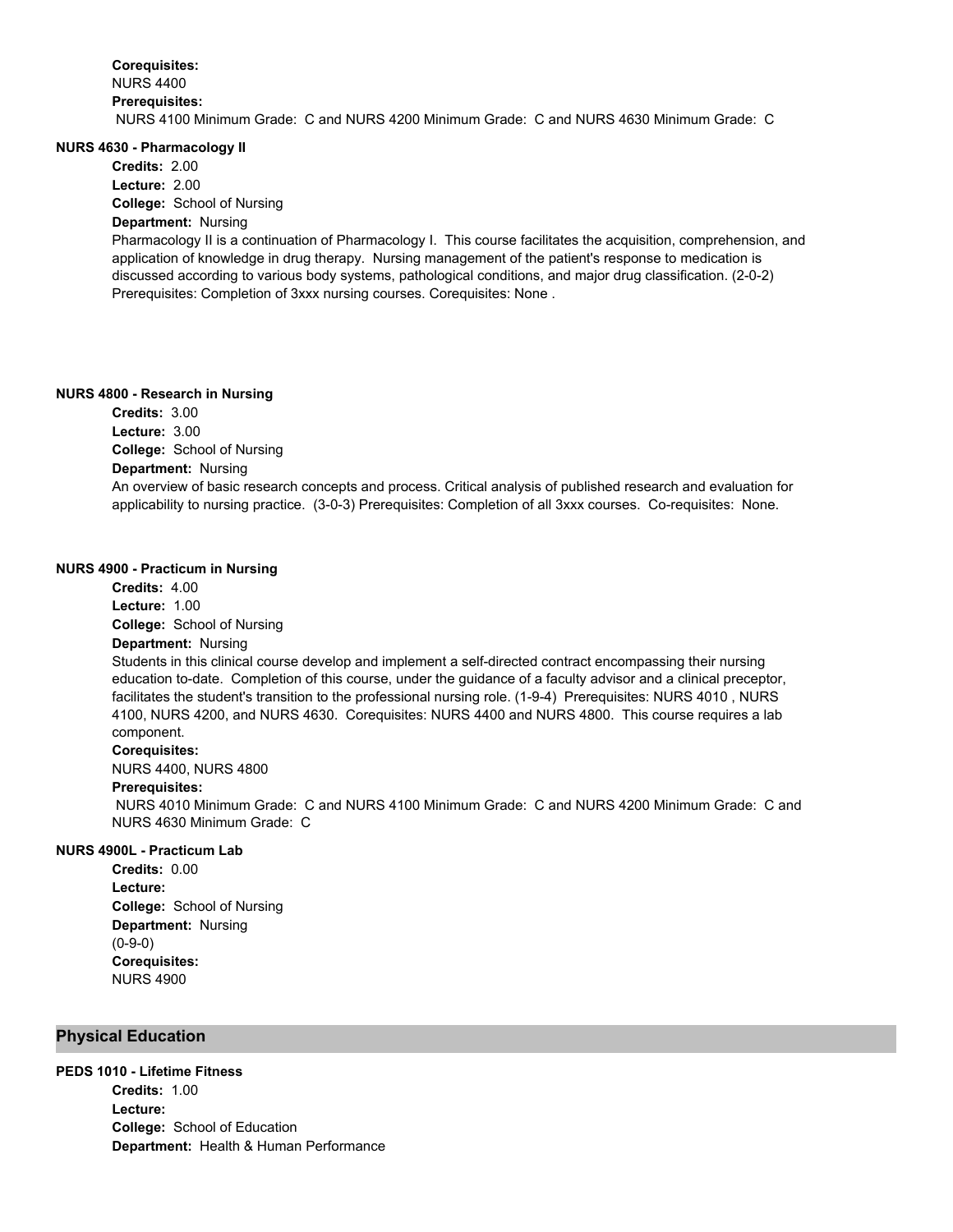**Corequisites:**
NURS 4400
**Prerequisites:**
NURS 4100 Minimum Grade: C and NURS 4200 Minimum Grade: C and NURS 4630 Minimum Grade: C

### NURS 4630 - Pharmacology II

**Credits:** 2.00
**Lecture:** 2.00
**College:** School of Nursing
**Department:** Nursing
Pharmacology II is a continuation of Pharmacology I. This course facilitates the acquisition, comprehension, and application of knowledge in drug therapy. Nursing management of the patient's response to medication is discussed according to various body systems, pathological conditions, and major drug classification. (2-0-2) Prerequisites: Completion of 3xxx nursing courses. Corequisites: None .

### NURS 4800 - Research in Nursing

**Credits:** 3.00
**Lecture:** 3.00
**College:** School of Nursing
**Department:** Nursing
An overview of basic research concepts and process. Critical analysis of published research and evaluation for applicability to nursing practice. (3-0-3) Prerequisites: Completion of all 3xxx courses. Co-requisites: None.

### NURS 4900 - Practicum in Nursing

**Credits:** 4.00
**Lecture:** 1.00
**College:** School of Nursing
**Department:** Nursing
Students in this clinical course develop and implement a self-directed contract encompassing their nursing education to-date. Completion of this course, under the guidance of a faculty advisor and a clinical preceptor, facilitates the student's transition to the professional nursing role. (1-9-4) Prerequisites: NURS 4010 , NURS 4100, NURS 4200, and NURS 4630. Corequisites: NURS 4400 and NURS 4800. This course requires a lab component.
**Corequisites:**
NURS 4400, NURS 4800
**Prerequisites:**
NURS 4010 Minimum Grade: C and NURS 4100 Minimum Grade: C and NURS 4200 Minimum Grade: C and NURS 4630 Minimum Grade: C

### NURS 4900L - Practicum Lab

**Credits:** 0.00
**Lecture:**
**College:** School of Nursing
**Department:** Nursing
(0-9-0)
**Corequisites:**
NURS 4900

## Physical Education

### PEDS 1010 - Lifetime Fitness

**Credits:** 1.00
**Lecture:**
**College:** School of Education
**Department:** Health & Human Performance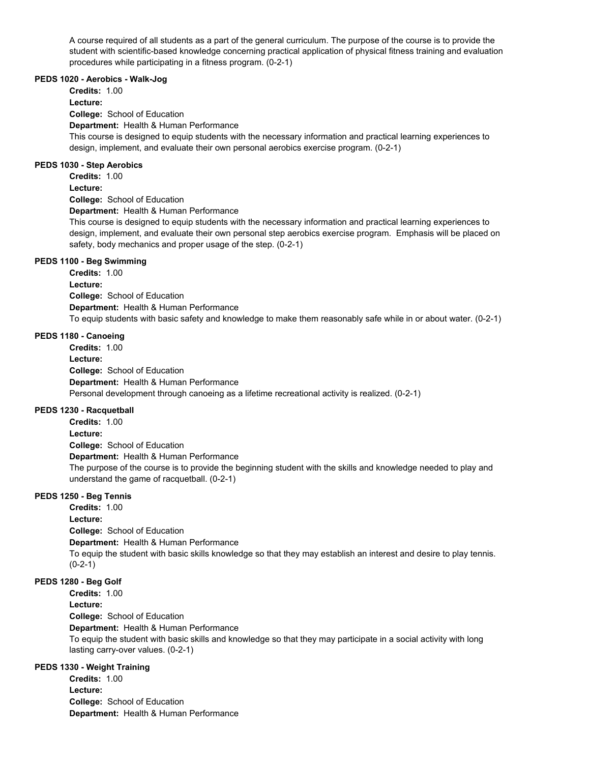A course required of all students as a part of the general curriculum. The purpose of the course is to provide the student with scientific-based knowledge concerning practical application of physical fitness training and evaluation procedures while participating in a fitness program. (0-2-1)

#### PEDS 1020 - Aerobics - Walk-Jog

**Credits:** 1.00

**Lecture:**

**College:** School of Education

**Department:** Health & Human Performance

This course is designed to equip students with the necessary information and practical learning experiences to design, implement, and evaluate their own personal aerobics exercise program. (0-2-1)

#### PEDS 1030 - Step Aerobics

**Credits:** 1.00

**Lecture:**

**College:** School of Education

**Department:** Health & Human Performance

This course is designed to equip students with the necessary information and practical learning experiences to design, implement, and evaluate their own personal step aerobics exercise program. Emphasis will be placed on safety, body mechanics and proper usage of the step. (0-2-1)

#### PEDS 1100 - Beg Swimming

**Credits:** 1.00

**Lecture:**

**College:** School of Education

**Department:** Health & Human Performance

To equip students with basic safety and knowledge to make them reasonably safe while in or about water. (0-2-1)

#### PEDS 1180 - Canoeing

**Credits:** 1.00

**Lecture:**

**College:** School of Education

**Department:** Health & Human Performance

Personal development through canoeing as a lifetime recreational activity is realized. (0-2-1)

#### PEDS 1230 - Racquetball

**Credits:** 1.00

**Lecture:**

**College:** School of Education

**Department:** Health & Human Performance

The purpose of the course is to provide the beginning student with the skills and knowledge needed to play and understand the game of racquetball. (0-2-1)

#### PEDS 1250 - Beg Tennis

**Credits:** 1.00

**Lecture:**

**College:** School of Education

**Department:** Health & Human Performance

To equip the student with basic skills knowledge so that they may establish an interest and desire to play tennis. (0-2-1)

#### PEDS 1280 - Beg Golf

**Credits:** 1.00

**Lecture:**

**College:** School of Education

**Department:** Health & Human Performance

To equip the student with basic skills and knowledge so that they may participate in a social activity with long lasting carry-over values. (0-2-1)

#### PEDS 1330 - Weight Training

**Credits:** 1.00

**Lecture:**

**College:** School of Education

**Department:** Health & Human Performance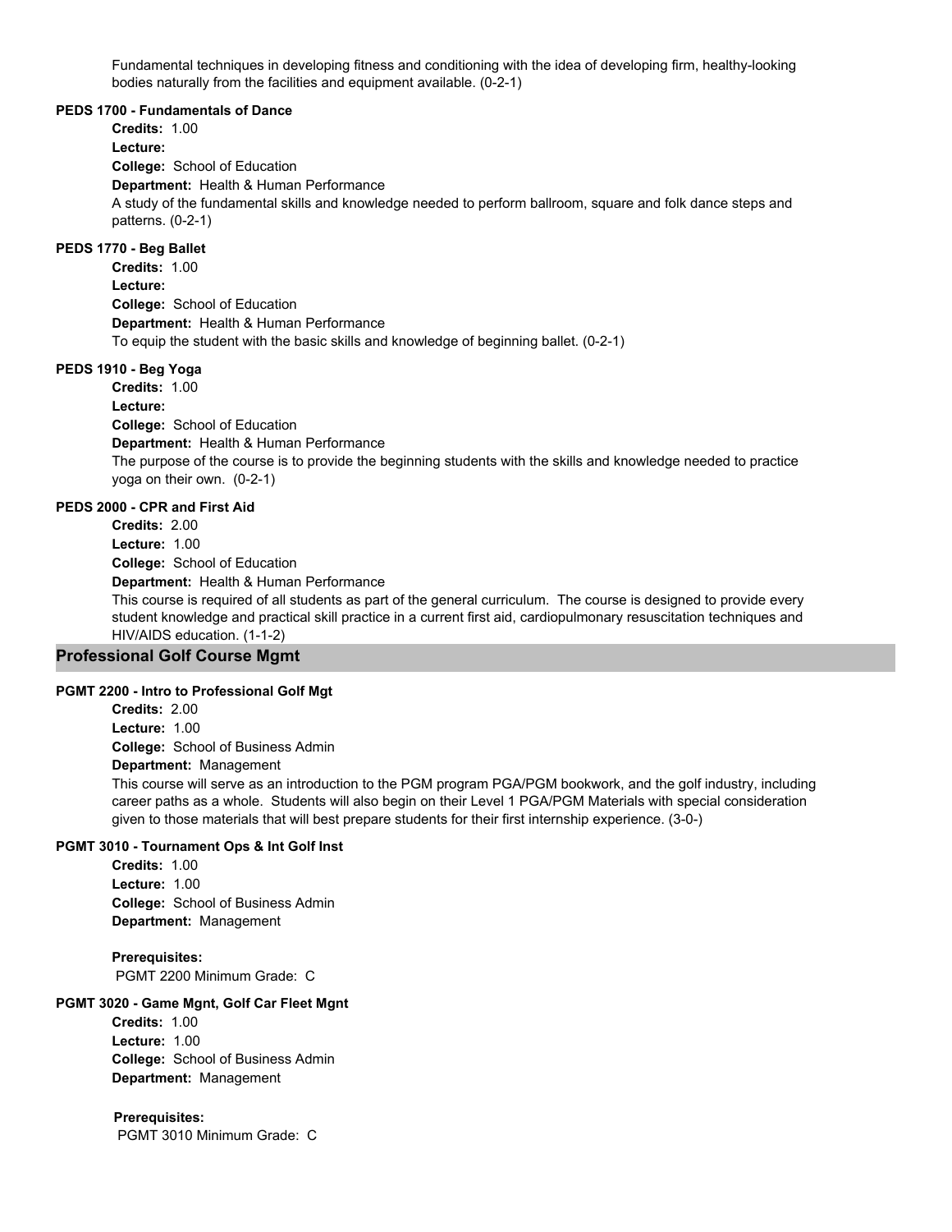Fundamental techniques in developing fitness and conditioning with the idea of developing firm, healthy-looking bodies naturally from the facilities and equipment available. (0-2-1)

#### PEDS 1700 - Fundamentals of Dance

**Credits:** 1.00
**Lecture:**
**College:** School of Education
**Department:** Health & Human Performance
A study of the fundamental skills and knowledge needed to perform ballroom, square and folk dance steps and patterns. (0-2-1)

#### PEDS 1770 - Beg Ballet

**Credits:** 1.00
**Lecture:**
**College:** School of Education
**Department:** Health & Human Performance
To equip the student with the basic skills and knowledge of beginning ballet. (0-2-1)

#### PEDS 1910 - Beg Yoga

**Credits:** 1.00
**Lecture:**
**College:** School of Education
**Department:** Health & Human Performance
The purpose of the course is to provide the beginning students with the skills and knowledge needed to practice yoga on their own. (0-2-1)

#### PEDS 2000 - CPR and First Aid

**Credits:** 2.00
**Lecture:** 1.00
**College:** School of Education
**Department:** Health & Human Performance
This course is required of all students as part of the general curriculum. The course is designed to provide every student knowledge and practical skill practice in a current first aid, cardiopulmonary resuscitation techniques and HIV/AIDS education. (1-1-2)

## Professional Golf Course Mgmt

#### PGMT 2200 - Intro to Professional Golf Mgt

**Credits:** 2.00
**Lecture:** 1.00
**College:** School of Business Admin
**Department:** Management
This course will serve as an introduction to the PGM program PGA/PGM bookwork, and the golf industry, including career paths as a whole. Students will also begin on their Level 1 PGA/PGM Materials with special consideration given to those materials that will best prepare students for their first internship experience. (3-0-)

#### PGMT 3010 - Tournament Ops & Int Golf Inst

**Credits:** 1.00
**Lecture:** 1.00
**College:** School of Business Admin
**Department:** Management

**Prerequisites:**
PGMT 2200 Minimum Grade: C

#### PGMT 3020 - Game Mgnt, Golf Car Fleet Mgnt

**Credits:** 1.00
**Lecture:** 1.00
**College:** School of Business Admin
**Department:** Management

**Prerequisites:**
PGMT 3010 Minimum Grade: C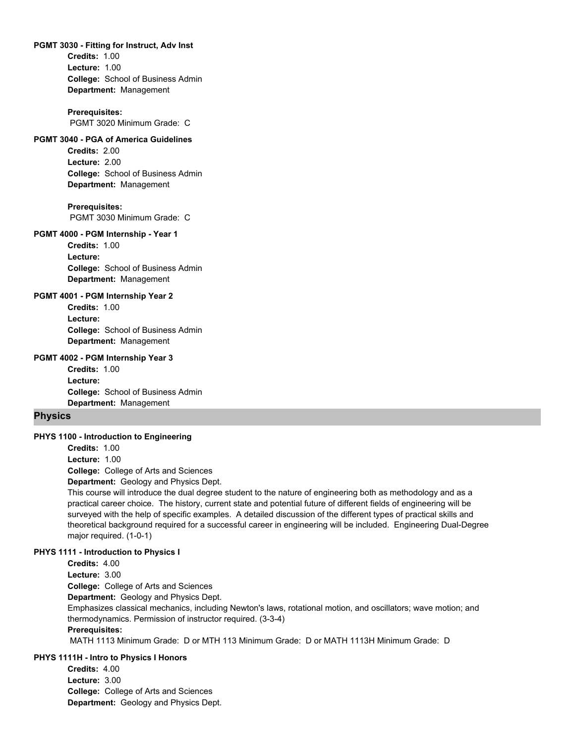#### PGMT 3030 - Fitting for Instruct, Adv Inst

**Credits:** 1.00
**Lecture:** 1.00
**College:** School of Business Admin
**Department:** Management

**Prerequisites:**
PGMT 3020 Minimum Grade: C

#### PGMT 3040 - PGA of America Guidelines

**Credits:** 2.00
**Lecture:** 2.00
**College:** School of Business Admin
**Department:** Management

**Prerequisites:**
PGMT 3030 Minimum Grade: C

#### PGMT 4000 - PGM Internship - Year 1

**Credits:** 1.00
**Lecture:**
**College:** School of Business Admin
**Department:** Management

#### PGMT 4001 - PGM Internship Year 2

**Credits:** 1.00
**Lecture:**
**College:** School of Business Admin
**Department:** Management

#### PGMT 4002 - PGM Internship Year 3

**Credits:** 1.00
**Lecture:**
**College:** School of Business Admin
**Department:** Management

## Physics

#### PHYS 1100 - Introduction to Engineering

**Credits:** 1.00
**Lecture:** 1.00
**College:** College of Arts and Sciences
**Department:** Geology and Physics Dept.
This course will introduce the dual degree student to the nature of engineering both as methodology and as a practical career choice. The history, current state and potential future of different fields of engineering will be surveyed with the help of specific examples. A detailed discussion of the different types of practical skills and theoretical background required for a successful career in engineering will be included. Engineering Dual-Degree major required. (1-0-1)

#### PHYS 1111 - Introduction to Physics I

**Credits:** 4.00
**Lecture:** 3.00
**College:** College of Arts and Sciences
**Department:** Geology and Physics Dept.
Emphasizes classical mechanics, including Newton's laws, rotational motion, and oscillators; wave motion; and thermodynamics. Permission of instructor required. (3-3-4)
**Prerequisites:**
MATH 1113 Minimum Grade: D or MTH 113 Minimum Grade: D or MATH 1113H Minimum Grade: D

#### PHYS 1111H - Intro to Physics I Honors

**Credits:** 4.00
**Lecture:** 3.00
**College:** College of Arts and Sciences
**Department:** Geology and Physics Dept.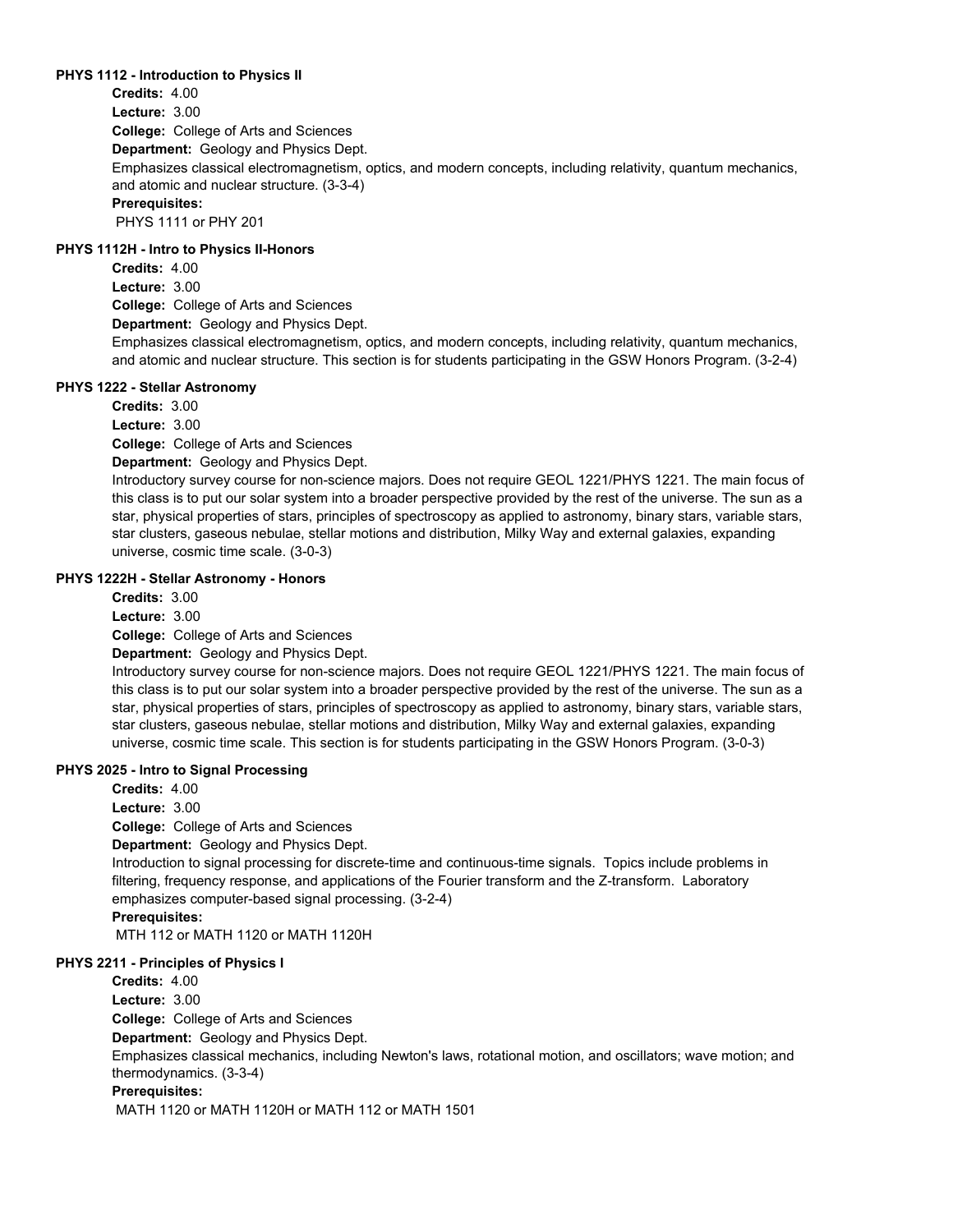**PHYS 1112 - Introduction to Physics II**

**Credits:** 4.00
**Lecture:** 3.00
**College:** College of Arts and Sciences
**Department:** Geology and Physics Dept.
Emphasizes classical electromagnetism, optics, and modern concepts, including relativity, quantum mechanics, and atomic and nuclear structure. (3-3-4)
**Prerequisites:**
PHYS 1111 or PHY 201

**PHYS 1112H - Intro to Physics II-Honors**

**Credits:** 4.00
**Lecture:** 3.00
**College:** College of Arts and Sciences
**Department:** Geology and Physics Dept.
Emphasizes classical electromagnetism, optics, and modern concepts, including relativity, quantum mechanics, and atomic and nuclear structure. This section is for students participating in the GSW Honors Program. (3-2-4)

**PHYS 1222 - Stellar Astronomy**

**Credits:** 3.00
**Lecture:** 3.00
**College:** College of Arts and Sciences
**Department:** Geology and Physics Dept.
Introductory survey course for non-science majors. Does not require GEOL 1221/PHYS 1221. The main focus of this class is to put our solar system into a broader perspective provided by the rest of the universe. The sun as a star, physical properties of stars, principles of spectroscopy as applied to astronomy, binary stars, variable stars, star clusters, gaseous nebulae, stellar motions and distribution, Milky Way and external galaxies, expanding universe, cosmic time scale. (3-0-3)

**PHYS 1222H - Stellar Astronomy - Honors**

**Credits:** 3.00
**Lecture:** 3.00
**College:** College of Arts and Sciences
**Department:** Geology and Physics Dept.
Introductory survey course for non-science majors. Does not require GEOL 1221/PHYS 1221. The main focus of this class is to put our solar system into a broader perspective provided by the rest of the universe. The sun as a star, physical properties of stars, principles of spectroscopy as applied to astronomy, binary stars, variable stars, star clusters, gaseous nebulae, stellar motions and distribution, Milky Way and external galaxies, expanding universe, cosmic time scale. This section is for students participating in the GSW Honors Program. (3-0-3)

**PHYS 2025 - Intro to Signal Processing**

**Credits:** 4.00
**Lecture:** 3.00
**College:** College of Arts and Sciences
**Department:** Geology and Physics Dept.
Introduction to signal processing for discrete-time and continuous-time signals. Topics include problems in filtering, frequency response, and applications of the Fourier transform and the Z-transform. Laboratory emphasizes computer-based signal processing. (3-2-4)
**Prerequisites:**
MTH 112 or MATH 1120 or MATH 1120H

**PHYS 2211 - Principles of Physics I**

**Credits:** 4.00
**Lecture:** 3.00
**College:** College of Arts and Sciences
**Department:** Geology and Physics Dept.
Emphasizes classical mechanics, including Newton's laws, rotational motion, and oscillators; wave motion; and thermodynamics. (3-3-4)
**Prerequisites:**
MATH 1120 or MATH 1120H or MATH 112 or MATH 1501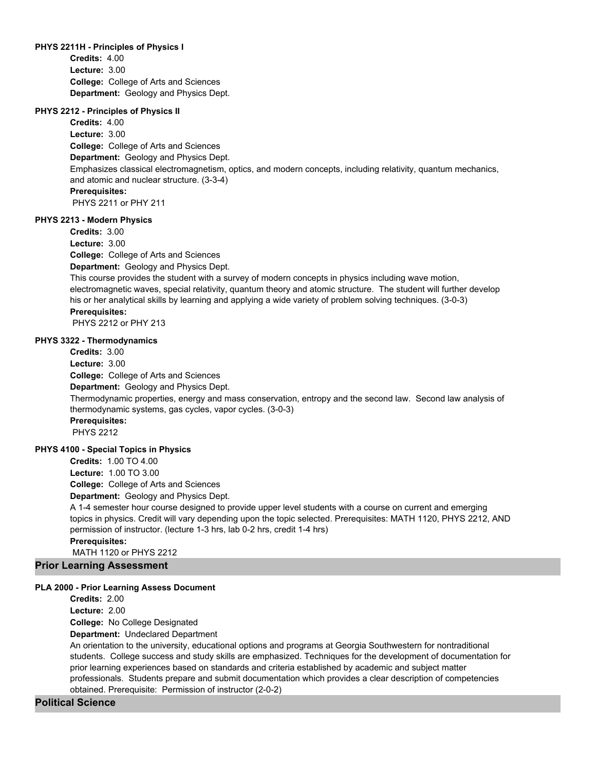**PHYS 2211H - Principles of Physics I**

**Credits:** 4.00
**Lecture:** 3.00
**College:** College of Arts and Sciences
**Department:** Geology and Physics Dept.

**PHYS 2212 - Principles of Physics II**

**Credits:** 4.00
**Lecture:** 3.00
**College:** College of Arts and Sciences
**Department:** Geology and Physics Dept.
Emphasizes classical electromagnetism, optics, and modern concepts, including relativity, quantum mechanics, and atomic and nuclear structure. (3-3-4)
**Prerequisites:**
PHYS 2211 or PHY 211

**PHYS 2213 - Modern Physics**

**Credits:** 3.00
**Lecture:** 3.00
**College:** College of Arts and Sciences
**Department:** Geology and Physics Dept.
This course provides the student with a survey of modern concepts in physics including wave motion, electromagnetic waves, special relativity, quantum theory and atomic structure. The student will further develop his or her analytical skills by learning and applying a wide variety of problem solving techniques. (3-0-3)
**Prerequisites:**
PHYS 2212 or PHY 213

**PHYS 3322 - Thermodynamics**

**Credits:** 3.00
**Lecture:** 3.00
**College:** College of Arts and Sciences
**Department:** Geology and Physics Dept.
Thermodynamic properties, energy and mass conservation, entropy and the second law. Second law analysis of thermodynamic systems, gas cycles, vapor cycles. (3-0-3)
**Prerequisites:**
PHYS 2212

**PHYS 4100 - Special Topics in Physics**

**Credits:** 1.00 TO 4.00
**Lecture:** 1.00 TO 3.00
**College:** College of Arts and Sciences
**Department:** Geology and Physics Dept.
A 1-4 semester hour course designed to provide upper level students with a course on current and emerging topics in physics. Credit will vary depending upon the topic selected. Prerequisites: MATH 1120, PHYS 2212, AND permission of instructor. (lecture 1-3 hrs, lab 0-2 hrs, credit 1-4 hrs)
**Prerequisites:**
MATH 1120 or PHYS 2212

## Prior Learning Assessment

**PLA 2000 - Prior Learning Assess Document**

**Credits:** 2.00
**Lecture:** 2.00
**College:** No College Designated
**Department:** Undeclared Department
An orientation to the university, educational options and programs at Georgia Southwestern for nontraditional students. College success and study skills are emphasized. Techniques for the development of documentation for prior learning experiences based on standards and criteria established by academic and subject matter professionals. Students prepare and submit documentation which provides a clear description of competencies obtained. Prerequisite: Permission of instructor (2-0-2)

## Political Science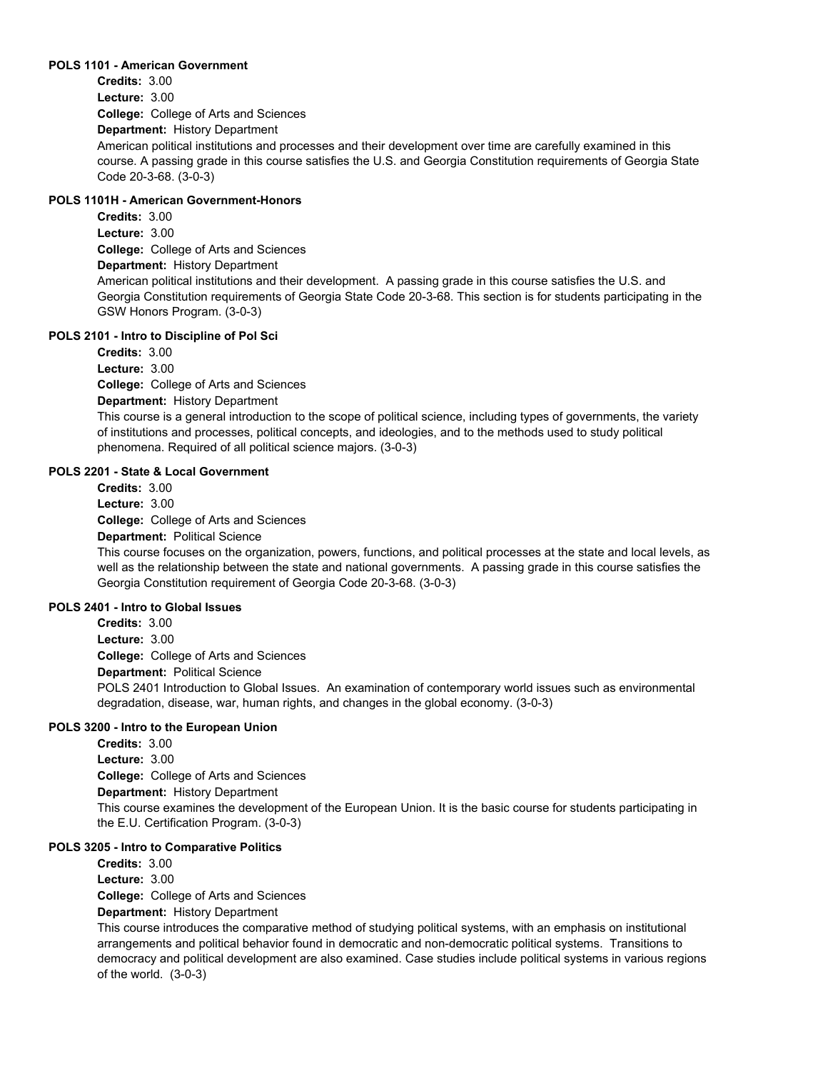**POLS 1101 - American Government**

**Credits:** 3.00
**Lecture:** 3.00
**College:** College of Arts and Sciences
**Department:** History Department
American political institutions and processes and their development over time are carefully examined in this course. A passing grade in this course satisfies the U.S. and Georgia Constitution requirements of Georgia State Code 20-3-68. (3-0-3)

**POLS 1101H - American Government-Honors**

**Credits:** 3.00
**Lecture:** 3.00
**College:** College of Arts and Sciences
**Department:** History Department
American political institutions and their development. A passing grade in this course satisfies the U.S. and Georgia Constitution requirements of Georgia State Code 20-3-68. This section is for students participating in the GSW Honors Program. (3-0-3)

**POLS 2101 - Intro to Discipline of Pol Sci**

**Credits:** 3.00
**Lecture:** 3.00
**College:** College of Arts and Sciences
**Department:** History Department
This course is a general introduction to the scope of political science, including types of governments, the variety of institutions and processes, political concepts, and ideologies, and to the methods used to study political phenomena. Required of all political science majors. (3-0-3)

**POLS 2201 - State & Local Government**

**Credits:** 3.00
**Lecture:** 3.00
**College:** College of Arts and Sciences
**Department:** Political Science
This course focuses on the organization, powers, functions, and political processes at the state and local levels, as well as the relationship between the state and national governments. A passing grade in this course satisfies the Georgia Constitution requirement of Georgia Code 20-3-68. (3-0-3)

**POLS 2401 - Intro to Global Issues**

**Credits:** 3.00
**Lecture:** 3.00
**College:** College of Arts and Sciences
**Department:** Political Science
POLS 2401 Introduction to Global Issues. An examination of contemporary world issues such as environmental degradation, disease, war, human rights, and changes in the global economy. (3-0-3)

**POLS 3200 - Intro to the European Union**

**Credits:** 3.00
**Lecture:** 3.00
**College:** College of Arts and Sciences
**Department:** History Department
This course examines the development of the European Union. It is the basic course for students participating in the E.U. Certification Program. (3-0-3)

**POLS 3205 - Intro to Comparative Politics**

**Credits:** 3.00
**Lecture:** 3.00
**College:** College of Arts and Sciences
**Department:** History Department
This course introduces the comparative method of studying political systems, with an emphasis on institutional arrangements and political behavior found in democratic and non-democratic political systems. Transitions to democracy and political development are also examined. Case studies include political systems in various regions of the world. (3-0-3)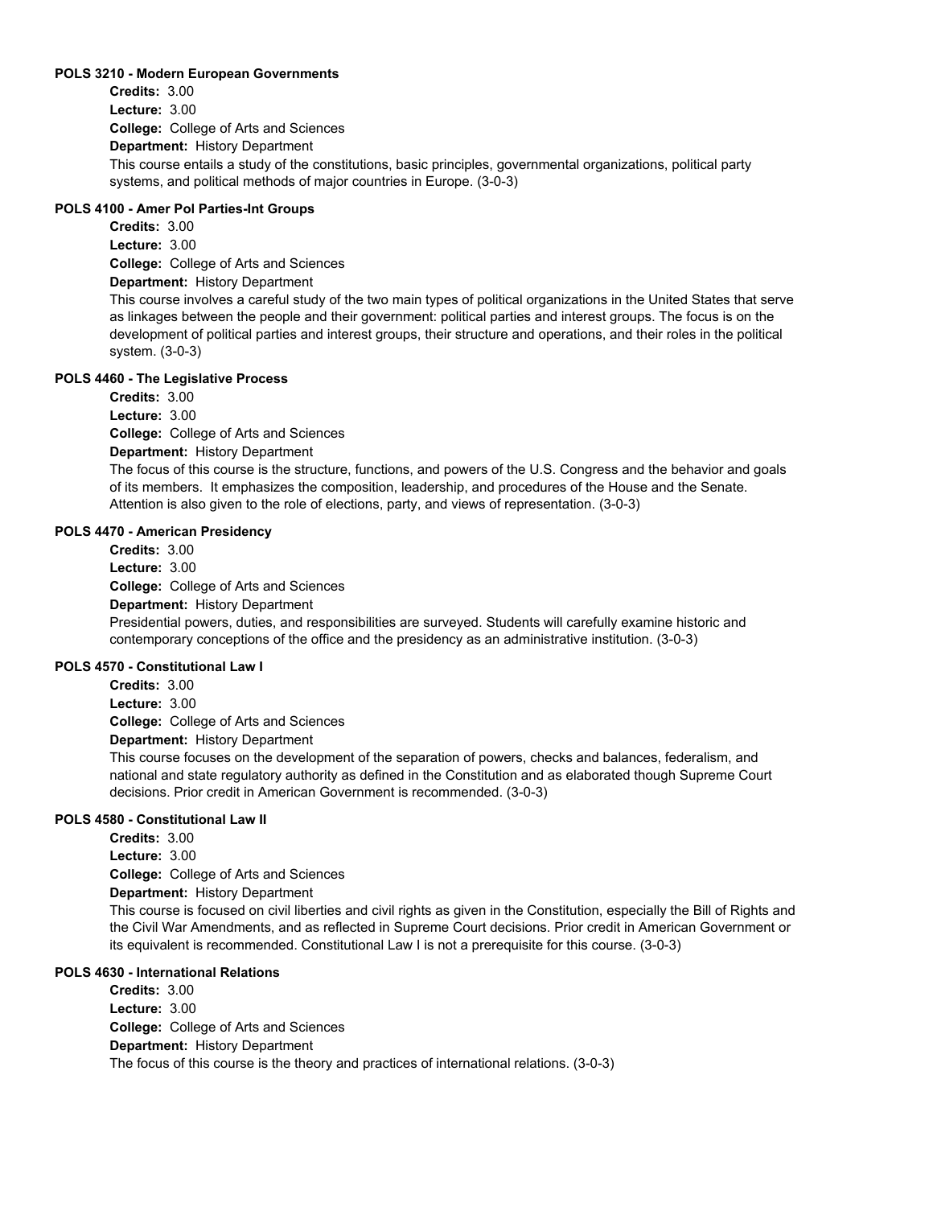#### POLS 3210 - Modern European Governments

**Credits:** 3.00
**Lecture:** 3.00
**College:** College of Arts and Sciences
**Department:** History Department

This course entails a study of the constitutions, basic principles, governmental organizations, political party systems, and political methods of major countries in Europe. (3-0-3)

#### POLS 4100 - Amer Pol Parties-Int Groups

**Credits:** 3.00
**Lecture:** 3.00
**College:** College of Arts and Sciences
**Department:** History Department

This course involves a careful study of the two main types of political organizations in the United States that serve as linkages between the people and their government: political parties and interest groups. The focus is on the development of political parties and interest groups, their structure and operations, and their roles in the political system. (3-0-3)

#### POLS 4460 - The Legislative Process

**Credits:** 3.00
**Lecture:** 3.00
**College:** College of Arts and Sciences
**Department:** History Department

The focus of this course is the structure, functions, and powers of the U.S. Congress and the behavior and goals of its members. It emphasizes the composition, leadership, and procedures of the House and the Senate. Attention is also given to the role of elections, party, and views of representation. (3-0-3)

#### POLS 4470 - American Presidency

**Credits:** 3.00
**Lecture:** 3.00
**College:** College of Arts and Sciences
**Department:** History Department

Presidential powers, duties, and responsibilities are surveyed. Students will carefully examine historic and contemporary conceptions of the office and the presidency as an administrative institution. (3-0-3)

#### POLS 4570 - Constitutional Law I

**Credits:** 3.00
**Lecture:** 3.00
**College:** College of Arts and Sciences
**Department:** History Department

This course focuses on the development of the separation of powers, checks and balances, federalism, and national and state regulatory authority as defined in the Constitution and as elaborated though Supreme Court decisions. Prior credit in American Government is recommended. (3-0-3)

#### POLS 4580 - Constitutional Law II

**Credits:** 3.00
**Lecture:** 3.00
**College:** College of Arts and Sciences
**Department:** History Department

This course is focused on civil liberties and civil rights as given in the Constitution, especially the Bill of Rights and the Civil War Amendments, and as reflected in Supreme Court decisions. Prior credit in American Government or its equivalent is recommended. Constitutional Law I is not a prerequisite for this course. (3-0-3)

#### POLS 4630 - International Relations

**Credits:** 3.00
**Lecture:** 3.00
**College:** College of Arts and Sciences
**Department:** History Department

The focus of this course is the theory and practices of international relations. (3-0-3)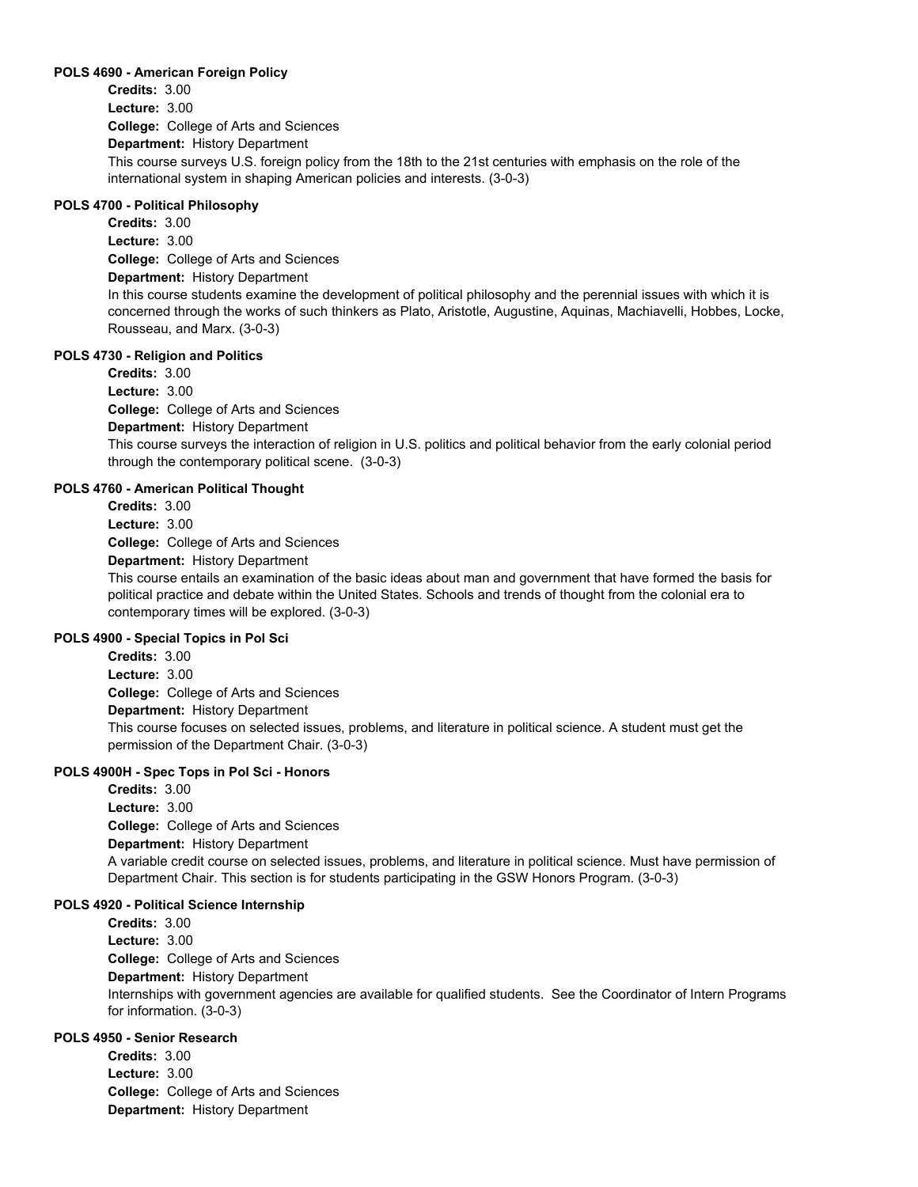### POLS 4690 - American Foreign Policy

**Credits:** 3.00
**Lecture:** 3.00
**College:** College of Arts and Sciences
**Department:** History Department

This course surveys U.S. foreign policy from the 18th to the 21st centuries with emphasis on the role of the international system in shaping American policies and interests. (3-0-3)

### POLS 4700 - Political Philosophy

**Credits:** 3.00
**Lecture:** 3.00
**College:** College of Arts and Sciences
**Department:** History Department

In this course students examine the development of political philosophy and the perennial issues with which it is concerned through the works of such thinkers as Plato, Aristotle, Augustine, Aquinas, Machiavelli, Hobbes, Locke, Rousseau, and Marx. (3-0-3)

### POLS 4730 - Religion and Politics

**Credits:** 3.00
**Lecture:** 3.00
**College:** College of Arts and Sciences
**Department:** History Department

This course surveys the interaction of religion in U.S. politics and political behavior from the early colonial period through the contemporary political scene. (3-0-3)

### POLS 4760 - American Political Thought

**Credits:** 3.00
**Lecture:** 3.00
**College:** College of Arts and Sciences
**Department:** History Department

This course entails an examination of the basic ideas about man and government that have formed the basis for political practice and debate within the United States. Schools and trends of thought from the colonial era to contemporary times will be explored. (3-0-3)

### POLS 4900 - Special Topics in Pol Sci

**Credits:** 3.00
**Lecture:** 3.00
**College:** College of Arts and Sciences
**Department:** History Department

This course focuses on selected issues, problems, and literature in political science. A student must get the permission of the Department Chair. (3-0-3)

### POLS 4900H - Spec Tops in Pol Sci - Honors

**Credits:** 3.00
**Lecture:** 3.00
**College:** College of Arts and Sciences
**Department:** History Department

A variable credit course on selected issues, problems, and literature in political science. Must have permission of Department Chair. This section is for students participating in the GSW Honors Program. (3-0-3)

### POLS 4920 - Political Science Internship

**Credits:** 3.00
**Lecture:** 3.00
**College:** College of Arts and Sciences
**Department:** History Department

Internships with government agencies are available for qualified students. See the Coordinator of Intern Programs for information. (3-0-3)

### POLS 4950 - Senior Research

**Credits:** 3.00
**Lecture:** 3.00
**College:** College of Arts and Sciences
**Department:** History Department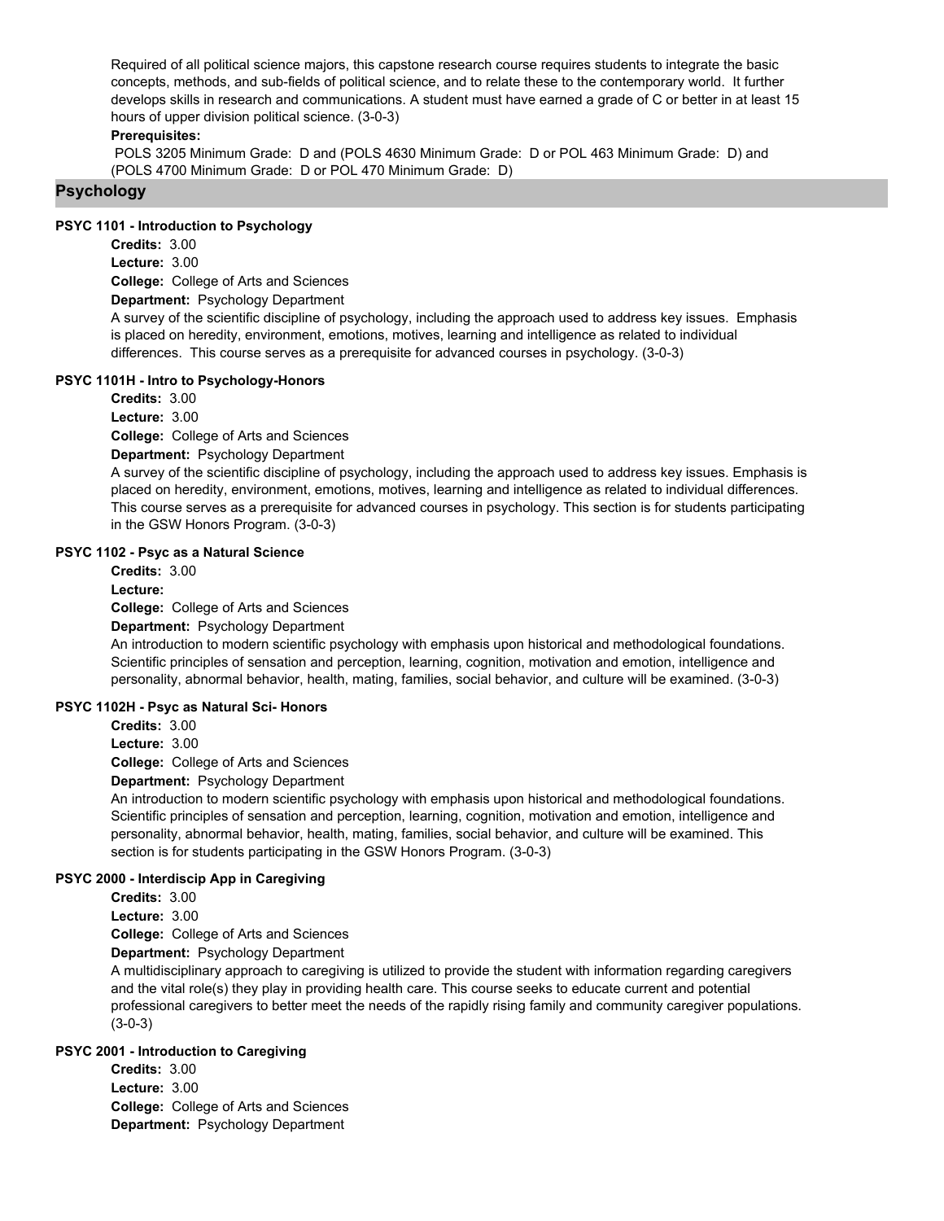Required of all political science majors, this capstone research course requires students to integrate the basic concepts, methods, and sub-fields of political science, and to relate these to the contemporary world. It further develops skills in research and communications. A student must have earned a grade of C or better in at least 15 hours of upper division political science. (3-0-3)

**Prerequisites:**

POLS 3205 Minimum Grade: D and (POLS 4630 Minimum Grade: D or POL 463 Minimum Grade: D) and (POLS 4700 Minimum Grade: D or POL 470 Minimum Grade: D)

## Psychology

### PSYC 1101 - Introduction to Psychology

**Credits:** 3.00
**Lecture:** 3.00
**College:** College of Arts and Sciences
**Department:** Psychology Department

A survey of the scientific discipline of psychology, including the approach used to address key issues. Emphasis is placed on heredity, environment, emotions, motives, learning and intelligence as related to individual differences. This course serves as a prerequisite for advanced courses in psychology. (3-0-3)

### PSYC 1101H - Intro to Psychology-Honors

**Credits:** 3.00
**Lecture:** 3.00
**College:** College of Arts and Sciences
**Department:** Psychology Department

A survey of the scientific discipline of psychology, including the approach used to address key issues. Emphasis is placed on heredity, environment, emotions, motives, learning and intelligence as related to individual differences. This course serves as a prerequisite for advanced courses in psychology. This section is for students participating in the GSW Honors Program. (3-0-3)

### PSYC 1102 - Psyc as a Natural Science

**Credits:** 3.00
**Lecture:**
**College:** College of Arts and Sciences
**Department:** Psychology Department

An introduction to modern scientific psychology with emphasis upon historical and methodological foundations. Scientific principles of sensation and perception, learning, cognition, motivation and emotion, intelligence and personality, abnormal behavior, health, mating, families, social behavior, and culture will be examined. (3-0-3)

### PSYC 1102H - Psyc as Natural Sci- Honors

**Credits:** 3.00
**Lecture:** 3.00
**College:** College of Arts and Sciences
**Department:** Psychology Department

An introduction to modern scientific psychology with emphasis upon historical and methodological foundations. Scientific principles of sensation and perception, learning, cognition, motivation and emotion, intelligence and personality, abnormal behavior, health, mating, families, social behavior, and culture will be examined. This section is for students participating in the GSW Honors Program. (3-0-3)

### PSYC 2000 - Interdiscip App in Caregiving

**Credits:** 3.00
**Lecture:** 3.00
**College:** College of Arts and Sciences
**Department:** Psychology Department

A multidisciplinary approach to caregiving is utilized to provide the student with information regarding caregivers and the vital role(s) they play in providing health care. This course seeks to educate current and potential professional caregivers to better meet the needs of the rapidly rising family and community caregiver populations. (3-0-3)

### PSYC 2001 - Introduction to Caregiving

**Credits:** 3.00
**Lecture:** 3.00
**College:** College of Arts and Sciences
**Department:** Psychology Department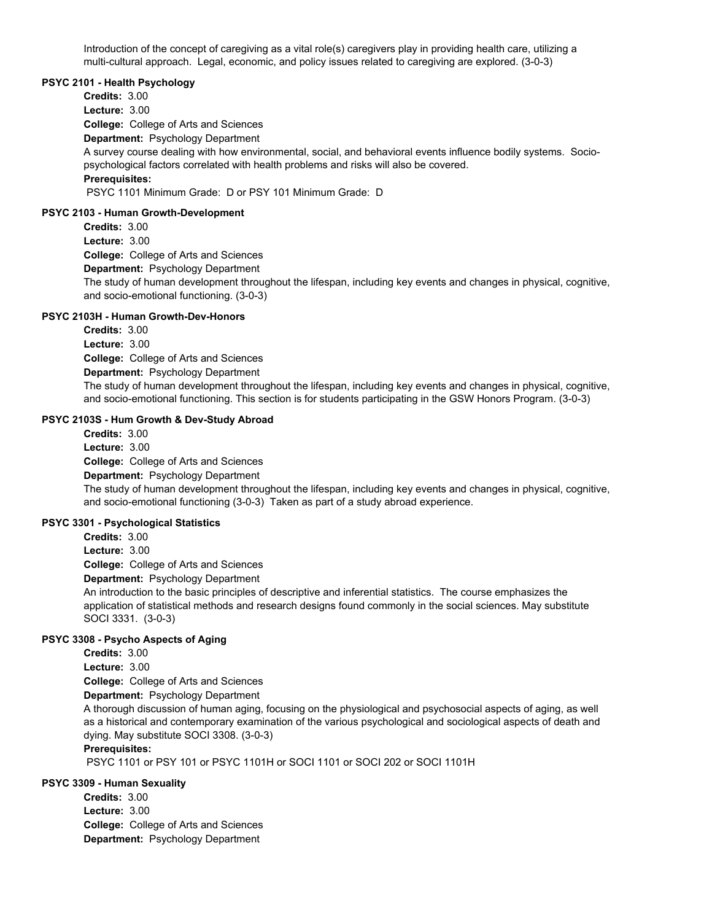Introduction of the concept of caregiving as a vital role(s) caregivers play in providing health care, utilizing a multi-cultural approach. Legal, economic, and policy issues related to caregiving are explored. (3-0-3)

**PSYC 2101 - Health Psychology**

**Credits:** 3.00
**Lecture:** 3.00
**College:** College of Arts and Sciences
**Department:** Psychology Department

A survey course dealing with how environmental, social, and behavioral events influence bodily systems. Socio-psychological factors correlated with health problems and risks will also be covered.

**Prerequisites:**
PSYC 1101 Minimum Grade: D or PSY 101 Minimum Grade: D

**PSYC 2103 - Human Growth-Development**

**Credits:** 3.00
**Lecture:** 3.00
**College:** College of Arts and Sciences
**Department:** Psychology Department

The study of human development throughout the lifespan, including key events and changes in physical, cognitive, and socio-emotional functioning. (3-0-3)

**PSYC 2103H - Human Growth-Dev-Honors**

**Credits:** 3.00
**Lecture:** 3.00
**College:** College of Arts and Sciences
**Department:** Psychology Department

The study of human development throughout the lifespan, including key events and changes in physical, cognitive, and socio-emotional functioning. This section is for students participating in the GSW Honors Program. (3-0-3)

**PSYC 2103S - Hum Growth & Dev-Study Abroad**

**Credits:** 3.00
**Lecture:** 3.00
**College:** College of Arts and Sciences
**Department:** Psychology Department

The study of human development throughout the lifespan, including key events and changes in physical, cognitive, and socio-emotional functioning (3-0-3) Taken as part of a study abroad experience.

**PSYC 3301 - Psychological Statistics**

**Credits:** 3.00
**Lecture:** 3.00
**College:** College of Arts and Sciences
**Department:** Psychology Department

An introduction to the basic principles of descriptive and inferential statistics. The course emphasizes the application of statistical methods and research designs found commonly in the social sciences. May substitute SOCI 3331. (3-0-3)

**PSYC 3308 - Psycho Aspects of Aging**

**Credits:** 3.00
**Lecture:** 3.00
**College:** College of Arts and Sciences
**Department:** Psychology Department

A thorough discussion of human aging, focusing on the physiological and psychosocial aspects of aging, as well as a historical and contemporary examination of the various psychological and sociological aspects of death and dying. May substitute SOCI 3308. (3-0-3)

**Prerequisites:**
PSYC 1101 or PSY 101 or PSYC 1101H or SOCI 1101 or SOCI 202 or SOCI 1101H

**PSYC 3309 - Human Sexuality**

**Credits:** 3.00
**Lecture:** 3.00
**College:** College of Arts and Sciences
**Department:** Psychology Department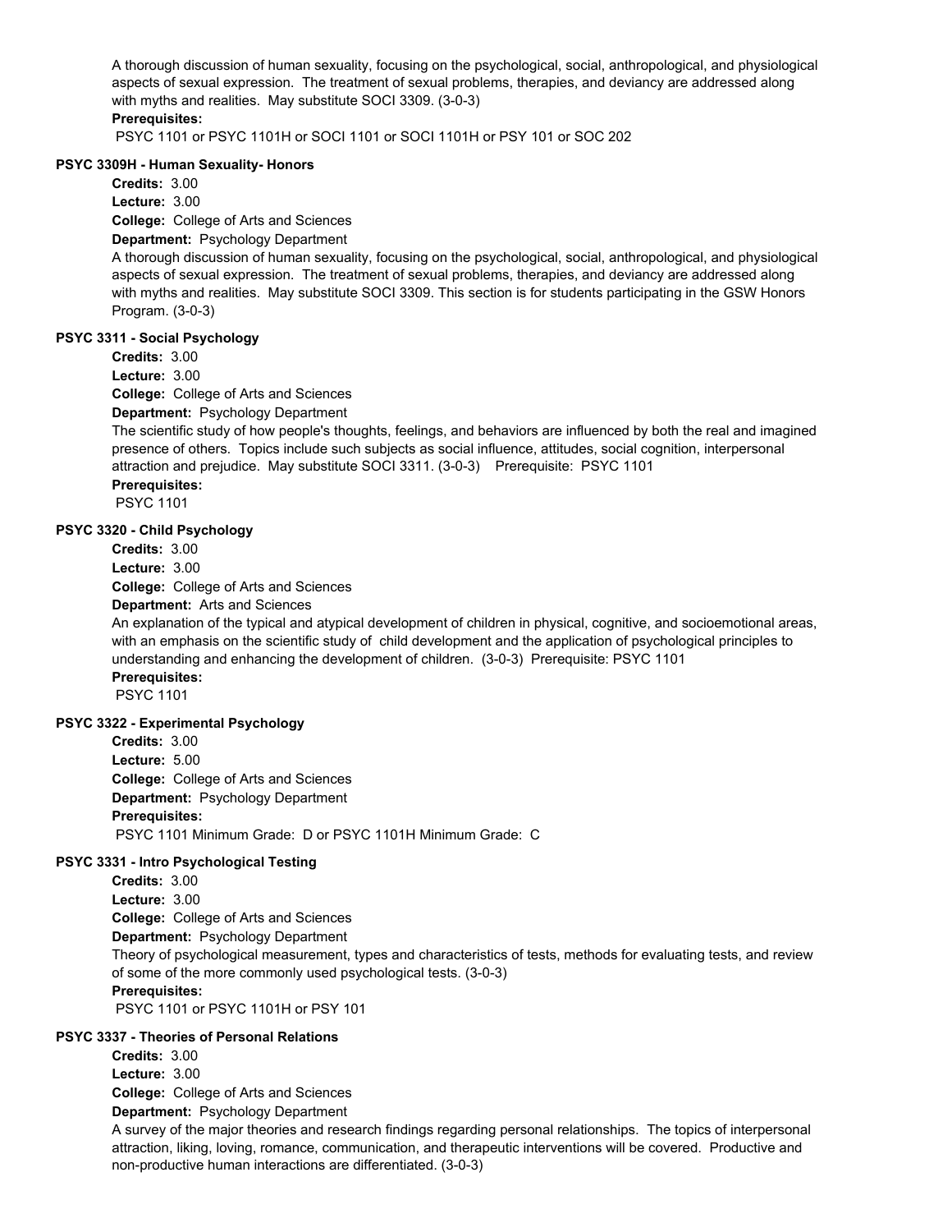A thorough discussion of human sexuality, focusing on the psychological, social, anthropological, and physiological aspects of sexual expression. The treatment of sexual problems, therapies, and deviancy are addressed along with myths and realities. May substitute SOCI 3309. (3-0-3)

**Prerequisites:**

PSYC 1101 or PSYC 1101H or SOCI 1101 or SOCI 1101H or PSY 101 or SOC 202

#### PSYC 3309H - Human Sexuality- Honors

**Credits:** 3.00

**Lecture:** 3.00

**College:** College of Arts and Sciences

**Department:** Psychology Department

A thorough discussion of human sexuality, focusing on the psychological, social, anthropological, and physiological aspects of sexual expression. The treatment of sexual problems, therapies, and deviancy are addressed along with myths and realities. May substitute SOCI 3309. This section is for students participating in the GSW Honors Program. (3-0-3)

#### PSYC 3311 - Social Psychology

**Credits:** 3.00

**Lecture:** 3.00

**College:** College of Arts and Sciences

**Department:** Psychology Department

The scientific study of how people's thoughts, feelings, and behaviors are influenced by both the real and imagined presence of others. Topics include such subjects as social influence, attitudes, social cognition, interpersonal attraction and prejudice. May substitute SOCI 3311. (3-0-3) Prerequisite: PSYC 1101

**Prerequisites:**

PSYC 1101

#### PSYC 3320 - Child Psychology

**Credits:** 3.00

**Lecture:** 3.00

**College:** College of Arts and Sciences

**Department:** Arts and Sciences

An explanation of the typical and atypical development of children in physical, cognitive, and socioemotional areas, with an emphasis on the scientific study of child development and the application of psychological principles to understanding and enhancing the development of children. (3-0-3) Prerequisite: PSYC 1101

**Prerequisites:**

PSYC 1101

#### PSYC 3322 - Experimental Psychology

**Credits:** 3.00

**Lecture:** 5.00

**College:** College of Arts and Sciences

**Department:** Psychology Department

**Prerequisites:**

PSYC 1101 Minimum Grade: D or PSYC 1101H Minimum Grade: C

#### PSYC 3331 - Intro Psychological Testing

**Credits:** 3.00

**Lecture:** 3.00

**College:** College of Arts and Sciences

**Department:** Psychology Department

Theory of psychological measurement, types and characteristics of tests, methods for evaluating tests, and review of some of the more commonly used psychological tests. (3-0-3)

**Prerequisites:**

PSYC 1101 or PSYC 1101H or PSY 101

#### PSYC 3337 - Theories of Personal Relations

**Credits:** 3.00

**Lecture:** 3.00

**College:** College of Arts and Sciences

**Department:** Psychology Department

A survey of the major theories and research findings regarding personal relationships. The topics of interpersonal attraction, liking, loving, romance, communication, and therapeutic interventions will be covered. Productive and non-productive human interactions are differentiated. (3-0-3)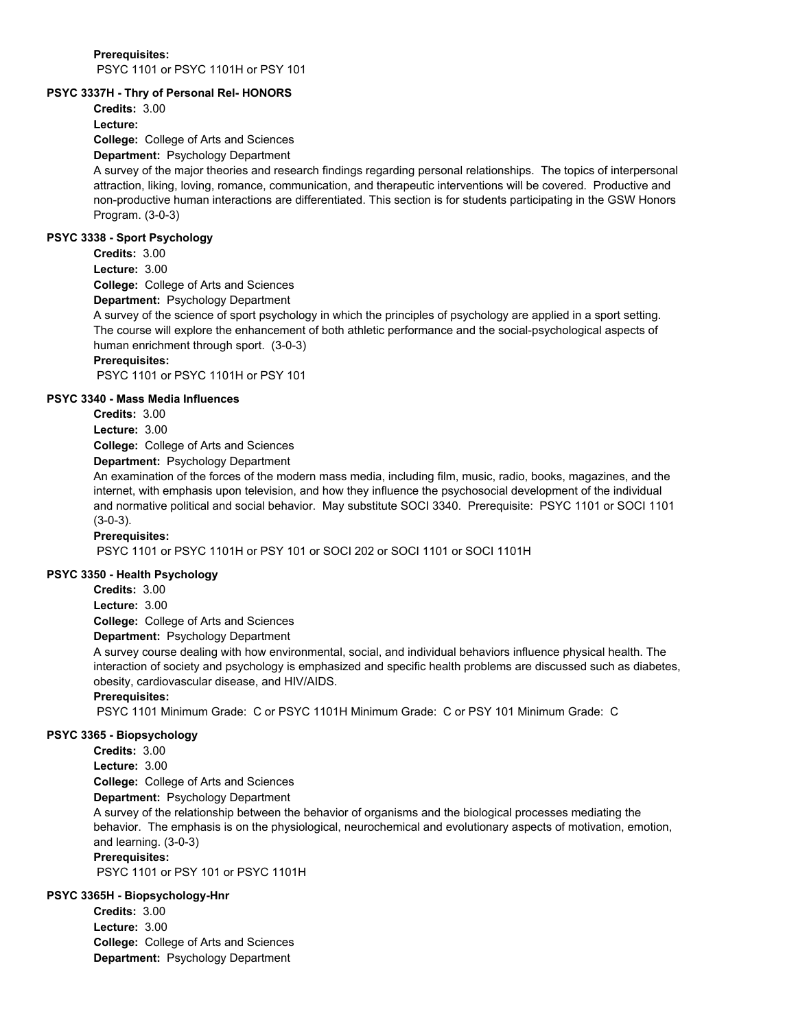**Prerequisites:**
PSYC 1101 or PSYC 1101H or PSY 101

**PSYC 3337H - Thry of Personal Rel- HONORS**

**Credits:** 3.00
**Lecture:**
**College:** College of Arts and Sciences
**Department:** Psychology Department
A survey of the major theories and research findings regarding personal relationships. The topics of interpersonal attraction, liking, loving, romance, communication, and therapeutic interventions will be covered. Productive and non-productive human interactions are differentiated. This section is for students participating in the GSW Honors Program. (3-0-3)

**PSYC 3338 - Sport Psychology**

**Credits:** 3.00
**Lecture:** 3.00
**College:** College of Arts and Sciences
**Department:** Psychology Department
A survey of the science of sport psychology in which the principles of psychology are applied in a sport setting. The course will explore the enhancement of both athletic performance and the social-psychological aspects of human enrichment through sport. (3-0-3)
**Prerequisites:**
PSYC 1101 or PSYC 1101H or PSY 101

**PSYC 3340 - Mass Media Influences**

**Credits:** 3.00
**Lecture:** 3.00
**College:** College of Arts and Sciences
**Department:** Psychology Department
An examination of the forces of the modern mass media, including film, music, radio, books, magazines, and the internet, with emphasis upon television, and how they influence the psychosocial development of the individual and normative political and social behavior. May substitute SOCI 3340. Prerequisite: PSYC 1101 or SOCI 1101 (3-0-3).
**Prerequisites:**
PSYC 1101 or PSYC 1101H or PSY 101 or SOCI 202 or SOCI 1101 or SOCI 1101H

**PSYC 3350 - Health Psychology**

**Credits:** 3.00
**Lecture:** 3.00
**College:** College of Arts and Sciences
**Department:** Psychology Department
A survey course dealing with how environmental, social, and individual behaviors influence physical health. The interaction of society and psychology is emphasized and specific health problems are discussed such as diabetes, obesity, cardiovascular disease, and HIV/AIDS.
**Prerequisites:**
PSYC 1101 Minimum Grade: C or PSYC 1101H Minimum Grade: C or PSY 101 Minimum Grade: C

**PSYC 3365 - Biopsychology**

**Credits:** 3.00
**Lecture:** 3.00
**College:** College of Arts and Sciences
**Department:** Psychology Department
A survey of the relationship between the behavior of organisms and the biological processes mediating the behavior. The emphasis is on the physiological, neurochemical and evolutionary aspects of motivation, emotion, and learning. (3-0-3)
**Prerequisites:**
PSYC 1101 or PSY 101 or PSYC 1101H

**PSYC 3365H - Biopsychology-Hnr**

**Credits:** 3.00
**Lecture:** 3.00
**College:** College of Arts and Sciences
**Department:** Psychology Department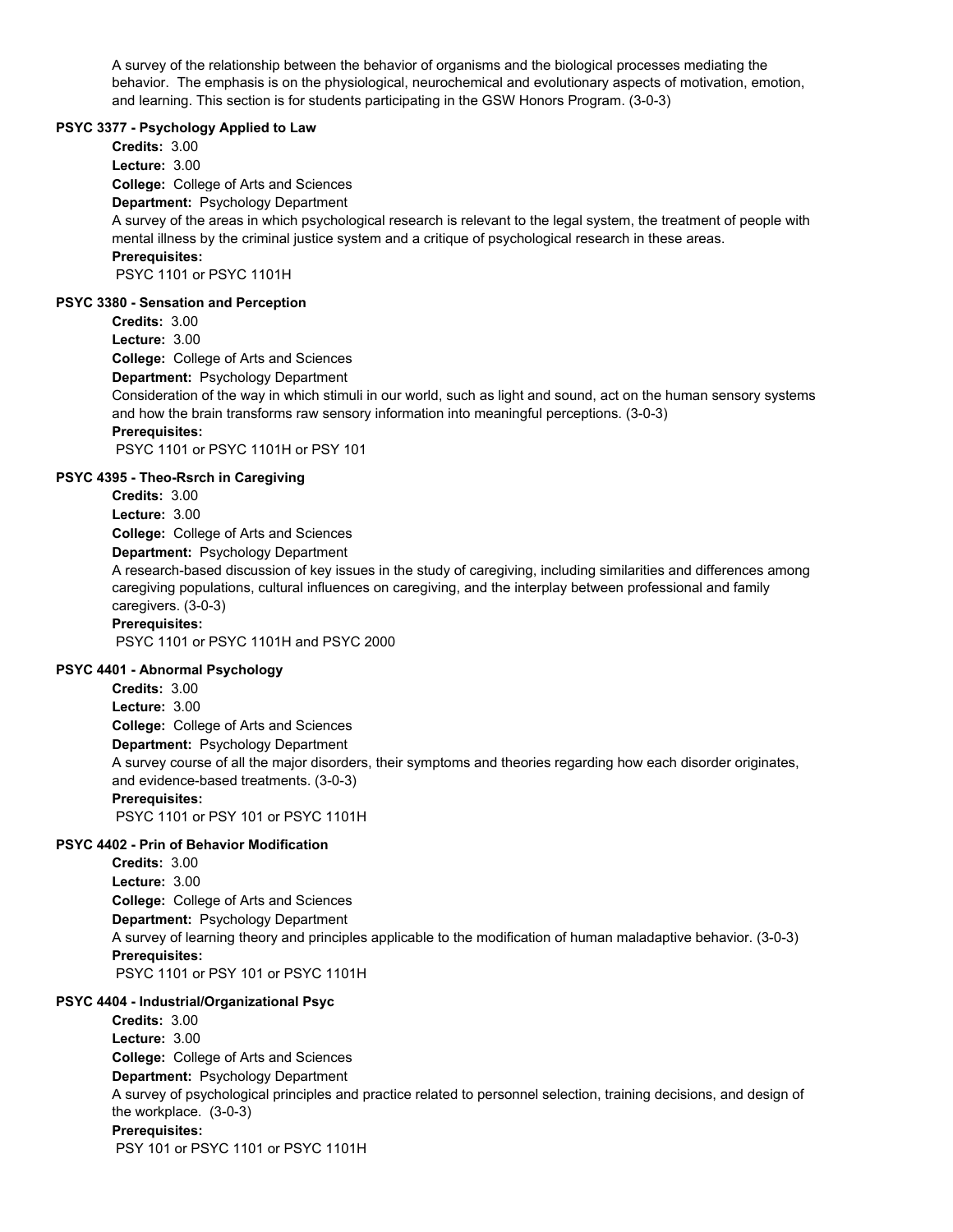A survey of the relationship between the behavior of organisms and the biological processes mediating the behavior. The emphasis is on the physiological, neurochemical and evolutionary aspects of motivation, emotion, and learning. This section is for students participating in the GSW Honors Program. (3-0-3)

**PSYC 3377 - Psychology Applied to Law**

**Credits:** 3.00
**Lecture:** 3.00
**College:** College of Arts and Sciences
**Department:** Psychology Department
A survey of the areas in which psychological research is relevant to the legal system, the treatment of people with mental illness by the criminal justice system and a critique of psychological research in these areas.
**Prerequisites:**
PSYC 1101 or PSYC 1101H

**PSYC 3380 - Sensation and Perception**

**Credits:** 3.00
**Lecture:** 3.00
**College:** College of Arts and Sciences
**Department:** Psychology Department
Consideration of the way in which stimuli in our world, such as light and sound, act on the human sensory systems and how the brain transforms raw sensory information into meaningful perceptions. (3-0-3)
**Prerequisites:**
PSYC 1101 or PSYC 1101H or PSY 101

**PSYC 4395 - Theo-Rsrch in Caregiving**

**Credits:** 3.00
**Lecture:** 3.00
**College:** College of Arts and Sciences
**Department:** Psychology Department
A research-based discussion of key issues in the study of caregiving, including similarities and differences among caregiving populations, cultural influences on caregiving, and the interplay between professional and family caregivers. (3-0-3)
**Prerequisites:**
PSYC 1101 or PSYC 1101H and PSYC 2000

**PSYC 4401 - Abnormal Psychology**

**Credits:** 3.00
**Lecture:** 3.00
**College:** College of Arts and Sciences
**Department:** Psychology Department
A survey course of all the major disorders, their symptoms and theories regarding how each disorder originates, and evidence-based treatments. (3-0-3)
**Prerequisites:**
PSYC 1101 or PSY 101 or PSYC 1101H

**PSYC 4402 - Prin of Behavior Modification**

**Credits:** 3.00
**Lecture:** 3.00
**College:** College of Arts and Sciences
**Department:** Psychology Department
A survey of learning theory and principles applicable to the modification of human maladaptive behavior. (3-0-3)
**Prerequisites:**
PSYC 1101 or PSY 101 or PSYC 1101H

**PSYC 4404 - Industrial/Organizational Psyc**

**Credits:** 3.00
**Lecture:** 3.00
**College:** College of Arts and Sciences
**Department:** Psychology Department
A survey of psychological principles and practice related to personnel selection, training decisions, and design of the workplace. (3-0-3)
**Prerequisites:**
PSY 101 or PSYC 1101 or PSYC 1101H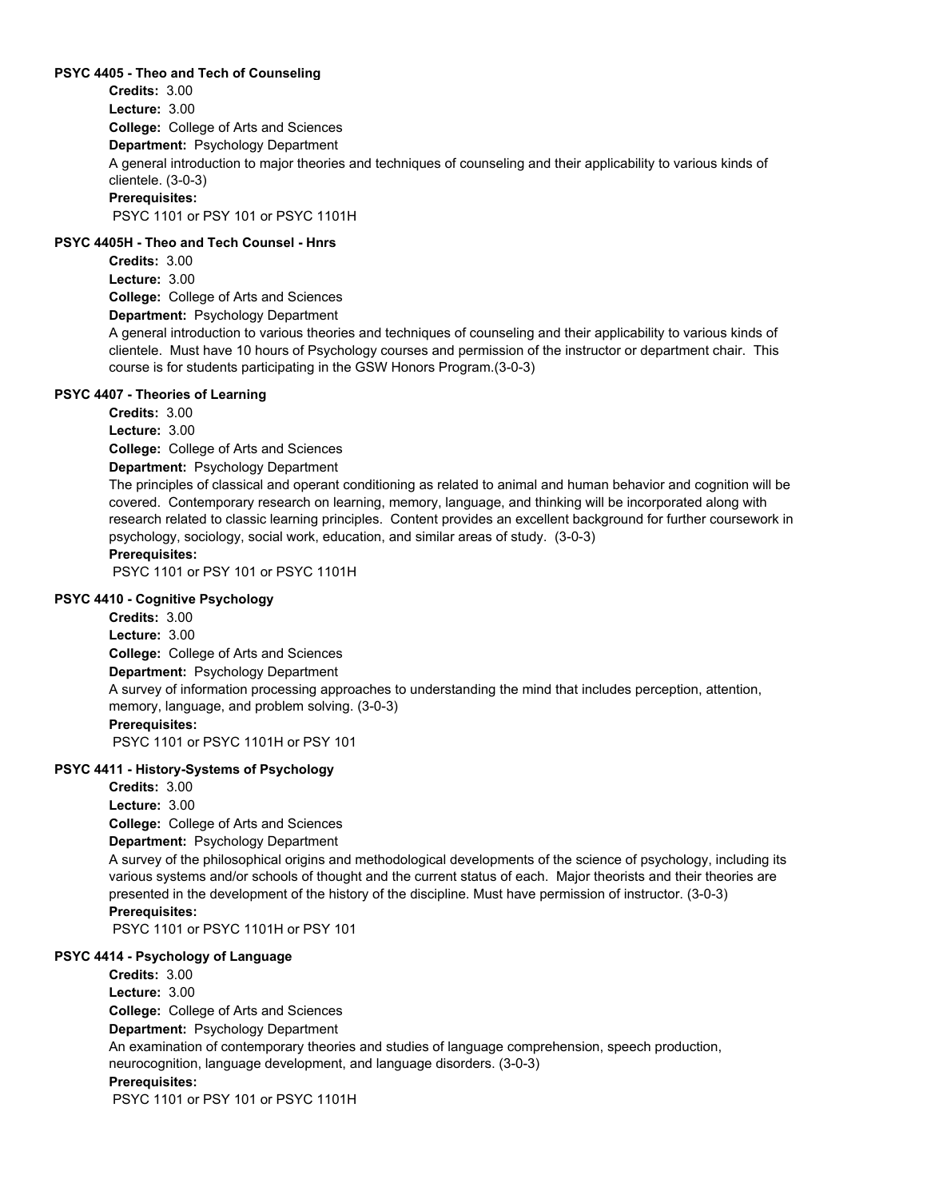**PSYC 4405 - Theo and Tech of Counseling**

**Credits:** 3.00
**Lecture:** 3.00
**College:** College of Arts and Sciences
**Department:** Psychology Department

A general introduction to major theories and techniques of counseling and their applicability to various kinds of clientele. (3-0-3)

**Prerequisites:**
PSYC 1101 or PSY 101 or PSYC 1101H

**PSYC 4405H - Theo and Tech Counsel - Hnrs**

**Credits:** 3.00
**Lecture:** 3.00
**College:** College of Arts and Sciences
**Department:** Psychology Department

A general introduction to various theories and techniques of counseling and their applicability to various kinds of clientele. Must have 10 hours of Psychology courses and permission of the instructor or department chair. This course is for students participating in the GSW Honors Program.(3-0-3)

**PSYC 4407 - Theories of Learning**

**Credits:** 3.00
**Lecture:** 3.00
**College:** College of Arts and Sciences
**Department:** Psychology Department

The principles of classical and operant conditioning as related to animal and human behavior and cognition will be covered. Contemporary research on learning, memory, language, and thinking will be incorporated along with research related to classic learning principles. Content provides an excellent background for further coursework in psychology, sociology, social work, education, and similar areas of study. (3-0-3)

**Prerequisites:**
PSYC 1101 or PSY 101 or PSYC 1101H

**PSYC 4410 - Cognitive Psychology**

**Credits:** 3.00
**Lecture:** 3.00
**College:** College of Arts and Sciences
**Department:** Psychology Department

A survey of information processing approaches to understanding the mind that includes perception, attention, memory, language, and problem solving. (3-0-3)

**Prerequisites:**
PSYC 1101 or PSYC 1101H or PSY 101

**PSYC 4411 - History-Systems of Psychology**

**Credits:** 3.00
**Lecture:** 3.00
**College:** College of Arts and Sciences
**Department:** Psychology Department

A survey of the philosophical origins and methodological developments of the science of psychology, including its various systems and/or schools of thought and the current status of each. Major theorists and their theories are presented in the development of the history of the discipline. Must have permission of instructor. (3-0-3)

**Prerequisites:**
PSYC 1101 or PSYC 1101H or PSY 101

**PSYC 4414 - Psychology of Language**

**Credits:** 3.00
**Lecture:** 3.00
**College:** College of Arts and Sciences
**Department:** Psychology Department

An examination of contemporary theories and studies of language comprehension, speech production, neurocognition, language development, and language disorders. (3-0-3)

**Prerequisites:**
PSYC 1101 or PSY 101 or PSYC 1101H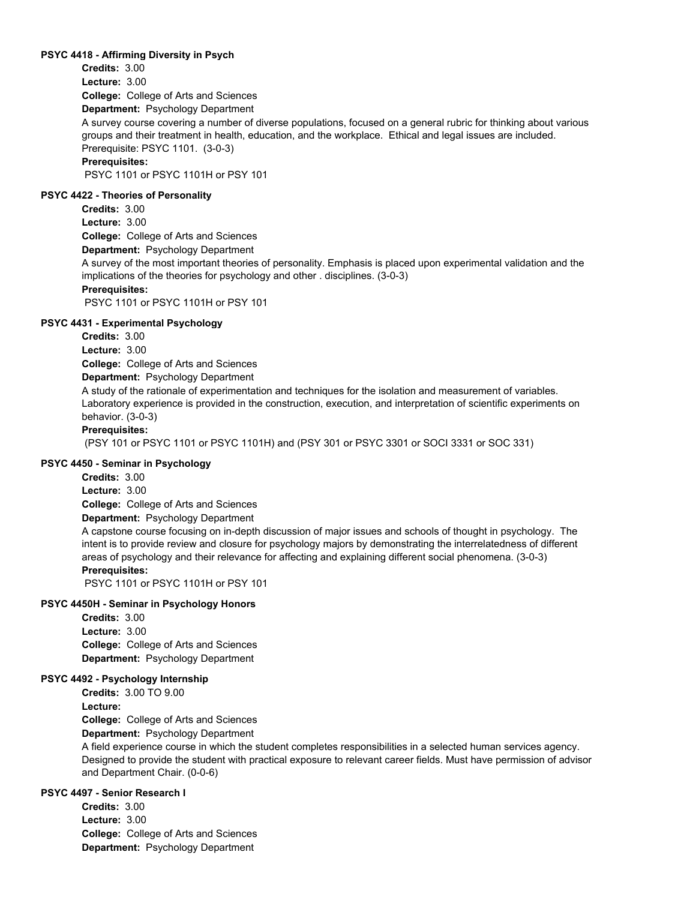### PSYC 4418 - Affirming Diversity in Psych

**Credits:** 3.00
**Lecture:** 3.00
**College:** College of Arts and Sciences
**Department:** Psychology Department

A survey course covering a number of diverse populations, focused on a general rubric for thinking about various groups and their treatment in health, education, and the workplace. Ethical and legal issues are included. Prerequisite: PSYC 1101. (3-0-3)

**Prerequisites:**
PSYC 1101 or PSYC 1101H or PSY 101

### PSYC 4422 - Theories of Personality

**Credits:** 3.00
**Lecture:** 3.00
**College:** College of Arts and Sciences
**Department:** Psychology Department

A survey of the most important theories of personality. Emphasis is placed upon experimental validation and the implications of the theories for psychology and other . disciplines. (3-0-3)

**Prerequisites:**
PSYC 1101 or PSYC 1101H or PSY 101

### PSYC 4431 - Experimental Psychology

**Credits:** 3.00
**Lecture:** 3.00
**College:** College of Arts and Sciences
**Department:** Psychology Department

A study of the rationale of experimentation and techniques for the isolation and measurement of variables. Laboratory experience is provided in the construction, execution, and interpretation of scientific experiments on behavior. (3-0-3)

**Prerequisites:**
(PSY 101 or PSYC 1101 or PSYC 1101H) and (PSY 301 or PSYC 3301 or SOCI 3331 or SOC 331)

### PSYC 4450 - Seminar in Psychology

**Credits:** 3.00
**Lecture:** 3.00
**College:** College of Arts and Sciences
**Department:** Psychology Department

A capstone course focusing on in-depth discussion of major issues and schools of thought in psychology. The intent is to provide review and closure for psychology majors by demonstrating the interrelatedness of different areas of psychology and their relevance for affecting and explaining different social phenomena. (3-0-3)

**Prerequisites:**
PSYC 1101 or PSYC 1101H or PSY 101

### PSYC 4450H - Seminar in Psychology Honors

**Credits:** 3.00
**Lecture:** 3.00
**College:** College of Arts and Sciences
**Department:** Psychology Department

### PSYC 4492 - Psychology Internship

**Credits:** 3.00 TO 9.00
**Lecture:**
**College:** College of Arts and Sciences
**Department:** Psychology Department

A field experience course in which the student completes responsibilities in a selected human services agency. Designed to provide the student with practical exposure to relevant career fields. Must have permission of advisor and Department Chair. (0-0-6)

### PSYC 4497 - Senior Research I

**Credits:** 3.00
**Lecture:** 3.00
**College:** College of Arts and Sciences
**Department:** Psychology Department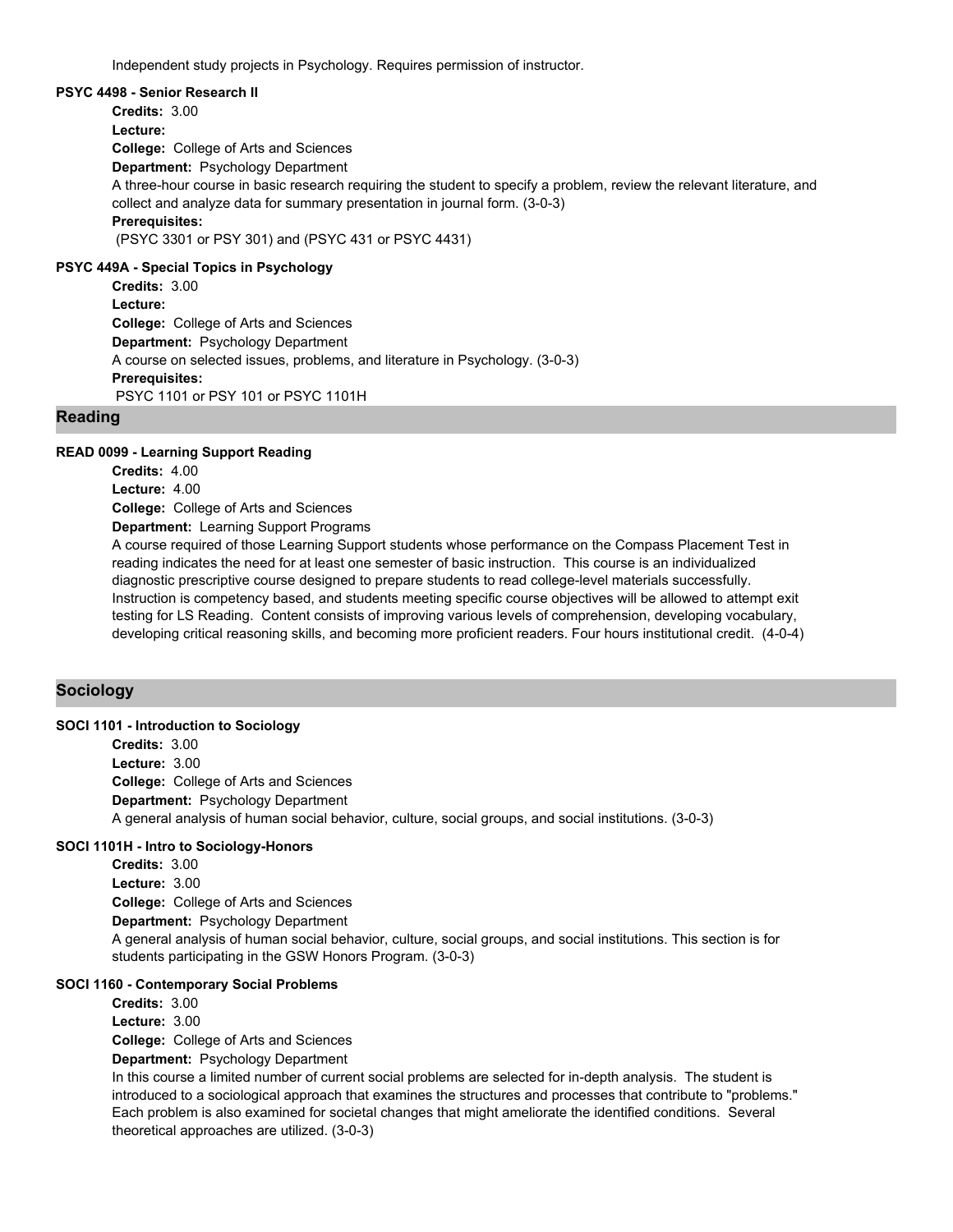Independent study projects in Psychology. Requires permission of instructor.

#### PSYC 4498 - Senior Research II

**Credits:** 3.00
**Lecture:**
**College:** College of Arts and Sciences
**Department:** Psychology Department
A three-hour course in basic research requiring the student to specify a problem, review the relevant literature, and collect and analyze data for summary presentation in journal form. (3-0-3)
**Prerequisites:**
(PSYC 3301 or PSY 301) and (PSYC 431 or PSYC 4431)

#### PSYC 449A - Special Topics in Psychology

**Credits:** 3.00
**Lecture:**
**College:** College of Arts and Sciences
**Department:** Psychology Department
A course on selected issues, problems, and literature in Psychology. (3-0-3)
**Prerequisites:**
PSYC 1101 or PSY 101 or PSYC 1101H

## Reading

#### READ 0099 - Learning Support Reading

**Credits:** 4.00
**Lecture:** 4.00
**College:** College of Arts and Sciences
**Department:** Learning Support Programs
A course required of those Learning Support students whose performance on the Compass Placement Test in reading indicates the need for at least one semester of basic instruction. This course is an individualized diagnostic prescriptive course designed to prepare students to read college-level materials successfully. Instruction is competency based, and students meeting specific course objectives will be allowed to attempt exit testing for LS Reading. Content consists of improving various levels of comprehension, developing vocabulary, developing critical reasoning skills, and becoming more proficient readers. Four hours institutional credit. (4-0-4)

## Sociology

#### SOCI 1101 - Introduction to Sociology

**Credits:** 3.00
**Lecture:** 3.00
**College:** College of Arts and Sciences
**Department:** Psychology Department
A general analysis of human social behavior, culture, social groups, and social institutions. (3-0-3)

#### SOCI 1101H - Intro to Sociology-Honors

**Credits:** 3.00
**Lecture:** 3.00
**College:** College of Arts and Sciences
**Department:** Psychology Department
A general analysis of human social behavior, culture, social groups, and social institutions. This section is for students participating in the GSW Honors Program. (3-0-3)

#### SOCI 1160 - Contemporary Social Problems

**Credits:** 3.00
**Lecture:** 3.00
**College:** College of Arts and Sciences
**Department:** Psychology Department
In this course a limited number of current social problems are selected for in-depth analysis. The student is introduced to a sociological approach that examines the structures and processes that contribute to "problems." Each problem is also examined for societal changes that might ameliorate the identified conditions. Several theoretical approaches are utilized. (3-0-3)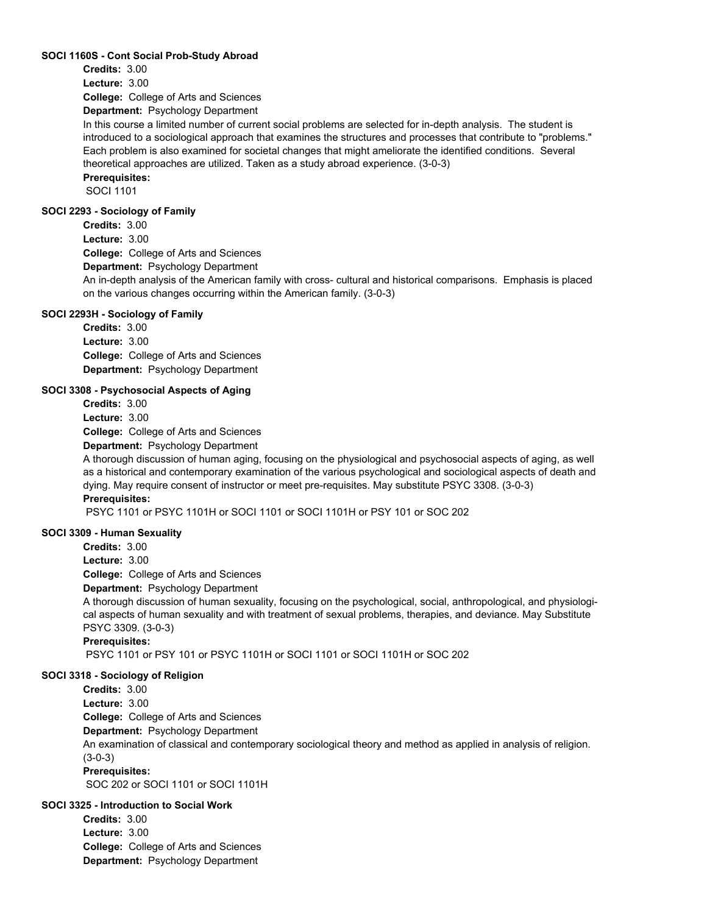**SOCI 1160S - Cont Social Prob-Study Abroad**

**Credits:** 3.00
**Lecture:** 3.00
**College:** College of Arts and Sciences
**Department:** Psychology Department

In this course a limited number of current social problems are selected for in-depth analysis. The student is introduced to a sociological approach that examines the structures and processes that contribute to "problems." Each problem is also examined for societal changes that might ameliorate the identified conditions. Several theoretical approaches are utilized. Taken as a study abroad experience. (3-0-3)

**Prerequisites:**
SOCI 1101

**SOCI 2293 - Sociology of Family**

**Credits:** 3.00
**Lecture:** 3.00
**College:** College of Arts and Sciences
**Department:** Psychology Department

An in-depth analysis of the American family with cross- cultural and historical comparisons. Emphasis is placed on the various changes occurring within the American family. (3-0-3)

**SOCI 2293H - Sociology of Family**

**Credits:** 3.00
**Lecture:** 3.00
**College:** College of Arts and Sciences
**Department:** Psychology Department

**SOCI 3308 - Psychosocial Aspects of Aging**

**Credits:** 3.00
**Lecture:** 3.00
**College:** College of Arts and Sciences
**Department:** Psychology Department

A thorough discussion of human aging, focusing on the physiological and psychosocial aspects of aging, as well as a historical and contemporary examination of the various psychological and sociological aspects of death and dying. May require consent of instructor or meet pre-requisites. May substitute PSYC 3308. (3-0-3)

**Prerequisites:**
PSYC 1101 or PSYC 1101H or SOCI 1101 or SOCI 1101H or PSY 101 or SOC 202

**SOCI 3309 - Human Sexuality**

**Credits:** 3.00
**Lecture:** 3.00
**College:** College of Arts and Sciences
**Department:** Psychology Department

A thorough discussion of human sexuality, focusing on the psychological, social, anthropological, and physiological aspects of human sexuality and with treatment of sexual problems, therapies, and deviance. May Substitute PSYC 3309. (3-0-3)

**Prerequisites:**
PSYC 1101 or PSY 101 or PSYC 1101H or SOCI 1101 or SOCI 1101H or SOC 202

**SOCI 3318 - Sociology of Religion**

**Credits:** 3.00
**Lecture:** 3.00
**College:** College of Arts and Sciences
**Department:** Psychology Department

An examination of classical and contemporary sociological theory and method as applied in analysis of religion. (3-0-3)

**Prerequisites:**
SOC 202 or SOCI 1101 or SOCI 1101H

**SOCI 3325 - Introduction to Social Work**

**Credits:** 3.00
**Lecture:** 3.00
**College:** College of Arts and Sciences
**Department:** Psychology Department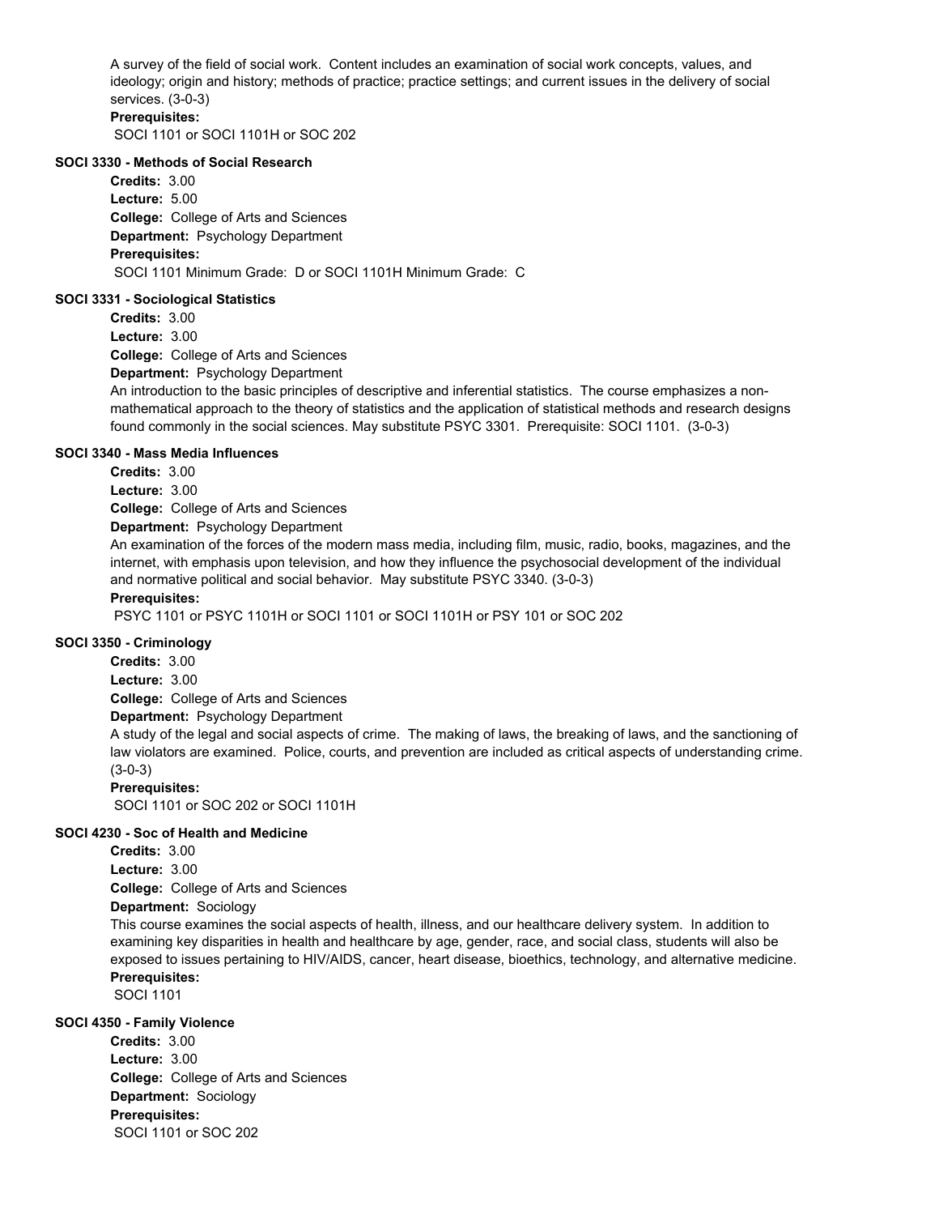A survey of the field of social work. Content includes an examination of social work concepts, values, and ideology; origin and history; methods of practice; practice settings; and current issues in the delivery of social services. (3-0-3)

**Prerequisites:**

SOCI 1101 or SOCI 1101H or SOC 202

### SOCI 3330 - Methods of Social Research

**Credits:** 3.00
**Lecture:** 5.00
**College:** College of Arts and Sciences
**Department:** Psychology Department
**Prerequisites:**

SOCI 1101 Minimum Grade: D or SOCI 1101H Minimum Grade: C

### SOCI 3331 - Sociological Statistics

**Credits:** 3.00
**Lecture:** 3.00
**College:** College of Arts and Sciences
**Department:** Psychology Department

An introduction to the basic principles of descriptive and inferential statistics. The course emphasizes a non-mathematical approach to the theory of statistics and the application of statistical methods and research designs found commonly in the social sciences. May substitute PSYC 3301. Prerequisite: SOCI 1101. (3-0-3)

### SOCI 3340 - Mass Media Influences

**Credits:** 3.00
**Lecture:** 3.00
**College:** College of Arts and Sciences
**Department:** Psychology Department

An examination of the forces of the modern mass media, including film, music, radio, books, magazines, and the internet, with emphasis upon television, and how they influence the psychosocial development of the individual and normative political and social behavior. May substitute PSYC 3340. (3-0-3)

**Prerequisites:**

PSYC 1101 or PSYC 1101H or SOCI 1101 or SOCI 1101H or PSY 101 or SOC 202

### SOCI 3350 - Criminology

**Credits:** 3.00
**Lecture:** 3.00
**College:** College of Arts and Sciences
**Department:** Psychology Department

A study of the legal and social aspects of crime. The making of laws, the breaking of laws, and the sanctioning of law violators are examined. Police, courts, and prevention are included as critical aspects of understanding crime. (3-0-3)

**Prerequisites:**

SOCI 1101 or SOC 202 or SOCI 1101H

### SOCI 4230 - Soc of Health and Medicine

**Credits:** 3.00
**Lecture:** 3.00
**College:** College of Arts and Sciences
**Department:** Sociology

This course examines the social aspects of health, illness, and our healthcare delivery system. In addition to examining key disparities in health and healthcare by age, gender, race, and social class, students will also be exposed to issues pertaining to HIV/AIDS, cancer, heart disease, bioethics, technology, and alternative medicine.

**Prerequisites:**

SOCI 1101

### SOCI 4350 - Family Violence

**Credits:** 3.00
**Lecture:** 3.00
**College:** College of Arts and Sciences
**Department:** Sociology
**Prerequisites:**

SOCI 1101 or SOC 202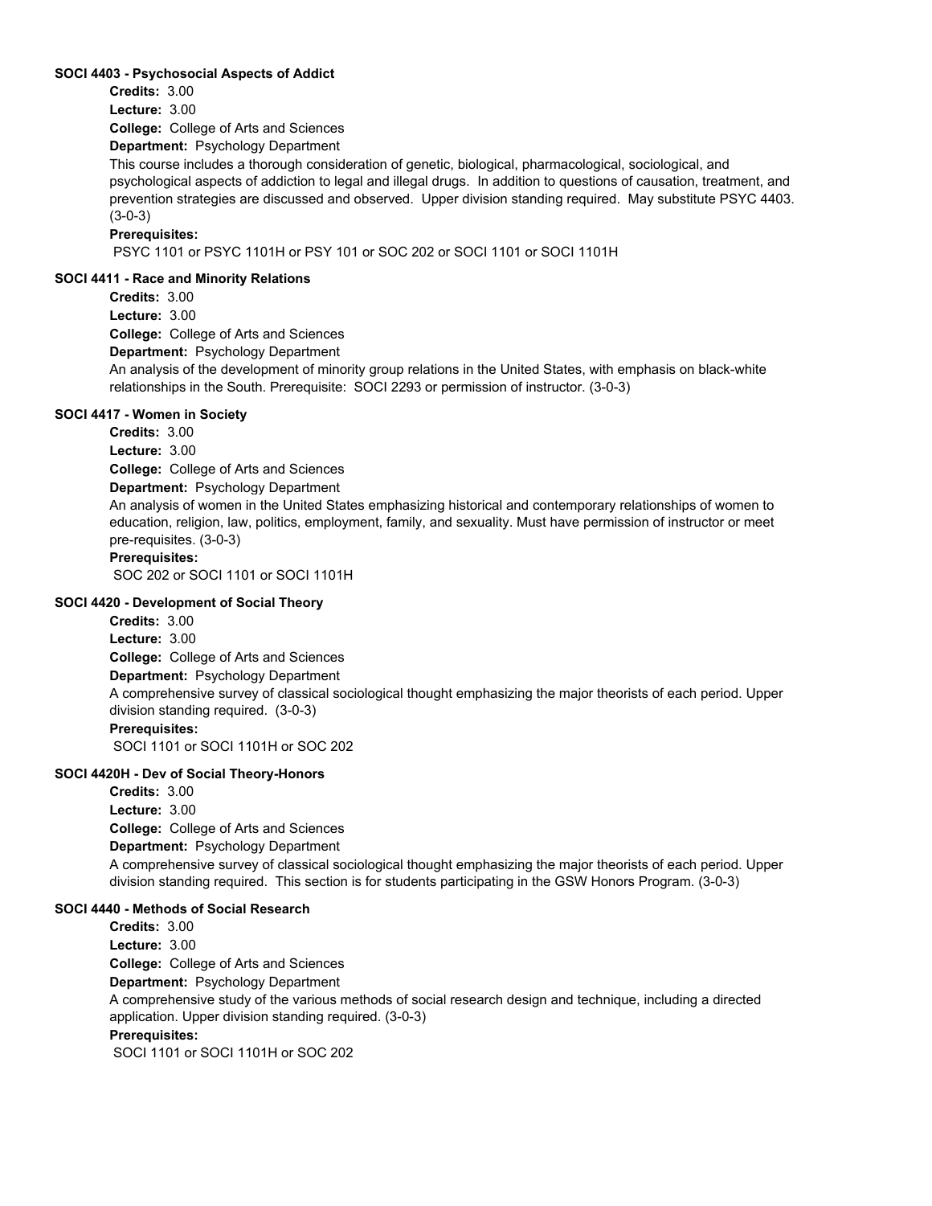### SOCI 4403 - Psychosocial Aspects of Addict

**Credits:** 3.00

**Lecture:** 3.00

**College:** College of Arts and Sciences

**Department:** Psychology Department

This course includes a thorough consideration of genetic, biological, pharmacological, sociological, and psychological aspects of addiction to legal and illegal drugs. In addition to questions of causation, treatment, and prevention strategies are discussed and observed. Upper division standing required. May substitute PSYC 4403. (3-0-3)

**Prerequisites:**

PSYC 1101 or PSYC 1101H or PSY 101 or SOC 202 or SOCI 1101 or SOCI 1101H

### SOCI 4411 - Race and Minority Relations

**Credits:** 3.00

**Lecture:** 3.00

**College:** College of Arts and Sciences

**Department:** Psychology Department

An analysis of the development of minority group relations in the United States, with emphasis on black-white relationships in the South. Prerequisite: SOCI 2293 or permission of instructor. (3-0-3)

### SOCI 4417 - Women in Society

**Credits:** 3.00

**Lecture:** 3.00

**College:** College of Arts and Sciences

**Department:** Psychology Department

An analysis of women in the United States emphasizing historical and contemporary relationships of women to education, religion, law, politics, employment, family, and sexuality. Must have permission of instructor or meet pre-requisites. (3-0-3)

**Prerequisites:**

SOC 202 or SOCI 1101 or SOCI 1101H

### SOCI 4420 - Development of Social Theory

**Credits:** 3.00

**Lecture:** 3.00

**College:** College of Arts and Sciences

**Department:** Psychology Department

A comprehensive survey of classical sociological thought emphasizing the major theorists of each period. Upper division standing required. (3-0-3)

**Prerequisites:**

SOCI 1101 or SOCI 1101H or SOC 202

### SOCI 4420H - Dev of Social Theory-Honors

**Credits:** 3.00

**Lecture:** 3.00

**College:** College of Arts and Sciences

**Department:** Psychology Department

A comprehensive survey of classical sociological thought emphasizing the major theorists of each period. Upper division standing required. This section is for students participating in the GSW Honors Program. (3-0-3)

### SOCI 4440 - Methods of Social Research

**Credits:** 3.00

**Lecture:** 3.00

**College:** College of Arts and Sciences

**Department:** Psychology Department

A comprehensive study of the various methods of social research design and technique, including a directed application. Upper division standing required. (3-0-3)

**Prerequisites:**

SOCI 1101 or SOCI 1101H or SOC 202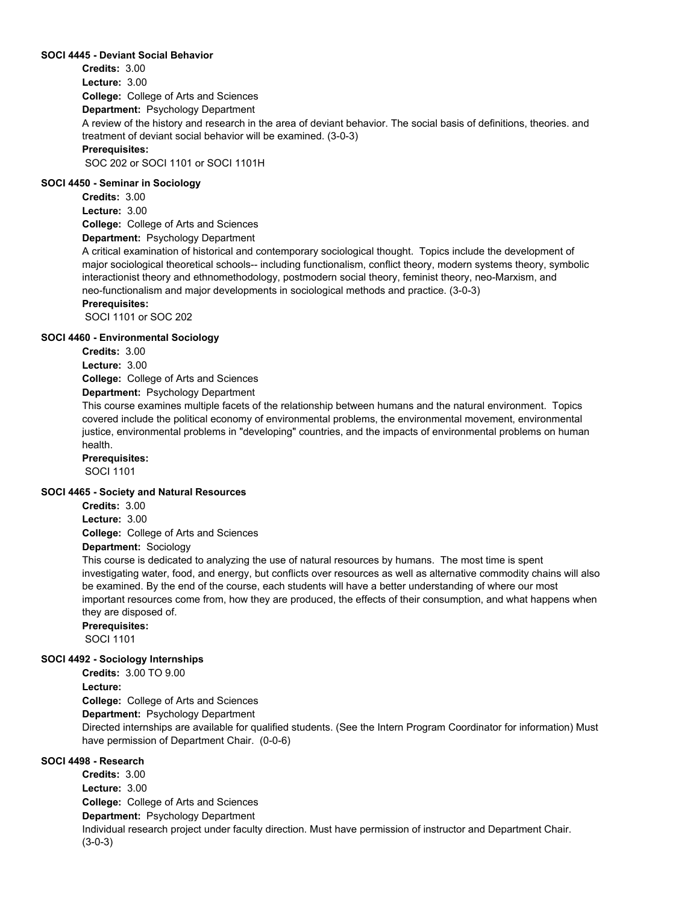### SOCI 4445 - Deviant Social Behavior

**Credits:** 3.00

**Lecture:** 3.00

**College:** College of Arts and Sciences

**Department:** Psychology Department

A review of the history and research in the area of deviant behavior. The social basis of definitions, theories. and treatment of deviant social behavior will be examined. (3-0-3)

**Prerequisites:**

SOC 202 or SOCI 1101 or SOCI 1101H

### SOCI 4450 - Seminar in Sociology

**Credits:** 3.00

**Lecture:** 3.00

**College:** College of Arts and Sciences

**Department:** Psychology Department

A critical examination of historical and contemporary sociological thought. Topics include the development of major sociological theoretical schools-- including functionalism, conflict theory, modern systems theory, symbolic interactionist theory and ethnomethodology, postmodern social theory, feminist theory, neo-Marxism, and neo-functionalism and major developments in sociological methods and practice. (3-0-3)

**Prerequisites:**

SOCI 1101 or SOC 202

### SOCI 4460 - Environmental Sociology

**Credits:** 3.00

**Lecture:** 3.00

**College:** College of Arts and Sciences

**Department:** Psychology Department

This course examines multiple facets of the relationship between humans and the natural environment. Topics covered include the political economy of environmental problems, the environmental movement, environmental justice, environmental problems in "developing" countries, and the impacts of environmental problems on human health.

**Prerequisites:**

SOCI 1101

### SOCI 4465 - Society and Natural Resources

**Credits:** 3.00

**Lecture:** 3.00

**College:** College of Arts and Sciences

**Department:** Sociology

This course is dedicated to analyzing the use of natural resources by humans. The most time is spent investigating water, food, and energy, but conflicts over resources as well as alternative commodity chains will also be examined. By the end of the course, each students will have a better understanding of where our most important resources come from, how they are produced, the effects of their consumption, and what happens when they are disposed of.

**Prerequisites:**

SOCI 1101

### SOCI 4492 - Sociology Internships

**Credits:** 3.00 TO 9.00

**Lecture:**

**College:** College of Arts and Sciences

**Department:** Psychology Department

Directed internships are available for qualified students. (See the Intern Program Coordinator for information) Must have permission of Department Chair. (0-0-6)

### SOCI 4498 - Research

**Credits:** 3.00

**Lecture:** 3.00

**College:** College of Arts and Sciences

**Department:** Psychology Department

Individual research project under faculty direction. Must have permission of instructor and Department Chair. (3-0-3)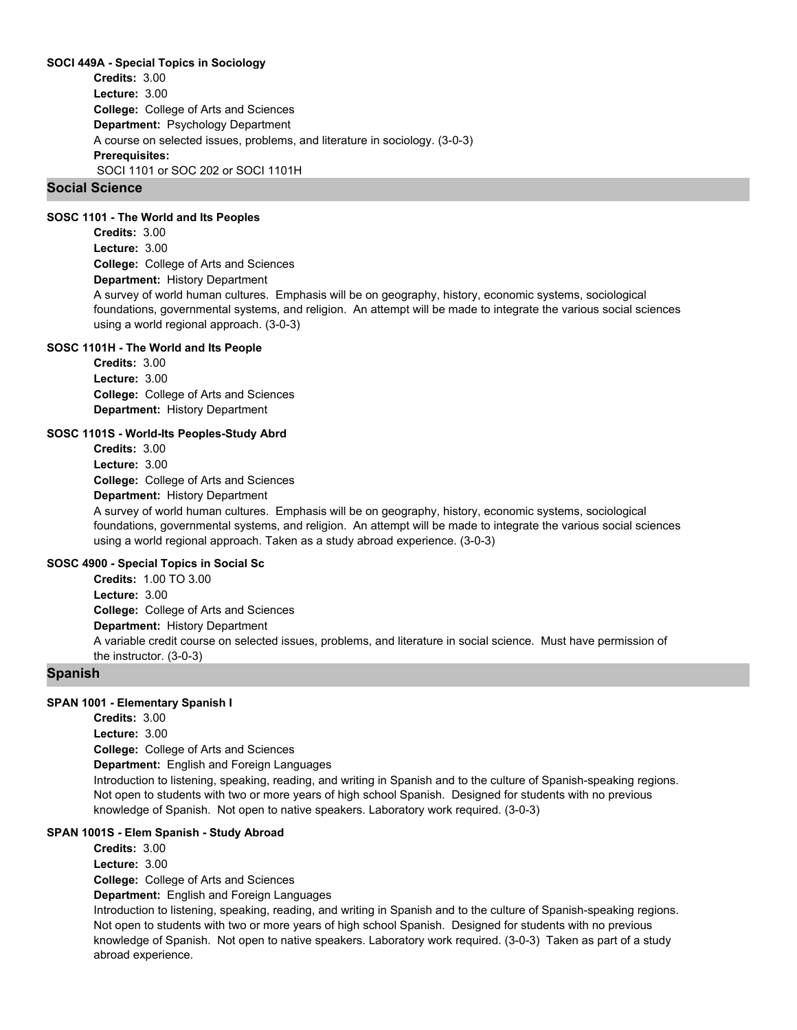#### SOCI 449A - Special Topics in Sociology

**Credits:** 3.00
**Lecture:** 3.00
**College:** College of Arts and Sciences
**Department:** Psychology Department
A course on selected issues, problems, and literature in sociology. (3-0-3)
**Prerequisites:**
SOCI 1101 or SOC 202 or SOCI 1101H

## Social Science

#### SOSC 1101 - The World and Its Peoples

**Credits:** 3.00
**Lecture:** 3.00
**College:** College of Arts and Sciences
**Department:** History Department
A survey of world human cultures. Emphasis will be on geography, history, economic systems, sociological foundations, governmental systems, and religion. An attempt will be made to integrate the various social sciences using a world regional approach. (3-0-3)

#### SOSC 1101H - The World and Its People

**Credits:** 3.00
**Lecture:** 3.00
**College:** College of Arts and Sciences
**Department:** History Department

#### SOSC 1101S - World-Its Peoples-Study Abrd

**Credits:** 3.00
**Lecture:** 3.00
**College:** College of Arts and Sciences
**Department:** History Department
A survey of world human cultures. Emphasis will be on geography, history, economic systems, sociological foundations, governmental systems, and religion. An attempt will be made to integrate the various social sciences using a world regional approach. Taken as a study abroad experience. (3-0-3)

#### SOSC 4900 - Special Topics in Social Sc

**Credits:** 1.00 TO 3.00
**Lecture:** 3.00
**College:** College of Arts and Sciences
**Department:** History Department
A variable credit course on selected issues, problems, and literature in social science. Must have permission of the instructor. (3-0-3)

## Spanish

#### SPAN 1001 - Elementary Spanish I

**Credits:** 3.00
**Lecture:** 3.00
**College:** College of Arts and Sciences
**Department:** English and Foreign Languages
Introduction to listening, speaking, reading, and writing in Spanish and to the culture of Spanish-speaking regions. Not open to students with two or more years of high school Spanish. Designed for students with no previous knowledge of Spanish. Not open to native speakers. Laboratory work required. (3-0-3)

#### SPAN 1001S - Elem Spanish - Study Abroad

**Credits:** 3.00
**Lecture:** 3.00
**College:** College of Arts and Sciences
**Department:** English and Foreign Languages
Introduction to listening, speaking, reading, and writing in Spanish and to the culture of Spanish-speaking regions. Not open to students with two or more years of high school Spanish. Designed for students with no previous knowledge of Spanish. Not open to native speakers. Laboratory work required. (3-0-3) Taken as part of a study abroad experience.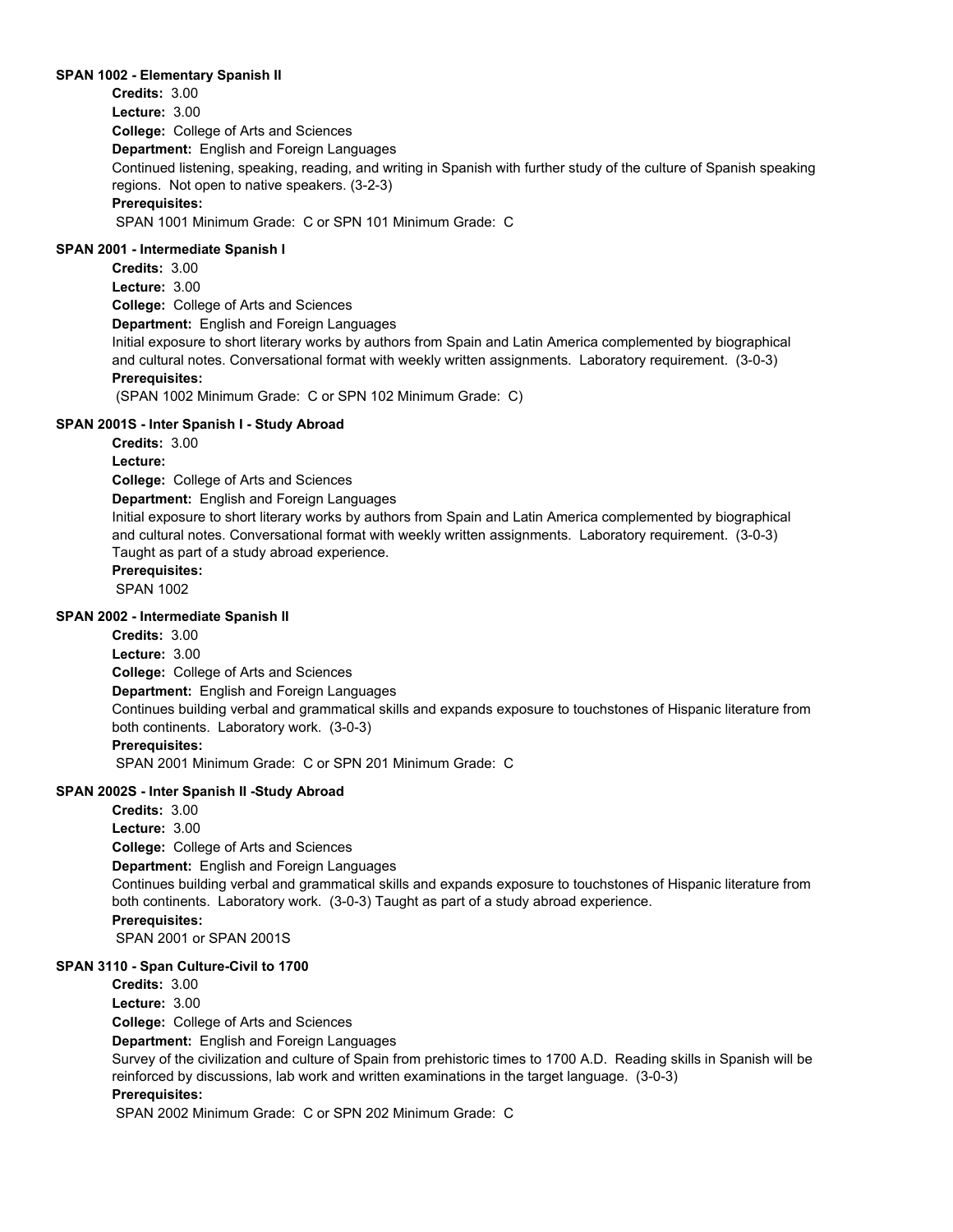**SPAN 1002 - Elementary Spanish II**

**Credits:** 3.00

**Lecture:** 3.00

**College:** College of Arts and Sciences

**Department:** English and Foreign Languages

Continued listening, speaking, reading, and writing in Spanish with further study of the culture of Spanish speaking regions. Not open to native speakers. (3-2-3)

**Prerequisites:**

SPAN 1001 Minimum Grade: C or SPN 101 Minimum Grade: C

**SPAN 2001 - Intermediate Spanish I**

**Credits:** 3.00

**Lecture:** 3.00

**College:** College of Arts and Sciences

**Department:** English and Foreign Languages

Initial exposure to short literary works by authors from Spain and Latin America complemented by biographical and cultural notes. Conversational format with weekly written assignments. Laboratory requirement. (3-0-3)

**Prerequisites:**

(SPAN 1002 Minimum Grade: C or SPN 102 Minimum Grade: C)

**SPAN 2001S - Inter Spanish I - Study Abroad**

**Credits:** 3.00

**Lecture:**

**College:** College of Arts and Sciences

**Department:** English and Foreign Languages

Initial exposure to short literary works by authors from Spain and Latin America complemented by biographical and cultural notes. Conversational format with weekly written assignments. Laboratory requirement. (3-0-3) Taught as part of a study abroad experience.

**Prerequisites:**

SPAN 1002

**SPAN 2002 - Intermediate Spanish II**

**Credits:** 3.00

**Lecture:** 3.00

**College:** College of Arts and Sciences

**Department:** English and Foreign Languages

Continues building verbal and grammatical skills and expands exposure to touchstones of Hispanic literature from both continents. Laboratory work. (3-0-3)

**Prerequisites:**

SPAN 2001 Minimum Grade: C or SPN 201 Minimum Grade: C

**SPAN 2002S - Inter Spanish II -Study Abroad**

**Credits:** 3.00

**Lecture:** 3.00

**College:** College of Arts and Sciences

**Department:** English and Foreign Languages

Continues building verbal and grammatical skills and expands exposure to touchstones of Hispanic literature from both continents. Laboratory work. (3-0-3) Taught as part of a study abroad experience.

**Prerequisites:**

SPAN 2001 or SPAN 2001S

**SPAN 3110 - Span Culture-Civil to 1700**

**Credits:** 3.00

**Lecture:** 3.00

**College:** College of Arts and Sciences

**Department:** English and Foreign Languages

Survey of the civilization and culture of Spain from prehistoric times to 1700 A.D. Reading skills in Spanish will be reinforced by discussions, lab work and written examinations in the target language. (3-0-3)

**Prerequisites:**

SPAN 2002 Minimum Grade: C or SPN 202 Minimum Grade: C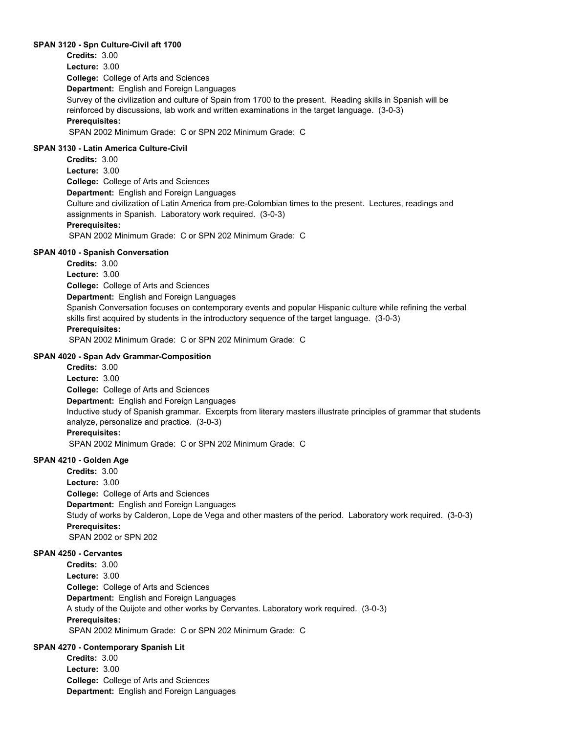**SPAN 3120 - Spn Culture-Civil aft 1700**

**Credits:** 3.00
**Lecture:** 3.00
**College:** College of Arts and Sciences
**Department:** English and Foreign Languages
Survey of the civilization and culture of Spain from 1700 to the present. Reading skills in Spanish will be reinforced by discussions, lab work and written examinations in the target language. (3-0-3)
**Prerequisites:**
SPAN 2002 Minimum Grade: C or SPN 202 Minimum Grade: C

**SPAN 3130 - Latin America Culture-Civil**

**Credits:** 3.00
**Lecture:** 3.00
**College:** College of Arts and Sciences
**Department:** English and Foreign Languages
Culture and civilization of Latin America from pre-Colombian times to the present. Lectures, readings and assignments in Spanish. Laboratory work required. (3-0-3)
**Prerequisites:**
SPAN 2002 Minimum Grade: C or SPN 202 Minimum Grade: C

**SPAN 4010 - Spanish Conversation**

**Credits:** 3.00
**Lecture:** 3.00
**College:** College of Arts and Sciences
**Department:** English and Foreign Languages
Spanish Conversation focuses on contemporary events and popular Hispanic culture while refining the verbal skills first acquired by students in the introductory sequence of the target language. (3-0-3)
**Prerequisites:**
SPAN 2002 Minimum Grade: C or SPN 202 Minimum Grade: C

**SPAN 4020 - Span Adv Grammar-Composition**

**Credits:** 3.00
**Lecture:** 3.00
**College:** College of Arts and Sciences
**Department:** English and Foreign Languages
Inductive study of Spanish grammar. Excerpts from literary masters illustrate principles of grammar that students analyze, personalize and practice. (3-0-3)
**Prerequisites:**
SPAN 2002 Minimum Grade: C or SPN 202 Minimum Grade: C

**SPAN 4210 - Golden Age**

**Credits:** 3.00
**Lecture:** 3.00
**College:** College of Arts and Sciences
**Department:** English and Foreign Languages
Study of works by Calderon, Lope de Vega and other masters of the period. Laboratory work required. (3-0-3)
**Prerequisites:**
SPAN 2002 or SPN 202

**SPAN 4250 - Cervantes**

**Credits:** 3.00
**Lecture:** 3.00
**College:** College of Arts and Sciences
**Department:** English and Foreign Languages
A study of the Quijote and other works by Cervantes. Laboratory work required. (3-0-3)
**Prerequisites:**
SPAN 2002 Minimum Grade: C or SPN 202 Minimum Grade: C

**SPAN 4270 - Contemporary Spanish Lit**

**Credits:** 3.00
**Lecture:** 3.00
**College:** College of Arts and Sciences
**Department:** English and Foreign Languages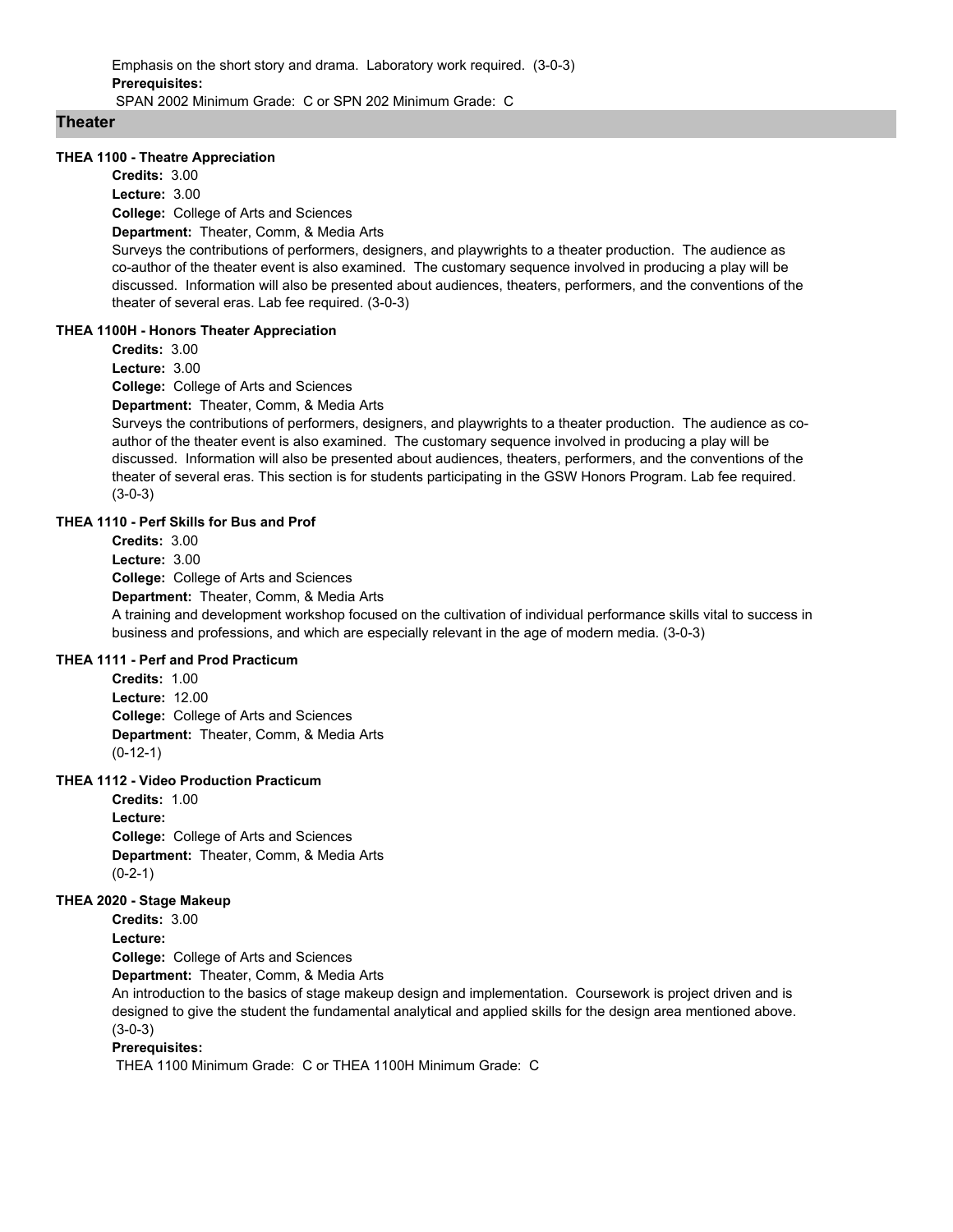Emphasis on the short story and drama. Laboratory work required. (3-0-3)

**Prerequisites:**

SPAN 2002 Minimum Grade: C or SPN 202 Minimum Grade: C

## Theater

### THEA 1100 - Theatre Appreciation

**Credits:** 3.00

**Lecture:** 3.00

**College:** College of Arts and Sciences

**Department:** Theater, Comm, & Media Arts

Surveys the contributions of performers, designers, and playwrights to a theater production. The audience as co-author of the theater event is also examined. The customary sequence involved in producing a play will be discussed. Information will also be presented about audiences, theaters, performers, and the conventions of the theater of several eras. Lab fee required. (3-0-3)

### THEA 1100H - Honors Theater Appreciation

**Credits:** 3.00

**Lecture:** 3.00

**College:** College of Arts and Sciences

**Department:** Theater, Comm, & Media Arts

Surveys the contributions of performers, designers, and playwrights to a theater production. The audience as co-author of the theater event is also examined. The customary sequence involved in producing a play will be discussed. Information will also be presented about audiences, theaters, performers, and the conventions of the theater of several eras. This section is for students participating in the GSW Honors Program. Lab fee required. (3-0-3)

### THEA 1110 - Perf Skills for Bus and Prof

**Credits:** 3.00

**Lecture:** 3.00

**College:** College of Arts and Sciences

**Department:** Theater, Comm, & Media Arts

A training and development workshop focused on the cultivation of individual performance skills vital to success in business and professions, and which are especially relevant in the age of modern media. (3-0-3)

### THEA 1111 - Perf and Prod Practicum

**Credits:** 1.00

**Lecture:** 12.00

**College:** College of Arts and Sciences

**Department:** Theater, Comm, & Media Arts

(0-12-1)

### THEA 1112 - Video Production Practicum

**Credits:** 1.00

**Lecture:**

**College:** College of Arts and Sciences

**Department:** Theater, Comm, & Media Arts

(0-2-1)

### THEA 2020 - Stage Makeup

**Credits:** 3.00

**Lecture:**

**College:** College of Arts and Sciences

**Department:** Theater, Comm, & Media Arts

An introduction to the basics of stage makeup design and implementation. Coursework is project driven and is designed to give the student the fundamental analytical and applied skills for the design area mentioned above. (3-0-3)

**Prerequisites:**

THEA 1100 Minimum Grade: C or THEA 1100H Minimum Grade: C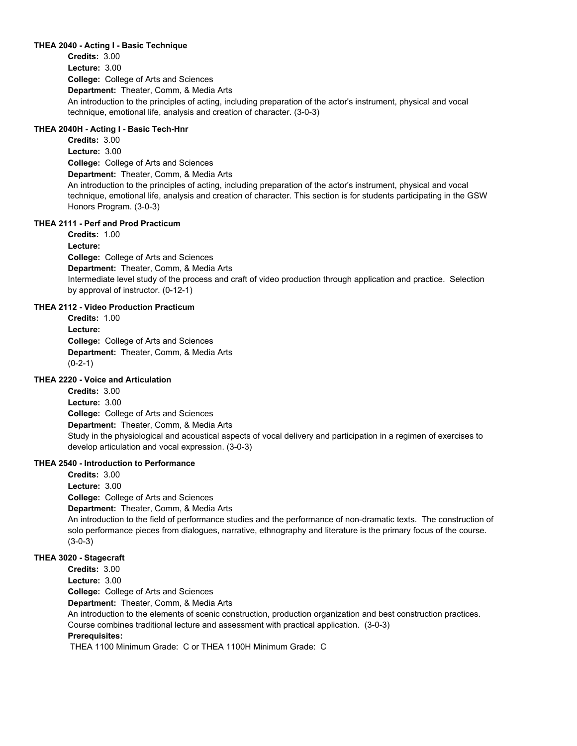**THEA 2040 - Acting I - Basic Technique**

**Credits:** 3.00

**Lecture:** 3.00

**College:** College of Arts and Sciences

**Department:** Theater, Comm, & Media Arts

An introduction to the principles of acting, including preparation of the actor's instrument, physical and vocal technique, emotional life, analysis and creation of character. (3-0-3)

**THEA 2040H - Acting I - Basic Tech-Hnr**

**Credits:** 3.00

**Lecture:** 3.00

**College:** College of Arts and Sciences

**Department:** Theater, Comm, & Media Arts

An introduction to the principles of acting, including preparation of the actor's instrument, physical and vocal technique, emotional life, analysis and creation of character. This section is for students participating in the GSW Honors Program. (3-0-3)

**THEA 2111 - Perf and Prod Practicum**

**Credits:** 1.00

**Lecture:**

**College:** College of Arts and Sciences

**Department:** Theater, Comm, & Media Arts

Intermediate level study of the process and craft of video production through application and practice. Selection by approval of instructor. (0-12-1)

**THEA 2112 - Video Production Practicum**

**Credits:** 1.00

**Lecture:**

**College:** College of Arts and Sciences

**Department:** Theater, Comm, & Media Arts

(0-2-1)

**THEA 2220 - Voice and Articulation**

**Credits:** 3.00

**Lecture:** 3.00

**College:** College of Arts and Sciences

**Department:** Theater, Comm, & Media Arts

Study in the physiological and acoustical aspects of vocal delivery and participation in a regimen of exercises to develop articulation and vocal expression. (3-0-3)

**THEA 2540 - Introduction to Performance**

**Credits:** 3.00

**Lecture:** 3.00

**College:** College of Arts and Sciences

**Department:** Theater, Comm, & Media Arts

An introduction to the field of performance studies and the performance of non-dramatic texts. The construction of solo performance pieces from dialogues, narrative, ethnography and literature is the primary focus of the course. (3-0-3)

**THEA 3020 - Stagecraft**

**Credits:** 3.00

**Lecture:** 3.00

**College:** College of Arts and Sciences

**Department:** Theater, Comm, & Media Arts

An introduction to the elements of scenic construction, production organization and best construction practices. Course combines traditional lecture and assessment with practical application. (3-0-3)

**Prerequisites:**

THEA 1100 Minimum Grade: C or THEA 1100H Minimum Grade: C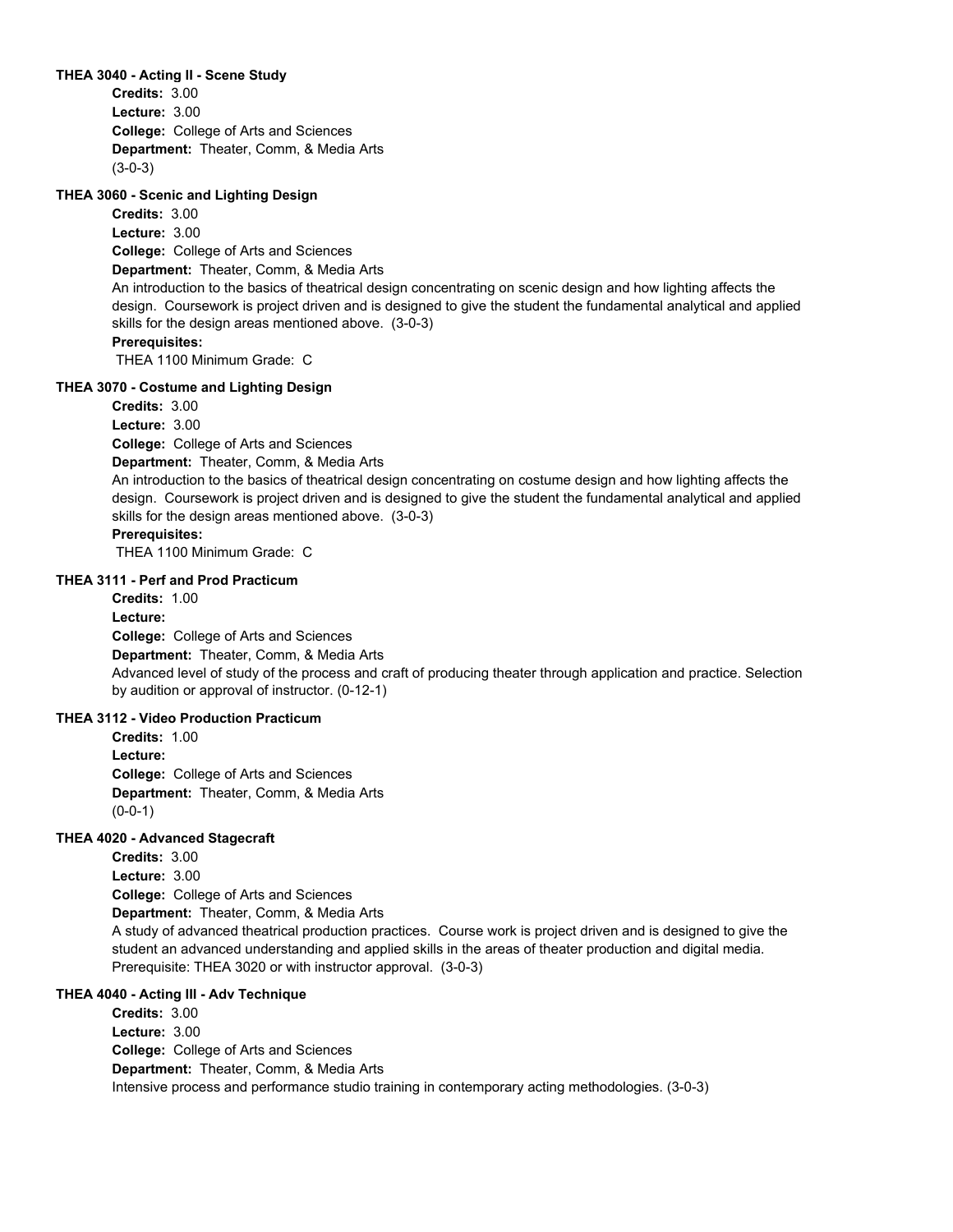**THEA 3040 - Acting II - Scene Study**

**Credits:** 3.00
**Lecture:** 3.00
**College:** College of Arts and Sciences
**Department:** Theater, Comm, & Media Arts
(3-0-3)

**THEA 3060 - Scenic and Lighting Design**

**Credits:** 3.00
**Lecture:** 3.00
**College:** College of Arts and Sciences
**Department:** Theater, Comm, & Media Arts
An introduction to the basics of theatrical design concentrating on scenic design and how lighting affects the design. Coursework is project driven and is designed to give the student the fundamental analytical and applied skills for the design areas mentioned above. (3-0-3)
**Prerequisites:**
THEA 1100 Minimum Grade: C

**THEA 3070 - Costume and Lighting Design**

**Credits:** 3.00
**Lecture:** 3.00
**College:** College of Arts and Sciences
**Department:** Theater, Comm, & Media Arts
An introduction to the basics of theatrical design concentrating on costume design and how lighting affects the design. Coursework is project driven and is designed to give the student the fundamental analytical and applied skills for the design areas mentioned above. (3-0-3)
**Prerequisites:**
THEA 1100 Minimum Grade: C

**THEA 3111 - Perf and Prod Practicum**

**Credits:** 1.00
**Lecture:**
**College:** College of Arts and Sciences
**Department:** Theater, Comm, & Media Arts
Advanced level of study of the process and craft of producing theater through application and practice. Selection by audition or approval of instructor. (0-12-1)

**THEA 3112 - Video Production Practicum**

**Credits:** 1.00
**Lecture:**
**College:** College of Arts and Sciences
**Department:** Theater, Comm, & Media Arts
(0-0-1)

**THEA 4020 - Advanced Stagecraft**

**Credits:** 3.00
**Lecture:** 3.00
**College:** College of Arts and Sciences
**Department:** Theater, Comm, & Media Arts
A study of advanced theatrical production practices. Course work is project driven and is designed to give the student an advanced understanding and applied skills in the areas of theater production and digital media. Prerequisite: THEA 3020 or with instructor approval. (3-0-3)

**THEA 4040 - Acting III - Adv Technique**

**Credits:** 3.00
**Lecture:** 3.00
**College:** College of Arts and Sciences
**Department:** Theater, Comm, & Media Arts
Intensive process and performance studio training in contemporary acting methodologies. (3-0-3)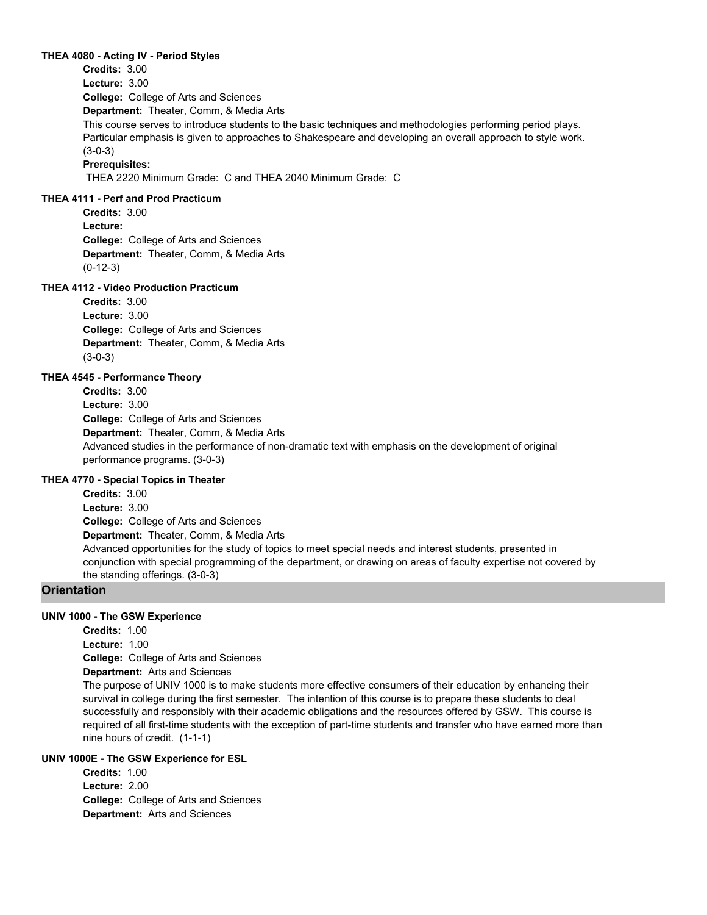**THEA 4080 - Acting IV - Period Styles**

**Credits:** 3.00
**Lecture:** 3.00
**College:** College of Arts and Sciences
**Department:** Theater, Comm, & Media Arts
This course serves to introduce students to the basic techniques and methodologies performing period plays. Particular emphasis is given to approaches to Shakespeare and developing an overall approach to style work. (3-0-3)
**Prerequisites:**
THEA 2220 Minimum Grade: C and THEA 2040 Minimum Grade: C

**THEA 4111 - Perf and Prod Practicum**

**Credits:** 3.00
**Lecture:**
**College:** College of Arts and Sciences
**Department:** Theater, Comm, & Media Arts
(0-12-3)

**THEA 4112 - Video Production Practicum**

**Credits:** 3.00
**Lecture:** 3.00
**College:** College of Arts and Sciences
**Department:** Theater, Comm, & Media Arts
(3-0-3)

**THEA 4545 - Performance Theory**

**Credits:** 3.00
**Lecture:** 3.00
**College:** College of Arts and Sciences
**Department:** Theater, Comm, & Media Arts
Advanced studies in the performance of non-dramatic text with emphasis on the development of original performance programs. (3-0-3)

**THEA 4770 - Special Topics in Theater**

**Credits:** 3.00
**Lecture:** 3.00
**College:** College of Arts and Sciences
**Department:** Theater, Comm, & Media Arts
Advanced opportunities for the study of topics to meet special needs and interest students, presented in conjunction with special programming of the department, or drawing on areas of faculty expertise not covered by the standing offerings. (3-0-3)

## Orientation

**UNIV 1000 - The GSW Experience**

**Credits:** 1.00
**Lecture:** 1.00
**College:** College of Arts and Sciences
**Department:** Arts and Sciences
The purpose of UNIV 1000 is to make students more effective consumers of their education by enhancing their survival in college during the first semester. The intention of this course is to prepare these students to deal successfully and responsibly with their academic obligations and the resources offered by GSW. This course is required of all first-time students with the exception of part-time students and transfer who have earned more than nine hours of credit. (1-1-1)

**UNIV 1000E - The GSW Experience for ESL**

**Credits:** 1.00
**Lecture:** 2.00
**College:** College of Arts and Sciences
**Department:** Arts and Sciences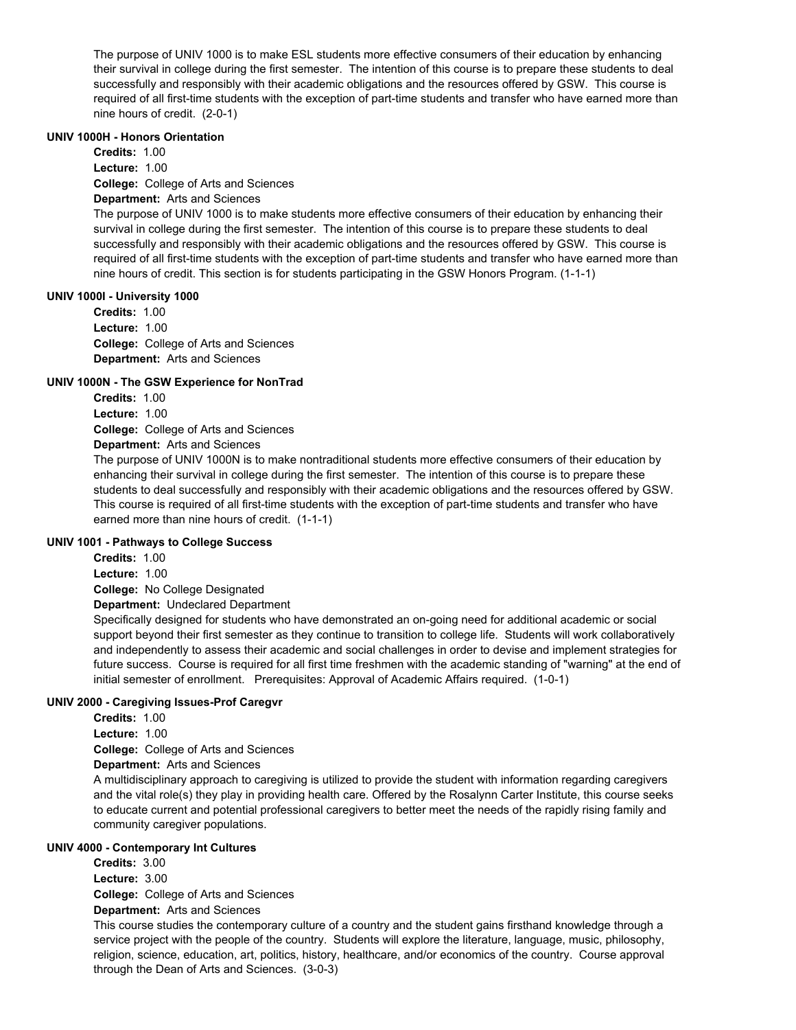The purpose of UNIV 1000 is to make ESL students more effective consumers of their education by enhancing their survival in college during the first semester. The intention of this course is to prepare these students to deal successfully and responsibly with their academic obligations and the resources offered by GSW. This course is required of all first-time students with the exception of part-time students and transfer who have earned more than nine hours of credit. (2-0-1)

**UNIV 1000H - Honors Orientation**

**Credits:** 1.00
**Lecture:** 1.00
**College:** College of Arts and Sciences
**Department:** Arts and Sciences

The purpose of UNIV 1000 is to make students more effective consumers of their education by enhancing their survival in college during the first semester. The intention of this course is to prepare these students to deal successfully and responsibly with their academic obligations and the resources offered by GSW. This course is required of all first-time students with the exception of part-time students and transfer who have earned more than nine hours of credit. This section is for students participating in the GSW Honors Program. (1-1-1)

**UNIV 1000I - University 1000**

**Credits:** 1.00
**Lecture:** 1.00
**College:** College of Arts and Sciences
**Department:** Arts and Sciences

**UNIV 1000N - The GSW Experience for NonTrad**

**Credits:** 1.00
**Lecture:** 1.00
**College:** College of Arts and Sciences
**Department:** Arts and Sciences

The purpose of UNIV 1000N is to make nontraditional students more effective consumers of their education by enhancing their survival in college during the first semester. The intention of this course is to prepare these students to deal successfully and responsibly with their academic obligations and the resources offered by GSW. This course is required of all first-time students with the exception of part-time students and transfer who have earned more than nine hours of credit. (1-1-1)

**UNIV 1001 - Pathways to College Success**

**Credits:** 1.00
**Lecture:** 1.00
**College:** No College Designated
**Department:** Undeclared Department

Specifically designed for students who have demonstrated an on-going need for additional academic or social support beyond their first semester as they continue to transition to college life. Students will work collaboratively and independently to assess their academic and social challenges in order to devise and implement strategies for future success. Course is required for all first time freshmen with the academic standing of "warning" at the end of initial semester of enrollment. Prerequisites: Approval of Academic Affairs required. (1-0-1)

**UNIV 2000 - Caregiving Issues-Prof Caregvr**

**Credits:** 1.00
**Lecture:** 1.00
**College:** College of Arts and Sciences
**Department:** Arts and Sciences

A multidisciplinary approach to caregiving is utilized to provide the student with information regarding caregivers and the vital role(s) they play in providing health care. Offered by the Rosalynn Carter Institute, this course seeks to educate current and potential professional caregivers to better meet the needs of the rapidly rising family and community caregiver populations.

**UNIV 4000 - Contemporary Int Cultures**

**Credits:** 3.00
**Lecture:** 3.00
**College:** College of Arts and Sciences
**Department:** Arts and Sciences

This course studies the contemporary culture of a country and the student gains firsthand knowledge through a service project with the people of the country. Students will explore the literature, language, music, philosophy, religion, science, education, art, politics, history, healthcare, and/or economics of the country. Course approval through the Dean of Arts and Sciences. (3-0-3)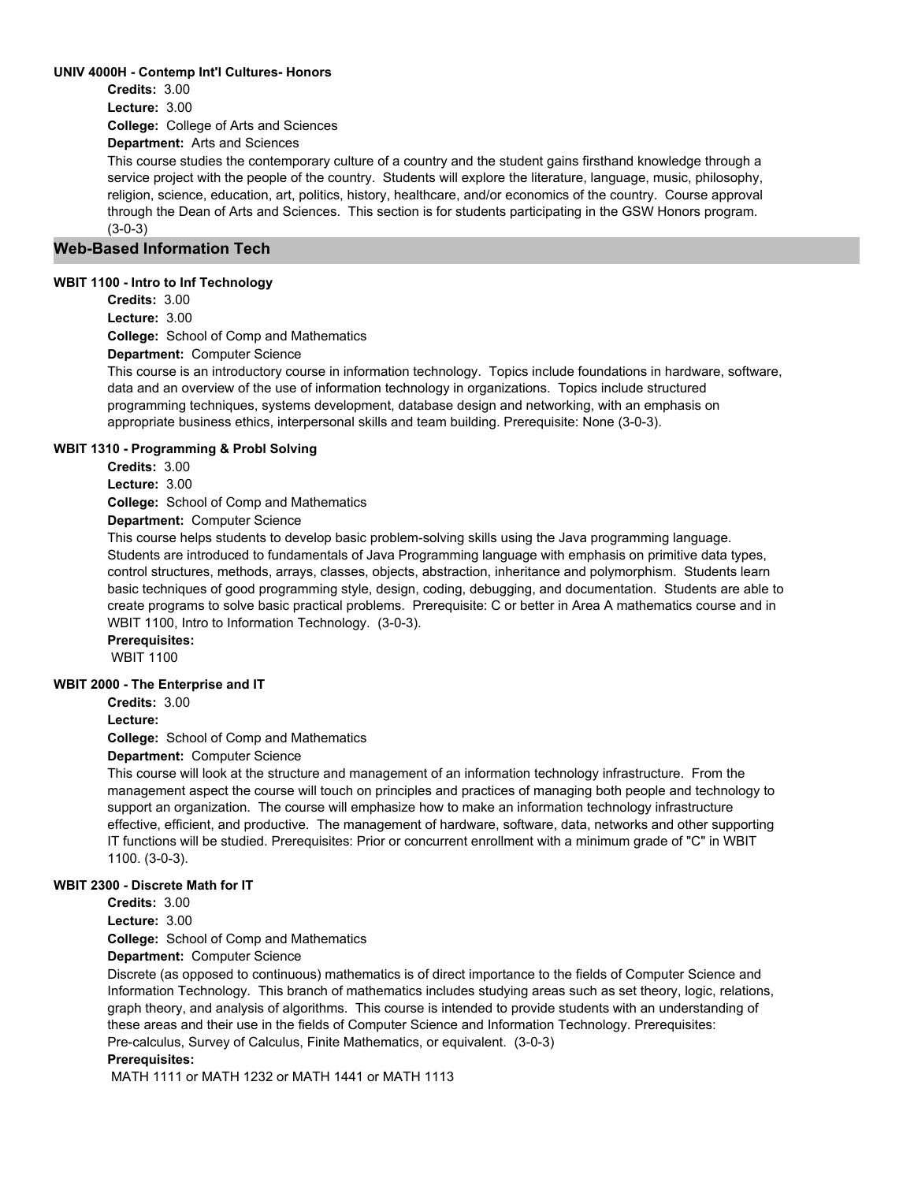#### UNIV 4000H - Contemp Int'l Cultures- Honors

**Credits:** 3.00

**Lecture:** 3.00

**College:** College of Arts and Sciences

**Department:** Arts and Sciences

This course studies the contemporary culture of a country and the student gains firsthand knowledge through a service project with the people of the country. Students will explore the literature, language, music, philosophy, religion, science, education, art, politics, history, healthcare, and/or economics of the country. Course approval through the Dean of Arts and Sciences. This section is for students participating in the GSW Honors program. (3-0-3)

## Web-Based Information Tech

#### WBIT 1100 - Intro to Inf Technology

**Credits:** 3.00

**Lecture:** 3.00

**College:** School of Comp and Mathematics

**Department:** Computer Science

This course is an introductory course in information technology. Topics include foundations in hardware, software, data and an overview of the use of information technology in organizations. Topics include structured programming techniques, systems development, database design and networking, with an emphasis on appropriate business ethics, interpersonal skills and team building. Prerequisite: None (3-0-3).

#### WBIT 1310 - Programming & Probl Solving

**Credits:** 3.00

**Lecture:** 3.00

**College:** School of Comp and Mathematics

**Department:** Computer Science

This course helps students to develop basic problem-solving skills using the Java programming language. Students are introduced to fundamentals of Java Programming language with emphasis on primitive data types, control structures, methods, arrays, classes, objects, abstraction, inheritance and polymorphism. Students learn basic techniques of good programming style, design, coding, debugging, and documentation. Students are able to create programs to solve basic practical problems. Prerequisite: C or better in Area A mathematics course and in WBIT 1100, Intro to Information Technology. (3-0-3).

**Prerequisites:**

WBIT 1100

#### WBIT 2000 - The Enterprise and IT

**Credits:** 3.00

**Lecture:**

**College:** School of Comp and Mathematics

**Department:** Computer Science

This course will look at the structure and management of an information technology infrastructure. From the management aspect the course will touch on principles and practices of managing both people and technology to support an organization. The course will emphasize how to make an information technology infrastructure effective, efficient, and productive. The management of hardware, software, data, networks and other supporting IT functions will be studied. Prerequisites: Prior or concurrent enrollment with a minimum grade of "C" in WBIT 1100. (3-0-3).

#### WBIT 2300 - Discrete Math for IT

**Credits:** 3.00

**Lecture:** 3.00

**College:** School of Comp and Mathematics

**Department:** Computer Science

Discrete (as opposed to continuous) mathematics is of direct importance to the fields of Computer Science and Information Technology. This branch of mathematics includes studying areas such as set theory, logic, relations, graph theory, and analysis of algorithms. This course is intended to provide students with an understanding of these areas and their use in the fields of Computer Science and Information Technology. Prerequisites: Pre-calculus, Survey of Calculus, Finite Mathematics, or equivalent. (3-0-3)

**Prerequisites:**

MATH 1111 or MATH 1232 or MATH 1441 or MATH 1113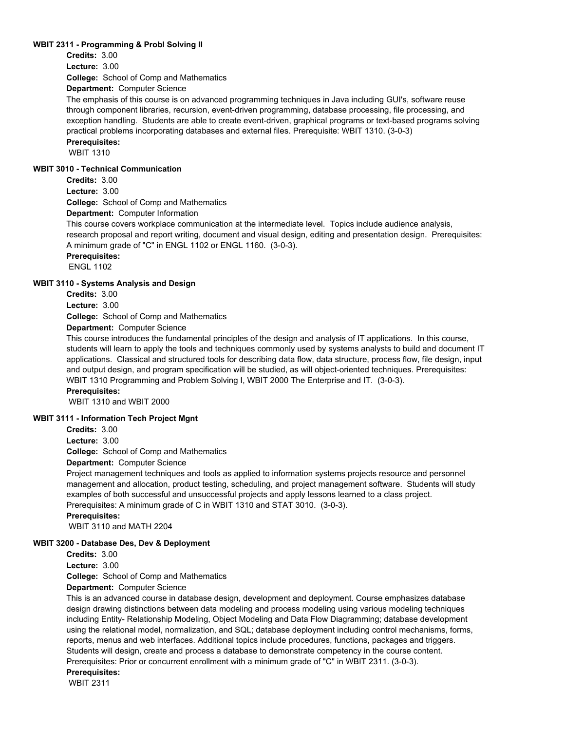### WBIT 2311 - Programming & Probl Solving II

**Credits:** 3.00

**Lecture:** 3.00

**College:** School of Comp and Mathematics

**Department:** Computer Science

The emphasis of this course is on advanced programming techniques in Java including GUI's, software reuse through component libraries, recursion, event-driven programming, database processing, file processing, and exception handling. Students are able to create event-driven, graphical programs or text-based programs solving practical problems incorporating databases and external files. Prerequisite: WBIT 1310. (3-0-3)

**Prerequisites:**

WBIT 1310

### WBIT 3010 - Technical Communication

**Credits:** 3.00

**Lecture:** 3.00

**College:** School of Comp and Mathematics

**Department:** Computer Information

This course covers workplace communication at the intermediate level. Topics include audience analysis, research proposal and report writing, document and visual design, editing and presentation design. Prerequisites: A minimum grade of "C" in ENGL 1102 or ENGL 1160. (3-0-3).

**Prerequisites:**

ENGL 1102

### WBIT 3110 - Systems Analysis and Design

**Credits:** 3.00

**Lecture:** 3.00

**College:** School of Comp and Mathematics

**Department:** Computer Science

This course introduces the fundamental principles of the design and analysis of IT applications. In this course, students will learn to apply the tools and techniques commonly used by systems analysts to build and document IT applications. Classical and structured tools for describing data flow, data structure, process flow, file design, input and output design, and program specification will be studied, as will object-oriented techniques. Prerequisites: WBIT 1310 Programming and Problem Solving I, WBIT 2000 The Enterprise and IT. (3-0-3).

**Prerequisites:**

WBIT 1310 and WBIT 2000

### WBIT 3111 - Information Tech Project Mgnt

**Credits:** 3.00

**Lecture:** 3.00

**College:** School of Comp and Mathematics

**Department:** Computer Science

Project management techniques and tools as applied to information systems projects resource and personnel management and allocation, product testing, scheduling, and project management software. Students will study examples of both successful and unsuccessful projects and apply lessons learned to a class project. Prerequisites: A minimum grade of C in WBIT 1310 and STAT 3010. (3-0-3).

**Prerequisites:**

WBIT 3110 and MATH 2204

### WBIT 3200 - Database Des, Dev & Deployment

**Credits:** 3.00

**Lecture:** 3.00

**College:** School of Comp and Mathematics

**Department:** Computer Science

This is an advanced course in database design, development and deployment. Course emphasizes database design drawing distinctions between data modeling and process modeling using various modeling techniques including Entity- Relationship Modeling, Object Modeling and Data Flow Diagramming; database development using the relational model, normalization, and SQL; database deployment including control mechanisms, forms, reports, menus and web interfaces. Additional topics include procedures, functions, packages and triggers. Students will design, create and process a database to demonstrate competency in the course content. Prerequisites: Prior or concurrent enrollment with a minimum grade of "C" in WBIT 2311. (3-0-3).

**Prerequisites:**

WBIT 2311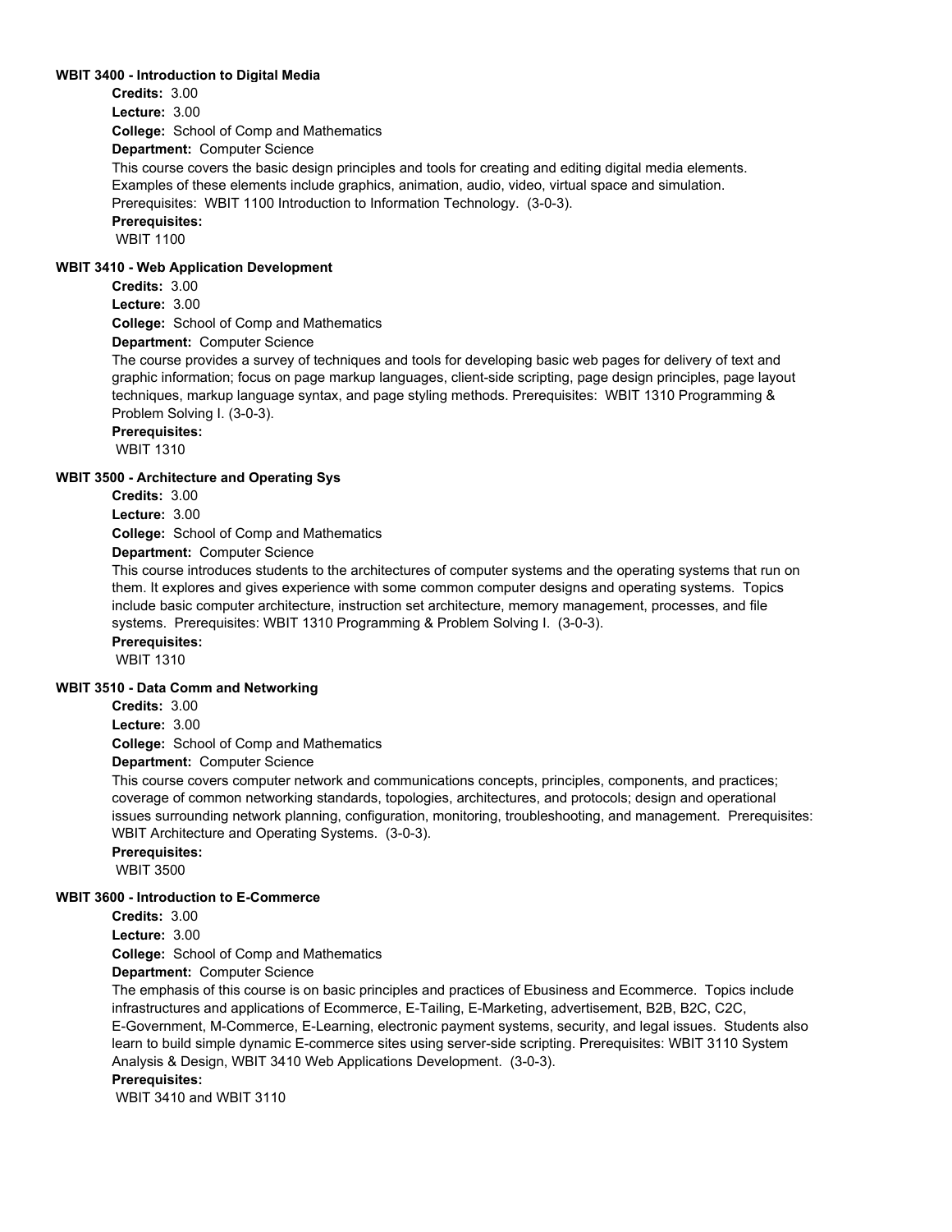**WBIT 3400 - Introduction to Digital Media**

**Credits:** 3.00

**Lecture:** 3.00

**College:** School of Comp and Mathematics

**Department:** Computer Science

This course covers the basic design principles and tools for creating and editing digital media elements. Examples of these elements include graphics, animation, audio, video, virtual space and simulation. Prerequisites: WBIT 1100 Introduction to Information Technology. (3-0-3).

**Prerequisites:**

WBIT 1100

**WBIT 3410 - Web Application Development**

**Credits:** 3.00

**Lecture:** 3.00

**College:** School of Comp and Mathematics

**Department:** Computer Science

The course provides a survey of techniques and tools for developing basic web pages for delivery of text and graphic information; focus on page markup languages, client-side scripting, page design principles, page layout techniques, markup language syntax, and page styling methods. Prerequisites: WBIT 1310 Programming & Problem Solving I. (3-0-3).

**Prerequisites:**

WBIT 1310

**WBIT 3500 - Architecture and Operating Sys**

**Credits:** 3.00

**Lecture:** 3.00

**College:** School of Comp and Mathematics

**Department:** Computer Science

This course introduces students to the architectures of computer systems and the operating systems that run on them. It explores and gives experience with some common computer designs and operating systems. Topics include basic computer architecture, instruction set architecture, memory management, processes, and file systems. Prerequisites: WBIT 1310 Programming & Problem Solving I. (3-0-3).

**Prerequisites:**

WBIT 1310

**WBIT 3510 - Data Comm and Networking**

**Credits:** 3.00

**Lecture:** 3.00

**College:** School of Comp and Mathematics

**Department:** Computer Science

This course covers computer network and communications concepts, principles, components, and practices; coverage of common networking standards, topologies, architectures, and protocols; design and operational issues surrounding network planning, configuration, monitoring, troubleshooting, and management. Prerequisites: WBIT Architecture and Operating Systems. (3-0-3).

**Prerequisites:**

WBIT 3500

**WBIT 3600 - Introduction to E-Commerce**

**Credits:** 3.00

**Lecture:** 3.00

**College:** School of Comp and Mathematics

**Department:** Computer Science

The emphasis of this course is on basic principles and practices of Ebusiness and Ecommerce. Topics include infrastructures and applications of Ecommerce, E-Tailing, E-Marketing, advertisement, B2B, B2C, C2C, E-Government, M-Commerce, E-Learning, electronic payment systems, security, and legal issues. Students also learn to build simple dynamic E-commerce sites using server-side scripting. Prerequisites: WBIT 3110 System Analysis & Design, WBIT 3410 Web Applications Development. (3-0-3).

**Prerequisites:**

WBIT 3410 and WBIT 3110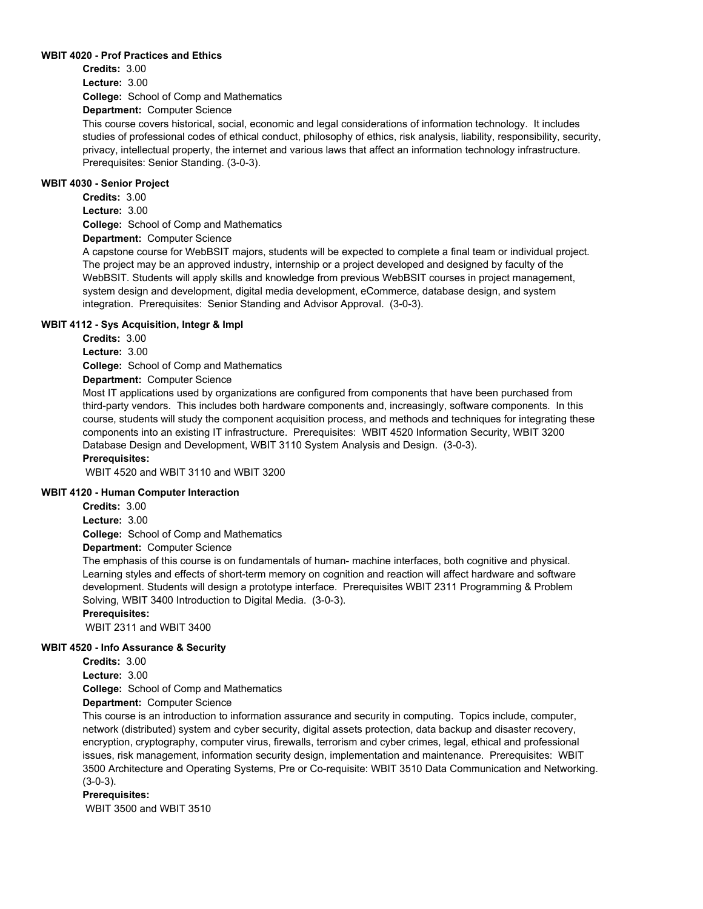**WBIT 4020 - Prof Practices and Ethics**

**Credits:** 3.00

**Lecture:** 3.00

**College:** School of Comp and Mathematics

**Department:** Computer Science

This course covers historical, social, economic and legal considerations of information technology. It includes studies of professional codes of ethical conduct, philosophy of ethics, risk analysis, liability, responsibility, security, privacy, intellectual property, the internet and various laws that affect an information technology infrastructure. Prerequisites: Senior Standing. (3-0-3).

**WBIT 4030 - Senior Project**

**Credits:** 3.00

**Lecture:** 3.00

**College:** School of Comp and Mathematics

**Department:** Computer Science

A capstone course for WebBSIT majors, students will be expected to complete a final team or individual project. The project may be an approved industry, internship or a project developed and designed by faculty of the WebBSIT. Students will apply skills and knowledge from previous WebBSIT courses in project management, system design and development, digital media development, eCommerce, database design, and system integration. Prerequisites: Senior Standing and Advisor Approval. (3-0-3).

**WBIT 4112 - Sys Acquisition, Integr & Impl**

**Credits:** 3.00

**Lecture:** 3.00

**College:** School of Comp and Mathematics

**Department:** Computer Science

Most IT applications used by organizations are configured from components that have been purchased from third-party vendors. This includes both hardware components and, increasingly, software components. In this course, students will study the component acquisition process, and methods and techniques for integrating these components into an existing IT infrastructure. Prerequisites: WBIT 4520 Information Security, WBIT 3200 Database Design and Development, WBIT 3110 System Analysis and Design. (3-0-3).

**Prerequisites:**

WBIT 4520 and WBIT 3110 and WBIT 3200

**WBIT 4120 - Human Computer Interaction**

**Credits:** 3.00

**Lecture:** 3.00

**College:** School of Comp and Mathematics

**Department:** Computer Science

The emphasis of this course is on fundamentals of human- machine interfaces, both cognitive and physical. Learning styles and effects of short-term memory on cognition and reaction will affect hardware and software development. Students will design a prototype interface. Prerequisites WBIT 2311 Programming & Problem Solving, WBIT 3400 Introduction to Digital Media. (3-0-3).

**Prerequisites:**

WBIT 2311 and WBIT 3400

**WBIT 4520 - Info Assurance & Security**

**Credits:** 3.00

**Lecture:** 3.00

**College:** School of Comp and Mathematics

**Department:** Computer Science

This course is an introduction to information assurance and security in computing. Topics include, computer, network (distributed) system and cyber security, digital assets protection, data backup and disaster recovery, encryption, cryptography, computer virus, firewalls, terrorism and cyber crimes, legal, ethical and professional issues, risk management, information security design, implementation and maintenance. Prerequisites: WBIT 3500 Architecture and Operating Systems, Pre or Co-requisite: WBIT 3510 Data Communication and Networking. (3-0-3).

**Prerequisites:**

WBIT 3500 and WBIT 3510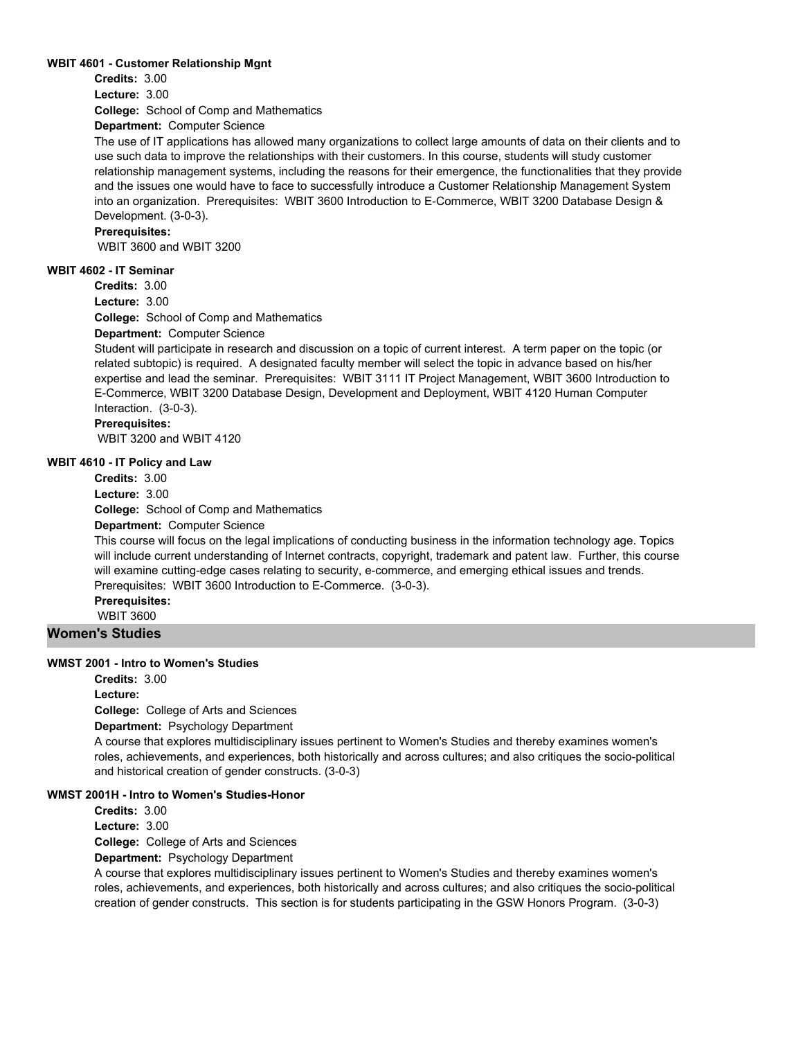**WBIT 4601 - Customer Relationship Mgnt**

**Credits:** 3.00

**Lecture:** 3.00

**College:** School of Comp and Mathematics

**Department:** Computer Science

The use of IT applications has allowed many organizations to collect large amounts of data on their clients and to use such data to improve the relationships with their customers. In this course, students will study customer relationship management systems, including the reasons for their emergence, the functionalities that they provide and the issues one would have to face to successfully introduce a Customer Relationship Management System into an organization. Prerequisites: WBIT 3600 Introduction to E-Commerce, WBIT 3200 Database Design & Development. (3-0-3).

**Prerequisites:**

WBIT 3600 and WBIT 3200

**WBIT 4602 - IT Seminar**

**Credits:** 3.00

**Lecture:** 3.00

**College:** School of Comp and Mathematics

**Department:** Computer Science

Student will participate in research and discussion on a topic of current interest. A term paper on the topic (or related subtopic) is required. A designated faculty member will select the topic in advance based on his/her expertise and lead the seminar. Prerequisites: WBIT 3111 IT Project Management, WBIT 3600 Introduction to E-Commerce, WBIT 3200 Database Design, Development and Deployment, WBIT 4120 Human Computer Interaction. (3-0-3).

**Prerequisites:**

WBIT 3200 and WBIT 4120

**WBIT 4610 - IT Policy and Law**

**Credits:** 3.00

**Lecture:** 3.00

**College:** School of Comp and Mathematics

**Department:** Computer Science

This course will focus on the legal implications of conducting business in the information technology age. Topics will include current understanding of Internet contracts, copyright, trademark and patent law. Further, this course will examine cutting-edge cases relating to security, e-commerce, and emerging ethical issues and trends. Prerequisites: WBIT 3600 Introduction to E-Commerce. (3-0-3).

**Prerequisites:**

WBIT 3600

## Women's Studies

**WMST 2001 - Intro to Women's Studies**

**Credits:** 3.00

**Lecture:**

**College:** College of Arts and Sciences

**Department:** Psychology Department

A course that explores multidisciplinary issues pertinent to Women's Studies and thereby examines women's roles, achievements, and experiences, both historically and across cultures; and also critiques the socio-political and historical creation of gender constructs. (3-0-3)

**WMST 2001H - Intro to Women's Studies-Honor**

**Credits:** 3.00

**Lecture:** 3.00

**College:** College of Arts and Sciences

**Department:** Psychology Department

A course that explores multidisciplinary issues pertinent to Women's Studies and thereby examines women's roles, achievements, and experiences, both historically and across cultures; and also critiques the socio-political creation of gender constructs. This section is for students participating in the GSW Honors Program. (3-0-3)